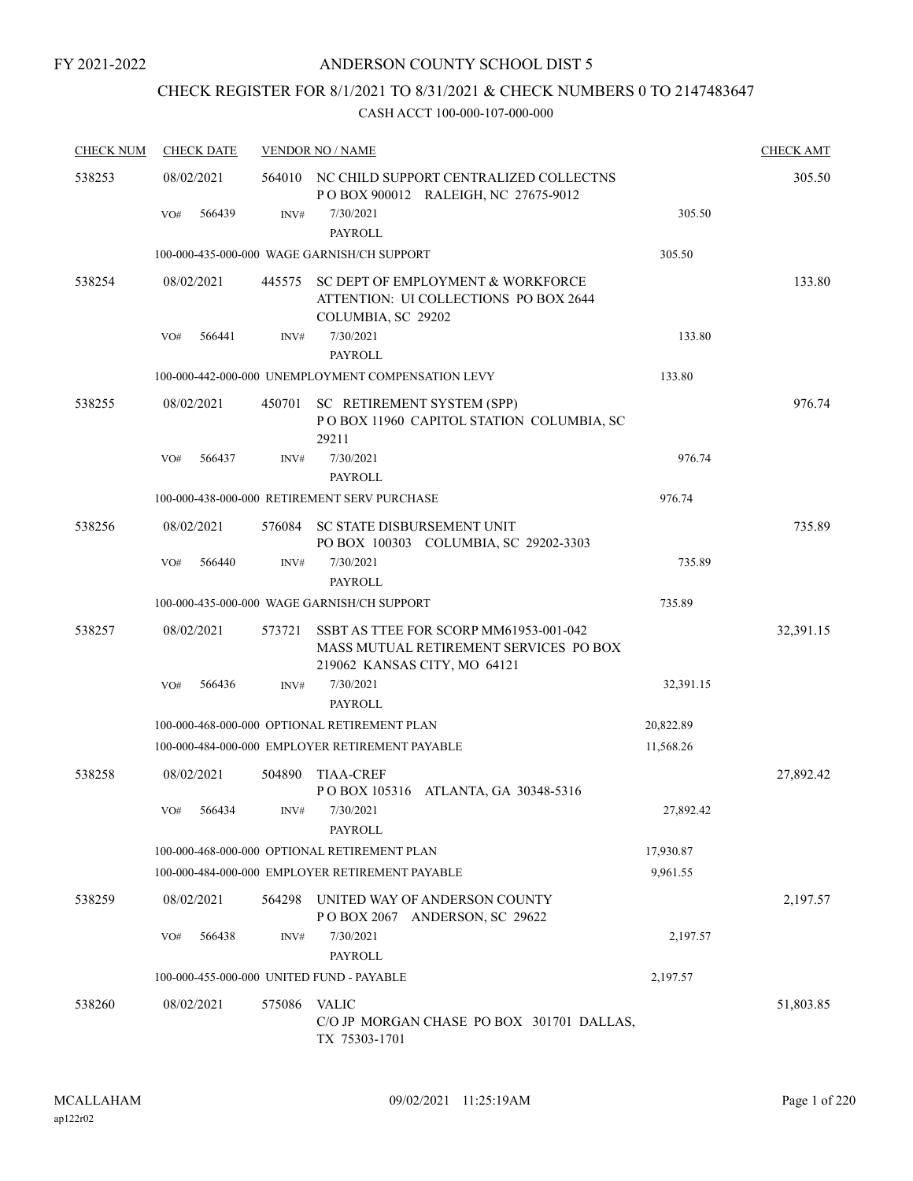FY 2021-2022

# ANDERSON COUNTY SCHOOL DIST 5

## CHECK REGISTER FOR 8/1/2021 TO 8/31/2021 & CHECK NUMBERS 0 TO 2147483647

CASH ACCT 100-000-107-000-000

| CHECK NUM | CHECK DATE | VENDOR NO / NAME | | | CHECK AMT |
|---|---|---|---|---|---|
| 538253 | 08/02/2021 | 564010 | NC CHILD SUPPORT CENTRALIZED COLLECTNS<br>P O BOX 900012 RALEIGH, NC 27675-9012 | | 305.50 |
| | VO# 566439 | INV# | 7/30/2021<br>PAYROLL | 305.50 | |
| | 100-000-435-000-000 WAGE GARNISH/CH SUPPORT | | | 305.50 | |
| 538254 | 08/02/2021 | 445575 | SC DEPT OF EMPLOYMENT & WORKFORCE<br>ATTENTION: UI COLLECTIONS PO BOX 2644<br>COLUMBIA, SC 29202 | | 133.80 |
| | VO# 566441 | INV# | 7/30/2021<br>PAYROLL | 133.80 | |
| | 100-000-442-000-000 UNEMPLOYMENT COMPENSATION LEVY | | | 133.80 | |
| 538255 | 08/02/2021 | 450701 | SC RETIREMENT SYSTEM (SPP)<br>P O BOX 11960 CAPITOL STATION COLUMBIA, SC 29211 | | 976.74 |
| | VO# 566437 | INV# | 7/30/2021<br>PAYROLL | 976.74 | |
| | 100-000-438-000-000 RETIREMENT SERV PURCHASE | | | 976.74 | |
| 538256 | 08/02/2021 | 576084 | SC STATE DISBURSEMENT UNIT<br>PO BOX 100303 COLUMBIA, SC 29202-3303 | | 735.89 |
| | VO# 566440 | INV# | 7/30/2021<br>PAYROLL | 735.89 | |
| | 100-000-435-000-000 WAGE GARNISH/CH SUPPORT | | | 735.89 | |
| 538257 | 08/02/2021 | 573721 | SSBT AS TTEE FOR SCORP MM61953-001-042<br>MASS MUTUAL RETIREMENT SERVICES PO BOX 219062 KANSAS CITY, MO 64121 | | 32,391.15 |
| | VO# 566436 | INV# | 7/30/2021<br>PAYROLL | 32,391.15 | |
| | 100-000-468-000-000 OPTIONAL RETIREMENT PLAN | | | 20,822.89 | |
| | 100-000-484-000-000 EMPLOYER RETIREMENT PAYABLE | | | 11,568.26 | |
| 538258 | 08/02/2021 | 504890 | TIAA-CREF<br>P O BOX 105316 ATLANTA, GA 30348-5316 | | 27,892.42 |
| | VO# 566434 | INV# | 7/30/2021<br>PAYROLL | 27,892.42 | |
| | 100-000-468-000-000 OPTIONAL RETIREMENT PLAN | | | 17,930.87 | |
| | 100-000-484-000-000 EMPLOYER RETIREMENT PAYABLE | | | 9,961.55 | |
| 538259 | 08/02/2021 | 564298 | UNITED WAY OF ANDERSON COUNTY<br>P O BOX 2067 ANDERSON, SC 29622 | | 2,197.57 |
| | VO# 566438 | INV# | 7/30/2021<br>PAYROLL | 2,197.57 | |
| | 100-000-455-000-000 UNITED FUND - PAYABLE | | | 2,197.57 | |
| 538260 | 08/02/2021 | 575086 | VALIC<br>C/O JP MORGAN CHASE PO BOX 301701 DALLAS, TX 75303-1701 | | 51,803.85 |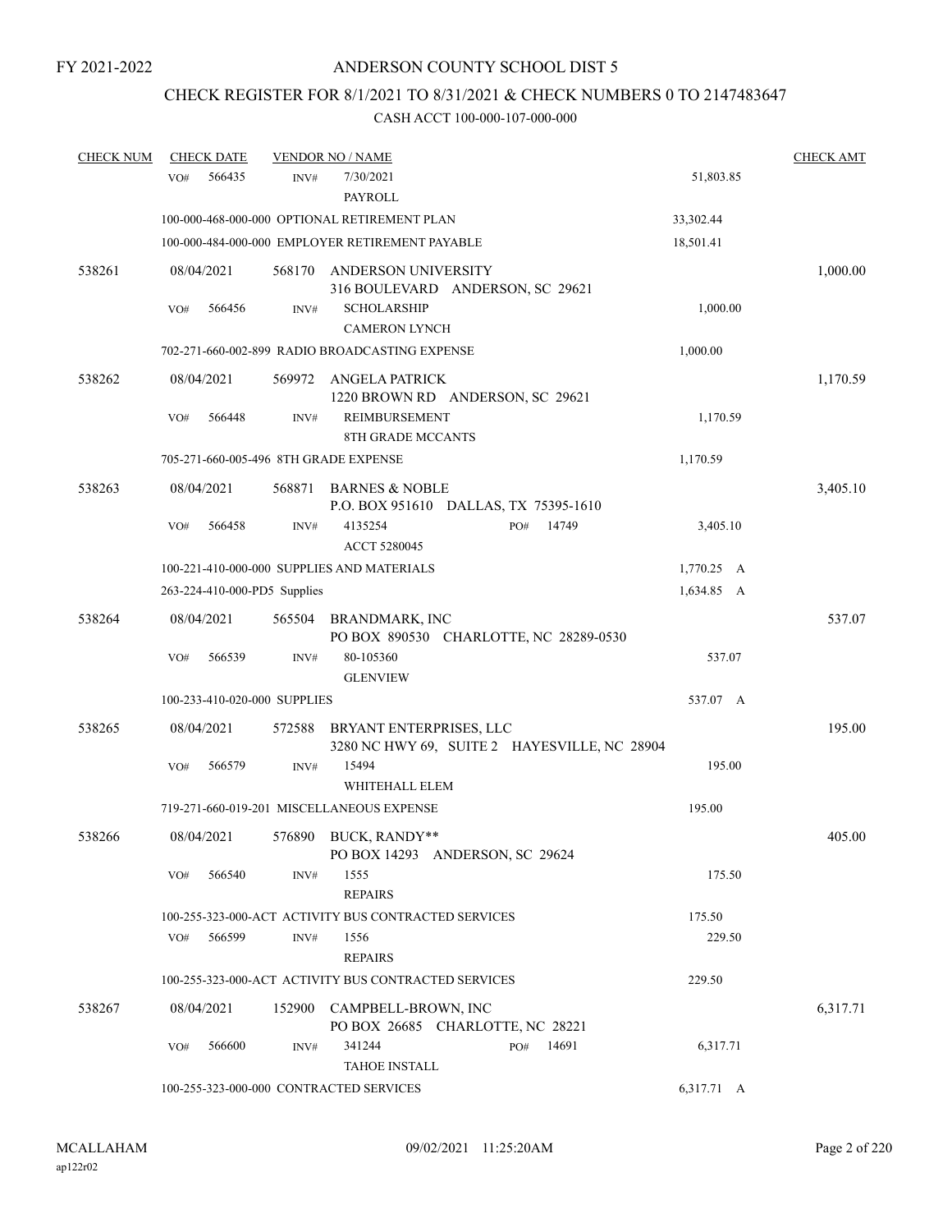FY 2021-2022

# ANDERSON COUNTY SCHOOL DIST 5

## CHECK REGISTER FOR 8/1/2021 TO 8/31/2021 & CHECK NUMBERS 0 TO 2147483647

### CASH ACCT 100-000-107-000-000

| CHECK NUM | CHECK DATE | VENDOR NO / NAME | | CHECK AMT |
|---|---|---|---|---|
| | VO# 566435 | INV# 7/30/2021 PAYROLL | 51,803.85 | |
| | | 100-000-468-000-000 OPTIONAL RETIREMENT PLAN | 33,302.44 | |
| | | 100-000-484-000-000 EMPLOYER RETIREMENT PAYABLE | 18,501.41 | |
| 538261 | 08/04/2021 | 568170 ANDERSON UNIVERSITY 316 BOULEVARD ANDERSON, SC 29621 | | 1,000.00 |
| | VO# 566456 | INV# SCHOLARSHIP CAMERON LYNCH | 1,000.00 | |
| | | 702-271-660-002-899 RADIO BROADCASTING EXPENSE | 1,000.00 | |
| 538262 | 08/04/2021 | 569972 ANGELA PATRICK 1220 BROWN RD ANDERSON, SC 29621 | | 1,170.59 |
| | VO# 566448 | INV# REIMBURSEMENT 8TH GRADE MCCANTS | 1,170.59 | |
| | | 705-271-660-005-496 8TH GRADE EXPENSE | 1,170.59 | |
| 538263 | 08/04/2021 | 568871 BARNES & NOBLE P.O. BOX 951610 DALLAS, TX 75395-1610 | | 3,405.10 |
| | VO# 566458 | INV# 4135254 PO# 14749 ACCT 5280045 | 3,405.10 | |
| | | 100-221-410-000-000 SUPPLIES AND MATERIALS | 1,770.25 A | |
| | | 263-224-410-000-PD5 Supplies | 1,634.85 A | |
| 538264 | 08/04/2021 | 565504 BRANDMARK, INC PO BOX 890530 CHARLOTTE, NC 28289-0530 | | 537.07 |
| | VO# 566539 | INV# 80-105360 GLENVIEW | 537.07 | |
| | | 100-233-410-020-000 SUPPLIES | 537.07 A | |
| 538265 | 08/04/2021 | 572588 BRYANT ENTERPRISES, LLC 3280 NC HWY 69, SUITE 2 HAYESVILLE, NC 28904 | | 195.00 |
| | VO# 566579 | INV# 15494 WHITEHALL ELEM | 195.00 | |
| | | 719-271-660-019-201 MISCELLANEOUS EXPENSE | 195.00 | |
| 538266 | 08/04/2021 | 576890 BUCK, RANDY** PO BOX 14293 ANDERSON, SC 29624 | | 405.00 |
| | VO# 566540 | INV# 1555 REPAIRS | 175.50 | |
| | | 100-255-323-000-ACT ACTIVITY BUS CONTRACTED SERVICES | 175.50 | |
| | VO# 566599 | INV# 1556 REPAIRS | 229.50 | |
| | | 100-255-323-000-ACT ACTIVITY BUS CONTRACTED SERVICES | 229.50 | |
| 538267 | 08/04/2021 | 152900 CAMPBELL-BROWN, INC PO BOX 26685 CHARLOTTE, NC 28221 | | 6,317.71 |
| | VO# 566600 | INV# 341244 PO# 14691 TAHOE INSTALL | 6,317.71 | |
| | | 100-255-323-000-000 CONTRACTED SERVICES | 6,317.71 A | |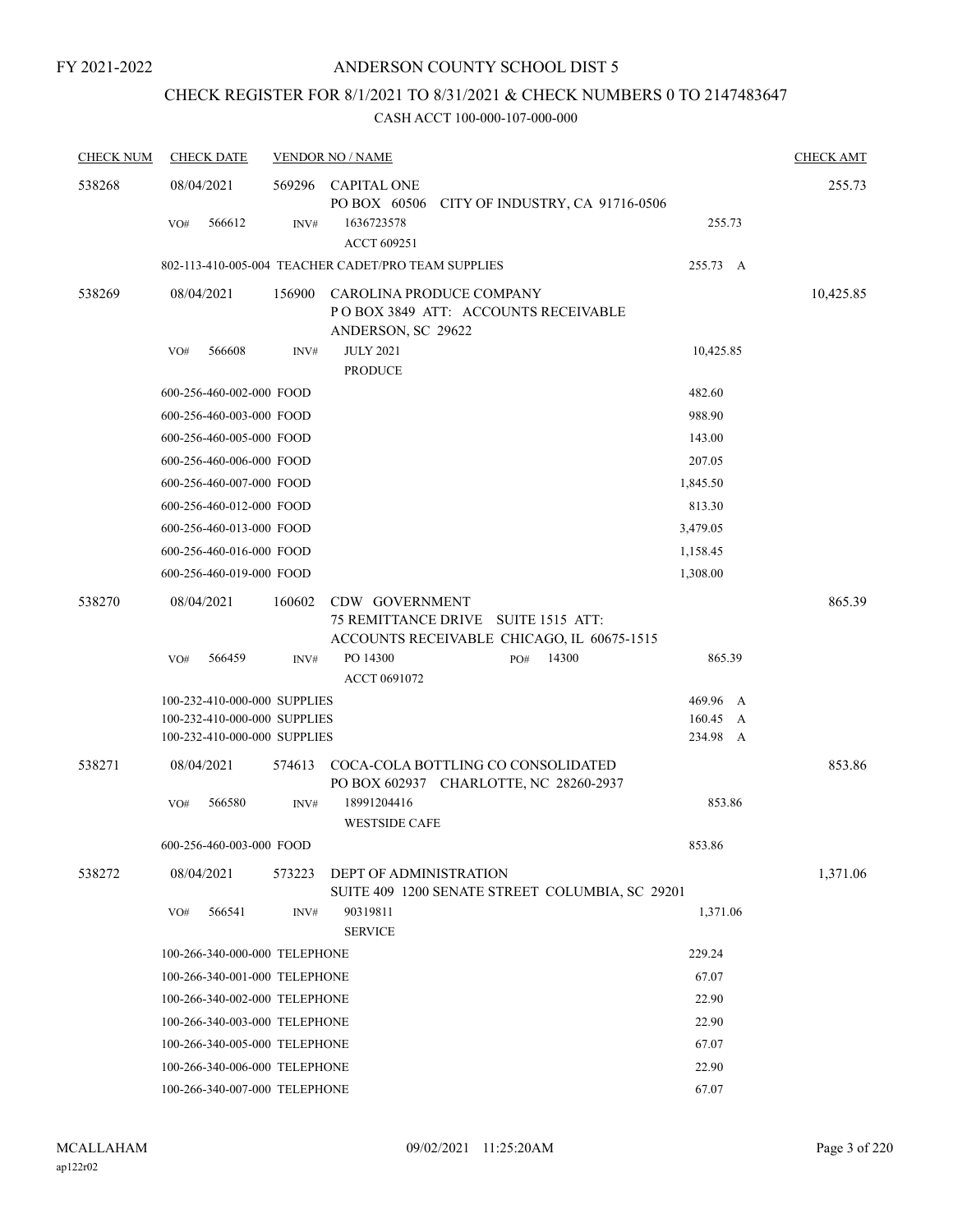FY 2021-2022

# ANDERSON COUNTY SCHOOL DIST 5

## CHECK REGISTER FOR 8/1/2021 TO 8/31/2021 & CHECK NUMBERS 0 TO 2147483647

### CASH ACCT 100-000-107-000-000

| CHECK NUM | CHECK DATE | VENDOR NO / NAME | | | CHECK AMT |
|---|---|---|---|---|---|
| 538268 | 08/04/2021 | 569296 | CAPITAL ONE<br>PO BOX 60506 CITY OF INDUSTRY, CA 91716-0506 | | 255.73 |
| | VO# 566612 | INV# | 1636723578<br>ACCT 609251 | 255.73 | |
| | 802-113-410-005-004 TEACHER CADET/PRO TEAM SUPPLIES | | | 255.73 A | |
| 538269 | 08/04/2021 | 156900 | CAROLINA PRODUCE COMPANY<br>P O BOX 3849 ATT: ACCOUNTS RECEIVABLE<br>ANDERSON, SC 29622 | | 10,425.85 |
| | VO# 566608 | INV# | JULY 2021<br>PRODUCE | 10,425.85 | |
| | 600-256-460-002-000 FOOD | | | 482.60 | |
| | 600-256-460-003-000 FOOD | | | 988.90 | |
| | 600-256-460-005-000 FOOD | | | 143.00 | |
| | 600-256-460-006-000 FOOD | | | 207.05 | |
| | 600-256-460-007-000 FOOD | | | 1,845.50 | |
| | 600-256-460-012-000 FOOD | | | 813.30 | |
| | 600-256-460-013-000 FOOD | | | 3,479.05 | |
| | 600-256-460-016-000 FOOD | | | 1,158.45 | |
| | 600-256-460-019-000 FOOD | | | 1,308.00 | |
| 538270 | 08/04/2021 | 160602 | CDW GOVERNMENT<br>75 REMITTANCE DRIVE SUITE 1515 ATT:<br>ACCOUNTS RECEIVABLE CHICAGO, IL 60675-1515 | | 865.39 |
| | VO# 566459 | INV# | PO 14300 PO# 14300<br>ACCT 0691072 | 865.39 | |
| | 100-232-410-000-000 SUPPLIES | | | 469.96 A | |
| | 100-232-410-000-000 SUPPLIES | | | 160.45 A | |
| | 100-232-410-000-000 SUPPLIES | | | 234.98 A | |
| 538271 | 08/04/2021 | 574613 | COCA-COLA BOTTLING CO CONSOLIDATED<br>PO BOX 602937 CHARLOTTE, NC 28260-2937 | | 853.86 |
| | VO# 566580 | INV# | 18991204416<br>WESTSIDE CAFE | 853.86 | |
| | 600-256-460-003-000 FOOD | | | 853.86 | |
| 538272 | 08/04/2021 | 573223 | DEPT OF ADMINISTRATION<br>SUITE 409 1200 SENATE STREET COLUMBIA, SC 29201 | | 1,371.06 |
| | VO# 566541 | INV# | 90319811<br>SERVICE | 1,371.06 | |
| | 100-266-340-000-000 TELEPHONE | | | 229.24 | |
| | 100-266-340-001-000 TELEPHONE | | | 67.07 | |
| | 100-266-340-002-000 TELEPHONE | | | 22.90 | |
| | 100-266-340-003-000 TELEPHONE | | | 22.90 | |
| | 100-266-340-005-000 TELEPHONE | | | 67.07 | |
| | 100-266-340-006-000 TELEPHONE | | | 22.90 | |
| | 100-266-340-007-000 TELEPHONE | | | 67.07 | |

MCALLAHAM
ap122r02

09/02/2021 11:25:20AM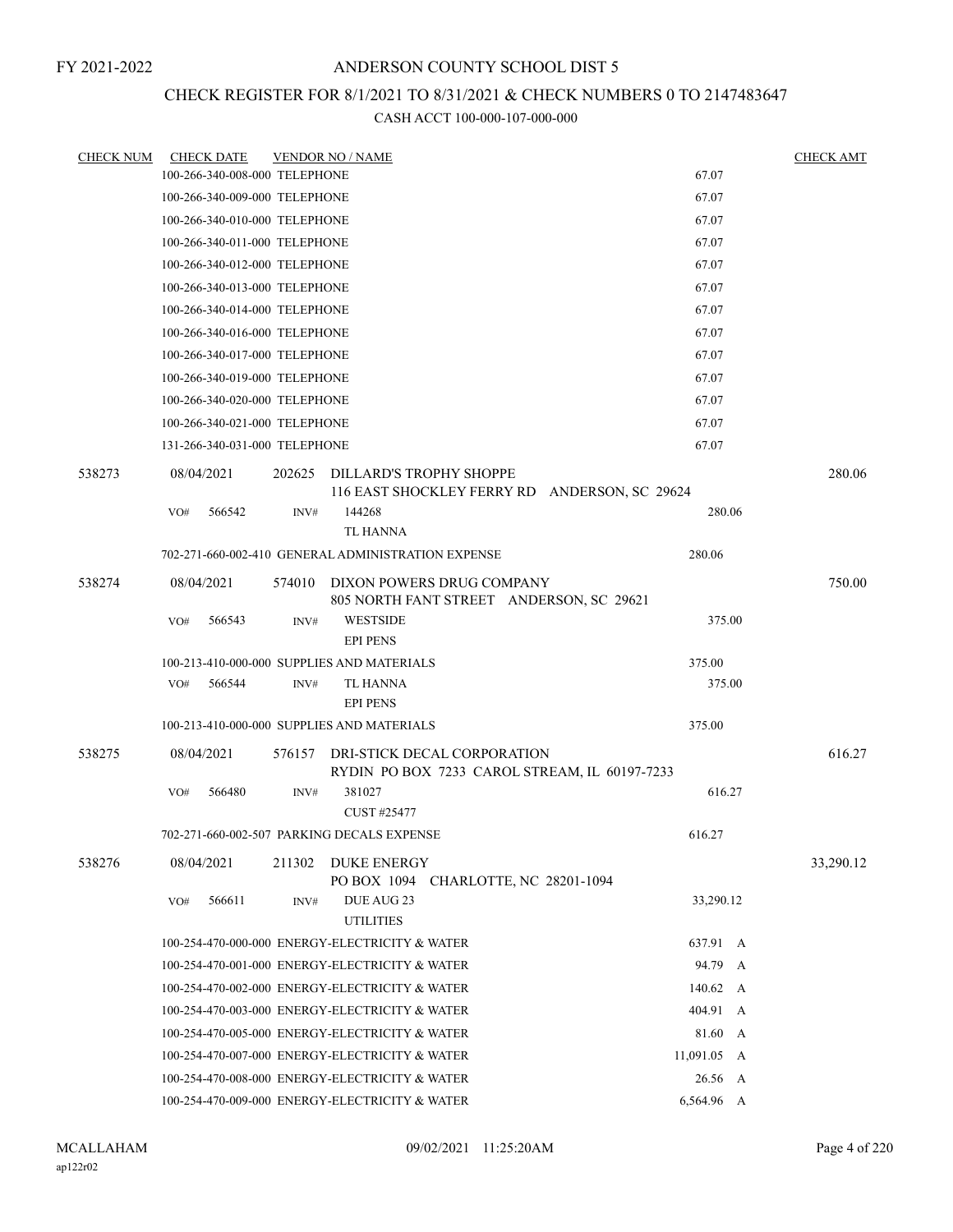FY 2021-2022

# ANDERSON COUNTY SCHOOL DIST 5

## CHECK REGISTER FOR 8/1/2021 TO 8/31/2021 & CHECK NUMBERS 0 TO 2147483647

### CASH ACCT 100-000-107-000-000

| CHECK NUM | CHECK DATE | VENDOR NO / NAME | | CHECK AMT |
|---|---|---|---|---|
| | 100-266-340-008-000 TELEPHONE | | 67.07 | |
| | 100-266-340-009-000 TELEPHONE | | 67.07 | |
| | 100-266-340-010-000 TELEPHONE | | 67.07 | |
| | 100-266-340-011-000 TELEPHONE | | 67.07 | |
| | 100-266-340-012-000 TELEPHONE | | 67.07 | |
| | 100-266-340-013-000 TELEPHONE | | 67.07 | |
| | 100-266-340-014-000 TELEPHONE | | 67.07 | |
| | 100-266-340-016-000 TELEPHONE | | 67.07 | |
| | 100-266-340-017-000 TELEPHONE | | 67.07 | |
| | 100-266-340-019-000 TELEPHONE | | 67.07 | |
| | 100-266-340-020-000 TELEPHONE | | 67.07 | |
| | 100-266-340-021-000 TELEPHONE | | 67.07 | |
| | 131-266-340-031-000 TELEPHONE | | 67.07 | |
| 538273 | 08/04/2021 | 202625 DILLARD'S TROPHY SHOPPE<br>116 EAST SHOCKLEY FERRY RD ANDERSON, SC 29624 | | 280.06 |
| | VO# 566542 | INV# 144268<br>TL HANNA | 280.06 | |
| | 702-271-660-002-410 GENERAL ADMINISTRATION EXPENSE | | 280.06 | |
| 538274 | 08/04/2021 | 574010 DIXON POWERS DRUG COMPANY<br>805 NORTH FANT STREET ANDERSON, SC 29621 | | 750.00 |
| | VO# 566543 | INV# WESTSIDE<br>EPI PENS | 375.00 | |
| | 100-213-410-000-000 SUPPLIES AND MATERIALS | | 375.00 | |
| | VO# 566544 | INV# TL HANNA<br>EPI PENS | 375.00 | |
| | 100-213-410-000-000 SUPPLIES AND MATERIALS | | 375.00 | |
| 538275 | 08/04/2021 | 576157 DRI-STICK DECAL CORPORATION<br>RYDIN PO BOX 7233 CAROL STREAM, IL 60197-7233 | | 616.27 |
| | VO# 566480 | INV# 381027<br>CUST #25477 | 616.27 | |
| | 702-271-660-002-507 PARKING DECALS EXPENSE | | 616.27 | |
| 538276 | 08/04/2021 | 211302 DUKE ENERGY<br>PO BOX 1094 CHARLOTTE, NC 28201-1094 | | 33,290.12 |
| | VO# 566611 | INV# DUE AUG 23<br>UTILITIES | 33,290.12 | |
| | 100-254-470-000-000 ENERGY-ELECTRICITY & WATER | | 637.91 A | |
| | 100-254-470-001-000 ENERGY-ELECTRICITY & WATER | | 94.79 A | |
| | 100-254-470-002-000 ENERGY-ELECTRICITY & WATER | | 140.62 A | |
| | 100-254-470-003-000 ENERGY-ELECTRICITY & WATER | | 404.91 A | |
| | 100-254-470-005-000 ENERGY-ELECTRICITY & WATER | | 81.60 A | |
| | 100-254-470-007-000 ENERGY-ELECTRICITY & WATER | | 11,091.05 A | |
| | 100-254-470-008-000 ENERGY-ELECTRICITY & WATER | | 26.56 A | |
| | 100-254-470-009-000 ENERGY-ELECTRICITY & WATER | | 6,564.96 A | |

MCALLAHAM
ap122r02

09/02/2021 11:25:20AM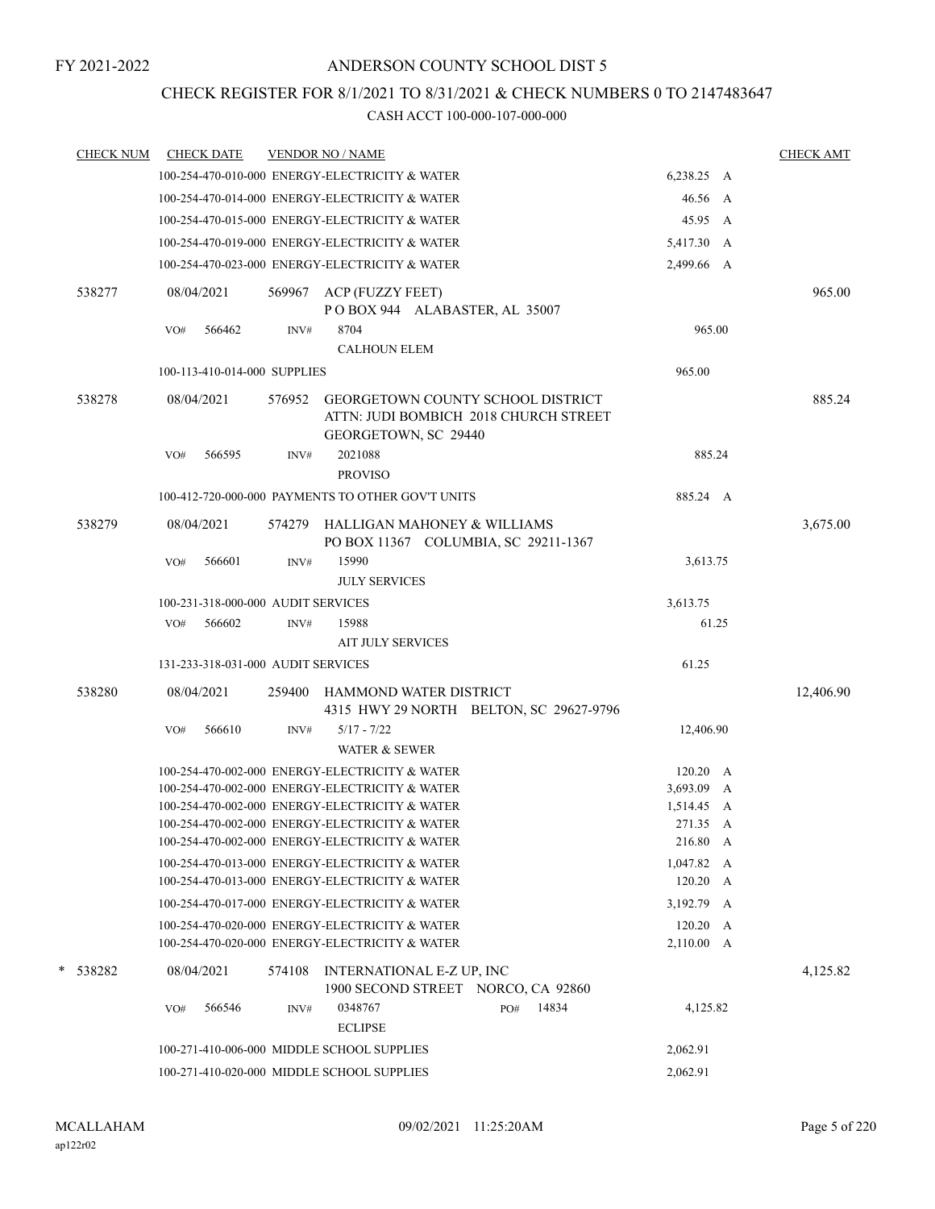FY 2021-2022

# ANDERSON COUNTY SCHOOL DIST 5

## CHECK REGISTER FOR 8/1/2021 TO 8/31/2021 & CHECK NUMBERS 0 TO 2147483647

CASH ACCT 100-000-107-000-000

| CHECK NUM | CHECK DATE | VENDOR NO / NAME | | CHECK AMT |
|---|---|---|---|---|
| | | 100-254-470-010-000 ENERGY-ELECTRICITY & WATER | 6,238.25 A | |
| | | 100-254-470-014-000 ENERGY-ELECTRICITY & WATER | 46.56 A | |
| | | 100-254-470-015-000 ENERGY-ELECTRICITY & WATER | 45.95 A | |
| | | 100-254-470-019-000 ENERGY-ELECTRICITY & WATER | 5,417.30 A | |
| | | 100-254-470-023-000 ENERGY-ELECTRICITY & WATER | 2,499.66 A | |
| 538277 | 08/04/2021 | 569967 ACP (FUZZY FEET) P O BOX 944 ALABASTER, AL 35007 | | 965.00 |
| | VO# 566462 | INV# 8704 CALHOUN ELEM | 965.00 | |
| | | 100-113-410-014-000 SUPPLIES | 965.00 | |
| 538278 | 08/04/2021 | 576952 GEORGETOWN COUNTY SCHOOL DISTRICT ATTN: JUDI BOMBICH 2018 CHURCH STREET GEORGETOWN, SC 29440 | | 885.24 |
| | VO# 566595 | INV# 2021088 PROVISO | 885.24 | |
| | | 100-412-720-000-000 PAYMENTS TO OTHER GOV'T UNITS | 885.24 A | |
| 538279 | 08/04/2021 | 574279 HALLIGAN MAHONEY & WILLIAMS PO BOX 11367 COLUMBIA, SC 29211-1367 | | 3,675.00 |
| | VO# 566601 | INV# 15990 JULY SERVICES | 3,613.75 | |
| | | 100-231-318-000-000 AUDIT SERVICES | 3,613.75 | |
| | VO# 566602 | INV# 15988 AIT JULY SERVICES | 61.25 | |
| | | 131-233-318-031-000 AUDIT SERVICES | 61.25 | |
| 538280 | 08/04/2021 | 259400 HAMMOND WATER DISTRICT 4315 HWY 29 NORTH BELTON, SC 29627-9796 | | 12,406.90 |
| | VO# 566610 | INV# 5/17 - 7/22 WATER & SEWER | 12,406.90 | |
| | | 100-254-470-002-000 ENERGY-ELECTRICITY & WATER | 120.20 A | |
| | | 100-254-470-002-000 ENERGY-ELECTRICITY & WATER | 3,693.09 A | |
| | | 100-254-470-002-000 ENERGY-ELECTRICITY & WATER | 1,514.45 A | |
| | | 100-254-470-002-000 ENERGY-ELECTRICITY & WATER | 271.35 A | |
| | | 100-254-470-002-000 ENERGY-ELECTRICITY & WATER | 216.80 A | |
| | | 100-254-470-013-000 ENERGY-ELECTRICITY & WATER | 1,047.82 A | |
| | | 100-254-470-013-000 ENERGY-ELECTRICITY & WATER | 120.20 A | |
| | | 100-254-470-017-000 ENERGY-ELECTRICITY & WATER | 3,192.79 A | |
| | | 100-254-470-020-000 ENERGY-ELECTRICITY & WATER | 120.20 A | |
| | | 100-254-470-020-000 ENERGY-ELECTRICITY & WATER | 2,110.00 A | |
| * 538282 | 08/04/2021 | 574108 INTERNATIONAL E-Z UP, INC 1900 SECOND STREET NORCO, CA 92860 | | 4,125.82 |
| | VO# 566546 | INV# 0348767 PO# 14834 ECLIPSE | 4,125.82 | |
| | | 100-271-410-006-000 MIDDLE SCHOOL SUPPLIES | 2,062.91 | |
| | | 100-271-410-020-000 MIDDLE SCHOOL SUPPLIES | 2,062.91 | |

MCALLAHAM
ap122r02

09/02/2021 11:25:20AM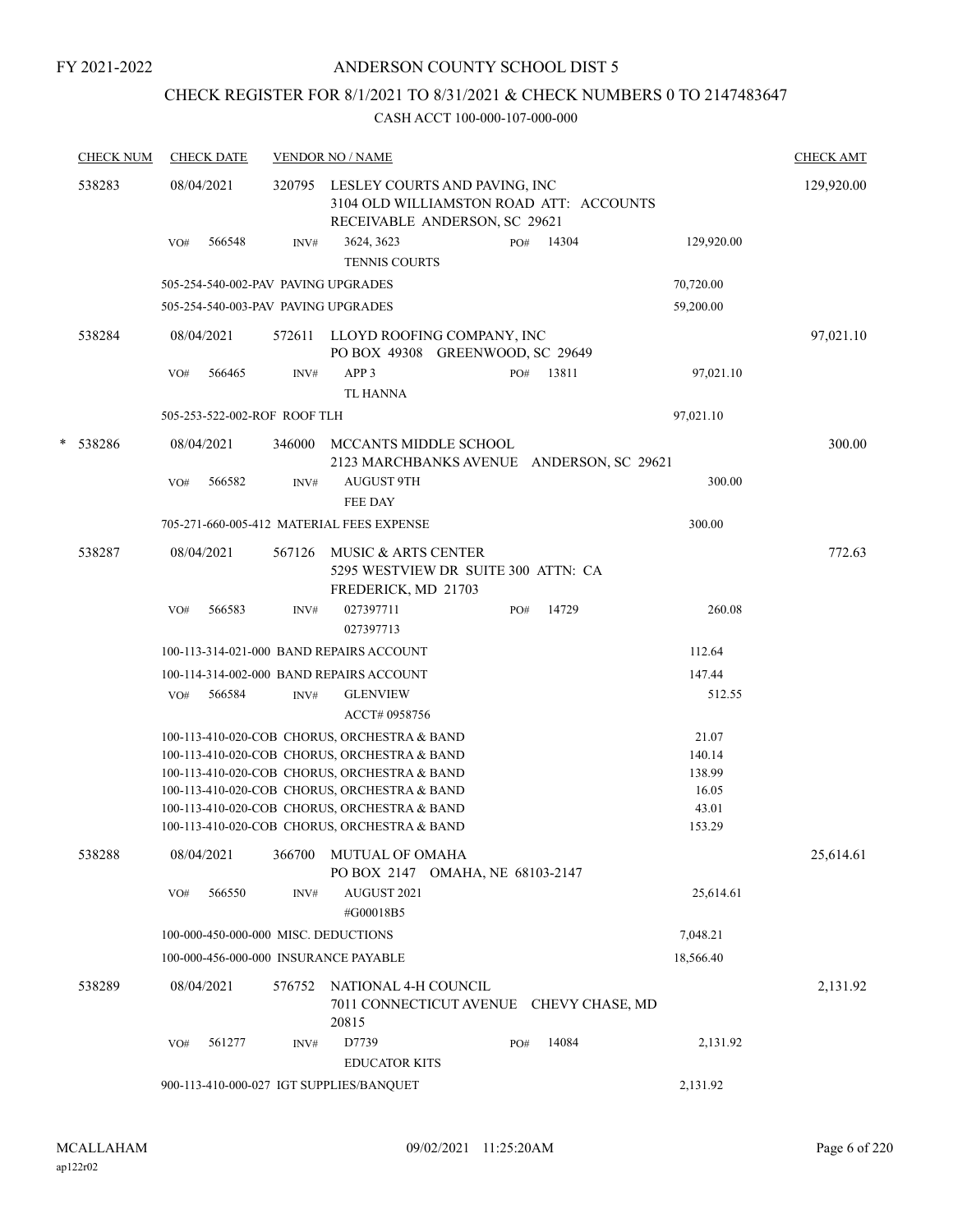FY 2021-2022

# ANDERSON COUNTY SCHOOL DIST 5

## CHECK REGISTER FOR 8/1/2021 TO 8/31/2021 & CHECK NUMBERS 0 TO 2147483647

CASH ACCT 100-000-107-000-000

| CHECK NUM | CHECK DATE | VENDOR NO / NAME | | | CHECK AMT |
|---|---|---|---|---|---|
| 538283 | 08/04/2021 | 320795 LESLEY COURTS AND PAVING, INC 3104 OLD WILLIAMSTON ROAD ATT: ACCOUNTS RECEIVABLE ANDERSON, SC 29621 | | | 129,920.00 |
| | VO# 566548 | INV# 3624, 3623 TENNIS COURTS | PO# 14304 | 129,920.00 | |
| | | 505-254-540-002-PAV PAVING UPGRADES | | 70,720.00 | |
| | | 505-254-540-003-PAV PAVING UPGRADES | | 59,200.00 | |
| 538284 | 08/04/2021 | 572611 LLOYD ROOFING COMPANY, INC PO BOX 49308 GREENWOOD, SC 29649 | | | 97,021.10 |
| | VO# 566465 | INV# APP 3 TL HANNA | PO# 13811 | 97,021.10 | |
| | | 505-253-522-002-ROF ROOF TLH | | 97,021.10 | |
| * 538286 | 08/04/2021 | 346000 MCCANTS MIDDLE SCHOOL 2123 MARCHBANKS AVENUE ANDERSON, SC 29621 | | | 300.00 |
| | VO# 566582 | INV# AUGUST 9TH FEE DAY | | 300.00 | |
| | | 705-271-660-005-412 MATERIAL FEES EXPENSE | | 300.00 | |
| 538287 | 08/04/2021 | 567126 MUSIC & ARTS CENTER 5295 WESTVIEW DR SUITE 300 ATTN: CA FREDERICK, MD 21703 | | | 772.63 |
| | VO# 566583 | INV# 027397711 027397713 | PO# 14729 | 260.08 | |
| | | 100-113-314-021-000 BAND REPAIRS ACCOUNT | | 112.64 | |
| | | 100-114-314-002-000 BAND REPAIRS ACCOUNT | | 147.44 | |
| | VO# 566584 | INV# GLENVIEW ACCT# 0958756 | | 512.55 | |
| | | 100-113-410-020-COB CHORUS, ORCHESTRA & BAND | | 21.07 | |
| | | 100-113-410-020-COB CHORUS, ORCHESTRA & BAND | | 140.14 | |
| | | 100-113-410-020-COB CHORUS, ORCHESTRA & BAND | | 138.99 | |
| | | 100-113-410-020-COB CHORUS, ORCHESTRA & BAND | | 16.05 | |
| | | 100-113-410-020-COB CHORUS, ORCHESTRA & BAND | | 43.01 | |
| | | 100-113-410-020-COB CHORUS, ORCHESTRA & BAND | | 153.29 | |
| 538288 | 08/04/2021 | 366700 MUTUAL OF OMAHA PO BOX 2147 OMAHA, NE 68103-2147 | | | 25,614.61 |
| | VO# 566550 | INV# AUGUST 2021 #G00018B5 | | 25,614.61 | |
| | | 100-000-450-000-000 MISC. DEDUCTIONS | | 7,048.21 | |
| | | 100-000-456-000-000 INSURANCE PAYABLE | | 18,566.40 | |
| 538289 | 08/04/2021 | 576752 NATIONAL 4-H COUNCIL 7011 CONNECTICUT AVENUE CHEVY CHASE, MD 20815 | | | 2,131.92 |
| | VO# 561277 | INV# D7739 EDUCATOR KITS | PO# 14084 | 2,131.92 | |
| | | 900-113-410-000-027 IGT SUPPLIES/BANQUET | | 2,131.92 | |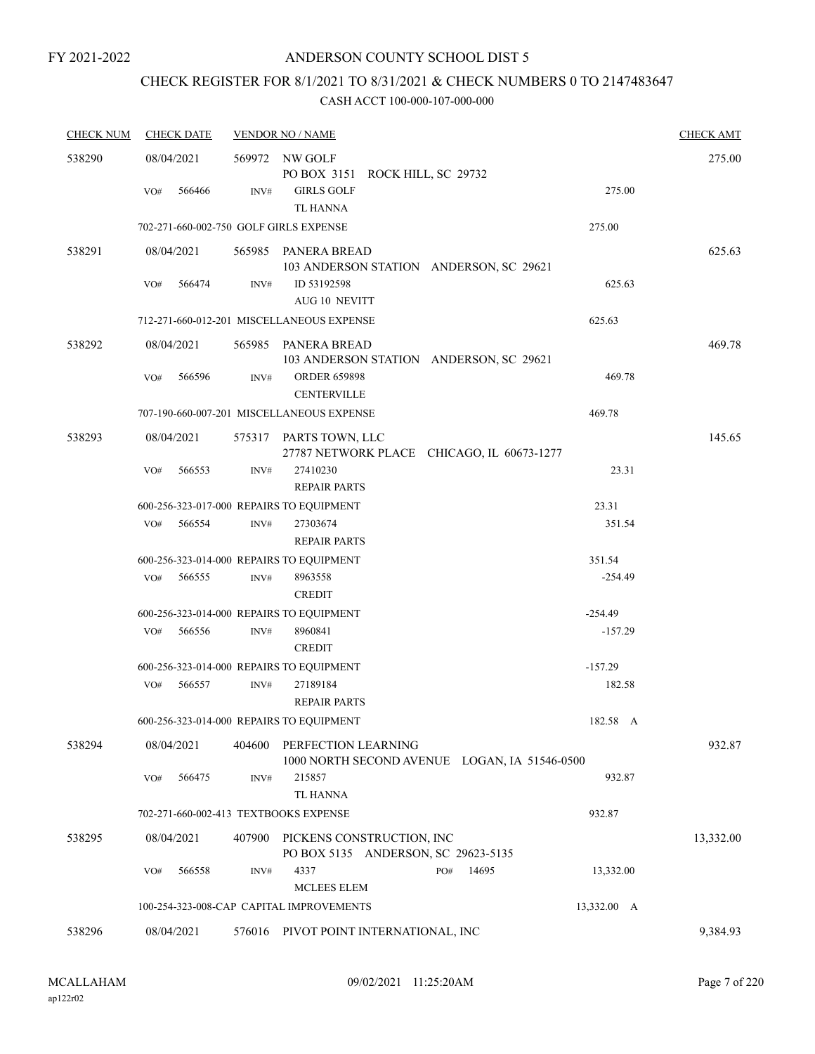FY 2021-2022

# ANDERSON COUNTY SCHOOL DIST 5

## CHECK REGISTER FOR 8/1/2021 TO 8/31/2021 & CHECK NUMBERS 0 TO 2147483647

CASH ACCT 100-000-107-000-000

| CHECK NUM | CHECK DATE | VENDOR NO / NAME | | CHECK AMT |
|---|---|---|---|---|
| 538290 | 08/04/2021 | 569972 NW GOLF<br>PO BOX 3151 ROCK HILL, SC 29732 | | 275.00 |
| | VO# 566466 | INV# GIRLS GOLF<br>TL HANNA | 275.00 | |
| | 702-271-660-002-750 GOLF GIRLS EXPENSE | | 275.00 | |
| 538291 | 08/04/2021 | 565985 PANERA BREAD<br>103 ANDERSON STATION ANDERSON, SC 29621 | | 625.63 |
| | VO# 566474 | INV# ID 53192598<br>AUG 10 NEVITT | 625.63 | |
| | 712-271-660-012-201 MISCELLANEOUS EXPENSE | | 625.63 | |
| 538292 | 08/04/2021 | 565985 PANERA BREAD<br>103 ANDERSON STATION ANDERSON, SC 29621 | | 469.78 |
| | VO# 566596 | INV# ORDER 659898<br>CENTERVILLE | 469.78 | |
| | 707-190-660-007-201 MISCELLANEOUS EXPENSE | | 469.78 | |
| 538293 | 08/04/2021 | 575317 PARTS TOWN, LLC<br>27787 NETWORK PLACE CHICAGO, IL 60673-1277 | | 145.65 |
| | VO# 566553 | INV# 27410230<br>REPAIR PARTS | 23.31 | |
| | 600-256-323-017-000 REPAIRS TO EQUIPMENT | | 23.31 | |
| | VO# 566554 | INV# 27303674<br>REPAIR PARTS | 351.54 | |
| | 600-256-323-014-000 REPAIRS TO EQUIPMENT | | 351.54 | |
| | VO# 566555 | INV# 8963558<br>CREDIT | -254.49 | |
| | 600-256-323-014-000 REPAIRS TO EQUIPMENT | | -254.49 | |
| | VO# 566556 | INV# 8960841<br>CREDIT | -157.29 | |
| | 600-256-323-014-000 REPAIRS TO EQUIPMENT | | -157.29 | |
| | VO# 566557 | INV# 27189184<br>REPAIR PARTS | 182.58 | |
| | 600-256-323-014-000 REPAIRS TO EQUIPMENT | | 182.58 A | |
| 538294 | 08/04/2021 | 404600 PERFECTION LEARNING<br>1000 NORTH SECOND AVENUE LOGAN, IA 51546-0500 | | 932.87 |
| | VO# 566475 | INV# 215857<br>TL HANNA | 932.87 | |
| | 702-271-660-002-413 TEXTBOOKS EXPENSE | | 932.87 | |
| 538295 | 08/04/2021 | 407900 PICKENS CONSTRUCTION, INC<br>PO BOX 5135 ANDERSON, SC 29623-5135 | | 13,332.00 |
| | VO# 566558 | INV# 4337 PO# 14695<br>MCLEES ELEM | 13,332.00 | |
| | 100-254-323-008-CAP CAPITAL IMPROVEMENTS | | 13,332.00 A | |
| 538296 | 08/04/2021 | 576016 PIVOT POINT INTERNATIONAL, INC | | 9,384.93 |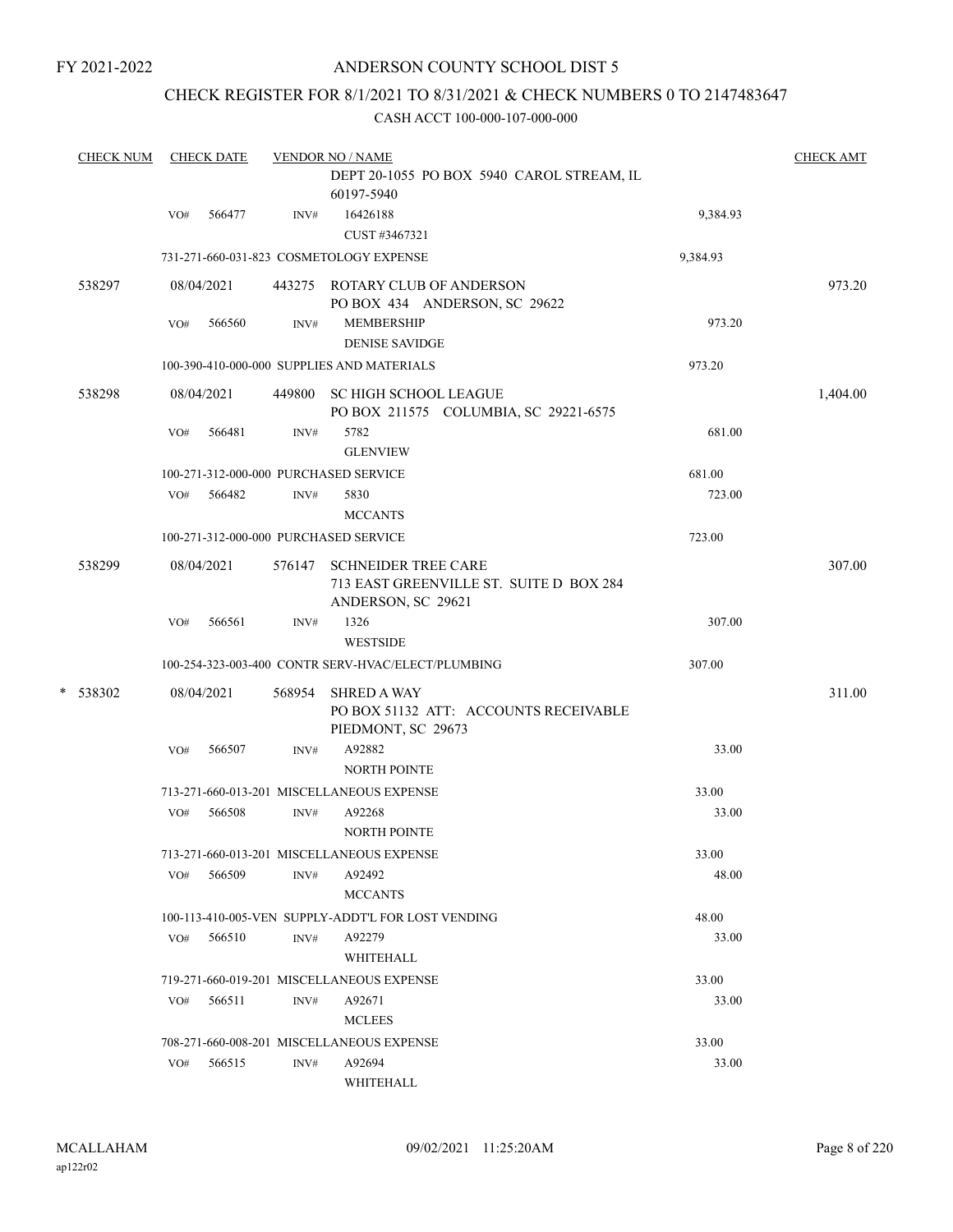FY 2021-2022

# ANDERSON COUNTY SCHOOL DIST 5

## CHECK REGISTER FOR 8/1/2021 TO 8/31/2021 & CHECK NUMBERS 0 TO 2147483647

CASH ACCT 100-000-107-000-000

| CHECK NUM | CHECK DATE | VENDOR NO / NAME | | CHECK AMT |
|---|---|---|---|---|
| | | DEPT 20-1055 PO BOX 5940 CAROL STREAM, IL 60197-5940 | | |
| | VO# 566477 | INV# 16426188 CUST #3467321 | 9,384.93 | |
| | | 731-271-660-031-823 COSMETOLOGY EXPENSE | 9,384.93 | |
| 538297 | 08/04/2021 | 443275 ROTARY CLUB OF ANDERSON PO BOX 434 ANDERSON, SC 29622 | | 973.20 |
| | VO# 566560 | INV# MEMBERSHIP DENISE SAVIDGE | 973.20 | |
| | | 100-390-410-000-000 SUPPLIES AND MATERIALS | 973.20 | |
| 538298 | 08/04/2021 | 449800 SC HIGH SCHOOL LEAGUE PO BOX 211575 COLUMBIA, SC 29221-6575 | | 1,404.00 |
| | VO# 566481 | INV# 5782 GLENVIEW | 681.00 | |
| | | 100-271-312-000-000 PURCHASED SERVICE | 681.00 | |
| | VO# 566482 | INV# 5830 MCCANTS | 723.00 | |
| | | 100-271-312-000-000 PURCHASED SERVICE | 723.00 | |
| 538299 | 08/04/2021 | 576147 SCHNEIDER TREE CARE 713 EAST GREENVILLE ST. SUITE D BOX 284 ANDERSON, SC 29621 | | 307.00 |
| | VO# 566561 | INV# 1326 WESTSIDE | 307.00 | |
| | | 100-254-323-003-400 CONTR SERV-HVAC/ELECT/PLUMBING | 307.00 | |
| * 538302 | 08/04/2021 | 568954 SHRED A WAY PO BOX 51132 ATT: ACCOUNTS RECEIVABLE PIEDMONT, SC 29673 | | 311.00 |
| | VO# 566507 | INV# A92882 NORTH POINTE | 33.00 | |
| | | 713-271-660-013-201 MISCELLANEOUS EXPENSE | 33.00 | |
| | VO# 566508 | INV# A92268 NORTH POINTE | 33.00 | |
| | | 713-271-660-013-201 MISCELLANEOUS EXPENSE | 33.00 | |
| | VO# 566509 | INV# A92492 MCCANTS | 48.00 | |
| | | 100-113-410-005-VEN SUPPLY-ADDT'L FOR LOST VENDING | 48.00 | |
| | VO# 566510 | INV# A92279 WHITEHALL | 33.00 | |
| | | 719-271-660-019-201 MISCELLANEOUS EXPENSE | 33.00 | |
| | VO# 566511 | INV# A92671 MCLEES | 33.00 | |
| | | 708-271-660-008-201 MISCELLANEOUS EXPENSE | 33.00 | |
| | VO# 566515 | INV# A92694 WHITEHALL | 33.00 | |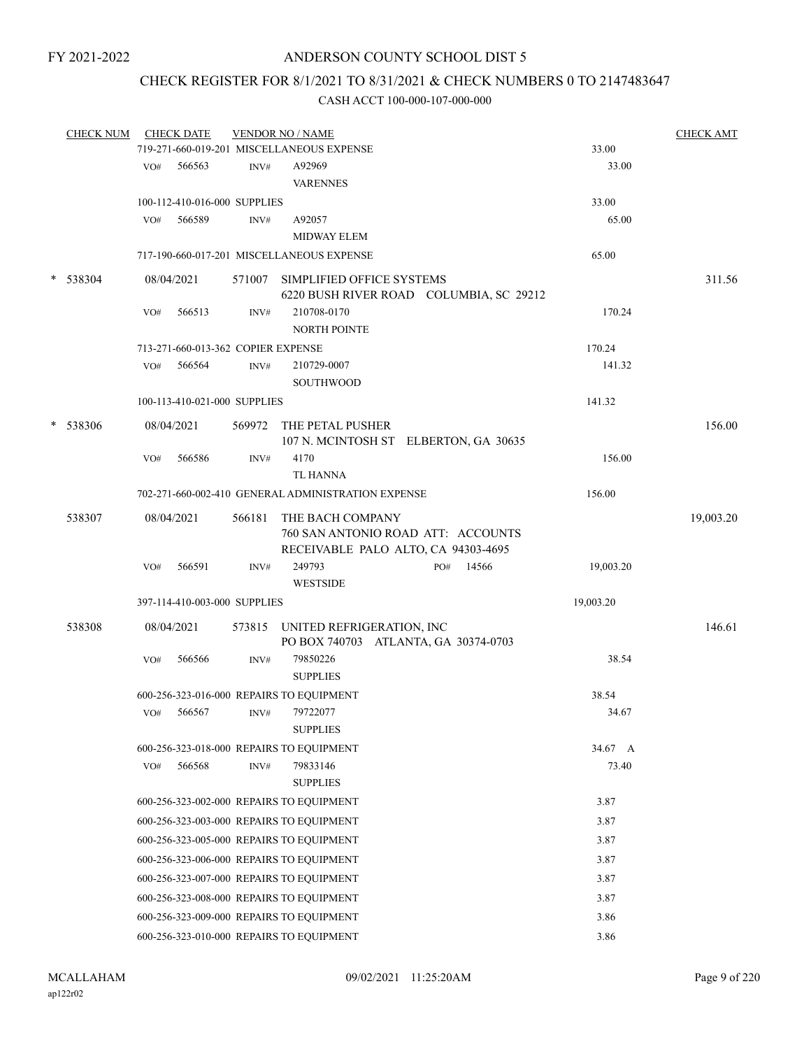FY 2021-2022

# ANDERSON COUNTY SCHOOL DIST 5

## CHECK REGISTER FOR 8/1/2021 TO 8/31/2021 & CHECK NUMBERS 0 TO 2147483647

### CASH ACCT 100-000-107-000-000

| CHECK NUM | CHECK DATE | VENDOR NO / NAME | | CHECK AMT |
|---|---|---|---|---|
| | 719-271-660-019-201 MISCELLANEOUS EXPENSE | | 33.00 | |
| | VO# 566563 | INV# A92969 VARENNES | 33.00 | |
| | 100-112-410-016-000 SUPPLIES | | 33.00 | |
| | VO# 566589 | INV# A92057 MIDWAY ELEM | 65.00 | |
| | 717-190-660-017-201 MISCELLANEOUS EXPENSE | | 65.00 | |
| * 538304 | 08/04/2021 | 571007 SIMPLIFIED OFFICE SYSTEMS 6220 BUSH RIVER ROAD COLUMBIA, SC 29212 | | 311.56 |
| | VO# 566513 | INV# 210708-0170 NORTH POINTE | 170.24 | |
| | 713-271-660-013-362 COPIER EXPENSE | | 170.24 | |
| | VO# 566564 | INV# 210729-0007 SOUTHWOOD | 141.32 | |
| | 100-113-410-021-000 SUPPLIES | | 141.32 | |
| * 538306 | 08/04/2021 | 569972 THE PETAL PUSHER 107 N. MCINTOSH ST ELBERTON, GA 30635 | | 156.00 |
| | VO# 566586 | INV# 4170 TL HANNA | 156.00 | |
| | 702-271-660-002-410 GENERAL ADMINISTRATION EXPENSE | | 156.00 | |
| 538307 | 08/04/2021 | 566181 THE BACH COMPANY 760 SAN ANTONIO ROAD ATT: ACCOUNTS RECEIVABLE PALO ALTO, CA 94303-4695 | | 19,003.20 |
| | VO# 566591 | INV# 249793 PO# 14566 WESTSIDE | 19,003.20 | |
| | 397-114-410-003-000 SUPPLIES | | 19,003.20 | |
| 538308 | 08/04/2021 | 573815 UNITED REFRIGERATION, INC PO BOX 740703 ATLANTA, GA 30374-0703 | | 146.61 |
| | VO# 566566 | INV# 79850226 SUPPLIES | 38.54 | |
| | 600-256-323-016-000 REPAIRS TO EQUIPMENT | | 38.54 | |
| | VO# 566567 | INV# 79722077 SUPPLIES | 34.67 | |
| | 600-256-323-018-000 REPAIRS TO EQUIPMENT | | 34.67 A | |
| | VO# 566568 | INV# 79833146 SUPPLIES | 73.40 | |
| | 600-256-323-002-000 REPAIRS TO EQUIPMENT | | 3.87 | |
| | 600-256-323-003-000 REPAIRS TO EQUIPMENT | | 3.87 | |
| | 600-256-323-005-000 REPAIRS TO EQUIPMENT | | 3.87 | |
| | 600-256-323-006-000 REPAIRS TO EQUIPMENT | | 3.87 | |
| | 600-256-323-007-000 REPAIRS TO EQUIPMENT | | 3.87 | |
| | 600-256-323-008-000 REPAIRS TO EQUIPMENT | | 3.87 | |
| | 600-256-323-009-000 REPAIRS TO EQUIPMENT | | 3.86 | |
| | 600-256-323-010-000 REPAIRS TO EQUIPMENT | | 3.86 | |

MCALLAHAM ap122r02 09/02/2021 11:25:20AM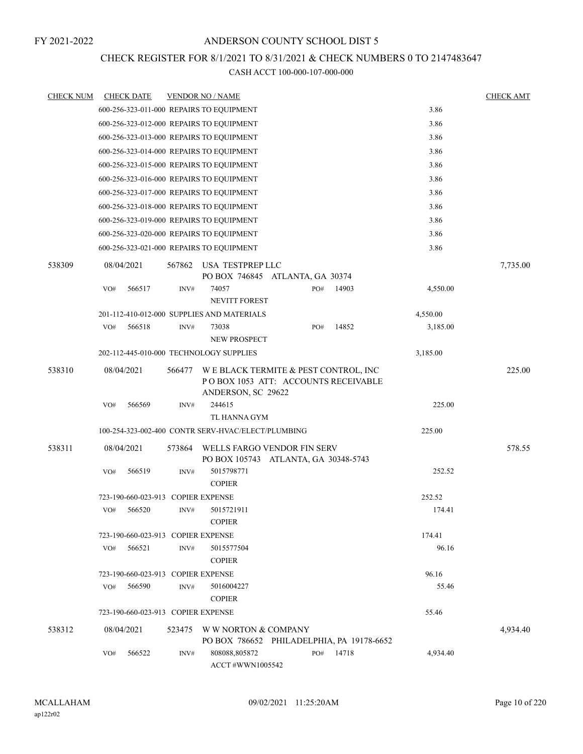FY 2021-2022

# ANDERSON COUNTY SCHOOL DIST 5

## CHECK REGISTER FOR 8/1/2021 TO 8/31/2021 & CHECK NUMBERS 0 TO 2147483647

### CASH ACCT 100-000-107-000-000

| CHECK NUM | CHECK DATE | VENDOR NO / NAME | | CHECK AMT |
|---|---|---|---|---|
| | 600-256-323-011-000 REPAIRS TO EQUIPMENT | | 3.86 | |
| | 600-256-323-012-000 REPAIRS TO EQUIPMENT | | 3.86 | |
| | 600-256-323-013-000 REPAIRS TO EQUIPMENT | | 3.86 | |
| | 600-256-323-014-000 REPAIRS TO EQUIPMENT | | 3.86 | |
| | 600-256-323-015-000 REPAIRS TO EQUIPMENT | | 3.86 | |
| | 600-256-323-016-000 REPAIRS TO EQUIPMENT | | 3.86 | |
| | 600-256-323-017-000 REPAIRS TO EQUIPMENT | | 3.86 | |
| | 600-256-323-018-000 REPAIRS TO EQUIPMENT | | 3.86 | |
| | 600-256-323-019-000 REPAIRS TO EQUIPMENT | | 3.86 | |
| | 600-256-323-020-000 REPAIRS TO EQUIPMENT | | 3.86 | |
| | 600-256-323-021-000 REPAIRS TO EQUIPMENT | | 3.86 | |
| 538309 | 08/04/2021 | 567862 USA TESTPREP LLC<br>PO BOX 746845 ATLANTA, GA 30374 | | 7,735.00 |
| | VO# 566517 | INV# 74057 PO# 14903<br>NEVITT FOREST | 4,550.00 | |
| | 201-112-410-012-000 SUPPLIES AND MATERIALS | | 4,550.00 | |
| | VO# 566518 | INV# 73038 PO# 14852<br>NEW PROSPECT | 3,185.00 | |
| | 202-112-445-010-000 TECHNOLOGY SUPPLIES | | 3,185.00 | |
| 538310 | 08/04/2021 | 566477 W E BLACK TERMITE & PEST CONTROL, INC<br>P O BOX 1053 ATT: ACCOUNTS RECEIVABLE<br>ANDERSON, SC 29622 | | 225.00 |
| | VO# 566569 | INV# 244615<br>TL HANNA GYM | 225.00 | |
| | 100-254-323-002-400 CONTR SERV-HVAC/ELECT/PLUMBING | | 225.00 | |
| 538311 | 08/04/2021 | 573864 WELLS FARGO VENDOR FIN SERV<br>PO BOX 105743 ATLANTA, GA 30348-5743 | | 578.55 |
| | VO# 566519 | INV# 5015798771<br>COPIER | 252.52 | |
| | 723-190-660-023-913 COPIER EXPENSE | | 252.52 | |
| | VO# 566520 | INV# 5015721911<br>COPIER | 174.41 | |
| | 723-190-660-023-913 COPIER EXPENSE | | 174.41 | |
| | VO# 566521 | INV# 5015577504<br>COPIER | 96.16 | |
| | 723-190-660-023-913 COPIER EXPENSE | | 96.16 | |
| | VO# 566590 | INV# 5016004227<br>COPIER | 55.46 | |
| | 723-190-660-023-913 COPIER EXPENSE | | 55.46 | |
| 538312 | 08/04/2021 | 523475 W W NORTON & COMPANY<br>PO BOX 786652 PHILADELPHIA, PA 19178-6652 | | 4,934.40 |
| | VO# 566522 | INV# 808088,805872 PO# 14718<br>ACCT #WWN1005542 | 4,934.40 | |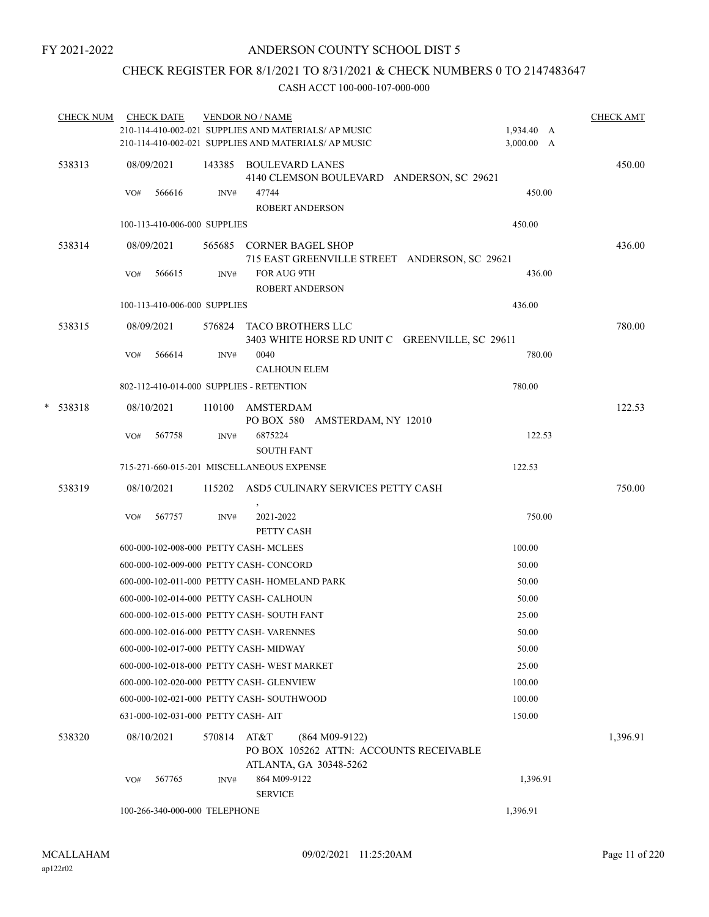FY 2021-2022

# ANDERSON COUNTY SCHOOL DIST 5

## CHECK REGISTER FOR 8/1/2021 TO 8/31/2021 & CHECK NUMBERS 0 TO 2147483647

### CASH ACCT 100-000-107-000-000

| CHECK NUM | CHECK DATE | VENDOR NO / NAME | | | CHECK AMT |
|---|---|---|---|---|---|
| | | 210-114-410-002-021 SUPPLIES AND MATERIALS/ AP MUSIC | | 1,934.40 A | |
| | | 210-114-410-002-021 SUPPLIES AND MATERIALS/ AP MUSIC | | 3,000.00 A | |
| 538313 | 08/09/2021 | 143385 | BOULEVARD LANES<br>4140 CLEMSON BOULEVARD ANDERSON, SC 29621 | | 450.00 |
| | VO# 566616 | INV# | 47744<br>ROBERT ANDERSON | 450.00 | |
| | 100-113-410-006-000 SUPPLIES | | | 450.00 | |
| 538314 | 08/09/2021 | 565685 | CORNER BAGEL SHOP<br>715 EAST GREENVILLE STREET ANDERSON, SC 29621 | | 436.00 |
| | VO# 566615 | INV# | FOR AUG 9TH<br>ROBERT ANDERSON | 436.00 | |
| | 100-113-410-006-000 SUPPLIES | | | 436.00 | |
| 538315 | 08/09/2021 | 576824 | TACO BROTHERS LLC<br>3403 WHITE HORSE RD UNIT C GREENVILLE, SC 29611 | | 780.00 |
| | VO# 566614 | INV# | 0040<br>CALHOUN ELEM | 780.00 | |
| | 802-112-410-014-000 SUPPLIES - RETENTION | | | 780.00 | |
| * 538318 | 08/10/2021 | 110100 | AMSTERDAM<br>PO BOX 580 AMSTERDAM, NY 12010 | | 122.53 |
| | VO# 567758 | INV# | 6875224<br>SOUTH FANT | 122.53 | |
| | 715-271-660-015-201 MISCELLANEOUS EXPENSE | | | 122.53 | |
| 538319 | 08/10/2021 | 115202 | ASD5 CULINARY SERVICES PETTY CASH<br>, | | 750.00 |
| | VO# 567757 | INV# | 2021-2022<br>PETTY CASH | 750.00 | |
| | 600-000-102-008-000 PETTY CASH- MCLEES | | | 100.00 | |
| | 600-000-102-009-000 PETTY CASH- CONCORD | | | 50.00 | |
| | 600-000-102-011-000 PETTY CASH- HOMELAND PARK | | | 50.00 | |
| | 600-000-102-014-000 PETTY CASH- CALHOUN | | | 50.00 | |
| | 600-000-102-015-000 PETTY CASH- SOUTH FANT | | | 25.00 | |
| | 600-000-102-016-000 PETTY CASH- VARENNES | | | 50.00 | |
| | 600-000-102-017-000 PETTY CASH- MIDWAY | | | 50.00 | |
| | 600-000-102-018-000 PETTY CASH- WEST MARKET | | | 25.00 | |
| | 600-000-102-020-000 PETTY CASH- GLENVIEW | | | 100.00 | |
| | 600-000-102-021-000 PETTY CASH- SOUTHWOOD | | | 100.00 | |
| | 631-000-102-031-000 PETTY CASH- AIT | | | 150.00 | |
| 538320 | 08/10/2021 | 570814 | AT&T (864 M09-9122)<br>PO BOX 105262 ATTN: ACCOUNTS RECEIVABLE<br>ATLANTA, GA 30348-5262 | | 1,396.91 |
| | VO# 567765 | INV# | 864 M09-9122<br>SERVICE | 1,396.91 | |
| | 100-266-340-000-000 TELEPHONE | | | 1,396.91 | |

MCALLAHAM ap122r02 09/02/2021 11:25:20AM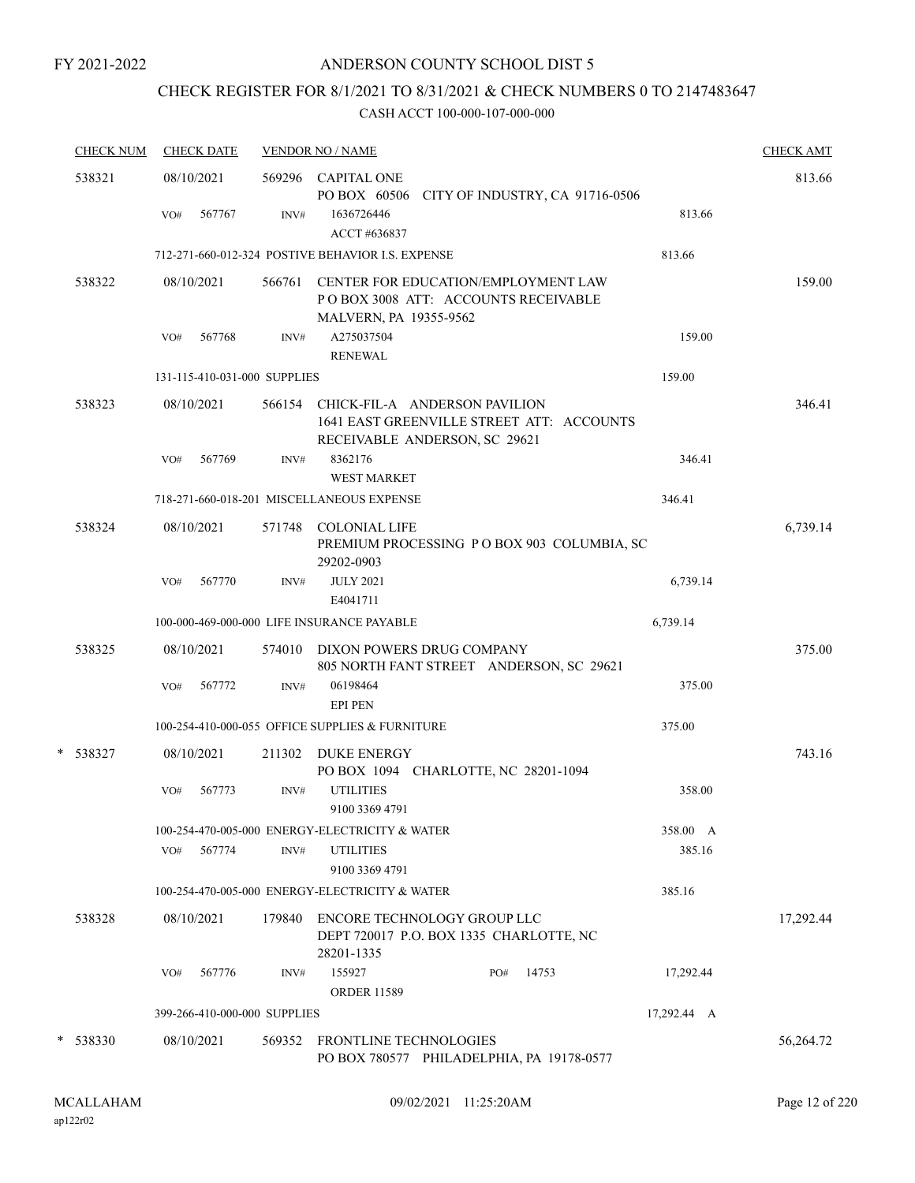FY 2021-2022

# ANDERSON COUNTY SCHOOL DIST 5

## CHECK REGISTER FOR 8/1/2021 TO 8/31/2021 & CHECK NUMBERS 0 TO 2147483647

### CASH ACCT 100-000-107-000-000

| CHECK NUM | CHECK DATE | VENDOR NO / NAME | | CHECK AMT |
|---|---|---|---|---|
| 538321 | 08/10/2021 | 569296 CAPITAL ONE<br>PO BOX 60506 CITY OF INDUSTRY, CA 91716-0506 | | 813.66 |
| | VO# 567767 | INV# 1636726446<br>ACCT #636837 | 813.66 | |
| | | 712-271-660-012-324 POSTIVE BEHAVIOR I.S. EXPENSE | 813.66 | |
| 538322 | 08/10/2021 | 566761 CENTER FOR EDUCATION/EMPLOYMENT LAW<br>P O BOX 3008 ATT: ACCOUNTS RECEIVABLE<br>MALVERN, PA 19355-9562 | | 159.00 |
| | VO# 567768 | INV# A275037504<br>RENEWAL | 159.00 | |
| | | 131-115-410-031-000 SUPPLIES | 159.00 | |
| 538323 | 08/10/2021 | 566154 CHICK-FIL-A ANDERSON PAVILION<br>1641 EAST GREENVILLE STREET ATT: ACCOUNTS<br>RECEIVABLE ANDERSON, SC 29621 | | 346.41 |
| | VO# 567769 | INV# 8362176<br>WEST MARKET | 346.41 | |
| | | 718-271-660-018-201 MISCELLANEOUS EXPENSE | 346.41 | |
| 538324 | 08/10/2021 | 571748 COLONIAL LIFE<br>PREMIUM PROCESSING P O BOX 903 COLUMBIA, SC<br>29202-0903 | | 6,739.14 |
| | VO# 567770 | INV# JULY 2021<br>E4041711 | 6,739.14 | |
| | | 100-000-469-000-000 LIFE INSURANCE PAYABLE | 6,739.14 | |
| 538325 | 08/10/2021 | 574010 DIXON POWERS DRUG COMPANY<br>805 NORTH FANT STREET ANDERSON, SC 29621 | | 375.00 |
| | VO# 567772 | INV# 06198464<br>EPI PEN | 375.00 | |
| | | 100-254-410-000-055 OFFICE SUPPLIES & FURNITURE | 375.00 | |
| * 538327 | 08/10/2021 | 211302 DUKE ENERGY<br>PO BOX 1094 CHARLOTTE, NC 28201-1094 | | 743.16 |
| | VO# 567773 | INV# UTILITIES<br>9100 3369 4791 | 358.00 | |
| | | 100-254-470-005-000 ENERGY-ELECTRICITY & WATER | 358.00 A | |
| | VO# 567774 | INV# UTILITIES<br>9100 3369 4791 | 385.16 | |
| | | 100-254-470-005-000 ENERGY-ELECTRICITY & WATER | 385.16 | |
| 538328 | 08/10/2021 | 179840 ENCORE TECHNOLOGY GROUP LLC<br>DEPT 720017 P.O. BOX 1335 CHARLOTTE, NC<br>28201-1335 | | 17,292.44 |
| | VO# 567776 | INV# 155927 PO# 14753<br>ORDER 11589 | 17,292.44 | |
| | | 399-266-410-000-000 SUPPLIES | 17,292.44 A | |
| * 538330 | 08/10/2021 | 569352 FRONTLINE TECHNOLOGIES<br>PO BOX 780577 PHILADELPHIA, PA 19178-0577 | | 56,264.72 |

MCALLAHAM ap122r02 09/02/2021 11:25:20AM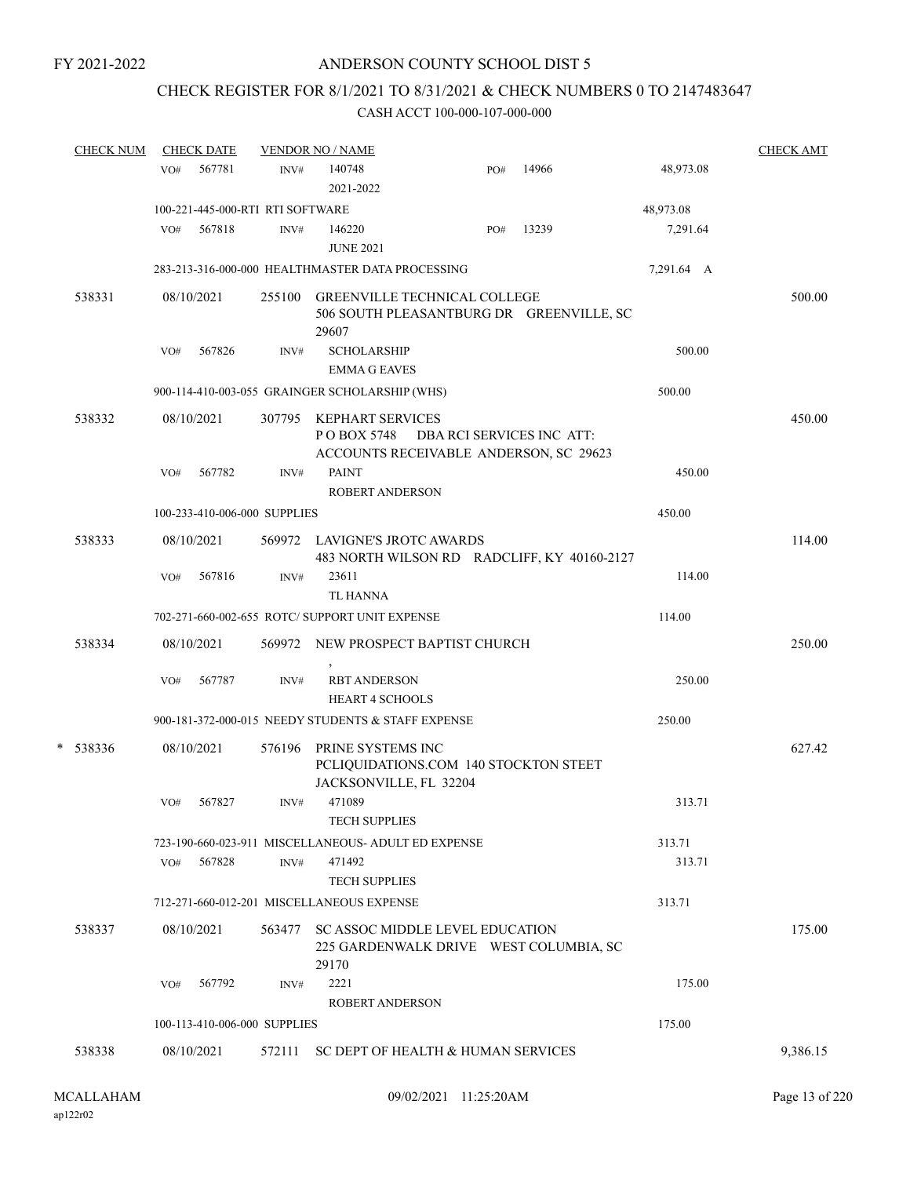FY 2021-2022

# ANDERSON COUNTY SCHOOL DIST 5

## CHECK REGISTER FOR 8/1/2021 TO 8/31/2021 & CHECK NUMBERS 0 TO 2147483647

### CASH ACCT 100-000-107-000-000

| CHECK NUM | CHECK DATE | VENDOR NO / NAME | | CHECK AMT |
|---|---|---|---|---|
| | VO# 567781 | INV# 140748 2021-2022 PO# 14966 | 48,973.08 | |
| | 100-221-445-000-RTI RTI SOFTWARE | | 48,973.08 | |
| | VO# 567818 | INV# 146220 JUNE 2021 PO# 13239 | 7,291.64 | |
| | 283-213-316-000-000 HEALTHMASTER DATA PROCESSING | | 7,291.64 A | |
| 538331 | 08/10/2021 | 255100 GREENVILLE TECHNICAL COLLEGE 506 SOUTH PLEASANTBURG DR GREENVILLE, SC 29607 | | 500.00 |
| | VO# 567826 | INV# SCHOLARSHIP EMMA G EAVES | 500.00 | |
| | 900-114-410-003-055 GRAINGER SCHOLARSHIP (WHS) | | 500.00 | |
| 538332 | 08/10/2021 | 307795 KEPHART SERVICES P O BOX 5748 DBA RCI SERVICES INC ATT: ACCOUNTS RECEIVABLE ANDERSON, SC 29623 | | 450.00 |
| | VO# 567782 | INV# PAINT ROBERT ANDERSON | 450.00 | |
| | 100-233-410-006-000 SUPPLIES | | 450.00 | |
| 538333 | 08/10/2021 | 569972 LAVIGNE'S JROTC AWARDS 483 NORTH WILSON RD RADCLIFF, KY 40160-2127 | | 114.00 |
| | VO# 567816 | INV# 23611 TL HANNA | 114.00 | |
| | 702-271-660-002-655 ROTC/ SUPPORT UNIT EXPENSE | | 114.00 | |
| 538334 | 08/10/2021 | 569972 NEW PROSPECT BAPTIST CHURCH , | | 250.00 |
| | VO# 567787 | INV# RBT ANDERSON HEART 4 SCHOOLS | 250.00 | |
| | 900-181-372-000-015 NEEDY STUDENTS & STAFF EXPENSE | | 250.00 | |
| * 538336 | 08/10/2021 | 576196 PRINE SYSTEMS INC PCLIQUIDATIONS.COM 140 STOCKTON STEET JACKSONVILLE, FL 32204 | | 627.42 |
| | VO# 567827 | INV# 471089 TECH SUPPLIES | 313.71 | |
| | 723-190-660-023-911 MISCELLANEOUS- ADULT ED EXPENSE | | 313.71 | |
| | VO# 567828 | INV# 471492 TECH SUPPLIES | 313.71 | |
| | 712-271-660-012-201 MISCELLANEOUS EXPENSE | | 313.71 | |
| 538337 | 08/10/2021 | 563477 SC ASSOC MIDDLE LEVEL EDUCATION 225 GARDENWALK DRIVE WEST COLUMBIA, SC 29170 | | 175.00 |
| | VO# 567792 | INV# 2221 ROBERT ANDERSON | 175.00 | |
| | 100-113-410-006-000 SUPPLIES | | 175.00 | |
| 538338 | 08/10/2021 | 572111 SC DEPT OF HEALTH & HUMAN SERVICES | | 9,386.15 |

MCALLAHAM ap122r02 09/02/2021 11:25:20AM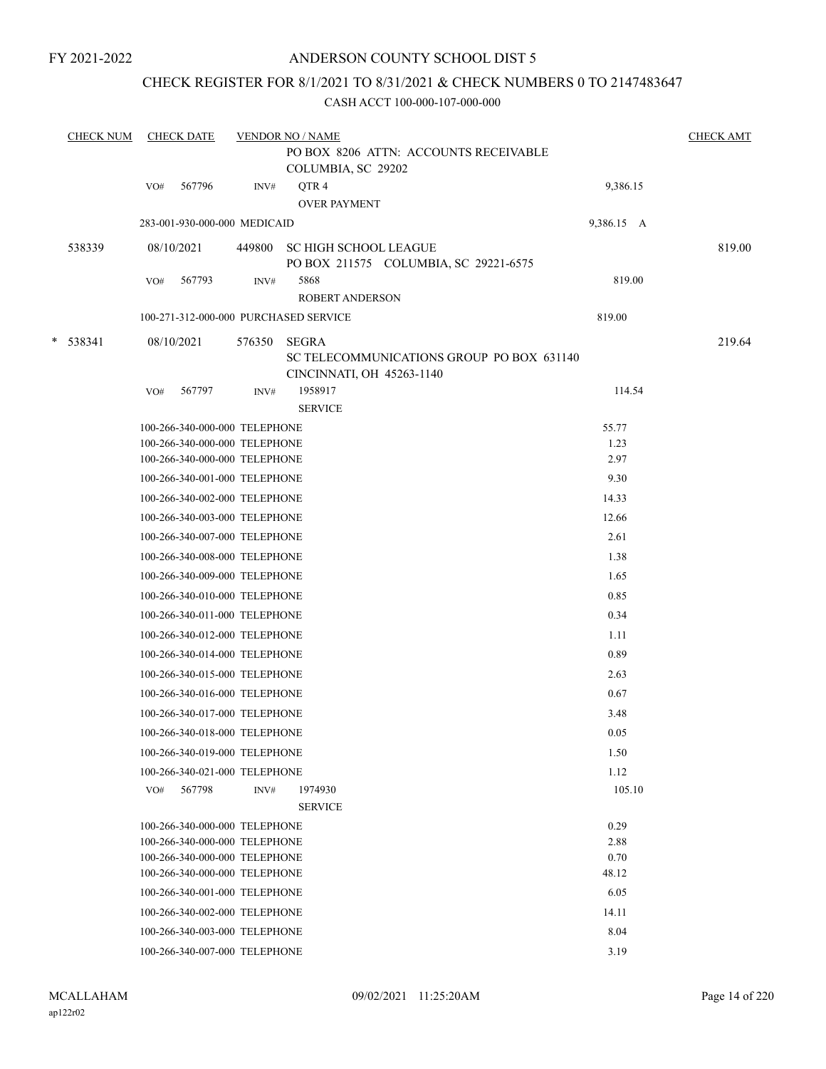FY 2021-2022

# ANDERSON COUNTY SCHOOL DIST 5

## CHECK REGISTER FOR 8/1/2021 TO 8/31/2021 & CHECK NUMBERS 0 TO 2147483647

CASH ACCT 100-000-107-000-000

| CHECK NUM | CHECK DATE | VENDOR NO / NAME | | CHECK AMT |
|---|---|---|---|---|
| | | PO BOX 8206 ATTN: ACCOUNTS RECEIVABLE<br>COLUMBIA, SC 29202 | | |
| | VO# 567796 | INV# QTR 4<br>OVER PAYMENT | 9,386.15 | |
| | 283-001-930-000-000 MEDICAID | | 9,386.15 A | |
| 538339 | 08/10/2021 | 449800 SC HIGH SCHOOL LEAGUE<br>PO BOX 211575 COLUMBIA, SC 29221-6575 | | 819.00 |
| | VO# 567793 | INV# 5868<br>ROBERT ANDERSON | 819.00 | |
| | 100-271-312-000-000 PURCHASED SERVICE | | 819.00 | |
| * 538341 | 08/10/2021 | 576350 SEGRA<br>SC TELECOMMUNICATIONS GROUP PO BOX 631140<br>CINCINNATI, OH 45263-1140 | | 219.64 |
| | VO# 567797 | INV# 1958917<br>SERVICE | 114.54 | |
| | 100-266-340-000-000 TELEPHONE | | 55.77 | |
| | 100-266-340-000-000 TELEPHONE | | 1.23 | |
| | 100-266-340-000-000 TELEPHONE | | 2.97 | |
| | 100-266-340-001-000 TELEPHONE | | 9.30 | |
| | 100-266-340-002-000 TELEPHONE | | 14.33 | |
| | 100-266-340-003-000 TELEPHONE | | 12.66 | |
| | 100-266-340-007-000 TELEPHONE | | 2.61 | |
| | 100-266-340-008-000 TELEPHONE | | 1.38 | |
| | 100-266-340-009-000 TELEPHONE | | 1.65 | |
| | 100-266-340-010-000 TELEPHONE | | 0.85 | |
| | 100-266-340-011-000 TELEPHONE | | 0.34 | |
| | 100-266-340-012-000 TELEPHONE | | 1.11 | |
| | 100-266-340-014-000 TELEPHONE | | 0.89 | |
| | 100-266-340-015-000 TELEPHONE | | 2.63 | |
| | 100-266-340-016-000 TELEPHONE | | 0.67 | |
| | 100-266-340-017-000 TELEPHONE | | 3.48 | |
| | 100-266-340-018-000 TELEPHONE | | 0.05 | |
| | 100-266-340-019-000 TELEPHONE | | 1.50 | |
| | 100-266-340-021-000 TELEPHONE | | 1.12 | |
| | VO# 567798 | INV# 1974930<br>SERVICE | 105.10 | |
| | 100-266-340-000-000 TELEPHONE | | 0.29 | |
| | 100-266-340-000-000 TELEPHONE | | 2.88 | |
| | 100-266-340-000-000 TELEPHONE | | 0.70 | |
| | 100-266-340-000-000 TELEPHONE | | 48.12 | |
| | 100-266-340-001-000 TELEPHONE | | 6.05 | |
| | 100-266-340-002-000 TELEPHONE | | 14.11 | |
| | 100-266-340-003-000 TELEPHONE | | 8.04 | |
| | 100-266-340-007-000 TELEPHONE | | 3.19 | |

MCALLAHAM
ap122r02

09/02/2021 11:25:20AM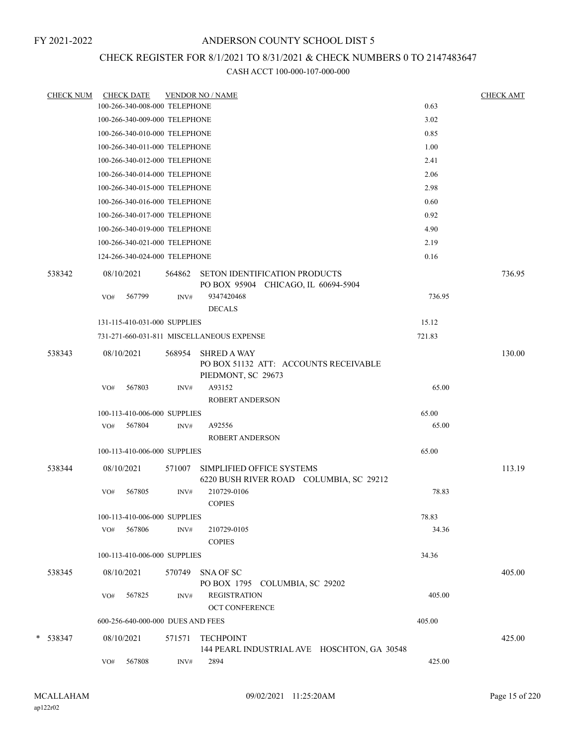FY 2021-2022

# ANDERSON COUNTY SCHOOL DIST 5

## CHECK REGISTER FOR 8/1/2021 TO 8/31/2021 & CHECK NUMBERS 0 TO 2147483647

### CASH ACCT 100-000-107-000-000

| CHECK NUM | CHECK DATE | VENDOR NO / NAME | | CHECK AMT |
|---|---|---|---|---|
| | 100-266-340-008-000 TELEPHONE | | 0.63 | |
| | 100-266-340-009-000 TELEPHONE | | 3.02 | |
| | 100-266-340-010-000 TELEPHONE | | 0.85 | |
| | 100-266-340-011-000 TELEPHONE | | 1.00 | |
| | 100-266-340-012-000 TELEPHONE | | 2.41 | |
| | 100-266-340-014-000 TELEPHONE | | 2.06 | |
| | 100-266-340-015-000 TELEPHONE | | 2.98 | |
| | 100-266-340-016-000 TELEPHONE | | 0.60 | |
| | 100-266-340-017-000 TELEPHONE | | 0.92 | |
| | 100-266-340-019-000 TELEPHONE | | 4.90 | |
| | 100-266-340-021-000 TELEPHONE | | 2.19 | |
| | 124-266-340-024-000 TELEPHONE | | 0.16 | |
| 538342 | 08/10/2021 | 564862 SETON IDENTIFICATION PRODUCTS<br>PO BOX 95904 CHICAGO, IL 60694-5904 | | 736.95 |
| | VO# 567799 | INV# 9347420468<br>DECALS | 736.95 | |
| | 131-115-410-031-000 SUPPLIES | | 15.12 | |
| | 731-271-660-031-811 MISCELLANEOUS EXPENSE | | 721.83 | |
| 538343 | 08/10/2021 | 568954 SHRED A WAY<br>PO BOX 51132 ATT: ACCOUNTS RECEIVABLE<br>PIEDMONT, SC 29673 | | 130.00 |
| | VO# 567803 | INV# A93152<br>ROBERT ANDERSON | 65.00 | |
| | 100-113-410-006-000 SUPPLIES | | 65.00 | |
| | VO# 567804 | INV# A92556<br>ROBERT ANDERSON | 65.00 | |
| | 100-113-410-006-000 SUPPLIES | | 65.00 | |
| 538344 | 08/10/2021 | 571007 SIMPLIFIED OFFICE SYSTEMS<br>6220 BUSH RIVER ROAD COLUMBIA, SC 29212 | | 113.19 |
| | VO# 567805 | INV# 210729-0106<br>COPIES | 78.83 | |
| | 100-113-410-006-000 SUPPLIES | | 78.83 | |
| | VO# 567806 | INV# 210729-0105<br>COPIES | 34.36 | |
| | 100-113-410-006-000 SUPPLIES | | 34.36 | |
| 538345 | 08/10/2021 | 570749 SNA OF SC<br>PO BOX 1795 COLUMBIA, SC 29202 | | 405.00 |
| | VO# 567825 | INV# REGISTRATION<br>OCT CONFERENCE | 405.00 | |
| | 600-256-640-000-000 DUES AND FEES | | 405.00 | |
| * 538347 | 08/10/2021 | 571571 TECHPOINT<br>144 PEARL INDUSTRIAL AVE HOSCHTON, GA 30548 | | 425.00 |
| | VO# 567808 | INV# 2894 | 425.00 | |

MCALLAHAM
ap122r02

09/02/2021 11:25:20AM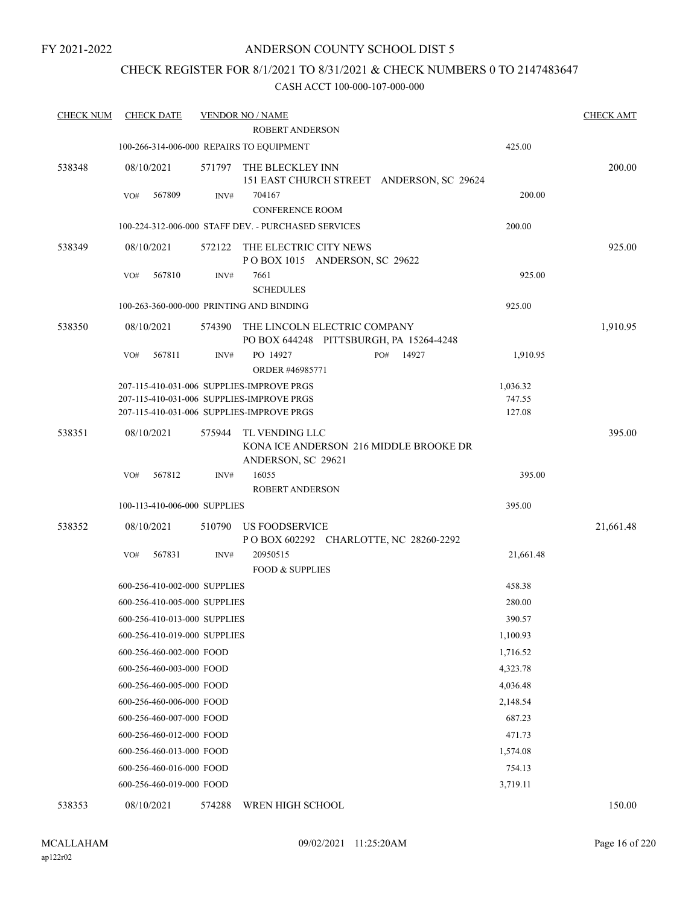FY 2021-2022

# ANDERSON COUNTY SCHOOL DIST 5

## CHECK REGISTER FOR 8/1/2021 TO 8/31/2021 & CHECK NUMBERS 0 TO 2147483647

CASH ACCT 100-000-107-000-000

| CHECK NUM | CHECK DATE | VENDOR NO / NAME | | CHECK AMT |
|---|---|---|---|---|
| | | ROBERT ANDERSON | | |
| | | 100-266-314-006-000 REPAIRS TO EQUIPMENT | 425.00 | |
| 538348 | 08/10/2021 | 571797 THE BLECKLEY INN<br>151 EAST CHURCH STREET ANDERSON, SC 29624 | | 200.00 |
| | VO# 567809 | INV# 704167<br>CONFERENCE ROOM | 200.00 | |
| | | 100-224-312-006-000 STAFF DEV. - PURCHASED SERVICES | 200.00 | |
| 538349 | 08/10/2021 | 572122 THE ELECTRIC CITY NEWS<br>P O BOX 1015 ANDERSON, SC 29622 | | 925.00 |
| | VO# 567810 | INV# 7661<br>SCHEDULES | 925.00 | |
| | | 100-263-360-000-000 PRINTING AND BINDING | 925.00 | |
| 538350 | 08/10/2021 | 574390 THE LINCOLN ELECTRIC COMPANY<br>PO BOX 644248 PITTSBURGH, PA 15264-4248 | | 1,910.95 |
| | VO# 567811 | INV# PO 14927 PO# 14927<br>ORDER #46985771 | 1,910.95 | |
| | | 207-115-410-031-006 SUPPLIES-IMPROVE PRGS | 1,036.32 | |
| | | 207-115-410-031-006 SUPPLIES-IMPROVE PRGS | 747.55 | |
| | | 207-115-410-031-006 SUPPLIES-IMPROVE PRGS | 127.08 | |
| 538351 | 08/10/2021 | 575944 TL VENDING LLC<br>KONA ICE ANDERSON 216 MIDDLE BROOKE DR<br>ANDERSON, SC 29621 | | 395.00 |
| | VO# 567812 | INV# 16055<br>ROBERT ANDERSON | 395.00 | |
| | | 100-113-410-006-000 SUPPLIES | 395.00 | |
| 538352 | 08/10/2021 | 510790 US FOODSERVICE<br>P O BOX 602292 CHARLOTTE, NC 28260-2292 | | 21,661.48 |
| | VO# 567831 | INV# 20950515<br>FOOD & SUPPLIES | 21,661.48 | |
| | | 600-256-410-002-000 SUPPLIES | 458.38 | |
| | | 600-256-410-005-000 SUPPLIES | 280.00 | |
| | | 600-256-410-013-000 SUPPLIES | 390.57 | |
| | | 600-256-410-019-000 SUPPLIES | 1,100.93 | |
| | | 600-256-460-002-000 FOOD | 1,716.52 | |
| | | 600-256-460-003-000 FOOD | 4,323.78 | |
| | | 600-256-460-005-000 FOOD | 4,036.48 | |
| | | 600-256-460-006-000 FOOD | 2,148.54 | |
| | | 600-256-460-007-000 FOOD | 687.23 | |
| | | 600-256-460-012-000 FOOD | 471.73 | |
| | | 600-256-460-013-000 FOOD | 1,574.08 | |
| | | 600-256-460-016-000 FOOD | 754.13 | |
| | | 600-256-460-019-000 FOOD | 3,719.11 | |
| 538353 | 08/10/2021 | 574288 WREN HIGH SCHOOL | | 150.00 |

MCALLAHAM ap122r02 09/02/2021 11:25:20AM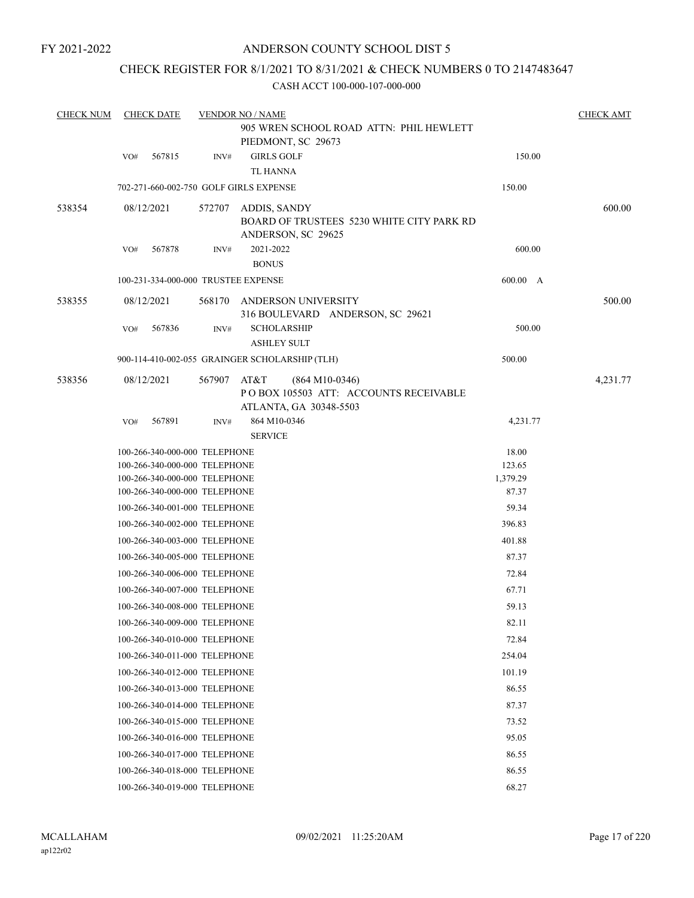FY 2021-2022

# ANDERSON COUNTY SCHOOL DIST 5

## CHECK REGISTER FOR 8/1/2021 TO 8/31/2021 & CHECK NUMBERS 0 TO 2147483647

CASH ACCT 100-000-107-000-000

| CHECK NUM | CHECK DATE | VENDOR NO / NAME | | CHECK AMT |
|---|---|---|---|---|
| | | 905 WREN SCHOOL ROAD ATTN: PHIL HEWLETT<br>PIEDMONT, SC 29673 | | |
| | VO# 567815 | INV# GIRLS GOLF<br>TL HANNA | 150.00 | |
| | 702-271-660-002-750 GOLF GIRLS EXPENSE | | 150.00 | |
| 538354 | 08/12/2021 | 572707 ADDIS, SANDY<br>BOARD OF TRUSTEES 5230 WHITE CITY PARK RD<br>ANDERSON, SC 29625 | | 600.00 |
| | VO# 567878 | INV# 2021-2022<br>BONUS | 600.00 | |
| | 100-231-334-000-000 TRUSTEE EXPENSE | | 600.00 A | |
| 538355 | 08/12/2021 | 568170 ANDERSON UNIVERSITY<br>316 BOULEVARD ANDERSON, SC 29621 | | 500.00 |
| | VO# 567836 | INV# SCHOLARSHIP<br>ASHLEY SULT | 500.00 | |
| | 900-114-410-002-055 GRAINGER SCHOLARSHIP (TLH) | | 500.00 | |
| 538356 | 08/12/2021 | 567907 AT&T (864 M10-0346)<br>P O BOX 105503 ATT: ACCOUNTS RECEIVABLE<br>ATLANTA, GA 30348-5503 | | 4,231.77 |
| | VO# 567891 | INV# 864 M10-0346<br>SERVICE | 4,231.77 | |
| | 100-266-340-000-000 TELEPHONE | | 18.00 | |
| | 100-266-340-000-000 TELEPHONE | | 123.65 | |
| | 100-266-340-000-000 TELEPHONE | | 1,379.29 | |
| | 100-266-340-000-000 TELEPHONE | | 87.37 | |
| | 100-266-340-001-000 TELEPHONE | | 59.34 | |
| | 100-266-340-002-000 TELEPHONE | | 396.83 | |
| | 100-266-340-003-000 TELEPHONE | | 401.88 | |
| | 100-266-340-005-000 TELEPHONE | | 87.37 | |
| | 100-266-340-006-000 TELEPHONE | | 72.84 | |
| | 100-266-340-007-000 TELEPHONE | | 67.71 | |
| | 100-266-340-008-000 TELEPHONE | | 59.13 | |
| | 100-266-340-009-000 TELEPHONE | | 82.11 | |
| | 100-266-340-010-000 TELEPHONE | | 72.84 | |
| | 100-266-340-011-000 TELEPHONE | | 254.04 | |
| | 100-266-340-012-000 TELEPHONE | | 101.19 | |
| | 100-266-340-013-000 TELEPHONE | | 86.55 | |
| | 100-266-340-014-000 TELEPHONE | | 87.37 | |
| | 100-266-340-015-000 TELEPHONE | | 73.52 | |
| | 100-266-340-016-000 TELEPHONE | | 95.05 | |
| | 100-266-340-017-000 TELEPHONE | | 86.55 | |
| | 100-266-340-018-000 TELEPHONE | | 86.55 | |
| | 100-266-340-019-000 TELEPHONE | | 68.27 | |

MCALLAHAM
ap122r02

09/02/2021 11:25:20AM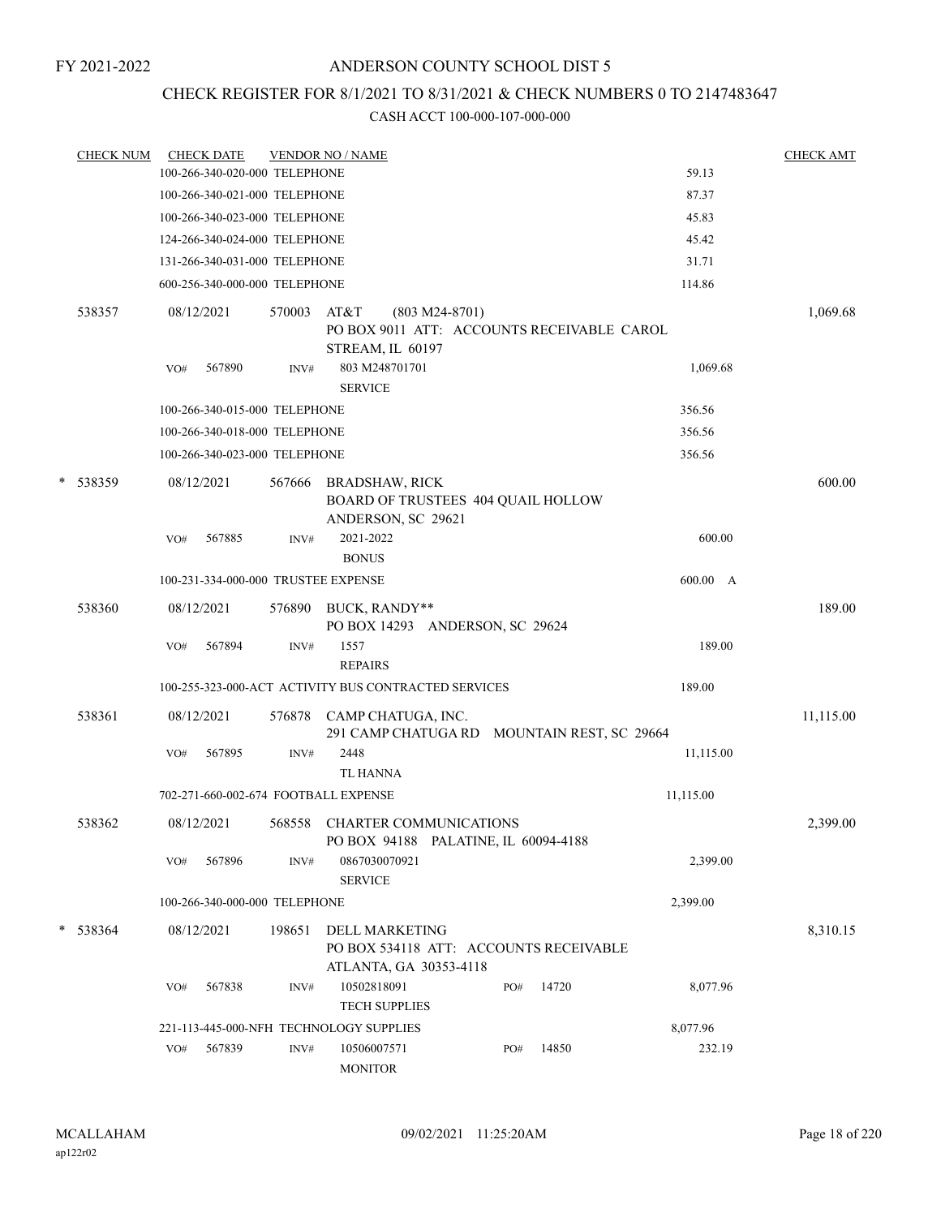FY 2021-2022

# ANDERSON COUNTY SCHOOL DIST 5

## CHECK REGISTER FOR 8/1/2021 TO 8/31/2021 & CHECK NUMBERS 0 TO 2147483647

### CASH ACCT 100-000-107-000-000

| CHECK NUM | CHECK DATE | VENDOR NO / NAME | | CHECK AMT |
|---|---|---|---|---|
| | 100-266-340-020-000 TELEPHONE | | 59.13 | |
| | 100-266-340-021-000 TELEPHONE | | 87.37 | |
| | 100-266-340-023-000 TELEPHONE | | 45.83 | |
| | 124-266-340-024-000 TELEPHONE | | 45.42 | |
| | 131-266-340-031-000 TELEPHONE | | 31.71 | |
| | 600-256-340-000-000 TELEPHONE | | 114.86 | |
| 538357 | 08/12/2021 | 570003 AT&T (803 M24-8701) PO BOX 9011 ATT: ACCOUNTS RECEIVABLE CAROL STREAM, IL 60197 | | 1,069.68 |
| | VO# 567890 | INV# 803 M248701701 SERVICE | 1,069.68 | |
| | 100-266-340-015-000 TELEPHONE | | 356.56 | |
| | 100-266-340-018-000 TELEPHONE | | 356.56 | |
| | 100-266-340-023-000 TELEPHONE | | 356.56 | |
| * 538359 | 08/12/2021 | 567666 BRADSHAW, RICK BOARD OF TRUSTEES 404 QUAIL HOLLOW ANDERSON, SC 29621 | | 600.00 |
| | VO# 567885 | INV# 2021-2022 BONUS | 600.00 | |
| | 100-231-334-000-000 TRUSTEE EXPENSE | | 600.00 A | |
| 538360 | 08/12/2021 | 576890 BUCK, RANDY** PO BOX 14293 ANDERSON, SC 29624 | | 189.00 |
| | VO# 567894 | INV# 1557 REPAIRS | 189.00 | |
| | 100-255-323-000-ACT ACTIVITY BUS CONTRACTED SERVICES | | 189.00 | |
| 538361 | 08/12/2021 | 576878 CAMP CHATUGA, INC. 291 CAMP CHATUGA RD MOUNTAIN REST, SC 29664 | | 11,115.00 |
| | VO# 567895 | INV# 2448 TL HANNA | 11,115.00 | |
| | 702-271-660-002-674 FOOTBALL EXPENSE | | 11,115.00 | |
| 538362 | 08/12/2021 | 568558 CHARTER COMMUNICATIONS PO BOX 94188 PALATINE, IL 60094-4188 | | 2,399.00 |
| | VO# 567896 | INV# 0867030070921 SERVICE | 2,399.00 | |
| | 100-266-340-000-000 TELEPHONE | | 2,399.00 | |
| * 538364 | 08/12/2021 | 198651 DELL MARKETING PO BOX 534118 ATT: ACCOUNTS RECEIVABLE ATLANTA, GA 30353-4118 | | 8,310.15 |
| | VO# 567838 | INV# 10502818091 PO# 14720 TECH SUPPLIES | 8,077.96 | |
| | 221-113-445-000-NFH TECHNOLOGY SUPPLIES | | 8,077.96 | |
| | VO# 567839 | INV# 10506007571 PO# 14850 MONITOR | 232.19 | |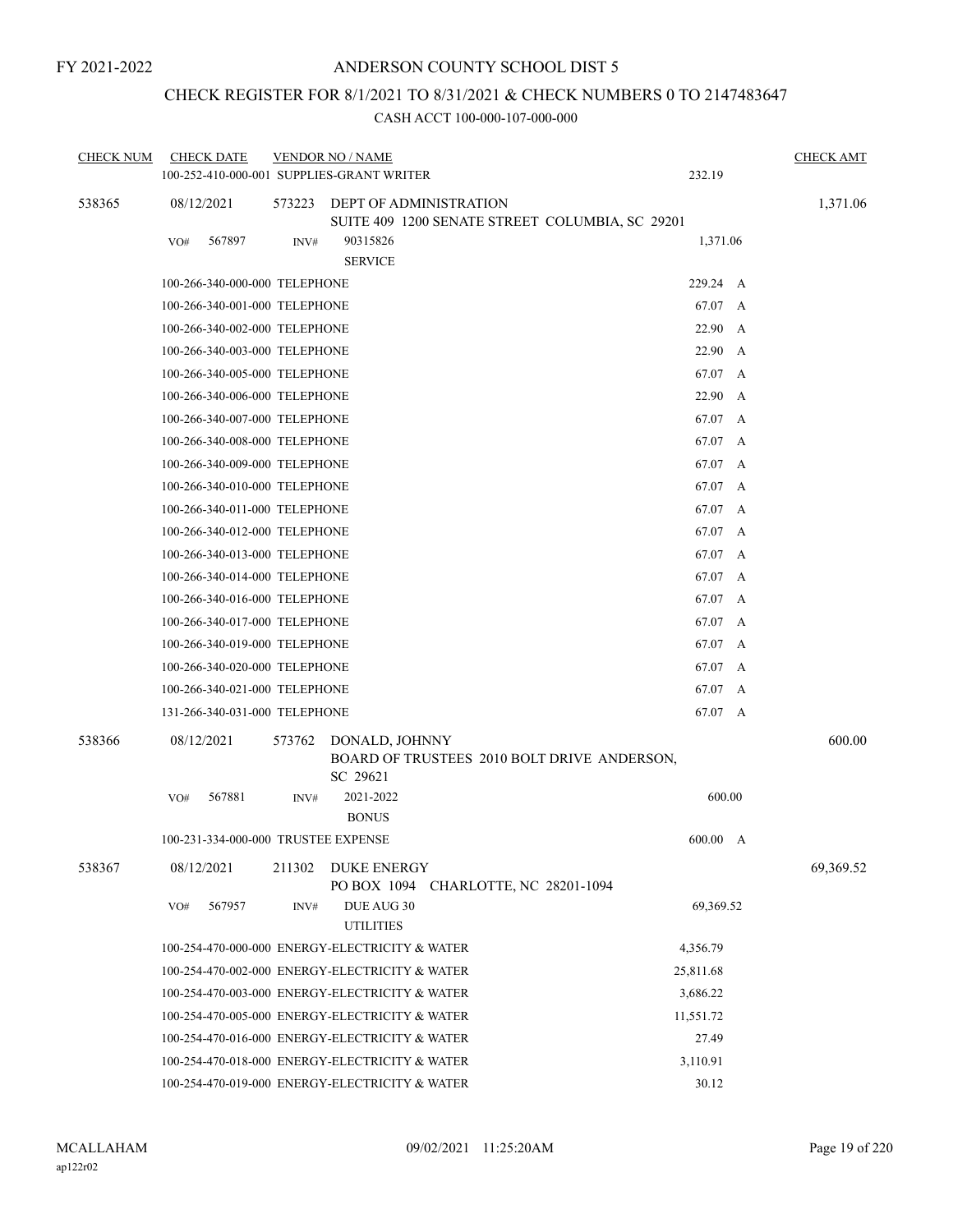FY 2021-2022

# ANDERSON COUNTY SCHOOL DIST 5

## CHECK REGISTER FOR 8/1/2021 TO 8/31/2021 & CHECK NUMBERS 0 TO 2147483647

### CASH ACCT 100-000-107-000-000

| CHECK NUM | CHECK DATE | VENDOR NO / NAME | | CHECK AMT |
|---|---|---|---|---|
| | 100-252-410-000-001 SUPPLIES-GRANT WRITER | | 232.19 | |
| 538365 | 08/12/2021 | 573223 DEPT OF ADMINISTRATION<br>SUITE 409 1200 SENATE STREET COLUMBIA, SC 29201 | | 1,371.06 |
| | VO# 567897 | INV# 90315826<br>SERVICE | 1,371.06 | |
| | 100-266-340-000-000 TELEPHONE | | 229.24 A | |
| | 100-266-340-001-000 TELEPHONE | | 67.07 A | |
| | 100-266-340-002-000 TELEPHONE | | 22.90 A | |
| | 100-266-340-003-000 TELEPHONE | | 22.90 A | |
| | 100-266-340-005-000 TELEPHONE | | 67.07 A | |
| | 100-266-340-006-000 TELEPHONE | | 22.90 A | |
| | 100-266-340-007-000 TELEPHONE | | 67.07 A | |
| | 100-266-340-008-000 TELEPHONE | | 67.07 A | |
| | 100-266-340-009-000 TELEPHONE | | 67.07 A | |
| | 100-266-340-010-000 TELEPHONE | | 67.07 A | |
| | 100-266-340-011-000 TELEPHONE | | 67.07 A | |
| | 100-266-340-012-000 TELEPHONE | | 67.07 A | |
| | 100-266-340-013-000 TELEPHONE | | 67.07 A | |
| | 100-266-340-014-000 TELEPHONE | | 67.07 A | |
| | 100-266-340-016-000 TELEPHONE | | 67.07 A | |
| | 100-266-340-017-000 TELEPHONE | | 67.07 A | |
| | 100-266-340-019-000 TELEPHONE | | 67.07 A | |
| | 100-266-340-020-000 TELEPHONE | | 67.07 A | |
| | 100-266-340-021-000 TELEPHONE | | 67.07 A | |
| | 131-266-340-031-000 TELEPHONE | | 67.07 A | |
| 538366 | 08/12/2021 | 573762 DONALD, JOHNNY<br>BOARD OF TRUSTEES 2010 BOLT DRIVE ANDERSON, SC 29621 | | 600.00 |
| | VO# 567881 | INV# 2021-2022<br>BONUS | 600.00 | |
| | 100-231-334-000-000 TRUSTEE EXPENSE | | 600.00 A | |
| 538367 | 08/12/2021 | 211302 DUKE ENERGY<br>PO BOX 1094 CHARLOTTE, NC 28201-1094 | | 69,369.52 |
| | VO# 567957 | INV# DUE AUG 30<br>UTILITIES | 69,369.52 | |
| | 100-254-470-000-000 ENERGY-ELECTRICITY & WATER | | 4,356.79 | |
| | 100-254-470-002-000 ENERGY-ELECTRICITY & WATER | | 25,811.68 | |
| | 100-254-470-003-000 ENERGY-ELECTRICITY & WATER | | 3,686.22 | |
| | 100-254-470-005-000 ENERGY-ELECTRICITY & WATER | | 11,551.72 | |
| | 100-254-470-016-000 ENERGY-ELECTRICITY & WATER | | 27.49 | |
| | 100-254-470-018-000 ENERGY-ELECTRICITY & WATER | | 3,110.91 | |
| | 100-254-470-019-000 ENERGY-ELECTRICITY & WATER | | 30.12 | |

MCALLAHAM
ap122r02

09/02/2021 11:25:20AM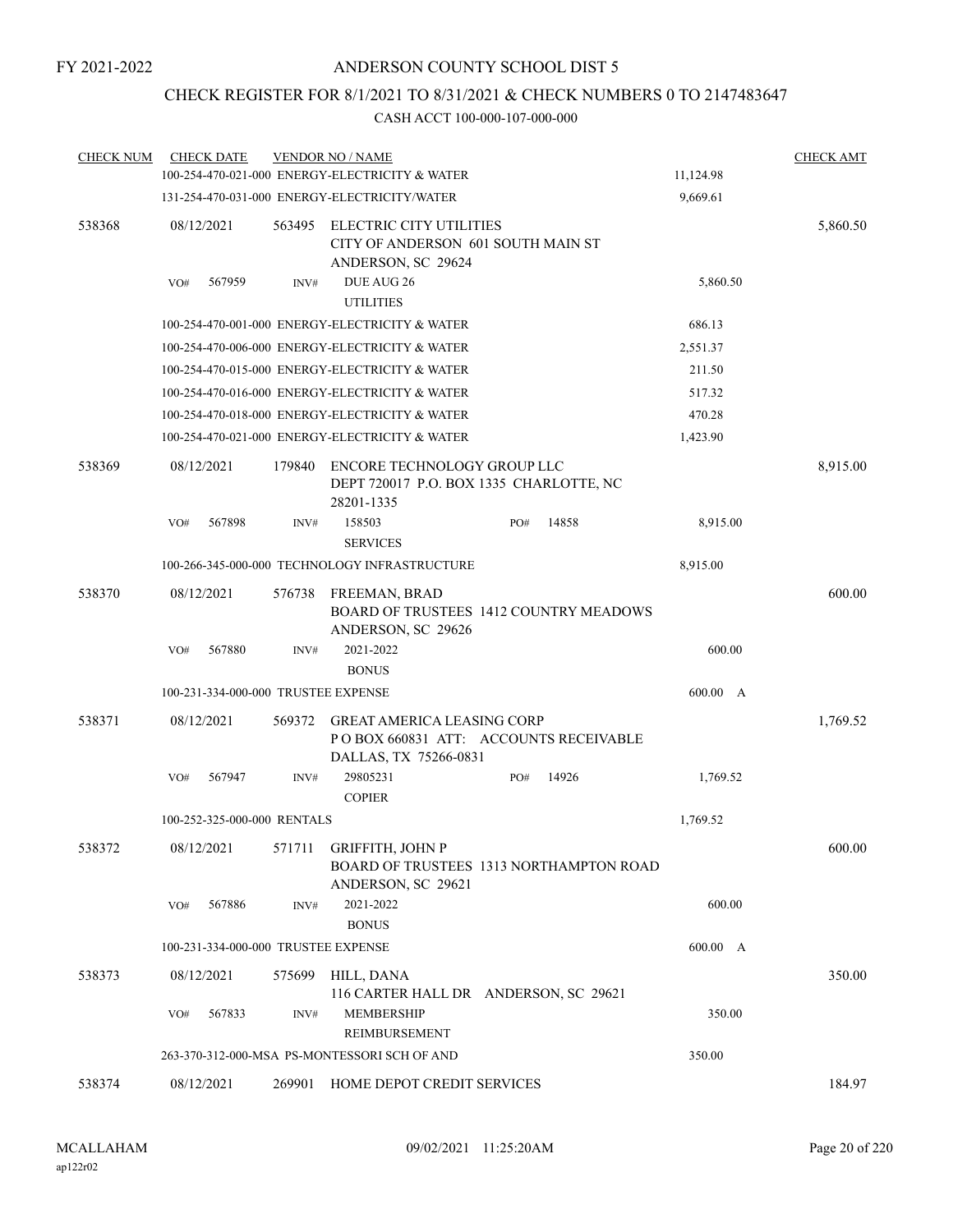FY 2021-2022

# ANDERSON COUNTY SCHOOL DIST 5

## CHECK REGISTER FOR 8/1/2021 TO 8/31/2021 & CHECK NUMBERS 0 TO 2147483647

CASH ACCT 100-000-107-000-000

| CHECK NUM | CHECK DATE | VENDOR NO / NAME | | CHECK AMT |
|---|---|---|---|---|
| | | 100-254-470-021-000 ENERGY-ELECTRICITY & WATER | 11,124.98 | |
| | | 131-254-470-031-000 ENERGY-ELECTRICITY/WATER | 9,669.61 | |
| 538368 | 08/12/2021 | 563495 ELECTRIC CITY UTILITIES<br>CITY OF ANDERSON 601 SOUTH MAIN ST<br>ANDERSON, SC 29624 | | 5,860.50 |
| | VO# 567959 | INV# DUE AUG 26<br>UTILITIES | 5,860.50 | |
| | | 100-254-470-001-000 ENERGY-ELECTRICITY & WATER | 686.13 | |
| | | 100-254-470-006-000 ENERGY-ELECTRICITY & WATER | 2,551.37 | |
| | | 100-254-470-015-000 ENERGY-ELECTRICITY & WATER | 211.50 | |
| | | 100-254-470-016-000 ENERGY-ELECTRICITY & WATER | 517.32 | |
| | | 100-254-470-018-000 ENERGY-ELECTRICITY & WATER | 470.28 | |
| | | 100-254-470-021-000 ENERGY-ELECTRICITY & WATER | 1,423.90 | |
| 538369 | 08/12/2021 | 179840 ENCORE TECHNOLOGY GROUP LLC<br>DEPT 720017 P.O. BOX 1335 CHARLOTTE, NC 28201-1335 | | 8,915.00 |
| | VO# 567898 | INV# 158503 PO# 14858<br>SERVICES | 8,915.00 | |
| | | 100-266-345-000-000 TECHNOLOGY INFRASTRUCTURE | 8,915.00 | |
| 538370 | 08/12/2021 | 576738 FREEMAN, BRAD<br>BOARD OF TRUSTEES 1412 COUNTRY MEADOWS<br>ANDERSON, SC 29626 | | 600.00 |
| | VO# 567880 | INV# 2021-2022<br>BONUS | 600.00 | |
| | | 100-231-334-000-000 TRUSTEE EXPENSE | 600.00 A | |
| 538371 | 08/12/2021 | 569372 GREAT AMERICA LEASING CORP<br>P O BOX 660831 ATT: ACCOUNTS RECEIVABLE<br>DALLAS, TX 75266-0831 | | 1,769.52 |
| | VO# 567947 | INV# 29805231 PO# 14926<br>COPIER | 1,769.52 | |
| | | 100-252-325-000-000 RENTALS | 1,769.52 | |
| 538372 | 08/12/2021 | 571711 GRIFFITH, JOHN P<br>BOARD OF TRUSTEES 1313 NORTHAMPTON ROAD<br>ANDERSON, SC 29621 | | 600.00 |
| | VO# 567886 | INV# 2021-2022<br>BONUS | 600.00 | |
| | | 100-231-334-000-000 TRUSTEE EXPENSE | 600.00 A | |
| 538373 | 08/12/2021 | 575699 HILL, DANA<br>116 CARTER HALL DR ANDERSON, SC 29621 | | 350.00 |
| | VO# 567833 | INV# MEMBERSHIP<br>REIMBURSEMENT | 350.00 | |
| | | 263-370-312-000-MSA PS-MONTESSORI SCH OF AND | 350.00 | |
| 538374 | 08/12/2021 | 269901 HOME DEPOT CREDIT SERVICES | | 184.97 |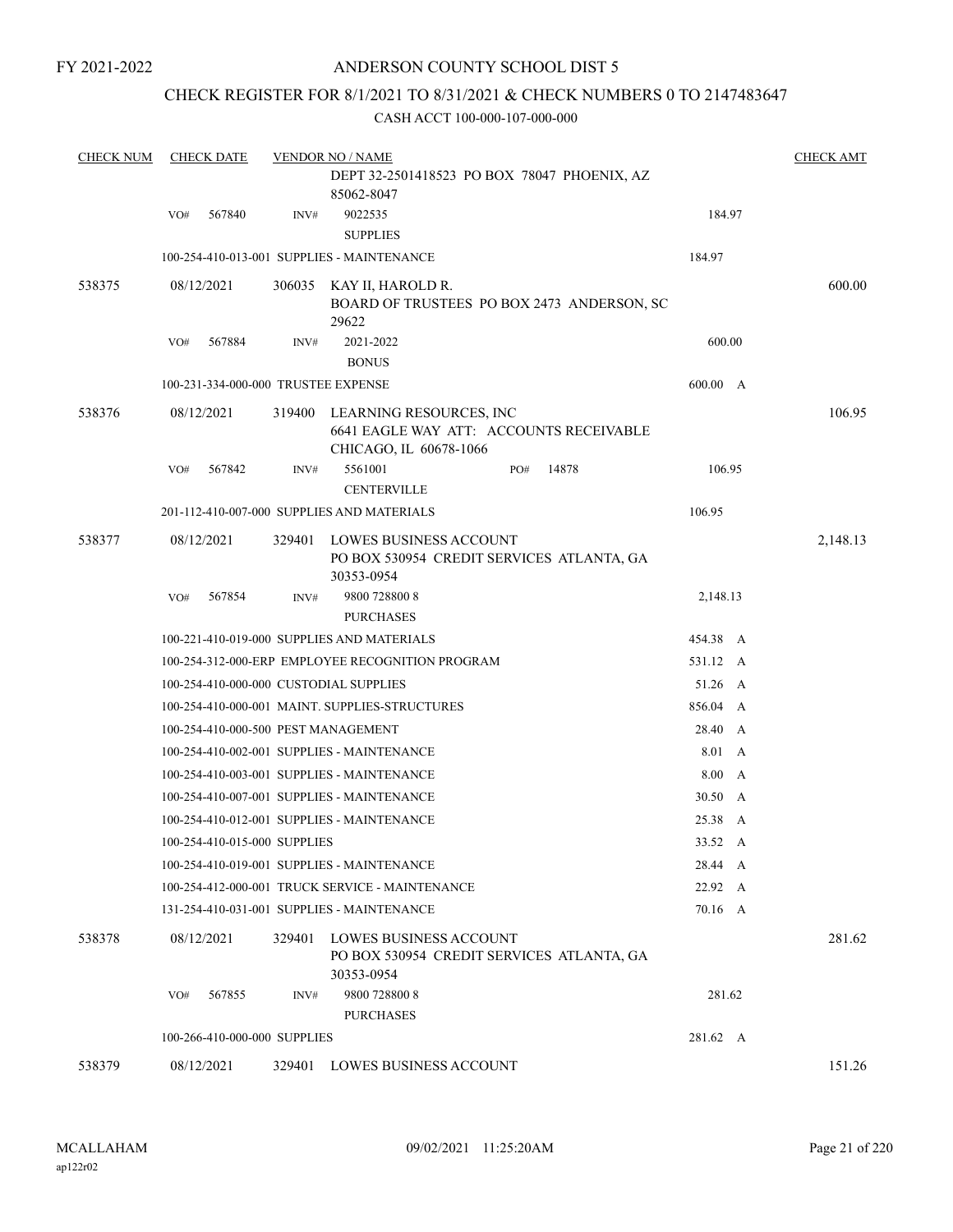FY 2021-2022

ANDERSON COUNTY SCHOOL DIST 5

CHECK REGISTER FOR 8/1/2021 TO 8/31/2021 & CHECK NUMBERS 0 TO 2147483647

CASH ACCT 100-000-107-000-000

| CHECK NUM | CHECK DATE | VENDOR NO / NAME | | CHECK AMT |
|---|---|---|---|---|
| | | DEPT 32-2501418523 PO BOX 78047 PHOENIX, AZ 85062-8047 | | |
| | VO# 567840 | INV# 9022535 SUPPLIES | 184.97 | |
| | | 100-254-410-013-001 SUPPLIES - MAINTENANCE | 184.97 | |
| 538375 | 08/12/2021 | 306035 KAY II, HAROLD R. BOARD OF TRUSTEES PO BOX 2473 ANDERSON, SC 29622 | | 600.00 |
| | VO# 567884 | INV# 2021-2022 BONUS | 600.00 | |
| | | 100-231-334-000-000 TRUSTEE EXPENSE | 600.00 A | |
| 538376 | 08/12/2021 | 319400 LEARNING RESOURCES, INC 6641 EAGLE WAY ATT: ACCOUNTS RECEIVABLE CHICAGO, IL 60678-1066 | | 106.95 |
| | VO# 567842 | INV# 5561001 PO# 14878 CENTERVILLE | 106.95 | |
| | | 201-112-410-007-000 SUPPLIES AND MATERIALS | 106.95 | |
| 538377 | 08/12/2021 | 329401 LOWES BUSINESS ACCOUNT PO BOX 530954 CREDIT SERVICES ATLANTA, GA 30353-0954 | | 2,148.13 |
| | VO# 567854 | INV# 9800 728800 8 PURCHASES | 2,148.13 | |
| | | 100-221-410-019-000 SUPPLIES AND MATERIALS | 454.38 A | |
| | | 100-254-312-000-ERP EMPLOYEE RECOGNITION PROGRAM | 531.12 A | |
| | | 100-254-410-000-000 CUSTODIAL SUPPLIES | 51.26 A | |
| | | 100-254-410-000-001 MAINT. SUPPLIES-STRUCTURES | 856.04 A | |
| | | 100-254-410-000-500 PEST MANAGEMENT | 28.40 A | |
| | | 100-254-410-002-001 SUPPLIES - MAINTENANCE | 8.01 A | |
| | | 100-254-410-003-001 SUPPLIES - MAINTENANCE | 8.00 A | |
| | | 100-254-410-007-001 SUPPLIES - MAINTENANCE | 30.50 A | |
| | | 100-254-410-012-001 SUPPLIES - MAINTENANCE | 25.38 A | |
| | | 100-254-410-015-000 SUPPLIES | 33.52 A | |
| | | 100-254-410-019-001 SUPPLIES - MAINTENANCE | 28.44 A | |
| | | 100-254-412-000-001 TRUCK SERVICE - MAINTENANCE | 22.92 A | |
| | | 131-254-410-031-001 SUPPLIES - MAINTENANCE | 70.16 A | |
| 538378 | 08/12/2021 | 329401 LOWES BUSINESS ACCOUNT PO BOX 530954 CREDIT SERVICES ATLANTA, GA 30353-0954 | | 281.62 |
| | VO# 567855 | INV# 9800 728800 8 PURCHASES | 281.62 | |
| | | 100-266-410-000-000 SUPPLIES | 281.62 A | |
| 538379 | 08/12/2021 | 329401 LOWES BUSINESS ACCOUNT | | 151.26 |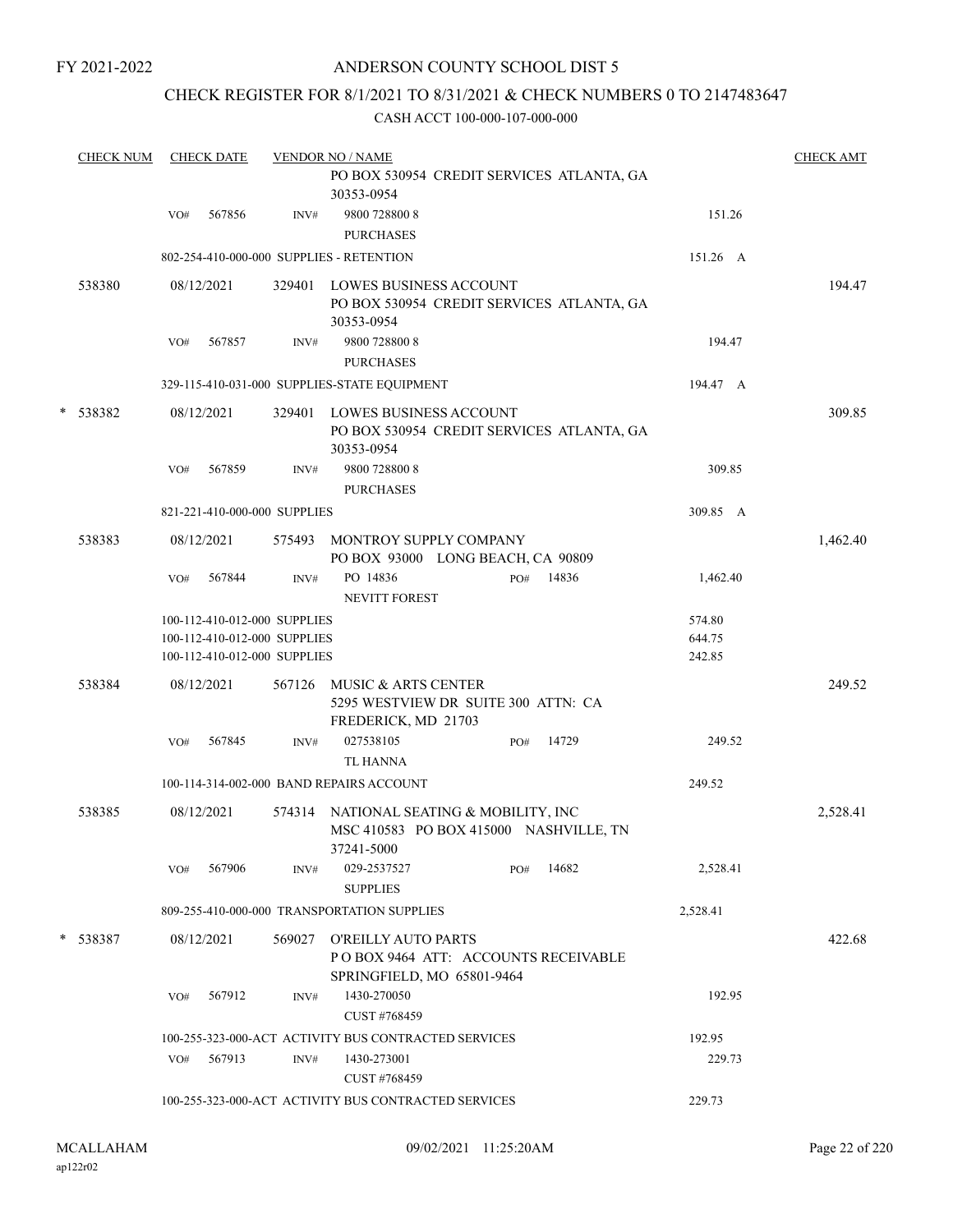FY 2021-2022

# ANDERSON COUNTY SCHOOL DIST 5

## CHECK REGISTER FOR 8/1/2021 TO 8/31/2021 & CHECK NUMBERS 0 TO 2147483647

### CASH ACCT 100-000-107-000-000

| CHECK NUM | CHECK DATE | VENDOR NO / NAME | | CHECK AMT |
|---|---|---|---|---|
| | | PO BOX 530954 CREDIT SERVICES ATLANTA, GA 30353-0954 | | |
| | VO# 567856 | INV# 9800 728800 8 PURCHASES | 151.26 | |
| | | 802-254-410-000-000 SUPPLIES - RETENTION | 151.26 A | |
| 538380 | 08/12/2021 | 329401 LOWES BUSINESS ACCOUNT PO BOX 530954 CREDIT SERVICES ATLANTA, GA 30353-0954 | | 194.47 |
| | VO# 567857 | INV# 9800 728800 8 PURCHASES | 194.47 | |
| | | 329-115-410-031-000 SUPPLIES-STATE EQUIPMENT | 194.47 A | |
| * 538382 | 08/12/2021 | 329401 LOWES BUSINESS ACCOUNT PO BOX 530954 CREDIT SERVICES ATLANTA, GA 30353-0954 | | 309.85 |
| | VO# 567859 | INV# 9800 728800 8 PURCHASES | 309.85 | |
| | | 821-221-410-000-000 SUPPLIES | 309.85 A | |
| 538383 | 08/12/2021 | 575493 MONTROY SUPPLY COMPANY PO BOX 93000 LONG BEACH, CA 90809 | | 1,462.40 |
| | VO# 567844 | INV# PO 14836 PO# 14836 NEVITT FOREST | 1,462.40 | |
| | | 100-112-410-012-000 SUPPLIES | 574.80 | |
| | | 100-112-410-012-000 SUPPLIES | 644.75 | |
| | | 100-112-410-012-000 SUPPLIES | 242.85 | |
| 538384 | 08/12/2021 | 567126 MUSIC & ARTS CENTER 5295 WESTVIEW DR SUITE 300 ATTN: CA FREDERICK, MD 21703 | | 249.52 |
| | VO# 567845 | INV# 027538105 PO# 14729 TL HANNA | 249.52 | |
| | | 100-114-314-002-000 BAND REPAIRS ACCOUNT | 249.52 | |
| 538385 | 08/12/2021 | 574314 NATIONAL SEATING & MOBILITY, INC MSC 410583 PO BOX 415000 NASHVILLE, TN 37241-5000 | | 2,528.41 |
| | VO# 567906 | INV# 029-2537527 PO# 14682 SUPPLIES | 2,528.41 | |
| | | 809-255-410-000-000 TRANSPORTATION SUPPLIES | 2,528.41 | |
| * 538387 | 08/12/2021 | 569027 O'REILLY AUTO PARTS P O BOX 9464 ATT: ACCOUNTS RECEIVABLE SPRINGFIELD, MO 65801-9464 | | 422.68 |
| | VO# 567912 | INV# 1430-270050 CUST #768459 | 192.95 | |
| | | 100-255-323-000-ACT ACTIVITY BUS CONTRACTED SERVICES | 192.95 | |
| | VO# 567913 | INV# 1430-273001 CUST #768459 | 229.73 | |
| | | 100-255-323-000-ACT ACTIVITY BUS CONTRACTED SERVICES | 229.73 | |

MCALLAHAM ap122r02 09/02/2021 11:25:20AM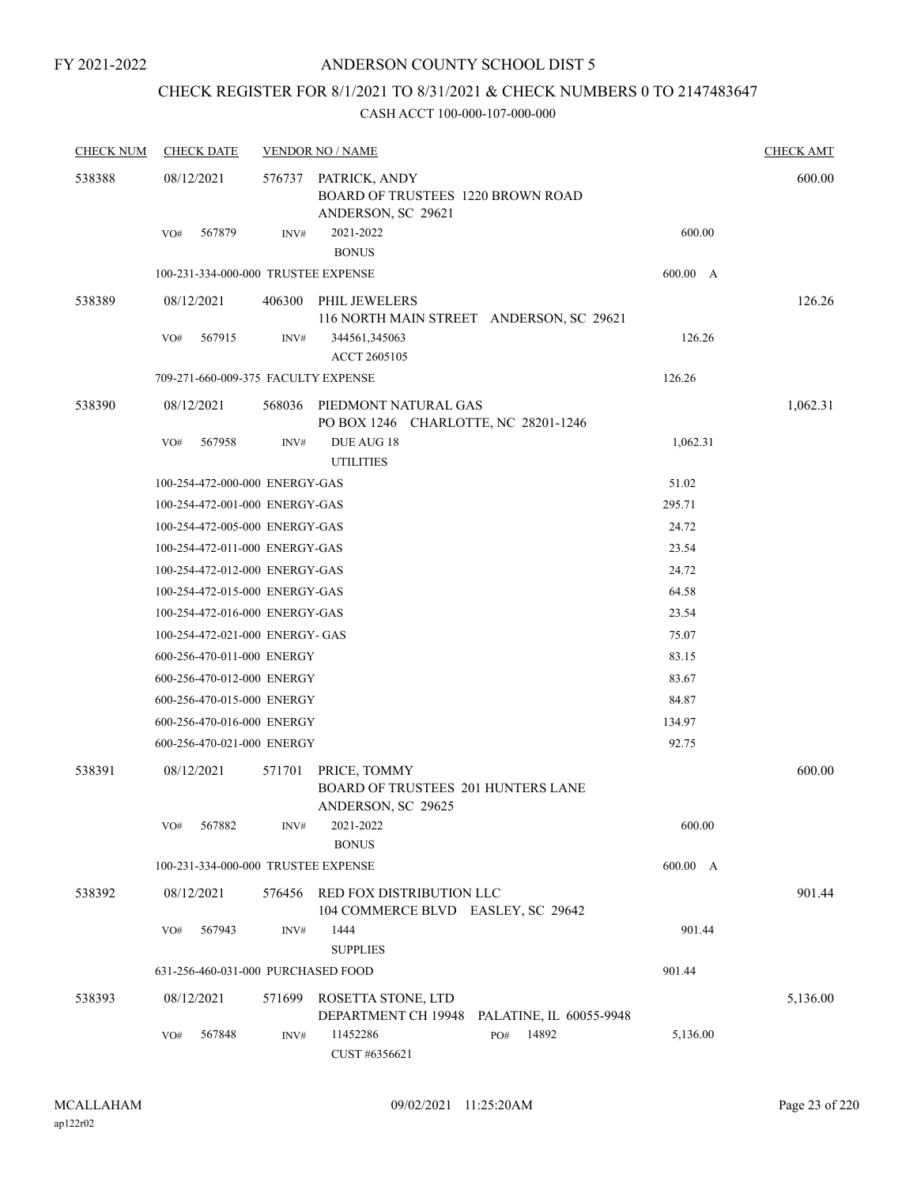FY 2021-2022

# ANDERSON COUNTY SCHOOL DIST 5

## CHECK REGISTER FOR 8/1/2021 TO 8/31/2021 & CHECK NUMBERS 0 TO 2147483647

### CASH ACCT 100-000-107-000-000

| CHECK NUM | CHECK DATE | VENDOR NO / NAME | | CHECK AMT |
|---|---|---|---|---|
| 538388 | 08/12/2021 | 576737 PATRICK, ANDY<br>BOARD OF TRUSTEES 1220 BROWN ROAD<br>ANDERSON, SC 29621 | | 600.00 |
| | VO# 567879 | INV# 2021-2022<br>BONUS | 600.00 | |
| | 100-231-334-000-000 TRUSTEE EXPENSE | | 600.00 A | |
| 538389 | 08/12/2021 | 406300 PHIL JEWELERS<br>116 NORTH MAIN STREET ANDERSON, SC 29621 | | 126.26 |
| | VO# 567915 | INV# 344561,345063<br>ACCT 2605105 | 126.26 | |
| | 709-271-660-009-375 FACULTY EXPENSE | | 126.26 | |
| 538390 | 08/12/2021 | 568036 PIEDMONT NATURAL GAS<br>PO BOX 1246 CHARLOTTE, NC 28201-1246 | | 1,062.31 |
| | VO# 567958 | INV# DUE AUG 18<br>UTILITIES | 1,062.31 | |
| | 100-254-472-000-000 ENERGY-GAS | | 51.02 | |
| | 100-254-472-001-000 ENERGY-GAS | | 295.71 | |
| | 100-254-472-005-000 ENERGY-GAS | | 24.72 | |
| | 100-254-472-011-000 ENERGY-GAS | | 23.54 | |
| | 100-254-472-012-000 ENERGY-GAS | | 24.72 | |
| | 100-254-472-015-000 ENERGY-GAS | | 64.58 | |
| | 100-254-472-016-000 ENERGY-GAS | | 23.54 | |
| | 100-254-472-021-000 ENERGY- GAS | | 75.07 | |
| | 600-256-470-011-000 ENERGY | | 83.15 | |
| | 600-256-470-012-000 ENERGY | | 83.67 | |
| | 600-256-470-015-000 ENERGY | | 84.87 | |
| | 600-256-470-016-000 ENERGY | | 134.97 | |
| | 600-256-470-021-000 ENERGY | | 92.75 | |
| 538391 | 08/12/2021 | 571701 PRICE, TOMMY<br>BOARD OF TRUSTEES 201 HUNTERS LANE<br>ANDERSON, SC 29625 | | 600.00 |
| | VO# 567882 | INV# 2021-2022<br>BONUS | 600.00 | |
| | 100-231-334-000-000 TRUSTEE EXPENSE | | 600.00 A | |
| 538392 | 08/12/2021 | 576456 RED FOX DISTRIBUTION LLC<br>104 COMMERCE BLVD EASLEY, SC 29642 | | 901.44 |
| | VO# 567943 | INV# 1444<br>SUPPLIES | 901.44 | |
| | 631-256-460-031-000 PURCHASED FOOD | | 901.44 | |
| 538393 | 08/12/2021 | 571699 ROSETTA STONE, LTD<br>DEPARTMENT CH 19948 PALATINE, IL 60055-9948 | | 5,136.00 |
| | VO# 567848 | INV# 11452286 PO# 14892<br>CUST #6356621 | 5,136.00 | |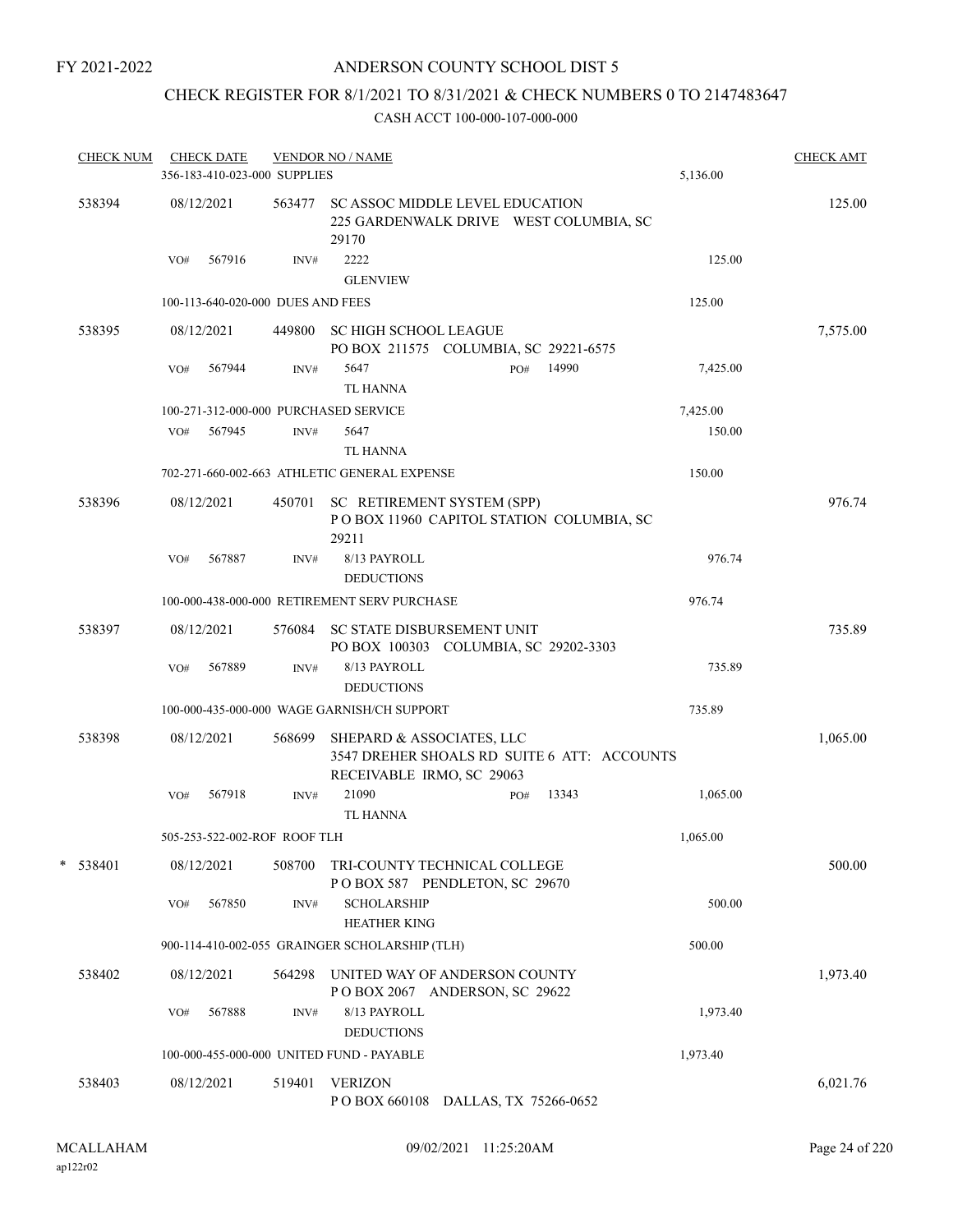FY 2021-2022

# ANDERSON COUNTY SCHOOL DIST 5

## CHECK REGISTER FOR 8/1/2021 TO 8/31/2021 & CHECK NUMBERS 0 TO 2147483647

### CASH ACCT 100-000-107-000-000

| CHECK NUM | CHECK DATE | VENDOR NO / NAME | | CHECK AMT |
|---|---|---|---|---|
| | 356-183-410-023-000 SUPPLIES | | 5,136.00 | |
| 538394 | 08/12/2021 | 563477 SC ASSOC MIDDLE LEVEL EDUCATION<br>225 GARDENWALK DRIVE WEST COLUMBIA, SC 29170 | | 125.00 |
| | VO# 567916 | INV# 2222<br>GLENVIEW | 125.00 | |
| | 100-113-640-020-000 DUES AND FEES | | 125.00 | |
| 538395 | 08/12/2021 | 449800 SC HIGH SCHOOL LEAGUE<br>PO BOX 211575 COLUMBIA, SC 29221-6575 | | 7,575.00 |
| | VO# 567944 | INV# 5647 PO# 14990<br>TL HANNA | 7,425.00 | |
| | 100-271-312-000-000 PURCHASED SERVICE | | 7,425.00 | |
| | VO# 567945 | INV# 5647<br>TL HANNA | 150.00 | |
| | 702-271-660-002-663 ATHLETIC GENERAL EXPENSE | | 150.00 | |
| 538396 | 08/12/2021 | 450701 SC RETIREMENT SYSTEM (SPP)<br>P O BOX 11960 CAPITOL STATION COLUMBIA, SC 29211 | | 976.74 |
| | VO# 567887 | INV# 8/13 PAYROLL<br>DEDUCTIONS | 976.74 | |
| | 100-000-438-000-000 RETIREMENT SERV PURCHASE | | 976.74 | |
| 538397 | 08/12/2021 | 576084 SC STATE DISBURSEMENT UNIT<br>PO BOX 100303 COLUMBIA, SC 29202-3303 | | 735.89 |
| | VO# 567889 | INV# 8/13 PAYROLL<br>DEDUCTIONS | 735.89 | |
| | 100-000-435-000-000 WAGE GARNISH/CH SUPPORT | | 735.89 | |
| 538398 | 08/12/2021 | 568699 SHEPARD & ASSOCIATES, LLC<br>3547 DREHER SHOALS RD SUITE 6 ATT: ACCOUNTS RECEIVABLE IRMO, SC 29063 | | 1,065.00 |
| | VO# 567918 | INV# 21090 PO# 13343<br>TL HANNA | 1,065.00 | |
| | 505-253-522-002-ROF ROOF TLH | | 1,065.00 | |
| * 538401 | 08/12/2021 | 508700 TRI-COUNTY TECHNICAL COLLEGE<br>P O BOX 587 PENDLETON, SC 29670 | | 500.00 |
| | VO# 567850 | INV# SCHOLARSHIP<br>HEATHER KING | 500.00 | |
| | 900-114-410-002-055 GRAINGER SCHOLARSHIP (TLH) | | 500.00 | |
| 538402 | 08/12/2021 | 564298 UNITED WAY OF ANDERSON COUNTY<br>P O BOX 2067 ANDERSON, SC 29622 | | 1,973.40 |
| | VO# 567888 | INV# 8/13 PAYROLL<br>DEDUCTIONS | 1,973.40 | |
| | 100-000-455-000-000 UNITED FUND - PAYABLE | | 1,973.40 | |
| 538403 | 08/12/2021 | 519401 VERIZON<br>P O BOX 660108 DALLAS, TX 75266-0652 | | 6,021.76 |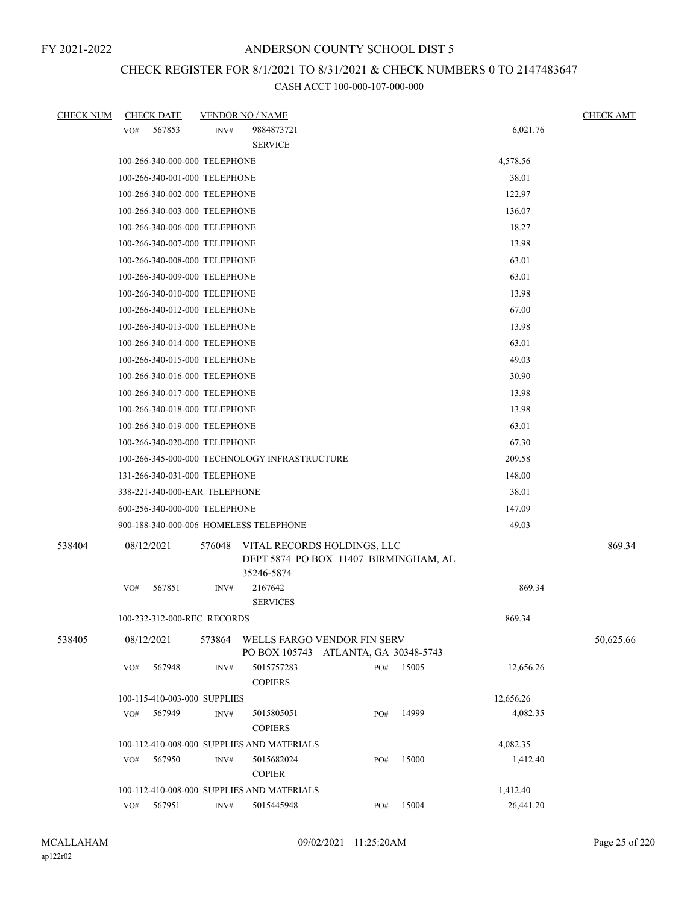FY 2021-2022

# ANDERSON COUNTY SCHOOL DIST 5

## CHECK REGISTER FOR 8/1/2021 TO 8/31/2021 & CHECK NUMBERS 0 TO 2147483647

CASH ACCT 100-000-107-000-000

| CHECK NUM | CHECK DATE | VENDOR NO / NAME | | CHECK AMT |
|---|---|---|---|---|
| | VO# 567853 | INV# 9884873721 SERVICE | 6,021.76 | |
| | 100-266-340-000-000 TELEPHONE | | 4,578.56 | |
| | 100-266-340-001-000 TELEPHONE | | 38.01 | |
| | 100-266-340-002-000 TELEPHONE | | 122.97 | |
| | 100-266-340-003-000 TELEPHONE | | 136.07 | |
| | 100-266-340-006-000 TELEPHONE | | 18.27 | |
| | 100-266-340-007-000 TELEPHONE | | 13.98 | |
| | 100-266-340-008-000 TELEPHONE | | 63.01 | |
| | 100-266-340-009-000 TELEPHONE | | 63.01 | |
| | 100-266-340-010-000 TELEPHONE | | 13.98 | |
| | 100-266-340-012-000 TELEPHONE | | 67.00 | |
| | 100-266-340-013-000 TELEPHONE | | 13.98 | |
| | 100-266-340-014-000 TELEPHONE | | 63.01 | |
| | 100-266-340-015-000 TELEPHONE | | 49.03 | |
| | 100-266-340-016-000 TELEPHONE | | 30.90 | |
| | 100-266-340-017-000 TELEPHONE | | 13.98 | |
| | 100-266-340-018-000 TELEPHONE | | 13.98 | |
| | 100-266-340-019-000 TELEPHONE | | 63.01 | |
| | 100-266-340-020-000 TELEPHONE | | 67.30 | |
| | 100-266-345-000-000 TECHNOLOGY INFRASTRUCTURE | | 209.58 | |
| | 131-266-340-031-000 TELEPHONE | | 148.00 | |
| | 338-221-340-000-EAR TELEPHONE | | 38.01 | |
| | 600-256-340-000-000 TELEPHONE | | 147.09 | |
| | 900-188-340-000-006 HOMELESS TELEPHONE | | 49.03 | |
| 538404 | 08/12/2021 | 576048 VITAL RECORDS HOLDINGS, LLC DEPT 5874 PO BOX 11407 BIRMINGHAM, AL 35246-5874 | | 869.34 |
| | VO# 567851 | INV# 2167642 SERVICES | 869.34 | |
| | 100-232-312-000-REC RECORDS | | 869.34 | |
| 538405 | 08/12/2021 | 573864 WELLS FARGO VENDOR FIN SERV PO BOX 105743 ATLANTA, GA 30348-5743 | | 50,625.66 |
| | VO# 567948 | INV# 5015757283 PO# 15005 COPIERS | 12,656.26 | |
| | 100-115-410-003-000 SUPPLIES | | 12,656.26 | |
| | VO# 567949 | INV# 5015805051 PO# 14999 COPIERS | 4,082.35 | |
| | 100-112-410-008-000 SUPPLIES AND MATERIALS | | 4,082.35 | |
| | VO# 567950 | INV# 5015682024 PO# 15000 COPIER | 1,412.40 | |
| | 100-112-410-008-000 SUPPLIES AND MATERIALS | | 1,412.40 | |
| | VO# 567951 | INV# 5015445948 PO# 15004 | 26,441.20 | |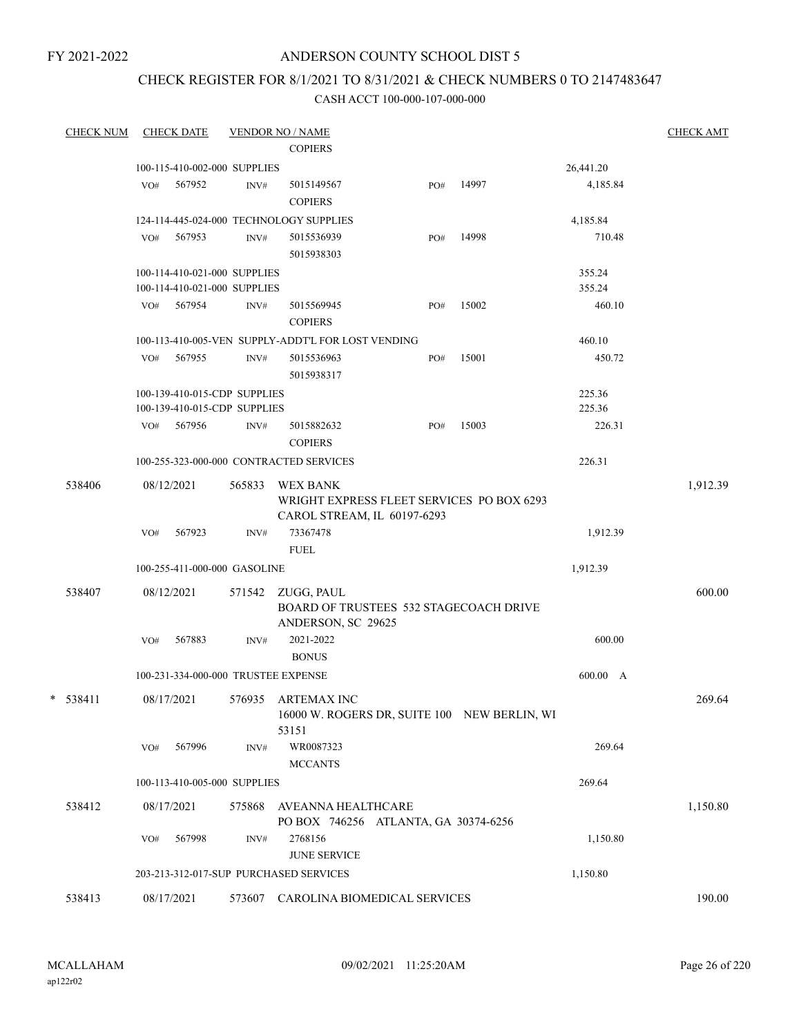FY 2021-2022

# ANDERSON COUNTY SCHOOL DIST 5

## CHECK REGISTER FOR 8/1/2021 TO 8/31/2021 & CHECK NUMBERS 0 TO 2147483647

### CASH ACCT 100-000-107-000-000

| CHECK NUM | CHECK DATE | VENDOR NO / NAME | | | | CHECK AMT |
|---|---|---|---|---|---|---|
| | | COPIERS | | | | |
| | 100-115-410-002-000 SUPPLIES | | | | 26,441.20 | |
| | VO# 567952 | INV# 5015149567 COPIERS | PO# | 14997 | 4,185.84 | |
| | 124-114-445-024-000 TECHNOLOGY SUPPLIES | | | | 4,185.84 | |
| | VO# 567953 | INV# 5015536939 5015938303 | PO# | 14998 | 710.48 | |
| | 100-114-410-021-000 SUPPLIES | | | | 355.24 | |
| | 100-114-410-021-000 SUPPLIES | | | | 355.24 | |
| | VO# 567954 | INV# 5015569945 COPIERS | PO# | 15002 | 460.10 | |
| | 100-113-410-005-VEN SUPPLY-ADDT'L FOR LOST VENDING | | | | 460.10 | |
| | VO# 567955 | INV# 5015536963 5015938317 | PO# | 15001 | 450.72 | |
| | 100-139-410-015-CDP SUPPLIES | | | | 225.36 | |
| | 100-139-410-015-CDP SUPPLIES | | | | 225.36 | |
| | VO# 567956 | INV# 5015882632 COPIERS | PO# | 15003 | 226.31 | |
| | 100-255-323-000-000 CONTRACTED SERVICES | | | | 226.31 | |
| 538406 | 08/12/2021 | 565833 WEX BANK WRIGHT EXPRESS FLEET SERVICES PO BOX 6293 CAROL STREAM, IL 60197-6293 | | | | 1,912.39 |
| | VO# 567923 | INV# 73367478 FUEL | | | 1,912.39 | |
| | 100-255-411-000-000 GASOLINE | | | | 1,912.39 | |
| 538407 | 08/12/2021 | 571542 ZUGG, PAUL BOARD OF TRUSTEES 532 STAGECOACH DRIVE ANDERSON, SC 29625 | | | | 600.00 |
| | VO# 567883 | INV# 2021-2022 BONUS | | | 600.00 | |
| | 100-231-334-000-000 TRUSTEE EXPENSE | | | | 600.00 A | |
| * 538411 | 08/17/2021 | 576935 ARTEMAX INC 16000 W. ROGERS DR, SUITE 100 NEW BERLIN, WI 53151 | | | | 269.64 |
| | VO# 567996 | INV# WR0087323 MCCANTS | | | 269.64 | |
| | 100-113-410-005-000 SUPPLIES | | | | 269.64 | |
| 538412 | 08/17/2021 | 575868 AVEANNA HEALTHCARE PO BOX 746256 ATLANTA, GA 30374-6256 | | | | 1,150.80 |
| | VO# 567998 | INV# 2768156 JUNE SERVICE | | | 1,150.80 | |
| | 203-213-312-017-SUP PURCHASED SERVICES | | | | 1,150.80 | |
| 538413 | 08/17/2021 | 573607 CAROLINA BIOMEDICAL SERVICES | | | | 190.00 |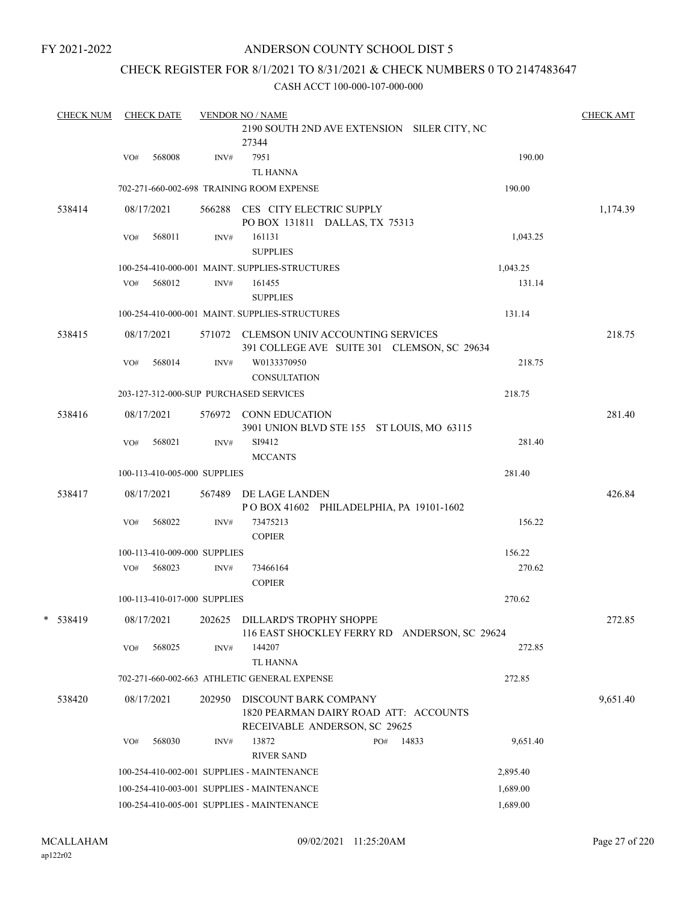FY 2021-2022

# ANDERSON COUNTY SCHOOL DIST 5

## CHECK REGISTER FOR 8/1/2021 TO 8/31/2021 & CHECK NUMBERS 0 TO 2147483647

### CASH ACCT 100-000-107-000-000

| CHECK NUM | CHECK DATE | VENDOR NO / NAME | | CHECK AMT |
|---|---|---|---|---|
| | | 2190 SOUTH 2ND AVE EXTENSION SILER CITY, NC 27344 | | |
| | VO# 568008 | INV# 7951<br>TL HANNA | 190.00 | |
| | | 702-271-660-002-698 TRAINING ROOM EXPENSE | 190.00 | |
| 538414 | 08/17/2021 | 566288 CES CITY ELECTRIC SUPPLY<br>PO BOX 131811 DALLAS, TX 75313 | | 1,174.39 |
| | VO# 568011 | INV# 161131<br>SUPPLIES | 1,043.25 | |
| | | 100-254-410-000-001 MAINT. SUPPLIES-STRUCTURES | 1,043.25 | |
| | VO# 568012 | INV# 161455<br>SUPPLIES | 131.14 | |
| | | 100-254-410-000-001 MAINT. SUPPLIES-STRUCTURES | 131.14 | |
| 538415 | 08/17/2021 | 571072 CLEMSON UNIV ACCOUNTING SERVICES<br>391 COLLEGE AVE SUITE 301 CLEMSON, SC 29634 | | 218.75 |
| | VO# 568014 | INV# W0133370950<br>CONSULTATION | 218.75 | |
| | | 203-127-312-000-SUP PURCHASED SERVICES | 218.75 | |
| 538416 | 08/17/2021 | 576972 CONN EDUCATION<br>3901 UNION BLVD STE 155 ST LOUIS, MO 63115 | | 281.40 |
| | VO# 568021 | INV# SI9412<br>MCCANTS | 281.40 | |
| | | 100-113-410-005-000 SUPPLIES | 281.40 | |
| 538417 | 08/17/2021 | 567489 DE LAGE LANDEN<br>P O BOX 41602 PHILADELPHIA, PA 19101-1602 | | 426.84 |
| | VO# 568022 | INV# 73475213<br>COPIER | 156.22 | |
| | | 100-113-410-009-000 SUPPLIES | 156.22 | |
| | VO# 568023 | INV# 73466164<br>COPIER | 270.62 | |
| | | 100-113-410-017-000 SUPPLIES | 270.62 | |
| * 538419 | 08/17/2021 | 202625 DILLARD'S TROPHY SHOPPE<br>116 EAST SHOCKLEY FERRY RD ANDERSON, SC 29624 | | 272.85 |
| | VO# 568025 | INV# 144207<br>TL HANNA | 272.85 | |
| | | 702-271-660-002-663 ATHLETIC GENERAL EXPENSE | 272.85 | |
| 538420 | 08/17/2021 | 202950 DISCOUNT BARK COMPANY<br>1820 PEARMAN DAIRY ROAD ATT: ACCOUNTS RECEIVABLE ANDERSON, SC 29625 | | 9,651.40 |
| | VO# 568030 | INV# 13872 PO# 14833<br>RIVER SAND | 9,651.40 | |
| | | 100-254-410-002-001 SUPPLIES - MAINTENANCE | 2,895.40 | |
| | | 100-254-410-003-001 SUPPLIES - MAINTENANCE | 1,689.00 | |
| | | 100-254-410-005-001 SUPPLIES - MAINTENANCE | 1,689.00 | |

MCALLAHAM
ap122r02

09/02/2021 11:25:20AM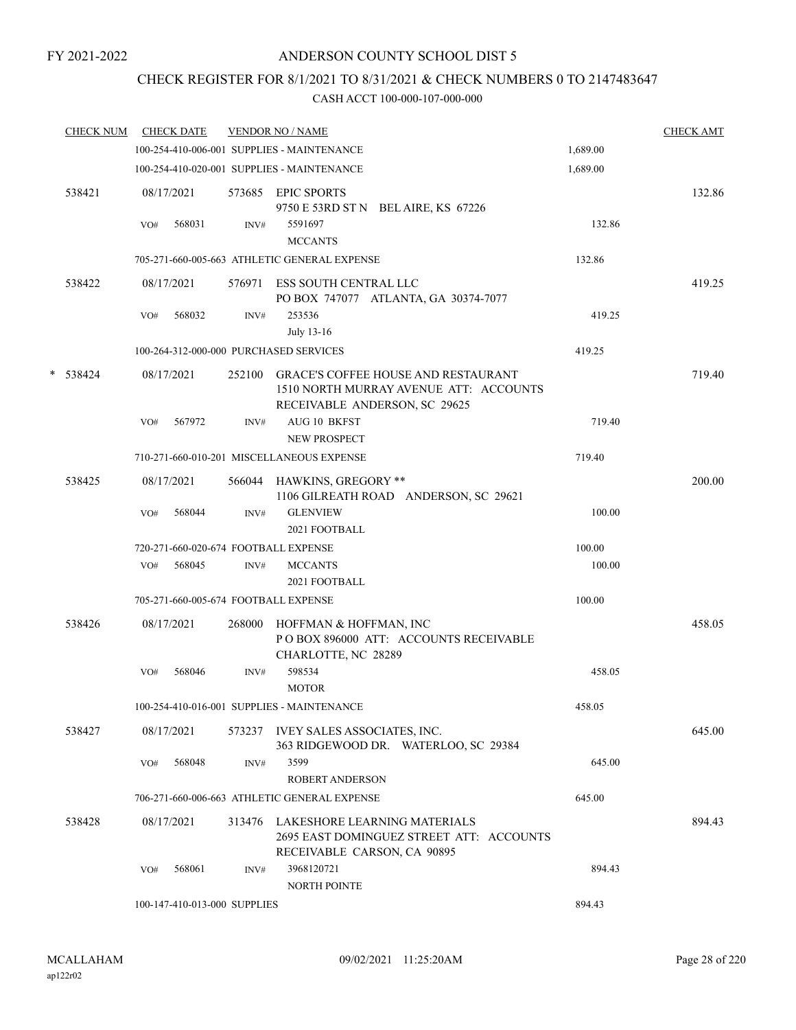FY 2021-2022

# ANDERSON COUNTY SCHOOL DIST 5

## CHECK REGISTER FOR 8/1/2021 TO 8/31/2021 & CHECK NUMBERS 0 TO 2147483647

CASH ACCT 100-000-107-000-000

| CHECK NUM | CHECK DATE | VENDOR NO / NAME | | CHECK AMT |
|---|---|---|---|---|
| | 100-254-410-006-001 SUPPLIES - MAINTENANCE | | 1,689.00 | |
| | 100-254-410-020-001 SUPPLIES - MAINTENANCE | | 1,689.00 | |
| 538421 | 08/17/2021 | 573685 EPIC SPORTS<br>9750 E 53RD ST N BEL AIRE, KS 67226 | | 132.86 |
| | VO# 568031 | INV# 5591697<br>MCCANTS | 132.86 | |
| | 705-271-660-005-663 ATHLETIC GENERAL EXPENSE | | 132.86 | |
| 538422 | 08/17/2021 | 576971 ESS SOUTH CENTRAL LLC<br>PO BOX 747077 ATLANTA, GA 30374-7077 | | 419.25 |
| | VO# 568032 | INV# 253536<br>July 13-16 | 419.25 | |
| | 100-264-312-000-000 PURCHASED SERVICES | | 419.25 | |
| * 538424 | 08/17/2021 | 252100 GRACE'S COFFEE HOUSE AND RESTAURANT<br>1510 NORTH MURRAY AVENUE ATT: ACCOUNTS RECEIVABLE ANDERSON, SC 29625 | | 719.40 |
| | VO# 567972 | INV# AUG 10 BKFST<br>NEW PROSPECT | 719.40 | |
| | 710-271-660-010-201 MISCELLANEOUS EXPENSE | | 719.40 | |
| 538425 | 08/17/2021 | 566044 HAWKINS, GREGORY **<br>1106 GILREATH ROAD ANDERSON, SC 29621 | | 200.00 |
| | VO# 568044 | INV# GLENVIEW<br>2021 FOOTBALL | 100.00 | |
| | 720-271-660-020-674 FOOTBALL EXPENSE | | 100.00 | |
| | VO# 568045 | INV# MCCANTS<br>2021 FOOTBALL | 100.00 | |
| | 705-271-660-005-674 FOOTBALL EXPENSE | | 100.00 | |
| 538426 | 08/17/2021 | 268000 HOFFMAN & HOFFMAN, INC<br>P O BOX 896000 ATT: ACCOUNTS RECEIVABLE CHARLOTTE, NC 28289 | | 458.05 |
| | VO# 568046 | INV# 598534<br>MOTOR | 458.05 | |
| | 100-254-410-016-001 SUPPLIES - MAINTENANCE | | 458.05 | |
| 538427 | 08/17/2021 | 573237 IVEY SALES ASSOCIATES, INC.<br>363 RIDGEWOOD DR. WATERLOO, SC 29384 | | 645.00 |
| | VO# 568048 | INV# 3599<br>ROBERT ANDERSON | 645.00 | |
| | 706-271-660-006-663 ATHLETIC GENERAL EXPENSE | | 645.00 | |
| 538428 | 08/17/2021 | 313476 LAKESHORE LEARNING MATERIALS<br>2695 EAST DOMINGUEZ STREET ATT: ACCOUNTS RECEIVABLE CARSON, CA 90895 | | 894.43 |
| | VO# 568061 | INV# 3968120721<br>NORTH POINTE | 894.43 | |
| | 100-147-410-013-000 SUPPLIES | | 894.43 | |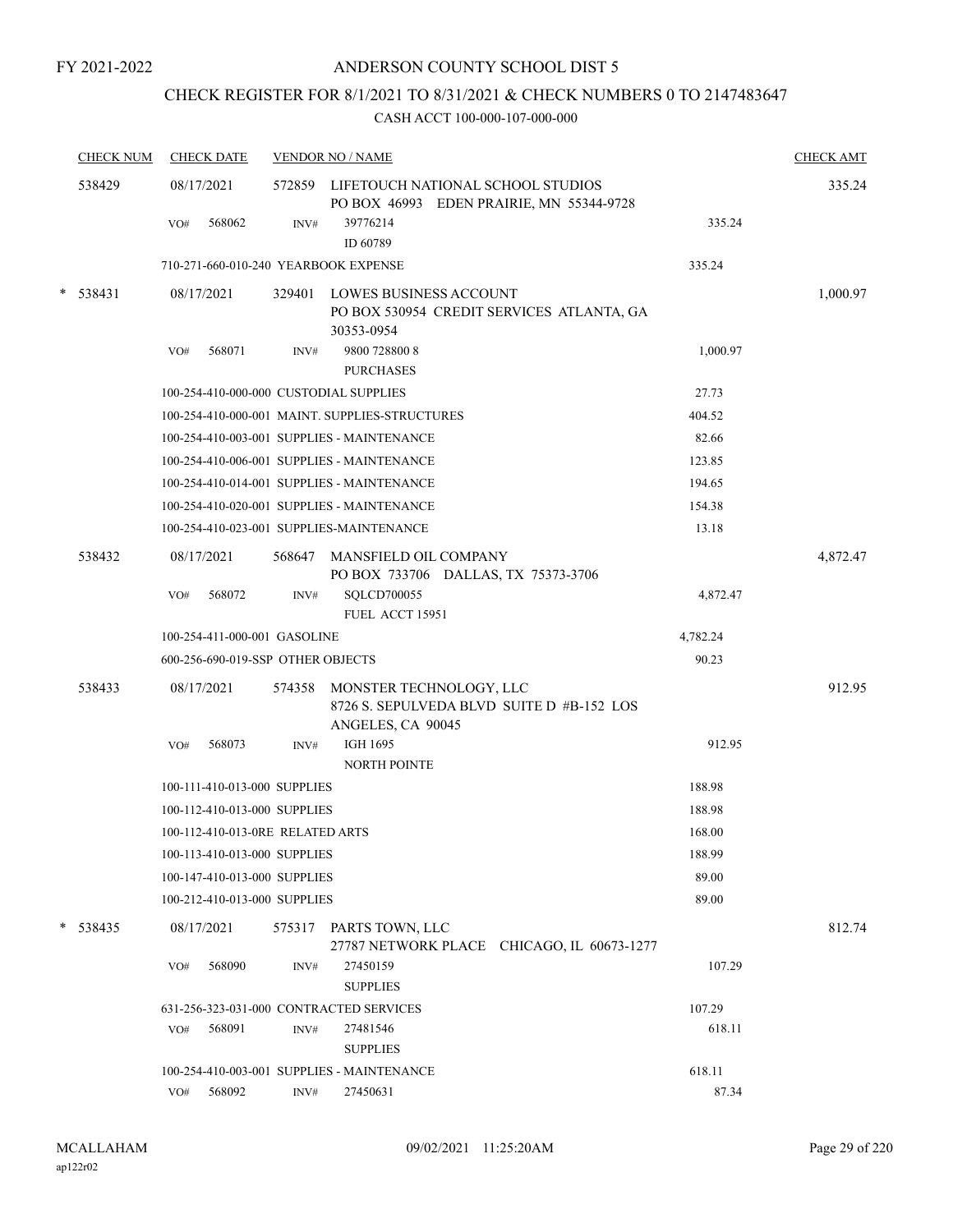FY 2021-2022

# ANDERSON COUNTY SCHOOL DIST 5

## CHECK REGISTER FOR 8/1/2021 TO 8/31/2021 & CHECK NUMBERS 0 TO 2147483647

### CASH ACCT 100-000-107-000-000

| CHECK NUM | CHECK DATE | VENDOR NO / NAME | | CHECK AMT |
|---|---|---|---|---|
| 538429 | 08/17/2021 | 572859 LIFETOUCH NATIONAL SCHOOL STUDIOS PO BOX 46993 EDEN PRAIRIE, MN 55344-9728 | | 335.24 |
| | VO# 568062 | INV# 39776214 ID 60789 | 335.24 | |
| | 710-271-660-010-240 YEARBOOK EXPENSE | | 335.24 | |
| * 538431 | 08/17/2021 | 329401 LOWES BUSINESS ACCOUNT PO BOX 530954 CREDIT SERVICES ATLANTA, GA 30353-0954 | | 1,000.97 |
| | VO# 568071 | INV# 9800 728800 8 PURCHASES | 1,000.97 | |
| | 100-254-410-000-000 CUSTODIAL SUPPLIES | | 27.73 | |
| | 100-254-410-000-001 MAINT. SUPPLIES-STRUCTURES | | 404.52 | |
| | 100-254-410-003-001 SUPPLIES - MAINTENANCE | | 82.66 | |
| | 100-254-410-006-001 SUPPLIES - MAINTENANCE | | 123.85 | |
| | 100-254-410-014-001 SUPPLIES - MAINTENANCE | | 194.65 | |
| | 100-254-410-020-001 SUPPLIES - MAINTENANCE | | 154.38 | |
| | 100-254-410-023-001 SUPPLIES-MAINTENANCE | | 13.18 | |
| 538432 | 08/17/2021 | 568647 MANSFIELD OIL COMPANY PO BOX 733706 DALLAS, TX 75373-3706 | | 4,872.47 |
| | VO# 568072 | INV# SQLCD700055 FUEL ACCT 15951 | 4,872.47 | |
| | 100-254-411-000-001 GASOLINE | | 4,782.24 | |
| | 600-256-690-019-SSP OTHER OBJECTS | | 90.23 | |
| 538433 | 08/17/2021 | 574358 MONSTER TECHNOLOGY, LLC 8726 S. SEPULVEDA BLVD SUITE D #B-152 LOS ANGELES, CA 90045 | | 912.95 |
| | VO# 568073 | INV# IGH 1695 NORTH POINTE | 912.95 | |
| | 100-111-410-013-000 SUPPLIES | | 188.98 | |
| | 100-112-410-013-000 SUPPLIES | | 188.98 | |
| | 100-112-410-013-0RE RELATED ARTS | | 168.00 | |
| | 100-113-410-013-000 SUPPLIES | | 188.99 | |
| | 100-147-410-013-000 SUPPLIES | | 89.00 | |
| | 100-212-410-013-000 SUPPLIES | | 89.00 | |
| * 538435 | 08/17/2021 | 575317 PARTS TOWN, LLC 27787 NETWORK PLACE CHICAGO, IL 60673-1277 | | 812.74 |
| | VO# 568090 | INV# 27450159 SUPPLIES | 107.29 | |
| | 631-256-323-031-000 CONTRACTED SERVICES | | 107.29 | |
| | VO# 568091 | INV# 27481546 SUPPLIES | 618.11 | |
| | 100-254-410-003-001 SUPPLIES - MAINTENANCE | | 618.11 | |
| | VO# 568092 | INV# 27450631 | 87.34 | |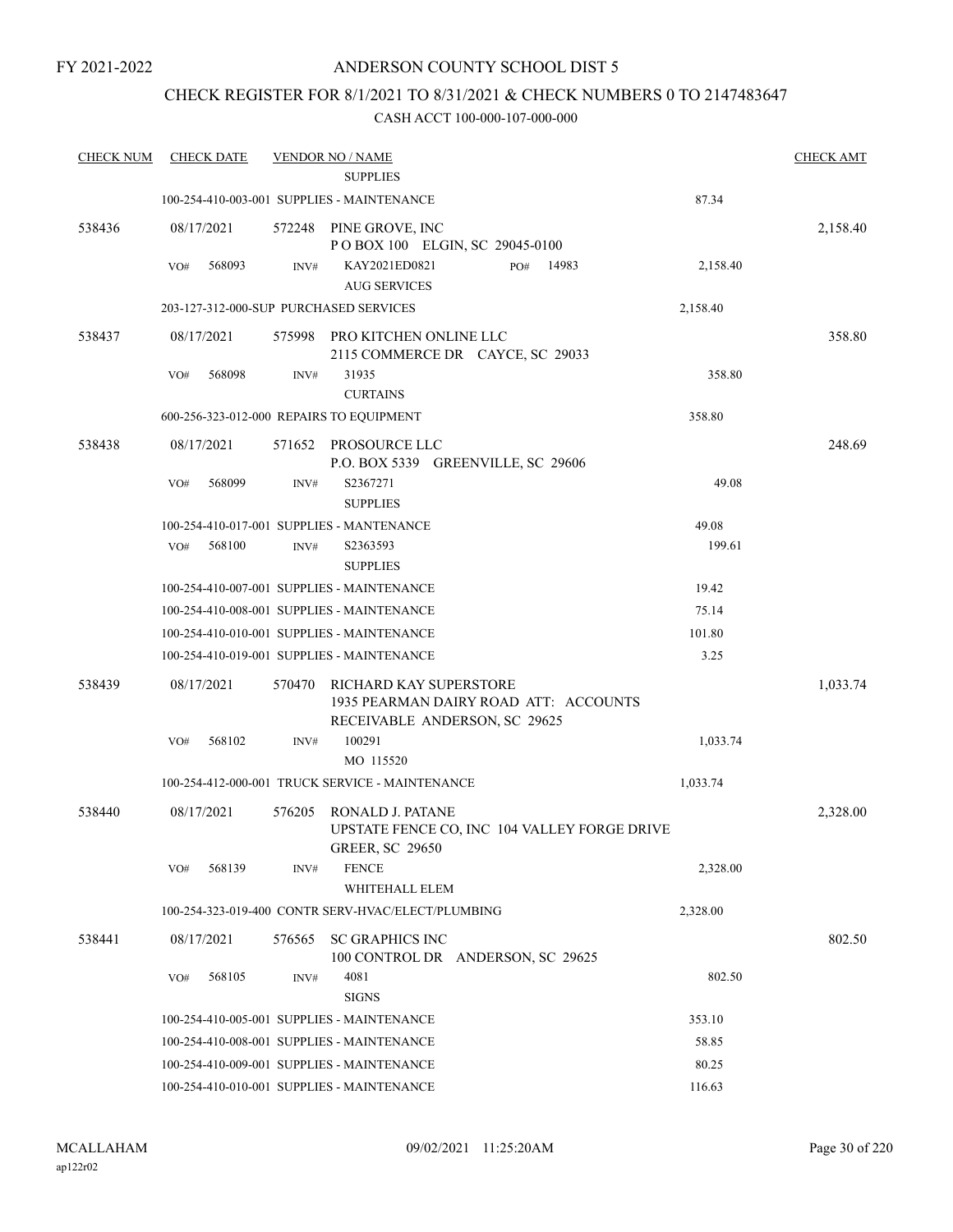FY 2021-2022

# ANDERSON COUNTY SCHOOL DIST 5

## CHECK REGISTER FOR 8/1/2021 TO 8/31/2021 & CHECK NUMBERS 0 TO 2147483647

### CASH ACCT 100-000-107-000-000

| CHECK NUM | CHECK DATE | VENDOR NO / NAME | | CHECK AMT |
|---|---|---|---|---|
| | | SUPPLIES | | |
| | | 100-254-410-003-001 SUPPLIES - MAINTENANCE | 87.34 | |
| 538436 | 08/17/2021 | 572248 PINE GROVE, INC<br>P O BOX 100 ELGIN, SC 29045-0100 | | 2,158.40 |
| | VO# 568093 | INV# KAY2021ED0821 PO# 14983<br>AUG SERVICES | 2,158.40 | |
| | | 203-127-312-000-SUP PURCHASED SERVICES | 2,158.40 | |
| 538437 | 08/17/2021 | 575998 PRO KITCHEN ONLINE LLC<br>2115 COMMERCE DR CAYCE, SC 29033 | | 358.80 |
| | VO# 568098 | INV# 31935<br>CURTAINS | 358.80 | |
| | | 600-256-323-012-000 REPAIRS TO EQUIPMENT | 358.80 | |
| 538438 | 08/17/2021 | 571652 PROSOURCE LLC<br>P.O. BOX 5339 GREENVILLE, SC 29606 | | 248.69 |
| | VO# 568099 | INV# S2367271<br>SUPPLIES | 49.08 | |
| | | 100-254-410-017-001 SUPPLIES - MANTENANCE | 49.08 | |
| | VO# 568100 | INV# S2363593<br>SUPPLIES | 199.61 | |
| | | 100-254-410-007-001 SUPPLIES - MAINTENANCE | 19.42 | |
| | | 100-254-410-008-001 SUPPLIES - MAINTENANCE | 75.14 | |
| | | 100-254-410-010-001 SUPPLIES - MAINTENANCE | 101.80 | |
| | | 100-254-410-019-001 SUPPLIES - MAINTENANCE | 3.25 | |
| 538439 | 08/17/2021 | 570470 RICHARD KAY SUPERSTORE<br>1935 PEARMAN DAIRY ROAD ATT: ACCOUNTS RECEIVABLE ANDERSON, SC 29625 | | 1,033.74 |
| | VO# 568102 | INV# 100291<br>MO 115520 | 1,033.74 | |
| | | 100-254-412-000-001 TRUCK SERVICE - MAINTENANCE | 1,033.74 | |
| 538440 | 08/17/2021 | 576205 RONALD J. PATANE<br>UPSTATE FENCE CO, INC 104 VALLEY FORGE DRIVE GREER, SC 29650 | | 2,328.00 |
| | VO# 568139 | INV# FENCE<br>WHITEHALL ELEM | 2,328.00 | |
| | | 100-254-323-019-400 CONTR SERV-HVAC/ELECT/PLUMBING | 2,328.00 | |
| 538441 | 08/17/2021 | 576565 SC GRAPHICS INC<br>100 CONTROL DR ANDERSON, SC 29625 | | 802.50 |
| | VO# 568105 | INV# 4081<br>SIGNS | 802.50 | |
| | | 100-254-410-005-001 SUPPLIES - MAINTENANCE | 353.10 | |
| | | 100-254-410-008-001 SUPPLIES - MAINTENANCE | 58.85 | |
| | | 100-254-410-009-001 SUPPLIES - MAINTENANCE | 80.25 | |
| | | 100-254-410-010-001 SUPPLIES - MAINTENANCE | 116.63 | |

MCALLAHAM
ap122r02
09/02/2021 11:25:20AM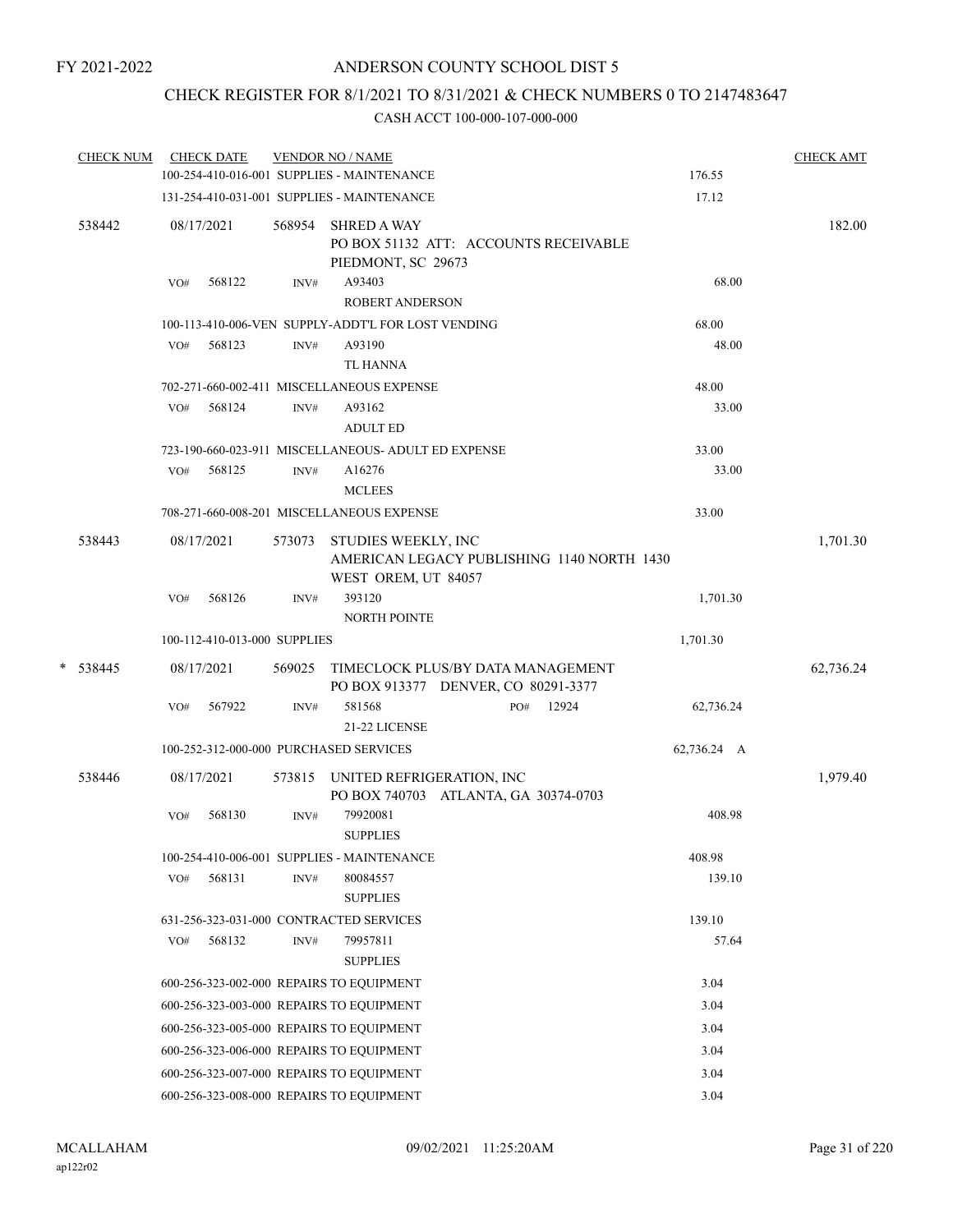FY 2021-2022

# ANDERSON COUNTY SCHOOL DIST 5

## CHECK REGISTER FOR 8/1/2021 TO 8/31/2021 & CHECK NUMBERS 0 TO 2147483647

CASH ACCT 100-000-107-000-000

| CHECK NUM | CHECK DATE | VENDOR NO / NAME | | CHECK AMT |
|---|---|---|---|---|
| | 100-254-410-016-001 SUPPLIES - MAINTENANCE | | 176.55 | |
| | 131-254-410-031-001 SUPPLIES - MAINTENANCE | | 17.12 | |
| 538442 | 08/17/2021 | 568954 SHRED A WAY<br>PO BOX 51132 ATT: ACCOUNTS RECEIVABLE<br>PIEDMONT, SC 29673 | | 182.00 |
| | VO# 568122 | INV# A93403<br>ROBERT ANDERSON | 68.00 | |
| | 100-113-410-006-VEN SUPPLY-ADDT'L FOR LOST VENDING | | 68.00 | |
| | VO# 568123 | INV# A93190<br>TL HANNA | 48.00 | |
| | 702-271-660-002-411 MISCELLANEOUS EXPENSE | | 48.00 | |
| | VO# 568124 | INV# A93162<br>ADULT ED | 33.00 | |
| | 723-190-660-023-911 MISCELLANEOUS- ADULT ED EXPENSE | | 33.00 | |
| | VO# 568125 | INV# A16276<br>MCLEES | 33.00 | |
| | 708-271-660-008-201 MISCELLANEOUS EXPENSE | | 33.00 | |
| 538443 | 08/17/2021 | 573073 STUDIES WEEKLY, INC<br>AMERICAN LEGACY PUBLISHING 1140 NORTH 1430<br>WEST OREM, UT 84057 | | 1,701.30 |
| | VO# 568126 | INV# 393120<br>NORTH POINTE | 1,701.30 | |
| | 100-112-410-013-000 SUPPLIES | | 1,701.30 | |
| * 538445 | 08/17/2021 | 569025 TIMECLOCK PLUS/BY DATA MANAGEMENT<br>PO BOX 913377 DENVER, CO 80291-3377 | | 62,736.24 |
| | VO# 567922 | INV# 581568 PO# 12924<br>21-22 LICENSE | 62,736.24 | |
| | 100-252-312-000-000 PURCHASED SERVICES | | 62,736.24 A | |
| 538446 | 08/17/2021 | 573815 UNITED REFRIGERATION, INC<br>PO BOX 740703 ATLANTA, GA 30374-0703 | | 1,979.40 |
| | VO# 568130 | INV# 79920081<br>SUPPLIES | 408.98 | |
| | 100-254-410-006-001 SUPPLIES - MAINTENANCE | | 408.98 | |
| | VO# 568131 | INV# 80084557<br>SUPPLIES | 139.10 | |
| | 631-256-323-031-000 CONTRACTED SERVICES | | 139.10 | |
| | VO# 568132 | INV# 79957811<br>SUPPLIES | 57.64 | |
| | 600-256-323-002-000 REPAIRS TO EQUIPMENT | | 3.04 | |
| | 600-256-323-003-000 REPAIRS TO EQUIPMENT | | 3.04 | |
| | 600-256-323-005-000 REPAIRS TO EQUIPMENT | | 3.04 | |
| | 600-256-323-006-000 REPAIRS TO EQUIPMENT | | 3.04 | |
| | 600-256-323-007-000 REPAIRS TO EQUIPMENT | | 3.04 | |
| | 600-256-323-008-000 REPAIRS TO EQUIPMENT | | 3.04 | |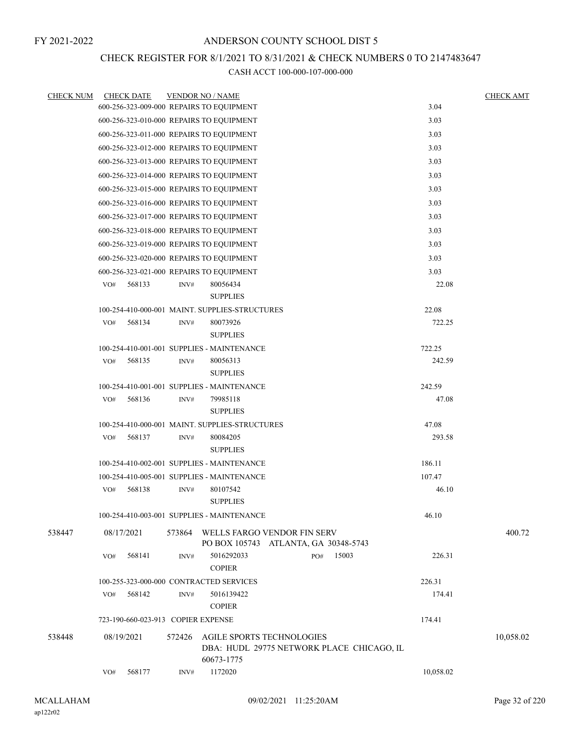FY 2021-2022

# ANDERSON COUNTY SCHOOL DIST 5

## CHECK REGISTER FOR 8/1/2021 TO 8/31/2021 & CHECK NUMBERS 0 TO 2147483647

### CASH ACCT 100-000-107-000-000

| CHECK NUM | CHECK DATE | VENDOR NO / NAME | | CHECK AMT |
|---|---|---|---|---|
| | | 600-256-323-009-000 REPAIRS TO EQUIPMENT | 3.04 | |
| | | 600-256-323-010-000 REPAIRS TO EQUIPMENT | 3.03 | |
| | | 600-256-323-011-000 REPAIRS TO EQUIPMENT | 3.03 | |
| | | 600-256-323-012-000 REPAIRS TO EQUIPMENT | 3.03 | |
| | | 600-256-323-013-000 REPAIRS TO EQUIPMENT | 3.03 | |
| | | 600-256-323-014-000 REPAIRS TO EQUIPMENT | 3.03 | |
| | | 600-256-323-015-000 REPAIRS TO EQUIPMENT | 3.03 | |
| | | 600-256-323-016-000 REPAIRS TO EQUIPMENT | 3.03 | |
| | | 600-256-323-017-000 REPAIRS TO EQUIPMENT | 3.03 | |
| | | 600-256-323-018-000 REPAIRS TO EQUIPMENT | 3.03 | |
| | | 600-256-323-019-000 REPAIRS TO EQUIPMENT | 3.03 | |
| | | 600-256-323-020-000 REPAIRS TO EQUIPMENT | 3.03 | |
| | | 600-256-323-021-000 REPAIRS TO EQUIPMENT | 3.03 | |
| | VO# 568133 | INV# 80056434 SUPPLIES | 22.08 | |
| | | 100-254-410-000-001 MAINT. SUPPLIES-STRUCTURES | 22.08 | |
| | VO# 568134 | INV# 80073926 SUPPLIES | 722.25 | |
| | | 100-254-410-001-001 SUPPLIES - MAINTENANCE | 722.25 | |
| | VO# 568135 | INV# 80056313 SUPPLIES | 242.59 | |
| | | 100-254-410-001-001 SUPPLIES - MAINTENANCE | 242.59 | |
| | VO# 568136 | INV# 79985118 SUPPLIES | 47.08 | |
| | | 100-254-410-000-001 MAINT. SUPPLIES-STRUCTURES | 47.08 | |
| | VO# 568137 | INV# 80084205 SUPPLIES | 293.58 | |
| | | 100-254-410-002-001 SUPPLIES - MAINTENANCE | 186.11 | |
| | | 100-254-410-005-001 SUPPLIES - MAINTENANCE | 107.47 | |
| | VO# 568138 | INV# 80107542 SUPPLIES | 46.10 | |
| | | 100-254-410-003-001 SUPPLIES - MAINTENANCE | 46.10 | |
| 538447 | 08/17/2021 | 573864 WELLS FARGO VENDOR FIN SERV PO BOX 105743 ATLANTA, GA 30348-5743 | | 400.72 |
| | VO# 568141 | INV# 5016292033 PO# 15003 COPIER | 226.31 | |
| | | 100-255-323-000-000 CONTRACTED SERVICES | 226.31 | |
| | VO# 568142 | INV# 5016139422 COPIER | 174.41 | |
| | | 723-190-660-023-913 COPIER EXPENSE | 174.41 | |
| 538448 | 08/19/2021 | 572426 AGILE SPORTS TECHNOLOGIES DBA: HUDL 29775 NETWORK PLACE CHICAGO, IL 60673-1775 | | 10,058.02 |
| | VO# 568177 | INV# 1172020 | 10,058.02 | |

MCALLAHAM
ap122r02

09/02/2021 11:25:20AM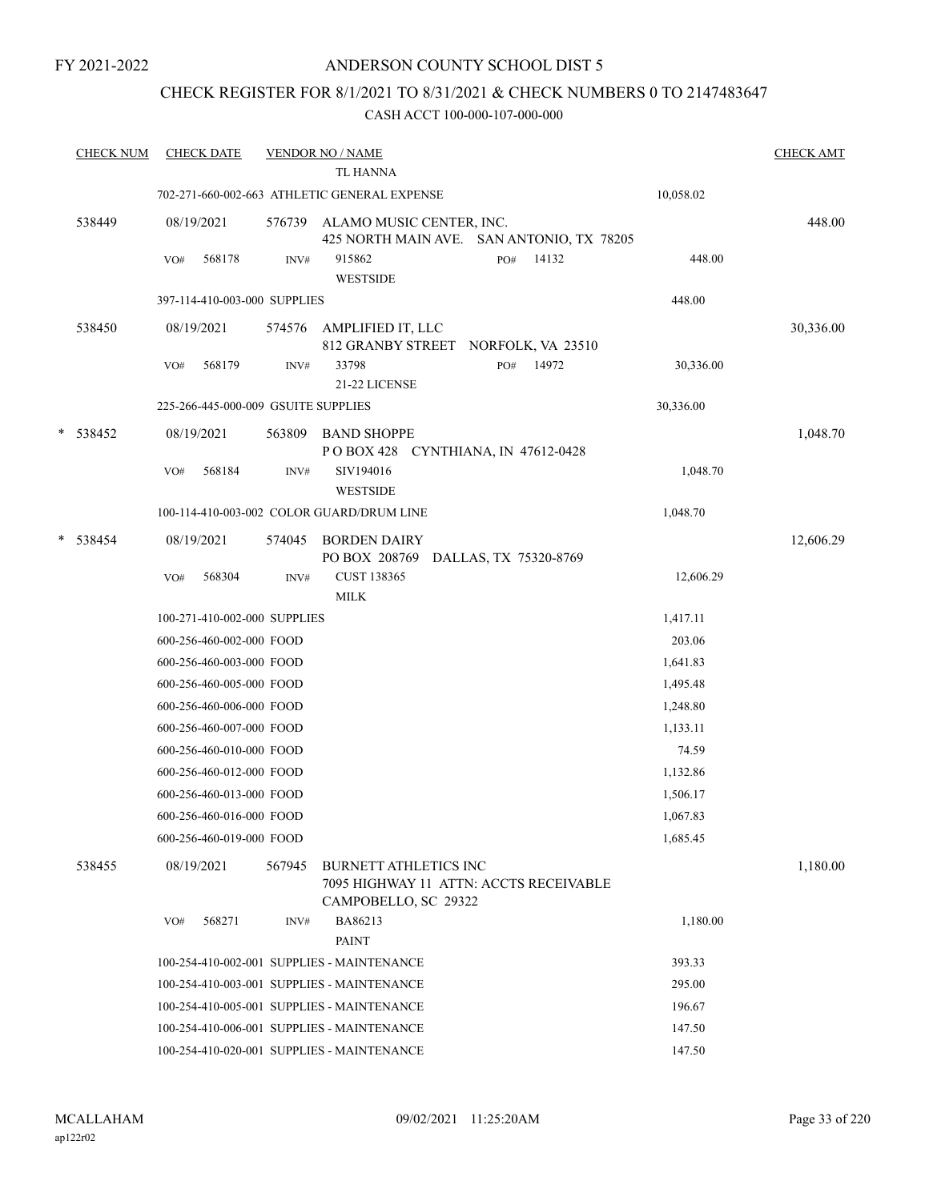FY 2021-2022

# ANDERSON COUNTY SCHOOL DIST 5

## CHECK REGISTER FOR 8/1/2021 TO 8/31/2021 & CHECK NUMBERS 0 TO 2147483647

### CASH ACCT 100-000-107-000-000

| CHECK NUM | CHECK DATE | VENDOR NO / NAME | | CHECK AMT |
|---|---|---|---|---|
| | | TL HANNA | | |
| | 702-271-660-002-663 ATHLETIC GENERAL EXPENSE | | 10,058.02 | |
| 538449 | 08/19/2021 | 576739 ALAMO MUSIC CENTER, INC.<br>425 NORTH MAIN AVE. SAN ANTONIO, TX 78205 | | 448.00 |
| | VO# 568178 | INV# 915862 PO# 14132<br>WESTSIDE | 448.00 | |
| | 397-114-410-003-000 SUPPLIES | | 448.00 | |
| 538450 | 08/19/2021 | 574576 AMPLIFIED IT, LLC<br>812 GRANBY STREET NORFOLK, VA 23510 | | 30,336.00 |
| | VO# 568179 | INV# 33798 PO# 14972<br>21-22 LICENSE | 30,336.00 | |
| | 225-266-445-000-009 GSUITE SUPPLIES | | 30,336.00 | |
| * 538452 | 08/19/2021 | 563809 BAND SHOPPE<br>P O BOX 428 CYNTHIANA, IN 47612-0428 | | 1,048.70 |
| | VO# 568184 | INV# SIV194016<br>WESTSIDE | 1,048.70 | |
| | 100-114-410-003-002 COLOR GUARD/DRUM LINE | | 1,048.70 | |
| * 538454 | 08/19/2021 | 574045 BORDEN DAIRY<br>PO BOX 208769 DALLAS, TX 75320-8769 | | 12,606.29 |
| | VO# 568304 | INV# CUST 138365<br>MILK | 12,606.29 | |
| | 100-271-410-002-000 SUPPLIES | | 1,417.11 | |
| | 600-256-460-002-000 FOOD | | 203.06 | |
| | 600-256-460-003-000 FOOD | | 1,641.83 | |
| | 600-256-460-005-000 FOOD | | 1,495.48 | |
| | 600-256-460-006-000 FOOD | | 1,248.80 | |
| | 600-256-460-007-000 FOOD | | 1,133.11 | |
| | 600-256-460-010-000 FOOD | | 74.59 | |
| | 600-256-460-012-000 FOOD | | 1,132.86 | |
| | 600-256-460-013-000 FOOD | | 1,506.17 | |
| | 600-256-460-016-000 FOOD | | 1,067.83 | |
| | 600-256-460-019-000 FOOD | | 1,685.45 | |
| 538455 | 08/19/2021 | 567945 BURNETT ATHLETICS INC<br>7095 HIGHWAY 11 ATTN: ACCTS RECEIVABLE<br>CAMPOBELLO, SC 29322 | | 1,180.00 |
| | VO# 568271 | INV# BA86213<br>PAINT | 1,180.00 | |
| | 100-254-410-002-001 SUPPLIES - MAINTENANCE | | 393.33 | |
| | 100-254-410-003-001 SUPPLIES - MAINTENANCE | | 295.00 | |
| | 100-254-410-005-001 SUPPLIES - MAINTENANCE | | 196.67 | |
| | 100-254-410-006-001 SUPPLIES - MAINTENANCE | | 147.50 | |
| | 100-254-410-020-001 SUPPLIES - MAINTENANCE | | 147.50 | |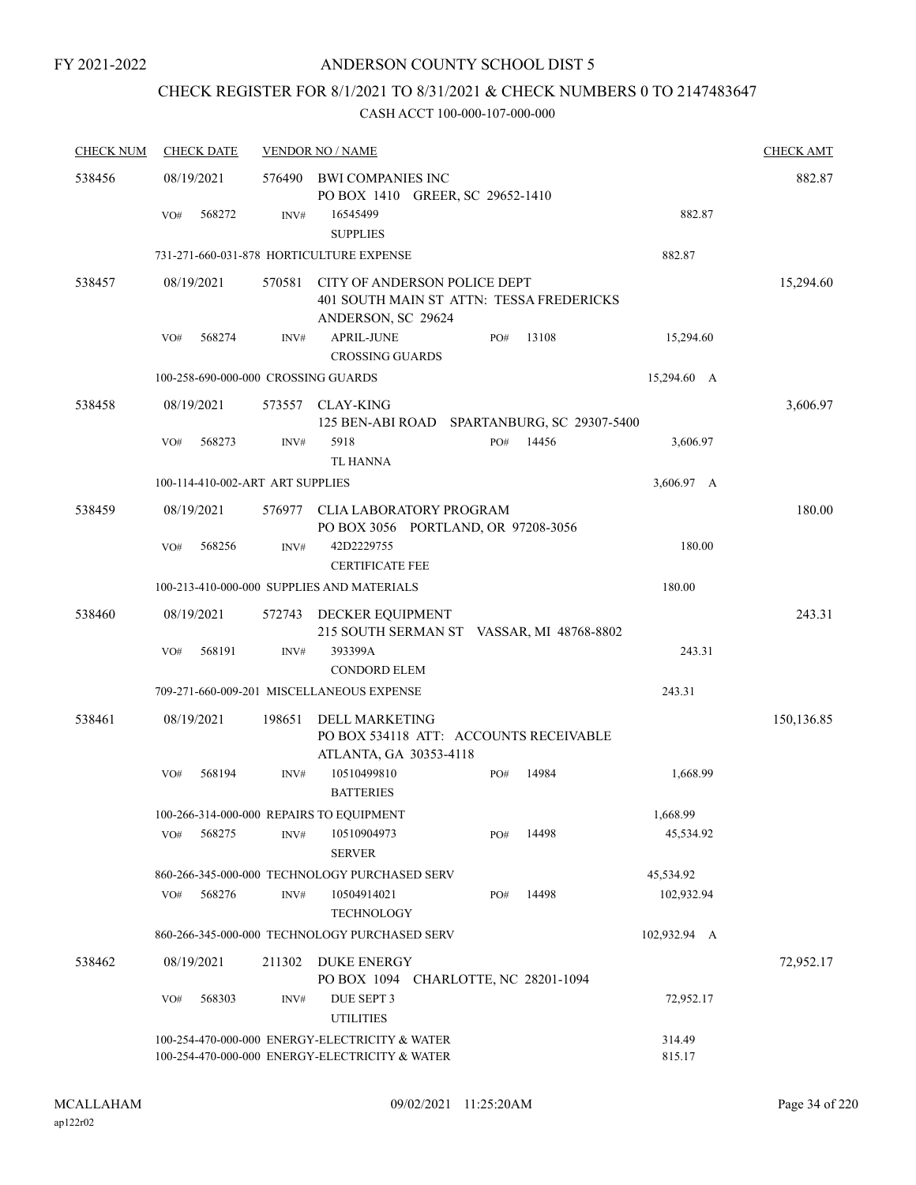FY 2021-2022

# ANDERSON COUNTY SCHOOL DIST 5

## CHECK REGISTER FOR 8/1/2021 TO 8/31/2021 & CHECK NUMBERS 0 TO 2147483647

### CASH ACCT 100-000-107-000-000

| CHECK NUM | CHECK DATE | VENDOR NO / NAME | | | | CHECK AMT |
|---|---|---|---|---|---|---|
| 538456 | 08/19/2021 | 576490 BWI COMPANIES INC<br>PO BOX 1410 GREER, SC 29652-1410 | | | | 882.87 |
| | VO# 568272 | INV# 16545499<br>SUPPLIES | | | 882.87 | |
| | 731-271-660-031-878 HORTICULTURE EXPENSE | | | | 882.87 | |
| 538457 | 08/19/2021 | 570581 CITY OF ANDERSON POLICE DEPT<br>401 SOUTH MAIN ST ATTN: TESSA FREDERICKS<br>ANDERSON, SC 29624 | | | | 15,294.60 |
| | VO# 568274 | INV# APRIL-JUNE<br>CROSSING GUARDS | PO# | 13108 | 15,294.60 | |
| | 100-258-690-000-000 CROSSING GUARDS | | | | 15,294.60 A | |
| 538458 | 08/19/2021 | 573557 CLAY-KING<br>125 BEN-ABI ROAD SPARTANBURG, SC 29307-5400 | | | | 3,606.97 |
| | VO# 568273 | INV# 5918<br>TL HANNA | PO# | 14456 | 3,606.97 | |
| | 100-114-410-002-ART ART SUPPLIES | | | | 3,606.97 A | |
| 538459 | 08/19/2021 | 576977 CLIA LABORATORY PROGRAM<br>PO BOX 3056 PORTLAND, OR 97208-3056 | | | | 180.00 |
| | VO# 568256 | INV# 42D2229755<br>CERTIFICATE FEE | | | 180.00 | |
| | 100-213-410-000-000 SUPPLIES AND MATERIALS | | | | 180.00 | |
| 538460 | 08/19/2021 | 572743 DECKER EQUIPMENT<br>215 SOUTH SERMAN ST VASSAR, MI 48768-8802 | | | | 243.31 |
| | VO# 568191 | INV# 393399A<br>CONDORD ELEM | | | 243.31 | |
| | 709-271-660-009-201 MISCELLANEOUS EXPENSE | | | | 243.31 | |
| 538461 | 08/19/2021 | 198651 DELL MARKETING<br>PO BOX 534118 ATT: ACCOUNTS RECEIVABLE<br>ATLANTA, GA 30353-4118 | | | | 150,136.85 |
| | VO# 568194 | INV# 10510499810<br>BATTERIES | PO# | 14984 | 1,668.99 | |
| | 100-266-314-000-000 REPAIRS TO EQUIPMENT | | | | 1,668.99 | |
| | VO# 568275 | INV# 10510904973<br>SERVER | PO# | 14498 | 45,534.92 | |
| | 860-266-345-000-000 TECHNOLOGY PURCHASED SERV | | | | 45,534.92 | |
| | VO# 568276 | INV# 10504914021<br>TECHNOLOGY | PO# | 14498 | 102,932.94 | |
| | 860-266-345-000-000 TECHNOLOGY PURCHASED SERV | | | | 102,932.94 A | |
| 538462 | 08/19/2021 | 211302 DUKE ENERGY<br>PO BOX 1094 CHARLOTTE, NC 28201-1094 | | | | 72,952.17 |
| | VO# 568303 | INV# DUE SEPT 3<br>UTILITIES | | | 72,952.17 | |
| | 100-254-470-000-000 ENERGY-ELECTRICITY & WATER | | | | 314.49 | |
| | 100-254-470-000-000 ENERGY-ELECTRICITY & WATER | | | | 815.17 | |

MCALLAHAM
ap122r02

09/02/2021 11:25:20AM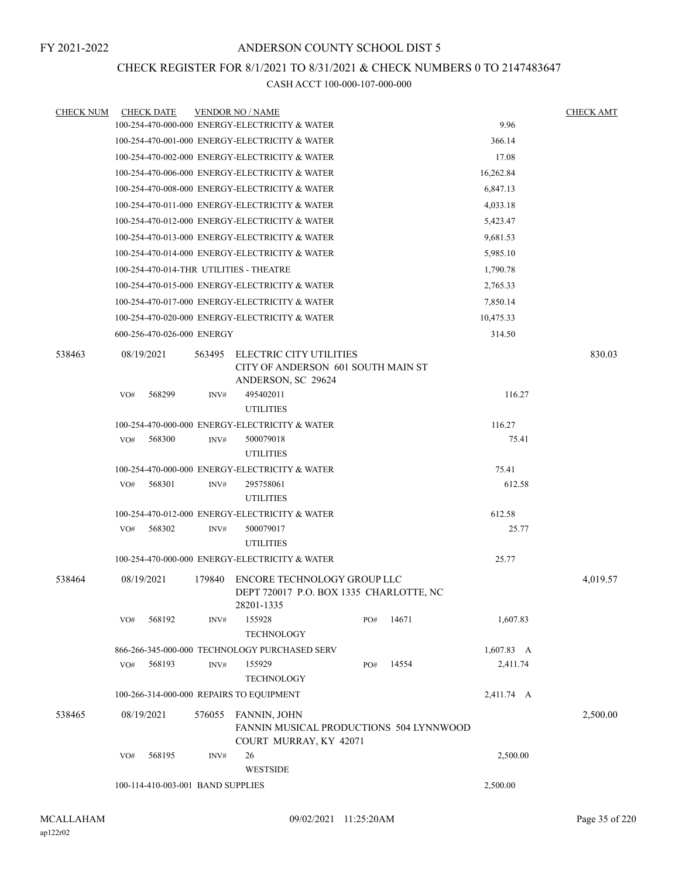FY 2021-2022

# ANDERSON COUNTY SCHOOL DIST 5

## CHECK REGISTER FOR 8/1/2021 TO 8/31/2021 & CHECK NUMBERS 0 TO 2147483647

### CASH ACCT 100-000-107-000-000

| CHECK NUM | CHECK DATE | VENDOR NO / NAME | | CHECK AMT |
|---|---|---|---|---|
| | | 100-254-470-000-000 ENERGY-ELECTRICITY & WATER | 9.96 | |
| | | 100-254-470-001-000 ENERGY-ELECTRICITY & WATER | 366.14 | |
| | | 100-254-470-002-000 ENERGY-ELECTRICITY & WATER | 17.08 | |
| | | 100-254-470-006-000 ENERGY-ELECTRICITY & WATER | 16,262.84 | |
| | | 100-254-470-008-000 ENERGY-ELECTRICITY & WATER | 6,847.13 | |
| | | 100-254-470-011-000 ENERGY-ELECTRICITY & WATER | 4,033.18 | |
| | | 100-254-470-012-000 ENERGY-ELECTRICITY & WATER | 5,423.47 | |
| | | 100-254-470-013-000 ENERGY-ELECTRICITY & WATER | 9,681.53 | |
| | | 100-254-470-014-000 ENERGY-ELECTRICITY & WATER | 5,985.10 | |
| | | 100-254-470-014-THR UTILITIES - THEATRE | 1,790.78 | |
| | | 100-254-470-015-000 ENERGY-ELECTRICITY & WATER | 2,765.33 | |
| | | 100-254-470-017-000 ENERGY-ELECTRICITY & WATER | 7,850.14 | |
| | | 100-254-470-020-000 ENERGY-ELECTRICITY & WATER | 10,475.33 | |
| | | 600-256-470-026-000 ENERGY | 314.50 | |
| 538463 | 08/19/2021 | 563495 ELECTRIC CITY UTILITIES<br>CITY OF ANDERSON 601 SOUTH MAIN ST<br>ANDERSON, SC 29624 | | 830.03 |
| | | VO# 568299 INV# 495402011<br>UTILITIES | 116.27 | |
| | | 100-254-470-000-000 ENERGY-ELECTRICITY & WATER | 116.27 | |
| | | VO# 568300 INV# 500079018<br>UTILITIES | 75.41 | |
| | | 100-254-470-000-000 ENERGY-ELECTRICITY & WATER | 75.41 | |
| | | VO# 568301 INV# 295758061<br>UTILITIES | 612.58 | |
| | | 100-254-470-012-000 ENERGY-ELECTRICITY & WATER | 612.58 | |
| | | VO# 568302 INV# 500079017<br>UTILITIES | 25.77 | |
| | | 100-254-470-000-000 ENERGY-ELECTRICITY & WATER | 25.77 | |
| 538464 | 08/19/2021 | 179840 ENCORE TECHNOLOGY GROUP LLC<br>DEPT 720017 P.O. BOX 1335 CHARLOTTE, NC 28201-1335 | | 4,019.57 |
| | | VO# 568192 INV# 155928 PO# 14671<br>TECHNOLOGY | 1,607.83 | |
| | | 866-266-345-000-000 TECHNOLOGY PURCHASED SERV | 1,607.83 A | |
| | | VO# 568193 INV# 155929 PO# 14554<br>TECHNOLOGY | 2,411.74 | |
| | | 100-266-314-000-000 REPAIRS TO EQUIPMENT | 2,411.74 A | |
| 538465 | 08/19/2021 | 576055 FANNIN, JOHN<br>FANNIN MUSICAL PRODUCTIONS 504 LYNNWOOD COURT MURRAY, KY 42071 | | 2,500.00 |
| | | VO# 568195 INV# 26<br>WESTSIDE | 2,500.00 | |
| | | 100-114-410-003-001 BAND SUPPLIES | 2,500.00 | |

MCALLAHAM
ap122r02

09/02/2021 11:25:20AM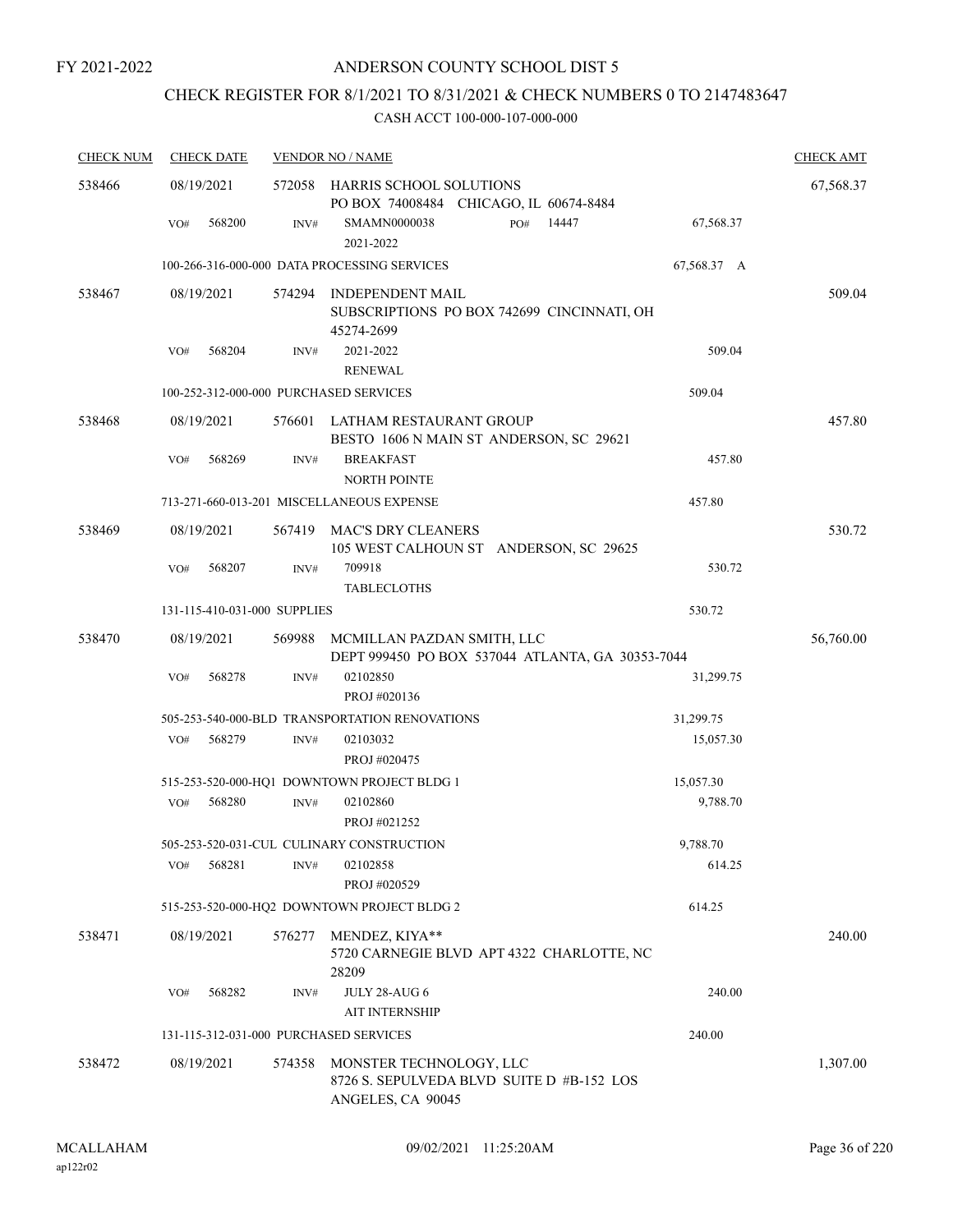FY 2021-2022

# ANDERSON COUNTY SCHOOL DIST 5

## CHECK REGISTER FOR 8/1/2021 TO 8/31/2021 & CHECK NUMBERS 0 TO 2147483647

### CASH ACCT 100-000-107-000-000

| CHECK NUM | CHECK DATE | VENDOR NO / NAME | | | CHECK AMT |
|---|---|---|---|---|---|
| 538466 | 08/19/2021 | 572058 HARRIS SCHOOL SOLUTIONS<br>PO BOX 74008484 CHICAGO, IL 60674-8484 | | | 67,568.37 |
| | VO# 568200 | INV# SMAMN0000038<br>2021-2022 | PO# 14447 | 67,568.37 | |
| | | 100-266-316-000-000 DATA PROCESSING SERVICES | | 67,568.37 A | |
| 538467 | 08/19/2021 | 574294 INDEPENDENT MAIL<br>SUBSCRIPTIONS PO BOX 742699 CINCINNATI, OH 45274-2699 | | | 509.04 |
| | VO# 568204 | INV# 2021-2022<br>RENEWAL | | 509.04 | |
| | | 100-252-312-000-000 PURCHASED SERVICES | | 509.04 | |
| 538468 | 08/19/2021 | 576601 LATHAM RESTAURANT GROUP<br>BESTO 1606 N MAIN ST ANDERSON, SC 29621 | | | 457.80 |
| | VO# 568269 | INV# BREAKFAST<br>NORTH POINTE | | 457.80 | |
| | | 713-271-660-013-201 MISCELLANEOUS EXPENSE | | 457.80 | |
| 538469 | 08/19/2021 | 567419 MAC'S DRY CLEANERS<br>105 WEST CALHOUN ST ANDERSON, SC 29625 | | | 530.72 |
| | VO# 568207 | INV# 709918<br>TABLECLOTHS | | 530.72 | |
| | | 131-115-410-031-000 SUPPLIES | | 530.72 | |
| 538470 | 08/19/2021 | 569988 MCMILLAN PAZDAN SMITH, LLC<br>DEPT 999450 PO BOX 537044 ATLANTA, GA 30353-7044 | | | 56,760.00 |
| | VO# 568278 | INV# 02102850<br>PROJ #020136 | | 31,299.75 | |
| | | 505-253-540-000-BLD TRANSPORTATION RENOVATIONS | | 31,299.75 | |
| | VO# 568279 | INV# 02103032<br>PROJ #020475 | | 15,057.30 | |
| | | 515-253-520-000-HQ1 DOWNTOWN PROJECT BLDG 1 | | 15,057.30 | |
| | VO# 568280 | INV# 02102860<br>PROJ #021252 | | 9,788.70 | |
| | | 505-253-520-031-CUL CULINARY CONSTRUCTION | | 9,788.70 | |
| | VO# 568281 | INV# 02102858<br>PROJ #020529 | | 614.25 | |
| | | 515-253-520-000-HQ2 DOWNTOWN PROJECT BLDG 2 | | 614.25 | |
| 538471 | 08/19/2021 | 576277 MENDEZ, KIYA**<br>5720 CARNEGIE BLVD APT 4322 CHARLOTTE, NC 28209 | | | 240.00 |
| | VO# 568282 | INV# JULY 28-AUG 6<br>AIT INTERNSHIP | | 240.00 | |
| | | 131-115-312-031-000 PURCHASED SERVICES | | 240.00 | |
| 538472 | 08/19/2021 | 574358 MONSTER TECHNOLOGY, LLC<br>8726 S. SEPULVEDA BLVD SUITE D #B-152 LOS ANGELES, CA 90045 | | | 1,307.00 |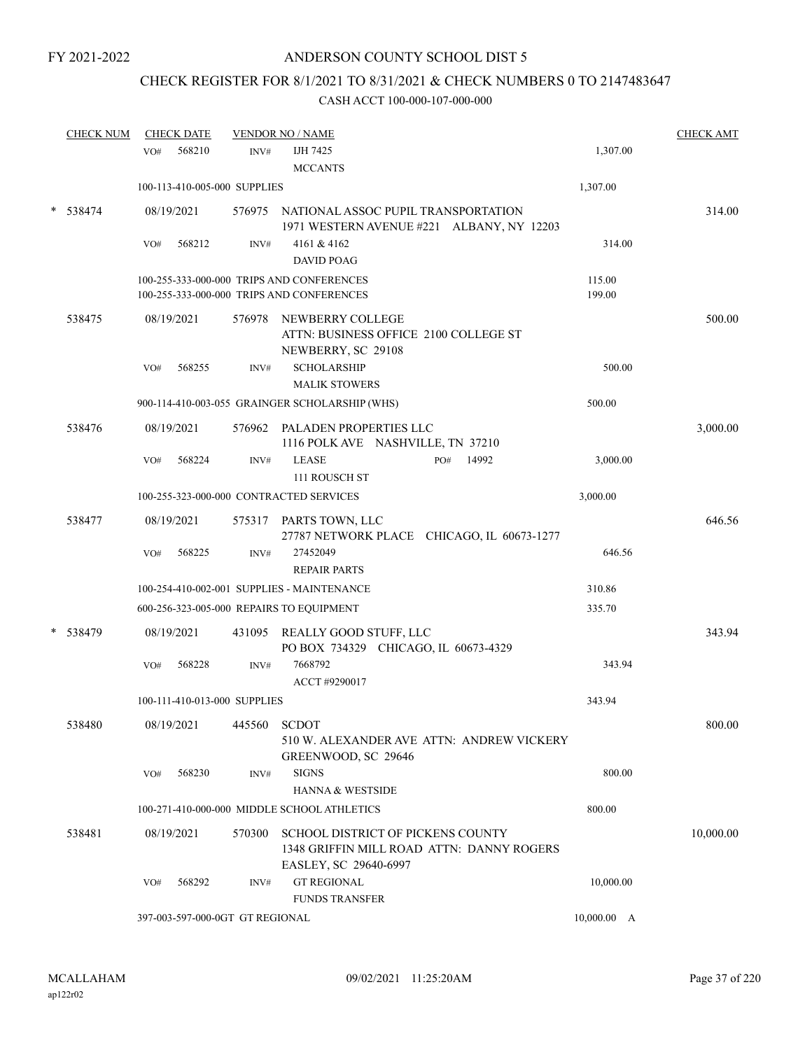FY 2021-2022

# ANDERSON COUNTY SCHOOL DIST 5

## CHECK REGISTER FOR 8/1/2021 TO 8/31/2021 & CHECK NUMBERS 0 TO 2147483647

### CASH ACCT 100-000-107-000-000

| CHECK NUM | CHECK DATE | VENDOR NO / NAME | | CHECK AMT |
|---|---|---|---|---|
| | VO# 568210 | INV# IJH 7425<br>MCCANTS | 1,307.00 | |
| | 100-113-410-005-000 SUPPLIES | | 1,307.00 | |
| * 538474 | 08/19/2021 | 576975 NATIONAL ASSOC PUPIL TRANSPORTATION<br>1971 WESTERN AVENUE #221 ALBANY, NY 12203 | | 314.00 |
| | VO# 568212 | INV# 4161 & 4162<br>DAVID POAG | 314.00 | |
| | 100-255-333-000-000 TRIPS AND CONFERENCES | | 115.00 | |
| | 100-255-333-000-000 TRIPS AND CONFERENCES | | 199.00 | |
| 538475 | 08/19/2021 | 576978 NEWBERRY COLLEGE<br>ATTN: BUSINESS OFFICE 2100 COLLEGE ST<br>NEWBERRY, SC 29108 | | 500.00 |
| | VO# 568255 | INV# SCHOLARSHIP<br>MALIK STOWERS | 500.00 | |
| | 900-114-410-003-055 GRAINGER SCHOLARSHIP (WHS) | | 500.00 | |
| 538476 | 08/19/2021 | 576962 PALADEN PROPERTIES LLC<br>1116 POLK AVE NASHVILLE, TN 37210 | | 3,000.00 |
| | VO# 568224 | INV# LEASE PO# 14992<br>111 ROUSCH ST | 3,000.00 | |
| | 100-255-323-000-000 CONTRACTED SERVICES | | 3,000.00 | |
| 538477 | 08/19/2021 | 575317 PARTS TOWN, LLC<br>27787 NETWORK PLACE CHICAGO, IL 60673-1277 | | 646.56 |
| | VO# 568225 | INV# 27452049<br>REPAIR PARTS | 646.56 | |
| | 100-254-410-002-001 SUPPLIES - MAINTENANCE | | 310.86 | |
| | 600-256-323-005-000 REPAIRS TO EQUIPMENT | | 335.70 | |
| * 538479 | 08/19/2021 | 431095 REALLY GOOD STUFF, LLC<br>PO BOX 734329 CHICAGO, IL 60673-4329 | | 343.94 |
| | VO# 568228 | INV# 7668792<br>ACCT #9290017 | 343.94 | |
| | 100-111-410-013-000 SUPPLIES | | 343.94 | |
| 538480 | 08/19/2021 | 445560 SCDOT<br>510 W. ALEXANDER AVE ATTN: ANDREW VICKERY<br>GREENWOOD, SC 29646 | | 800.00 |
| | VO# 568230 | INV# SIGNS<br>HANNA & WESTSIDE | 800.00 | |
| | 100-271-410-000-000 MIDDLE SCHOOL ATHLETICS | | 800.00 | |
| 538481 | 08/19/2021 | 570300 SCHOOL DISTRICT OF PICKENS COUNTY<br>1348 GRIFFIN MILL ROAD ATTN: DANNY ROGERS<br>EASLEY, SC 29640-6997 | | 10,000.00 |
| | VO# 568292 | INV# GT REGIONAL<br>FUNDS TRANSFER | 10,000.00 | |
| | 397-003-597-000-0GT GT REGIONAL | | 10,000.00 A | |

MCALLAHAM ap122r02 09/02/2021 11:25:20AM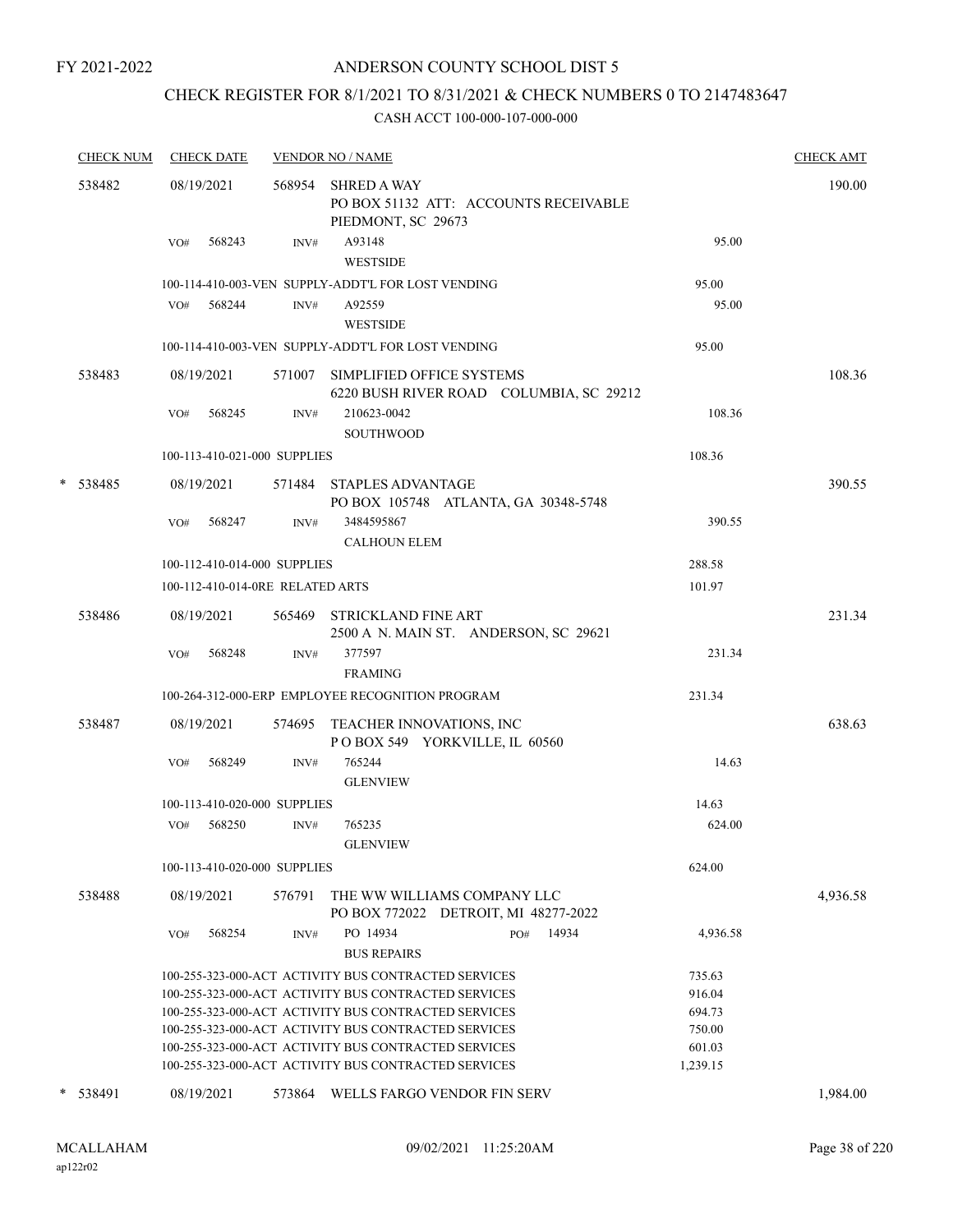FY 2021-2022

# ANDERSON COUNTY SCHOOL DIST 5

## CHECK REGISTER FOR 8/1/2021 TO 8/31/2021 & CHECK NUMBERS 0 TO 2147483647

### CASH ACCT 100-000-107-000-000

| CHECK NUM | CHECK DATE | VENDOR NO / NAME | | CHECK AMT |
|---|---|---|---|---|
| 538482 | 08/19/2021 | 568954 SHRED A WAY<br>PO BOX 51132 ATT: ACCOUNTS RECEIVABLE<br>PIEDMONT, SC 29673 | | 190.00 |
| | VO# 568243 | INV# A93148<br>WESTSIDE | 95.00 | |
| | | 100-114-410-003-VEN SUPPLY-ADDT'L FOR LOST VENDING | 95.00 | |
| | VO# 568244 | INV# A92559<br>WESTSIDE | 95.00 | |
| | | 100-114-410-003-VEN SUPPLY-ADDT'L FOR LOST VENDING | 95.00 | |
| 538483 | 08/19/2021 | 571007 SIMPLIFIED OFFICE SYSTEMS<br>6220 BUSH RIVER ROAD COLUMBIA, SC 29212 | | 108.36 |
| | VO# 568245 | INV# 210623-0042<br>SOUTHWOOD | 108.36 | |
| | | 100-113-410-021-000 SUPPLIES | 108.36 | |
| * 538485 | 08/19/2021 | 571484 STAPLES ADVANTAGE<br>PO BOX 105748 ATLANTA, GA 30348-5748 | | 390.55 |
| | VO# 568247 | INV# 3484595867<br>CALHOUN ELEM | 390.55 | |
| | | 100-112-410-014-000 SUPPLIES | 288.58 | |
| | | 100-112-410-014-0RE RELATED ARTS | 101.97 | |
| 538486 | 08/19/2021 | 565469 STRICKLAND FINE ART<br>2500 A N. MAIN ST. ANDERSON, SC 29621 | | 231.34 |
| | VO# 568248 | INV# 377597<br>FRAMING | 231.34 | |
| | | 100-264-312-000-ERP EMPLOYEE RECOGNITION PROGRAM | 231.34 | |
| 538487 | 08/19/2021 | 574695 TEACHER INNOVATIONS, INC<br>P O BOX 549 YORKVILLE, IL 60560 | | 638.63 |
| | VO# 568249 | INV# 765244<br>GLENVIEW | 14.63 | |
| | | 100-113-410-020-000 SUPPLIES | 14.63 | |
| | VO# 568250 | INV# 765235<br>GLENVIEW | 624.00 | |
| | | 100-113-410-020-000 SUPPLIES | 624.00 | |
| 538488 | 08/19/2021 | 576791 THE WW WILLIAMS COMPANY LLC<br>PO BOX 772022 DETROIT, MI 48277-2022 | | 4,936.58 |
| | VO# 568254 | INV# PO 14934 PO# 14934<br>BUS REPAIRS | 4,936.58 | |
| | | 100-255-323-000-ACT ACTIVITY BUS CONTRACTED SERVICES | 735.63 | |
| | | 100-255-323-000-ACT ACTIVITY BUS CONTRACTED SERVICES | 916.04 | |
| | | 100-255-323-000-ACT ACTIVITY BUS CONTRACTED SERVICES | 694.73 | |
| | | 100-255-323-000-ACT ACTIVITY BUS CONTRACTED SERVICES | 750.00 | |
| | | 100-255-323-000-ACT ACTIVITY BUS CONTRACTED SERVICES | 601.03 | |
| | | 100-255-323-000-ACT ACTIVITY BUS CONTRACTED SERVICES | 1,239.15 | |
| * 538491 | 08/19/2021 | 573864 WELLS FARGO VENDOR FIN SERV | | 1,984.00 |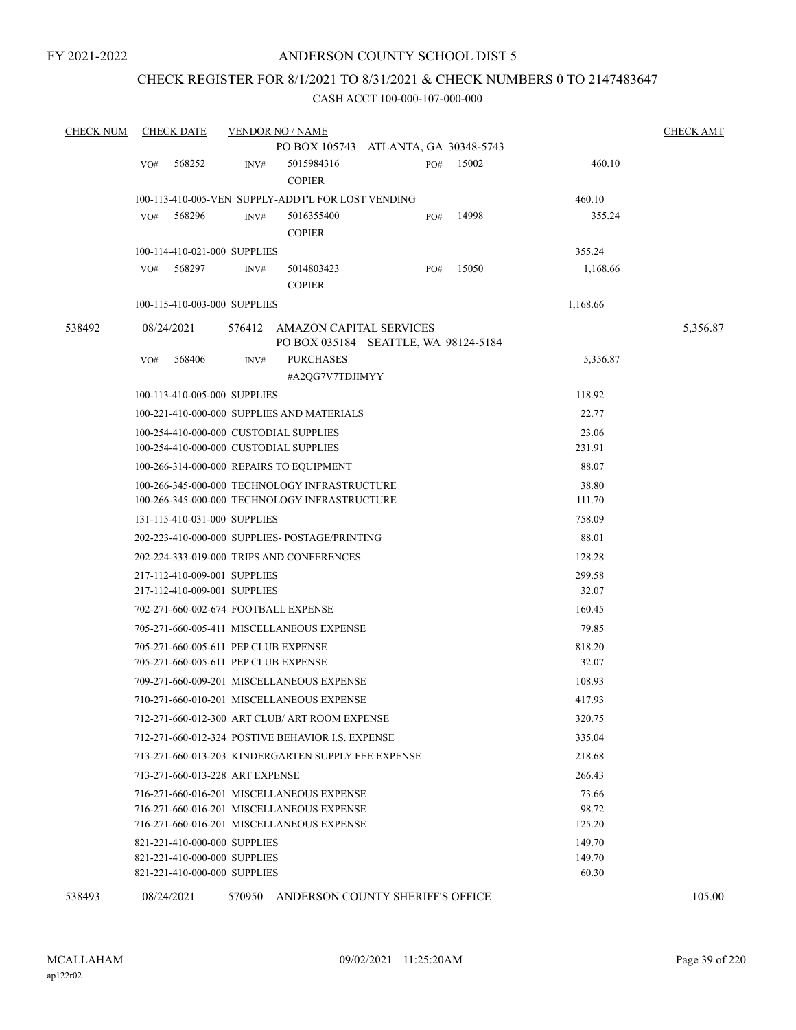FY 2021-2022

# ANDERSON COUNTY SCHOOL DIST 5

## CHECK REGISTER FOR 8/1/2021 TO 8/31/2021 & CHECK NUMBERS 0 TO 2147483647

CASH ACCT 100-000-107-000-000

| CHECK NUM | CHECK DATE | VENDOR NO / NAME | | | CHECK AMT |
|---|---|---|---|---|---|
| | | PO BOX 105743 ATLANTA, GA 30348-5743 | | | |
| | VO# 568252 | INV# 5015984316 COPIER | PO# 15002 | 460.10 | |
| | | 100-113-410-005-VEN SUPPLY-ADDT'L FOR LOST VENDING | | 460.10 | |
| | VO# 568296 | INV# 5016355400 COPIER | PO# 14998 | 355.24 | |
| | | 100-114-410-021-000 SUPPLIES | | 355.24 | |
| | VO# 568297 | INV# 5014803423 COPIER | PO# 15050 | 1,168.66 | |
| | | 100-115-410-003-000 SUPPLIES | | 1,168.66 | |
| 538492 | 08/24/2021 | 576412 AMAZON CAPITAL SERVICES PO BOX 035184 SEATTLE, WA 98124-5184 | | | 5,356.87 |
| | VO# 568406 | INV# PURCHASES #A2QG7V7TDJIMYY | | 5,356.87 | |
| | | 100-113-410-005-000 SUPPLIES | | 118.92 | |
| | | 100-221-410-000-000 SUPPLIES AND MATERIALS | | 22.77 | |
| | | 100-254-410-000-000 CUSTODIAL SUPPLIES | | 23.06 | |
| | | 100-254-410-000-000 CUSTODIAL SUPPLIES | | 231.91 | |
| | | 100-266-314-000-000 REPAIRS TO EQUIPMENT | | 88.07 | |
| | | 100-266-345-000-000 TECHNOLOGY INFRASTRUCTURE | | 38.80 | |
| | | 100-266-345-000-000 TECHNOLOGY INFRASTRUCTURE | | 111.70 | |
| | | 131-115-410-031-000 SUPPLIES | | 758.09 | |
| | | 202-223-410-000-000 SUPPLIES- POSTAGE/PRINTING | | 88.01 | |
| | | 202-224-333-019-000 TRIPS AND CONFERENCES | | 128.28 | |
| | | 217-112-410-009-001 SUPPLIES | | 299.58 | |
| | | 217-112-410-009-001 SUPPLIES | | 32.07 | |
| | | 702-271-660-002-674 FOOTBALL EXPENSE | | 160.45 | |
| | | 705-271-660-005-411 MISCELLANEOUS EXPENSE | | 79.85 | |
| | | 705-271-660-005-611 PEP CLUB EXPENSE | | 818.20 | |
| | | 705-271-660-005-611 PEP CLUB EXPENSE | | 32.07 | |
| | | 709-271-660-009-201 MISCELLANEOUS EXPENSE | | 108.93 | |
| | | 710-271-660-010-201 MISCELLANEOUS EXPENSE | | 417.93 | |
| | | 712-271-660-012-300 ART CLUB/ ART ROOM EXPENSE | | 320.75 | |
| | | 712-271-660-012-324 POSTIVE BEHAVIOR I.S. EXPENSE | | 335.04 | |
| | | 713-271-660-013-203 KINDERGARTEN SUPPLY FEE EXPENSE | | 218.68 | |
| | | 713-271-660-013-228 ART EXPENSE | | 266.43 | |
| | | 716-271-660-016-201 MISCELLANEOUS EXPENSE | | 73.66 | |
| | | 716-271-660-016-201 MISCELLANEOUS EXPENSE | | 98.72 | |
| | | 716-271-660-016-201 MISCELLANEOUS EXPENSE | | 125.20 | |
| | | 821-221-410-000-000 SUPPLIES | | 149.70 | |
| | | 821-221-410-000-000 SUPPLIES | | 149.70 | |
| | | 821-221-410-000-000 SUPPLIES | | 60.30 | |
| 538493 | 08/24/2021 | 570950 ANDERSON COUNTY SHERIFF'S OFFICE | | | 105.00 |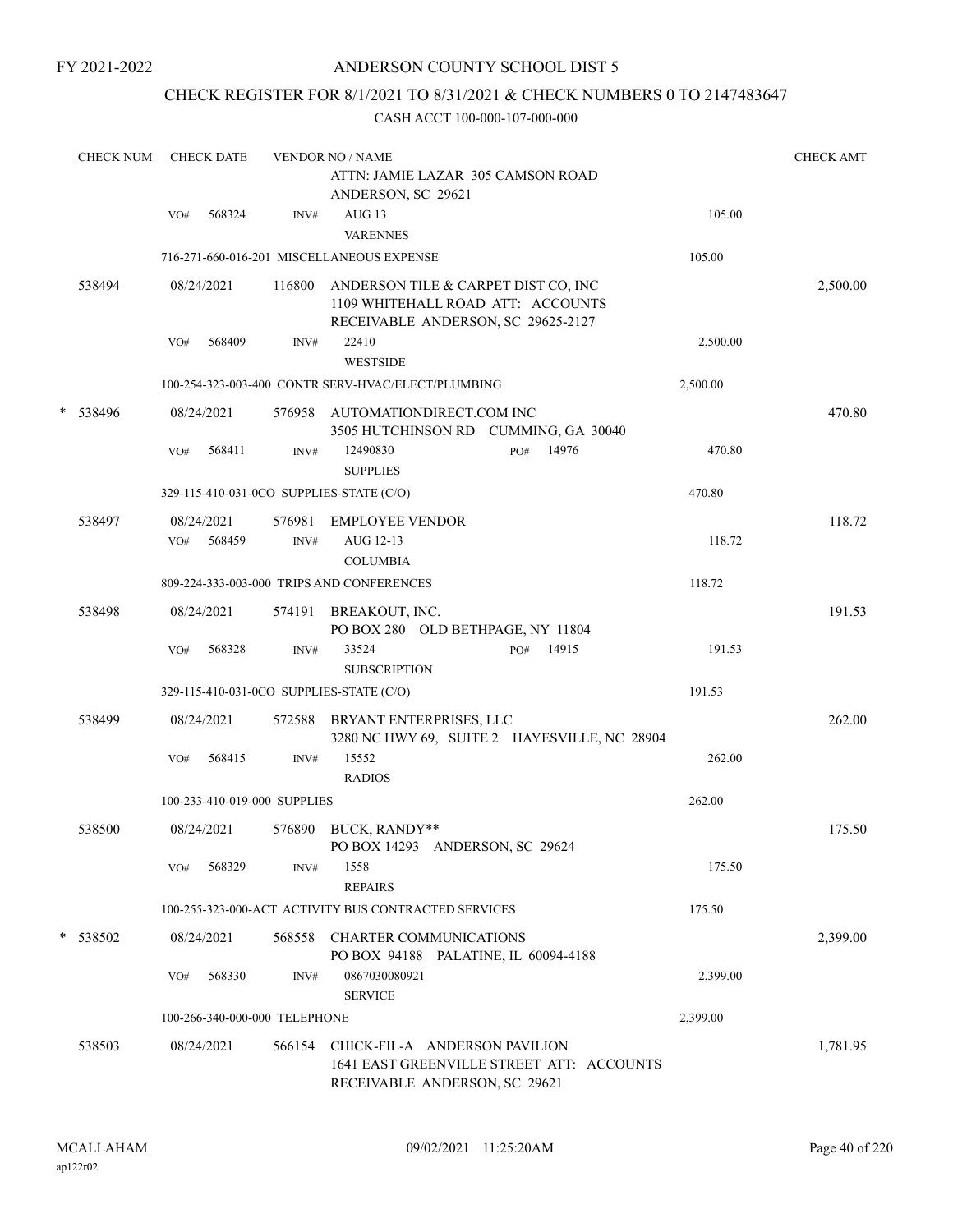FY 2021-2022

# ANDERSON COUNTY SCHOOL DIST 5

## CHECK REGISTER FOR 8/1/2021 TO 8/31/2021 & CHECK NUMBERS 0 TO 2147483647

CASH ACCT 100-000-107-000-000

| CHECK NUM | CHECK DATE | VENDOR NO / NAME | | CHECK AMT |
|---|---|---|---|---|
| | | ATTN: JAMIE LAZAR 305 CAMSON ROAD ANDERSON, SC 29621 | | |
| | VO# 568324 | INV# AUG 13 VARENNES | 105.00 | |
| | | 716-271-660-016-201 MISCELLANEOUS EXPENSE | 105.00 | |
| 538494 | 08/24/2021 | 116800 ANDERSON TILE & CARPET DIST CO, INC 1109 WHITEHALL ROAD ATT: ACCOUNTS RECEIVABLE ANDERSON, SC 29625-2127 | | 2,500.00 |
| | VO# 568409 | INV# 22410 WESTSIDE | 2,500.00 | |
| | | 100-254-323-003-400 CONTR SERV-HVAC/ELECT/PLUMBING | 2,500.00 | |
| * 538496 | 08/24/2021 | 576958 AUTOMATIONDIRECT.COM INC 3505 HUTCHINSON RD CUMMING, GA 30040 | | 470.80 |
| | VO# 568411 | INV# 12490830 PO# 14976 SUPPLIES | 470.80 | |
| | | 329-115-410-031-0CO SUPPLIES-STATE (C/O) | 470.80 | |
| 538497 | 08/24/2021 | 576981 EMPLOYEE VENDOR | | 118.72 |
| | VO# 568459 | INV# AUG 12-13 COLUMBIA | 118.72 | |
| | | 809-224-333-003-000 TRIPS AND CONFERENCES | 118.72 | |
| 538498 | 08/24/2021 | 574191 BREAKOUT, INC. PO BOX 280 OLD BETHPAGE, NY 11804 | | 191.53 |
| | VO# 568328 | INV# 33524 PO# 14915 SUBSCRIPTION | 191.53 | |
| | | 329-115-410-031-0CO SUPPLIES-STATE (C/O) | 191.53 | |
| 538499 | 08/24/2021 | 572588 BRYANT ENTERPRISES, LLC 3280 NC HWY 69, SUITE 2 HAYESVILLE, NC 28904 | | 262.00 |
| | VO# 568415 | INV# 15552 RADIOS | 262.00 | |
| | | 100-233-410-019-000 SUPPLIES | 262.00 | |
| 538500 | 08/24/2021 | 576890 BUCK, RANDY** PO BOX 14293 ANDERSON, SC 29624 | | 175.50 |
| | VO# 568329 | INV# 1558 REPAIRS | 175.50 | |
| | | 100-255-323-000-ACT ACTIVITY BUS CONTRACTED SERVICES | 175.50 | |
| * 538502 | 08/24/2021 | 568558 CHARTER COMMUNICATIONS PO BOX 94188 PALATINE, IL 60094-4188 | | 2,399.00 |
| | VO# 568330 | INV# 0867030080921 SERVICE | 2,399.00 | |
| | | 100-266-340-000-000 TELEPHONE | 2,399.00 | |
| 538503 | 08/24/2021 | 566154 CHICK-FIL-A ANDERSON PAVILION 1641 EAST GREENVILLE STREET ATT: ACCOUNTS RECEIVABLE ANDERSON, SC 29621 | | 1,781.95 |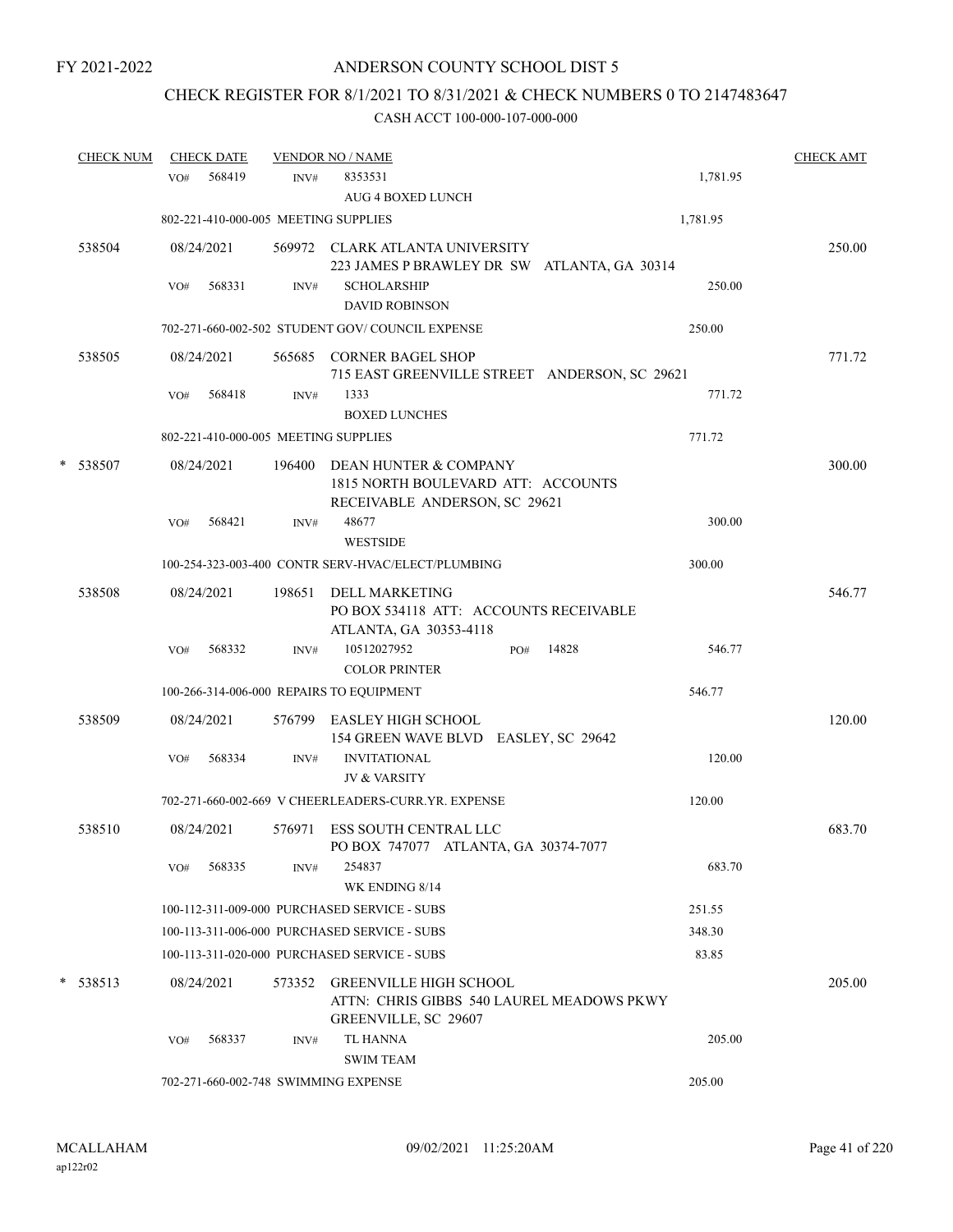FY 2021-2022

# ANDERSON COUNTY SCHOOL DIST 5

## CHECK REGISTER FOR 8/1/2021 TO 8/31/2021 & CHECK NUMBERS 0 TO 2147483647

### CASH ACCT 100-000-107-000-000

| CHECK NUM | CHECK DATE | VENDOR NO / NAME | | CHECK AMT |
|---|---|---|---|---|
| | VO# 568419 | INV# 8353531<br>AUG 4 BOXED LUNCH | 1,781.95 | |
| | 802-221-410-000-005 MEETING SUPPLIES | | 1,781.95 | |
| 538504 | 08/24/2021 | 569972 CLARK ATLANTA UNIVERSITY<br>223 JAMES P BRAWLEY DR SW ATLANTA, GA 30314 | | 250.00 |
| | VO# 568331 | INV# SCHOLARSHIP<br>DAVID ROBINSON | 250.00 | |
| | 702-271-660-002-502 STUDENT GOV/ COUNCIL EXPENSE | | 250.00 | |
| 538505 | 08/24/2021 | 565685 CORNER BAGEL SHOP<br>715 EAST GREENVILLE STREET ANDERSON, SC 29621 | | 771.72 |
| | VO# 568418 | INV# 1333<br>BOXED LUNCHES | 771.72 | |
| | 802-221-410-000-005 MEETING SUPPLIES | | 771.72 | |
| * 538507 | 08/24/2021 | 196400 DEAN HUNTER & COMPANY<br>1815 NORTH BOULEVARD ATT: ACCOUNTS RECEIVABLE ANDERSON, SC 29621 | | 300.00 |
| | VO# 568421 | INV# 48677<br>WESTSIDE | 300.00 | |
| | 100-254-323-003-400 CONTR SERV-HVAC/ELECT/PLUMBING | | 300.00 | |
| 538508 | 08/24/2021 | 198651 DELL MARKETING<br>PO BOX 534118 ATT: ACCOUNTS RECEIVABLE ATLANTA, GA 30353-4118 | | 546.77 |
| | VO# 568332 | INV# 10512027952 PO# 14828<br>COLOR PRINTER | 546.77 | |
| | 100-266-314-006-000 REPAIRS TO EQUIPMENT | | 546.77 | |
| 538509 | 08/24/2021 | 576799 EASLEY HIGH SCHOOL<br>154 GREEN WAVE BLVD EASLEY, SC 29642 | | 120.00 |
| | VO# 568334 | INV# INVITATIONAL<br>JV & VARSITY | 120.00 | |
| | 702-271-660-002-669 V CHEERLEADERS-CURR.YR. EXPENSE | | 120.00 | |
| 538510 | 08/24/2021 | 576971 ESS SOUTH CENTRAL LLC<br>PO BOX 747077 ATLANTA, GA 30374-7077 | | 683.70 |
| | VO# 568335 | INV# 254837<br>WK ENDING 8/14 | 683.70 | |
| | 100-112-311-009-000 PURCHASED SERVICE - SUBS | | 251.55 | |
| | 100-113-311-006-000 PURCHASED SERVICE - SUBS | | 348.30 | |
| | 100-113-311-020-000 PURCHASED SERVICE - SUBS | | 83.85 | |
| * 538513 | 08/24/2021 | 573352 GREENVILLE HIGH SCHOOL<br>ATTN: CHRIS GIBBS 540 LAUREL MEADOWS PKWY GREENVILLE, SC 29607 | | 205.00 |
| | VO# 568337 | INV# TL HANNA<br>SWIM TEAM | 205.00 | |
| | 702-271-660-002-748 SWIMMING EXPENSE | | 205.00 | |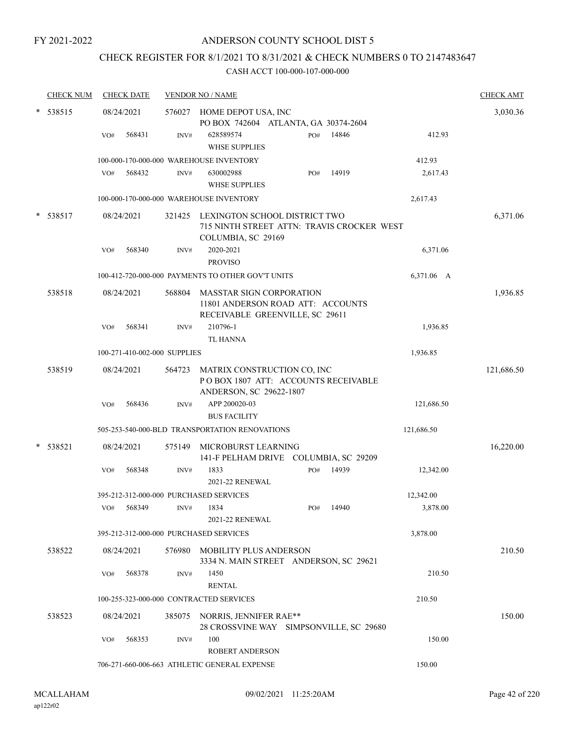FY 2021-2022

# ANDERSON COUNTY SCHOOL DIST 5

## CHECK REGISTER FOR 8/1/2021 TO 8/31/2021 & CHECK NUMBERS 0 TO 2147483647

### CASH ACCT 100-000-107-000-000

| CHECK NUM | CHECK DATE | VENDOR NO / NAME | | | CHECK AMT |
|---|---|---|---|---|---|
| * 538515 | 08/24/2021 | 576027 HOME DEPOT USA, INC<br>PO BOX 742604 ATLANTA, GA 30374-2604 | | | 3,030.36 |
| | VO# 568431 | INV# 628589574<br>WHSE SUPPLIES | PO# 14846 | 412.93 | |
| | 100-000-170-000-000 WAREHOUSE INVENTORY | | | 412.93 | |
| | VO# 568432 | INV# 630002988<br>WHSE SUPPLIES | PO# 14919 | 2,617.43 | |
| | 100-000-170-000-000 WAREHOUSE INVENTORY | | | 2,617.43 | |
| * 538517 | 08/24/2021 | 321425 LEXINGTON SCHOOL DISTRICT TWO<br>715 NINTH STREET ATTN: TRAVIS CROCKER WEST COLUMBIA, SC 29169 | | | 6,371.06 |
| | VO# 568340 | INV# 2020-2021<br>PROVISO | | 6,371.06 | |
| | 100-412-720-000-000 PAYMENTS TO OTHER GOV'T UNITS | | | 6,371.06 A | |
| 538518 | 08/24/2021 | 568804 MASSTAR SIGN CORPORATION<br>11801 ANDERSON ROAD ATT: ACCOUNTS RECEIVABLE GREENVILLE, SC 29611 | | | 1,936.85 |
| | VO# 568341 | INV# 210796-1<br>TL HANNA | | 1,936.85 | |
| | 100-271-410-002-000 SUPPLIES | | | 1,936.85 | |
| 538519 | 08/24/2021 | 564723 MATRIX CONSTRUCTION CO, INC<br>P O BOX 1807 ATT: ACCOUNTS RECEIVABLE ANDERSON, SC 29622-1807 | | | 121,686.50 |
| | VO# 568436 | INV# APP 200020-03<br>BUS FACILITY | | 121,686.50 | |
| | 505-253-540-000-BLD TRANSPORTATION RENOVATIONS | | | 121,686.50 | |
| * 538521 | 08/24/2021 | 575149 MICROBURST LEARNING<br>141-F PELHAM DRIVE COLUMBIA, SC 29209 | | | 16,220.00 |
| | VO# 568348 | INV# 1833<br>2021-22 RENEWAL | PO# 14939 | 12,342.00 | |
| | 395-212-312-000-000 PURCHASED SERVICES | | | 12,342.00 | |
| | VO# 568349 | INV# 1834<br>2021-22 RENEWAL | PO# 14940 | 3,878.00 | |
| | 395-212-312-000-000 PURCHASED SERVICES | | | 3,878.00 | |
| 538522 | 08/24/2021 | 576980 MOBILITY PLUS ANDERSON<br>3334 N. MAIN STREET ANDERSON, SC 29621 | | | 210.50 |
| | VO# 568378 | INV# 1450<br>RENTAL | | 210.50 | |
| | 100-255-323-000-000 CONTRACTED SERVICES | | | 210.50 | |
| 538523 | 08/24/2021 | 385075 NORRIS, JENNIFER RAE**<br>28 CROSSVINE WAY SIMPSONVILLE, SC 29680 | | | 150.00 |
| | VO# 568353 | INV# 100<br>ROBERT ANDERSON | | 150.00 | |
| | 706-271-660-006-663 ATHLETIC GENERAL EXPENSE | | | 150.00 | |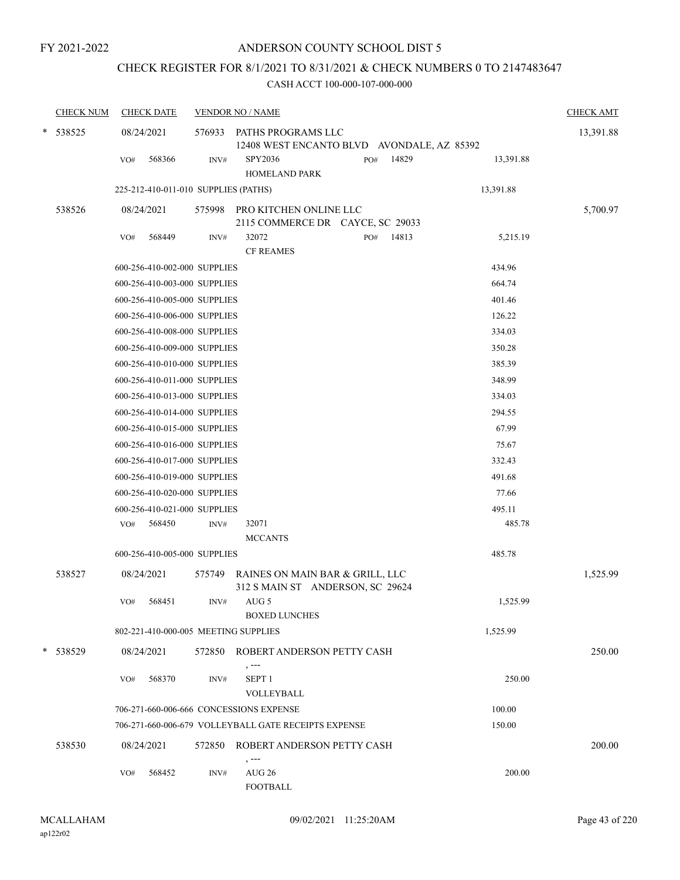FY 2021-2022

# ANDERSON COUNTY SCHOOL DIST 5

## CHECK REGISTER FOR 8/1/2021 TO 8/31/2021 & CHECK NUMBERS 0 TO 2147483647

CASH ACCT 100-000-107-000-000

| CHECK NUM | CHECK DATE | VENDOR NO / NAME | | | CHECK AMT |
|---|---|---|---|---|---|
| * 538525 | 08/24/2021 | 576933 PATHS PROGRAMS LLC<br>12408 WEST ENCANTO BLVD AVONDALE, AZ 85392 | | | 13,391.88 |
| | VO# 568366 | INV# SPY2036<br>HOMELAND PARK | PO# 14829 | 13,391.88 | |
| | 225-212-410-011-010 SUPPLIES (PATHS) | | | 13,391.88 | |
| 538526 | 08/24/2021 | 575998 PRO KITCHEN ONLINE LLC<br>2115 COMMERCE DR CAYCE, SC 29033 | | | 5,700.97 |
| | VO# 568449 | INV# 32072<br>CF REAMES | PO# 14813 | 5,215.19 | |
| | 600-256-410-002-000 SUPPLIES | | | 434.96 | |
| | 600-256-410-003-000 SUPPLIES | | | 664.74 | |
| | 600-256-410-005-000 SUPPLIES | | | 401.46 | |
| | 600-256-410-006-000 SUPPLIES | | | 126.22 | |
| | 600-256-410-008-000 SUPPLIES | | | 334.03 | |
| | 600-256-410-009-000 SUPPLIES | | | 350.28 | |
| | 600-256-410-010-000 SUPPLIES | | | 385.39 | |
| | 600-256-410-011-000 SUPPLIES | | | 348.99 | |
| | 600-256-410-013-000 SUPPLIES | | | 334.03 | |
| | 600-256-410-014-000 SUPPLIES | | | 294.55 | |
| | 600-256-410-015-000 SUPPLIES | | | 67.99 | |
| | 600-256-410-016-000 SUPPLIES | | | 75.67 | |
| | 600-256-410-017-000 SUPPLIES | | | 332.43 | |
| | 600-256-410-019-000 SUPPLIES | | | 491.68 | |
| | 600-256-410-020-000 SUPPLIES | | | 77.66 | |
| | 600-256-410-021-000 SUPPLIES | | | 495.11 | |
| | VO# 568450 | INV# 32071<br>MCCANTS | | 485.78 | |
| | 600-256-410-005-000 SUPPLIES | | | 485.78 | |
| 538527 | 08/24/2021 | 575749 RAINES ON MAIN BAR & GRILL, LLC<br>312 S MAIN ST ANDERSON, SC 29624 | | | 1,525.99 |
| | VO# 568451 | INV# AUG 5<br>BOXED LUNCHES | | 1,525.99 | |
| | 802-221-410-000-005 MEETING SUPPLIES | | | 1,525.99 | |
| * 538529 | 08/24/2021 | 572850 ROBERT ANDERSON PETTY CASH<br>, --- | | | 250.00 |
| | VO# 568370 | INV# SEPT 1<br>VOLLEYBALL | | 250.00 | |
| | 706-271-660-006-666 CONCESSIONS EXPENSE | | | 100.00 | |
| | 706-271-660-006-679 VOLLEYBALL GATE RECEIPTS EXPENSE | | | 150.00 | |
| 538530 | 08/24/2021 | 572850 ROBERT ANDERSON PETTY CASH<br>, --- | | | 200.00 |
| | VO# 568452 | INV# AUG 26<br>FOOTBALL | | 200.00 | |

MCALLAHAM
ap122r02
09/02/2021 11:25:20AM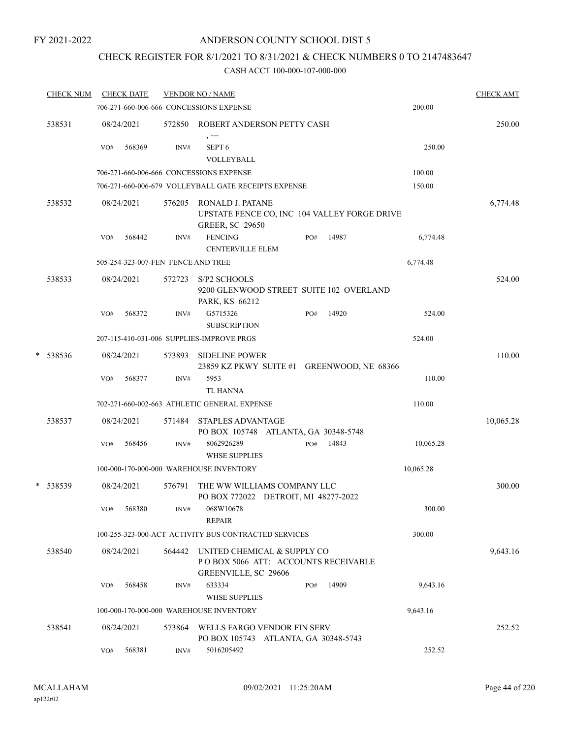FY 2021-2022

# ANDERSON COUNTY SCHOOL DIST 5

## CHECK REGISTER FOR 8/1/2021 TO 8/31/2021 & CHECK NUMBERS 0 TO 2147483647

CASH ACCT 100-000-107-000-000

| CHECK NUM | CHECK DATE | VENDOR NO / NAME | | | CHECK AMT |
|---|---|---|---|---|---|
| | 706-271-660-006-666 CONCESSIONS EXPENSE | | | 200.00 | |
| 538531 | 08/24/2021 | 572850 ROBERT ANDERSON PETTY CASH , --- | | | 250.00 |
| | VO# 568369 | INV# SEPT 6 VOLLEYBALL | | 250.00 | |
| | 706-271-660-006-666 CONCESSIONS EXPENSE | | | 100.00 | |
| | 706-271-660-006-679 VOLLEYBALL GATE RECEIPTS EXPENSE | | | 150.00 | |
| 538532 | 08/24/2021 | 576205 RONALD J. PATANE UPSTATE FENCE CO, INC 104 VALLEY FORGE DRIVE GREER, SC 29650 | | | 6,774.48 |
| | VO# 568442 | INV# FENCING CENTERVILLE ELEM | PO# 14987 | 6,774.48 | |
| | 505-254-323-007-FEN FENCE AND TREE | | | 6,774.48 | |
| 538533 | 08/24/2021 | 572723 S/P2 SCHOOLS 9200 GLENWOOD STREET SUITE 102 OVERLAND PARK, KS 66212 | | | 524.00 |
| | VO# 568372 | INV# G5715326 SUBSCRIPTION | PO# 14920 | 524.00 | |
| | 207-115-410-031-006 SUPPLIES-IMPROVE PRGS | | | 524.00 | |
| * 538536 | 08/24/2021 | 573893 SIDELINE POWER 23859 KZ PKWY SUITE #1 GREENWOOD, NE 68366 | | | 110.00 |
| | VO# 568377 | INV# 5953 TL HANNA | | 110.00 | |
| | 702-271-660-002-663 ATHLETIC GENERAL EXPENSE | | | 110.00 | |
| 538537 | 08/24/2021 | 571484 STAPLES ADVANTAGE PO BOX 105748 ATLANTA, GA 30348-5748 | | | 10,065.28 |
| | VO# 568456 | INV# 8062926289 WHSE SUPPLIES | PO# 14843 | 10,065.28 | |
| | 100-000-170-000-000 WAREHOUSE INVENTORY | | | 10,065.28 | |
| * 538539 | 08/24/2021 | 576791 THE WW WILLIAMS COMPANY LLC PO BOX 772022 DETROIT, MI 48277-2022 | | | 300.00 |
| | VO# 568380 | INV# 068W10678 REPAIR | | 300.00 | |
| | 100-255-323-000-ACT ACTIVITY BUS CONTRACTED SERVICES | | | 300.00 | |
| 538540 | 08/24/2021 | 564442 UNITED CHEMICAL & SUPPLY CO P O BOX 5066 ATT: ACCOUNTS RECEIVABLE GREENVILLE, SC 29606 | | | 9,643.16 |
| | VO# 568458 | INV# 633334 WHSE SUPPLIES | PO# 14909 | 9,643.16 | |
| | 100-000-170-000-000 WAREHOUSE INVENTORY | | | 9,643.16 | |
| 538541 | 08/24/2021 | 573864 WELLS FARGO VENDOR FIN SERV PO BOX 105743 ATLANTA, GA 30348-5743 | | | 252.52 |
| | VO# 568381 | INV# 5016205492 | | 252.52 | |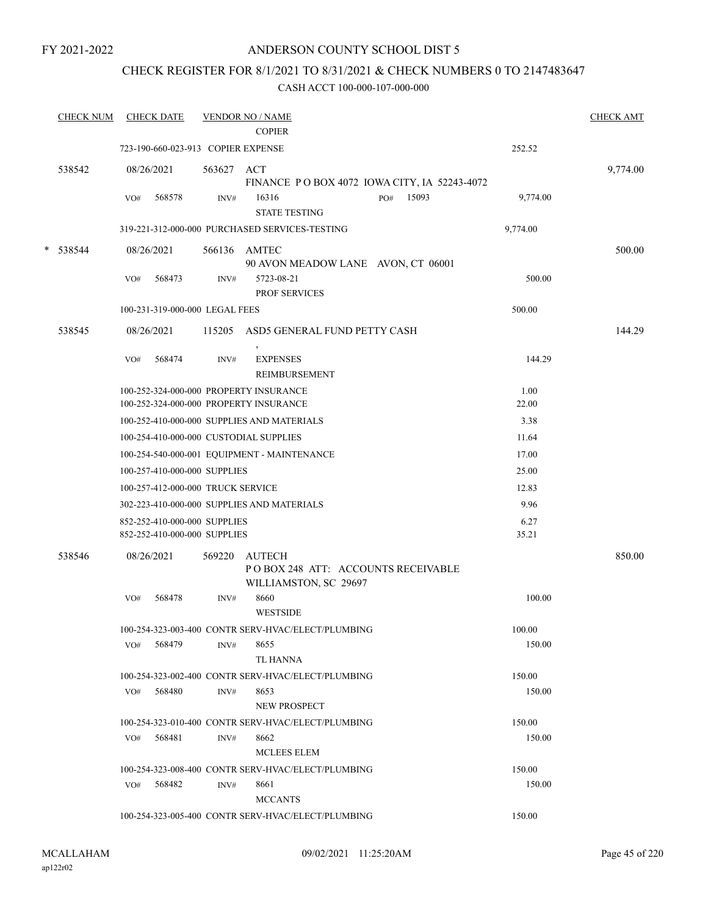FY 2021-2022

ANDERSON COUNTY SCHOOL DIST 5

CHECK REGISTER FOR 8/1/2021 TO 8/31/2021 & CHECK NUMBERS 0 TO 2147483647

CASH ACCT 100-000-107-000-000

| CHECK NUM | CHECK DATE | VENDOR NO / NAME | | CHECK AMT |
|---|---|---|---|---|
| | | COPIER | | |
| | 723-190-660-023-913 COPIER EXPENSE | | 252.52 | |
| 538542 | 08/26/2021 | 563627 ACT<br>FINANCE P O BOX 4072 IOWA CITY, IA 52243-4072 | | 9,774.00 |
| | VO# 568578 | INV# 16316 PO# 15093<br>STATE TESTING | 9,774.00 | |
| | 319-221-312-000-000 PURCHASED SERVICES-TESTING | | 9,774.00 | |
| * 538544 | 08/26/2021 | 566136 AMTEC<br>90 AVON MEADOW LANE AVON, CT 06001 | | 500.00 |
| | VO# 568473 | INV# 5723-08-21<br>PROF SERVICES | 500.00 | |
| | 100-231-319-000-000 LEGAL FEES | | 500.00 | |
| 538545 | 08/26/2021 | 115205 ASD5 GENERAL FUND PETTY CASH<br>, | | 144.29 |
| | VO# 568474 | INV# EXPENSES<br>REIMBURSEMENT | 144.29 | |
| | 100-252-324-000-000 PROPERTY INSURANCE | | 1.00 | |
| | 100-252-324-000-000 PROPERTY INSURANCE | | 22.00 | |
| | 100-252-410-000-000 SUPPLIES AND MATERIALS | | 3.38 | |
| | 100-254-410-000-000 CUSTODIAL SUPPLIES | | 11.64 | |
| | 100-254-540-000-001 EQUIPMENT - MAINTENANCE | | 17.00 | |
| | 100-257-410-000-000 SUPPLIES | | 25.00 | |
| | 100-257-412-000-000 TRUCK SERVICE | | 12.83 | |
| | 302-223-410-000-000 SUPPLIES AND MATERIALS | | 9.96 | |
| | 852-252-410-000-000 SUPPLIES | | 6.27 | |
| | 852-252-410-000-000 SUPPLIES | | 35.21 | |
| 538546 | 08/26/2021 | 569220 AUTECH<br>P O BOX 248 ATT: ACCOUNTS RECEIVABLE<br>WILLIAMSTON, SC 29697 | | 850.00 |
| | VO# 568478 | INV# 8660<br>WESTSIDE | 100.00 | |
| | 100-254-323-003-400 CONTR SERV-HVAC/ELECT/PLUMBING | | 100.00 | |
| | VO# 568479 | INV# 8655<br>TL HANNA | 150.00 | |
| | 100-254-323-002-400 CONTR SERV-HVAC/ELECT/PLUMBING | | 150.00 | |
| | VO# 568480 | INV# 8653<br>NEW PROSPECT | 150.00 | |
| | 100-254-323-010-400 CONTR SERV-HVAC/ELECT/PLUMBING | | 150.00 | |
| | VO# 568481 | INV# 8662<br>MCLEES ELEM | 150.00 | |
| | 100-254-323-008-400 CONTR SERV-HVAC/ELECT/PLUMBING | | 150.00 | |
| | VO# 568482 | INV# 8661<br>MCCANTS | 150.00 | |
| | 100-254-323-005-400 CONTR SERV-HVAC/ELECT/PLUMBING | | 150.00 | |

MCALLAHAM
ap122r02

09/02/2021 11:25:20AM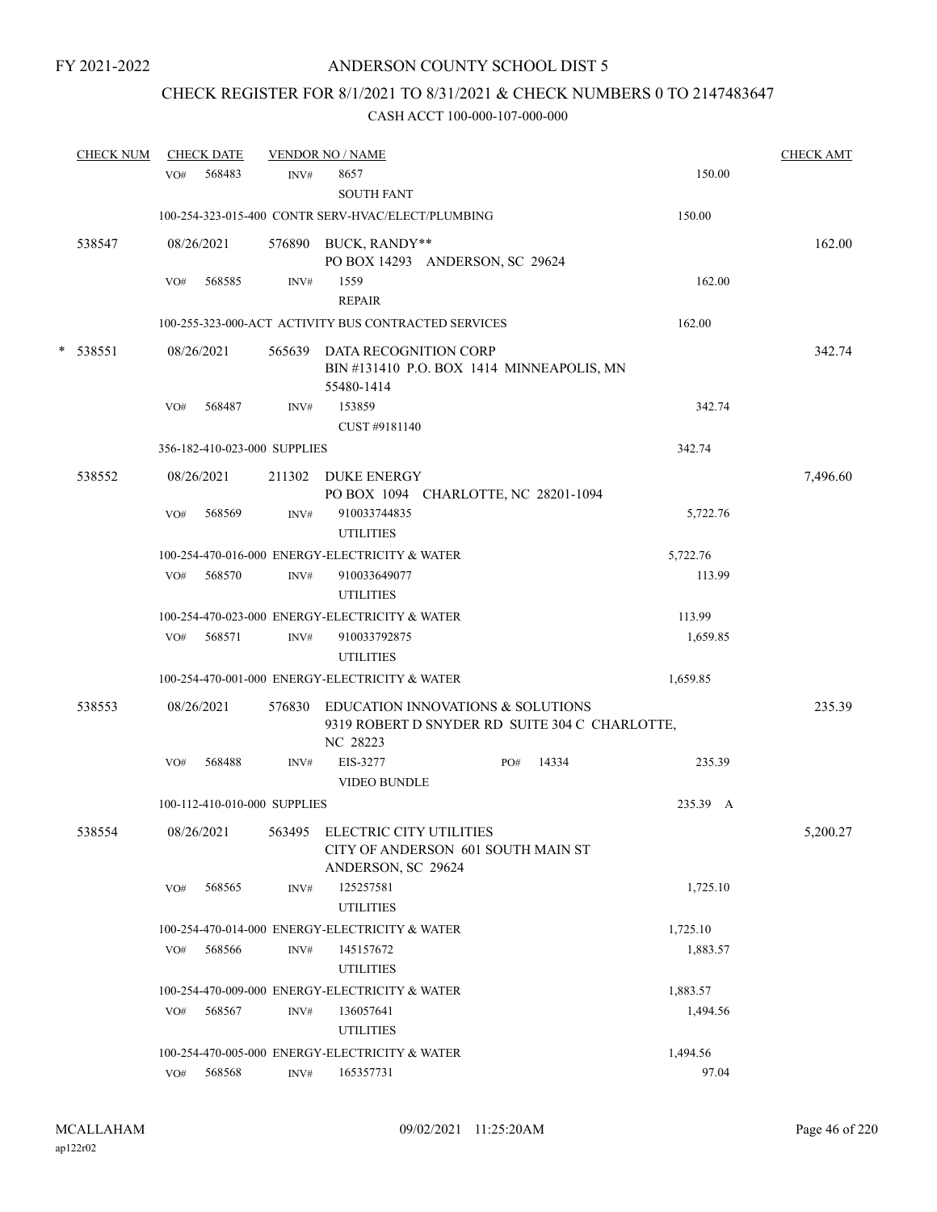FY 2021-2022

# ANDERSON COUNTY SCHOOL DIST 5

## CHECK REGISTER FOR 8/1/2021 TO 8/31/2021 & CHECK NUMBERS 0 TO 2147483647

### CASH ACCT 100-000-107-000-000

| CHECK NUM | CHECK DATE | VENDOR NO / NAME | | CHECK AMT |
|---|---|---|---|---|
| | VO# 568483 | INV# 8657 SOUTH FANT | 150.00 | |
| | 100-254-323-015-400 CONTR SERV-HVAC/ELECT/PLUMBING | | 150.00 | |
| 538547 | 08/26/2021 | 576890 BUCK, RANDY** PO BOX 14293 ANDERSON, SC 29624 | | 162.00 |
| | VO# 568585 | INV# 1559 REPAIR | 162.00 | |
| | 100-255-323-000-ACT ACTIVITY BUS CONTRACTED SERVICES | | 162.00 | |
| * 538551 | 08/26/2021 | 565639 DATA RECOGNITION CORP BIN #131410 P.O. BOX 1414 MINNEAPOLIS, MN 55480-1414 | | 342.74 |
| | VO# 568487 | INV# 153859 CUST #9181140 | 342.74 | |
| | 356-182-410-023-000 SUPPLIES | | 342.74 | |
| 538552 | 08/26/2021 | 211302 DUKE ENERGY PO BOX 1094 CHARLOTTE, NC 28201-1094 | | 7,496.60 |
| | VO# 568569 | INV# 910033744835 UTILITIES | 5,722.76 | |
| | 100-254-470-016-000 ENERGY-ELECTRICITY & WATER | | 5,722.76 | |
| | VO# 568570 | INV# 910033649077 UTILITIES | 113.99 | |
| | 100-254-470-023-000 ENERGY-ELECTRICITY & WATER | | 113.99 | |
| | VO# 568571 | INV# 910033792875 UTILITIES | 1,659.85 | |
| | 100-254-470-001-000 ENERGY-ELECTRICITY & WATER | | 1,659.85 | |
| 538553 | 08/26/2021 | 576830 EDUCATION INNOVATIONS & SOLUTIONS 9319 ROBERT D SNYDER RD SUITE 304 C CHARLOTTE, NC 28223 | | 235.39 |
| | VO# 568488 | INV# EIS-3277 PO# 14334 VIDEO BUNDLE | 235.39 | |
| | 100-112-410-010-000 SUPPLIES | | 235.39 A | |
| 538554 | 08/26/2021 | 563495 ELECTRIC CITY UTILITIES CITY OF ANDERSON 601 SOUTH MAIN ST ANDERSON, SC 29624 | | 5,200.27 |
| | VO# 568565 | INV# 125257581 UTILITIES | 1,725.10 | |
| | 100-254-470-014-000 ENERGY-ELECTRICITY & WATER | | 1,725.10 | |
| | VO# 568566 | INV# 145157672 UTILITIES | 1,883.57 | |
| | 100-254-470-009-000 ENERGY-ELECTRICITY & WATER | | 1,883.57 | |
| | VO# 568567 | INV# 136057641 UTILITIES | 1,494.56 | |
| | 100-254-470-005-000 ENERGY-ELECTRICITY & WATER | | 1,494.56 | |
| | VO# 568568 | INV# 165357731 | 97.04 | |

MCALLAHAM ap122r02 09/02/2021 11:25:20AM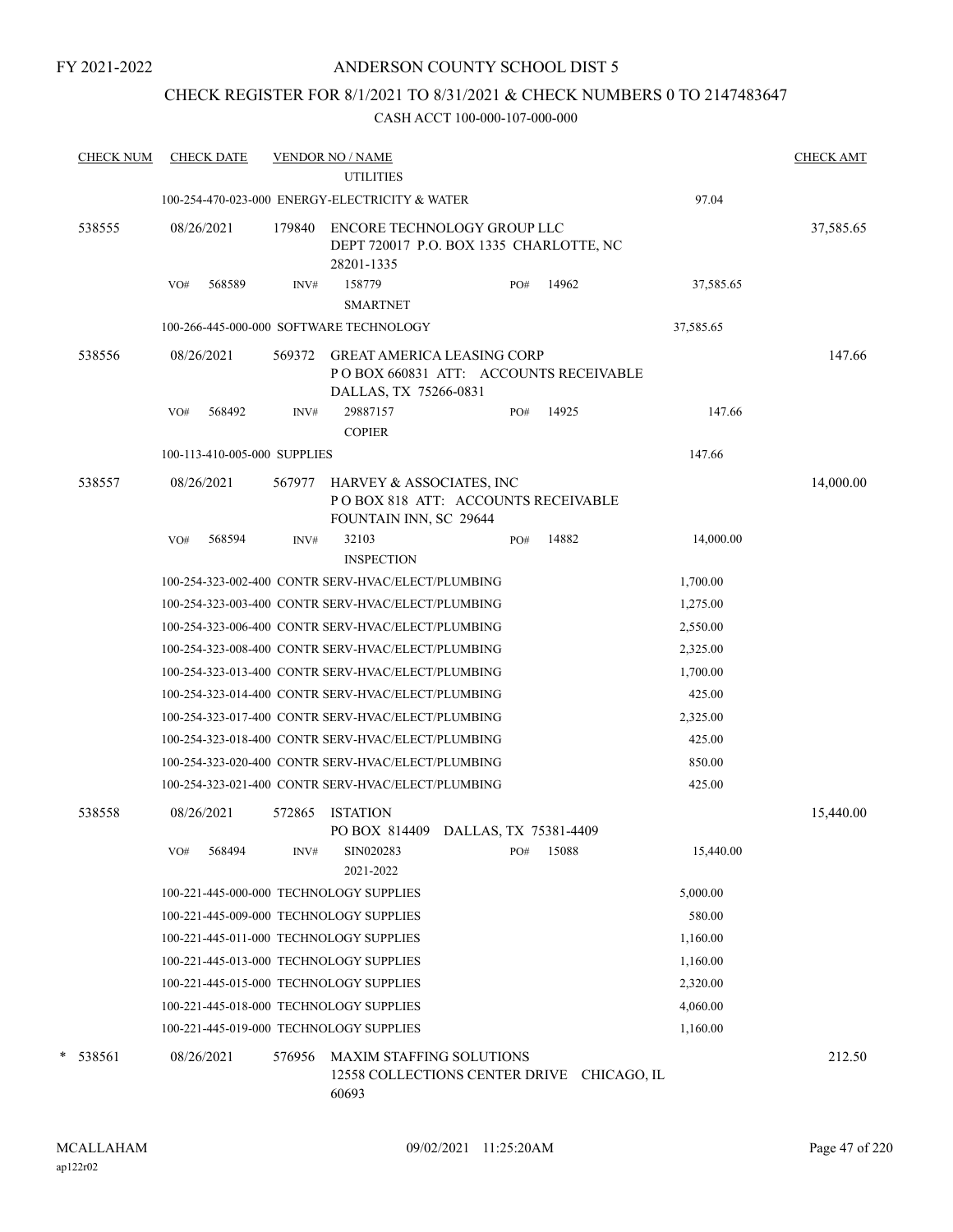FY 2021-2022

# ANDERSON COUNTY SCHOOL DIST 5

## CHECK REGISTER FOR 8/1/2021 TO 8/31/2021 & CHECK NUMBERS 0 TO 2147483647

CASH ACCT 100-000-107-000-000

| CHECK NUM | CHECK DATE | VENDOR NO / NAME | | CHECK AMT |
|---|---|---|---|---|
| | | UTILITIES | | |
| | | 100-254-470-023-000 ENERGY-ELECTRICITY & WATER | 97.04 | |
| 538555 | 08/26/2021 | 179840 ENCORE TECHNOLOGY GROUP LLC DEPT 720017 P.O. BOX 1335 CHARLOTTE, NC 28201-1335 | | 37,585.65 |
| | VO# 568589 | INV# 158779 PO# 14962 SMARTNET | 37,585.65 | |
| | | 100-266-445-000-000 SOFTWARE TECHNOLOGY | 37,585.65 | |
| 538556 | 08/26/2021 | 569372 GREAT AMERICA LEASING CORP P O BOX 660831 ATT: ACCOUNTS RECEIVABLE DALLAS, TX 75266-0831 | | 147.66 |
| | VO# 568492 | INV# 29887157 PO# 14925 COPIER | 147.66 | |
| | | 100-113-410-005-000 SUPPLIES | 147.66 | |
| 538557 | 08/26/2021 | 567977 HARVEY & ASSOCIATES, INC P O BOX 818 ATT: ACCOUNTS RECEIVABLE FOUNTAIN INN, SC 29644 | | 14,000.00 |
| | VO# 568594 | INV# 32103 PO# 14882 INSPECTION | 14,000.00 | |
| | | 100-254-323-002-400 CONTR SERV-HVAC/ELECT/PLUMBING | 1,700.00 | |
| | | 100-254-323-003-400 CONTR SERV-HVAC/ELECT/PLUMBING | 1,275.00 | |
| | | 100-254-323-006-400 CONTR SERV-HVAC/ELECT/PLUMBING | 2,550.00 | |
| | | 100-254-323-008-400 CONTR SERV-HVAC/ELECT/PLUMBING | 2,325.00 | |
| | | 100-254-323-013-400 CONTR SERV-HVAC/ELECT/PLUMBING | 1,700.00 | |
| | | 100-254-323-014-400 CONTR SERV-HVAC/ELECT/PLUMBING | 425.00 | |
| | | 100-254-323-017-400 CONTR SERV-HVAC/ELECT/PLUMBING | 2,325.00 | |
| | | 100-254-323-018-400 CONTR SERV-HVAC/ELECT/PLUMBING | 425.00 | |
| | | 100-254-323-020-400 CONTR SERV-HVAC/ELECT/PLUMBING | 850.00 | |
| | | 100-254-323-021-400 CONTR SERV-HVAC/ELECT/PLUMBING | 425.00 | |
| 538558 | 08/26/2021 | 572865 ISTATION PO BOX 814409 DALLAS, TX 75381-4409 | | 15,440.00 |
| | VO# 568494 | INV# SIN020283 PO# 15088 2021-2022 | 15,440.00 | |
| | | 100-221-445-000-000 TECHNOLOGY SUPPLIES | 5,000.00 | |
| | | 100-221-445-009-000 TECHNOLOGY SUPPLIES | 580.00 | |
| | | 100-221-445-011-000 TECHNOLOGY SUPPLIES | 1,160.00 | |
| | | 100-221-445-013-000 TECHNOLOGY SUPPLIES | 1,160.00 | |
| | | 100-221-445-015-000 TECHNOLOGY SUPPLIES | 2,320.00 | |
| | | 100-221-445-018-000 TECHNOLOGY SUPPLIES | 4,060.00 | |
| | | 100-221-445-019-000 TECHNOLOGY SUPPLIES | 1,160.00 | |
| * 538561 | 08/26/2021 | 576956 MAXIM STAFFING SOLUTIONS 12558 COLLECTIONS CENTER DRIVE CHICAGO, IL 60693 | | 212.50 |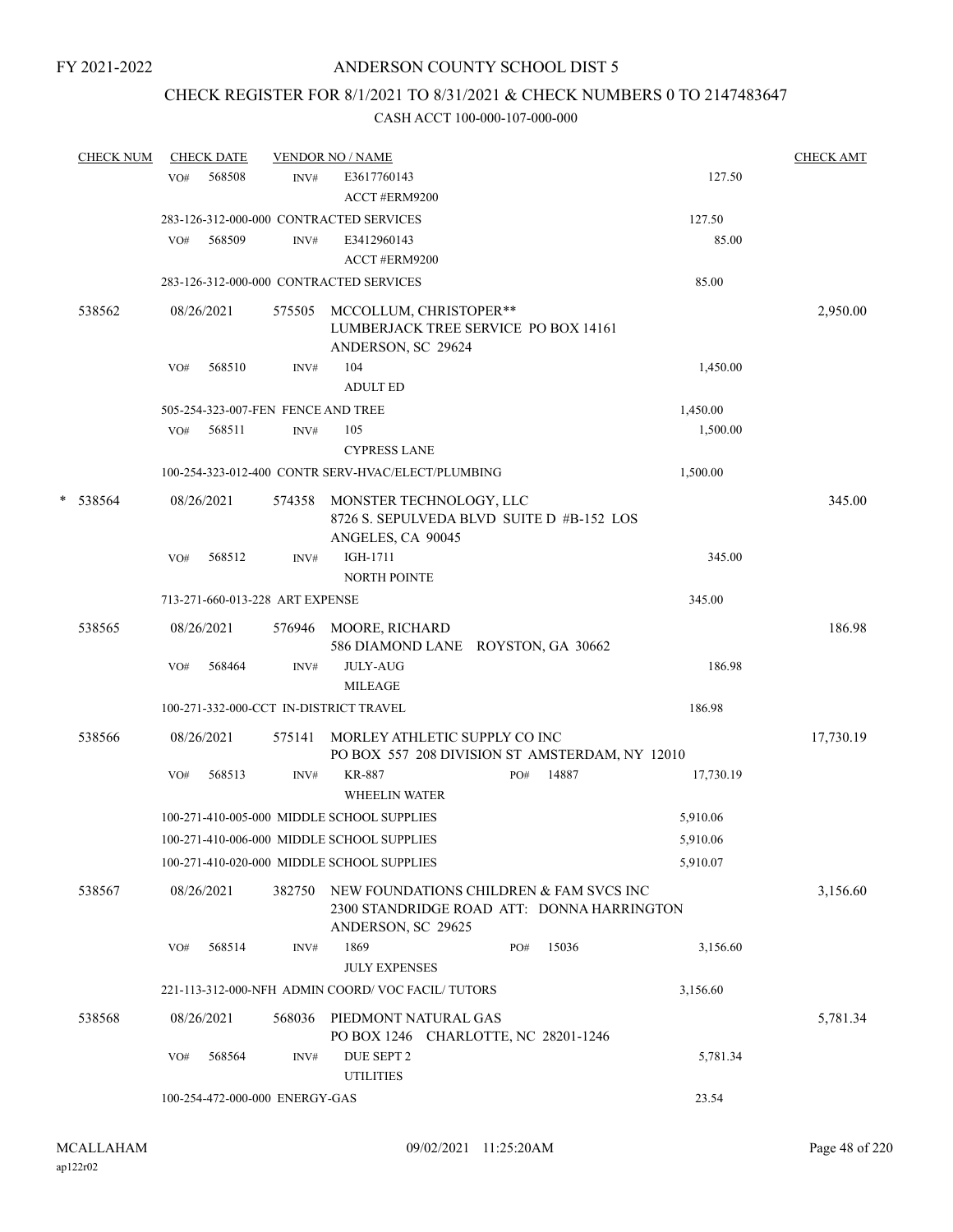FY 2021-2022

# ANDERSON COUNTY SCHOOL DIST 5

## CHECK REGISTER FOR 8/1/2021 TO 8/31/2021 & CHECK NUMBERS 0 TO 2147483647

### CASH ACCT 100-000-107-000-000

| CHECK NUM | CHECK DATE | VENDOR NO / NAME | | | CHECK AMT |
|---|---|---|---|---|---|
| | VO# 568508 | INV# E3617760143 ACCT #ERM9200 | | 127.50 | |
| | 283-126-312-000-000 CONTRACTED SERVICES | | | 127.50 | |
| | VO# 568509 | INV# E3412960143 ACCT #ERM9200 | | 85.00 | |
| | 283-126-312-000-000 CONTRACTED SERVICES | | | 85.00 | |
| 538562 | 08/26/2021 | 575505 MCCOLLUM, CHRISTOPER** LUMBERJACK TREE SERVICE PO BOX 14161 ANDERSON, SC 29624 | | | 2,950.00 |
| | VO# 568510 | INV# 104 ADULT ED | | 1,450.00 | |
| | 505-254-323-007-FEN FENCE AND TREE | | | 1,450.00 | |
| | VO# 568511 | INV# 105 CYPRESS LANE | | 1,500.00 | |
| | 100-254-323-012-400 CONTR SERV-HVAC/ELECT/PLUMBING | | | 1,500.00 | |
| * 538564 | 08/26/2021 | 574358 MONSTER TECHNOLOGY, LLC 8726 S. SEPULVEDA BLVD SUITE D #B-152 LOS ANGELES, CA 90045 | | | 345.00 |
| | VO# 568512 | INV# IGH-1711 NORTH POINTE | | 345.00 | |
| | 713-271-660-013-228 ART EXPENSE | | | 345.00 | |
| 538565 | 08/26/2021 | 576946 MOORE, RICHARD 586 DIAMOND LANE ROYSTON, GA 30662 | | | 186.98 |
| | VO# 568464 | INV# JULY-AUG MILEAGE | | 186.98 | |
| | 100-271-332-000-CCT IN-DISTRICT TRAVEL | | | 186.98 | |
| 538566 | 08/26/2021 | 575141 MORLEY ATHLETIC SUPPLY CO INC PO BOX 557 208 DIVISION ST AMSTERDAM, NY 12010 | | | 17,730.19 |
| | VO# 568513 | INV# KR-887 WHEELIN WATER | PO# 14887 | 17,730.19 | |
| | 100-271-410-005-000 MIDDLE SCHOOL SUPPLIES | | | 5,910.06 | |
| | 100-271-410-006-000 MIDDLE SCHOOL SUPPLIES | | | 5,910.06 | |
| | 100-271-410-020-000 MIDDLE SCHOOL SUPPLIES | | | 5,910.07 | |
| 538567 | 08/26/2021 | 382750 NEW FOUNDATIONS CHILDREN & FAM SVCS INC 2300 STANDRIDGE ROAD ATT: DONNA HARRINGTON ANDERSON, SC 29625 | | | 3,156.60 |
| | VO# 568514 | INV# 1869 JULY EXPENSES | PO# 15036 | 3,156.60 | |
| | 221-113-312-000-NFH ADMIN COORD/ VOC FACIL/ TUTORS | | | 3,156.60 | |
| 538568 | 08/26/2021 | 568036 PIEDMONT NATURAL GAS PO BOX 1246 CHARLOTTE, NC 28201-1246 | | | 5,781.34 |
| | VO# 568564 | INV# DUE SEPT 2 UTILITIES | | 5,781.34 | |
| | 100-254-472-000-000 ENERGY-GAS | | | 23.54 | |

MCALLAHAM
ap122r02
09/02/2021 11:25:20AM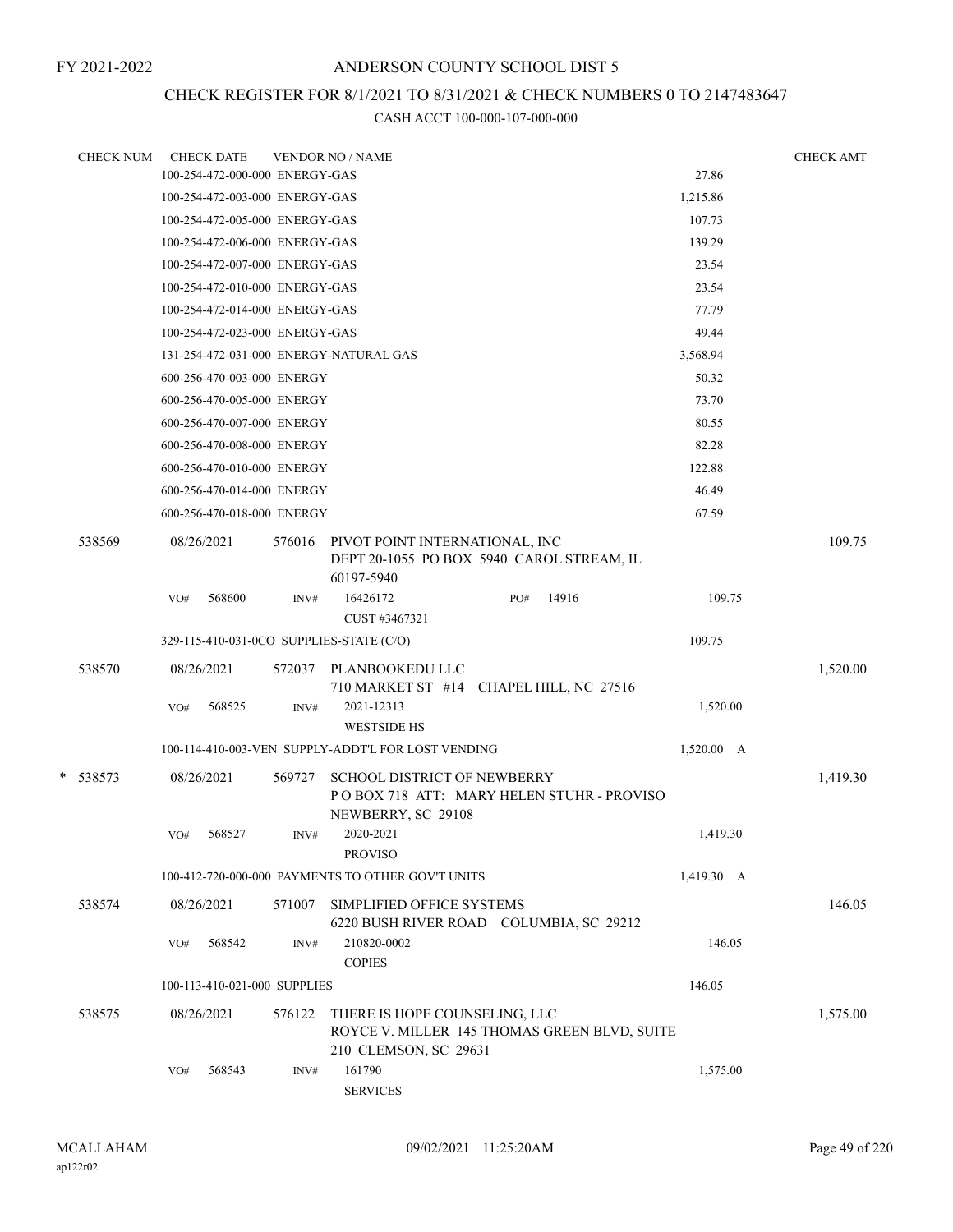FY 2021-2022

# ANDERSON COUNTY SCHOOL DIST 5

## CHECK REGISTER FOR 8/1/2021 TO 8/31/2021 & CHECK NUMBERS 0 TO 2147483647

CASH ACCT 100-000-107-000-000

| CHECK NUM | CHECK DATE | VENDOR NO / NAME | | CHECK AMT |
|---|---|---|---|---|
| | 100-254-472-000-000 ENERGY-GAS | | 27.86 | |
| | 100-254-472-003-000 ENERGY-GAS | | 1,215.86 | |
| | 100-254-472-005-000 ENERGY-GAS | | 107.73 | |
| | 100-254-472-006-000 ENERGY-GAS | | 139.29 | |
| | 100-254-472-007-000 ENERGY-GAS | | 23.54 | |
| | 100-254-472-010-000 ENERGY-GAS | | 23.54 | |
| | 100-254-472-014-000 ENERGY-GAS | | 77.79 | |
| | 100-254-472-023-000 ENERGY-GAS | | 49.44 | |
| | 131-254-472-031-000 ENERGY-NATURAL GAS | | 3,568.94 | |
| | 600-256-470-003-000 ENERGY | | 50.32 | |
| | 600-256-470-005-000 ENERGY | | 73.70 | |
| | 600-256-470-007-000 ENERGY | | 80.55 | |
| | 600-256-470-008-000 ENERGY | | 82.28 | |
| | 600-256-470-010-000 ENERGY | | 122.88 | |
| | 600-256-470-014-000 ENERGY | | 46.49 | |
| | 600-256-470-018-000 ENERGY | | 67.59 | |
| 538569 | 08/26/2021 | 576016 PIVOT POINT INTERNATIONAL, INC DEPT 20-1055 PO BOX 5940 CAROL STREAM, IL 60197-5940 | | 109.75 |
| | VO# 568600 | INV# 16426172 PO# 14916 CUST #3467321 | 109.75 | |
| | 329-115-410-031-0CO SUPPLIES-STATE (C/O) | | 109.75 | |
| 538570 | 08/26/2021 | 572037 PLANBOOKEDU LLC 710 MARKET ST #14 CHAPEL HILL, NC 27516 | | 1,520.00 |
| | VO# 568525 | INV# 2021-12313 WESTSIDE HS | 1,520.00 | |
| | 100-114-410-003-VEN SUPPLY-ADDT'L FOR LOST VENDING | | 1,520.00 A | |
| * 538573 | 08/26/2021 | 569727 SCHOOL DISTRICT OF NEWBERRY P O BOX 718 ATT: MARY HELEN STUHR - PROVISO NEWBERRY, SC 29108 | | 1,419.30 |
| | VO# 568527 | INV# 2020-2021 PROVISO | 1,419.30 | |
| | 100-412-720-000-000 PAYMENTS TO OTHER GOV'T UNITS | | 1,419.30 A | |
| 538574 | 08/26/2021 | 571007 SIMPLIFIED OFFICE SYSTEMS 6220 BUSH RIVER ROAD COLUMBIA, SC 29212 | | 146.05 |
| | VO# 568542 | INV# 210820-0002 COPIES | 146.05 | |
| | 100-113-410-021-000 SUPPLIES | | 146.05 | |
| 538575 | 08/26/2021 | 576122 THERE IS HOPE COUNSELING, LLC ROYCE V. MILLER 145 THOMAS GREEN BLVD, SUITE 210 CLEMSON, SC 29631 | | 1,575.00 |
| | VO# 568543 | INV# 161790 SERVICES | 1,575.00 | |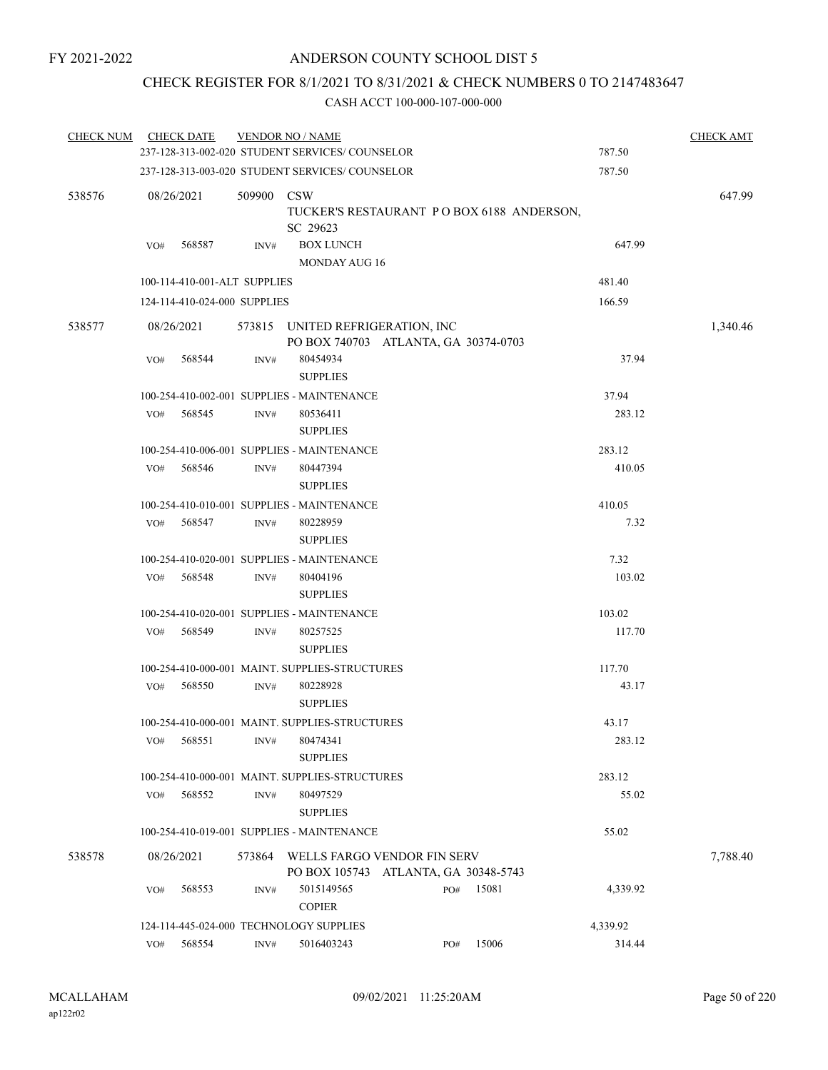FY 2021-2022

# ANDERSON COUNTY SCHOOL DIST 5

## CHECK REGISTER FOR 8/1/2021 TO 8/31/2021 & CHECK NUMBERS 0 TO 2147483647

CASH ACCT 100-000-107-000-000

| CHECK NUM | CHECK DATE | VENDOR NO / NAME | | CHECK AMT |
|---|---|---|---|---|
| | | 237-128-313-002-020 STUDENT SERVICES/ COUNSELOR | 787.50 | |
| | | 237-128-313-003-020 STUDENT SERVICES/ COUNSELOR | 787.50 | |
| 538576 | 08/26/2021 | 509900 CSW<br>TUCKER'S RESTAURANT P O BOX 6188 ANDERSON, SC 29623 | | 647.99 |
| | VO# 568587 | INV# BOX LUNCH<br>MONDAY AUG 16 | 647.99 | |
| | | 100-114-410-001-ALT SUPPLIES | 481.40 | |
| | | 124-114-410-024-000 SUPPLIES | 166.59 | |
| 538577 | 08/26/2021 | 573815 UNITED REFRIGERATION, INC<br>PO BOX 740703 ATLANTA, GA 30374-0703 | | 1,340.46 |
| | VO# 568544 | INV# 80454934<br>SUPPLIES | 37.94 | |
| | | 100-254-410-002-001 SUPPLIES - MAINTENANCE | 37.94 | |
| | VO# 568545 | INV# 80536411<br>SUPPLIES | 283.12 | |
| | | 100-254-410-006-001 SUPPLIES - MAINTENANCE | 283.12 | |
| | VO# 568546 | INV# 80447394<br>SUPPLIES | 410.05 | |
| | | 100-254-410-010-001 SUPPLIES - MAINTENANCE | 410.05 | |
| | VO# 568547 | INV# 80228959<br>SUPPLIES | 7.32 | |
| | | 100-254-410-020-001 SUPPLIES - MAINTENANCE | 7.32 | |
| | VO# 568548 | INV# 80404196<br>SUPPLIES | 103.02 | |
| | | 100-254-410-020-001 SUPPLIES - MAINTENANCE | 103.02 | |
| | VO# 568549 | INV# 80257525<br>SUPPLIES | 117.70 | |
| | | 100-254-410-000-001 MAINT. SUPPLIES-STRUCTURES | 117.70 | |
| | VO# 568550 | INV# 80228928<br>SUPPLIES | 43.17 | |
| | | 100-254-410-000-001 MAINT. SUPPLIES-STRUCTURES | 43.17 | |
| | VO# 568551 | INV# 80474341<br>SUPPLIES | 283.12 | |
| | | 100-254-410-000-001 MAINT. SUPPLIES-STRUCTURES | 283.12 | |
| | VO# 568552 | INV# 80497529<br>SUPPLIES | 55.02 | |
| | | 100-254-410-019-001 SUPPLIES - MAINTENANCE | 55.02 | |
| 538578 | 08/26/2021 | 573864 WELLS FARGO VENDOR FIN SERV<br>PO BOX 105743 ATLANTA, GA 30348-5743 | | 7,788.40 |
| | VO# 568553 | INV# 5015149565 PO# 15081<br>COPIER | 4,339.92 | |
| | | 124-114-445-024-000 TECHNOLOGY SUPPLIES | 4,339.92 | |
| | VO# 568554 | INV# 5016403243 PO# 15006 | 314.44 | |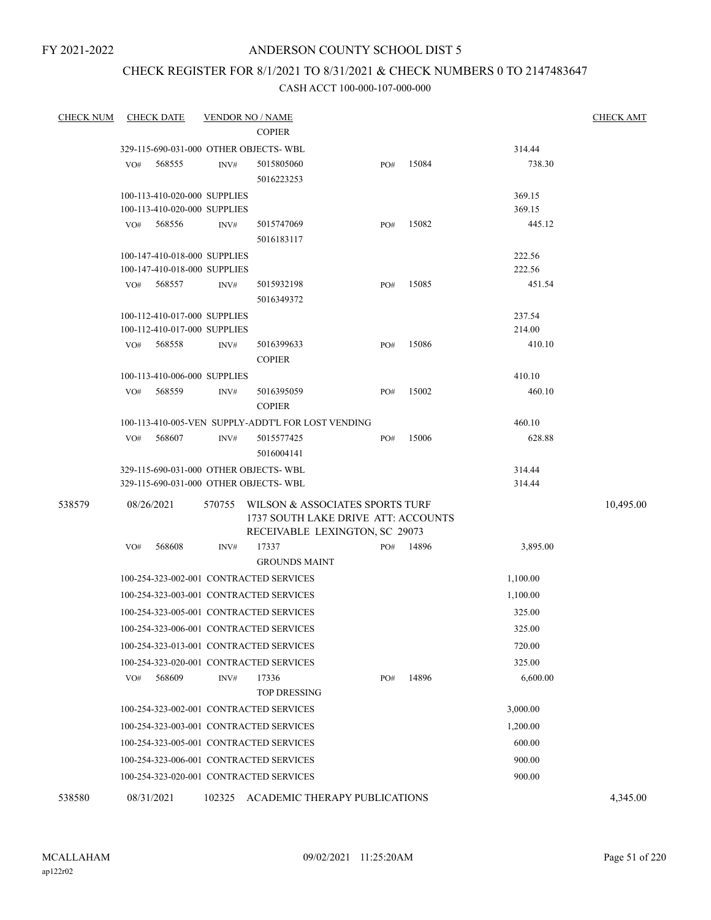FY 2021-2022

# ANDERSON COUNTY SCHOOL DIST 5

## CHECK REGISTER FOR 8/1/2021 TO 8/31/2021 & CHECK NUMBERS 0 TO 2147483647

### CASH ACCT 100-000-107-000-000

| CHECK NUM | CHECK DATE | VENDOR NO / NAME | | | | | CHECK AMT |
|---|---|---|---|---|---|---|---|
| | | | COPIER | | | | |
| | 329-115-690-031-000 OTHER OBJECTS- WBL | | | | | 314.44 | |
| | VO# 568555 | INV# | 5015805060<br>5016223253 | PO# | 15084 | 738.30 | |
| | 100-113-410-020-000 SUPPLIES | | | | | 369.15 | |
| | 100-113-410-020-000 SUPPLIES | | | | | 369.15 | |
| | VO# 568556 | INV# | 5015747069<br>5016183117 | PO# | 15082 | 445.12 | |
| | 100-147-410-018-000 SUPPLIES | | | | | 222.56 | |
| | 100-147-410-018-000 SUPPLIES | | | | | 222.56 | |
| | VO# 568557 | INV# | 5015932198<br>5016349372 | PO# | 15085 | 451.54 | |
| | 100-112-410-017-000 SUPPLIES | | | | | 237.54 | |
| | 100-112-410-017-000 SUPPLIES | | | | | 214.00 | |
| | VO# 568558 | INV# | 5016399633<br>COPIER | PO# | 15086 | 410.10 | |
| | 100-113-410-006-000 SUPPLIES | | | | | 410.10 | |
| | VO# 568559 | INV# | 5016395059<br>COPIER | PO# | 15002 | 460.10 | |
| | 100-113-410-005-VEN SUPPLY-ADDT'L FOR LOST VENDING | | | | | 460.10 | |
| | VO# 568607 | INV# | 5015577425<br>5016004141 | PO# | 15006 | 628.88 | |
| | 329-115-690-031-000 OTHER OBJECTS- WBL | | | | | 314.44 | |
| | 329-115-690-031-000 OTHER OBJECTS- WBL | | | | | 314.44 | |
| 538579 | 08/26/2021 | 570755 | WILSON & ASSOCIATES SPORTS TURF<br>1737 SOUTH LAKE DRIVE ATT: ACCOUNTS<br>RECEIVABLE LEXINGTON, SC 29073 | | | | 10,495.00 |
| | VO# 568608 | INV# | 17337<br>GROUNDS MAINT | PO# | 14896 | 3,895.00 | |
| | 100-254-323-002-001 CONTRACTED SERVICES | | | | | 1,100.00 | |
| | 100-254-323-003-001 CONTRACTED SERVICES | | | | | 1,100.00 | |
| | 100-254-323-005-001 CONTRACTED SERVICES | | | | | 325.00 | |
| | 100-254-323-006-001 CONTRACTED SERVICES | | | | | 325.00 | |
| | 100-254-323-013-001 CONTRACTED SERVICES | | | | | 720.00 | |
| | 100-254-323-020-001 CONTRACTED SERVICES | | | | | 325.00 | |
| | VO# 568609 | INV# | 17336<br>TOP DRESSING | PO# | 14896 | 6,600.00 | |
| | 100-254-323-002-001 CONTRACTED SERVICES | | | | | 3,000.00 | |
| | 100-254-323-003-001 CONTRACTED SERVICES | | | | | 1,200.00 | |
| | 100-254-323-005-001 CONTRACTED SERVICES | | | | | 600.00 | |
| | 100-254-323-006-001 CONTRACTED SERVICES | | | | | 900.00 | |
| | 100-254-323-020-001 CONTRACTED SERVICES | | | | | 900.00 | |
| 538580 | 08/31/2021 | 102325 | ACADEMIC THERAPY PUBLICATIONS | | | | 4,345.00 |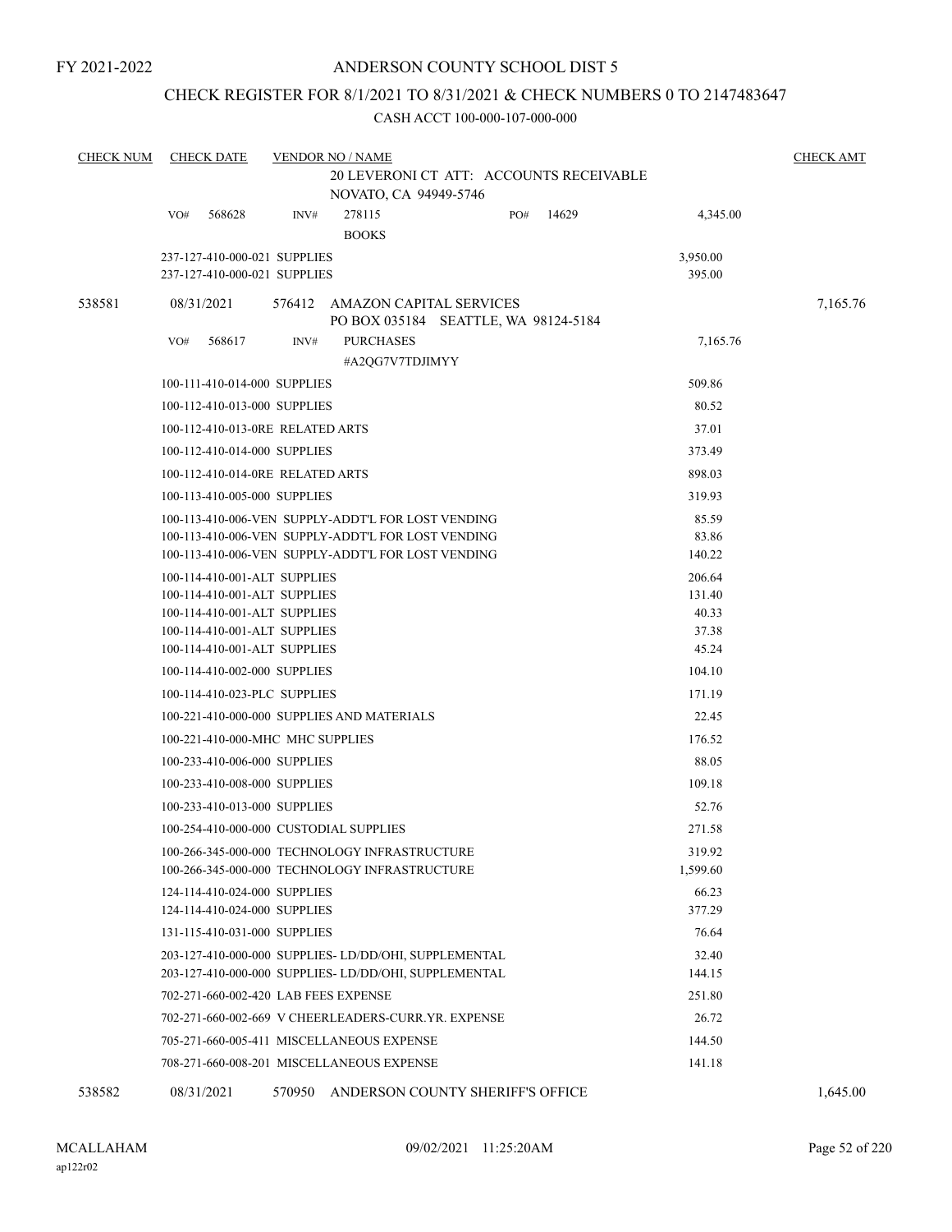FY 2021-2022

# ANDERSON COUNTY SCHOOL DIST 5

## CHECK REGISTER FOR 8/1/2021 TO 8/31/2021 & CHECK NUMBERS 0 TO 2147483647

CASH ACCT 100-000-107-000-000

| CHECK NUM | CHECK DATE | VENDOR NO / NAME | | CHECK AMT |
|---|---|---|---|---|
| | | 20 LEVERONI CT ATT: ACCOUNTS RECEIVABLE<br>NOVATO, CA 94949-5746 | | |
| | VO# 568628 | INV# 278115 PO# 14629<br>BOOKS | 4,345.00 | |
| | | 237-127-410-000-021 SUPPLIES | 3,950.00 | |
| | | 237-127-410-000-021 SUPPLIES | 395.00 | |
| 538581 | 08/31/2021 | 576412 AMAZON CAPITAL SERVICES<br>PO BOX 035184 SEATTLE, WA 98124-5184 | | 7,165.76 |
| | VO# 568617 | INV# PURCHASES<br>#A2QG7V7TDJIMYY | 7,165.76 | |
| | | 100-111-410-014-000 SUPPLIES | 509.86 | |
| | | 100-112-410-013-000 SUPPLIES | 80.52 | |
| | | 100-112-410-013-0RE RELATED ARTS | 37.01 | |
| | | 100-112-410-014-000 SUPPLIES | 373.49 | |
| | | 100-112-410-014-0RE RELATED ARTS | 898.03 | |
| | | 100-113-410-005-000 SUPPLIES | 319.93 | |
| | | 100-113-410-006-VEN SUPPLY-ADDT'L FOR LOST VENDING | 85.59 | |
| | | 100-113-410-006-VEN SUPPLY-ADDT'L FOR LOST VENDING | 83.86 | |
| | | 100-113-410-006-VEN SUPPLY-ADDT'L FOR LOST VENDING | 140.22 | |
| | | 100-114-410-001-ALT SUPPLIES | 206.64 | |
| | | 100-114-410-001-ALT SUPPLIES | 131.40 | |
| | | 100-114-410-001-ALT SUPPLIES | 40.33 | |
| | | 100-114-410-001-ALT SUPPLIES | 37.38 | |
| | | 100-114-410-001-ALT SUPPLIES | 45.24 | |
| | | 100-114-410-002-000 SUPPLIES | 104.10 | |
| | | 100-114-410-023-PLC SUPPLIES | 171.19 | |
| | | 100-221-410-000-000 SUPPLIES AND MATERIALS | 22.45 | |
| | | 100-221-410-000-MHC MHC SUPPLIES | 176.52 | |
| | | 100-233-410-006-000 SUPPLIES | 88.05 | |
| | | 100-233-410-008-000 SUPPLIES | 109.18 | |
| | | 100-233-410-013-000 SUPPLIES | 52.76 | |
| | | 100-254-410-000-000 CUSTODIAL SUPPLIES | 271.58 | |
| | | 100-266-345-000-000 TECHNOLOGY INFRASTRUCTURE | 319.92 | |
| | | 100-266-345-000-000 TECHNOLOGY INFRASTRUCTURE | 1,599.60 | |
| | | 124-114-410-024-000 SUPPLIES | 66.23 | |
| | | 124-114-410-024-000 SUPPLIES | 377.29 | |
| | | 131-115-410-031-000 SUPPLIES | 76.64 | |
| | | 203-127-410-000-000 SUPPLIES- LD/DD/OHI, SUPPLEMENTAL | 32.40 | |
| | | 203-127-410-000-000 SUPPLIES- LD/DD/OHI, SUPPLEMENTAL | 144.15 | |
| | | 702-271-660-002-420 LAB FEES EXPENSE | 251.80 | |
| | | 702-271-660-002-669 V CHEERLEADERS-CURR.YR. EXPENSE | 26.72 | |
| | | 705-271-660-005-411 MISCELLANEOUS EXPENSE | 144.50 | |
| | | 708-271-660-008-201 MISCELLANEOUS EXPENSE | 141.18 | |
| 538582 | 08/31/2021 | 570950 ANDERSON COUNTY SHERIFF'S OFFICE | | 1,645.00 |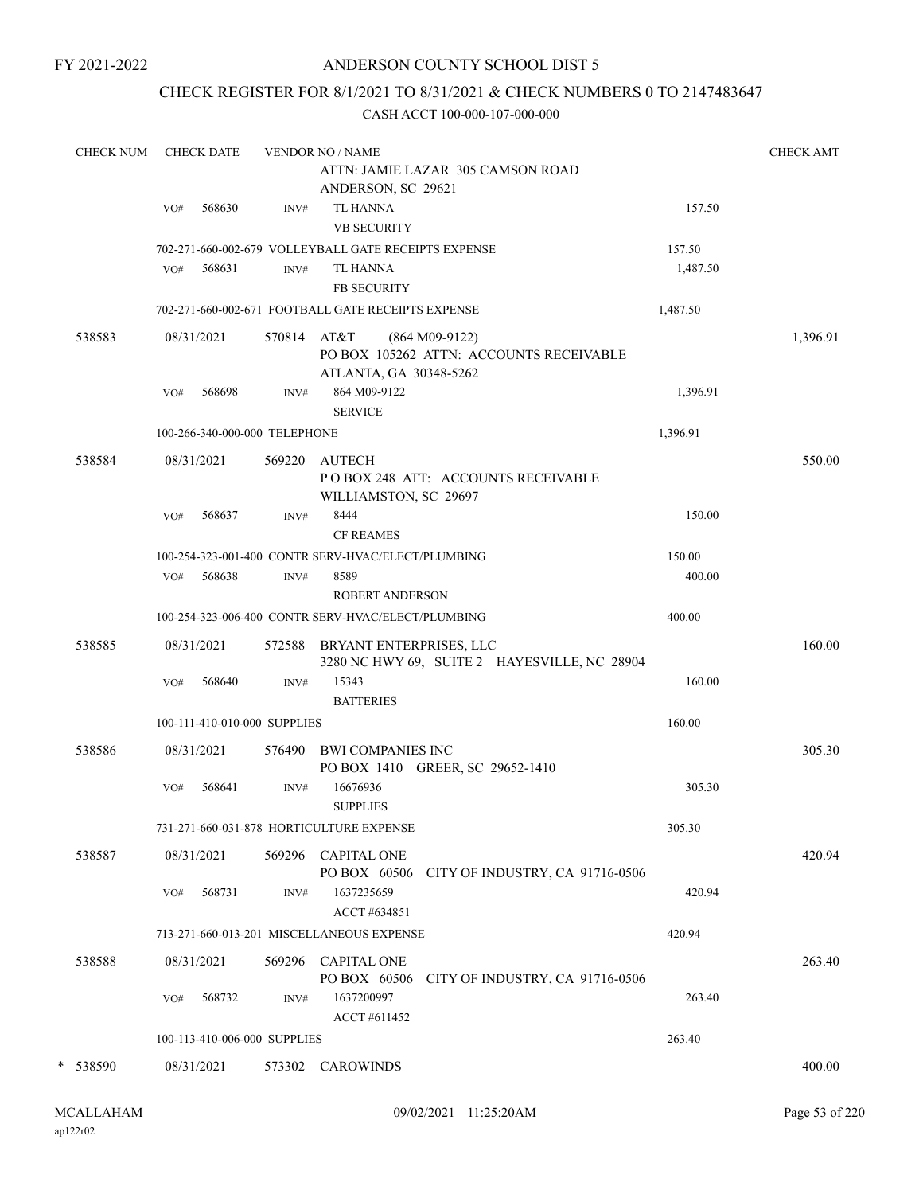FY 2021-2022

# ANDERSON COUNTY SCHOOL DIST 5

## CHECK REGISTER FOR 8/1/2021 TO 8/31/2021 & CHECK NUMBERS 0 TO 2147483647

CASH ACCT 100-000-107-000-000

| CHECK NUM | CHECK DATE | VENDOR NO / NAME | | CHECK AMT |
|---|---|---|---|---|
| | | ATTN: JAMIE LAZAR 305 CAMSON ROAD ANDERSON, SC 29621 | | |
| | VO# 568630 | INV# TL HANNA VB SECURITY | 157.50 | |
| | | 702-271-660-002-679 VOLLEYBALL GATE RECEIPTS EXPENSE | 157.50 | |
| | VO# 568631 | INV# TL HANNA FB SECURITY | 1,487.50 | |
| | | 702-271-660-002-671 FOOTBALL GATE RECEIPTS EXPENSE | 1,487.50 | |
| 538583 | 08/31/2021 | 570814 AT&T (864 M09-9122) PO BOX 105262 ATTN: ACCOUNTS RECEIVABLE ATLANTA, GA 30348-5262 | | 1,396.91 |
| | VO# 568698 | INV# 864 M09-9122 SERVICE | 1,396.91 | |
| | | 100-266-340-000-000 TELEPHONE | 1,396.91 | |
| 538584 | 08/31/2021 | 569220 AUTECH P O BOX 248 ATT: ACCOUNTS RECEIVABLE WILLIAMSTON, SC 29697 | | 550.00 |
| | VO# 568637 | INV# 8444 CF REAMES | 150.00 | |
| | | 100-254-323-001-400 CONTR SERV-HVAC/ELECT/PLUMBING | 150.00 | |
| | VO# 568638 | INV# 8589 ROBERT ANDERSON | 400.00 | |
| | | 100-254-323-006-400 CONTR SERV-HVAC/ELECT/PLUMBING | 400.00 | |
| 538585 | 08/31/2021 | 572588 BRYANT ENTERPRISES, LLC 3280 NC HWY 69, SUITE 2 HAYESVILLE, NC 28904 | | 160.00 |
| | VO# 568640 | INV# 15343 BATTERIES | 160.00 | |
| | | 100-111-410-010-000 SUPPLIES | 160.00 | |
| 538586 | 08/31/2021 | 576490 BWI COMPANIES INC PO BOX 1410 GREER, SC 29652-1410 | | 305.30 |
| | VO# 568641 | INV# 16676936 SUPPLIES | 305.30 | |
| | | 731-271-660-031-878 HORTICULTURE EXPENSE | 305.30 | |
| 538587 | 08/31/2021 | 569296 CAPITAL ONE PO BOX 60506 CITY OF INDUSTRY, CA 91716-0506 | | 420.94 |
| | VO# 568731 | INV# 1637235659 ACCT #634851 | 420.94 | |
| | | 713-271-660-013-201 MISCELLANEOUS EXPENSE | 420.94 | |
| 538588 | 08/31/2021 | 569296 CAPITAL ONE PO BOX 60506 CITY OF INDUSTRY, CA 91716-0506 | | 263.40 |
| | VO# 568732 | INV# 1637200997 ACCT #611452 | 263.40 | |
| | | 100-113-410-006-000 SUPPLIES | 263.40 | |
| * 538590 | 08/31/2021 | 573302 CAROWINDS | | 400.00 |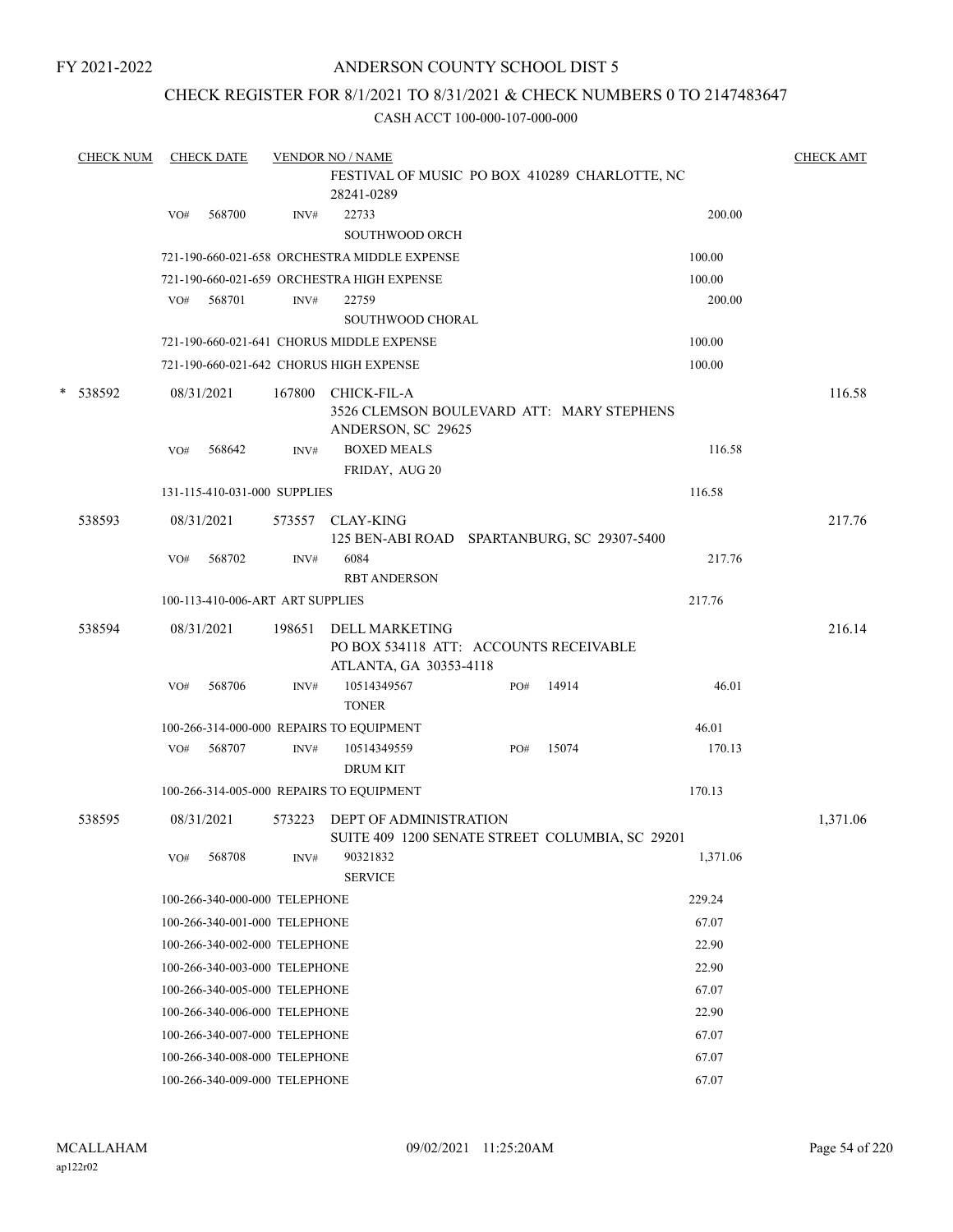FY 2021-2022

# ANDERSON COUNTY SCHOOL DIST 5

## CHECK REGISTER FOR 8/1/2021 TO 8/31/2021 & CHECK NUMBERS 0 TO 2147483647

### CASH ACCT 100-000-107-000-000

| CHECK NUM | CHECK DATE | VENDOR NO / NAME | | | CHECK AMT |
|---|---|---|---|---|---|
| | | FESTIVAL OF MUSIC PO BOX 410289 CHARLOTTE, NC 28241-0289 | | | |
| | VO# 568700 | INV# 22733 SOUTHWOOD ORCH | | 200.00 | |
| | | 721-190-660-021-658 ORCHESTRA MIDDLE EXPENSE | | 100.00 | |
| | | 721-190-660-021-659 ORCHESTRA HIGH EXPENSE | | 100.00 | |
| | VO# 568701 | INV# 22759 SOUTHWOOD CHORAL | | 200.00 | |
| | | 721-190-660-021-641 CHORUS MIDDLE EXPENSE | | 100.00 | |
| | | 721-190-660-021-642 CHORUS HIGH EXPENSE | | 100.00 | |
| * 538592 | 08/31/2021 | 167800 CHICK-FIL-A 3526 CLEMSON BOULEVARD ATT: MARY STEPHENS ANDERSON, SC 29625 | | | 116.58 |
| | VO# 568642 | INV# BOXED MEALS FRIDAY, AUG 20 | | 116.58 | |
| | | 131-115-410-031-000 SUPPLIES | | 116.58 | |
| 538593 | 08/31/2021 | 573557 CLAY-KING 125 BEN-ABI ROAD SPARTANBURG, SC 29307-5400 | | | 217.76 |
| | VO# 568702 | INV# 6084 RBT ANDERSON | | 217.76 | |
| | | 100-113-410-006-ART ART SUPPLIES | | 217.76 | |
| 538594 | 08/31/2021 | 198651 DELL MARKETING PO BOX 534118 ATT: ACCOUNTS RECEIVABLE ATLANTA, GA 30353-4118 | | | 216.14 |
| | VO# 568706 | INV# 10514349567 TONER | PO# 14914 | 46.01 | |
| | | 100-266-314-000-000 REPAIRS TO EQUIPMENT | | 46.01 | |
| | VO# 568707 | INV# 10514349559 DRUM KIT | PO# 15074 | 170.13 | |
| | | 100-266-314-005-000 REPAIRS TO EQUIPMENT | | 170.13 | |
| 538595 | 08/31/2021 | 573223 DEPT OF ADMINISTRATION SUITE 409 1200 SENATE STREET COLUMBIA, SC 29201 | | | 1,371.06 |
| | VO# 568708 | INV# 90321832 SERVICE | | 1,371.06 | |
| | | 100-266-340-000-000 TELEPHONE | | 229.24 | |
| | | 100-266-340-001-000 TELEPHONE | | 67.07 | |
| | | 100-266-340-002-000 TELEPHONE | | 22.90 | |
| | | 100-266-340-003-000 TELEPHONE | | 22.90 | |
| | | 100-266-340-005-000 TELEPHONE | | 67.07 | |
| | | 100-266-340-006-000 TELEPHONE | | 22.90 | |
| | | 100-266-340-007-000 TELEPHONE | | 67.07 | |
| | | 100-266-340-008-000 TELEPHONE | | 67.07 | |
| | | 100-266-340-009-000 TELEPHONE | | 67.07 | |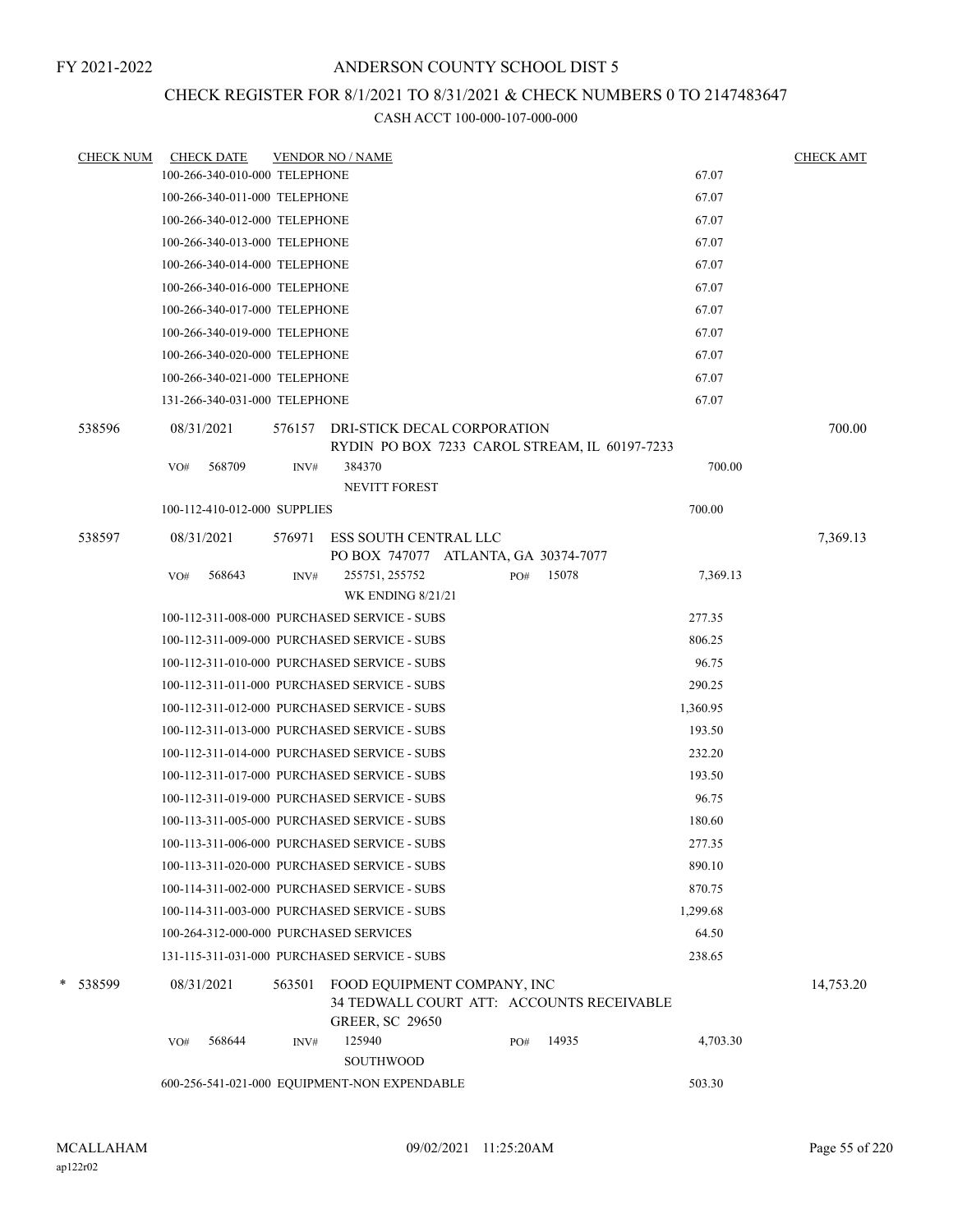FY 2021-2022

# ANDERSON COUNTY SCHOOL DIST 5

## CHECK REGISTER FOR 8/1/2021 TO 8/31/2021 & CHECK NUMBERS 0 TO 2147483647

CASH ACCT 100-000-107-000-000

| CHECK NUM | CHECK DATE | VENDOR NO / NAME | | CHECK AMT |
|---|---|---|---|---|
| | 100-266-340-010-000 TELEPHONE | | 67.07 | |
| | 100-266-340-011-000 TELEPHONE | | 67.07 | |
| | 100-266-340-012-000 TELEPHONE | | 67.07 | |
| | 100-266-340-013-000 TELEPHONE | | 67.07 | |
| | 100-266-340-014-000 TELEPHONE | | 67.07 | |
| | 100-266-340-016-000 TELEPHONE | | 67.07 | |
| | 100-266-340-017-000 TELEPHONE | | 67.07 | |
| | 100-266-340-019-000 TELEPHONE | | 67.07 | |
| | 100-266-340-020-000 TELEPHONE | | 67.07 | |
| | 100-266-340-021-000 TELEPHONE | | 67.07 | |
| | 131-266-340-031-000 TELEPHONE | | 67.07 | |
| 538596 | 08/31/2021 | 576157 DRI-STICK DECAL CORPORATION<br>RYDIN PO BOX 7233 CAROL STREAM, IL 60197-7233 | | 700.00 |
| | VO# 568709 | INV# 384370<br>NEVITT FOREST | 700.00 | |
| | 100-112-410-012-000 SUPPLIES | | 700.00 | |
| 538597 | 08/31/2021 | 576971 ESS SOUTH CENTRAL LLC<br>PO BOX 747077 ATLANTA, GA 30374-7077 | | 7,369.13 |
| | VO# 568643 | INV# 255751, 255752 PO# 15078<br>WK ENDING 8/21/21 | 7,369.13 | |
| | 100-112-311-008-000 PURCHASED SERVICE - SUBS | | 277.35 | |
| | 100-112-311-009-000 PURCHASED SERVICE - SUBS | | 806.25 | |
| | 100-112-311-010-000 PURCHASED SERVICE - SUBS | | 96.75 | |
| | 100-112-311-011-000 PURCHASED SERVICE - SUBS | | 290.25 | |
| | 100-112-311-012-000 PURCHASED SERVICE - SUBS | | 1,360.95 | |
| | 100-112-311-013-000 PURCHASED SERVICE - SUBS | | 193.50 | |
| | 100-112-311-014-000 PURCHASED SERVICE - SUBS | | 232.20 | |
| | 100-112-311-017-000 PURCHASED SERVICE - SUBS | | 193.50 | |
| | 100-112-311-019-000 PURCHASED SERVICE - SUBS | | 96.75 | |
| | 100-113-311-005-000 PURCHASED SERVICE - SUBS | | 180.60 | |
| | 100-113-311-006-000 PURCHASED SERVICE - SUBS | | 277.35 | |
| | 100-113-311-020-000 PURCHASED SERVICE - SUBS | | 890.10 | |
| | 100-114-311-002-000 PURCHASED SERVICE - SUBS | | 870.75 | |
| | 100-114-311-003-000 PURCHASED SERVICE - SUBS | | 1,299.68 | |
| | 100-264-312-000-000 PURCHASED SERVICES | | 64.50 | |
| | 131-115-311-031-000 PURCHASED SERVICE - SUBS | | 238.65 | |
| * 538599 | 08/31/2021 | 563501 FOOD EQUIPMENT COMPANY, INC<br>34 TEDWALL COURT ATT: ACCOUNTS RECEIVABLE<br>GREER, SC 29650 | | 14,753.20 |
| | VO# 568644 | INV# 125940 PO# 14935<br>SOUTHWOOD | 4,703.30 | |
| | 600-256-541-021-000 EQUIPMENT-NON EXPENDABLE | | 503.30 | |

MCALLAHAM
ap122r02

09/02/2021 11:25:20AM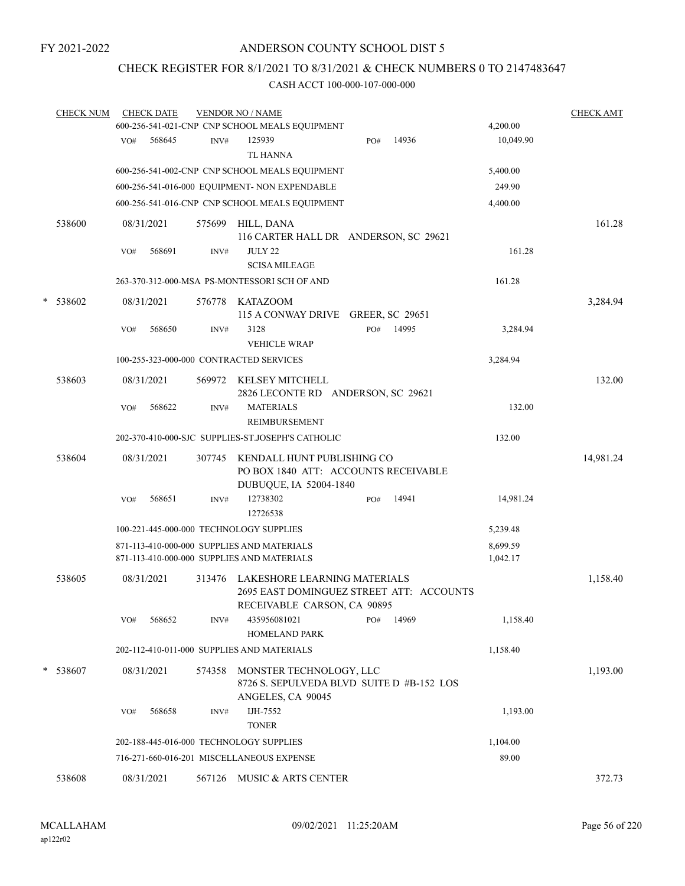FY 2021-2022

# ANDERSON COUNTY SCHOOL DIST 5

## CHECK REGISTER FOR 8/1/2021 TO 8/31/2021 & CHECK NUMBERS 0 TO 2147483647

CASH ACCT 100-000-107-000-000

| CHECK NUM | CHECK DATE | VENDOR NO / NAME | | CHECK AMT |
|---|---|---|---|---|
| | | 600-256-541-021-CNP CNP SCHOOL MEALS EQUIPMENT | 4,200.00 | |
| | VO# 568645 | INV# 125939 TL HANNA PO# 14936 | 10,049.90 | |
| | | 600-256-541-002-CNP CNP SCHOOL MEALS EQUIPMENT | 5,400.00 | |
| | | 600-256-541-016-000 EQUIPMENT- NON EXPENDABLE | 249.90 | |
| | | 600-256-541-016-CNP CNP SCHOOL MEALS EQUIPMENT | 4,400.00 | |
| 538600 | 08/31/2021 | 575699 HILL, DANA 116 CARTER HALL DR ANDERSON, SC 29621 | | 161.28 |
| | VO# 568691 | INV# JULY 22 SCISA MILEAGE | 161.28 | |
| | | 263-370-312-000-MSA PS-MONTESSORI SCH OF AND | 161.28 | |
| * 538602 | 08/31/2021 | 576778 KATAZOOM 115 A CONWAY DRIVE GREER, SC 29651 | | 3,284.94 |
| | VO# 568650 | INV# 3128 VEHICLE WRAP PO# 14995 | 3,284.94 | |
| | | 100-255-323-000-000 CONTRACTED SERVICES | 3,284.94 | |
| 538603 | 08/31/2021 | 569972 KELSEY MITCHELL 2826 LECONTE RD ANDERSON, SC 29621 | | 132.00 |
| | VO# 568622 | INV# MATERIALS REIMBURSEMENT | 132.00 | |
| | | 202-370-410-000-SJC SUPPLIES-ST.JOSEPH'S CATHOLIC | 132.00 | |
| 538604 | 08/31/2021 | 307745 KENDALL HUNT PUBLISHING CO PO BOX 1840 ATT: ACCOUNTS RECEIVABLE DUBUQUE, IA 52004-1840 | | 14,981.24 |
| | VO# 568651 | INV# 12738302 12726538 PO# 14941 | 14,981.24 | |
| | | 100-221-445-000-000 TECHNOLOGY SUPPLIES | 5,239.48 | |
| | | 871-113-410-000-000 SUPPLIES AND MATERIALS | 8,699.59 | |
| | | 871-113-410-000-000 SUPPLIES AND MATERIALS | 1,042.17 | |
| 538605 | 08/31/2021 | 313476 LAKESHORE LEARNING MATERIALS 2695 EAST DOMINGUEZ STREET ATT: ACCOUNTS RECEIVABLE CARSON, CA 90895 | | 1,158.40 |
| | VO# 568652 | INV# 435956081021 HOMELAND PARK PO# 14969 | 1,158.40 | |
| | | 202-112-410-011-000 SUPPLIES AND MATERIALS | 1,158.40 | |
| * 538607 | 08/31/2021 | 574358 MONSTER TECHNOLOGY, LLC 8726 S. SEPULVEDA BLVD SUITE D #B-152 LOS ANGELES, CA 90045 | | 1,193.00 |
| | VO# 568658 | INV# IJH-7552 TONER | 1,193.00 | |
| | | 202-188-445-016-000 TECHNOLOGY SUPPLIES | 1,104.00 | |
| | | 716-271-660-016-201 MISCELLANEOUS EXPENSE | 89.00 | |
| 538608 | 08/31/2021 | 567126 MUSIC & ARTS CENTER | | 372.73 |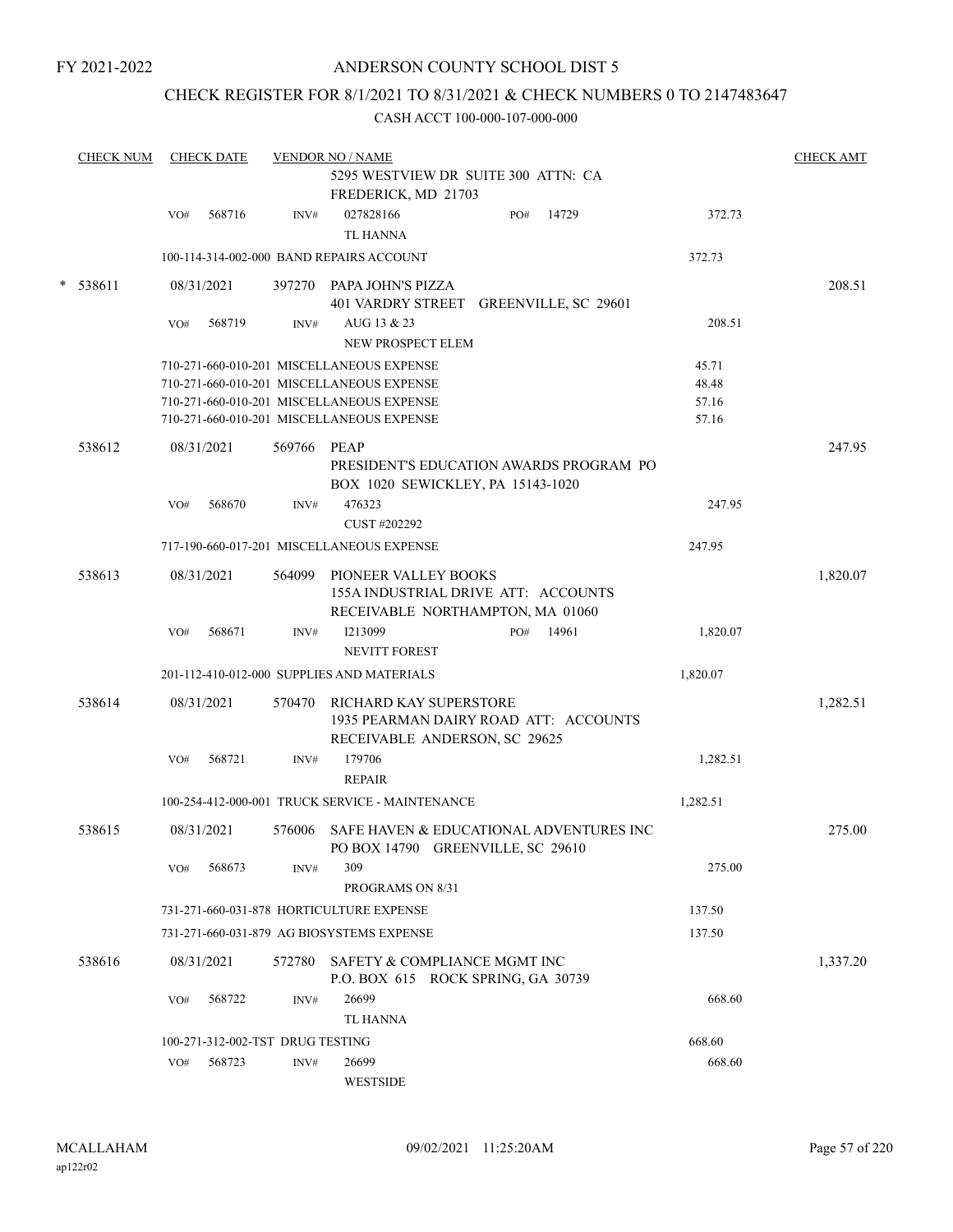FY 2021-2022

# ANDERSON COUNTY SCHOOL DIST 5

## CHECK REGISTER FOR 8/1/2021 TO 8/31/2021 & CHECK NUMBERS 0 TO 2147483647

CASH ACCT 100-000-107-000-000

| CHECK NUM | CHECK DATE | VENDOR NO / NAME | | | CHECK AMT |
|---|---|---|---|---|---|
| | | 5295 WESTVIEW DR SUITE 300 ATTN: CA FREDERICK, MD 21703 | | | |
| | VO# 568716 | INV# 027828166 TL HANNA | PO# 14729 | 372.73 | |
| | | 100-114-314-002-000 BAND REPAIRS ACCOUNT | | 372.73 | |
| * 538611 | 08/31/2021 | 397270 PAPA JOHN'S PIZZA 401 VARDRY STREET GREENVILLE, SC 29601 | | | 208.51 |
| | VO# 568719 | INV# AUG 13 & 23 NEW PROSPECT ELEM | | 208.51 | |
| | | 710-271-660-010-201 MISCELLANEOUS EXPENSE | | 45.71 | |
| | | 710-271-660-010-201 MISCELLANEOUS EXPENSE | | 48.48 | |
| | | 710-271-660-010-201 MISCELLANEOUS EXPENSE | | 57.16 | |
| | | 710-271-660-010-201 MISCELLANEOUS EXPENSE | | 57.16 | |
| 538612 | 08/31/2021 | 569766 PEAP PRESIDENT'S EDUCATION AWARDS PROGRAM PO BOX 1020 SEWICKLEY, PA 15143-1020 | | | 247.95 |
| | VO# 568670 | INV# 476323 CUST #202292 | | 247.95 | |
| | | 717-190-660-017-201 MISCELLANEOUS EXPENSE | | 247.95 | |
| 538613 | 08/31/2021 | 564099 PIONEER VALLEY BOOKS 155A INDUSTRIAL DRIVE ATT: ACCOUNTS RECEIVABLE NORTHAMPTON, MA 01060 | | | 1,820.07 |
| | VO# 568671 | INV# I213099 NEVITT FOREST | PO# 14961 | 1,820.07 | |
| | | 201-112-410-012-000 SUPPLIES AND MATERIALS | | 1,820.07 | |
| 538614 | 08/31/2021 | 570470 RICHARD KAY SUPERSTORE 1935 PEARMAN DAIRY ROAD ATT: ACCOUNTS RECEIVABLE ANDERSON, SC 29625 | | | 1,282.51 |
| | VO# 568721 | INV# 179706 REPAIR | | 1,282.51 | |
| | | 100-254-412-000-001 TRUCK SERVICE - MAINTENANCE | | 1,282.51 | |
| 538615 | 08/31/2021 | 576006 SAFE HAVEN & EDUCATIONAL ADVENTURES INC PO BOX 14790 GREENVILLE, SC 29610 | | | 275.00 |
| | VO# 568673 | INV# 309 PROGRAMS ON 8/31 | | 275.00 | |
| | | 731-271-660-031-878 HORTICULTURE EXPENSE | | 137.50 | |
| | | 731-271-660-031-879 AG BIOSYSTEMS EXPENSE | | 137.50 | |
| 538616 | 08/31/2021 | 572780 SAFETY & COMPLIANCE MGMT INC P.O. BOX 615 ROCK SPRING, GA 30739 | | | 1,337.20 |
| | VO# 568722 | INV# 26699 TL HANNA | | 668.60 | |
| | | 100-271-312-002-TST DRUG TESTING | | 668.60 | |
| | VO# 568723 | INV# 26699 WESTSIDE | | 668.60 | |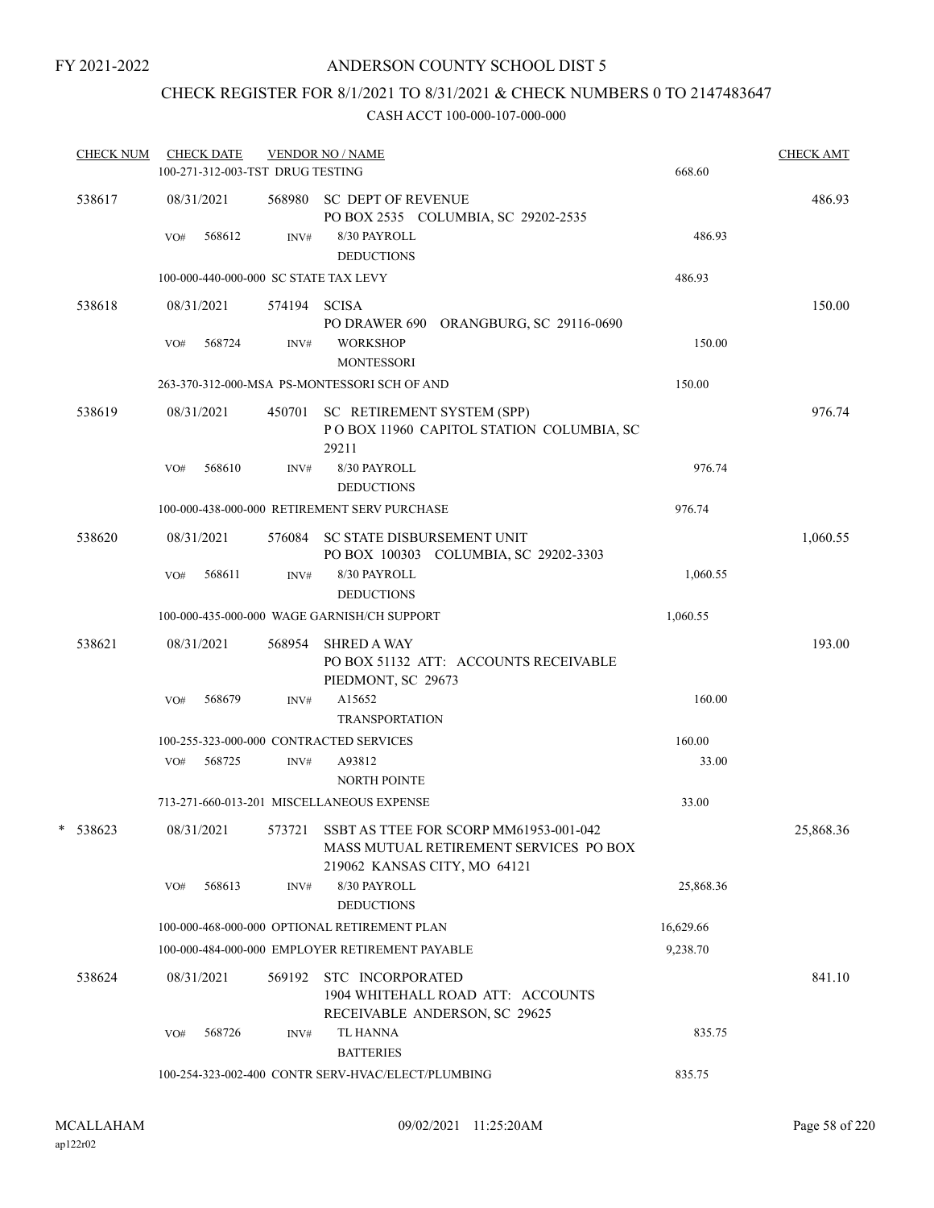FY 2021-2022

# ANDERSON COUNTY SCHOOL DIST 5

## CHECK REGISTER FOR 8/1/2021 TO 8/31/2021 & CHECK NUMBERS 0 TO 2147483647

CASH ACCT 100-000-107-000-000

| CHECK NUM | CHECK DATE | VENDOR NO / NAME | | CHECK AMT |
|---|---|---|---|---|
| | 100-271-312-003-TST DRUG TESTING | | 668.60 | |
| 538617 | 08/31/2021 | 568980 SC DEPT OF REVENUE<br>PO BOX 2535 COLUMBIA, SC 29202-2535 | | 486.93 |
| | VO# 568612 INV# | 8/30 PAYROLL<br>DEDUCTIONS | 486.93 | |
| | 100-000-440-000-000 SC STATE TAX LEVY | | 486.93 | |
| 538618 | 08/31/2021 | 574194 SCISA<br>PO DRAWER 690 ORANGBURG, SC 29116-0690 | | 150.00 |
| | VO# 568724 INV# | WORKSHOP<br>MONTESSORI | 150.00 | |
| | 263-370-312-000-MSA PS-MONTESSORI SCH OF AND | | 150.00 | |
| 538619 | 08/31/2021 | 450701 SC RETIREMENT SYSTEM (SPP)<br>P O BOX 11960 CAPITOL STATION COLUMBIA, SC 29211 | | 976.74 |
| | VO# 568610 INV# | 8/30 PAYROLL<br>DEDUCTIONS | 976.74 | |
| | 100-000-438-000-000 RETIREMENT SERV PURCHASE | | 976.74 | |
| 538620 | 08/31/2021 | 576084 SC STATE DISBURSEMENT UNIT<br>PO BOX 100303 COLUMBIA, SC 29202-3303 | | 1,060.55 |
| | VO# 568611 INV# | 8/30 PAYROLL<br>DEDUCTIONS | 1,060.55 | |
| | 100-000-435-000-000 WAGE GARNISH/CH SUPPORT | | 1,060.55 | |
| 538621 | 08/31/2021 | 568954 SHRED A WAY<br>PO BOX 51132 ATT: ACCOUNTS RECEIVABLE PIEDMONT, SC 29673 | | 193.00 |
| | VO# 568679 INV# | A15652<br>TRANSPORTATION | 160.00 | |
| | 100-255-323-000-000 CONTRACTED SERVICES | | 160.00 | |
| | VO# 568725 INV# | A93812<br>NORTH POINTE | 33.00 | |
| | 713-271-660-013-201 MISCELLANEOUS EXPENSE | | 33.00 | |
| * 538623 | 08/31/2021 | 573721 SSBT AS TTEE FOR SCORP MM61953-001-042<br>MASS MUTUAL RETIREMENT SERVICES PO BOX 219062 KANSAS CITY, MO 64121 | | 25,868.36 |
| | VO# 568613 INV# | 8/30 PAYROLL<br>DEDUCTIONS | 25,868.36 | |
| | 100-000-468-000-000 OPTIONAL RETIREMENT PLAN | | 16,629.66 | |
| | 100-000-484-000-000 EMPLOYER RETIREMENT PAYABLE | | 9,238.70 | |
| 538624 | 08/31/2021 | 569192 STC INCORPORATED<br>1904 WHITEHALL ROAD ATT: ACCOUNTS RECEIVABLE ANDERSON, SC 29625 | | 841.10 |
| | VO# 568726 INV# | TL HANNA<br>BATTERIES | 835.75 | |
| | 100-254-323-002-400 CONTR SERV-HVAC/ELECT/PLUMBING | | 835.75 | |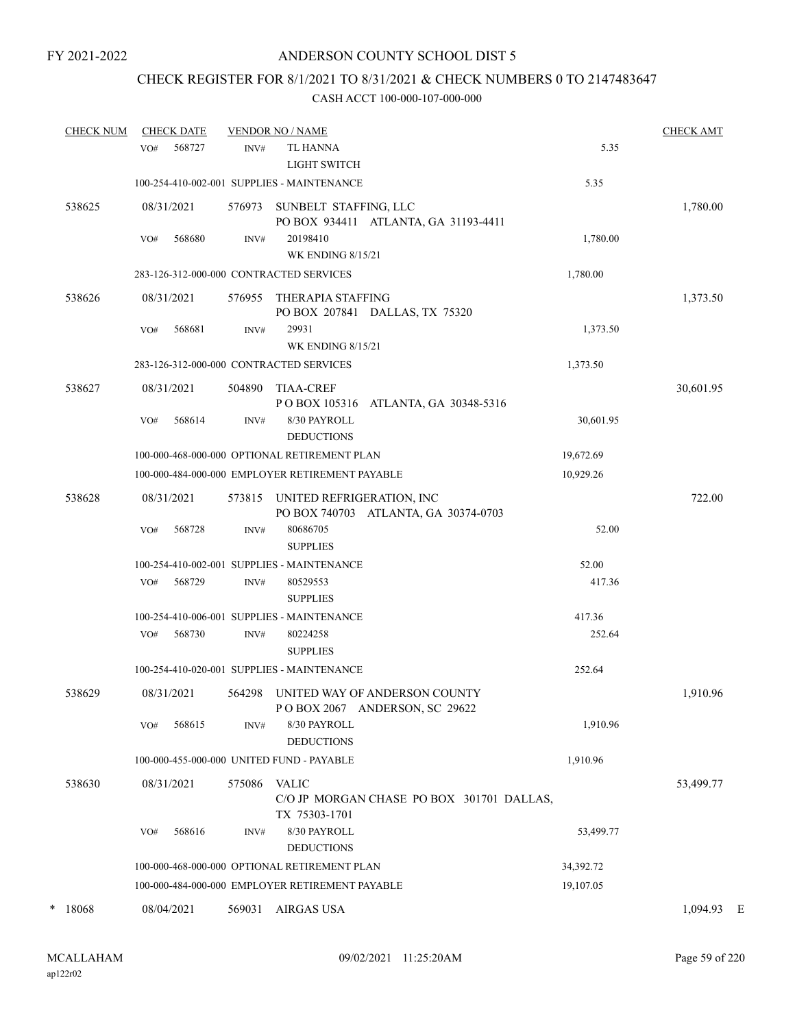FY 2021-2022

# ANDERSON COUNTY SCHOOL DIST 5

## CHECK REGISTER FOR 8/1/2021 TO 8/31/2021 & CHECK NUMBERS 0 TO 2147483647

### CASH ACCT 100-000-107-000-000

| CHECK NUM | CHECK DATE | VENDOR NO / NAME | | CHECK AMT |
|---|---|---|---|---|
| | VO# 568727 INV# | TL HANNA<br>LIGHT SWITCH | 5.35 | |
| | 100-254-410-002-001 SUPPLIES - MAINTENANCE | | 5.35 | |
| 538625 | 08/31/2021 | 576973 SUNBELT STAFFING, LLC<br>PO BOX 934411 ATLANTA, GA 31193-4411 | | 1,780.00 |
| | VO# 568680 INV# | 20198410<br>WK ENDING 8/15/21 | 1,780.00 | |
| | 283-126-312-000-000 CONTRACTED SERVICES | | 1,780.00 | |
| 538626 | 08/31/2021 | 576955 THERAPIA STAFFING<br>PO BOX 207841 DALLAS, TX 75320 | | 1,373.50 |
| | VO# 568681 INV# | 29931<br>WK ENDING 8/15/21 | 1,373.50 | |
| | 283-126-312-000-000 CONTRACTED SERVICES | | 1,373.50 | |
| 538627 | 08/31/2021 | 504890 TIAA-CREF<br>P O BOX 105316 ATLANTA, GA 30348-5316 | | 30,601.95 |
| | VO# 568614 INV# | 8/30 PAYROLL<br>DEDUCTIONS | 30,601.95 | |
| | 100-000-468-000-000 OPTIONAL RETIREMENT PLAN | | 19,672.69 | |
| | 100-000-484-000-000 EMPLOYER RETIREMENT PAYABLE | | 10,929.26 | |
| 538628 | 08/31/2021 | 573815 UNITED REFRIGERATION, INC<br>PO BOX 740703 ATLANTA, GA 30374-0703 | | 722.00 |
| | VO# 568728 INV# | 80686705<br>SUPPLIES | 52.00 | |
| | 100-254-410-002-001 SUPPLIES - MAINTENANCE | | 52.00 | |
| | VO# 568729 INV# | 80529553<br>SUPPLIES | 417.36 | |
| | 100-254-410-006-001 SUPPLIES - MAINTENANCE | | 417.36 | |
| | VO# 568730 INV# | 80224258<br>SUPPLIES | 252.64 | |
| | 100-254-410-020-001 SUPPLIES - MAINTENANCE | | 252.64 | |
| 538629 | 08/31/2021 | 564298 UNITED WAY OF ANDERSON COUNTY<br>P O BOX 2067 ANDERSON, SC 29622 | | 1,910.96 |
| | VO# 568615 INV# | 8/30 PAYROLL<br>DEDUCTIONS | 1,910.96 | |
| | 100-000-455-000-000 UNITED FUND - PAYABLE | | 1,910.96 | |
| 538630 | 08/31/2021 | 575086 VALIC<br>C/O JP MORGAN CHASE PO BOX 301701 DALLAS, TX 75303-1701 | | 53,499.77 |
| | VO# 568616 INV# | 8/30 PAYROLL<br>DEDUCTIONS | 53,499.77 | |
| | 100-000-468-000-000 OPTIONAL RETIREMENT PLAN | | 34,392.72 | |
| | 100-000-484-000-000 EMPLOYER RETIREMENT PAYABLE | | 19,107.05 | |
| * 18068 | 08/04/2021 | 569031 AIRGAS USA | | 1,094.93 E |

MCALLAHAM ap122r02 09/02/2021 11:25:20AM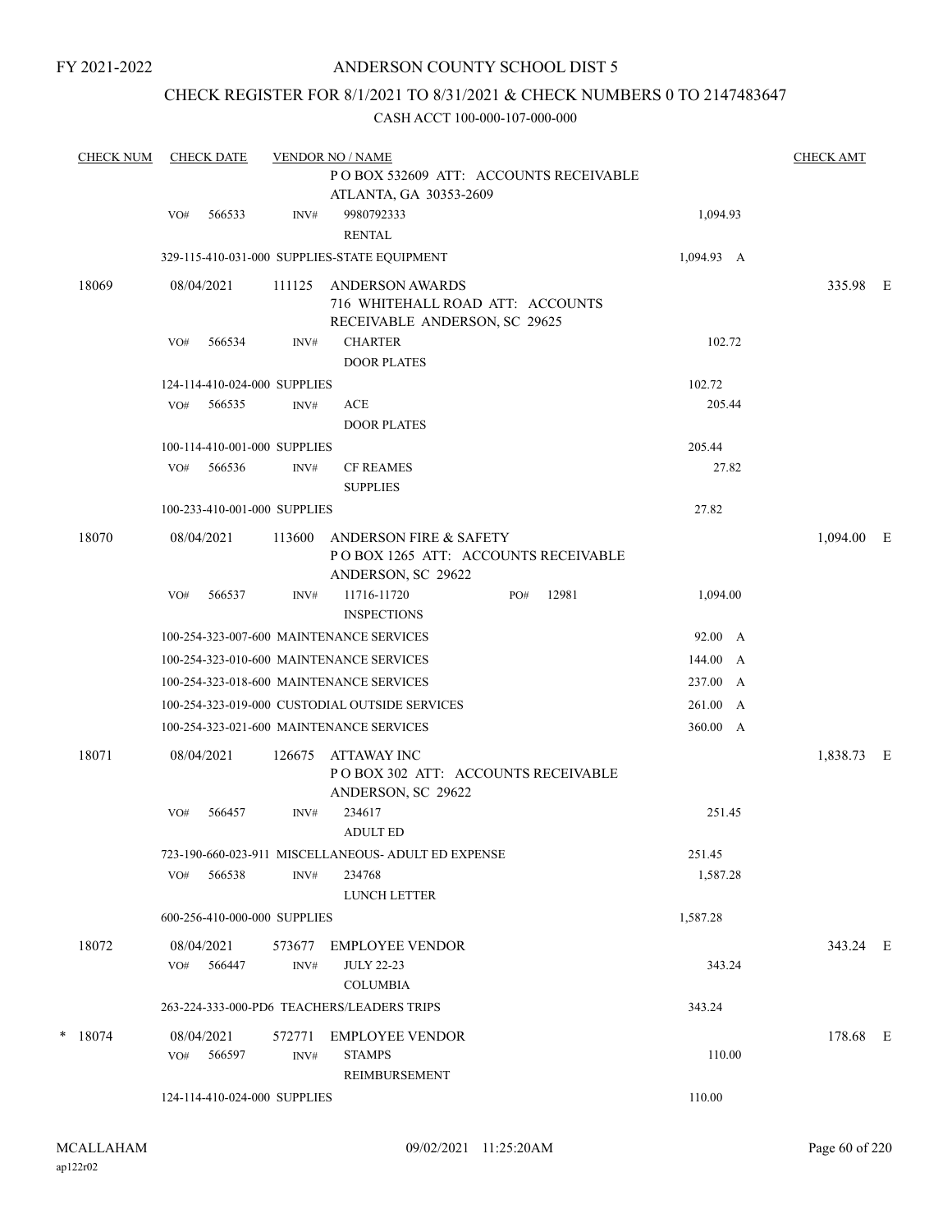FY 2021-2022

# ANDERSON COUNTY SCHOOL DIST 5

## CHECK REGISTER FOR 8/1/2021 TO 8/31/2021 & CHECK NUMBERS 0 TO 2147483647

### CASH ACCT 100-000-107-000-000

| CHECK NUM | CHECK DATE | VENDOR NO / NAME | | CHECK AMT |
|---|---|---|---|---|
| | | P O BOX 532609 ATT: ACCOUNTS RECEIVABLE ATLANTA, GA 30353-2609 | | |
| | VO# 566533 | INV# 9980792333 RENTAL | 1,094.93 | |
| | | 329-115-410-031-000 SUPPLIES-STATE EQUIPMENT | 1,094.93 A | |
| 18069 | 08/04/2021 | 111125 ANDERSON AWARDS 716 WHITEHALL ROAD ATT: ACCOUNTS RECEIVABLE ANDERSON, SC 29625 | | 335.98 E |
| | VO# 566534 | INV# CHARTER DOOR PLATES | 102.72 | |
| | | 124-114-410-024-000 SUPPLIES | 102.72 | |
| | VO# 566535 | INV# ACE DOOR PLATES | 205.44 | |
| | | 100-114-410-001-000 SUPPLIES | 205.44 | |
| | VO# 566536 | INV# CF REAMES SUPPLIES | 27.82 | |
| | | 100-233-410-001-000 SUPPLIES | 27.82 | |
| 18070 | 08/04/2021 | 113600 ANDERSON FIRE & SAFETY P O BOX 1265 ATT: ACCOUNTS RECEIVABLE ANDERSON, SC 29622 | | 1,094.00 E |
| | VO# 566537 | INV# 11716-11720 PO# 12981 INSPECTIONS | 1,094.00 | |
| | | 100-254-323-007-600 MAINTENANCE SERVICES | 92.00 A | |
| | | 100-254-323-010-600 MAINTENANCE SERVICES | 144.00 A | |
| | | 100-254-323-018-600 MAINTENANCE SERVICES | 237.00 A | |
| | | 100-254-323-019-000 CUSTODIAL OUTSIDE SERVICES | 261.00 A | |
| | | 100-254-323-021-600 MAINTENANCE SERVICES | 360.00 A | |
| 18071 | 08/04/2021 | 126675 ATTAWAY INC P O BOX 302 ATT: ACCOUNTS RECEIVABLE ANDERSON, SC 29622 | | 1,838.73 E |
| | VO# 566457 | INV# 234617 ADULT ED | 251.45 | |
| | | 723-190-660-023-911 MISCELLANEOUS- ADULT ED EXPENSE | 251.45 | |
| | VO# 566538 | INV# 234768 LUNCH LETTER | 1,587.28 | |
| | | 600-256-410-000-000 SUPPLIES | 1,587.28 | |
| 18072 | 08/04/2021 | 573677 EMPLOYEE VENDOR | | 343.24 E |
| | VO# 566447 | INV# JULY 22-23 COLUMBIA | 343.24 | |
| | | 263-224-333-000-PD6 TEACHERS/LEADERS TRIPS | 343.24 | |
| * 18074 | 08/04/2021 | 572771 EMPLOYEE VENDOR | | 178.68 E |
| | VO# 566597 | INV# STAMPS REIMBURSEMENT | 110.00 | |
| | | 124-114-410-024-000 SUPPLIES | 110.00 | |

MCALLAHAM ap122r02 09/02/2021 11:25:20AM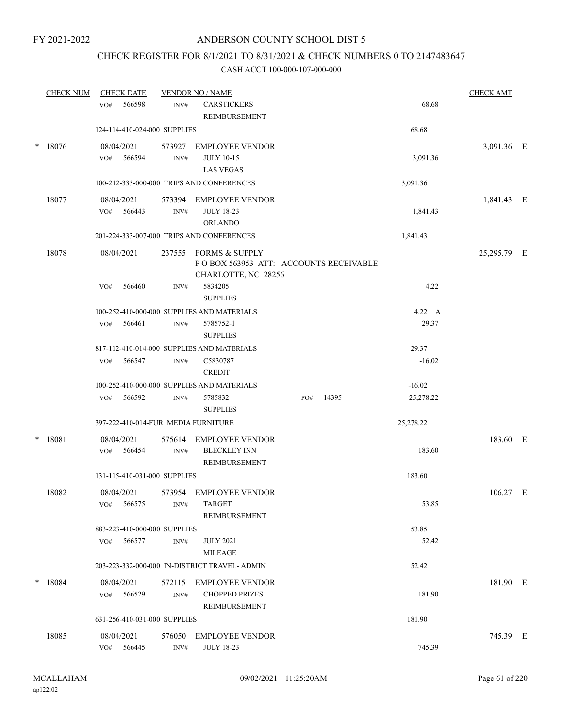FY 2021-2022

# ANDERSON COUNTY SCHOOL DIST 5

## CHECK REGISTER FOR 8/1/2021 TO 8/31/2021 & CHECK NUMBERS 0 TO 2147483647

### CASH ACCT 100-000-107-000-000

| CHECK NUM | CHECK DATE | VENDOR NO / NAME | | | CHECK AMT |
|---|---|---|---|---|---|
| | VO# 566598 | INV# | CARSTICKERS REIMBURSEMENT | 68.68 | |
| | 124-114-410-024-000 SUPPLIES | | | 68.68 | |
| * 18076 | 08/04/2021 | 573927 | EMPLOYEE VENDOR | | 3,091.36 E |
| | VO# 566594 | INV# | JULY 10-15 LAS VEGAS | 3,091.36 | |
| | 100-212-333-000-000 TRIPS AND CONFERENCES | | | 3,091.36 | |
| 18077 | 08/04/2021 | 573394 | EMPLOYEE VENDOR | | 1,841.43 E |
| | VO# 566443 | INV# | JULY 18-23 ORLANDO | 1,841.43 | |
| | 201-224-333-007-000 TRIPS AND CONFERENCES | | | 1,841.43 | |
| 18078 | 08/04/2021 | 237555 | FORMS & SUPPLY P O BOX 563953 ATT: ACCOUNTS RECEIVABLE CHARLOTTE, NC 28256 | | 25,295.79 E |
| | VO# 566460 | INV# | 5834205 SUPPLIES | 4.22 | |
| | 100-252-410-000-000 SUPPLIES AND MATERIALS | | | 4.22 A | |
| | VO# 566461 | INV# | 5785752-1 SUPPLIES | 29.37 | |
| | 817-112-410-014-000 SUPPLIES AND MATERIALS | | | 29.37 | |
| | VO# 566547 | INV# | C5830787 CREDIT | -16.02 | |
| | 100-252-410-000-000 SUPPLIES AND MATERIALS | | | -16.02 | |
| | VO# 566592 | INV# | 5785832 SUPPLIES PO# 14395 | 25,278.22 | |
| | 397-222-410-014-FUR MEDIA FURNITURE | | | 25,278.22 | |
| * 18081 | 08/04/2021 | 575614 | EMPLOYEE VENDOR | | 183.60 E |
| | VO# 566454 | INV# | BLECKLEY INN REIMBURSEMENT | 183.60 | |
| | 131-115-410-031-000 SUPPLIES | | | 183.60 | |
| 18082 | 08/04/2021 | 573954 | EMPLOYEE VENDOR | | 106.27 E |
| | VO# 566575 | INV# | TARGET REIMBURSEMENT | 53.85 | |
| | 883-223-410-000-000 SUPPLIES | | | 53.85 | |
| | VO# 566577 | INV# | JULY 2021 MILEAGE | 52.42 | |
| | 203-223-332-000-000 IN-DISTRICT TRAVEL- ADMIN | | | 52.42 | |
| * 18084 | 08/04/2021 | 572115 | EMPLOYEE VENDOR | | 181.90 E |
| | VO# 566529 | INV# | CHOPPED PRIZES REIMBURSEMENT | 181.90 | |
| | 631-256-410-031-000 SUPPLIES | | | 181.90 | |
| 18085 | 08/04/2021 | 576050 | EMPLOYEE VENDOR | | 745.39 E |
| | VO# 566445 | INV# | JULY 18-23 | 745.39 | |

MCALLAHAM ap122r02 09/02/2021 11:25:20AM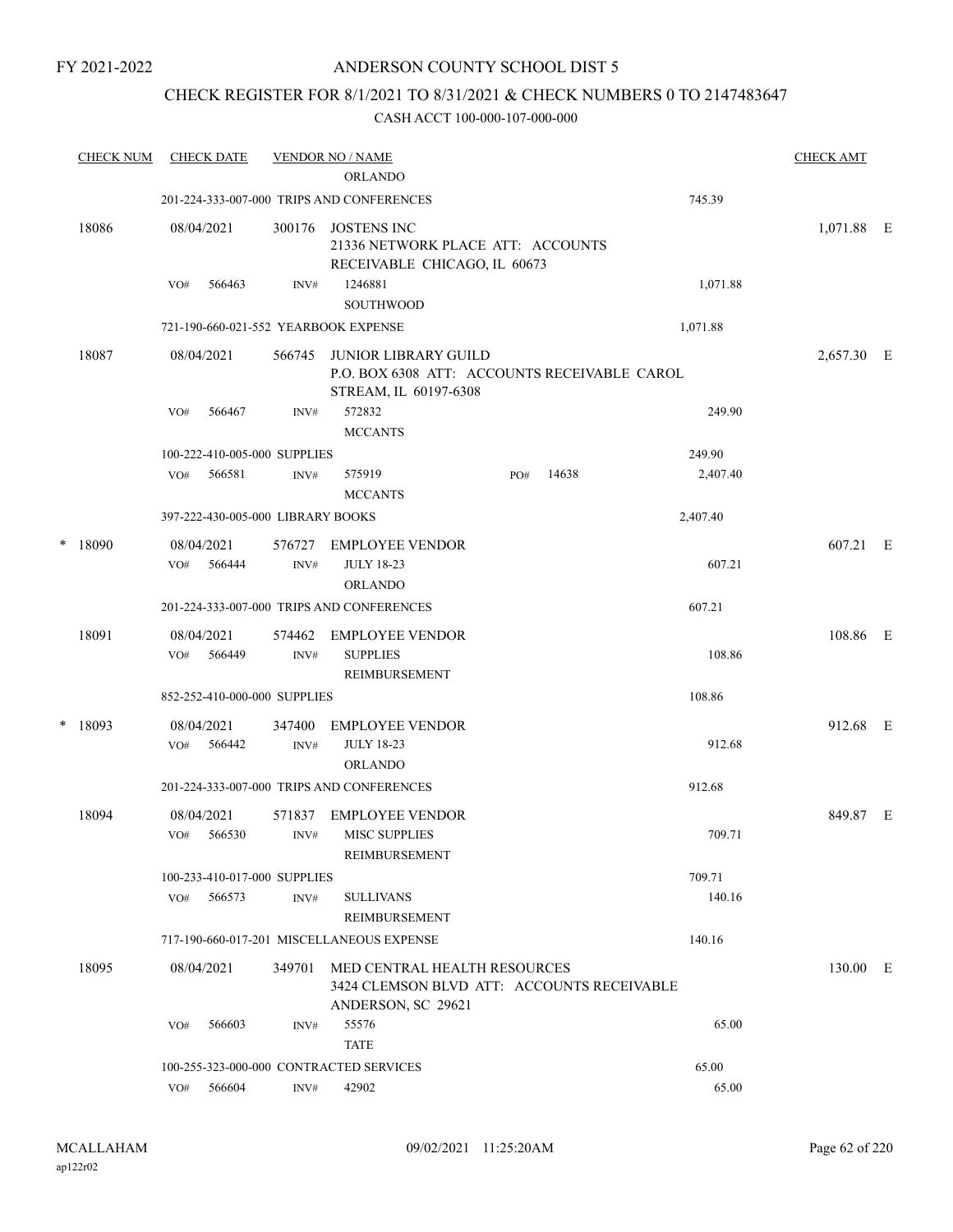FY 2021-2022

# ANDERSON COUNTY SCHOOL DIST 5

## CHECK REGISTER FOR 8/1/2021 TO 8/31/2021 & CHECK NUMBERS 0 TO 2147483647

### CASH ACCT 100-000-107-000-000

| CHECK NUM | CHECK DATE | VENDOR NO / NAME | | | CHECK AMT | |
|---|---|---|---|---|---|---|
| | | ORLANDO | | | | |
| | 201-224-333-007-000 TRIPS AND CONFERENCES | | | 745.39 | | |
| 18086 | 08/04/2021 | 300176 JOSTENS INC<br>21336 NETWORK PLACE ATT: ACCOUNTS RECEIVABLE CHICAGO, IL 60673 | | | 1,071.88 | E |
| | VO# 566463 | INV# 1246881<br>SOUTHWOOD | | 1,071.88 | | |
| | 721-190-660-021-552 YEARBOOK EXPENSE | | | 1,071.88 | | |
| 18087 | 08/04/2021 | 566745 JUNIOR LIBRARY GUILD<br>P.O. BOX 6308 ATT: ACCOUNTS RECEIVABLE CAROL STREAM, IL 60197-6308 | | | 2,657.30 | E |
| | VO# 566467 | INV# 572832<br>MCCANTS | | 249.90 | | |
| | 100-222-410-005-000 SUPPLIES | | | 249.90 | | |
| | VO# 566581 | INV# 575919<br>MCCANTS | PO# 14638 | 2,407.40 | | |
| | 397-222-430-005-000 LIBRARY BOOKS | | | 2,407.40 | | |
| * 18090 | 08/04/2021 | 576727 EMPLOYEE VENDOR | | | 607.21 | E |
| | VO# 566444 | INV# JULY 18-23<br>ORLANDO | | 607.21 | | |
| | 201-224-333-007-000 TRIPS AND CONFERENCES | | | 607.21 | | |
| 18091 | 08/04/2021 | 574462 EMPLOYEE VENDOR | | | 108.86 | E |
| | VO# 566449 | INV# SUPPLIES<br>REIMBURSEMENT | | 108.86 | | |
| | 852-252-410-000-000 SUPPLIES | | | 108.86 | | |
| * 18093 | 08/04/2021 | 347400 EMPLOYEE VENDOR | | | 912.68 | E |
| | VO# 566442 | INV# JULY 18-23<br>ORLANDO | | 912.68 | | |
| | 201-224-333-007-000 TRIPS AND CONFERENCES | | | 912.68 | | |
| 18094 | 08/04/2021 | 571837 EMPLOYEE VENDOR | | | 849.87 | E |
| | VO# 566530 | INV# MISC SUPPLIES<br>REIMBURSEMENT | | 709.71 | | |
| | 100-233-410-017-000 SUPPLIES | | | 709.71 | | |
| | VO# 566573 | INV# SULLIVANS<br>REIMBURSEMENT | | 140.16 | | |
| | 717-190-660-017-201 MISCELLANEOUS EXPENSE | | | 140.16 | | |
| 18095 | 08/04/2021 | 349701 MED CENTRAL HEALTH RESOURCES<br>3424 CLEMSON BLVD ATT: ACCOUNTS RECEIVABLE ANDERSON, SC 29621 | | | 130.00 | E |
| | VO# 566603 | INV# 55576<br>TATE | | 65.00 | | |
| | 100-255-323-000-000 CONTRACTED SERVICES | | | 65.00 | | |
| | VO# 566604 | INV# 42902 | | 65.00 | | |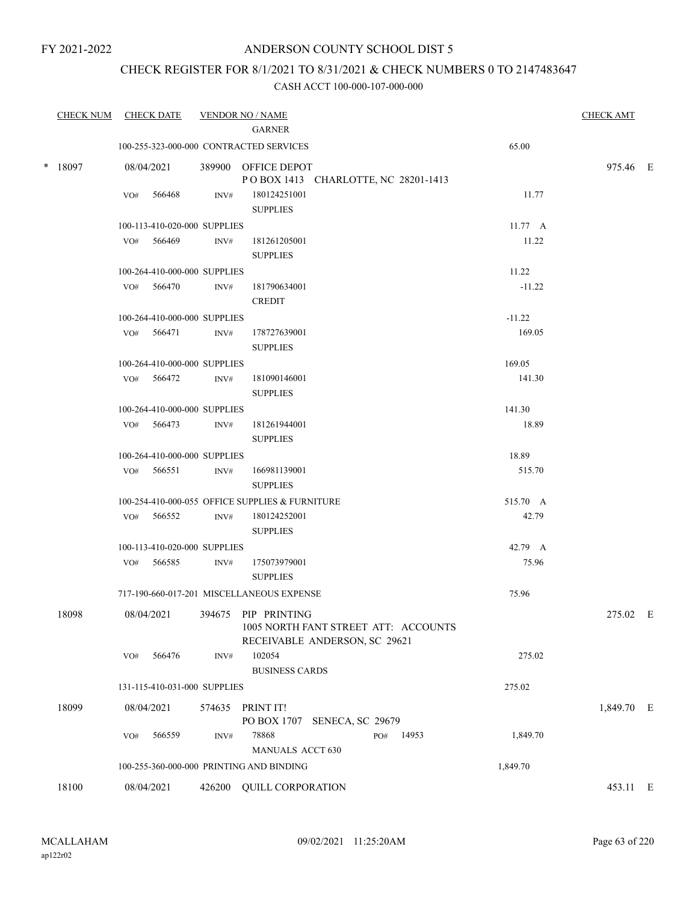FY 2021-2022

ANDERSON COUNTY SCHOOL DIST 5

CHECK REGISTER FOR 8/1/2021 TO 8/31/2021 & CHECK NUMBERS 0 TO 2147483647

CASH ACCT 100-000-107-000-000

| CHECK NUM | CHECK DATE | VENDOR NO / NAME | | CHECK AMT |
|---|---|---|---|---|
| | | GARNER | | |
| | 100-255-323-000-000 CONTRACTED SERVICES | | 65.00 | |
| * 18097 | 08/04/2021 | 389900 OFFICE DEPOT<br>P O BOX 1413 CHARLOTTE, NC 28201-1413 | | 975.46 E |
| | VO# 566468 | INV# 180124251001<br>SUPPLIES | 11.77 | |
| | 100-113-410-020-000 SUPPLIES | | 11.77 A | |
| | VO# 566469 | INV# 181261205001<br>SUPPLIES | 11.22 | |
| | 100-264-410-000-000 SUPPLIES | | 11.22 | |
| | VO# 566470 | INV# 181790634001<br>CREDIT | -11.22 | |
| | 100-264-410-000-000 SUPPLIES | | -11.22 | |
| | VO# 566471 | INV# 178727639001<br>SUPPLIES | 169.05 | |
| | 100-264-410-000-000 SUPPLIES | | 169.05 | |
| | VO# 566472 | INV# 181090146001<br>SUPPLIES | 141.30 | |
| | 100-264-410-000-000 SUPPLIES | | 141.30 | |
| | VO# 566473 | INV# 181261944001<br>SUPPLIES | 18.89 | |
| | 100-264-410-000-000 SUPPLIES | | 18.89 | |
| | VO# 566551 | INV# 166981139001<br>SUPPLIES | 515.70 | |
| | 100-254-410-000-055 OFFICE SUPPLIES & FURNITURE | | 515.70 A | |
| | VO# 566552 | INV# 180124252001<br>SUPPLIES | 42.79 | |
| | 100-113-410-020-000 SUPPLIES | | 42.79 A | |
| | VO# 566585 | INV# 175073979001<br>SUPPLIES | 75.96 | |
| | 717-190-660-017-201 MISCELLANEOUS EXPENSE | | 75.96 | |
| 18098 | 08/04/2021 | 394675 PIP PRINTING<br>1005 NORTH FANT STREET ATT: ACCOUNTS RECEIVABLE ANDERSON, SC 29621 | | 275.02 E |
| | VO# 566476 | INV# 102054<br>BUSINESS CARDS | 275.02 | |
| | 131-115-410-031-000 SUPPLIES | | 275.02 | |
| 18099 | 08/04/2021 | 574635 PRINT IT!<br>PO BOX 1707 SENECA, SC 29679 | | 1,849.70 E |
| | VO# 566559 | INV# 78868 PO# 14953<br>MANUALS ACCT 630 | 1,849.70 | |
| | 100-255-360-000-000 PRINTING AND BINDING | | 1,849.70 | |
| 18100 | 08/04/2021 | 426200 QUILL CORPORATION | | 453.11 E |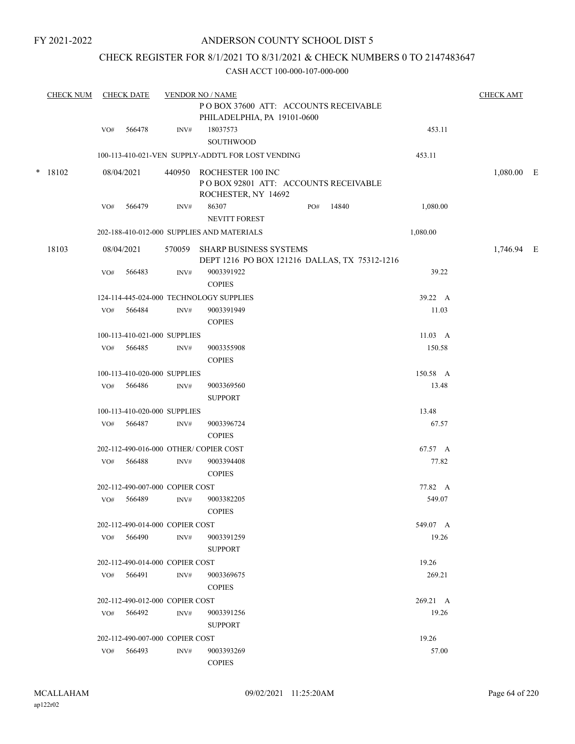FY 2021-2022

# ANDERSON COUNTY SCHOOL DIST 5

## CHECK REGISTER FOR 8/1/2021 TO 8/31/2021 & CHECK NUMBERS 0 TO 2147483647

CASH ACCT 100-000-107-000-000

| CHECK NUM | CHECK DATE | VENDOR NO / NAME | | | CHECK AMT |
|---|---|---|---|---|---|
| | | P O BOX 37600 ATT: ACCOUNTS RECEIVABLE PHILADELPHIA, PA 19101-0600 | | | |
| | VO# 566478 | INV# 18037573 SOUTHWOOD | | 453.11 | |
| | | 100-113-410-021-VEN SUPPLY-ADDT'L FOR LOST VENDING | | 453.11 | |
| * 18102 | 08/04/2021 | 440950 ROCHESTER 100 INC P O BOX 92801 ATT: ACCOUNTS RECEIVABLE ROCHESTER, NY 14692 | | | 1,080.00 E |
| | VO# 566479 | INV# 86307 NEVITT FOREST | PO# 14840 | 1,080.00 | |
| | | 202-188-410-012-000 SUPPLIES AND MATERIALS | | 1,080.00 | |
| 18103 | 08/04/2021 | 570059 SHARP BUSINESS SYSTEMS DEPT 1216 PO BOX 121216 DALLAS, TX 75312-1216 | | | 1,746.94 E |
| | VO# 566483 | INV# 9003391922 COPIES | | 39.22 | |
| | | 124-114-445-024-000 TECHNOLOGY SUPPLIES | | 39.22 A | |
| | VO# 566484 | INV# 9003391949 COPIES | | 11.03 | |
| | | 100-113-410-021-000 SUPPLIES | | 11.03 A | |
| | VO# 566485 | INV# 9003355908 COPIES | | 150.58 | |
| | | 100-113-410-020-000 SUPPLIES | | 150.58 A | |
| | VO# 566486 | INV# 9003369560 SUPPORT | | 13.48 | |
| | | 100-113-410-020-000 SUPPLIES | | 13.48 | |
| | VO# 566487 | INV# 9003396724 COPIES | | 67.57 | |
| | | 202-112-490-016-000 OTHER/ COPIER COST | | 67.57 A | |
| | VO# 566488 | INV# 9003394408 COPIES | | 77.82 | |
| | | 202-112-490-007-000 COPIER COST | | 77.82 A | |
| | VO# 566489 | INV# 9003382205 COPIES | | 549.07 | |
| | | 202-112-490-014-000 COPIER COST | | 549.07 A | |
| | VO# 566490 | INV# 9003391259 SUPPORT | | 19.26 | |
| | | 202-112-490-014-000 COPIER COST | | 19.26 | |
| | VO# 566491 | INV# 9003369675 COPIES | | 269.21 | |
| | | 202-112-490-012-000 COPIER COST | | 269.21 A | |
| | VO# 566492 | INV# 9003391256 SUPPORT | | 19.26 | |
| | | 202-112-490-007-000 COPIER COST | | 19.26 | |
| | VO# 566493 | INV# 9003393269 COPIES | | 57.00 | |

MCALLAHAM ap122r02 09/02/2021 11:25:20AM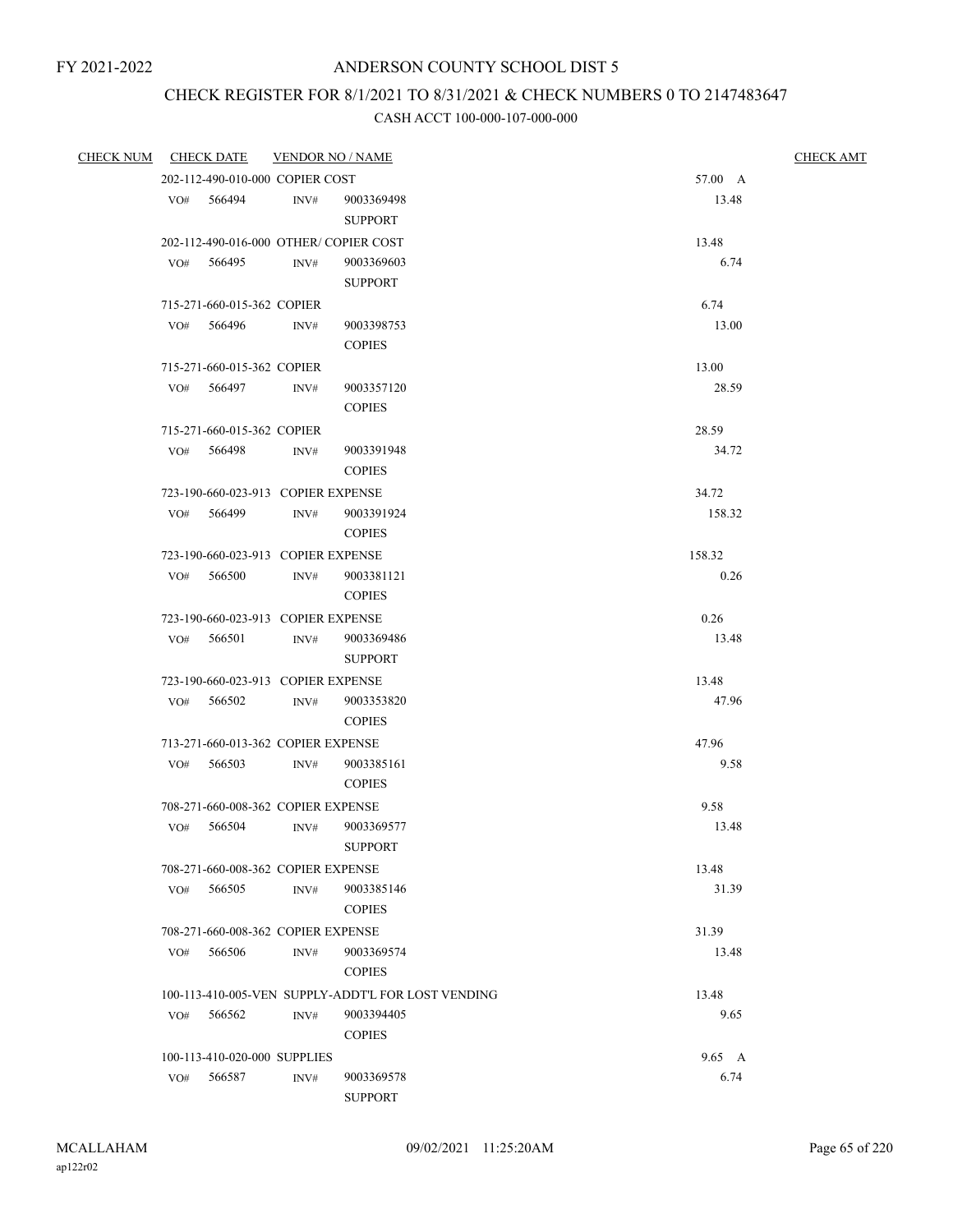FY 2021-2022

# ANDERSON COUNTY SCHOOL DIST 5

## CHECK REGISTER FOR 8/1/2021 TO 8/31/2021 & CHECK NUMBERS 0 TO 2147483647

### CASH ACCT 100-000-107-000-000

| CHECK NUM | CHECK DATE | VENDOR NO / NAME | | CHECK AMT |
|---|---|---|---|---|
| | 202-112-490-010-000 COPIER COST | | 57.00 A | |
| | VO# 566494 | INV# 9003369498 SUPPORT | 13.48 | |
| | 202-112-490-016-000 OTHER/ COPIER COST | | 13.48 | |
| | VO# 566495 | INV# 9003369603 SUPPORT | 6.74 | |
| | 715-271-660-015-362 COPIER | | 6.74 | |
| | VO# 566496 | INV# 9003398753 COPIES | 13.00 | |
| | 715-271-660-015-362 COPIER | | 13.00 | |
| | VO# 566497 | INV# 9003357120 COPIES | 28.59 | |
| | 715-271-660-015-362 COPIER | | 28.59 | |
| | VO# 566498 | INV# 9003391948 COPIES | 34.72 | |
| | 723-190-660-023-913 COPIER EXPENSE | | 34.72 | |
| | VO# 566499 | INV# 9003391924 COPIES | 158.32 | |
| | 723-190-660-023-913 COPIER EXPENSE | | 158.32 | |
| | VO# 566500 | INV# 9003381121 COPIES | 0.26 | |
| | 723-190-660-023-913 COPIER EXPENSE | | 0.26 | |
| | VO# 566501 | INV# 9003369486 SUPPORT | 13.48 | |
| | 723-190-660-023-913 COPIER EXPENSE | | 13.48 | |
| | VO# 566502 | INV# 9003353820 COPIES | 47.96 | |
| | 713-271-660-013-362 COPIER EXPENSE | | 47.96 | |
| | VO# 566503 | INV# 9003385161 COPIES | 9.58 | |
| | 708-271-660-008-362 COPIER EXPENSE | | 9.58 | |
| | VO# 566504 | INV# 9003369577 SUPPORT | 13.48 | |
| | 708-271-660-008-362 COPIER EXPENSE | | 13.48 | |
| | VO# 566505 | INV# 9003385146 COPIES | 31.39 | |
| | 708-271-660-008-362 COPIER EXPENSE | | 31.39 | |
| | VO# 566506 | INV# 9003369574 COPIES | 13.48 | |
| | 100-113-410-005-VEN SUPPLY-ADDT'L FOR LOST VENDING | | 13.48 | |
| | VO# 566562 | INV# 9003394405 COPIES | 9.65 | |
| | 100-113-410-020-000 SUPPLIES | | 9.65 A | |
| | VO# 566587 | INV# 9003369578 SUPPORT | 6.74 | |

MCALLAHAM
ap122r02

09/02/2021 11:25:20AM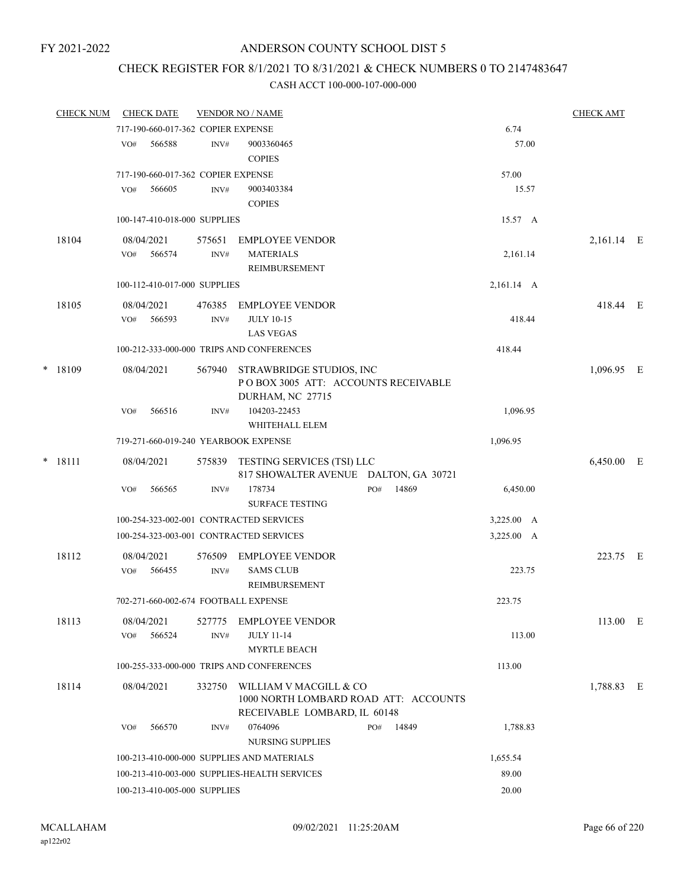FY 2021-2022

# ANDERSON COUNTY SCHOOL DIST 5

## CHECK REGISTER FOR 8/1/2021 TO 8/31/2021 & CHECK NUMBERS 0 TO 2147483647

### CASH ACCT 100-000-107-000-000

| CHECK NUM | CHECK DATE | VENDOR NO / NAME | | CHECK AMT |
|---|---|---|---|---|
| | 717-190-660-017-362 COPIER EXPENSE | | 6.74 | |
| | VO# 566588 INV# | 9003360465 COPIES | 57.00 | |
| | 717-190-660-017-362 COPIER EXPENSE | | 57.00 | |
| | VO# 566605 INV# | 9003403384 COPIES | 15.57 | |
| | 100-147-410-018-000 SUPPLIES | | 15.57 A | |
| 18104 | 08/04/2021 575651 | EMPLOYEE VENDOR | | 2,161.14 E |
| | VO# 566574 INV# | MATERIALS REIMBURSEMENT | 2,161.14 | |
| | 100-112-410-017-000 SUPPLIES | | 2,161.14 A | |
| 18105 | 08/04/2021 476385 | EMPLOYEE VENDOR | | 418.44 E |
| | VO# 566593 INV# | JULY 10-15 LAS VEGAS | 418.44 | |
| | 100-212-333-000-000 TRIPS AND CONFERENCES | | 418.44 | |
| * 18109 | 08/04/2021 567940 | STRAWBRIDGE STUDIOS, INC P O BOX 3005 ATT: ACCOUNTS RECEIVABLE DURHAM, NC 27715 | | 1,096.95 E |
| | VO# 566516 INV# | 104203-22453 WHITEHALL ELEM | 1,096.95 | |
| | 719-271-660-019-240 YEARBOOK EXPENSE | | 1,096.95 | |
| * 18111 | 08/04/2021 575839 | TESTING SERVICES (TSI) LLC 817 SHOWALTER AVENUE DALTON, GA 30721 | | 6,450.00 E |
| | VO# 566565 INV# | 178734 PO# 14869 SURFACE TESTING | 6,450.00 | |
| | 100-254-323-002-001 CONTRACTED SERVICES | | 3,225.00 A | |
| | 100-254-323-003-001 CONTRACTED SERVICES | | 3,225.00 A | |
| 18112 | 08/04/2021 576509 | EMPLOYEE VENDOR | | 223.75 E |
| | VO# 566455 INV# | SAMS CLUB REIMBURSEMENT | 223.75 | |
| | 702-271-660-002-674 FOOTBALL EXPENSE | | 223.75 | |
| 18113 | 08/04/2021 527775 | EMPLOYEE VENDOR | | 113.00 E |
| | VO# 566524 INV# | JULY 11-14 MYRTLE BEACH | 113.00 | |
| | 100-255-333-000-000 TRIPS AND CONFERENCES | | 113.00 | |
| 18114 | 08/04/2021 332750 | WILLIAM V MACGILL & CO 1000 NORTH LOMBARD ROAD ATT: ACCOUNTS RECEIVABLE LOMBARD, IL 60148 | | 1,788.83 E |
| | VO# 566570 INV# | 0764096 PO# 14849 NURSING SUPPLIES | 1,788.83 | |
| | 100-213-410-000-000 SUPPLIES AND MATERIALS | | 1,655.54 | |
| | 100-213-410-003-000 SUPPLIES-HEALTH SERVICES | | 89.00 | |
| | 100-213-410-005-000 SUPPLIES | | 20.00 | |

MCALLAHAM ap122r02 09/02/2021 11:25:20AM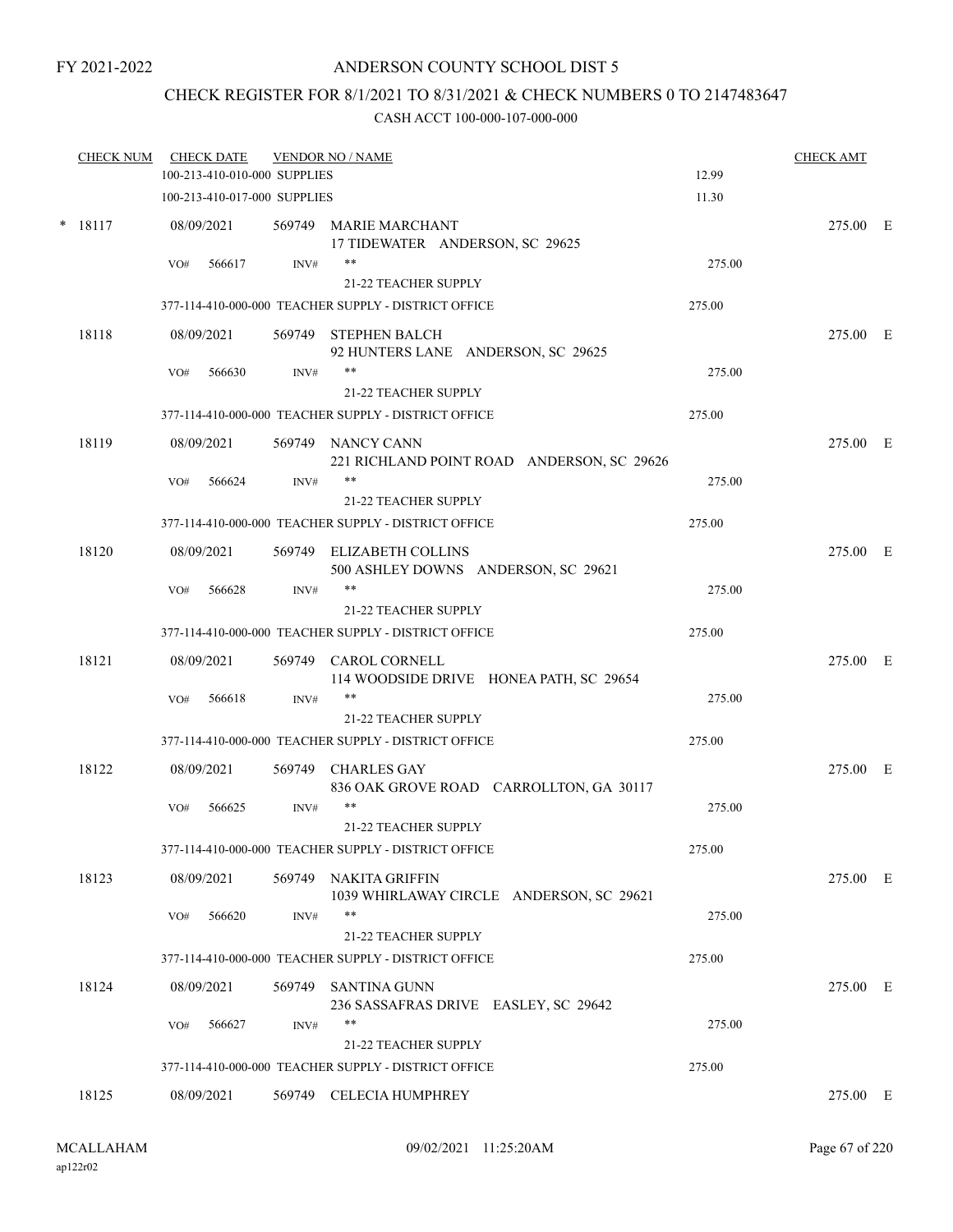FY 2021-2022

# ANDERSON COUNTY SCHOOL DIST 5

## CHECK REGISTER FOR 8/1/2021 TO 8/31/2021 & CHECK NUMBERS 0 TO 2147483647

CASH ACCT 100-000-107-000-000

| CHECK NUM | CHECK DATE | VENDOR NO / NAME | | CHECK AMT |
|---|---|---|---|---|
| | 100-213-410-010-000 SUPPLIES | | 12.99 | |
| | 100-213-410-017-000 SUPPLIES | | 11.30 | |
| * 18117 | 08/09/2021 | 569749 MARIE MARCHANT<br>17 TIDEWATER ANDERSON, SC 29625 | | 275.00 E |
| | VO# 566617 | INV# **<br>21-22 TEACHER SUPPLY | 275.00 | |
| | 377-114-410-000-000 TEACHER SUPPLY - DISTRICT OFFICE | | 275.00 | |
| 18118 | 08/09/2021 | 569749 STEPHEN BALCH<br>92 HUNTERS LANE ANDERSON, SC 29625 | | 275.00 E |
| | VO# 566630 | INV# **<br>21-22 TEACHER SUPPLY | 275.00 | |
| | 377-114-410-000-000 TEACHER SUPPLY - DISTRICT OFFICE | | 275.00 | |
| 18119 | 08/09/2021 | 569749 NANCY CANN<br>221 RICHLAND POINT ROAD ANDERSON, SC 29626 | | 275.00 E |
| | VO# 566624 | INV# **<br>21-22 TEACHER SUPPLY | 275.00 | |
| | 377-114-410-000-000 TEACHER SUPPLY - DISTRICT OFFICE | | 275.00 | |
| 18120 | 08/09/2021 | 569749 ELIZABETH COLLINS<br>500 ASHLEY DOWNS ANDERSON, SC 29621 | | 275.00 E |
| | VO# 566628 | INV# **<br>21-22 TEACHER SUPPLY | 275.00 | |
| | 377-114-410-000-000 TEACHER SUPPLY - DISTRICT OFFICE | | 275.00 | |
| 18121 | 08/09/2021 | 569749 CAROL CORNELL<br>114 WOODSIDE DRIVE HONEA PATH, SC 29654 | | 275.00 E |
| | VO# 566618 | INV# **<br>21-22 TEACHER SUPPLY | 275.00 | |
| | 377-114-410-000-000 TEACHER SUPPLY - DISTRICT OFFICE | | 275.00 | |
| 18122 | 08/09/2021 | 569749 CHARLES GAY<br>836 OAK GROVE ROAD CARROLLTON, GA 30117 | | 275.00 E |
| | VO# 566625 | INV# **<br>21-22 TEACHER SUPPLY | 275.00 | |
| | 377-114-410-000-000 TEACHER SUPPLY - DISTRICT OFFICE | | 275.00 | |
| 18123 | 08/09/2021 | 569749 NAKITA GRIFFIN<br>1039 WHIRLAWAY CIRCLE ANDERSON, SC 29621 | | 275.00 E |
| | VO# 566620 | INV# **<br>21-22 TEACHER SUPPLY | 275.00 | |
| | 377-114-410-000-000 TEACHER SUPPLY - DISTRICT OFFICE | | 275.00 | |
| 18124 | 08/09/2021 | 569749 SANTINA GUNN<br>236 SASSAFRAS DRIVE EASLEY, SC 29642 | | 275.00 E |
| | VO# 566627 | INV# **<br>21-22 TEACHER SUPPLY | 275.00 | |
| | 377-114-410-000-000 TEACHER SUPPLY - DISTRICT OFFICE | | 275.00 | |
| 18125 | 08/09/2021 | 569749 CELECIA HUMPHREY | | 275.00 E |

MCALLAHAM
ap122r02

09/02/2021 11:25:20AM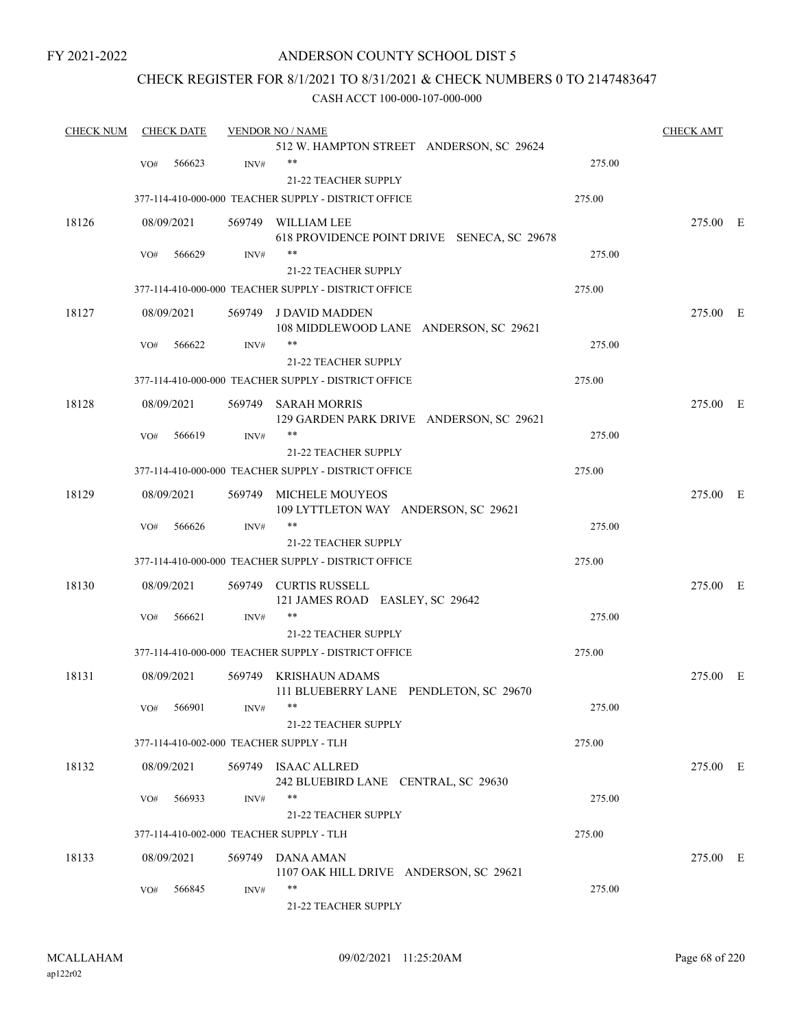FY 2021-2022

# ANDERSON COUNTY SCHOOL DIST 5

## CHECK REGISTER FOR 8/1/2021 TO 8/31/2021 & CHECK NUMBERS 0 TO 2147483647

### CASH ACCT 100-000-107-000-000

| CHECK NUM | CHECK DATE | VENDOR NO / NAME | | CHECK AMT |
|---|---|---|---|---|
| | | 512 W. HAMPTON STREET ANDERSON, SC 29624 | | |
| | VO# 566623 | INV# ** | 275.00 | |
| | | 21-22 TEACHER SUPPLY | | |
| | | 377-114-410-000-000 TEACHER SUPPLY - DISTRICT OFFICE | 275.00 | |
| 18126 | 08/09/2021 | 569749 WILLIAM LEE<br>618 PROVIDENCE POINT DRIVE SENECA, SC 29678 | | 275.00 E |
| | VO# 566629 | INV# ** | 275.00 | |
| | | 21-22 TEACHER SUPPLY | | |
| | | 377-114-410-000-000 TEACHER SUPPLY - DISTRICT OFFICE | 275.00 | |
| 18127 | 08/09/2021 | 569749 J DAVID MADDEN<br>108 MIDDLEWOOD LANE ANDERSON, SC 29621 | | 275.00 E |
| | VO# 566622 | INV# ** | 275.00 | |
| | | 21-22 TEACHER SUPPLY | | |
| | | 377-114-410-000-000 TEACHER SUPPLY - DISTRICT OFFICE | 275.00 | |
| 18128 | 08/09/2021 | 569749 SARAH MORRIS<br>129 GARDEN PARK DRIVE ANDERSON, SC 29621 | | 275.00 E |
| | VO# 566619 | INV# ** | 275.00 | |
| | | 21-22 TEACHER SUPPLY | | |
| | | 377-114-410-000-000 TEACHER SUPPLY - DISTRICT OFFICE | 275.00 | |
| 18129 | 08/09/2021 | 569749 MICHELE MOUYEOS<br>109 LYTTLETON WAY ANDERSON, SC 29621 | | 275.00 E |
| | VO# 566626 | INV# ** | 275.00 | |
| | | 21-22 TEACHER SUPPLY | | |
| | | 377-114-410-000-000 TEACHER SUPPLY - DISTRICT OFFICE | 275.00 | |
| 18130 | 08/09/2021 | 569749 CURTIS RUSSELL<br>121 JAMES ROAD EASLEY, SC 29642 | | 275.00 E |
| | VO# 566621 | INV# ** | 275.00 | |
| | | 21-22 TEACHER SUPPLY | | |
| | | 377-114-410-000-000 TEACHER SUPPLY - DISTRICT OFFICE | 275.00 | |
| 18131 | 08/09/2021 | 569749 KRISHAUN ADAMS<br>111 BLUEBERRY LANE PENDLETON, SC 29670 | | 275.00 E |
| | VO# 566901 | INV# ** | 275.00 | |
| | | 21-22 TEACHER SUPPLY | | |
| | | 377-114-410-002-000 TEACHER SUPPLY - TLH | 275.00 | |
| 18132 | 08/09/2021 | 569749 ISAAC ALLRED<br>242 BLUEBIRD LANE CENTRAL, SC 29630 | | 275.00 E |
| | VO# 566933 | INV# ** | 275.00 | |
| | | 21-22 TEACHER SUPPLY | | |
| | | 377-114-410-002-000 TEACHER SUPPLY - TLH | 275.00 | |
| 18133 | 08/09/2021 | 569749 DANA AMAN<br>1107 OAK HILL DRIVE ANDERSON, SC 29621 | | 275.00 E |
| | VO# 566845 | INV# ** | 275.00 | |
| | | 21-22 TEACHER SUPPLY | | |

MCALLAHAM ap122r02 09/02/2021 11:25:20AM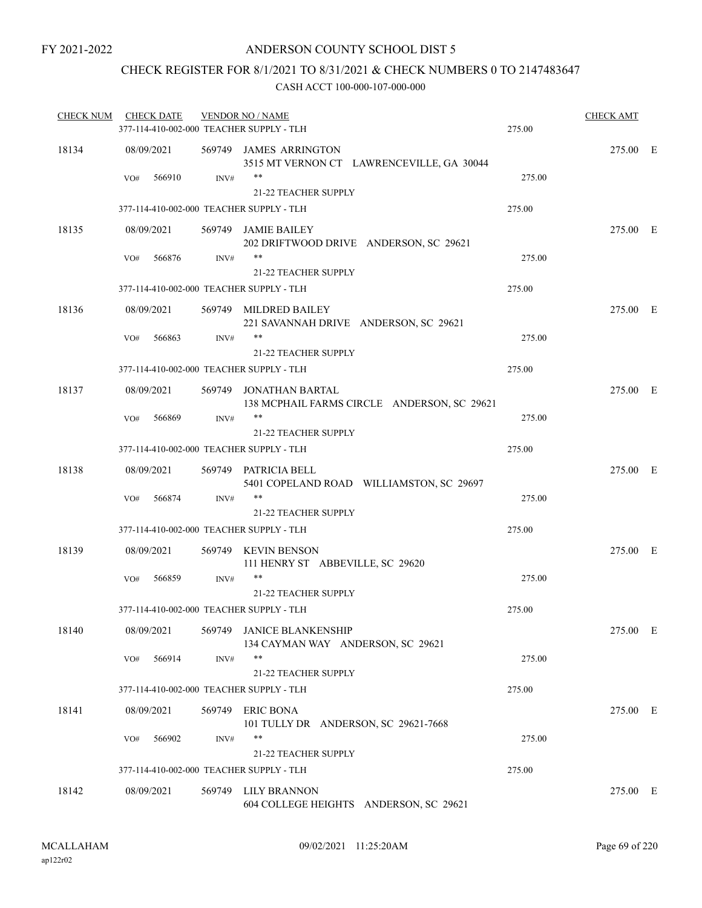FY 2021-2022

ANDERSON COUNTY SCHOOL DIST 5

CHECK REGISTER FOR 8/1/2021 TO 8/31/2021 & CHECK NUMBERS 0 TO 2147483647

CASH ACCT 100-000-107-000-000

| CHECK NUM | CHECK DATE | VENDOR NO / NAME | | CHECK AMT | |
|---|---|---|---|---|---|
| | 377-114-410-002-000 TEACHER SUPPLY - TLH | | 275.00 | | |
| 18134 | 08/09/2021 | 569749 JAMES ARRINGTON<br>3515 MT VERNON CT LAWRENCEVILLE, GA 30044 | | 275.00 | E |
| | VO# 566910 | INV# **<br>21-22 TEACHER SUPPLY | 275.00 | | |
| | 377-114-410-002-000 TEACHER SUPPLY - TLH | | 275.00 | | |
| 18135 | 08/09/2021 | 569749 JAMIE BAILEY<br>202 DRIFTWOOD DRIVE ANDERSON, SC 29621 | | 275.00 | E |
| | VO# 566876 | INV# **<br>21-22 TEACHER SUPPLY | 275.00 | | |
| | 377-114-410-002-000 TEACHER SUPPLY - TLH | | 275.00 | | |
| 18136 | 08/09/2021 | 569749 MILDRED BAILEY<br>221 SAVANNAH DRIVE ANDERSON, SC 29621 | | 275.00 | E |
| | VO# 566863 | INV# **<br>21-22 TEACHER SUPPLY | 275.00 | | |
| | 377-114-410-002-000 TEACHER SUPPLY - TLH | | 275.00 | | |
| 18137 | 08/09/2021 | 569749 JONATHAN BARTAL<br>138 MCPHAIL FARMS CIRCLE ANDERSON, SC 29621 | | 275.00 | E |
| | VO# 566869 | INV# **<br>21-22 TEACHER SUPPLY | 275.00 | | |
| | 377-114-410-002-000 TEACHER SUPPLY - TLH | | 275.00 | | |
| 18138 | 08/09/2021 | 569749 PATRICIA BELL<br>5401 COPELAND ROAD WILLIAMSTON, SC 29697 | | 275.00 | E |
| | VO# 566874 | INV# **<br>21-22 TEACHER SUPPLY | 275.00 | | |
| | 377-114-410-002-000 TEACHER SUPPLY - TLH | | 275.00 | | |
| 18139 | 08/09/2021 | 569749 KEVIN BENSON<br>111 HENRY ST ABBEVILLE, SC 29620 | | 275.00 | E |
| | VO# 566859 | INV# **<br>21-22 TEACHER SUPPLY | 275.00 | | |
| | 377-114-410-002-000 TEACHER SUPPLY - TLH | | 275.00 | | |
| 18140 | 08/09/2021 | 569749 JANICE BLANKENSHIP<br>134 CAYMAN WAY ANDERSON, SC 29621 | | 275.00 | E |
| | VO# 566914 | INV# **<br>21-22 TEACHER SUPPLY | 275.00 | | |
| | 377-114-410-002-000 TEACHER SUPPLY - TLH | | 275.00 | | |
| 18141 | 08/09/2021 | 569749 ERIC BONA<br>101 TULLY DR ANDERSON, SC 29621-7668 | | 275.00 | E |
| | VO# 566902 | INV# **<br>21-22 TEACHER SUPPLY | 275.00 | | |
| | 377-114-410-002-000 TEACHER SUPPLY - TLH | | 275.00 | | |
| 18142 | 08/09/2021 | 569749 LILY BRANNON<br>604 COLLEGE HEIGHTS ANDERSON, SC 29621 | | 275.00 | E |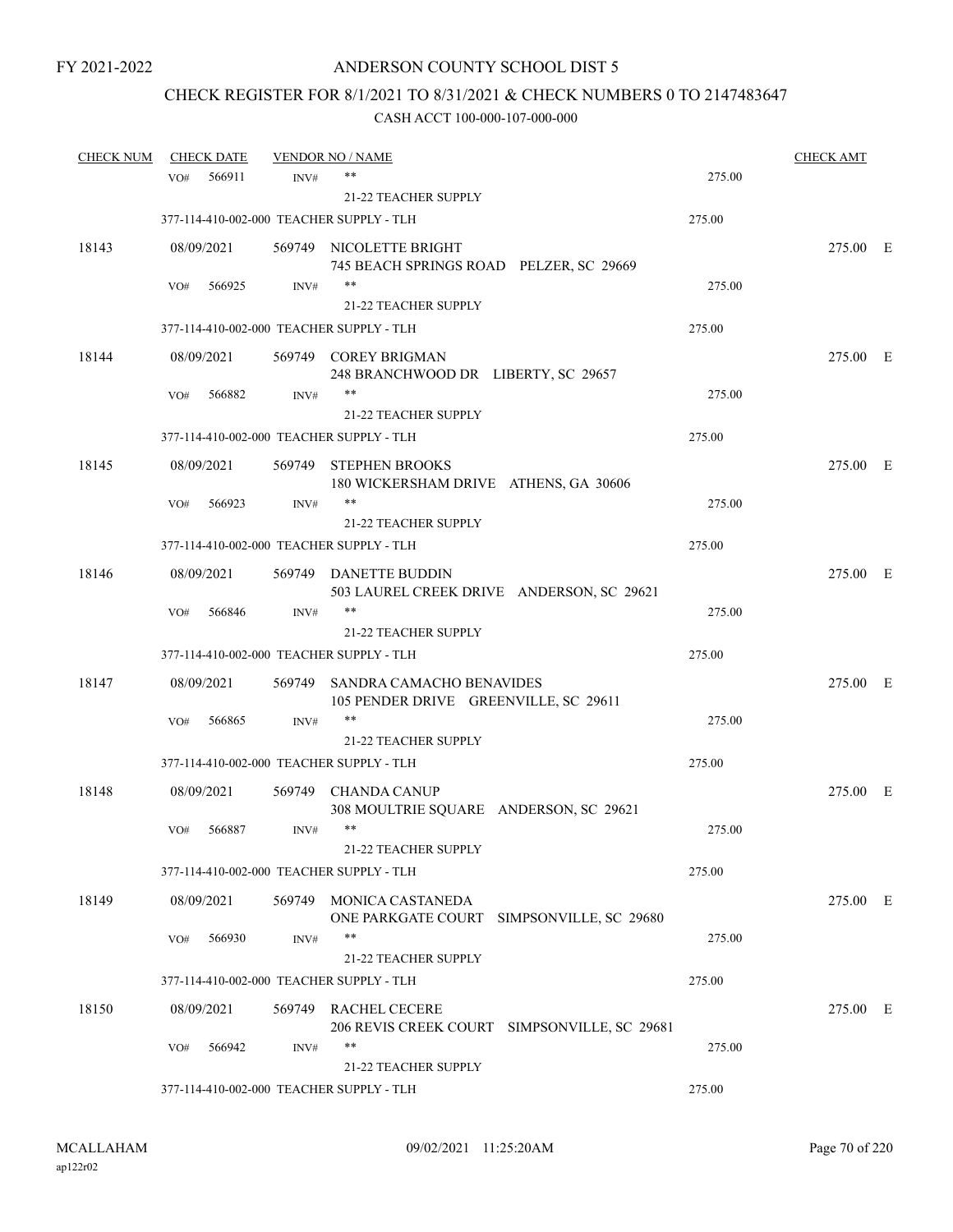FY 2021-2022

# ANDERSON COUNTY SCHOOL DIST 5

## CHECK REGISTER FOR 8/1/2021 TO 8/31/2021 & CHECK NUMBERS 0 TO 2147483647

### CASH ACCT 100-000-107-000-000

| CHECK NUM | CHECK DATE | VENDOR NO / NAME | | CHECK AMT | |
|---|---|---|---|---|---|
| | VO# 566911 | INV# ** 21-22 TEACHER SUPPLY | 275.00 | | |
| | 377-114-410-002-000 TEACHER SUPPLY - TLH | | 275.00 | | |
| 18143 | 08/09/2021 | 569749 NICOLETTE BRIGHT 745 BEACH SPRINGS ROAD PELZER, SC 29669 | | 275.00 | E |
| | VO# 566925 | INV# ** 21-22 TEACHER SUPPLY | 275.00 | | |
| | 377-114-410-002-000 TEACHER SUPPLY - TLH | | 275.00 | | |
| 18144 | 08/09/2021 | 569749 COREY BRIGMAN 248 BRANCHWOOD DR LIBERTY, SC 29657 | | 275.00 | E |
| | VO# 566882 | INV# ** 21-22 TEACHER SUPPLY | 275.00 | | |
| | 377-114-410-002-000 TEACHER SUPPLY - TLH | | 275.00 | | |
| 18145 | 08/09/2021 | 569749 STEPHEN BROOKS 180 WICKERSHAM DRIVE ATHENS, GA 30606 | | 275.00 | E |
| | VO# 566923 | INV# ** 21-22 TEACHER SUPPLY | 275.00 | | |
| | 377-114-410-002-000 TEACHER SUPPLY - TLH | | 275.00 | | |
| 18146 | 08/09/2021 | 569749 DANETTE BUDDIN 503 LAUREL CREEK DRIVE ANDERSON, SC 29621 | | 275.00 | E |
| | VO# 566846 | INV# ** 21-22 TEACHER SUPPLY | 275.00 | | |
| | 377-114-410-002-000 TEACHER SUPPLY - TLH | | 275.00 | | |
| 18147 | 08/09/2021 | 569749 SANDRA CAMACHO BENAVIDES 105 PENDER DRIVE GREENVILLE, SC 29611 | | 275.00 | E |
| | VO# 566865 | INV# ** 21-22 TEACHER SUPPLY | 275.00 | | |
| | 377-114-410-002-000 TEACHER SUPPLY - TLH | | 275.00 | | |
| 18148 | 08/09/2021 | 569749 CHANDA CANUP 308 MOULTRIE SQUARE ANDERSON, SC 29621 | | 275.00 | E |
| | VO# 566887 | INV# ** 21-22 TEACHER SUPPLY | 275.00 | | |
| | 377-114-410-002-000 TEACHER SUPPLY - TLH | | 275.00 | | |
| 18149 | 08/09/2021 | 569749 MONICA CASTANEDA ONE PARKGATE COURT SIMPSONVILLE, SC 29680 | | 275.00 | E |
| | VO# 566930 | INV# ** 21-22 TEACHER SUPPLY | 275.00 | | |
| | 377-114-410-002-000 TEACHER SUPPLY - TLH | | 275.00 | | |
| 18150 | 08/09/2021 | 569749 RACHEL CECERE 206 REVIS CREEK COURT SIMPSONVILLE, SC 29681 | | 275.00 | E |
| | VO# 566942 | INV# ** 21-22 TEACHER SUPPLY | 275.00 | | |
| | 377-114-410-002-000 TEACHER SUPPLY - TLH | | 275.00 | | |

MCALLAHAM
ap122r02
09/02/2021 11:25:20AM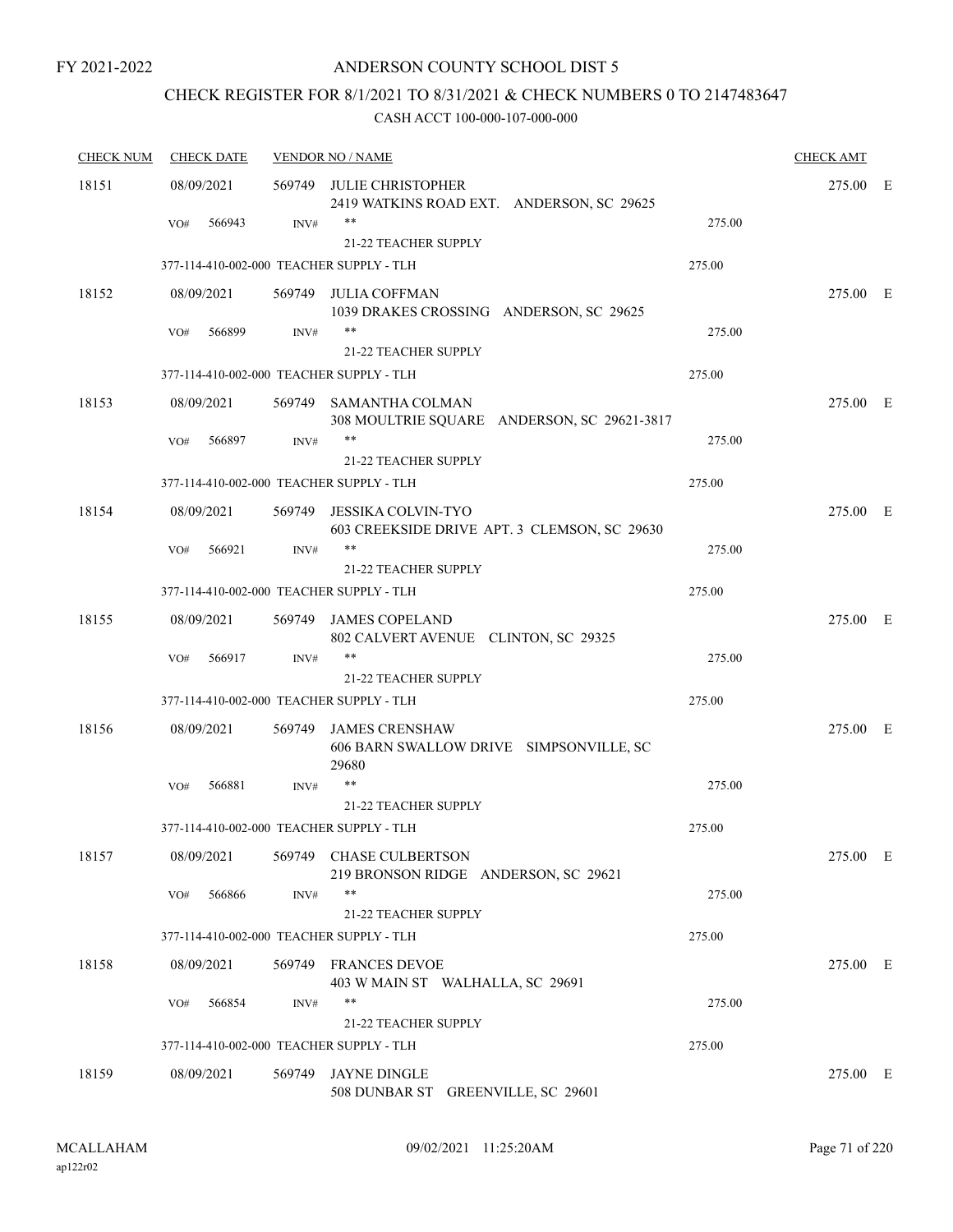FY 2021-2022

# ANDERSON COUNTY SCHOOL DIST 5

## CHECK REGISTER FOR 8/1/2021 TO 8/31/2021 & CHECK NUMBERS 0 TO 2147483647

CASH ACCT 100-000-107-000-000

| CHECK NUM | CHECK DATE | VENDOR NO / NAME | | CHECK AMT | |
|---|---|---|---|---|---|
| 18151 | 08/09/2021 | 569749 JULIE CHRISTOPHER<br>2419 WATKINS ROAD EXT. ANDERSON, SC 29625 | | 275.00 | E |
| | VO# 566943 | INV# ** 21-22 TEACHER SUPPLY | 275.00 | | |
| | | 377-114-410-002-000 TEACHER SUPPLY - TLH | 275.00 | | |
| 18152 | 08/09/2021 | 569749 JULIA COFFMAN<br>1039 DRAKES CROSSING ANDERSON, SC 29625 | | 275.00 | E |
| | VO# 566899 | INV# ** 21-22 TEACHER SUPPLY | 275.00 | | |
| | | 377-114-410-002-000 TEACHER SUPPLY - TLH | 275.00 | | |
| 18153 | 08/09/2021 | 569749 SAMANTHA COLMAN<br>308 MOULTRIE SQUARE ANDERSON, SC 29621-3817 | | 275.00 | E |
| | VO# 566897 | INV# ** 21-22 TEACHER SUPPLY | 275.00 | | |
| | | 377-114-410-002-000 TEACHER SUPPLY - TLH | 275.00 | | |
| 18154 | 08/09/2021 | 569749 JESSIKA COLVIN-TYO<br>603 CREEKSIDE DRIVE APT. 3 CLEMSON, SC 29630 | | 275.00 | E |
| | VO# 566921 | INV# ** 21-22 TEACHER SUPPLY | 275.00 | | |
| | | 377-114-410-002-000 TEACHER SUPPLY - TLH | 275.00 | | |
| 18155 | 08/09/2021 | 569749 JAMES COPELAND<br>802 CALVERT AVENUE CLINTON, SC 29325 | | 275.00 | E |
| | VO# 566917 | INV# ** 21-22 TEACHER SUPPLY | 275.00 | | |
| | | 377-114-410-002-000 TEACHER SUPPLY - TLH | 275.00 | | |
| 18156 | 08/09/2021 | 569749 JAMES CRENSHAW<br>606 BARN SWALLOW DRIVE SIMPSONVILLE, SC 29680 | | 275.00 | E |
| | VO# 566881 | INV# ** 21-22 TEACHER SUPPLY | 275.00 | | |
| | | 377-114-410-002-000 TEACHER SUPPLY - TLH | 275.00 | | |
| 18157 | 08/09/2021 | 569749 CHASE CULBERTSON<br>219 BRONSON RIDGE ANDERSON, SC 29621 | | 275.00 | E |
| | VO# 566866 | INV# ** 21-22 TEACHER SUPPLY | 275.00 | | |
| | | 377-114-410-002-000 TEACHER SUPPLY - TLH | 275.00 | | |
| 18158 | 08/09/2021 | 569749 FRANCES DEVOE<br>403 W MAIN ST WALHALLA, SC 29691 | | 275.00 | E |
| | VO# 566854 | INV# ** 21-22 TEACHER SUPPLY | 275.00 | | |
| | | 377-114-410-002-000 TEACHER SUPPLY - TLH | 275.00 | | |
| 18159 | 08/09/2021 | 569749 JAYNE DINGLE<br>508 DUNBAR ST GREENVILLE, SC 29601 | | 275.00 | E |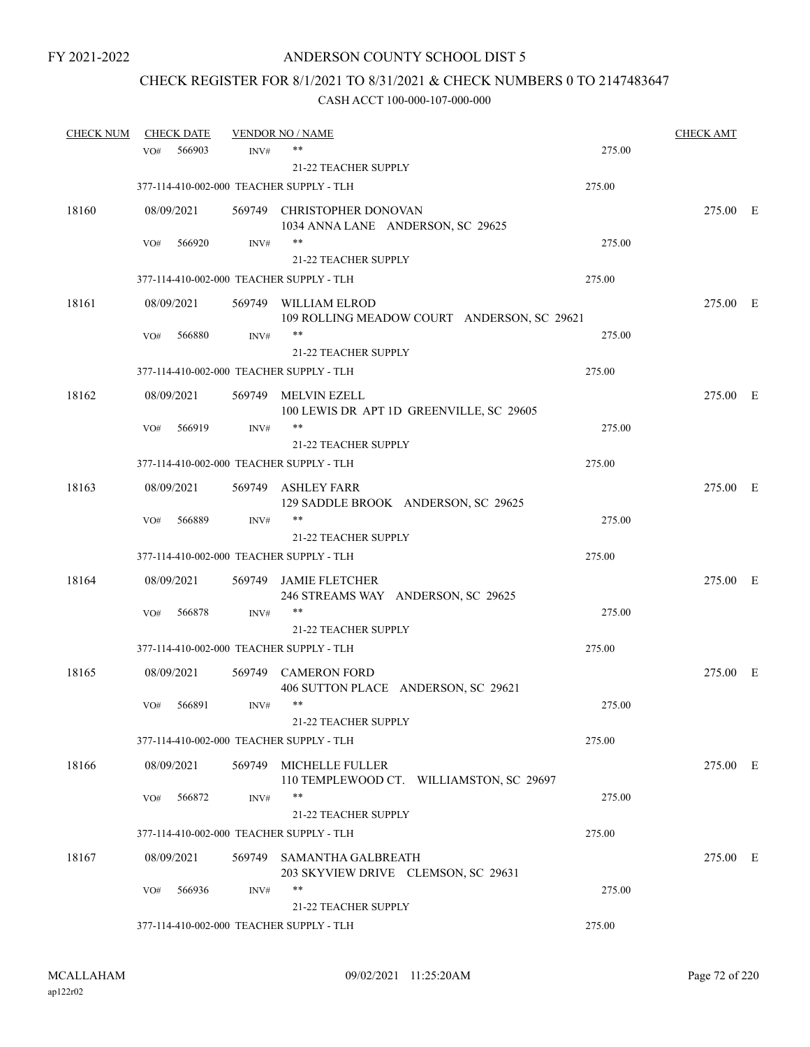FY 2021-2022

# ANDERSON COUNTY SCHOOL DIST 5

## CHECK REGISTER FOR 8/1/2021 TO 8/31/2021 & CHECK NUMBERS 0 TO 2147483647

### CASH ACCT 100-000-107-000-000

| CHECK NUM | CHECK DATE | VENDOR NO / NAME | | CHECK AMT |
|---|---|---|---|---|
| | VO# 566903 | INV# ** <br> 21-22 TEACHER SUPPLY | 275.00 | |
| | 377-114-410-002-000 TEACHER SUPPLY - TLH | | 275.00 | |
| 18160 | 08/09/2021 | 569749 CHRISTOPHER DONOVAN <br> 1034 ANNA LANE ANDERSON, SC 29625 | | 275.00 E |
| | VO# 566920 | INV# ** <br> 21-22 TEACHER SUPPLY | 275.00 | |
| | 377-114-410-002-000 TEACHER SUPPLY - TLH | | 275.00 | |
| 18161 | 08/09/2021 | 569749 WILLIAM ELROD <br> 109 ROLLING MEADOW COURT ANDERSON, SC 29621 | | 275.00 E |
| | VO# 566880 | INV# ** <br> 21-22 TEACHER SUPPLY | 275.00 | |
| | 377-114-410-002-000 TEACHER SUPPLY - TLH | | 275.00 | |
| 18162 | 08/09/2021 | 569749 MELVIN EZELL <br> 100 LEWIS DR APT 1D GREENVILLE, SC 29605 | | 275.00 E |
| | VO# 566919 | INV# ** <br> 21-22 TEACHER SUPPLY | 275.00 | |
| | 377-114-410-002-000 TEACHER SUPPLY - TLH | | 275.00 | |
| 18163 | 08/09/2021 | 569749 ASHLEY FARR <br> 129 SADDLE BROOK ANDERSON, SC 29625 | | 275.00 E |
| | VO# 566889 | INV# ** <br> 21-22 TEACHER SUPPLY | 275.00 | |
| | 377-114-410-002-000 TEACHER SUPPLY - TLH | | 275.00 | |
| 18164 | 08/09/2021 | 569749 JAMIE FLETCHER <br> 246 STREAMS WAY ANDERSON, SC 29625 | | 275.00 E |
| | VO# 566878 | INV# ** <br> 21-22 TEACHER SUPPLY | 275.00 | |
| | 377-114-410-002-000 TEACHER SUPPLY - TLH | | 275.00 | |
| 18165 | 08/09/2021 | 569749 CAMERON FORD <br> 406 SUTTON PLACE ANDERSON, SC 29621 | | 275.00 E |
| | VO# 566891 | INV# ** <br> 21-22 TEACHER SUPPLY | 275.00 | |
| | 377-114-410-002-000 TEACHER SUPPLY - TLH | | 275.00 | |
| 18166 | 08/09/2021 | 569749 MICHELLE FULLER <br> 110 TEMPLEWOOD CT. WILLIAMSTON, SC 29697 | | 275.00 E |
| | VO# 566872 | INV# ** <br> 21-22 TEACHER SUPPLY | 275.00 | |
| | 377-114-410-002-000 TEACHER SUPPLY - TLH | | 275.00 | |
| 18167 | 08/09/2021 | 569749 SAMANTHA GALBREATH <br> 203 SKYVIEW DRIVE CLEMSON, SC 29631 | | 275.00 E |
| | VO# 566936 | INV# ** <br> 21-22 TEACHER SUPPLY | 275.00 | |
| | 377-114-410-002-000 TEACHER SUPPLY - TLH | | 275.00 | |

MCALLAHAM
ap122r02

09/02/2021 11:25:20AM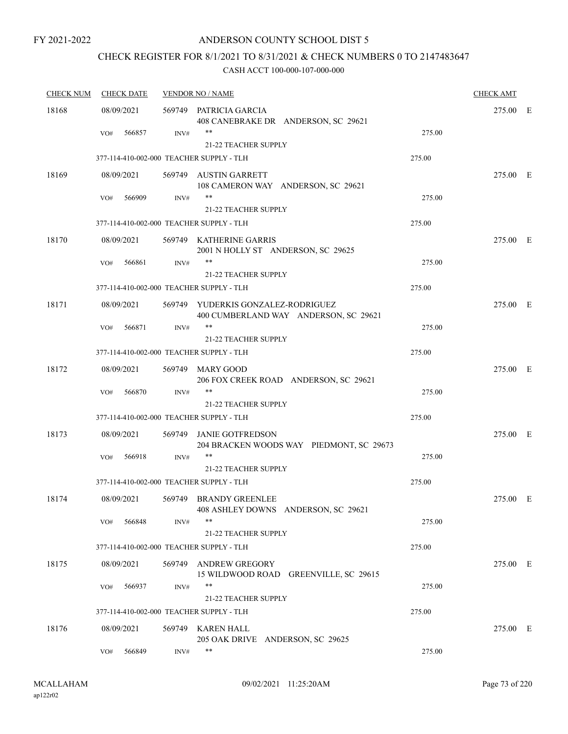FY 2021-2022

# ANDERSON COUNTY SCHOOL DIST 5

## CHECK REGISTER FOR 8/1/2021 TO 8/31/2021 & CHECK NUMBERS 0 TO 2147483647

CASH ACCT 100-000-107-000-000

| CHECK NUM | CHECK DATE | VENDOR NO / NAME | | CHECK AMT |
|---|---|---|---|---|
| 18168 | 08/09/2021 | 569749 PATRICIA GARCIA<br>408 CANEBRAKE DR ANDERSON, SC 29621 | | 275.00 E |
| | VO# 566857 | INV# ** <br>21-22 TEACHER SUPPLY | 275.00 | |
| | 377-114-410-002-000 TEACHER SUPPLY - TLH | | 275.00 | |
| 18169 | 08/09/2021 | 569749 AUSTIN GARRETT<br>108 CAMERON WAY ANDERSON, SC 29621 | | 275.00 E |
| | VO# 566909 | INV# ** <br>21-22 TEACHER SUPPLY | 275.00 | |
| | 377-114-410-002-000 TEACHER SUPPLY - TLH | | 275.00 | |
| 18170 | 08/09/2021 | 569749 KATHERINE GARRIS<br>2001 N HOLLY ST ANDERSON, SC 29625 | | 275.00 E |
| | VO# 566861 | INV# ** <br>21-22 TEACHER SUPPLY | 275.00 | |
| | 377-114-410-002-000 TEACHER SUPPLY - TLH | | 275.00 | |
| 18171 | 08/09/2021 | 569749 YUDERKIS GONZALEZ-RODRIGUEZ<br>400 CUMBERLAND WAY ANDERSON, SC 29621 | | 275.00 E |
| | VO# 566871 | INV# ** <br>21-22 TEACHER SUPPLY | 275.00 | |
| | 377-114-410-002-000 TEACHER SUPPLY - TLH | | 275.00 | |
| 18172 | 08/09/2021 | 569749 MARY GOOD<br>206 FOX CREEK ROAD ANDERSON, SC 29621 | | 275.00 E |
| | VO# 566870 | INV# ** <br>21-22 TEACHER SUPPLY | 275.00 | |
| | 377-114-410-002-000 TEACHER SUPPLY - TLH | | 275.00 | |
| 18173 | 08/09/2021 | 569749 JANIE GOTFREDSON<br>204 BRACKEN WOODS WAY PIEDMONT, SC 29673 | | 275.00 E |
| | VO# 566918 | INV# ** <br>21-22 TEACHER SUPPLY | 275.00 | |
| | 377-114-410-002-000 TEACHER SUPPLY - TLH | | 275.00 | |
| 18174 | 08/09/2021 | 569749 BRANDY GREENLEE<br>408 ASHLEY DOWNS ANDERSON, SC 29621 | | 275.00 E |
| | VO# 566848 | INV# ** <br>21-22 TEACHER SUPPLY | 275.00 | |
| | 377-114-410-002-000 TEACHER SUPPLY - TLH | | 275.00 | |
| 18175 | 08/09/2021 | 569749 ANDREW GREGORY<br>15 WILDWOOD ROAD GREENVILLE, SC 29615 | | 275.00 E |
| | VO# 566937 | INV# ** <br>21-22 TEACHER SUPPLY | 275.00 | |
| | 377-114-410-002-000 TEACHER SUPPLY - TLH | | 275.00 | |
| 18176 | 08/09/2021 | 569749 KAREN HALL<br>205 OAK DRIVE ANDERSON, SC 29625 | | 275.00 E |
| | VO# 566849 | INV# ** | 275.00 | |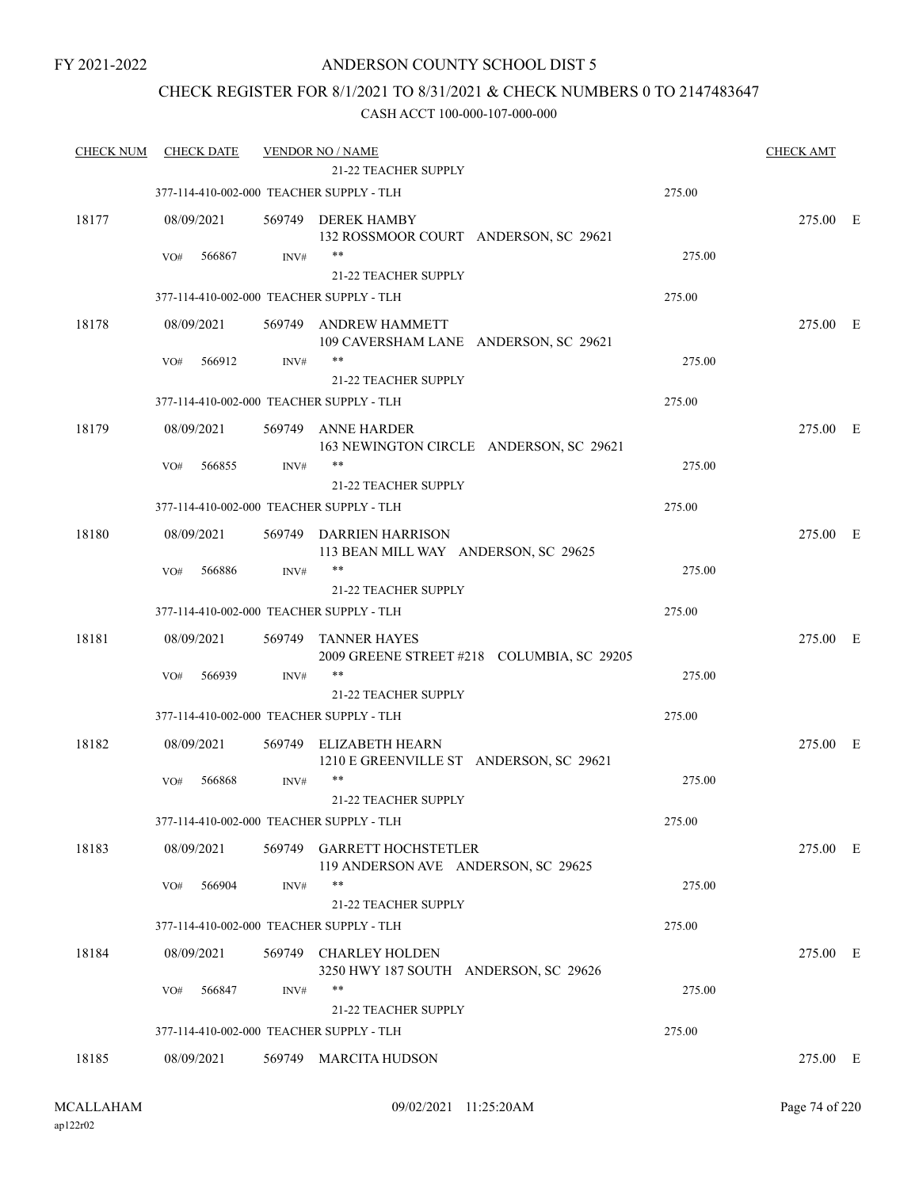FY 2021-2022

ANDERSON COUNTY SCHOOL DIST 5

CHECK REGISTER FOR 8/1/2021 TO 8/31/2021 & CHECK NUMBERS 0 TO 2147483647

CASH ACCT 100-000-107-000-000

| CHECK NUM | CHECK DATE | VENDOR NO / NAME | | CHECK AMT | |
|---|---|---|---|---|---|
| | | 21-22 TEACHER SUPPLY | | | |
| | 377-114-410-002-000 TEACHER SUPPLY - TLH | | 275.00 | | |
| 18177 | 08/09/2021 | 569749 DEREK HAMBY<br>132 ROSSMOOR COURT ANDERSON, SC 29621 | | 275.00 | E |
| | VO# 566867 | INV# **<br>21-22 TEACHER SUPPLY | 275.00 | | |
| | 377-114-410-002-000 TEACHER SUPPLY - TLH | | 275.00 | | |
| 18178 | 08/09/2021 | 569749 ANDREW HAMMETT<br>109 CAVERSHAM LANE ANDERSON, SC 29621 | | 275.00 | E |
| | VO# 566912 | INV# **<br>21-22 TEACHER SUPPLY | 275.00 | | |
| | 377-114-410-002-000 TEACHER SUPPLY - TLH | | 275.00 | | |
| 18179 | 08/09/2021 | 569749 ANNE HARDER<br>163 NEWINGTON CIRCLE ANDERSON, SC 29621 | | 275.00 | E |
| | VO# 566855 | INV# **<br>21-22 TEACHER SUPPLY | 275.00 | | |
| | 377-114-410-002-000 TEACHER SUPPLY - TLH | | 275.00 | | |
| 18180 | 08/09/2021 | 569749 DARRIEN HARRISON<br>113 BEAN MILL WAY ANDERSON, SC 29625 | | 275.00 | E |
| | VO# 566886 | INV# **<br>21-22 TEACHER SUPPLY | 275.00 | | |
| | 377-114-410-002-000 TEACHER SUPPLY - TLH | | 275.00 | | |
| 18181 | 08/09/2021 | 569749 TANNER HAYES<br>2009 GREENE STREET #218 COLUMBIA, SC 29205 | | 275.00 | E |
| | VO# 566939 | INV# **<br>21-22 TEACHER SUPPLY | 275.00 | | |
| | 377-114-410-002-000 TEACHER SUPPLY - TLH | | 275.00 | | |
| 18182 | 08/09/2021 | 569749 ELIZABETH HEARN<br>1210 E GREENVILLE ST ANDERSON, SC 29621 | | 275.00 | E |
| | VO# 566868 | INV# **<br>21-22 TEACHER SUPPLY | 275.00 | | |
| | 377-114-410-002-000 TEACHER SUPPLY - TLH | | 275.00 | | |
| 18183 | 08/09/2021 | 569749 GARRETT HOCHSTETLER<br>119 ANDERSON AVE ANDERSON, SC 29625 | | 275.00 | E |
| | VO# 566904 | INV# **<br>21-22 TEACHER SUPPLY | 275.00 | | |
| | 377-114-410-002-000 TEACHER SUPPLY - TLH | | 275.00 | | |
| 18184 | 08/09/2021 | 569749 CHARLEY HOLDEN<br>3250 HWY 187 SOUTH ANDERSON, SC 29626 | | 275.00 | E |
| | VO# 566847 | INV# **<br>21-22 TEACHER SUPPLY | 275.00 | | |
| | 377-114-410-002-000 TEACHER SUPPLY - TLH | | 275.00 | | |
| 18185 | 08/09/2021 | 569749 MARCITA HUDSON | | 275.00 | E |

MCALLAHAM
ap122r02

09/02/2021 11:25:20AM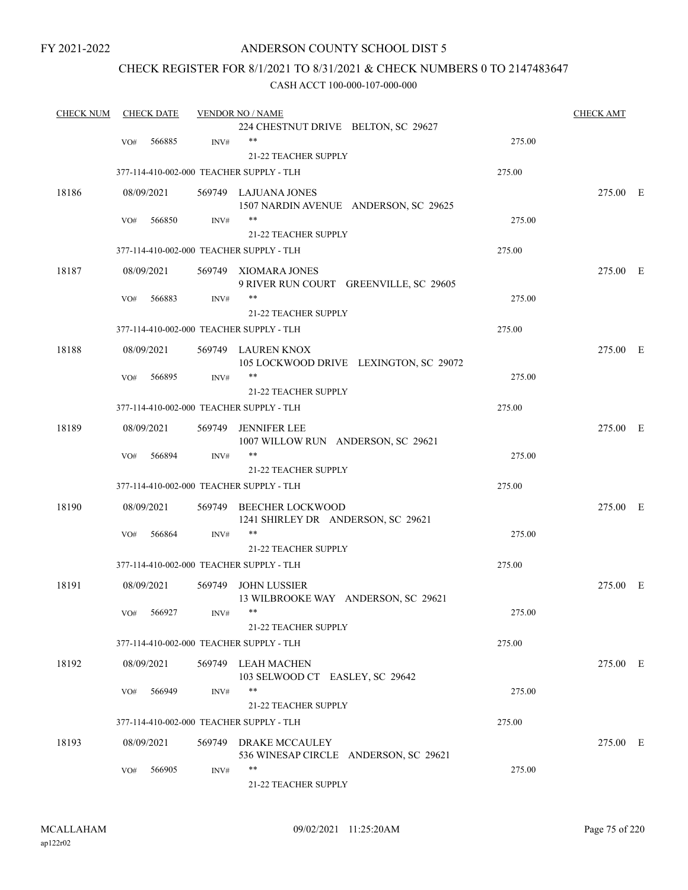FY 2021-2022

# ANDERSON COUNTY SCHOOL DIST 5

## CHECK REGISTER FOR 8/1/2021 TO 8/31/2021 & CHECK NUMBERS 0 TO 2147483647

### CASH ACCT 100-000-107-000-000

| CHECK NUM | CHECK DATE | VENDOR NO / NAME | | CHECK AMT |
|---|---|---|---|---|
| | | 224 CHESTNUT DRIVE BELTON, SC 29627 | | |
| | VO# 566885 | INV# ** | 275.00 | |
| | | 21-22 TEACHER SUPPLY | | |
| | 377-114-410-002-000 TEACHER SUPPLY - TLH | | 275.00 | |
| 18186 | 08/09/2021 | 569749 LAJUANA JONES<br>1507 NARDIN AVENUE ANDERSON, SC 29625 | | 275.00 E |
| | VO# 566850 | INV# ** | 275.00 | |
| | | 21-22 TEACHER SUPPLY | | |
| | 377-114-410-002-000 TEACHER SUPPLY - TLH | | 275.00 | |
| 18187 | 08/09/2021 | 569749 XIOMARA JONES<br>9 RIVER RUN COURT GREENVILLE, SC 29605 | | 275.00 E |
| | VO# 566883 | INV# ** | 275.00 | |
| | | 21-22 TEACHER SUPPLY | | |
| | 377-114-410-002-000 TEACHER SUPPLY - TLH | | 275.00 | |
| 18188 | 08/09/2021 | 569749 LAUREN KNOX<br>105 LOCKWOOD DRIVE LEXINGTON, SC 29072 | | 275.00 E |
| | VO# 566895 | INV# ** | 275.00 | |
| | | 21-22 TEACHER SUPPLY | | |
| | 377-114-410-002-000 TEACHER SUPPLY - TLH | | 275.00 | |
| 18189 | 08/09/2021 | 569749 JENNIFER LEE<br>1007 WILLOW RUN ANDERSON, SC 29621 | | 275.00 E |
| | VO# 566894 | INV# ** | 275.00 | |
| | | 21-22 TEACHER SUPPLY | | |
| | 377-114-410-002-000 TEACHER SUPPLY - TLH | | 275.00 | |
| 18190 | 08/09/2021 | 569749 BEECHER LOCKWOOD<br>1241 SHIRLEY DR ANDERSON, SC 29621 | | 275.00 E |
| | VO# 566864 | INV# ** | 275.00 | |
| | | 21-22 TEACHER SUPPLY | | |
| | 377-114-410-002-000 TEACHER SUPPLY - TLH | | 275.00 | |
| 18191 | 08/09/2021 | 569749 JOHN LUSSIER<br>13 WILBROOKE WAY ANDERSON, SC 29621 | | 275.00 E |
| | VO# 566927 | INV# ** | 275.00 | |
| | | 21-22 TEACHER SUPPLY | | |
| | 377-114-410-002-000 TEACHER SUPPLY - TLH | | 275.00 | |
| 18192 | 08/09/2021 | 569749 LEAH MACHEN<br>103 SELWOOD CT EASLEY, SC 29642 | | 275.00 E |
| | VO# 566949 | INV# ** | 275.00 | |
| | | 21-22 TEACHER SUPPLY | | |
| | 377-114-410-002-000 TEACHER SUPPLY - TLH | | 275.00 | |
| 18193 | 08/09/2021 | 569749 DRAKE MCCAULEY<br>536 WINESAP CIRCLE ANDERSON, SC 29621 | | 275.00 E |
| | VO# 566905 | INV# ** | 275.00 | |
| | | 21-22 TEACHER SUPPLY | | |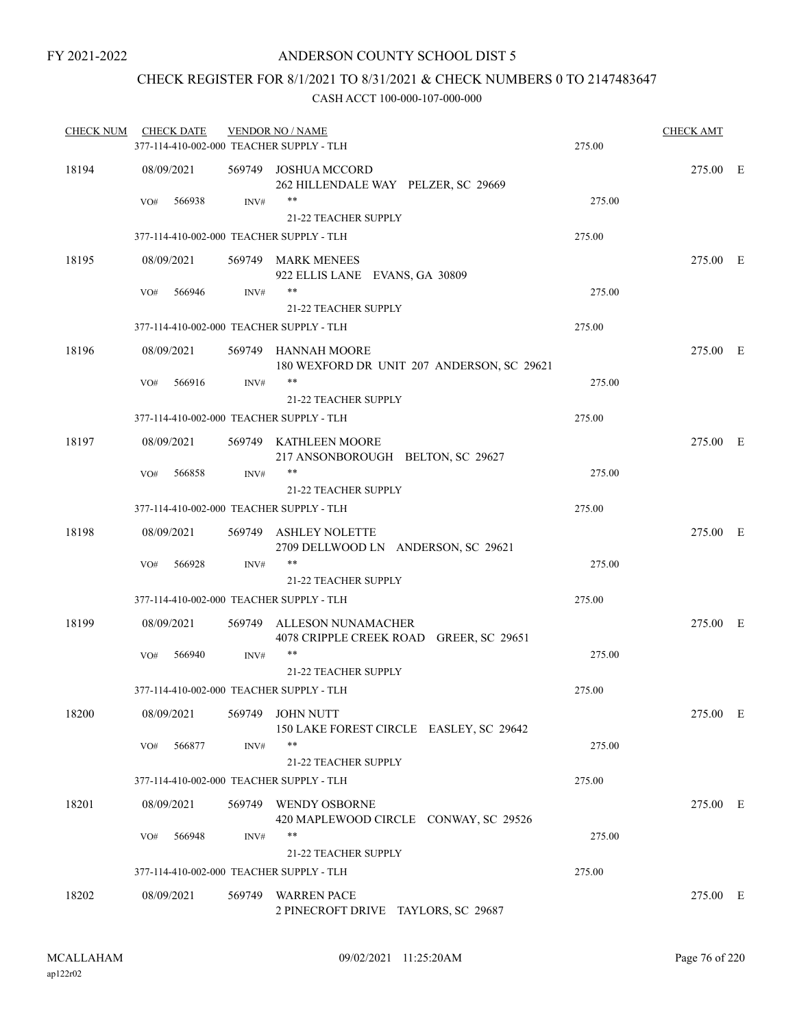FY 2021-2022

ANDERSON COUNTY SCHOOL DIST 5

CHECK REGISTER FOR 8/1/2021 TO 8/31/2021 & CHECK NUMBERS 0 TO 2147483647

CASH ACCT 100-000-107-000-000

| CHECK NUM | CHECK DATE | VENDOR NO / NAME | | CHECK AMT | |
|---|---|---|---|---|---|
| | 377-114-410-002-000 TEACHER SUPPLY - TLH | | 275.00 | | |
| 18194 | 08/09/2021 | 569749 JOSHUA MCCORD<br>262 HILLENDALE WAY PELZER, SC 29669 | | 275.00 | E |
| | VO# 566938 INV# | **<br>21-22 TEACHER SUPPLY | 275.00 | | |
| | 377-114-410-002-000 TEACHER SUPPLY - TLH | | 275.00 | | |
| 18195 | 08/09/2021 | 569749 MARK MENEES<br>922 ELLIS LANE EVANS, GA 30809 | | 275.00 | E |
| | VO# 566946 INV# | **<br>21-22 TEACHER SUPPLY | 275.00 | | |
| | 377-114-410-002-000 TEACHER SUPPLY - TLH | | 275.00 | | |
| 18196 | 08/09/2021 | 569749 HANNAH MOORE<br>180 WEXFORD DR UNIT 207 ANDERSON, SC 29621 | | 275.00 | E |
| | VO# 566916 INV# | **<br>21-22 TEACHER SUPPLY | 275.00 | | |
| | 377-114-410-002-000 TEACHER SUPPLY - TLH | | 275.00 | | |
| 18197 | 08/09/2021 | 569749 KATHLEEN MOORE<br>217 ANSONBOROUGH BELTON, SC 29627 | | 275.00 | E |
| | VO# 566858 INV# | **<br>21-22 TEACHER SUPPLY | 275.00 | | |
| | 377-114-410-002-000 TEACHER SUPPLY - TLH | | 275.00 | | |
| 18198 | 08/09/2021 | 569749 ASHLEY NOLETTE<br>2709 DELLWOOD LN ANDERSON, SC 29621 | | 275.00 | E |
| | VO# 566928 INV# | **<br>21-22 TEACHER SUPPLY | 275.00 | | |
| | 377-114-410-002-000 TEACHER SUPPLY - TLH | | 275.00 | | |
| 18199 | 08/09/2021 | 569749 ALLESON NUNAMACHER<br>4078 CRIPPLE CREEK ROAD GREER, SC 29651 | | 275.00 | E |
| | VO# 566940 INV# | **<br>21-22 TEACHER SUPPLY | 275.00 | | |
| | 377-114-410-002-000 TEACHER SUPPLY - TLH | | 275.00 | | |
| 18200 | 08/09/2021 | 569749 JOHN NUTT<br>150 LAKE FOREST CIRCLE EASLEY, SC 29642 | | 275.00 | E |
| | VO# 566877 INV# | **<br>21-22 TEACHER SUPPLY | 275.00 | | |
| | 377-114-410-002-000 TEACHER SUPPLY - TLH | | 275.00 | | |
| 18201 | 08/09/2021 | 569749 WENDY OSBORNE<br>420 MAPLEWOOD CIRCLE CONWAY, SC 29526 | | 275.00 | E |
| | VO# 566948 INV# | **<br>21-22 TEACHER SUPPLY | 275.00 | | |
| | 377-114-410-002-000 TEACHER SUPPLY - TLH | | 275.00 | | |
| 18202 | 08/09/2021 | 569749 WARREN PACE<br>2 PINECROFT DRIVE TAYLORS, SC 29687 | | 275.00 | E |

MCALLAHAM
ap122r02

09/02/2021 11:25:20AM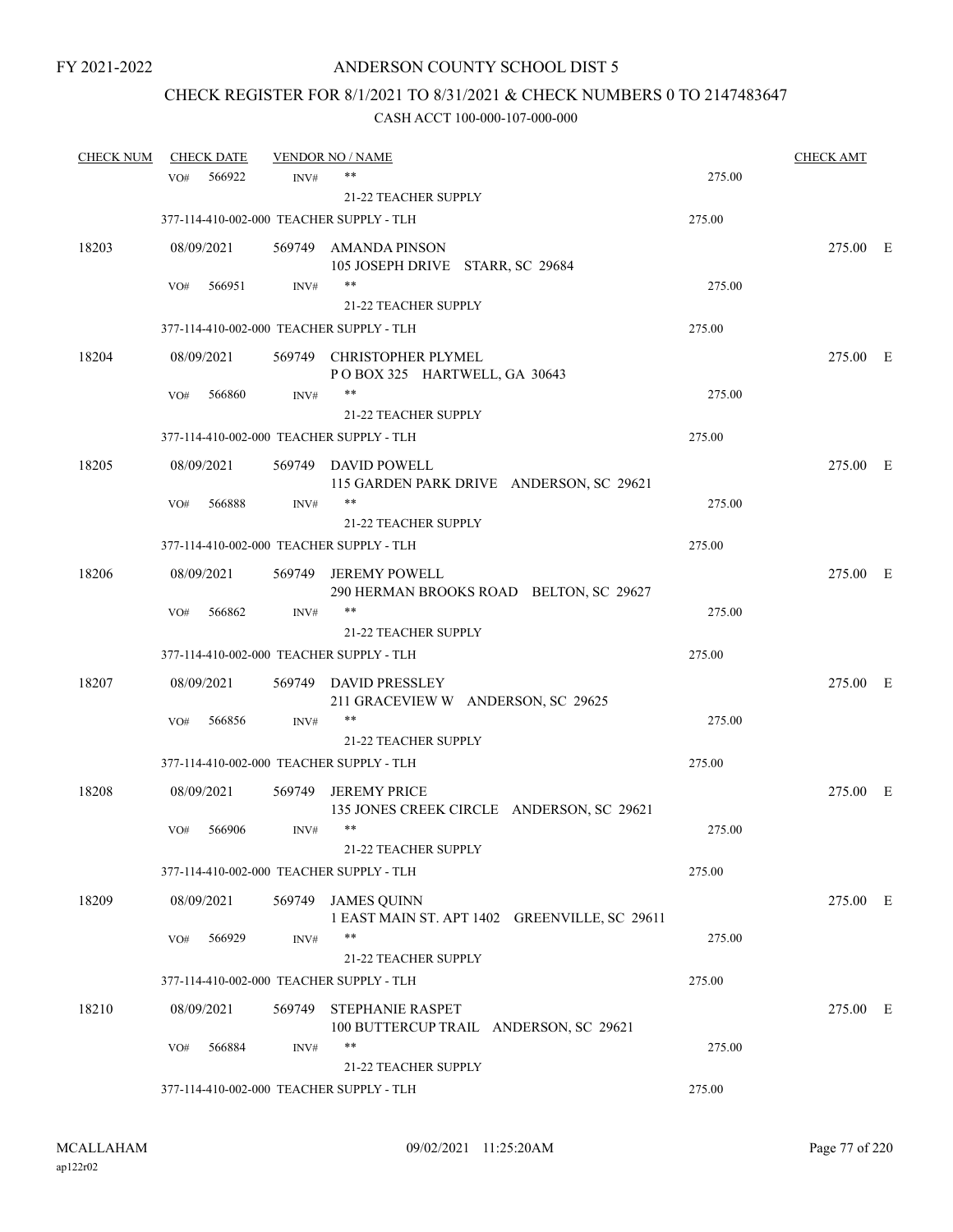FY 2021-2022

# ANDERSON COUNTY SCHOOL DIST 5

## CHECK REGISTER FOR 8/1/2021 TO 8/31/2021 & CHECK NUMBERS 0 TO 2147483647

### CASH ACCT 100-000-107-000-000

| CHECK NUM | CHECK DATE | VENDOR NO / NAME | | CHECK AMT | |
|---|---|---|---|---|---|
| | VO# 566922 | INV# ** <br> 21-22 TEACHER SUPPLY | 275.00 | | |
| | 377-114-410-002-000 TEACHER SUPPLY - TLH | | 275.00 | | |
| 18203 | 08/09/2021 | 569749 AMANDA PINSON <br> 105 JOSEPH DRIVE STARR, SC 29684 | | 275.00 | E |
| | VO# 566951 | INV# ** <br> 21-22 TEACHER SUPPLY | 275.00 | | |
| | 377-114-410-002-000 TEACHER SUPPLY - TLH | | 275.00 | | |
| 18204 | 08/09/2021 | 569749 CHRISTOPHER PLYMEL <br> P O BOX 325 HARTWELL, GA 30643 | | 275.00 | E |
| | VO# 566860 | INV# ** <br> 21-22 TEACHER SUPPLY | 275.00 | | |
| | 377-114-410-002-000 TEACHER SUPPLY - TLH | | 275.00 | | |
| 18205 | 08/09/2021 | 569749 DAVID POWELL <br> 115 GARDEN PARK DRIVE ANDERSON, SC 29621 | | 275.00 | E |
| | VO# 566888 | INV# ** <br> 21-22 TEACHER SUPPLY | 275.00 | | |
| | 377-114-410-002-000 TEACHER SUPPLY - TLH | | 275.00 | | |
| 18206 | 08/09/2021 | 569749 JEREMY POWELL <br> 290 HERMAN BROOKS ROAD BELTON, SC 29627 | | 275.00 | E |
| | VO# 566862 | INV# ** <br> 21-22 TEACHER SUPPLY | 275.00 | | |
| | 377-114-410-002-000 TEACHER SUPPLY - TLH | | 275.00 | | |
| 18207 | 08/09/2021 | 569749 DAVID PRESSLEY <br> 211 GRACEVIEW W ANDERSON, SC 29625 | | 275.00 | E |
| | VO# 566856 | INV# ** <br> 21-22 TEACHER SUPPLY | 275.00 | | |
| | 377-114-410-002-000 TEACHER SUPPLY - TLH | | 275.00 | | |
| 18208 | 08/09/2021 | 569749 JEREMY PRICE <br> 135 JONES CREEK CIRCLE ANDERSON, SC 29621 | | 275.00 | E |
| | VO# 566906 | INV# ** <br> 21-22 TEACHER SUPPLY | 275.00 | | |
| | 377-114-410-002-000 TEACHER SUPPLY - TLH | | 275.00 | | |
| 18209 | 08/09/2021 | 569749 JAMES QUINN <br> 1 EAST MAIN ST. APT 1402 GREENVILLE, SC 29611 | | 275.00 | E |
| | VO# 566929 | INV# ** <br> 21-22 TEACHER SUPPLY | 275.00 | | |
| | 377-114-410-002-000 TEACHER SUPPLY - TLH | | 275.00 | | |
| 18210 | 08/09/2021 | 569749 STEPHANIE RASPET <br> 100 BUTTERCUP TRAIL ANDERSON, SC 29621 | | 275.00 | E |
| | VO# 566884 | INV# ** <br> 21-22 TEACHER SUPPLY | 275.00 | | |
| | 377-114-410-002-000 TEACHER SUPPLY - TLH | | 275.00 | | |

MCALLAHAM
ap122r02

09/02/2021 11:25:20AM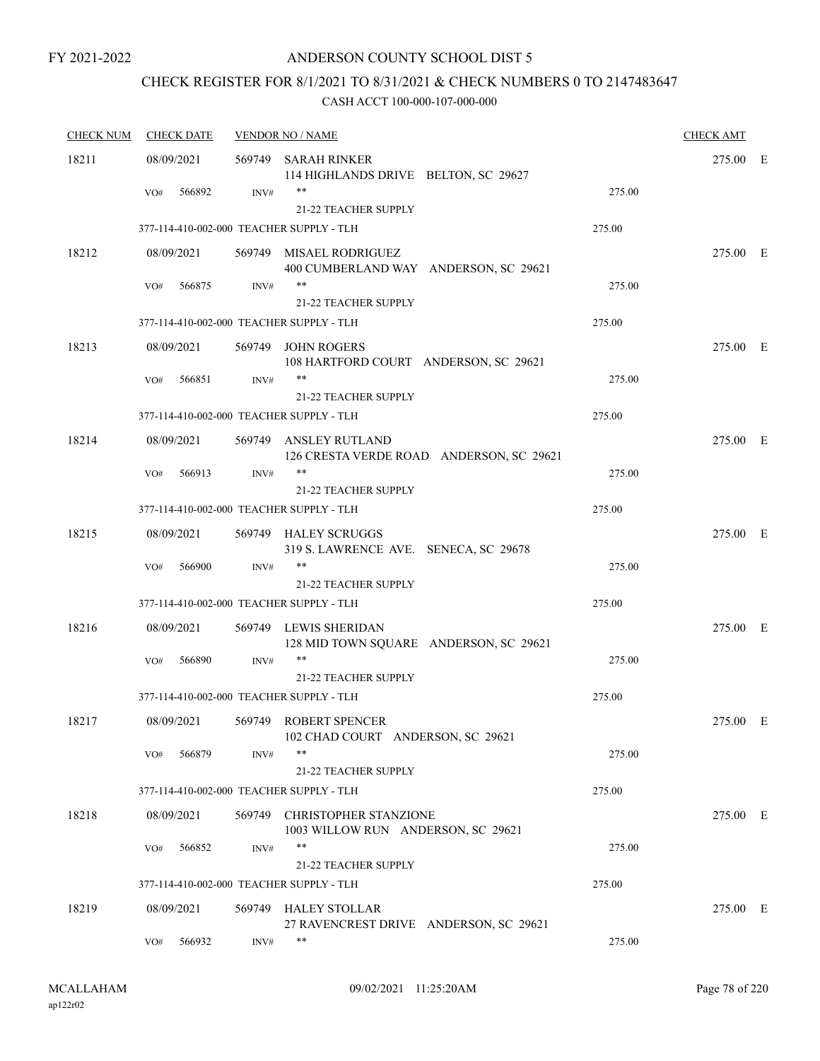FY 2021-2022

# ANDERSON COUNTY SCHOOL DIST 5

## CHECK REGISTER FOR 8/1/2021 TO 8/31/2021 & CHECK NUMBERS 0 TO 2147483647

CASH ACCT 100-000-107-000-000

| CHECK NUM | CHECK DATE | VENDOR NO / NAME | | CHECK AMT | |
|---|---|---|---|---|---|
| 18211 | 08/09/2021 | 569749 SARAH RINKER<br>114 HIGHLANDS DRIVE BELTON, SC 29627 | | 275.00 | E |
| | VO# 566892 | INV# **<br>21-22 TEACHER SUPPLY | 275.00 | | |
| | 377-114-410-002-000 TEACHER SUPPLY - TLH | | 275.00 | | |
| 18212 | 08/09/2021 | 569749 MISAEL RODRIGUEZ<br>400 CUMBERLAND WAY ANDERSON, SC 29621 | | 275.00 | E |
| | VO# 566875 | INV# **<br>21-22 TEACHER SUPPLY | 275.00 | | |
| | 377-114-410-002-000 TEACHER SUPPLY - TLH | | 275.00 | | |
| 18213 | 08/09/2021 | 569749 JOHN ROGERS<br>108 HARTFORD COURT ANDERSON, SC 29621 | | 275.00 | E |
| | VO# 566851 | INV# **<br>21-22 TEACHER SUPPLY | 275.00 | | |
| | 377-114-410-002-000 TEACHER SUPPLY - TLH | | 275.00 | | |
| 18214 | 08/09/2021 | 569749 ANSLEY RUTLAND<br>126 CRESTA VERDE ROAD ANDERSON, SC 29621 | | 275.00 | E |
| | VO# 566913 | INV# **<br>21-22 TEACHER SUPPLY | 275.00 | | |
| | 377-114-410-002-000 TEACHER SUPPLY - TLH | | 275.00 | | |
| 18215 | 08/09/2021 | 569749 HALEY SCRUGGS<br>319 S. LAWRENCE AVE. SENECA, SC 29678 | | 275.00 | E |
| | VO# 566900 | INV# **<br>21-22 TEACHER SUPPLY | 275.00 | | |
| | 377-114-410-002-000 TEACHER SUPPLY - TLH | | 275.00 | | |
| 18216 | 08/09/2021 | 569749 LEWIS SHERIDAN<br>128 MID TOWN SQUARE ANDERSON, SC 29621 | | 275.00 | E |
| | VO# 566890 | INV# **<br>21-22 TEACHER SUPPLY | 275.00 | | |
| | 377-114-410-002-000 TEACHER SUPPLY - TLH | | 275.00 | | |
| 18217 | 08/09/2021 | 569749 ROBERT SPENCER<br>102 CHAD COURT ANDERSON, SC 29621 | | 275.00 | E |
| | VO# 566879 | INV# **<br>21-22 TEACHER SUPPLY | 275.00 | | |
| | 377-114-410-002-000 TEACHER SUPPLY - TLH | | 275.00 | | |
| 18218 | 08/09/2021 | 569749 CHRISTOPHER STANZIONE<br>1003 WILLOW RUN ANDERSON, SC 29621 | | 275.00 | E |
| | VO# 566852 | INV# **<br>21-22 TEACHER SUPPLY | 275.00 | | |
| | 377-114-410-002-000 TEACHER SUPPLY - TLH | | 275.00 | | |
| 18219 | 08/09/2021 | 569749 HALEY STOLLAR<br>27 RAVENCREST DRIVE ANDERSON, SC 29621 | | 275.00 | E |
| | VO# 566932 | INV# ** | 275.00 | | |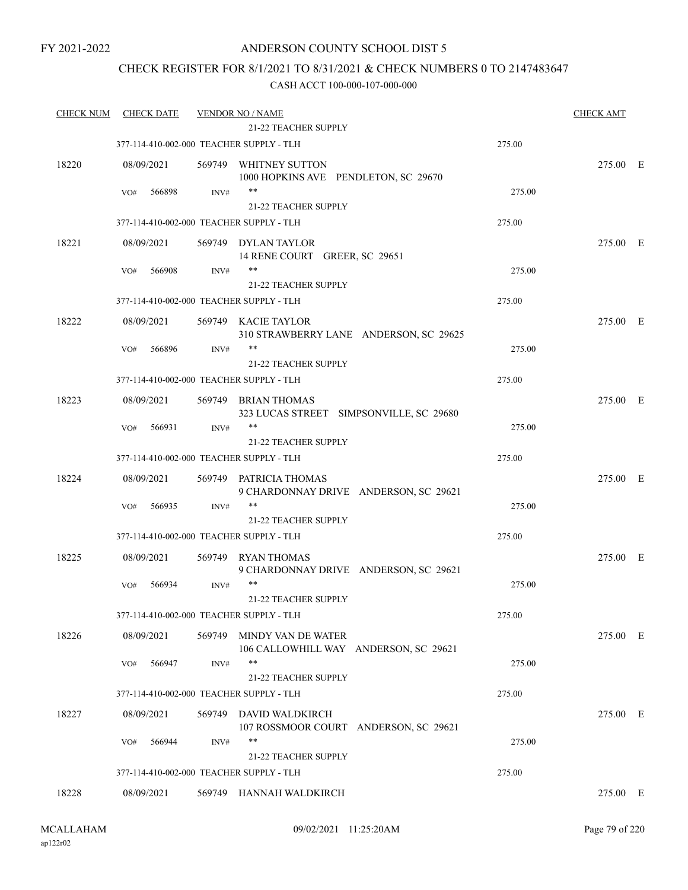FY 2021-2022

# ANDERSON COUNTY SCHOOL DIST 5

## CHECK REGISTER FOR 8/1/2021 TO 8/31/2021 & CHECK NUMBERS 0 TO 2147483647

### CASH ACCT 100-000-107-000-000

| CHECK NUM | CHECK DATE | VENDOR NO / NAME | | CHECK AMT | |
|---|---|---|---|---|---|
| | | 21-22 TEACHER SUPPLY | | | |
| | 377-114-410-002-000 TEACHER SUPPLY - TLH | | 275.00 | | |
| 18220 | 08/09/2021 | 569749 WHITNEY SUTTON<br>1000 HOPKINS AVE PENDLETON, SC 29670 | | 275.00 | E |
| | VO# 566898 INV# | **<br>21-22 TEACHER SUPPLY | 275.00 | | |
| | 377-114-410-002-000 TEACHER SUPPLY - TLH | | 275.00 | | |
| 18221 | 08/09/2021 | 569749 DYLAN TAYLOR<br>14 RENE COURT GREER, SC 29651 | | 275.00 | E |
| | VO# 566908 INV# | **<br>21-22 TEACHER SUPPLY | 275.00 | | |
| | 377-114-410-002-000 TEACHER SUPPLY - TLH | | 275.00 | | |
| 18222 | 08/09/2021 | 569749 KACIE TAYLOR<br>310 STRAWBERRY LANE ANDERSON, SC 29625 | | 275.00 | E |
| | VO# 566896 INV# | **<br>21-22 TEACHER SUPPLY | 275.00 | | |
| | 377-114-410-002-000 TEACHER SUPPLY - TLH | | 275.00 | | |
| 18223 | 08/09/2021 | 569749 BRIAN THOMAS<br>323 LUCAS STREET SIMPSONVILLE, SC 29680 | | 275.00 | E |
| | VO# 566931 INV# | **<br>21-22 TEACHER SUPPLY | 275.00 | | |
| | 377-114-410-002-000 TEACHER SUPPLY - TLH | | 275.00 | | |
| 18224 | 08/09/2021 | 569749 PATRICIA THOMAS<br>9 CHARDONNAY DRIVE ANDERSON, SC 29621 | | 275.00 | E |
| | VO# 566935 INV# | **<br>21-22 TEACHER SUPPLY | 275.00 | | |
| | 377-114-410-002-000 TEACHER SUPPLY - TLH | | 275.00 | | |
| 18225 | 08/09/2021 | 569749 RYAN THOMAS<br>9 CHARDONNAY DRIVE ANDERSON, SC 29621 | | 275.00 | E |
| | VO# 566934 INV# | **<br>21-22 TEACHER SUPPLY | 275.00 | | |
| | 377-114-410-002-000 TEACHER SUPPLY - TLH | | 275.00 | | |
| 18226 | 08/09/2021 | 569749 MINDY VAN DE WATER<br>106 CALLOWHILL WAY ANDERSON, SC 29621 | | 275.00 | E |
| | VO# 566947 INV# | **<br>21-22 TEACHER SUPPLY | 275.00 | | |
| | 377-114-410-002-000 TEACHER SUPPLY - TLH | | 275.00 | | |
| 18227 | 08/09/2021 | 569749 DAVID WALDKIRCH<br>107 ROSSMOOR COURT ANDERSON, SC 29621 | | 275.00 | E |
| | VO# 566944 INV# | **<br>21-22 TEACHER SUPPLY | 275.00 | | |
| | 377-114-410-002-000 TEACHER SUPPLY - TLH | | 275.00 | | |
| 18228 | 08/09/2021 | 569749 HANNAH WALDKIRCH | | 275.00 | E |

MCALLAHAM
ap122r02

09/02/2021 11:25:20AM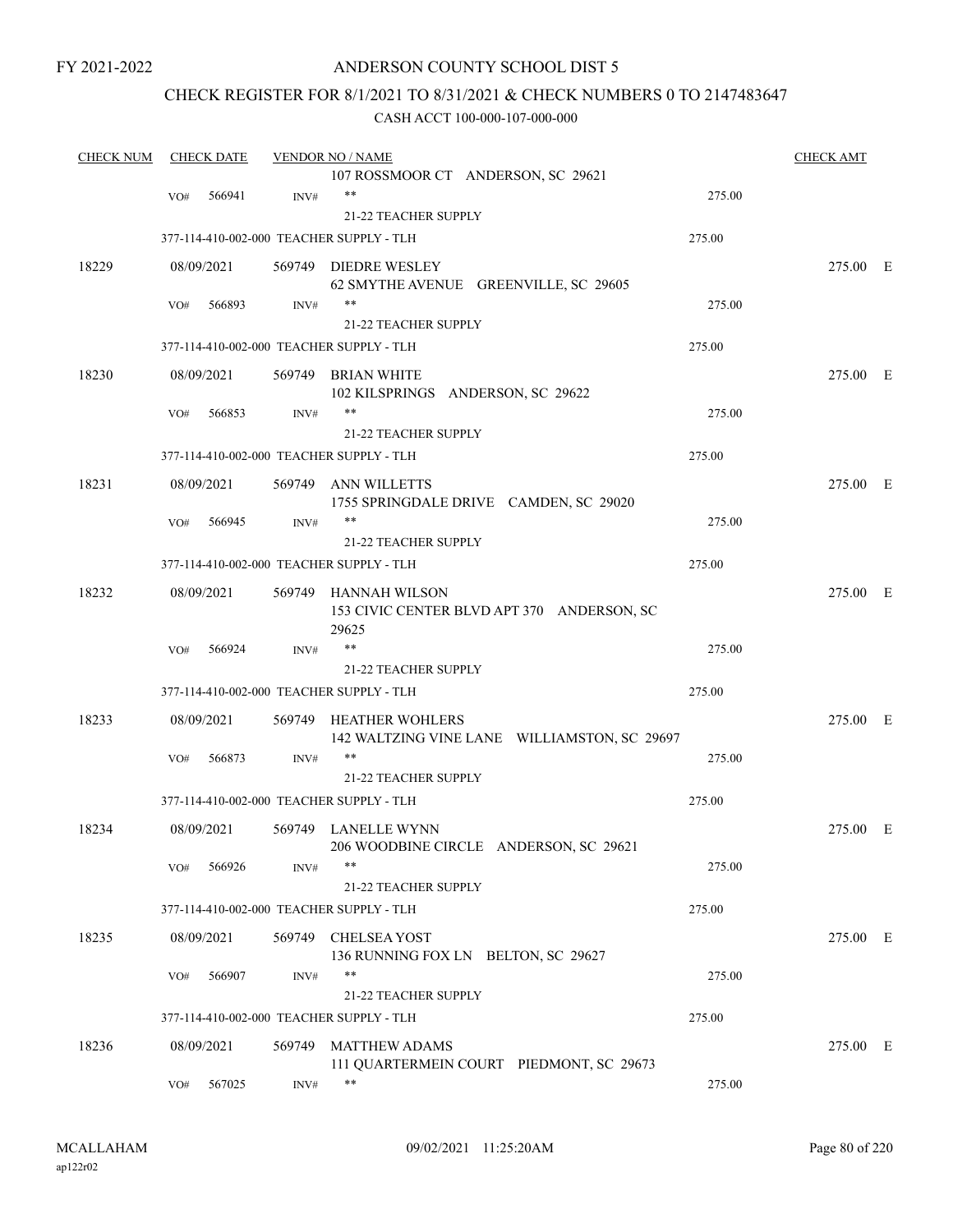FY 2021-2022

# ANDERSON COUNTY SCHOOL DIST 5

## CHECK REGISTER FOR 8/1/2021 TO 8/31/2021 & CHECK NUMBERS 0 TO 2147483647

### CASH ACCT 100-000-107-000-000

| CHECK NUM | CHECK DATE | VENDOR NO / NAME | | CHECK AMT |
|---|---|---|---|---|
| | | 107 ROSSMOOR CT ANDERSON, SC 29621 | | |
| | VO# 566941 | INV# ** | 275.00 | |
| | | 21-22 TEACHER SUPPLY | | |
| | 377-114-410-002-000 TEACHER SUPPLY - TLH | | 275.00 | |
| 18229 | 08/09/2021 | 569749 DIEDRE WESLEY<br>62 SMYTHE AVENUE GREENVILLE, SC 29605 | | 275.00 E |
| | VO# 566893 | INV# ** | 275.00 | |
| | | 21-22 TEACHER SUPPLY | | |
| | 377-114-410-002-000 TEACHER SUPPLY - TLH | | 275.00 | |
| 18230 | 08/09/2021 | 569749 BRIAN WHITE<br>102 KILSPRINGS ANDERSON, SC 29622 | | 275.00 E |
| | VO# 566853 | INV# ** | 275.00 | |
| | | 21-22 TEACHER SUPPLY | | |
| | 377-114-410-002-000 TEACHER SUPPLY - TLH | | 275.00 | |
| 18231 | 08/09/2021 | 569749 ANN WILLETTS<br>1755 SPRINGDALE DRIVE CAMDEN, SC 29020 | | 275.00 E |
| | VO# 566945 | INV# ** | 275.00 | |
| | | 21-22 TEACHER SUPPLY | | |
| | 377-114-410-002-000 TEACHER SUPPLY - TLH | | 275.00 | |
| 18232 | 08/09/2021 | 569749 HANNAH WILSON<br>153 CIVIC CENTER BLVD APT 370 ANDERSON, SC 29625 | | 275.00 E |
| | VO# 566924 | INV# ** | 275.00 | |
| | | 21-22 TEACHER SUPPLY | | |
| | 377-114-410-002-000 TEACHER SUPPLY - TLH | | 275.00 | |
| 18233 | 08/09/2021 | 569749 HEATHER WOHLERS<br>142 WALTZING VINE LANE WILLIAMSTON, SC 29697 | | 275.00 E |
| | VO# 566873 | INV# ** | 275.00 | |
| | | 21-22 TEACHER SUPPLY | | |
| | 377-114-410-002-000 TEACHER SUPPLY - TLH | | 275.00 | |
| 18234 | 08/09/2021 | 569749 LANELLE WYNN<br>206 WOODBINE CIRCLE ANDERSON, SC 29621 | | 275.00 E |
| | VO# 566926 | INV# ** | 275.00 | |
| | | 21-22 TEACHER SUPPLY | | |
| | 377-114-410-002-000 TEACHER SUPPLY - TLH | | 275.00 | |
| 18235 | 08/09/2021 | 569749 CHELSEA YOST<br>136 RUNNING FOX LN BELTON, SC 29627 | | 275.00 E |
| | VO# 566907 | INV# ** | 275.00 | |
| | | 21-22 TEACHER SUPPLY | | |
| | 377-114-410-002-000 TEACHER SUPPLY - TLH | | 275.00 | |
| 18236 | 08/09/2021 | 569749 MATTHEW ADAMS<br>111 QUARTERMEIN COURT PIEDMONT, SC 29673 | | 275.00 E |
| | VO# 567025 | INV# ** | 275.00 | |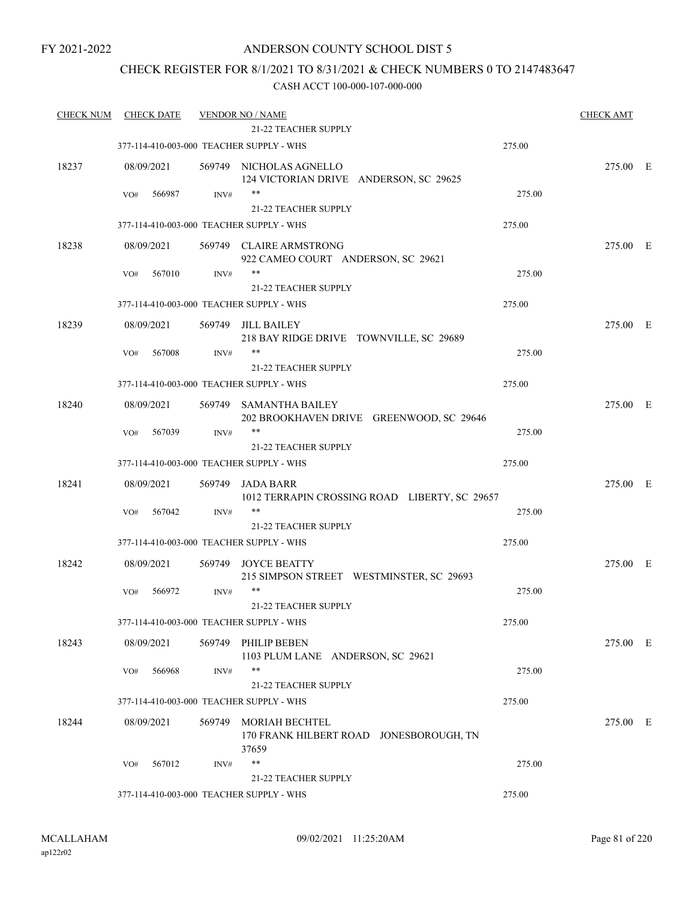FY 2021-2022

# ANDERSON COUNTY SCHOOL DIST 5

## CHECK REGISTER FOR 8/1/2021 TO 8/31/2021 & CHECK NUMBERS 0 TO 2147483647

CASH ACCT 100-000-107-000-000

| CHECK NUM | CHECK DATE | VENDOR NO / NAME | | CHECK AMT |
|---|---|---|---|---|
| | | 21-22 TEACHER SUPPLY | | |
| | 377-114-410-003-000 TEACHER SUPPLY - WHS | | 275.00 | |
| 18237 | 08/09/2021 | 569749 NICHOLAS AGNELLO<br>124 VICTORIAN DRIVE ANDERSON, SC 29625 | | 275.00 E |
| | VO# 566987 INV# | **<br>21-22 TEACHER SUPPLY | 275.00 | |
| | 377-114-410-003-000 TEACHER SUPPLY - WHS | | 275.00 | |
| 18238 | 08/09/2021 | 569749 CLAIRE ARMSTRONG<br>922 CAMEO COURT ANDERSON, SC 29621 | | 275.00 E |
| | VO# 567010 INV# | **<br>21-22 TEACHER SUPPLY | 275.00 | |
| | 377-114-410-003-000 TEACHER SUPPLY - WHS | | 275.00 | |
| 18239 | 08/09/2021 | 569749 JILL BAILEY<br>218 BAY RIDGE DRIVE TOWNVILLE, SC 29689 | | 275.00 E |
| | VO# 567008 INV# | **<br>21-22 TEACHER SUPPLY | 275.00 | |
| | 377-114-410-003-000 TEACHER SUPPLY - WHS | | 275.00 | |
| 18240 | 08/09/2021 | 569749 SAMANTHA BAILEY<br>202 BROOKHAVEN DRIVE GREENWOOD, SC 29646 | | 275.00 E |
| | VO# 567039 INV# | **<br>21-22 TEACHER SUPPLY | 275.00 | |
| | 377-114-410-003-000 TEACHER SUPPLY - WHS | | 275.00 | |
| 18241 | 08/09/2021 | 569749 JADA BARR<br>1012 TERRAPIN CROSSING ROAD LIBERTY, SC 29657 | | 275.00 E |
| | VO# 567042 INV# | **<br>21-22 TEACHER SUPPLY | 275.00 | |
| | 377-114-410-003-000 TEACHER SUPPLY - WHS | | 275.00 | |
| 18242 | 08/09/2021 | 569749 JOYCE BEATTY<br>215 SIMPSON STREET WESTMINSTER, SC 29693 | | 275.00 E |
| | VO# 566972 INV# | **<br>21-22 TEACHER SUPPLY | 275.00 | |
| | 377-114-410-003-000 TEACHER SUPPLY - WHS | | 275.00 | |
| 18243 | 08/09/2021 | 569749 PHILIP BEBEN<br>1103 PLUM LANE ANDERSON, SC 29621 | | 275.00 E |
| | VO# 566968 INV# | **<br>21-22 TEACHER SUPPLY | 275.00 | |
| | 377-114-410-003-000 TEACHER SUPPLY - WHS | | 275.00 | |
| 18244 | 08/09/2021 | 569749 MORIAH BECHTEL<br>170 FRANK HILBERT ROAD JONESBOROUGH, TN 37659 | | 275.00 E |
| | VO# 567012 INV# | **<br>21-22 TEACHER SUPPLY | 275.00 | |
| | 377-114-410-003-000 TEACHER SUPPLY - WHS | | 275.00 | |

MCALLAHAM
ap122r02

09/02/2021 11:25:20AM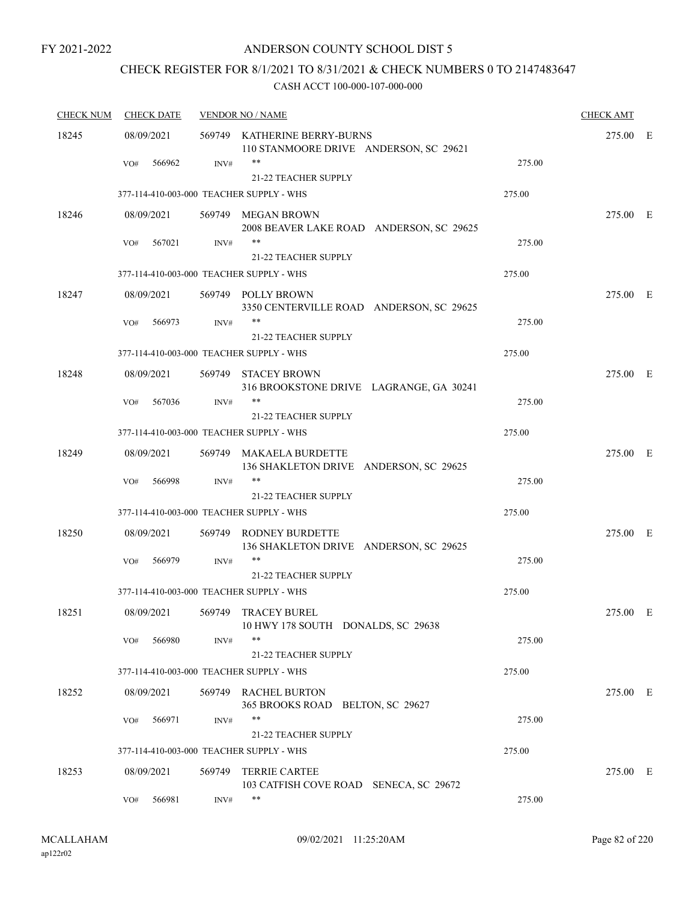FY 2021-2022

# ANDERSON COUNTY SCHOOL DIST 5

## CHECK REGISTER FOR 8/1/2021 TO 8/31/2021 & CHECK NUMBERS 0 TO 2147483647

### CASH ACCT 100-000-107-000-000

| CHECK NUM | CHECK DATE | VENDOR NO / NAME | | CHECK AMT | |
|---|---|---|---|---|---|
| 18245 | 08/09/2021 | 569749 KATHERINE BERRY-BURNS<br>110 STANMOORE DRIVE ANDERSON, SC 29621 | | 275.00 | E |
| | VO# 566962 | INV# ** | 275.00 | | |
| | | 21-22 TEACHER SUPPLY | | | |
| | 377-114-410-003-000 TEACHER SUPPLY - WHS | | 275.00 | | |
| 18246 | 08/09/2021 | 569749 MEGAN BROWN<br>2008 BEAVER LAKE ROAD ANDERSON, SC 29625 | | 275.00 | E |
| | VO# 567021 | INV# ** | 275.00 | | |
| | | 21-22 TEACHER SUPPLY | | | |
| | 377-114-410-003-000 TEACHER SUPPLY - WHS | | 275.00 | | |
| 18247 | 08/09/2021 | 569749 POLLY BROWN<br>3350 CENTERVILLE ROAD ANDERSON, SC 29625 | | 275.00 | E |
| | VO# 566973 | INV# ** | 275.00 | | |
| | | 21-22 TEACHER SUPPLY | | | |
| | 377-114-410-003-000 TEACHER SUPPLY - WHS | | 275.00 | | |
| 18248 | 08/09/2021 | 569749 STACEY BROWN<br>316 BROOKSTONE DRIVE LAGRANGE, GA 30241 | | 275.00 | E |
| | VO# 567036 | INV# ** | 275.00 | | |
| | | 21-22 TEACHER SUPPLY | | | |
| | 377-114-410-003-000 TEACHER SUPPLY - WHS | | 275.00 | | |
| 18249 | 08/09/2021 | 569749 MAKAELA BURDETTE<br>136 SHAKLETON DRIVE ANDERSON, SC 29625 | | 275.00 | E |
| | VO# 566998 | INV# ** | 275.00 | | |
| | | 21-22 TEACHER SUPPLY | | | |
| | 377-114-410-003-000 TEACHER SUPPLY - WHS | | 275.00 | | |
| 18250 | 08/09/2021 | 569749 RODNEY BURDETTE<br>136 SHAKLETON DRIVE ANDERSON, SC 29625 | | 275.00 | E |
| | VO# 566979 | INV# ** | 275.00 | | |
| | | 21-22 TEACHER SUPPLY | | | |
| | 377-114-410-003-000 TEACHER SUPPLY - WHS | | 275.00 | | |
| 18251 | 08/09/2021 | 569749 TRACEY BUREL<br>10 HWY 178 SOUTH DONALDS, SC 29638 | | 275.00 | E |
| | VO# 566980 | INV# ** | 275.00 | | |
| | | 21-22 TEACHER SUPPLY | | | |
| | 377-114-410-003-000 TEACHER SUPPLY - WHS | | 275.00 | | |
| 18252 | 08/09/2021 | 569749 RACHEL BURTON<br>365 BROOKS ROAD BELTON, SC 29627 | | 275.00 | E |
| | VO# 566971 | INV# ** | 275.00 | | |
| | | 21-22 TEACHER SUPPLY | | | |
| | 377-114-410-003-000 TEACHER SUPPLY - WHS | | 275.00 | | |
| 18253 | 08/09/2021 | 569749 TERRIE CARTEE<br>103 CATFISH COVE ROAD SENECA, SC 29672 | | 275.00 | E |
| | VO# 566981 | INV# ** | 275.00 | | |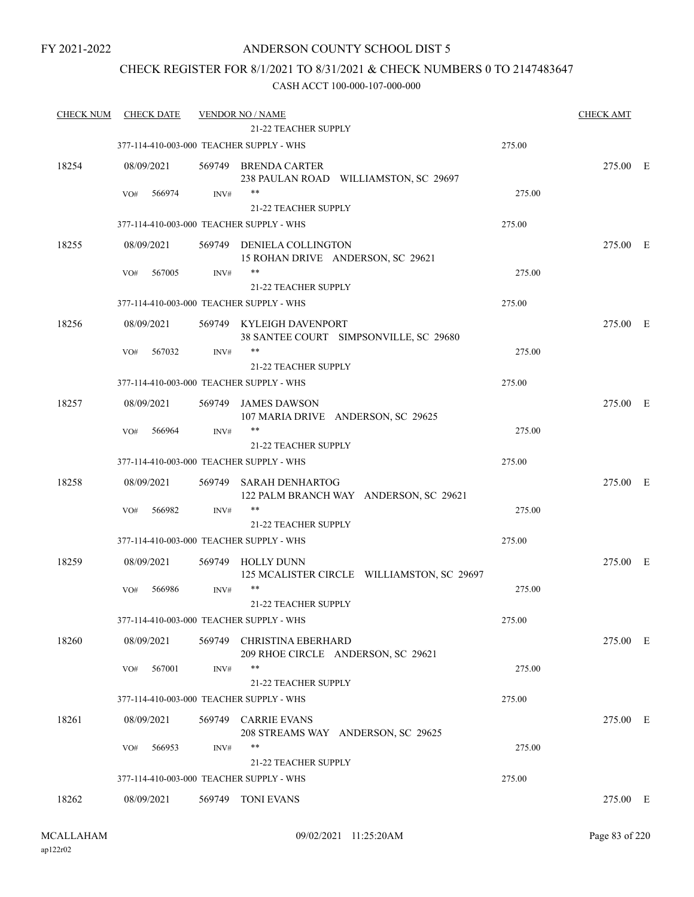FY 2021-2022

# ANDERSON COUNTY SCHOOL DIST 5

## CHECK REGISTER FOR 8/1/2021 TO 8/31/2021 & CHECK NUMBERS 0 TO 2147483647

### CASH ACCT 100-000-107-000-000

| CHECK NUM | CHECK DATE | VENDOR NO / NAME | | CHECK AMT |
|---|---|---|---|---|
| | | 21-22 TEACHER SUPPLY | | |
| | 377-114-410-003-000 TEACHER SUPPLY - WHS | | 275.00 | |
| 18254 | 08/09/2021 | 569749 BRENDA CARTER<br>238 PAULAN ROAD WILLIAMSTON, SC 29697 | | 275.00 E |
| | VO# 566974 INV# | **<br>21-22 TEACHER SUPPLY | 275.00 | |
| | 377-114-410-003-000 TEACHER SUPPLY - WHS | | 275.00 | |
| 18255 | 08/09/2021 | 569749 DENIELA COLLINGTON<br>15 ROHAN DRIVE ANDERSON, SC 29621 | | 275.00 E |
| | VO# 567005 INV# | **<br>21-22 TEACHER SUPPLY | 275.00 | |
| | 377-114-410-003-000 TEACHER SUPPLY - WHS | | 275.00 | |
| 18256 | 08/09/2021 | 569749 KYLEIGH DAVENPORT<br>38 SANTEE COURT SIMPSONVILLE, SC 29680 | | 275.00 E |
| | VO# 567032 INV# | **<br>21-22 TEACHER SUPPLY | 275.00 | |
| | 377-114-410-003-000 TEACHER SUPPLY - WHS | | 275.00 | |
| 18257 | 08/09/2021 | 569749 JAMES DAWSON<br>107 MARIA DRIVE ANDERSON, SC 29625 | | 275.00 E |
| | VO# 566964 INV# | **<br>21-22 TEACHER SUPPLY | 275.00 | |
| | 377-114-410-003-000 TEACHER SUPPLY - WHS | | 275.00 | |
| 18258 | 08/09/2021 | 569749 SARAH DENHARTOG<br>122 PALM BRANCH WAY ANDERSON, SC 29621 | | 275.00 E |
| | VO# 566982 INV# | **<br>21-22 TEACHER SUPPLY | 275.00 | |
| | 377-114-410-003-000 TEACHER SUPPLY - WHS | | 275.00 | |
| 18259 | 08/09/2021 | 569749 HOLLY DUNN<br>125 MCALISTER CIRCLE WILLIAMSTON, SC 29697 | | 275.00 E |
| | VO# 566986 INV# | **<br>21-22 TEACHER SUPPLY | 275.00 | |
| | 377-114-410-003-000 TEACHER SUPPLY - WHS | | 275.00 | |
| 18260 | 08/09/2021 | 569749 CHRISTINA EBERHARD<br>209 RHOE CIRCLE ANDERSON, SC 29621 | | 275.00 E |
| | VO# 567001 INV# | **<br>21-22 TEACHER SUPPLY | 275.00 | |
| | 377-114-410-003-000 TEACHER SUPPLY - WHS | | 275.00 | |
| 18261 | 08/09/2021 | 569749 CARRIE EVANS<br>208 STREAMS WAY ANDERSON, SC 29625 | | 275.00 E |
| | VO# 566953 INV# | **<br>21-22 TEACHER SUPPLY | 275.00 | |
| | 377-114-410-003-000 TEACHER SUPPLY - WHS | | 275.00 | |
| 18262 | 08/09/2021 | 569749 TONI EVANS | | 275.00 E |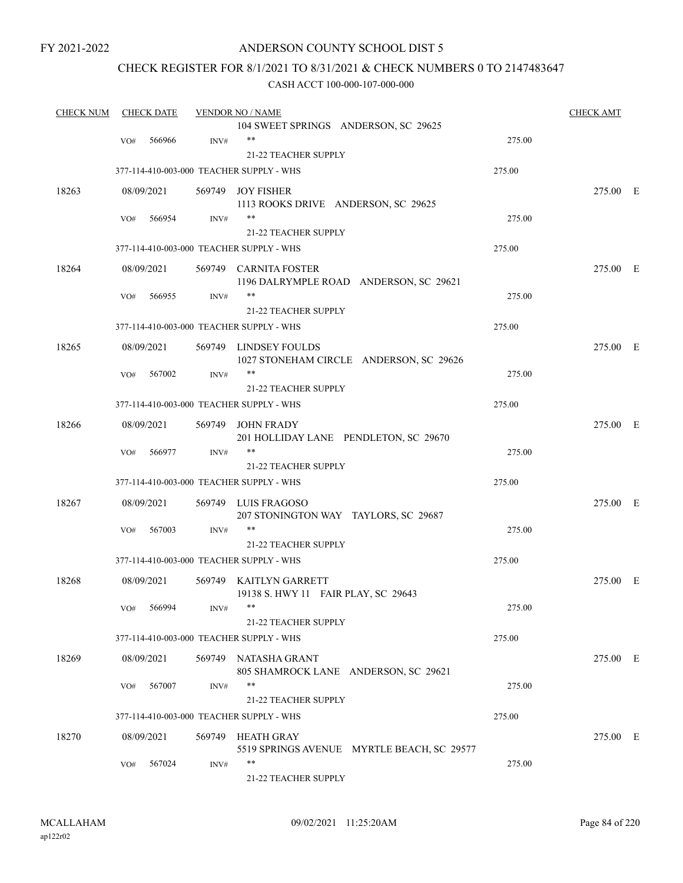FY 2021-2022

# ANDERSON COUNTY SCHOOL DIST 5

## CHECK REGISTER FOR 8/1/2021 TO 8/31/2021 & CHECK NUMBERS 0 TO 2147483647

### CASH ACCT 100-000-107-000-000

| CHECK NUM | CHECK DATE | VENDOR NO / NAME | | CHECK AMT |
|---|---|---|---|---|
| | | 104 SWEET SPRINGS ANDERSON, SC 29625 | | |
| | VO# 566966 | INV# ** | 275.00 | |
| | | 21-22 TEACHER SUPPLY | | |
| | 377-114-410-003-000 TEACHER SUPPLY - WHS | | 275.00 | |
| 18263 | 08/09/2021 | 569749 JOY FISHER<br>1113 ROOKS DRIVE ANDERSON, SC 29625 | | 275.00 E |
| | VO# 566954 | INV# ** | 275.00 | |
| | | 21-22 TEACHER SUPPLY | | |
| | 377-114-410-003-000 TEACHER SUPPLY - WHS | | 275.00 | |
| 18264 | 08/09/2021 | 569749 CARNITA FOSTER<br>1196 DALRYMPLE ROAD ANDERSON, SC 29621 | | 275.00 E |
| | VO# 566955 | INV# ** | 275.00 | |
| | | 21-22 TEACHER SUPPLY | | |
| | 377-114-410-003-000 TEACHER SUPPLY - WHS | | 275.00 | |
| 18265 | 08/09/2021 | 569749 LINDSEY FOULDS<br>1027 STONEHAM CIRCLE ANDERSON, SC 29626 | | 275.00 E |
| | VO# 567002 | INV# ** | 275.00 | |
| | | 21-22 TEACHER SUPPLY | | |
| | 377-114-410-003-000 TEACHER SUPPLY - WHS | | 275.00 | |
| 18266 | 08/09/2021 | 569749 JOHN FRADY<br>201 HOLLIDAY LANE PENDLETON, SC 29670 | | 275.00 E |
| | VO# 566977 | INV# ** | 275.00 | |
| | | 21-22 TEACHER SUPPLY | | |
| | 377-114-410-003-000 TEACHER SUPPLY - WHS | | 275.00 | |
| 18267 | 08/09/2021 | 569749 LUIS FRAGOSO<br>207 STONINGTON WAY TAYLORS, SC 29687 | | 275.00 E |
| | VO# 567003 | INV# ** | 275.00 | |
| | | 21-22 TEACHER SUPPLY | | |
| | 377-114-410-003-000 TEACHER SUPPLY - WHS | | 275.00 | |
| 18268 | 08/09/2021 | 569749 KAITLYN GARRETT<br>19138 S. HWY 11 FAIR PLAY, SC 29643 | | 275.00 E |
| | VO# 566994 | INV# ** | 275.00 | |
| | | 21-22 TEACHER SUPPLY | | |
| | 377-114-410-003-000 TEACHER SUPPLY - WHS | | 275.00 | |
| 18269 | 08/09/2021 | 569749 NATASHA GRANT<br>805 SHAMROCK LANE ANDERSON, SC 29621 | | 275.00 E |
| | VO# 567007 | INV# ** | 275.00 | |
| | | 21-22 TEACHER SUPPLY | | |
| | 377-114-410-003-000 TEACHER SUPPLY - WHS | | 275.00 | |
| 18270 | 08/09/2021 | 569749 HEATH GRAY<br>5519 SPRINGS AVENUE MYRTLE BEACH, SC 29577 | | 275.00 E |
| | VO# 567024 | INV# ** | 275.00 | |
| | | 21-22 TEACHER SUPPLY | | |

MCALLAHAM
ap122r02
09/02/2021 11:25:20AM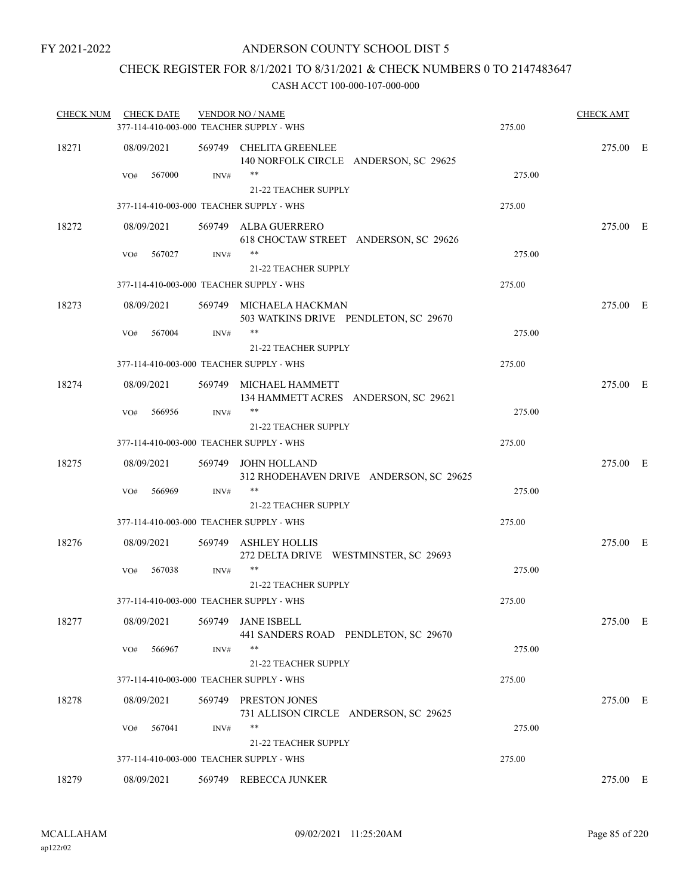FY 2021-2022

# ANDERSON COUNTY SCHOOL DIST 5

## CHECK REGISTER FOR 8/1/2021 TO 8/31/2021 & CHECK NUMBERS 0 TO 2147483647

CASH ACCT 100-000-107-000-000

| CHECK NUM | CHECK DATE | VENDOR NO / NAME | | CHECK AMT | |
|---|---|---|---|---|---|
| | 377-114-410-003-000 TEACHER SUPPLY - WHS | | 275.00 | | |
| 18271 | 08/09/2021 | 569749 CHELITA GREENLEE<br>140 NORFOLK CIRCLE ANDERSON, SC 29625 | | 275.00 | E |
| | VO# 567000 INV# | **<br>21-22 TEACHER SUPPLY | 275.00 | | |
| | 377-114-410-003-000 TEACHER SUPPLY - WHS | | 275.00 | | |
| 18272 | 08/09/2021 | 569749 ALBA GUERRERO<br>618 CHOCTAW STREET ANDERSON, SC 29626 | | 275.00 | E |
| | VO# 567027 INV# | **<br>21-22 TEACHER SUPPLY | 275.00 | | |
| | 377-114-410-003-000 TEACHER SUPPLY - WHS | | 275.00 | | |
| 18273 | 08/09/2021 | 569749 MICHAELA HACKMAN<br>503 WATKINS DRIVE PENDLETON, SC 29670 | | 275.00 | E |
| | VO# 567004 INV# | **<br>21-22 TEACHER SUPPLY | 275.00 | | |
| | 377-114-410-003-000 TEACHER SUPPLY - WHS | | 275.00 | | |
| 18274 | 08/09/2021 | 569749 MICHAEL HAMMETT<br>134 HAMMETT ACRES ANDERSON, SC 29621 | | 275.00 | E |
| | VO# 566956 INV# | **<br>21-22 TEACHER SUPPLY | 275.00 | | |
| | 377-114-410-003-000 TEACHER SUPPLY - WHS | | 275.00 | | |
| 18275 | 08/09/2021 | 569749 JOHN HOLLAND<br>312 RHODEHAVEN DRIVE ANDERSON, SC 29625 | | 275.00 | E |
| | VO# 566969 INV# | **<br>21-22 TEACHER SUPPLY | 275.00 | | |
| | 377-114-410-003-000 TEACHER SUPPLY - WHS | | 275.00 | | |
| 18276 | 08/09/2021 | 569749 ASHLEY HOLLIS<br>272 DELTA DRIVE WESTMINSTER, SC 29693 | | 275.00 | E |
| | VO# 567038 INV# | **<br>21-22 TEACHER SUPPLY | 275.00 | | |
| | 377-114-410-003-000 TEACHER SUPPLY - WHS | | 275.00 | | |
| 18277 | 08/09/2021 | 569749 JANE ISBELL<br>441 SANDERS ROAD PENDLETON, SC 29670 | | 275.00 | E |
| | VO# 566967 INV# | **<br>21-22 TEACHER SUPPLY | 275.00 | | |
| | 377-114-410-003-000 TEACHER SUPPLY - WHS | | 275.00 | | |
| 18278 | 08/09/2021 | 569749 PRESTON JONES<br>731 ALLISON CIRCLE ANDERSON, SC 29625 | | 275.00 | E |
| | VO# 567041 INV# | **<br>21-22 TEACHER SUPPLY | 275.00 | | |
| | 377-114-410-003-000 TEACHER SUPPLY - WHS | | 275.00 | | |
| 18279 | 08/09/2021 | 569749 REBECCA JUNKER | | 275.00 | E |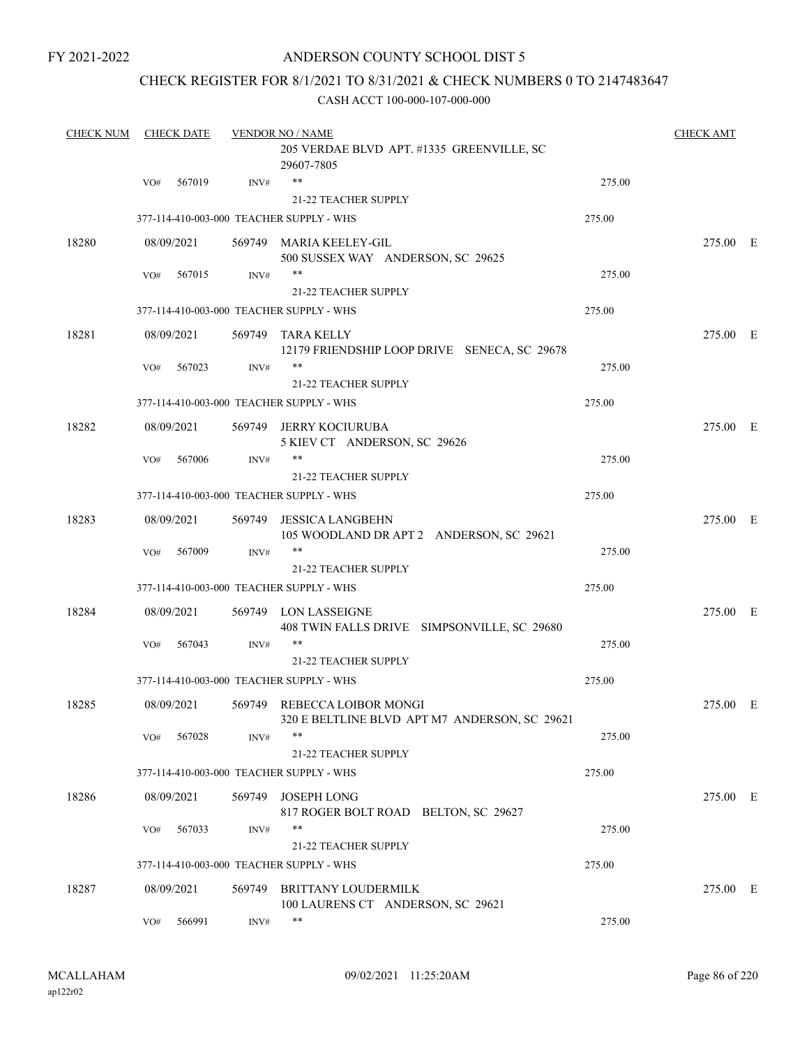FY 2021-2022

# ANDERSON COUNTY SCHOOL DIST 5

## CHECK REGISTER FOR 8/1/2021 TO 8/31/2021 & CHECK NUMBERS 0 TO 2147483647

### CASH ACCT 100-000-107-000-000

| CHECK NUM | CHECK DATE | VENDOR NO / NAME | | CHECK AMT |
|---|---|---|---|---|
| | | 205 VERDAE BLVD APT. #1335 GREENVILLE, SC 29607-7805 | | |
| | VO# 567019 | INV# ** | 275.00 | |
| | | 21-22 TEACHER SUPPLY | | |
| | 377-114-410-003-000 TEACHER SUPPLY - WHS | | 275.00 | |
| 18280 | 08/09/2021 | 569749 MARIA KEELEY-GIL<br>500 SUSSEX WAY ANDERSON, SC 29625 | | 275.00 E |
| | VO# 567015 | INV# ** | 275.00 | |
| | | 21-22 TEACHER SUPPLY | | |
| | 377-114-410-003-000 TEACHER SUPPLY - WHS | | 275.00 | |
| 18281 | 08/09/2021 | 569749 TARA KELLY<br>12179 FRIENDSHIP LOOP DRIVE SENECA, SC 29678 | | 275.00 E |
| | VO# 567023 | INV# ** | 275.00 | |
| | | 21-22 TEACHER SUPPLY | | |
| | 377-114-410-003-000 TEACHER SUPPLY - WHS | | 275.00 | |
| 18282 | 08/09/2021 | 569749 JERRY KOCIURUBA<br>5 KIEV CT ANDERSON, SC 29626 | | 275.00 E |
| | VO# 567006 | INV# ** | 275.00 | |
| | | 21-22 TEACHER SUPPLY | | |
| | 377-114-410-003-000 TEACHER SUPPLY - WHS | | 275.00 | |
| 18283 | 08/09/2021 | 569749 JESSICA LANGBEHN<br>105 WOODLAND DR APT 2 ANDERSON, SC 29621 | | 275.00 E |
| | VO# 567009 | INV# ** | 275.00 | |
| | | 21-22 TEACHER SUPPLY | | |
| | 377-114-410-003-000 TEACHER SUPPLY - WHS | | 275.00 | |
| 18284 | 08/09/2021 | 569749 LON LASSEIGNE<br>408 TWIN FALLS DRIVE SIMPSONVILLE, SC 29680 | | 275.00 E |
| | VO# 567043 | INV# ** | 275.00 | |
| | | 21-22 TEACHER SUPPLY | | |
| | 377-114-410-003-000 TEACHER SUPPLY - WHS | | 275.00 | |
| 18285 | 08/09/2021 | 569749 REBECCA LOIBOR MONGI<br>320 E BELTLINE BLVD APT M7 ANDERSON, SC 29621 | | 275.00 E |
| | VO# 567028 | INV# ** | 275.00 | |
| | | 21-22 TEACHER SUPPLY | | |
| | 377-114-410-003-000 TEACHER SUPPLY - WHS | | 275.00 | |
| 18286 | 08/09/2021 | 569749 JOSEPH LONG<br>817 ROGER BOLT ROAD BELTON, SC 29627 | | 275.00 E |
| | VO# 567033 | INV# ** | 275.00 | |
| | | 21-22 TEACHER SUPPLY | | |
| | 377-114-410-003-000 TEACHER SUPPLY - WHS | | 275.00 | |
| 18287 | 08/09/2021 | 569749 BRITTANY LOUDERMILK<br>100 LAURENS CT ANDERSON, SC 29621 | | 275.00 E |
| | VO# 566991 | INV# ** | 275.00 | |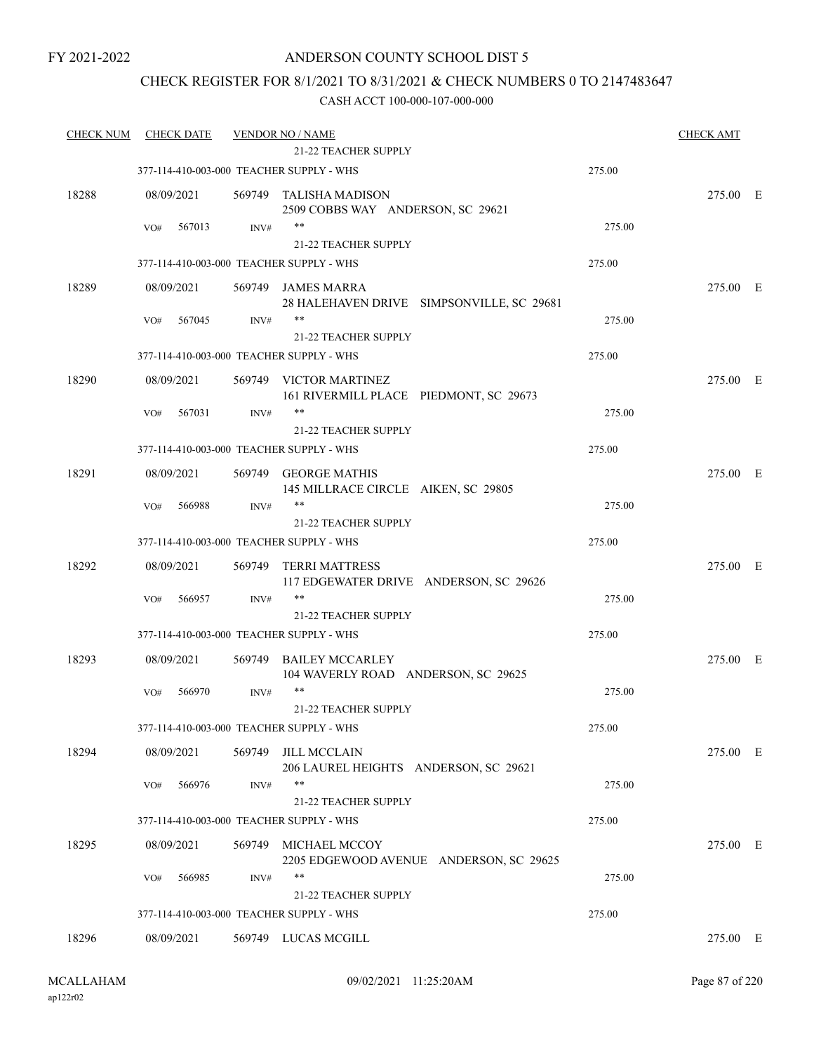FY 2021-2022

# ANDERSON COUNTY SCHOOL DIST 5

## CHECK REGISTER FOR 8/1/2021 TO 8/31/2021 & CHECK NUMBERS 0 TO 2147483647

### CASH ACCT 100-000-107-000-000

| CHECK NUM | CHECK DATE | VENDOR NO / NAME | | CHECK AMT |
|---|---|---|---|---|
| | | 21-22 TEACHER SUPPLY | | |
| | 377-114-410-003-000 TEACHER SUPPLY - WHS | | 275.00 | |
| 18288 | 08/09/2021 | 569749 TALISHA MADISON<br>2509 COBBS WAY ANDERSON, SC 29621 | | 275.00 E |
| | VO# 567013 INV# | **<br>21-22 TEACHER SUPPLY | 275.00 | |
| | 377-114-410-003-000 TEACHER SUPPLY - WHS | | 275.00 | |
| 18289 | 08/09/2021 | 569749 JAMES MARRA<br>28 HALEHAVEN DRIVE SIMPSONVILLE, SC 29681 | | 275.00 E |
| | VO# 567045 INV# | **<br>21-22 TEACHER SUPPLY | 275.00 | |
| | 377-114-410-003-000 TEACHER SUPPLY - WHS | | 275.00 | |
| 18290 | 08/09/2021 | 569749 VICTOR MARTINEZ<br>161 RIVERMILL PLACE PIEDMONT, SC 29673 | | 275.00 E |
| | VO# 567031 INV# | **<br>21-22 TEACHER SUPPLY | 275.00 | |
| | 377-114-410-003-000 TEACHER SUPPLY - WHS | | 275.00 | |
| 18291 | 08/09/2021 | 569749 GEORGE MATHIS<br>145 MILLRACE CIRCLE AIKEN, SC 29805 | | 275.00 E |
| | VO# 566988 INV# | **<br>21-22 TEACHER SUPPLY | 275.00 | |
| | 377-114-410-003-000 TEACHER SUPPLY - WHS | | 275.00 | |
| 18292 | 08/09/2021 | 569749 TERRI MATTRESS<br>117 EDGEWATER DRIVE ANDERSON, SC 29626 | | 275.00 E |
| | VO# 566957 INV# | **<br>21-22 TEACHER SUPPLY | 275.00 | |
| | 377-114-410-003-000 TEACHER SUPPLY - WHS | | 275.00 | |
| 18293 | 08/09/2021 | 569749 BAILEY MCCARLEY<br>104 WAVERLY ROAD ANDERSON, SC 29625 | | 275.00 E |
| | VO# 566970 INV# | **<br>21-22 TEACHER SUPPLY | 275.00 | |
| | 377-114-410-003-000 TEACHER SUPPLY - WHS | | 275.00 | |
| 18294 | 08/09/2021 | 569749 JILL MCCLAIN<br>206 LAUREL HEIGHTS ANDERSON, SC 29621 | | 275.00 E |
| | VO# 566976 INV# | **<br>21-22 TEACHER SUPPLY | 275.00 | |
| | 377-114-410-003-000 TEACHER SUPPLY - WHS | | 275.00 | |
| 18295 | 08/09/2021 | 569749 MICHAEL MCCOY<br>2205 EDGEWOOD AVENUE ANDERSON, SC 29625 | | 275.00 E |
| | VO# 566985 INV# | **<br>21-22 TEACHER SUPPLY | 275.00 | |
| | 377-114-410-003-000 TEACHER SUPPLY - WHS | | 275.00 | |
| 18296 | 08/09/2021 | 569749 LUCAS MCGILL | | 275.00 E |

MCALLAHAM
ap122r02

09/02/2021 11:25:20AM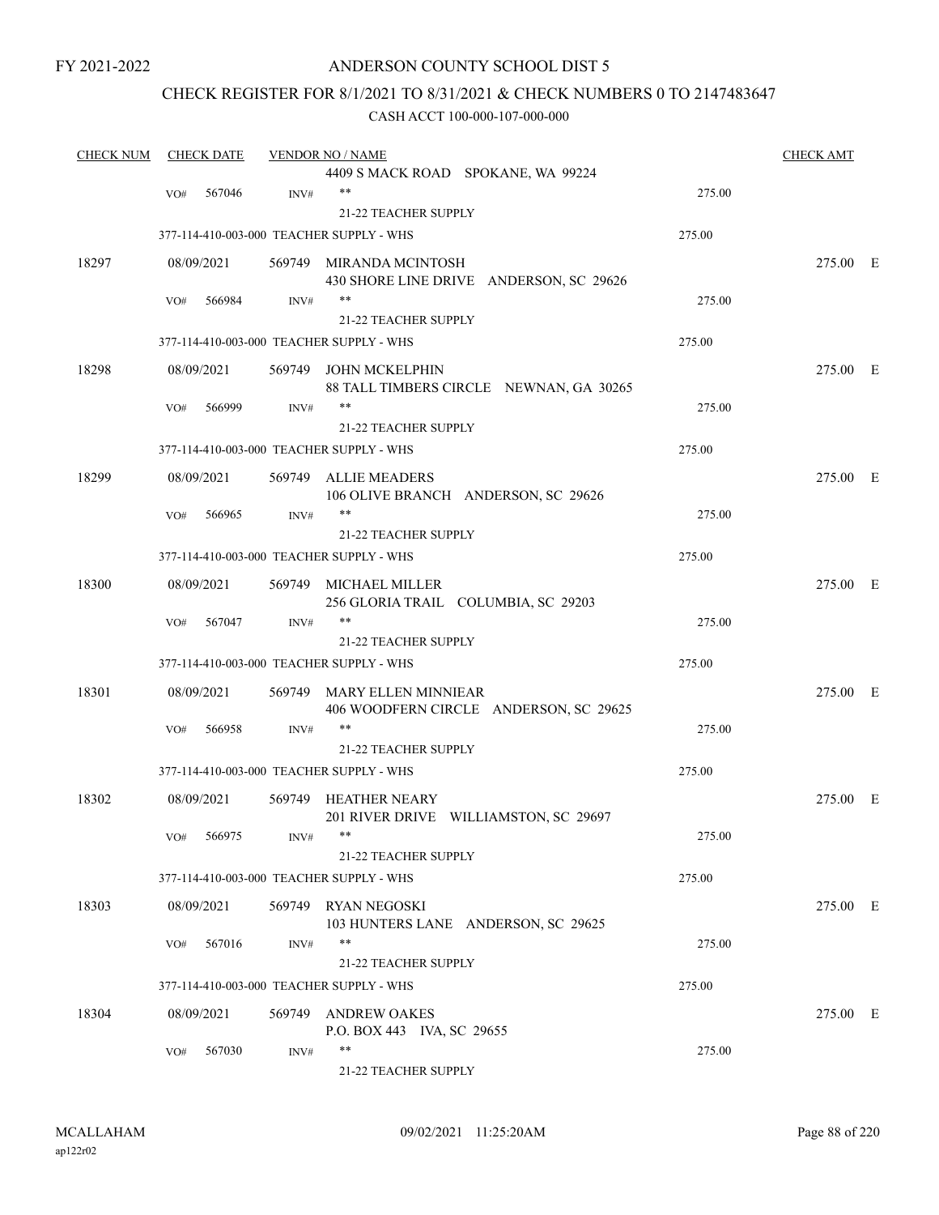# ANDERSON COUNTY SCHOOL DIST 5

## CHECK REGISTER FOR 8/1/2021 TO 8/31/2021 & CHECK NUMBERS 0 TO 2147483647

CASH ACCT 100-000-107-000-000

| CHECK NUM | CHECK DATE | VENDOR NO / NAME | | CHECK AMT |
|---|---|---|---|---|
| | | 4409 S MACK ROAD SPOKANE, WA 99224 | | |
| | VO# 567046 | INV# ** | 275.00 | |
| | | 21-22 TEACHER SUPPLY | | |
| | 377-114-410-003-000 TEACHER SUPPLY - WHS | | 275.00 | |
| 18297 | 08/09/2021 | 569749 MIRANDA MCINTOSH<br>430 SHORE LINE DRIVE ANDERSON, SC 29626 | | 275.00 E |
| | VO# 566984 | INV# ** | 275.00 | |
| | | 21-22 TEACHER SUPPLY | | |
| | 377-114-410-003-000 TEACHER SUPPLY - WHS | | 275.00 | |
| 18298 | 08/09/2021 | 569749 JOHN MCKELPHIN<br>88 TALL TIMBERS CIRCLE NEWNAN, GA 30265 | | 275.00 E |
| | VO# 566999 | INV# ** | 275.00 | |
| | | 21-22 TEACHER SUPPLY | | |
| | 377-114-410-003-000 TEACHER SUPPLY - WHS | | 275.00 | |
| 18299 | 08/09/2021 | 569749 ALLIE MEADERS<br>106 OLIVE BRANCH ANDERSON, SC 29626 | | 275.00 E |
| | VO# 566965 | INV# ** | 275.00 | |
| | | 21-22 TEACHER SUPPLY | | |
| | 377-114-410-003-000 TEACHER SUPPLY - WHS | | 275.00 | |
| 18300 | 08/09/2021 | 569749 MICHAEL MILLER<br>256 GLORIA TRAIL COLUMBIA, SC 29203 | | 275.00 E |
| | VO# 567047 | INV# ** | 275.00 | |
| | | 21-22 TEACHER SUPPLY | | |
| | 377-114-410-003-000 TEACHER SUPPLY - WHS | | 275.00 | |
| 18301 | 08/09/2021 | 569749 MARY ELLEN MINNIEAR<br>406 WOODFERN CIRCLE ANDERSON, SC 29625 | | 275.00 E |
| | VO# 566958 | INV# ** | 275.00 | |
| | | 21-22 TEACHER SUPPLY | | |
| | 377-114-410-003-000 TEACHER SUPPLY - WHS | | 275.00 | |
| 18302 | 08/09/2021 | 569749 HEATHER NEARY<br>201 RIVER DRIVE WILLIAMSTON, SC 29697 | | 275.00 E |
| | VO# 566975 | INV# ** | 275.00 | |
| | | 21-22 TEACHER SUPPLY | | |
| | 377-114-410-003-000 TEACHER SUPPLY - WHS | | 275.00 | |
| 18303 | 08/09/2021 | 569749 RYAN NEGOSKI<br>103 HUNTERS LANE ANDERSON, SC 29625 | | 275.00 E |
| | VO# 567016 | INV# ** | 275.00 | |
| | | 21-22 TEACHER SUPPLY | | |
| | 377-114-410-003-000 TEACHER SUPPLY - WHS | | 275.00 | |
| 18304 | 08/09/2021 | 569749 ANDREW OAKES<br>P.O. BOX 443 IVA, SC 29655 | | 275.00 E |
| | VO# 567030 | INV# ** | 275.00 | |
| | | 21-22 TEACHER SUPPLY | | |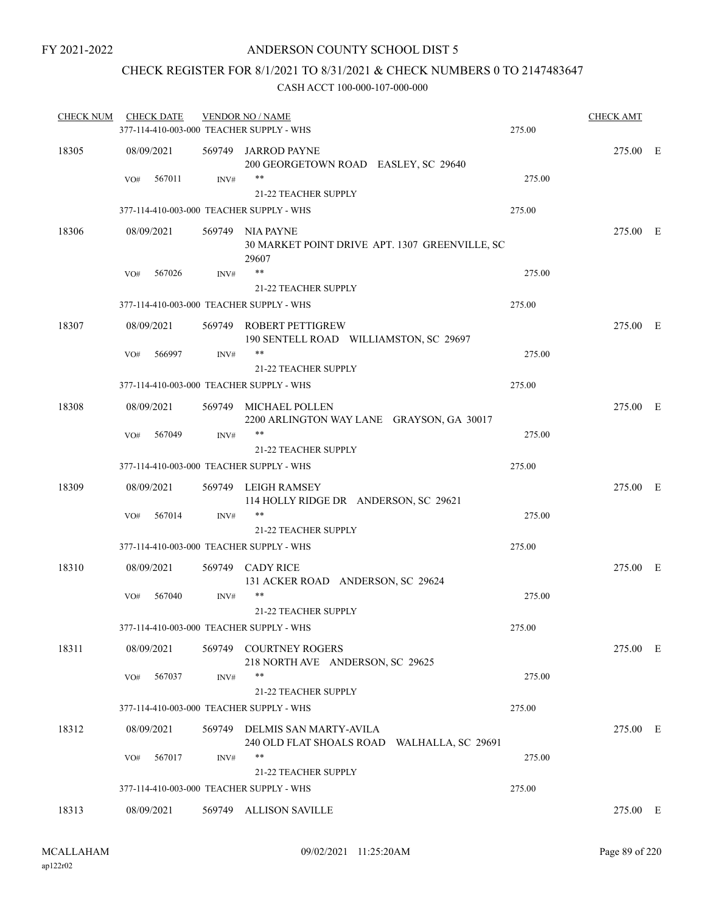FY 2021-2022

ANDERSON COUNTY SCHOOL DIST 5

CHECK REGISTER FOR 8/1/2021 TO 8/31/2021 & CHECK NUMBERS 0 TO 2147483647

CASH ACCT 100-000-107-000-000

| CHECK NUM | CHECK DATE | VENDOR NO / NAME | | CHECK AMT | |
|---|---|---|---|---|---|
| | 377-114-410-003-000 TEACHER SUPPLY - WHS | | 275.00 | | |
| 18305 | 08/09/2021 | 569749 JARROD PAYNE<br>200 GEORGETOWN ROAD EASLEY, SC 29640 | | 275.00 | E |
| | VO# 567011 INV# | **<br>21-22 TEACHER SUPPLY | 275.00 | | |
| | 377-114-410-003-000 TEACHER SUPPLY - WHS | | 275.00 | | |
| 18306 | 08/09/2021 | 569749 NIA PAYNE<br>30 MARKET POINT DRIVE APT. 1307 GREENVILLE, SC 29607 | | 275.00 | E |
| | VO# 567026 INV# | **<br>21-22 TEACHER SUPPLY | 275.00 | | |
| | 377-114-410-003-000 TEACHER SUPPLY - WHS | | 275.00 | | |
| 18307 | 08/09/2021 | 569749 ROBERT PETTIGREW<br>190 SENTELL ROAD WILLIAMSTON, SC 29697 | | 275.00 | E |
| | VO# 566997 INV# | **<br>21-22 TEACHER SUPPLY | 275.00 | | |
| | 377-114-410-003-000 TEACHER SUPPLY - WHS | | 275.00 | | |
| 18308 | 08/09/2021 | 569749 MICHAEL POLLEN<br>2200 ARLINGTON WAY LANE GRAYSON, GA 30017 | | 275.00 | E |
| | VO# 567049 INV# | **<br>21-22 TEACHER SUPPLY | 275.00 | | |
| | 377-114-410-003-000 TEACHER SUPPLY - WHS | | 275.00 | | |
| 18309 | 08/09/2021 | 569749 LEIGH RAMSEY<br>114 HOLLY RIDGE DR ANDERSON, SC 29621 | | 275.00 | E |
| | VO# 567014 INV# | **<br>21-22 TEACHER SUPPLY | 275.00 | | |
| | 377-114-410-003-000 TEACHER SUPPLY - WHS | | 275.00 | | |
| 18310 | 08/09/2021 | 569749 CADY RICE<br>131 ACKER ROAD ANDERSON, SC 29624 | | 275.00 | E |
| | VO# 567040 INV# | **<br>21-22 TEACHER SUPPLY | 275.00 | | |
| | 377-114-410-003-000 TEACHER SUPPLY - WHS | | 275.00 | | |
| 18311 | 08/09/2021 | 569749 COURTNEY ROGERS<br>218 NORTH AVE ANDERSON, SC 29625 | | 275.00 | E |
| | VO# 567037 INV# | **<br>21-22 TEACHER SUPPLY | 275.00 | | |
| | 377-114-410-003-000 TEACHER SUPPLY - WHS | | 275.00 | | |
| 18312 | 08/09/2021 | 569749 DELMIS SAN MARTY-AVILA<br>240 OLD FLAT SHOALS ROAD WALHALLA, SC 29691 | | 275.00 | E |
| | VO# 567017 INV# | **<br>21-22 TEACHER SUPPLY | 275.00 | | |
| | 377-114-410-003-000 TEACHER SUPPLY - WHS | | 275.00 | | |
| 18313 | 08/09/2021 | 569749 ALLISON SAVILLE | | 275.00 | E |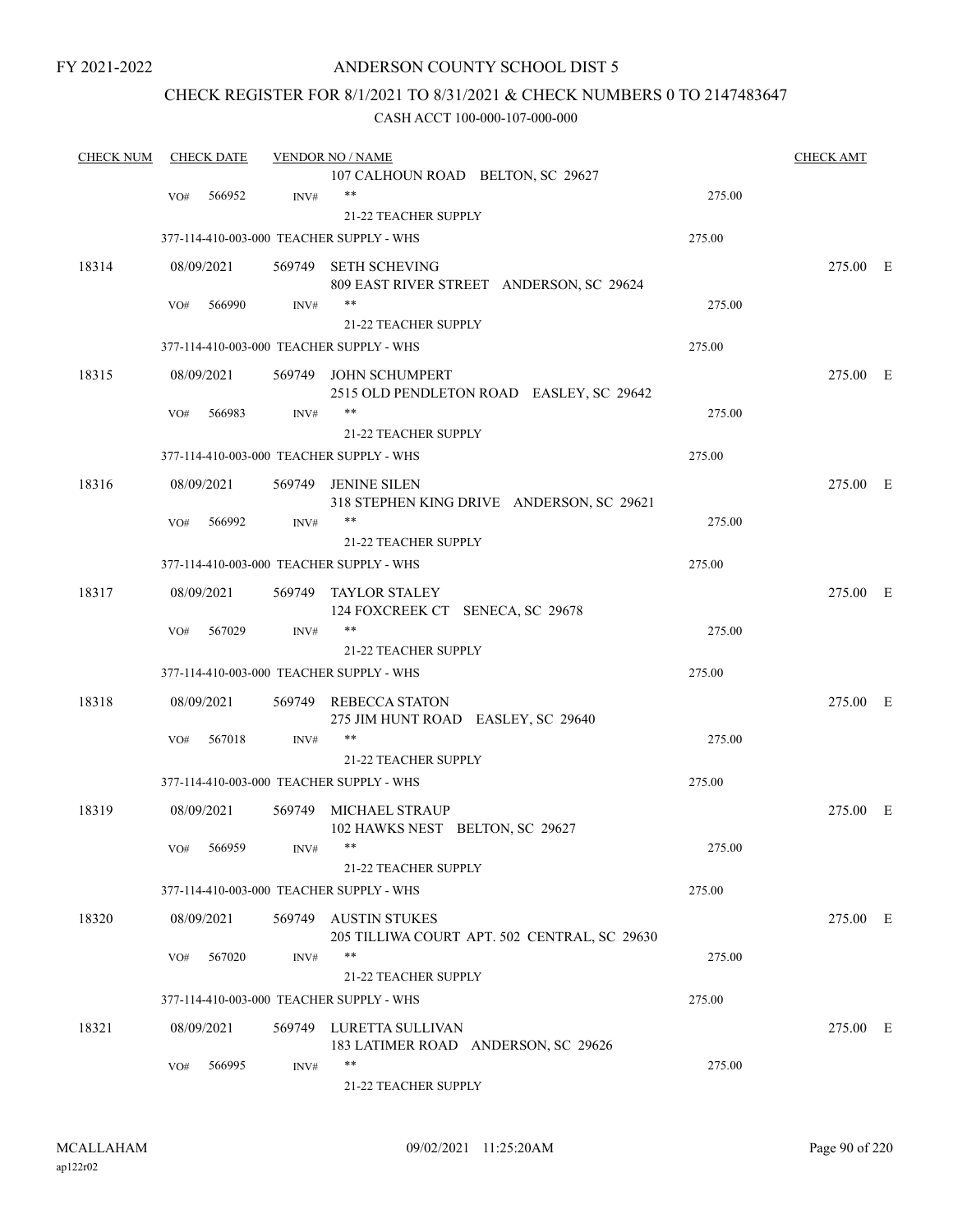FY 2021-2022

ANDERSON COUNTY SCHOOL DIST 5

CHECK REGISTER FOR 8/1/2021 TO 8/31/2021 & CHECK NUMBERS 0 TO 2147483647

CASH ACCT 100-000-107-000-000

| CHECK NUM | CHECK DATE | VENDOR NO / NAME | | CHECK AMT |
|---|---|---|---|---|
| | | 107 CALHOUN ROAD BELTON, SC 29627 | | |
| | VO# 566952 | INV# ** | 275.00 | |
| | | 21-22 TEACHER SUPPLY | | |
| | 377-114-410-003-000 TEACHER SUPPLY - WHS | | 275.00 | |
| 18314 | 08/09/2021 | 569749 SETH SCHEVING<br>809 EAST RIVER STREET ANDERSON, SC 29624 | | 275.00 E |
| | VO# 566990 | INV# ** | 275.00 | |
| | | 21-22 TEACHER SUPPLY | | |
| | 377-114-410-003-000 TEACHER SUPPLY - WHS | | 275.00 | |
| 18315 | 08/09/2021 | 569749 JOHN SCHUMPERT<br>2515 OLD PENDLETON ROAD EASLEY, SC 29642 | | 275.00 E |
| | VO# 566983 | INV# ** | 275.00 | |
| | | 21-22 TEACHER SUPPLY | | |
| | 377-114-410-003-000 TEACHER SUPPLY - WHS | | 275.00 | |
| 18316 | 08/09/2021 | 569749 JENINE SILEN<br>318 STEPHEN KING DRIVE ANDERSON, SC 29621 | | 275.00 E |
| | VO# 566992 | INV# ** | 275.00 | |
| | | 21-22 TEACHER SUPPLY | | |
| | 377-114-410-003-000 TEACHER SUPPLY - WHS | | 275.00 | |
| 18317 | 08/09/2021 | 569749 TAYLOR STALEY<br>124 FOXCREEK CT SENECA, SC 29678 | | 275.00 E |
| | VO# 567029 | INV# ** | 275.00 | |
| | | 21-22 TEACHER SUPPLY | | |
| | 377-114-410-003-000 TEACHER SUPPLY - WHS | | 275.00 | |
| 18318 | 08/09/2021 | 569749 REBECCA STATON<br>275 JIM HUNT ROAD EASLEY, SC 29640 | | 275.00 E |
| | VO# 567018 | INV# ** | 275.00 | |
| | | 21-22 TEACHER SUPPLY | | |
| | 377-114-410-003-000 TEACHER SUPPLY - WHS | | 275.00 | |
| 18319 | 08/09/2021 | 569749 MICHAEL STRAUP<br>102 HAWKS NEST BELTON, SC 29627 | | 275.00 E |
| | VO# 566959 | INV# ** | 275.00 | |
| | | 21-22 TEACHER SUPPLY | | |
| | 377-114-410-003-000 TEACHER SUPPLY - WHS | | 275.00 | |
| 18320 | 08/09/2021 | 569749 AUSTIN STUKES<br>205 TILLIWA COURT APT. 502 CENTRAL, SC 29630 | | 275.00 E |
| | VO# 567020 | INV# ** | 275.00 | |
| | | 21-22 TEACHER SUPPLY | | |
| | 377-114-410-003-000 TEACHER SUPPLY - WHS | | 275.00 | |
| 18321 | 08/09/2021 | 569749 LURETTA SULLIVAN<br>183 LATIMER ROAD ANDERSON, SC 29626 | | 275.00 E |
| | VO# 566995 | INV# ** | 275.00 | |
| | | 21-22 TEACHER SUPPLY | | |

MCALLAHAM ap122r02 09/02/2021 11:25:20AM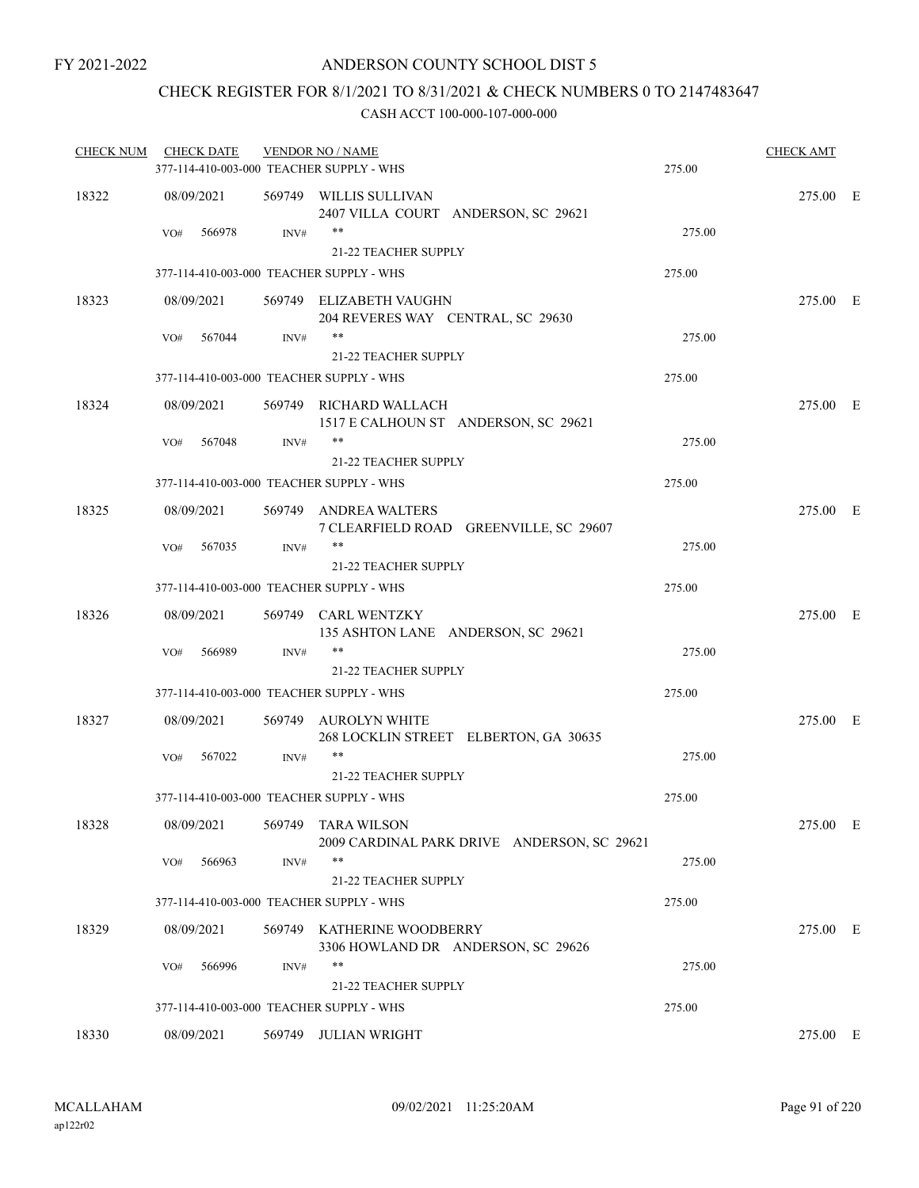FY 2021-2022

# ANDERSON COUNTY SCHOOL DIST 5

## CHECK REGISTER FOR 8/1/2021 TO 8/31/2021 & CHECK NUMBERS 0 TO 2147483647

CASH ACCT 100-000-107-000-000

| CHECK NUM | CHECK DATE | VENDOR NO / NAME | | CHECK AMT | |
|---|---|---|---|---|---|
| | 377-114-410-003-000 TEACHER SUPPLY - WHS | | 275.00 | | |
| 18322 | 08/09/2021 | 569749 WILLIS SULLIVAN<br>2407 VILLA COURT ANDERSON, SC 29621 | | 275.00 | E |
| | VO# 566978 INV# | **<br>21-22 TEACHER SUPPLY | 275.00 | | |
| | 377-114-410-003-000 TEACHER SUPPLY - WHS | | 275.00 | | |
| 18323 | 08/09/2021 | 569749 ELIZABETH VAUGHN<br>204 REVERES WAY CENTRAL, SC 29630 | | 275.00 | E |
| | VO# 567044 INV# | **<br>21-22 TEACHER SUPPLY | 275.00 | | |
| | 377-114-410-003-000 TEACHER SUPPLY - WHS | | 275.00 | | |
| 18324 | 08/09/2021 | 569749 RICHARD WALLACH<br>1517 E CALHOUN ST ANDERSON, SC 29621 | | 275.00 | E |
| | VO# 567048 INV# | **<br>21-22 TEACHER SUPPLY | 275.00 | | |
| | 377-114-410-003-000 TEACHER SUPPLY - WHS | | 275.00 | | |
| 18325 | 08/09/2021 | 569749 ANDREA WALTERS<br>7 CLEARFIELD ROAD GREENVILLE, SC 29607 | | 275.00 | E |
| | VO# 567035 INV# | **<br>21-22 TEACHER SUPPLY | 275.00 | | |
| | 377-114-410-003-000 TEACHER SUPPLY - WHS | | 275.00 | | |
| 18326 | 08/09/2021 | 569749 CARL WENTZKY<br>135 ASHTON LANE ANDERSON, SC 29621 | | 275.00 | E |
| | VO# 566989 INV# | **<br>21-22 TEACHER SUPPLY | 275.00 | | |
| | 377-114-410-003-000 TEACHER SUPPLY - WHS | | 275.00 | | |
| 18327 | 08/09/2021 | 569749 AUROLYN WHITE<br>268 LOCKLIN STREET ELBERTON, GA 30635 | | 275.00 | E |
| | VO# 567022 INV# | **<br>21-22 TEACHER SUPPLY | 275.00 | | |
| | 377-114-410-003-000 TEACHER SUPPLY - WHS | | 275.00 | | |
| 18328 | 08/09/2021 | 569749 TARA WILSON<br>2009 CARDINAL PARK DRIVE ANDERSON, SC 29621 | | 275.00 | E |
| | VO# 566963 INV# | **<br>21-22 TEACHER SUPPLY | 275.00 | | |
| | 377-114-410-003-000 TEACHER SUPPLY - WHS | | 275.00 | | |
| 18329 | 08/09/2021 | 569749 KATHERINE WOODBERRY<br>3306 HOWLAND DR ANDERSON, SC 29626 | | 275.00 | E |
| | VO# 566996 INV# | **<br>21-22 TEACHER SUPPLY | 275.00 | | |
| | 377-114-410-003-000 TEACHER SUPPLY - WHS | | 275.00 | | |
| 18330 | 08/09/2021 | 569749 JULIAN WRIGHT | | 275.00 | E |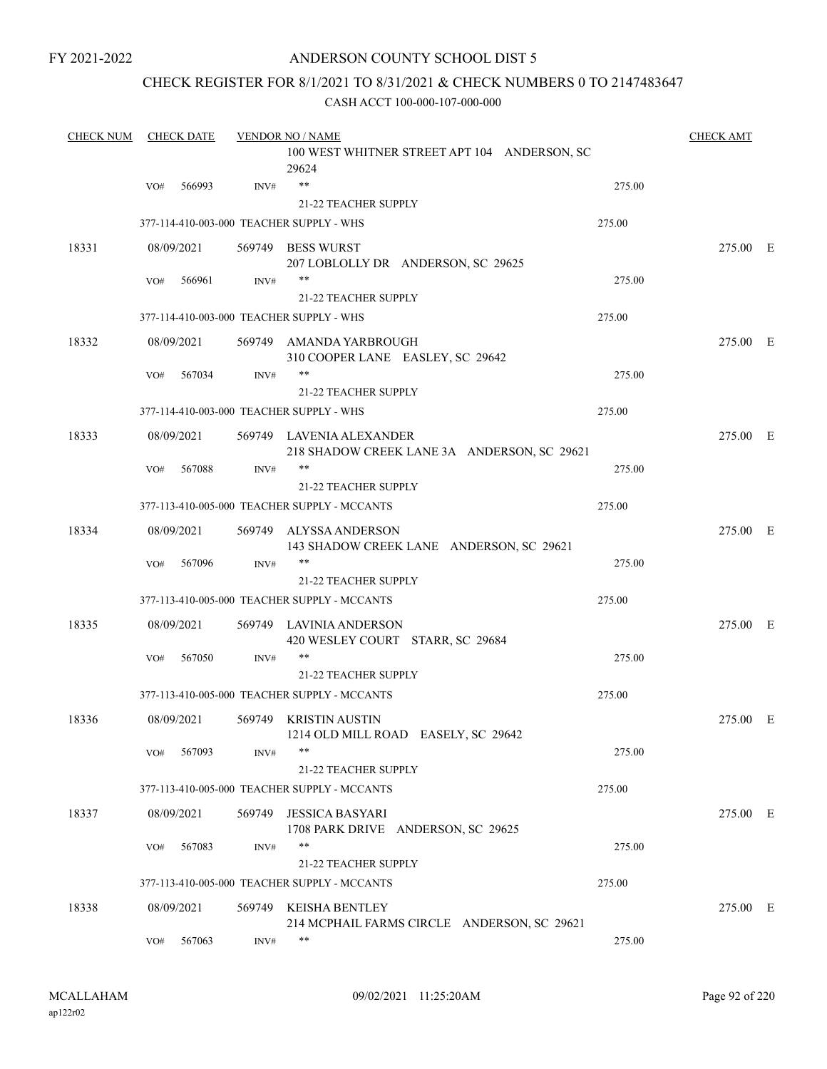FY 2021-2022

# ANDERSON COUNTY SCHOOL DIST 5

## CHECK REGISTER FOR 8/1/2021 TO 8/31/2021 & CHECK NUMBERS 0 TO 2147483647

### CASH ACCT 100-000-107-000-000

| CHECK NUM | CHECK DATE | VENDOR NO / NAME | | CHECK AMT |
|---|---|---|---|---|
| | | 100 WEST WHITNER STREET APT 104 ANDERSON, SC 29624 | | |
| | VO# 566993 INV# | ** | 275.00 | |
| | | 21-22 TEACHER SUPPLY | | |
| | 377-114-410-003-000 TEACHER SUPPLY - WHS | | 275.00 | |
| 18331 | 08/09/2021 | 569749 BESS WURST<br>207 LOBLOLLY DR ANDERSON, SC 29625 | | 275.00 E |
| | VO# 566961 INV# | ** | 275.00 | |
| | | 21-22 TEACHER SUPPLY | | |
| | 377-114-410-003-000 TEACHER SUPPLY - WHS | | 275.00 | |
| 18332 | 08/09/2021 | 569749 AMANDA YARBROUGH<br>310 COOPER LANE EASLEY, SC 29642 | | 275.00 E |
| | VO# 567034 INV# | ** | 275.00 | |
| | | 21-22 TEACHER SUPPLY | | |
| | 377-114-410-003-000 TEACHER SUPPLY - WHS | | 275.00 | |
| 18333 | 08/09/2021 | 569749 LAVENIA ALEXANDER<br>218 SHADOW CREEK LANE 3A ANDERSON, SC 29621 | | 275.00 E |
| | VO# 567088 INV# | ** | 275.00 | |
| | | 21-22 TEACHER SUPPLY | | |
| | 377-113-410-005-000 TEACHER SUPPLY - MCCANTS | | 275.00 | |
| 18334 | 08/09/2021 | 569749 ALYSSA ANDERSON<br>143 SHADOW CREEK LANE ANDERSON, SC 29621 | | 275.00 E |
| | VO# 567096 INV# | ** | 275.00 | |
| | | 21-22 TEACHER SUPPLY | | |
| | 377-113-410-005-000 TEACHER SUPPLY - MCCANTS | | 275.00 | |
| 18335 | 08/09/2021 | 569749 LAVINIA ANDERSON<br>420 WESLEY COURT STARR, SC 29684 | | 275.00 E |
| | VO# 567050 INV# | ** | 275.00 | |
| | | 21-22 TEACHER SUPPLY | | |
| | 377-113-410-005-000 TEACHER SUPPLY - MCCANTS | | 275.00 | |
| 18336 | 08/09/2021 | 569749 KRISTIN AUSTIN<br>1214 OLD MILL ROAD EASELY, SC 29642 | | 275.00 E |
| | VO# 567093 INV# | ** | 275.00 | |
| | | 21-22 TEACHER SUPPLY | | |
| | 377-113-410-005-000 TEACHER SUPPLY - MCCANTS | | 275.00 | |
| 18337 | 08/09/2021 | 569749 JESSICA BASYARI<br>1708 PARK DRIVE ANDERSON, SC 29625 | | 275.00 E |
| | VO# 567083 INV# | ** | 275.00 | |
| | | 21-22 TEACHER SUPPLY | | |
| | 377-113-410-005-000 TEACHER SUPPLY - MCCANTS | | 275.00 | |
| 18338 | 08/09/2021 | 569749 KEISHA BENTLEY<br>214 MCPHAIL FARMS CIRCLE ANDERSON, SC 29621 | | 275.00 E |
| | VO# 567063 INV# | ** | 275.00 | |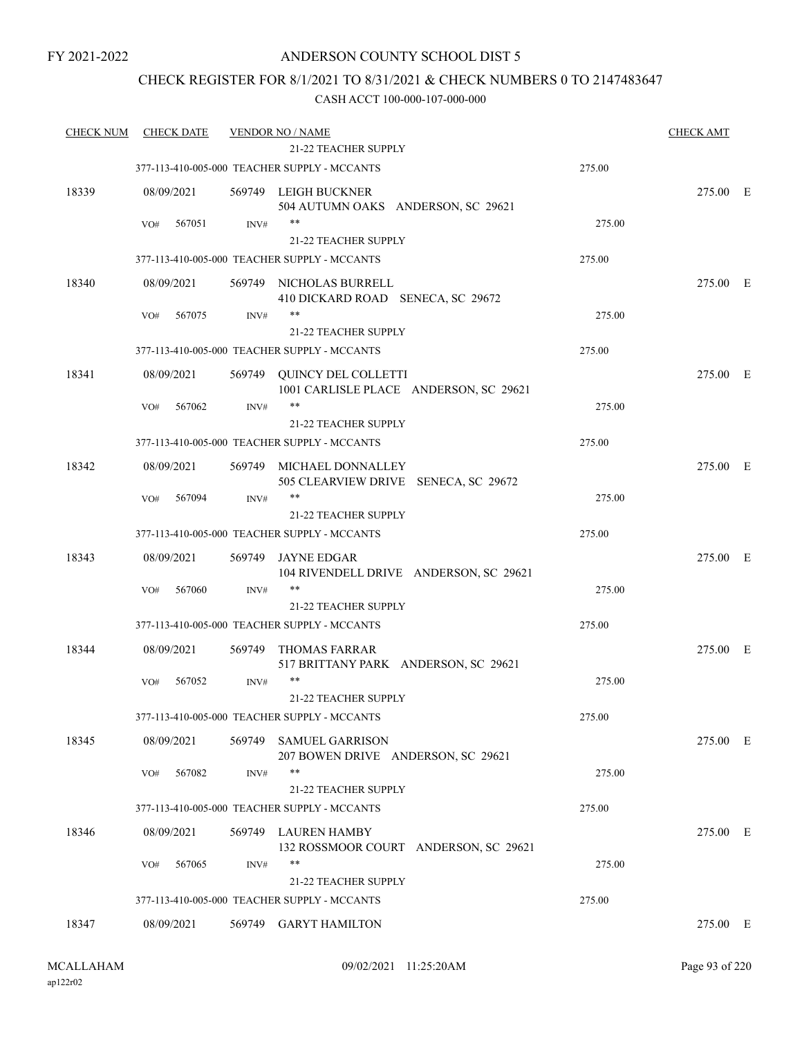FY 2021-2022

ANDERSON COUNTY SCHOOL DIST 5

CHECK REGISTER FOR 8/1/2021 TO 8/31/2021 & CHECK NUMBERS 0 TO 2147483647

CASH ACCT 100-000-107-000-000

| CHECK NUM | CHECK DATE | VENDOR NO / NAME | | CHECK AMT | |
|---|---|---|---|---|---|
| | | 21-22 TEACHER SUPPLY | | | |
| | | 377-113-410-005-000 TEACHER SUPPLY - MCCANTS | 275.00 | | |
| 18339 | 08/09/2021 | 569749 LEIGH BUCKNER<br>504 AUTUMN OAKS ANDERSON, SC 29621 | | 275.00 | E |
| | VO# 567051 | INV# **<br>21-22 TEACHER SUPPLY | 275.00 | | |
| | | 377-113-410-005-000 TEACHER SUPPLY - MCCANTS | 275.00 | | |
| 18340 | 08/09/2021 | 569749 NICHOLAS BURRELL<br>410 DICKARD ROAD SENECA, SC 29672 | | 275.00 | E |
| | VO# 567075 | INV# **<br>21-22 TEACHER SUPPLY | 275.00 | | |
| | | 377-113-410-005-000 TEACHER SUPPLY - MCCANTS | 275.00 | | |
| 18341 | 08/09/2021 | 569749 QUINCY DEL COLLETTI<br>1001 CARLISLE PLACE ANDERSON, SC 29621 | | 275.00 | E |
| | VO# 567062 | INV# **<br>21-22 TEACHER SUPPLY | 275.00 | | |
| | | 377-113-410-005-000 TEACHER SUPPLY - MCCANTS | 275.00 | | |
| 18342 | 08/09/2021 | 569749 MICHAEL DONNALLEY<br>505 CLEARVIEW DRIVE SENECA, SC 29672 | | 275.00 | E |
| | VO# 567094 | INV# **<br>21-22 TEACHER SUPPLY | 275.00 | | |
| | | 377-113-410-005-000 TEACHER SUPPLY - MCCANTS | 275.00 | | |
| 18343 | 08/09/2021 | 569749 JAYNE EDGAR<br>104 RIVENDELL DRIVE ANDERSON, SC 29621 | | 275.00 | E |
| | VO# 567060 | INV# **<br>21-22 TEACHER SUPPLY | 275.00 | | |
| | | 377-113-410-005-000 TEACHER SUPPLY - MCCANTS | 275.00 | | |
| 18344 | 08/09/2021 | 569749 THOMAS FARRAR<br>517 BRITTANY PARK ANDERSON, SC 29621 | | 275.00 | E |
| | VO# 567052 | INV# **<br>21-22 TEACHER SUPPLY | 275.00 | | |
| | | 377-113-410-005-000 TEACHER SUPPLY - MCCANTS | 275.00 | | |
| 18345 | 08/09/2021 | 569749 SAMUEL GARRISON<br>207 BOWEN DRIVE ANDERSON, SC 29621 | | 275.00 | E |
| | VO# 567082 | INV# **<br>21-22 TEACHER SUPPLY | 275.00 | | |
| | | 377-113-410-005-000 TEACHER SUPPLY - MCCANTS | 275.00 | | |
| 18346 | 08/09/2021 | 569749 LAUREN HAMBY<br>132 ROSSMOOR COURT ANDERSON, SC 29621 | | 275.00 | E |
| | VO# 567065 | INV# **<br>21-22 TEACHER SUPPLY | 275.00 | | |
| | | 377-113-410-005-000 TEACHER SUPPLY - MCCANTS | 275.00 | | |
| 18347 | 08/09/2021 | 569749 GARYT HAMILTON | | 275.00 | E |

MCALLAHAM
ap122r02

09/02/2021 11:25:20AM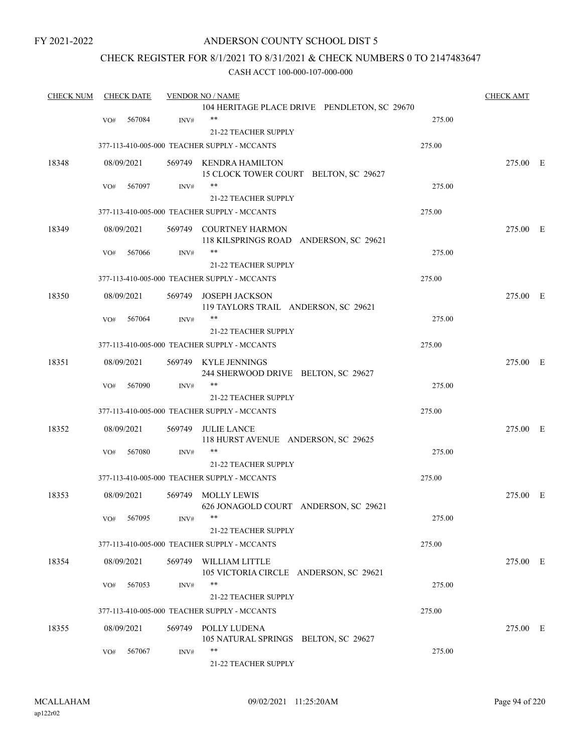FY 2021-2022

# ANDERSON COUNTY SCHOOL DIST 5

## CHECK REGISTER FOR 8/1/2021 TO 8/31/2021 & CHECK NUMBERS 0 TO 2147483647

### CASH ACCT 100-000-107-000-000

| CHECK NUM | CHECK DATE | VENDOR NO / NAME | | CHECK AMT |
|---|---|---|---|---|
| | | 104 HERITAGE PLACE DRIVE PENDLETON, SC 29670 | | |
| | VO# 567084 | INV# ** 21-22 TEACHER SUPPLY | 275.00 | |
| | | 377-113-410-005-000 TEACHER SUPPLY - MCCANTS | 275.00 | |
| 18348 | 08/09/2021 | 569749 KENDRA HAMILTON 15 CLOCK TOWER COURT BELTON, SC 29627 | | 275.00 E |
| | VO# 567097 | INV# ** 21-22 TEACHER SUPPLY | 275.00 | |
| | | 377-113-410-005-000 TEACHER SUPPLY - MCCANTS | 275.00 | |
| 18349 | 08/09/2021 | 569749 COURTNEY HARMON 118 KILSPRINGS ROAD ANDERSON, SC 29621 | | 275.00 E |
| | VO# 567066 | INV# ** 21-22 TEACHER SUPPLY | 275.00 | |
| | | 377-113-410-005-000 TEACHER SUPPLY - MCCANTS | 275.00 | |
| 18350 | 08/09/2021 | 569749 JOSEPH JACKSON 119 TAYLORS TRAIL ANDERSON, SC 29621 | | 275.00 E |
| | VO# 567064 | INV# ** 21-22 TEACHER SUPPLY | 275.00 | |
| | | 377-113-410-005-000 TEACHER SUPPLY - MCCANTS | 275.00 | |
| 18351 | 08/09/2021 | 569749 KYLE JENNINGS 244 SHERWOOD DRIVE BELTON, SC 29627 | | 275.00 E |
| | VO# 567090 | INV# ** 21-22 TEACHER SUPPLY | 275.00 | |
| | | 377-113-410-005-000 TEACHER SUPPLY - MCCANTS | 275.00 | |
| 18352 | 08/09/2021 | 569749 JULIE LANCE 118 HURST AVENUE ANDERSON, SC 29625 | | 275.00 E |
| | VO# 567080 | INV# ** 21-22 TEACHER SUPPLY | 275.00 | |
| | | 377-113-410-005-000 TEACHER SUPPLY - MCCANTS | 275.00 | |
| 18353 | 08/09/2021 | 569749 MOLLY LEWIS 626 JONAGOLD COURT ANDERSON, SC 29621 | | 275.00 E |
| | VO# 567095 | INV# ** 21-22 TEACHER SUPPLY | 275.00 | |
| | | 377-113-410-005-000 TEACHER SUPPLY - MCCANTS | 275.00 | |
| 18354 | 08/09/2021 | 569749 WILLIAM LITTLE 105 VICTORIA CIRCLE ANDERSON, SC 29621 | | 275.00 E |
| | VO# 567053 | INV# ** 21-22 TEACHER SUPPLY | 275.00 | |
| | | 377-113-410-005-000 TEACHER SUPPLY - MCCANTS | 275.00 | |
| 18355 | 08/09/2021 | 569749 POLLY LUDENA 105 NATURAL SPRINGS BELTON, SC 29627 | | 275.00 E |
| | VO# 567067 | INV# ** 21-22 TEACHER SUPPLY | 275.00 | |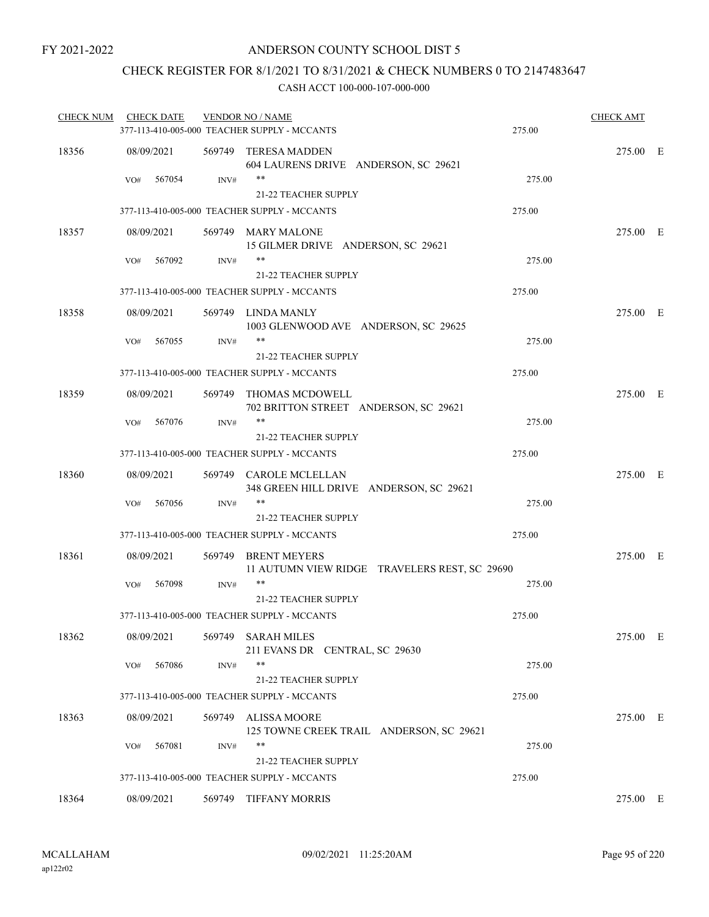FY 2021-2022

# ANDERSON COUNTY SCHOOL DIST 5

## CHECK REGISTER FOR 8/1/2021 TO 8/31/2021 & CHECK NUMBERS 0 TO 2147483647

### CASH ACCT 100-000-107-000-000

| CHECK NUM | CHECK DATE | VENDOR NO / NAME | | CHECK AMT | |
|---|---|---|---|---|---|
| | | 377-113-410-005-000 TEACHER SUPPLY - MCCANTS | 275.00 | | |
| 18356 | 08/09/2021 | 569749 TERESA MADDEN<br>604 LAURENS DRIVE ANDERSON, SC 29621 | | 275.00 | E |
| | VO# 567054 | INV# ** 21-22 TEACHER SUPPLY | 275.00 | | |
| | | 377-113-410-005-000 TEACHER SUPPLY - MCCANTS | 275.00 | | |
| 18357 | 08/09/2021 | 569749 MARY MALONE<br>15 GILMER DRIVE ANDERSON, SC 29621 | | 275.00 | E |
| | VO# 567092 | INV# ** 21-22 TEACHER SUPPLY | 275.00 | | |
| | | 377-113-410-005-000 TEACHER SUPPLY - MCCANTS | 275.00 | | |
| 18358 | 08/09/2021 | 569749 LINDA MANLY<br>1003 GLENWOOD AVE ANDERSON, SC 29625 | | 275.00 | E |
| | VO# 567055 | INV# ** 21-22 TEACHER SUPPLY | 275.00 | | |
| | | 377-113-410-005-000 TEACHER SUPPLY - MCCANTS | 275.00 | | |
| 18359 | 08/09/2021 | 569749 THOMAS MCDOWELL<br>702 BRITTON STREET ANDERSON, SC 29621 | | 275.00 | E |
| | VO# 567076 | INV# ** 21-22 TEACHER SUPPLY | 275.00 | | |
| | | 377-113-410-005-000 TEACHER SUPPLY - MCCANTS | 275.00 | | |
| 18360 | 08/09/2021 | 569749 CAROLE MCLELLAN<br>348 GREEN HILL DRIVE ANDERSON, SC 29621 | | 275.00 | E |
| | VO# 567056 | INV# ** 21-22 TEACHER SUPPLY | 275.00 | | |
| | | 377-113-410-005-000 TEACHER SUPPLY - MCCANTS | 275.00 | | |
| 18361 | 08/09/2021 | 569749 BRENT MEYERS<br>11 AUTUMN VIEW RIDGE TRAVELERS REST, SC 29690 | | 275.00 | E |
| | VO# 567098 | INV# ** 21-22 TEACHER SUPPLY | 275.00 | | |
| | | 377-113-410-005-000 TEACHER SUPPLY - MCCANTS | 275.00 | | |
| 18362 | 08/09/2021 | 569749 SARAH MILES<br>211 EVANS DR CENTRAL, SC 29630 | | 275.00 | E |
| | VO# 567086 | INV# ** 21-22 TEACHER SUPPLY | 275.00 | | |
| | | 377-113-410-005-000 TEACHER SUPPLY - MCCANTS | 275.00 | | |
| 18363 | 08/09/2021 | 569749 ALISSA MOORE<br>125 TOWNE CREEK TRAIL ANDERSON, SC 29621 | | 275.00 | E |
| | VO# 567081 | INV# ** 21-22 TEACHER SUPPLY | 275.00 | | |
| | | 377-113-410-005-000 TEACHER SUPPLY - MCCANTS | 275.00 | | |
| 18364 | 08/09/2021 | 569749 TIFFANY MORRIS | | 275.00 | E |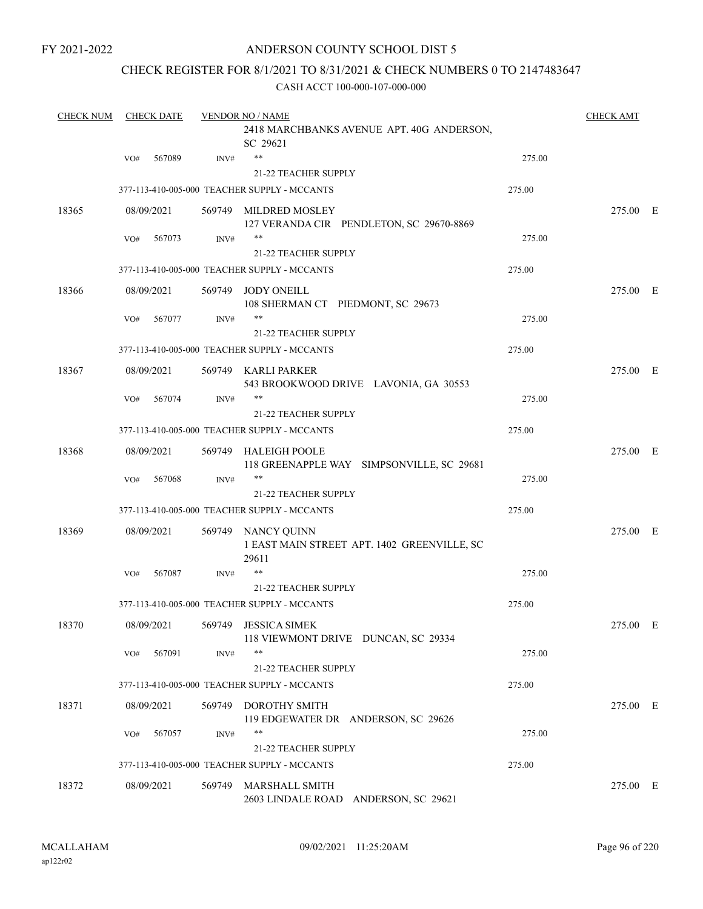FY 2021-2022

# ANDERSON COUNTY SCHOOL DIST 5

## CHECK REGISTER FOR 8/1/2021 TO 8/31/2021 & CHECK NUMBERS 0 TO 2147483647

### CASH ACCT 100-000-107-000-000

| CHECK NUM | CHECK DATE | VENDOR NO / NAME | | CHECK AMT |
|---|---|---|---|---|
| | | 2418 MARCHBANKS AVENUE APT. 40G ANDERSON, SC 29621 | | |
| | VO# 567089 INV# | ** | 275.00 | |
| | | 21-22 TEACHER SUPPLY | | |
| | 377-113-410-005-000 TEACHER SUPPLY - MCCANTS | | 275.00 | |
| 18365 | 08/09/2021 | 569749 MILDRED MOSLEY<br>127 VERANDA CIR PENDLETON, SC 29670-8869 | | 275.00 E |
| | VO# 567073 INV# | ** | 275.00 | |
| | | 21-22 TEACHER SUPPLY | | |
| | 377-113-410-005-000 TEACHER SUPPLY - MCCANTS | | 275.00 | |
| 18366 | 08/09/2021 | 569749 JODY ONEILL<br>108 SHERMAN CT PIEDMONT, SC 29673 | | 275.00 E |
| | VO# 567077 INV# | ** | 275.00 | |
| | | 21-22 TEACHER SUPPLY | | |
| | 377-113-410-005-000 TEACHER SUPPLY - MCCANTS | | 275.00 | |
| 18367 | 08/09/2021 | 569749 KARLI PARKER<br>543 BROOKWOOD DRIVE LAVONIA, GA 30553 | | 275.00 E |
| | VO# 567074 INV# | ** | 275.00 | |
| | | 21-22 TEACHER SUPPLY | | |
| | 377-113-410-005-000 TEACHER SUPPLY - MCCANTS | | 275.00 | |
| 18368 | 08/09/2021 | 569749 HALEIGH POOLE<br>118 GREENAPPLE WAY SIMPSONVILLE, SC 29681 | | 275.00 E |
| | VO# 567068 INV# | ** | 275.00 | |
| | | 21-22 TEACHER SUPPLY | | |
| | 377-113-410-005-000 TEACHER SUPPLY - MCCANTS | | 275.00 | |
| 18369 | 08/09/2021 | 569749 NANCY QUINN<br>1 EAST MAIN STREET APT. 1402 GREENVILLE, SC 29611 | | 275.00 E |
| | VO# 567087 INV# | ** | 275.00 | |
| | | 21-22 TEACHER SUPPLY | | |
| | 377-113-410-005-000 TEACHER SUPPLY - MCCANTS | | 275.00 | |
| 18370 | 08/09/2021 | 569749 JESSICA SIMEK<br>118 VIEWMONT DRIVE DUNCAN, SC 29334 | | 275.00 E |
| | VO# 567091 INV# | ** | 275.00 | |
| | | 21-22 TEACHER SUPPLY | | |
| | 377-113-410-005-000 TEACHER SUPPLY - MCCANTS | | 275.00 | |
| 18371 | 08/09/2021 | 569749 DOROTHY SMITH<br>119 EDGEWATER DR ANDERSON, SC 29626 | | 275.00 E |
| | VO# 567057 INV# | ** | 275.00 | |
| | | 21-22 TEACHER SUPPLY | | |
| | 377-113-410-005-000 TEACHER SUPPLY - MCCANTS | | 275.00 | |
| 18372 | 08/09/2021 | 569749 MARSHALL SMITH<br>2603 LINDALE ROAD ANDERSON, SC 29621 | | 275.00 E |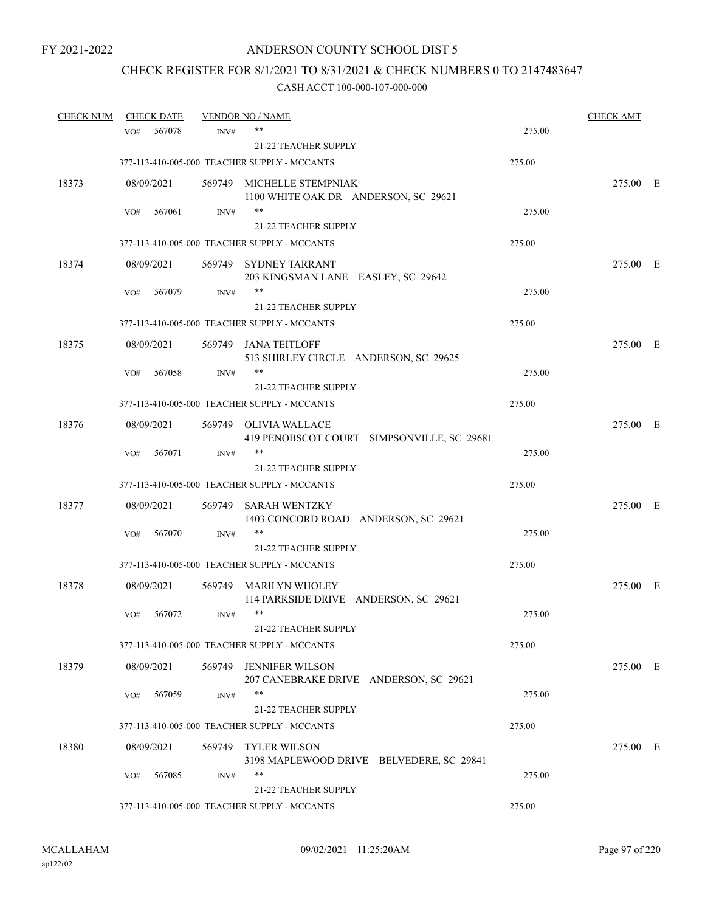FY 2021-2022

ANDERSON COUNTY SCHOOL DIST 5

CHECK REGISTER FOR 8/1/2021 TO 8/31/2021 & CHECK NUMBERS 0 TO 2147483647

CASH ACCT 100-000-107-000-000

| CHECK NUM | CHECK DATE | VENDOR NO / NAME | | CHECK AMT |
|---|---|---|---|---|
| | VO# 567078 INV# | ** <br> 21-22 TEACHER SUPPLY | 275.00 | |
| | | 377-113-410-005-000 TEACHER SUPPLY - MCCANTS | 275.00 | |
| 18373 | 08/09/2021 | 569749 MICHELLE STEMPNIAK <br> 1100 WHITE OAK DR ANDERSON, SC 29621 | | 275.00 E |
| | VO# 567061 INV# | ** <br> 21-22 TEACHER SUPPLY | 275.00 | |
| | | 377-113-410-005-000 TEACHER SUPPLY - MCCANTS | 275.00 | |
| 18374 | 08/09/2021 | 569749 SYDNEY TARRANT <br> 203 KINGSMAN LANE EASLEY, SC 29642 | | 275.00 E |
| | VO# 567079 INV# | ** <br> 21-22 TEACHER SUPPLY | 275.00 | |
| | | 377-113-410-005-000 TEACHER SUPPLY - MCCANTS | 275.00 | |
| 18375 | 08/09/2021 | 569749 JANA TEITLOFF <br> 513 SHIRLEY CIRCLE ANDERSON, SC 29625 | | 275.00 E |
| | VO# 567058 INV# | ** <br> 21-22 TEACHER SUPPLY | 275.00 | |
| | | 377-113-410-005-000 TEACHER SUPPLY - MCCANTS | 275.00 | |
| 18376 | 08/09/2021 | 569749 OLIVIA WALLACE <br> 419 PENOBSCOT COURT SIMPSONVILLE, SC 29681 | | 275.00 E |
| | VO# 567071 INV# | ** <br> 21-22 TEACHER SUPPLY | 275.00 | |
| | | 377-113-410-005-000 TEACHER SUPPLY - MCCANTS | 275.00 | |
| 18377 | 08/09/2021 | 569749 SARAH WENTZKY <br> 1403 CONCORD ROAD ANDERSON, SC 29621 | | 275.00 E |
| | VO# 567070 INV# | ** <br> 21-22 TEACHER SUPPLY | 275.00 | |
| | | 377-113-410-005-000 TEACHER SUPPLY - MCCANTS | 275.00 | |
| 18378 | 08/09/2021 | 569749 MARILYN WHOLEY <br> 114 PARKSIDE DRIVE ANDERSON, SC 29621 | | 275.00 E |
| | VO# 567072 INV# | ** <br> 21-22 TEACHER SUPPLY | 275.00 | |
| | | 377-113-410-005-000 TEACHER SUPPLY - MCCANTS | 275.00 | |
| 18379 | 08/09/2021 | 569749 JENNIFER WILSON <br> 207 CANEBRAKE DRIVE ANDERSON, SC 29621 | | 275.00 E |
| | VO# 567059 INV# | ** <br> 21-22 TEACHER SUPPLY | 275.00 | |
| | | 377-113-410-005-000 TEACHER SUPPLY - MCCANTS | 275.00 | |
| 18380 | 08/09/2021 | 569749 TYLER WILSON <br> 3198 MAPLEWOOD DRIVE BELVEDERE, SC 29841 | | 275.00 E |
| | VO# 567085 INV# | ** <br> 21-22 TEACHER SUPPLY | 275.00 | |
| | | 377-113-410-005-000 TEACHER SUPPLY - MCCANTS | 275.00 | |

MCALLAHAM
ap122r02
09/02/2021 11:25:20AM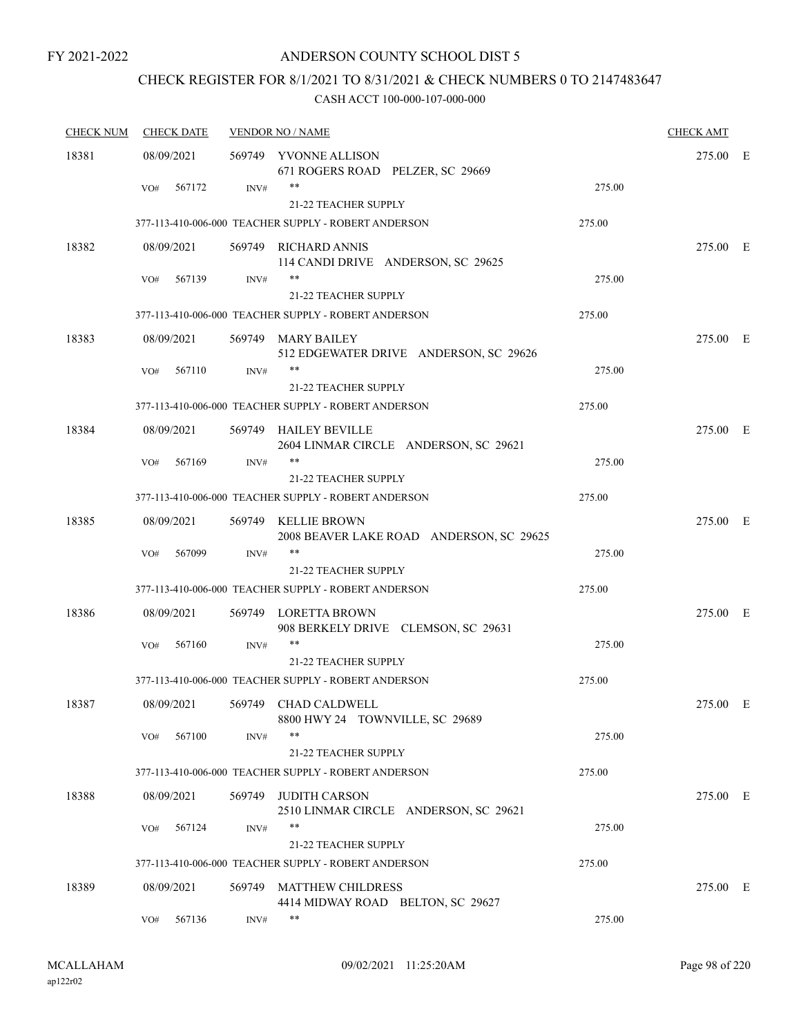FY 2021-2022

# ANDERSON COUNTY SCHOOL DIST 5

## CHECK REGISTER FOR 8/1/2021 TO 8/31/2021 & CHECK NUMBERS 0 TO 2147483647

### CASH ACCT 100-000-107-000-000

| CHECK NUM | CHECK DATE | VENDOR NO / NAME | | CHECK AMT | |
|---|---|---|---|---|---|
| 18381 | 08/09/2021 | 569749 YVONNE ALLISON<br>671 ROGERS ROAD PELZER, SC 29669 | | 275.00 | E |
| | VO# 567172 | INV# ** | 275.00 | | |
| | | 21-22 TEACHER SUPPLY | | | |
| | 377-113-410-006-000 TEACHER SUPPLY - ROBERT ANDERSON | | 275.00 | | |
| 18382 | 08/09/2021 | 569749 RICHARD ANNIS<br>114 CANDI DRIVE ANDERSON, SC 29625 | | 275.00 | E |
| | VO# 567139 | INV# ** | 275.00 | | |
| | | 21-22 TEACHER SUPPLY | | | |
| | 377-113-410-006-000 TEACHER SUPPLY - ROBERT ANDERSON | | 275.00 | | |
| 18383 | 08/09/2021 | 569749 MARY BAILEY<br>512 EDGEWATER DRIVE ANDERSON, SC 29626 | | 275.00 | E |
| | VO# 567110 | INV# ** | 275.00 | | |
| | | 21-22 TEACHER SUPPLY | | | |
| | 377-113-410-006-000 TEACHER SUPPLY - ROBERT ANDERSON | | 275.00 | | |
| 18384 | 08/09/2021 | 569749 HAILEY BEVILLE<br>2604 LINMAR CIRCLE ANDERSON, SC 29621 | | 275.00 | E |
| | VO# 567169 | INV# ** | 275.00 | | |
| | | 21-22 TEACHER SUPPLY | | | |
| | 377-113-410-006-000 TEACHER SUPPLY - ROBERT ANDERSON | | 275.00 | | |
| 18385 | 08/09/2021 | 569749 KELLIE BROWN<br>2008 BEAVER LAKE ROAD ANDERSON, SC 29625 | | 275.00 | E |
| | VO# 567099 | INV# ** | 275.00 | | |
| | | 21-22 TEACHER SUPPLY | | | |
| | 377-113-410-006-000 TEACHER SUPPLY - ROBERT ANDERSON | | 275.00 | | |
| 18386 | 08/09/2021 | 569749 LORETTA BROWN<br>908 BERKELY DRIVE CLEMSON, SC 29631 | | 275.00 | E |
| | VO# 567160 | INV# ** | 275.00 | | |
| | | 21-22 TEACHER SUPPLY | | | |
| | 377-113-410-006-000 TEACHER SUPPLY - ROBERT ANDERSON | | 275.00 | | |
| 18387 | 08/09/2021 | 569749 CHAD CALDWELL<br>8800 HWY 24 TOWNVILLE, SC 29689 | | 275.00 | E |
| | VO# 567100 | INV# ** | 275.00 | | |
| | | 21-22 TEACHER SUPPLY | | | |
| | 377-113-410-006-000 TEACHER SUPPLY - ROBERT ANDERSON | | 275.00 | | |
| 18388 | 08/09/2021 | 569749 JUDITH CARSON<br>2510 LINMAR CIRCLE ANDERSON, SC 29621 | | 275.00 | E |
| | VO# 567124 | INV# ** | 275.00 | | |
| | | 21-22 TEACHER SUPPLY | | | |
| | 377-113-410-006-000 TEACHER SUPPLY - ROBERT ANDERSON | | 275.00 | | |
| 18389 | 08/09/2021 | 569749 MATTHEW CHILDRESS<br>4414 MIDWAY ROAD BELTON, SC 29627 | | 275.00 | E |
| | VO# 567136 | INV# ** | 275.00 | | |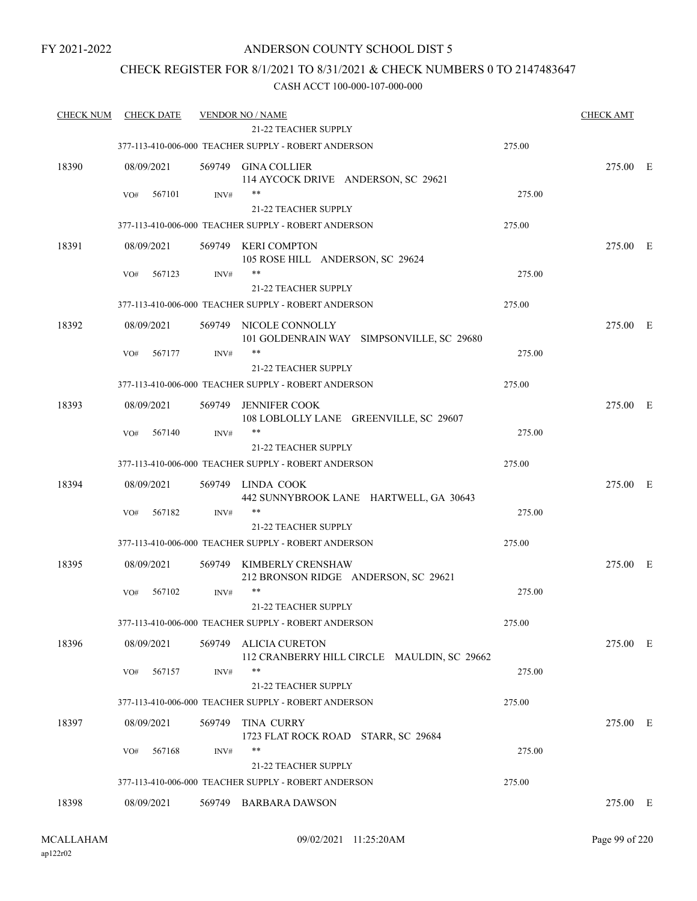FY 2021-2022

# ANDERSON COUNTY SCHOOL DIST 5

## CHECK REGISTER FOR 8/1/2021 TO 8/31/2021 & CHECK NUMBERS 0 TO 2147483647

### CASH ACCT 100-000-107-000-000

| CHECK NUM | CHECK DATE | VENDOR NO / NAME | | CHECK AMT | |
|---|---|---|---|---|---|
| | | 21-22 TEACHER SUPPLY | | | |
| | | 377-113-410-006-000 TEACHER SUPPLY - ROBERT ANDERSON | 275.00 | | |
| 18390 | 08/09/2021 | 569749 GINA COLLIER<br>114 AYCOCK DRIVE ANDERSON, SC 29621 | | 275.00 | E |
| | VO# 567101 | INV# ** | 275.00 | | |
| | | 21-22 TEACHER SUPPLY | | | |
| | | 377-113-410-006-000 TEACHER SUPPLY - ROBERT ANDERSON | 275.00 | | |
| 18391 | 08/09/2021 | 569749 KERI COMPTON<br>105 ROSE HILL ANDERSON, SC 29624 | | 275.00 | E |
| | VO# 567123 | INV# ** | 275.00 | | |
| | | 21-22 TEACHER SUPPLY | | | |
| | | 377-113-410-006-000 TEACHER SUPPLY - ROBERT ANDERSON | 275.00 | | |
| 18392 | 08/09/2021 | 569749 NICOLE CONNOLLY<br>101 GOLDENRAIN WAY SIMPSONVILLE, SC 29680 | | 275.00 | E |
| | VO# 567177 | INV# ** | 275.00 | | |
| | | 21-22 TEACHER SUPPLY | | | |
| | | 377-113-410-006-000 TEACHER SUPPLY - ROBERT ANDERSON | 275.00 | | |
| 18393 | 08/09/2021 | 569749 JENNIFER COOK<br>108 LOBLOLLY LANE GREENVILLE, SC 29607 | | 275.00 | E |
| | VO# 567140 | INV# ** | 275.00 | | |
| | | 21-22 TEACHER SUPPLY | | | |
| | | 377-113-410-006-000 TEACHER SUPPLY - ROBERT ANDERSON | 275.00 | | |
| 18394 | 08/09/2021 | 569749 LINDA COOK<br>442 SUNNYBROOK LANE HARTWELL, GA 30643 | | 275.00 | E |
| | VO# 567182 | INV# ** | 275.00 | | |
| | | 21-22 TEACHER SUPPLY | | | |
| | | 377-113-410-006-000 TEACHER SUPPLY - ROBERT ANDERSON | 275.00 | | |
| 18395 | 08/09/2021 | 569749 KIMBERLY CRENSHAW<br>212 BRONSON RIDGE ANDERSON, SC 29621 | | 275.00 | E |
| | VO# 567102 | INV# ** | 275.00 | | |
| | | 21-22 TEACHER SUPPLY | | | |
| | | 377-113-410-006-000 TEACHER SUPPLY - ROBERT ANDERSON | 275.00 | | |
| 18396 | 08/09/2021 | 569749 ALICIA CURETON<br>112 CRANBERRY HILL CIRCLE MAULDIN, SC 29662 | | 275.00 | E |
| | VO# 567157 | INV# ** | 275.00 | | |
| | | 21-22 TEACHER SUPPLY | | | |
| | | 377-113-410-006-000 TEACHER SUPPLY - ROBERT ANDERSON | 275.00 | | |
| 18397 | 08/09/2021 | 569749 TINA CURRY<br>1723 FLAT ROCK ROAD STARR, SC 29684 | | 275.00 | E |
| | VO# 567168 | INV# ** | 275.00 | | |
| | | 21-22 TEACHER SUPPLY | | | |
| | | 377-113-410-006-000 TEACHER SUPPLY - ROBERT ANDERSON | 275.00 | | |
| 18398 | 08/09/2021 | 569749 BARBARA DAWSON | | 275.00 | E |

MCALLAHAM
ap122r02

09/02/2021 11:25:20AM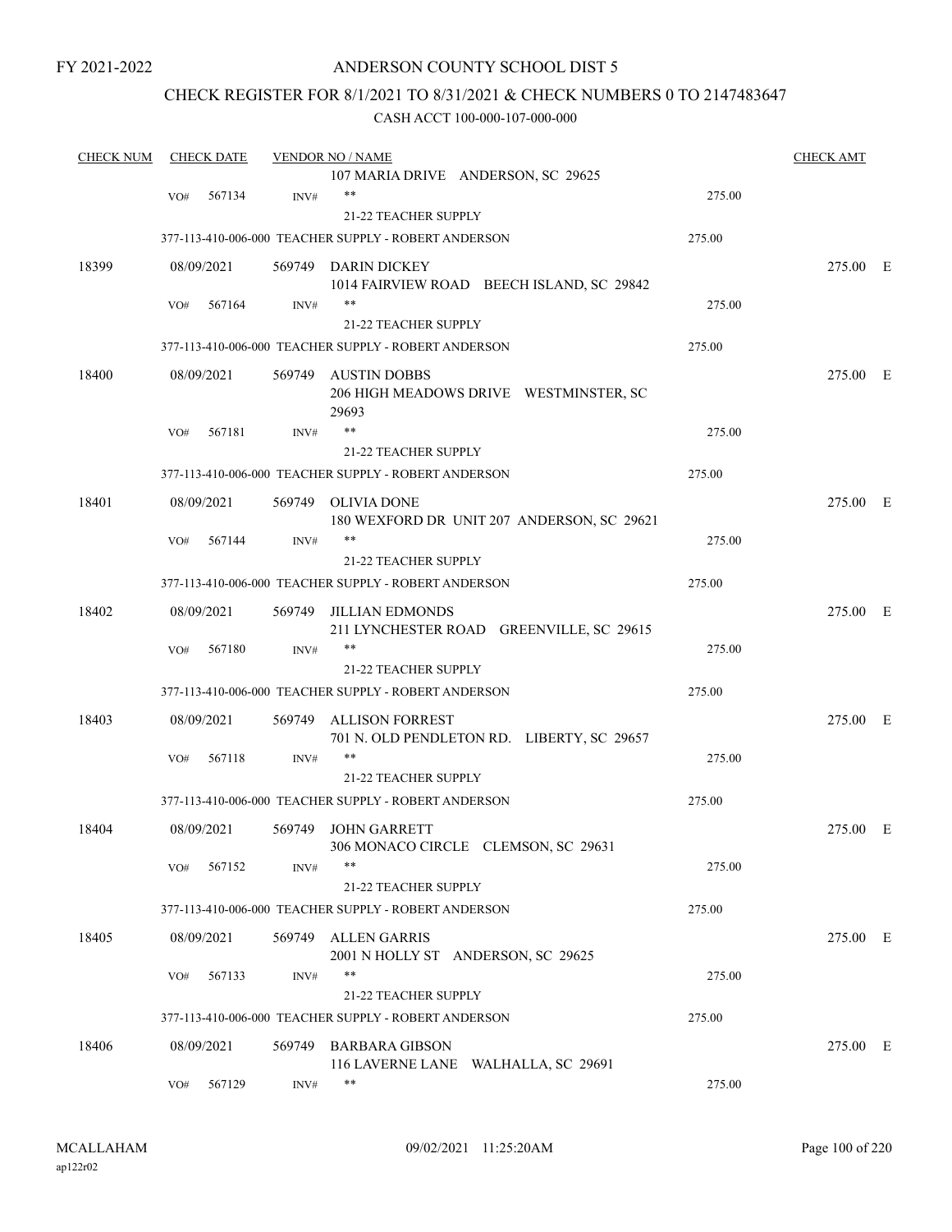FY 2021-2022

# ANDERSON COUNTY SCHOOL DIST 5

## CHECK REGISTER FOR 8/1/2021 TO 8/31/2021 & CHECK NUMBERS 0 TO 2147483647

### CASH ACCT 100-000-107-000-000

| CHECK NUM | CHECK DATE | VENDOR NO / NAME | | CHECK AMT |
|---|---|---|---|---|
| | | 107 MARIA DRIVE ANDERSON, SC 29625 | | |
| | VO# 567134 | INV# ** | 275.00 | |
| | | 21-22 TEACHER SUPPLY | | |
| | | 377-113-410-006-000 TEACHER SUPPLY - ROBERT ANDERSON | 275.00 | |
| 18399 | 08/09/2021 | 569749 DARIN DICKEY<br>1014 FAIRVIEW ROAD BEECH ISLAND, SC 29842 | | 275.00 E |
| | VO# 567164 | INV# ** | 275.00 | |
| | | 21-22 TEACHER SUPPLY | | |
| | | 377-113-410-006-000 TEACHER SUPPLY - ROBERT ANDERSON | 275.00 | |
| 18400 | 08/09/2021 | 569749 AUSTIN DOBBS<br>206 HIGH MEADOWS DRIVE WESTMINSTER, SC 29693 | | 275.00 E |
| | VO# 567181 | INV# ** | 275.00 | |
| | | 21-22 TEACHER SUPPLY | | |
| | | 377-113-410-006-000 TEACHER SUPPLY - ROBERT ANDERSON | 275.00 | |
| 18401 | 08/09/2021 | 569749 OLIVIA DONE<br>180 WEXFORD DR UNIT 207 ANDERSON, SC 29621 | | 275.00 E |
| | VO# 567144 | INV# ** | 275.00 | |
| | | 21-22 TEACHER SUPPLY | | |
| | | 377-113-410-006-000 TEACHER SUPPLY - ROBERT ANDERSON | 275.00 | |
| 18402 | 08/09/2021 | 569749 JILLIAN EDMONDS<br>211 LYNCHESTER ROAD GREENVILLE, SC 29615 | | 275.00 E |
| | VO# 567180 | INV# ** | 275.00 | |
| | | 21-22 TEACHER SUPPLY | | |
| | | 377-113-410-006-000 TEACHER SUPPLY - ROBERT ANDERSON | 275.00 | |
| 18403 | 08/09/2021 | 569749 ALLISON FORREST<br>701 N. OLD PENDLETON RD. LIBERTY, SC 29657 | | 275.00 E |
| | VO# 567118 | INV# ** | 275.00 | |
| | | 21-22 TEACHER SUPPLY | | |
| | | 377-113-410-006-000 TEACHER SUPPLY - ROBERT ANDERSON | 275.00 | |
| 18404 | 08/09/2021 | 569749 JOHN GARRETT<br>306 MONACO CIRCLE CLEMSON, SC 29631 | | 275.00 E |
| | VO# 567152 | INV# ** | 275.00 | |
| | | 21-22 TEACHER SUPPLY | | |
| | | 377-113-410-006-000 TEACHER SUPPLY - ROBERT ANDERSON | 275.00 | |
| 18405 | 08/09/2021 | 569749 ALLEN GARRIS<br>2001 N HOLLY ST ANDERSON, SC 29625 | | 275.00 E |
| | VO# 567133 | INV# ** | 275.00 | |
| | | 21-22 TEACHER SUPPLY | | |
| | | 377-113-410-006-000 TEACHER SUPPLY - ROBERT ANDERSON | 275.00 | |
| 18406 | 08/09/2021 | 569749 BARBARA GIBSON<br>116 LAVERNE LANE WALHALLA, SC 29691 | | 275.00 E |
| | VO# 567129 | INV# ** | 275.00 | |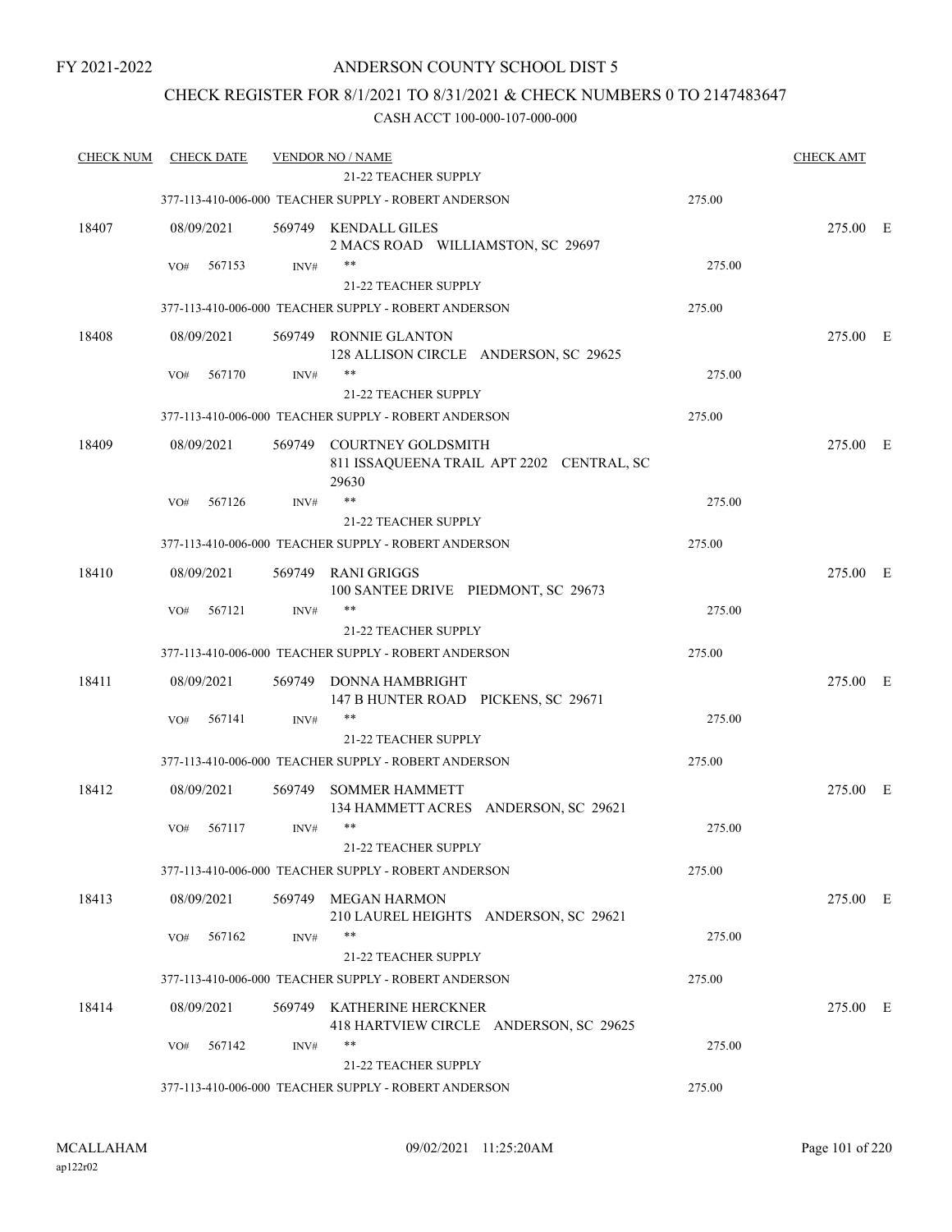FY 2021-2022

# ANDERSON COUNTY SCHOOL DIST 5

## CHECK REGISTER FOR 8/1/2021 TO 8/31/2021 & CHECK NUMBERS 0 TO 2147483647

### CASH ACCT 100-000-107-000-000

| CHECK NUM | CHECK DATE | VENDOR NO / NAME | | CHECK AMT | |
|---|---|---|---|---|---|
| | | 21-22 TEACHER SUPPLY | | | |
| | | 377-113-410-006-000 TEACHER SUPPLY - ROBERT ANDERSON | 275.00 | | |
| 18407 | 08/09/2021 | 569749 KENDALL GILES<br>2 MACS ROAD WILLIAMSTON, SC 29697 | | 275.00 | E |
| | VO# 567153 | INV# **<br>21-22 TEACHER SUPPLY | 275.00 | | |
| | | 377-113-410-006-000 TEACHER SUPPLY - ROBERT ANDERSON | 275.00 | | |
| 18408 | 08/09/2021 | 569749 RONNIE GLANTON<br>128 ALLISON CIRCLE ANDERSON, SC 29625 | | 275.00 | E |
| | VO# 567170 | INV# **<br>21-22 TEACHER SUPPLY | 275.00 | | |
| | | 377-113-410-006-000 TEACHER SUPPLY - ROBERT ANDERSON | 275.00 | | |
| 18409 | 08/09/2021 | 569749 COURTNEY GOLDSMITH<br>811 ISSAQUEENA TRAIL APT 2202 CENTRAL, SC 29630 | | 275.00 | E |
| | VO# 567126 | INV# **<br>21-22 TEACHER SUPPLY | 275.00 | | |
| | | 377-113-410-006-000 TEACHER SUPPLY - ROBERT ANDERSON | 275.00 | | |
| 18410 | 08/09/2021 | 569749 RANI GRIGGS<br>100 SANTEE DRIVE PIEDMONT, SC 29673 | | 275.00 | E |
| | VO# 567121 | INV# **<br>21-22 TEACHER SUPPLY | 275.00 | | |
| | | 377-113-410-006-000 TEACHER SUPPLY - ROBERT ANDERSON | 275.00 | | |
| 18411 | 08/09/2021 | 569749 DONNA HAMBRIGHT<br>147 B HUNTER ROAD PICKENS, SC 29671 | | 275.00 | E |
| | VO# 567141 | INV# **<br>21-22 TEACHER SUPPLY | 275.00 | | |
| | | 377-113-410-006-000 TEACHER SUPPLY - ROBERT ANDERSON | 275.00 | | |
| 18412 | 08/09/2021 | 569749 SOMMER HAMMETT<br>134 HAMMETT ACRES ANDERSON, SC 29621 | | 275.00 | E |
| | VO# 567117 | INV# **<br>21-22 TEACHER SUPPLY | 275.00 | | |
| | | 377-113-410-006-000 TEACHER SUPPLY - ROBERT ANDERSON | 275.00 | | |
| 18413 | 08/09/2021 | 569749 MEGAN HARMON<br>210 LAUREL HEIGHTS ANDERSON, SC 29621 | | 275.00 | E |
| | VO# 567162 | INV# **<br>21-22 TEACHER SUPPLY | 275.00 | | |
| | | 377-113-410-006-000 TEACHER SUPPLY - ROBERT ANDERSON | 275.00 | | |
| 18414 | 08/09/2021 | 569749 KATHERINE HERCKNER<br>418 HARTVIEW CIRCLE ANDERSON, SC 29625 | | 275.00 | E |
| | VO# 567142 | INV# **<br>21-22 TEACHER SUPPLY | 275.00 | | |
| | | 377-113-410-006-000 TEACHER SUPPLY - ROBERT ANDERSON | 275.00 | | |

MCALLAHAM
ap122r02

09/02/2021 11:25:20AM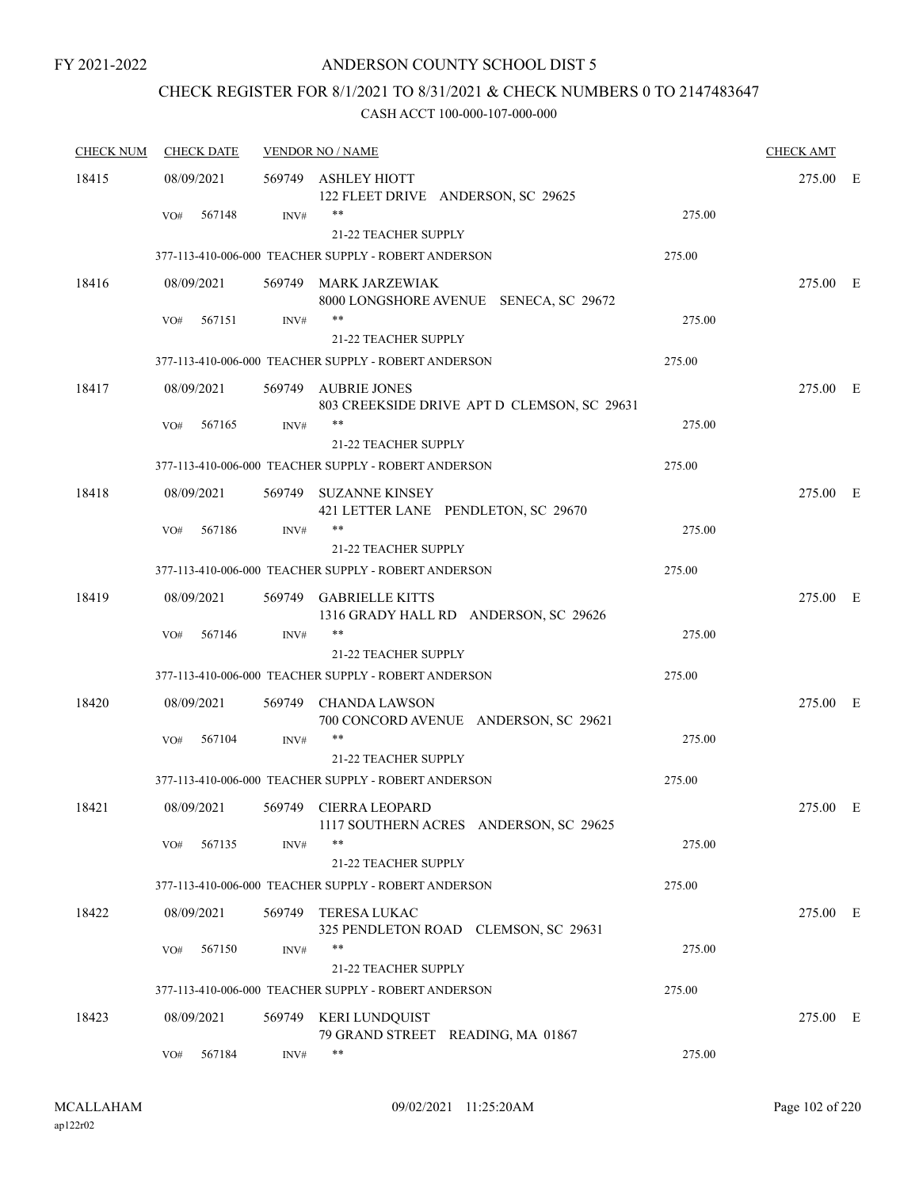FY 2021-2022

# ANDERSON COUNTY SCHOOL DIST 5

## CHECK REGISTER FOR 8/1/2021 TO 8/31/2021 & CHECK NUMBERS 0 TO 2147483647

### CASH ACCT 100-000-107-000-000

| CHECK NUM | CHECK DATE | VENDOR NO / NAME | | CHECK AMT |
|---|---|---|---|---|
| 18415 | 08/09/2021 | 569749 ASHLEY HIOTT<br>122 FLEET DRIVE ANDERSON, SC 29625 | | 275.00 E |
| | VO# 567148 | INV# ** | 275.00 | |
| | | 21-22 TEACHER SUPPLY | | |
| | 377-113-410-006-000 TEACHER SUPPLY - ROBERT ANDERSON | | 275.00 | |
| 18416 | 08/09/2021 | 569749 MARK JARZEWIAK<br>8000 LONGSHORE AVENUE SENECA, SC 29672 | | 275.00 E |
| | VO# 567151 | INV# ** | 275.00 | |
| | | 21-22 TEACHER SUPPLY | | |
| | 377-113-410-006-000 TEACHER SUPPLY - ROBERT ANDERSON | | 275.00 | |
| 18417 | 08/09/2021 | 569749 AUBRIE JONES<br>803 CREEKSIDE DRIVE APT D CLEMSON, SC 29631 | | 275.00 E |
| | VO# 567165 | INV# ** | 275.00 | |
| | | 21-22 TEACHER SUPPLY | | |
| | 377-113-410-006-000 TEACHER SUPPLY - ROBERT ANDERSON | | 275.00 | |
| 18418 | 08/09/2021 | 569749 SUZANNE KINSEY<br>421 LETTER LANE PENDLETON, SC 29670 | | 275.00 E |
| | VO# 567186 | INV# ** | 275.00 | |
| | | 21-22 TEACHER SUPPLY | | |
| | 377-113-410-006-000 TEACHER SUPPLY - ROBERT ANDERSON | | 275.00 | |
| 18419 | 08/09/2021 | 569749 GABRIELLE KITTS<br>1316 GRADY HALL RD ANDERSON, SC 29626 | | 275.00 E |
| | VO# 567146 | INV# ** | 275.00 | |
| | | 21-22 TEACHER SUPPLY | | |
| | 377-113-410-006-000 TEACHER SUPPLY - ROBERT ANDERSON | | 275.00 | |
| 18420 | 08/09/2021 | 569749 CHANDA LAWSON<br>700 CONCORD AVENUE ANDERSON, SC 29621 | | 275.00 E |
| | VO# 567104 | INV# ** | 275.00 | |
| | | 21-22 TEACHER SUPPLY | | |
| | 377-113-410-006-000 TEACHER SUPPLY - ROBERT ANDERSON | | 275.00 | |
| 18421 | 08/09/2021 | 569749 CIERRA LEOPARD<br>1117 SOUTHERN ACRES ANDERSON, SC 29625 | | 275.00 E |
| | VO# 567135 | INV# ** | 275.00 | |
| | | 21-22 TEACHER SUPPLY | | |
| | 377-113-410-006-000 TEACHER SUPPLY - ROBERT ANDERSON | | 275.00 | |
| 18422 | 08/09/2021 | 569749 TERESA LUKAC<br>325 PENDLETON ROAD CLEMSON, SC 29631 | | 275.00 E |
| | VO# 567150 | INV# ** | 275.00 | |
| | | 21-22 TEACHER SUPPLY | | |
| | 377-113-410-006-000 TEACHER SUPPLY - ROBERT ANDERSON | | 275.00 | |
| 18423 | 08/09/2021 | 569749 KERI LUNDQUIST<br>79 GRAND STREET READING, MA 01867 | | 275.00 E |
| | VO# 567184 | INV# ** | 275.00 | |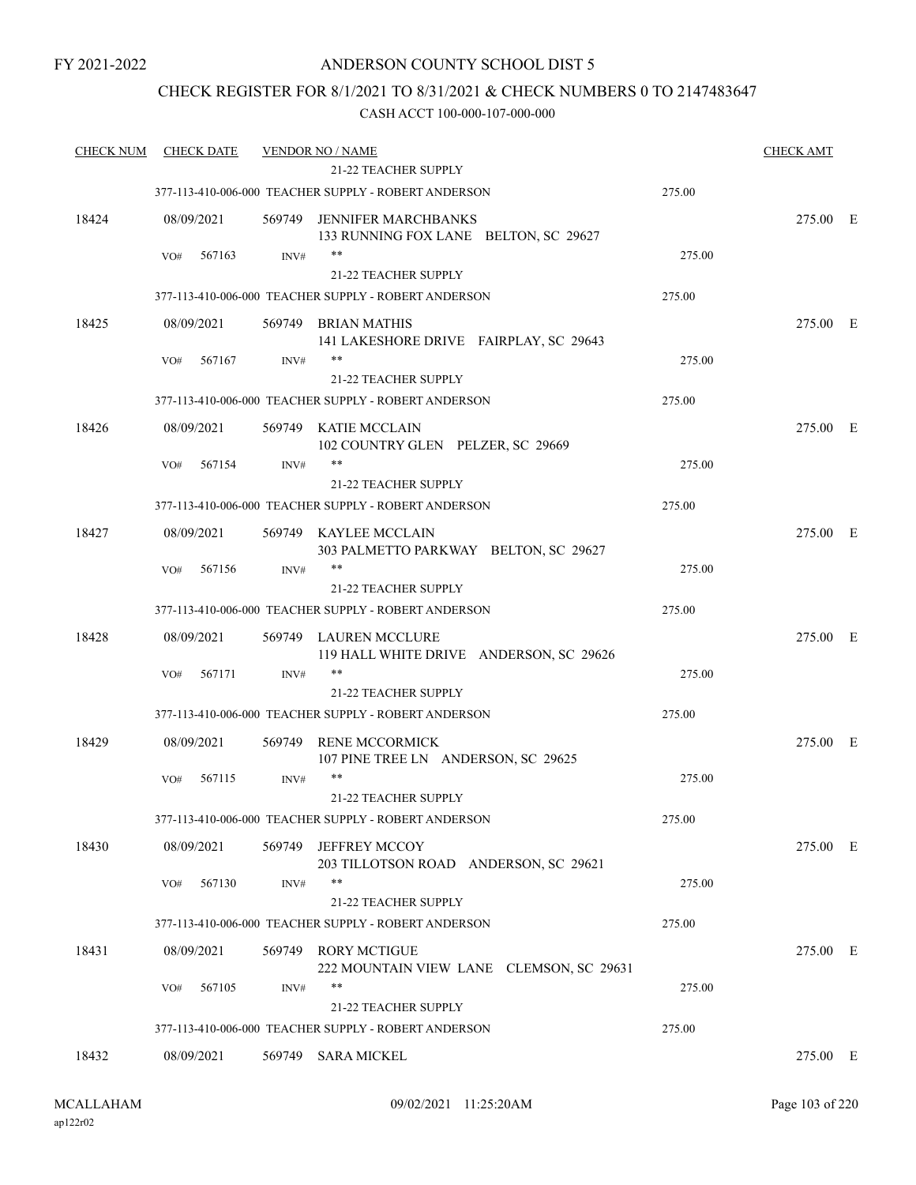FY 2021-2022

# ANDERSON COUNTY SCHOOL DIST 5

## CHECK REGISTER FOR 8/1/2021 TO 8/31/2021 & CHECK NUMBERS 0 TO 2147483647

### CASH ACCT 100-000-107-000-000

| CHECK NUM | CHECK DATE | VENDOR NO / NAME | | CHECK AMT |
|---|---|---|---|---|
| | | 21-22 TEACHER SUPPLY | | |
| | | 377-113-410-006-000 TEACHER SUPPLY - ROBERT ANDERSON | 275.00 | |
| 18424 | 08/09/2021 | 569749 JENNIFER MARCHBANKS<br>133 RUNNING FOX LANE BELTON, SC 29627 | | 275.00 E |
| | VO# 567163 | INV# ** | 275.00 | |
| | | 21-22 TEACHER SUPPLY | | |
| | | 377-113-410-006-000 TEACHER SUPPLY - ROBERT ANDERSON | 275.00 | |
| 18425 | 08/09/2021 | 569749 BRIAN MATHIS<br>141 LAKESHORE DRIVE FAIRPLAY, SC 29643 | | 275.00 E |
| | VO# 567167 | INV# ** | 275.00 | |
| | | 21-22 TEACHER SUPPLY | | |
| | | 377-113-410-006-000 TEACHER SUPPLY - ROBERT ANDERSON | 275.00 | |
| 18426 | 08/09/2021 | 569749 KATIE MCCLAIN<br>102 COUNTRY GLEN PELZER, SC 29669 | | 275.00 E |
| | VO# 567154 | INV# ** | 275.00 | |
| | | 21-22 TEACHER SUPPLY | | |
| | | 377-113-410-006-000 TEACHER SUPPLY - ROBERT ANDERSON | 275.00 | |
| 18427 | 08/09/2021 | 569749 KAYLEE MCCLAIN<br>303 PALMETTO PARKWAY BELTON, SC 29627 | | 275.00 E |
| | VO# 567156 | INV# ** | 275.00 | |
| | | 21-22 TEACHER SUPPLY | | |
| | | 377-113-410-006-000 TEACHER SUPPLY - ROBERT ANDERSON | 275.00 | |
| 18428 | 08/09/2021 | 569749 LAUREN MCCLURE<br>119 HALL WHITE DRIVE ANDERSON, SC 29626 | | 275.00 E |
| | VO# 567171 | INV# ** | 275.00 | |
| | | 21-22 TEACHER SUPPLY | | |
| | | 377-113-410-006-000 TEACHER SUPPLY - ROBERT ANDERSON | 275.00 | |
| 18429 | 08/09/2021 | 569749 RENE MCCORMICK<br>107 PINE TREE LN ANDERSON, SC 29625 | | 275.00 E |
| | VO# 567115 | INV# ** | 275.00 | |
| | | 21-22 TEACHER SUPPLY | | |
| | | 377-113-410-006-000 TEACHER SUPPLY - ROBERT ANDERSON | 275.00 | |
| 18430 | 08/09/2021 | 569749 JEFFREY MCCOY<br>203 TILLOTSON ROAD ANDERSON, SC 29621 | | 275.00 E |
| | VO# 567130 | INV# ** | 275.00 | |
| | | 21-22 TEACHER SUPPLY | | |
| | | 377-113-410-006-000 TEACHER SUPPLY - ROBERT ANDERSON | 275.00 | |
| 18431 | 08/09/2021 | 569749 RORY MCTIGUE<br>222 MOUNTAIN VIEW LANE CLEMSON, SC 29631 | | 275.00 E |
| | VO# 567105 | INV# ** | 275.00 | |
| | | 21-22 TEACHER SUPPLY | | |
| | | 377-113-410-006-000 TEACHER SUPPLY - ROBERT ANDERSON | 275.00 | |
| 18432 | 08/09/2021 | 569749 SARA MICKEL | | 275.00 E |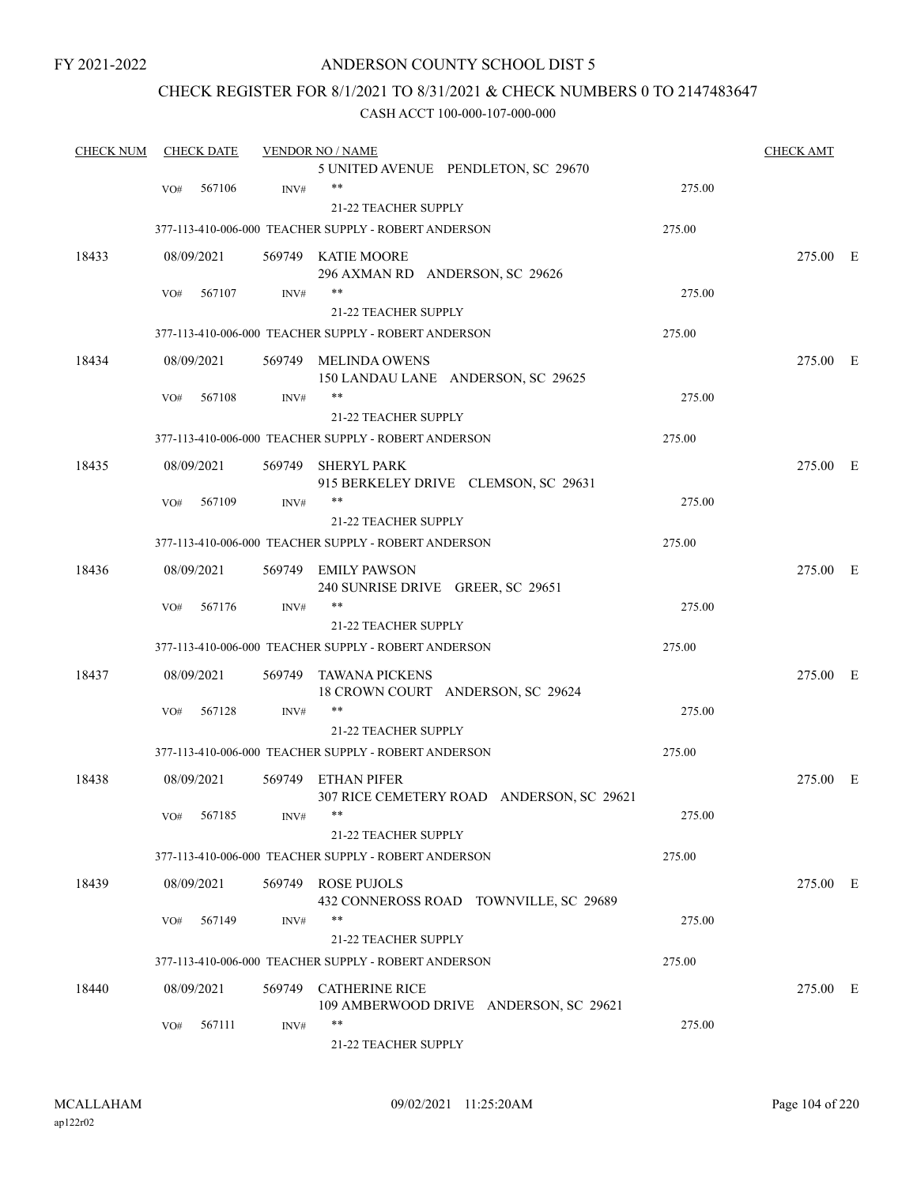FY 2021-2022

# ANDERSON COUNTY SCHOOL DIST 5

## CHECK REGISTER FOR 8/1/2021 TO 8/31/2021 & CHECK NUMBERS 0 TO 2147483647

### CASH ACCT 100-000-107-000-000

| CHECK NUM | CHECK DATE | VENDOR NO / NAME | | CHECK AMT |
|---|---|---|---|---|
| | | 5 UNITED AVENUE PENDLETON, SC 29670 | | |
| | VO# 567106 | INV# ** | 275.00 | |
| | | 21-22 TEACHER SUPPLY | | |
| | | 377-113-410-006-000 TEACHER SUPPLY - ROBERT ANDERSON | 275.00 | |
| 18433 | 08/09/2021 | 569749 KATIE MOORE<br>296 AXMAN RD ANDERSON, SC 29626 | | 275.00 E |
| | VO# 567107 | INV# ** | 275.00 | |
| | | 21-22 TEACHER SUPPLY | | |
| | | 377-113-410-006-000 TEACHER SUPPLY - ROBERT ANDERSON | 275.00 | |
| 18434 | 08/09/2021 | 569749 MELINDA OWENS<br>150 LANDAU LANE ANDERSON, SC 29625 | | 275.00 E |
| | VO# 567108 | INV# ** | 275.00 | |
| | | 21-22 TEACHER SUPPLY | | |
| | | 377-113-410-006-000 TEACHER SUPPLY - ROBERT ANDERSON | 275.00 | |
| 18435 | 08/09/2021 | 569749 SHERYL PARK<br>915 BERKELEY DRIVE CLEMSON, SC 29631 | | 275.00 E |
| | VO# 567109 | INV# ** | 275.00 | |
| | | 21-22 TEACHER SUPPLY | | |
| | | 377-113-410-006-000 TEACHER SUPPLY - ROBERT ANDERSON | 275.00 | |
| 18436 | 08/09/2021 | 569749 EMILY PAWSON<br>240 SUNRISE DRIVE GREER, SC 29651 | | 275.00 E |
| | VO# 567176 | INV# ** | 275.00 | |
| | | 21-22 TEACHER SUPPLY | | |
| | | 377-113-410-006-000 TEACHER SUPPLY - ROBERT ANDERSON | 275.00 | |
| 18437 | 08/09/2021 | 569749 TAWANA PICKENS<br>18 CROWN COURT ANDERSON, SC 29624 | | 275.00 E |
| | VO# 567128 | INV# ** | 275.00 | |
| | | 21-22 TEACHER SUPPLY | | |
| | | 377-113-410-006-000 TEACHER SUPPLY - ROBERT ANDERSON | 275.00 | |
| 18438 | 08/09/2021 | 569749 ETHAN PIFER<br>307 RICE CEMETERY ROAD ANDERSON, SC 29621 | | 275.00 E |
| | VO# 567185 | INV# ** | 275.00 | |
| | | 21-22 TEACHER SUPPLY | | |
| | | 377-113-410-006-000 TEACHER SUPPLY - ROBERT ANDERSON | 275.00 | |
| 18439 | 08/09/2021 | 569749 ROSE PUJOLS<br>432 CONNEROSS ROAD TOWNVILLE, SC 29689 | | 275.00 E |
| | VO# 567149 | INV# ** | 275.00 | |
| | | 21-22 TEACHER SUPPLY | | |
| | | 377-113-410-006-000 TEACHER SUPPLY - ROBERT ANDERSON | 275.00 | |
| 18440 | 08/09/2021 | 569749 CATHERINE RICE<br>109 AMBERWOOD DRIVE ANDERSON, SC 29621 | | 275.00 E |
| | VO# 567111 | INV# ** | 275.00 | |
| | | 21-22 TEACHER SUPPLY | | |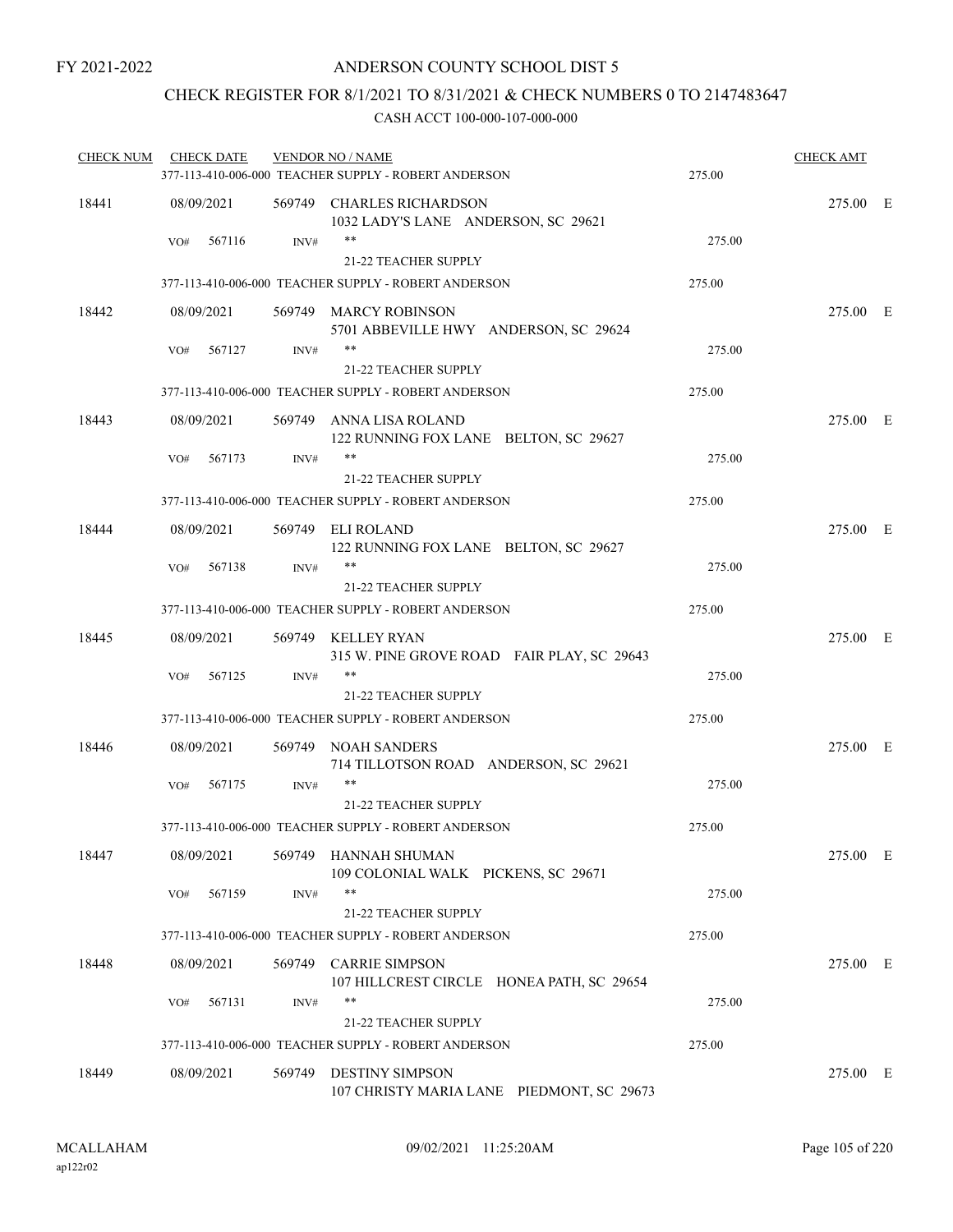FY 2021-2022

# ANDERSON COUNTY SCHOOL DIST 5

## CHECK REGISTER FOR 8/1/2021 TO 8/31/2021 & CHECK NUMBERS 0 TO 2147483647

CASH ACCT 100-000-107-000-000

| CHECK NUM | CHECK DATE | VENDOR NO / NAME | | CHECK AMT | |
|---|---|---|---|---|---|
| | | 377-113-410-006-000 TEACHER SUPPLY - ROBERT ANDERSON | 275.00 | | |
| 18441 | 08/09/2021 | 569749 CHARLES RICHARDSON<br>1032 LADY'S LANE ANDERSON, SC 29621 | | 275.00 | E |
| | VO# 567116 | INV# ** <br>21-22 TEACHER SUPPLY | 275.00 | | |
| | | 377-113-410-006-000 TEACHER SUPPLY - ROBERT ANDERSON | 275.00 | | |
| 18442 | 08/09/2021 | 569749 MARCY ROBINSON<br>5701 ABBEVILLE HWY ANDERSON, SC 29624 | | 275.00 | E |
| | VO# 567127 | INV# ** <br>21-22 TEACHER SUPPLY | 275.00 | | |
| | | 377-113-410-006-000 TEACHER SUPPLY - ROBERT ANDERSON | 275.00 | | |
| 18443 | 08/09/2021 | 569749 ANNA LISA ROLAND<br>122 RUNNING FOX LANE BELTON, SC 29627 | | 275.00 | E |
| | VO# 567173 | INV# ** <br>21-22 TEACHER SUPPLY | 275.00 | | |
| | | 377-113-410-006-000 TEACHER SUPPLY - ROBERT ANDERSON | 275.00 | | |
| 18444 | 08/09/2021 | 569749 ELI ROLAND<br>122 RUNNING FOX LANE BELTON, SC 29627 | | 275.00 | E |
| | VO# 567138 | INV# ** <br>21-22 TEACHER SUPPLY | 275.00 | | |
| | | 377-113-410-006-000 TEACHER SUPPLY - ROBERT ANDERSON | 275.00 | | |
| 18445 | 08/09/2021 | 569749 KELLEY RYAN<br>315 W. PINE GROVE ROAD FAIR PLAY, SC 29643 | | 275.00 | E |
| | VO# 567125 | INV# ** <br>21-22 TEACHER SUPPLY | 275.00 | | |
| | | 377-113-410-006-000 TEACHER SUPPLY - ROBERT ANDERSON | 275.00 | | |
| 18446 | 08/09/2021 | 569749 NOAH SANDERS<br>714 TILLOTSON ROAD ANDERSON, SC 29621 | | 275.00 | E |
| | VO# 567175 | INV# ** <br>21-22 TEACHER SUPPLY | 275.00 | | |
| | | 377-113-410-006-000 TEACHER SUPPLY - ROBERT ANDERSON | 275.00 | | |
| 18447 | 08/09/2021 | 569749 HANNAH SHUMAN<br>109 COLONIAL WALK PICKENS, SC 29671 | | 275.00 | E |
| | VO# 567159 | INV# ** <br>21-22 TEACHER SUPPLY | 275.00 | | |
| | | 377-113-410-006-000 TEACHER SUPPLY - ROBERT ANDERSON | 275.00 | | |
| 18448 | 08/09/2021 | 569749 CARRIE SIMPSON<br>107 HILLCREST CIRCLE HONEA PATH, SC 29654 | | 275.00 | E |
| | VO# 567131 | INV# ** <br>21-22 TEACHER SUPPLY | 275.00 | | |
| | | 377-113-410-006-000 TEACHER SUPPLY - ROBERT ANDERSON | 275.00 | | |
| 18449 | 08/09/2021 | 569749 DESTINY SIMPSON<br>107 CHRISTY MARIA LANE PIEDMONT, SC 29673 | | 275.00 | E |

MCALLAHAM ap122r02 09/02/2021 11:25:20AM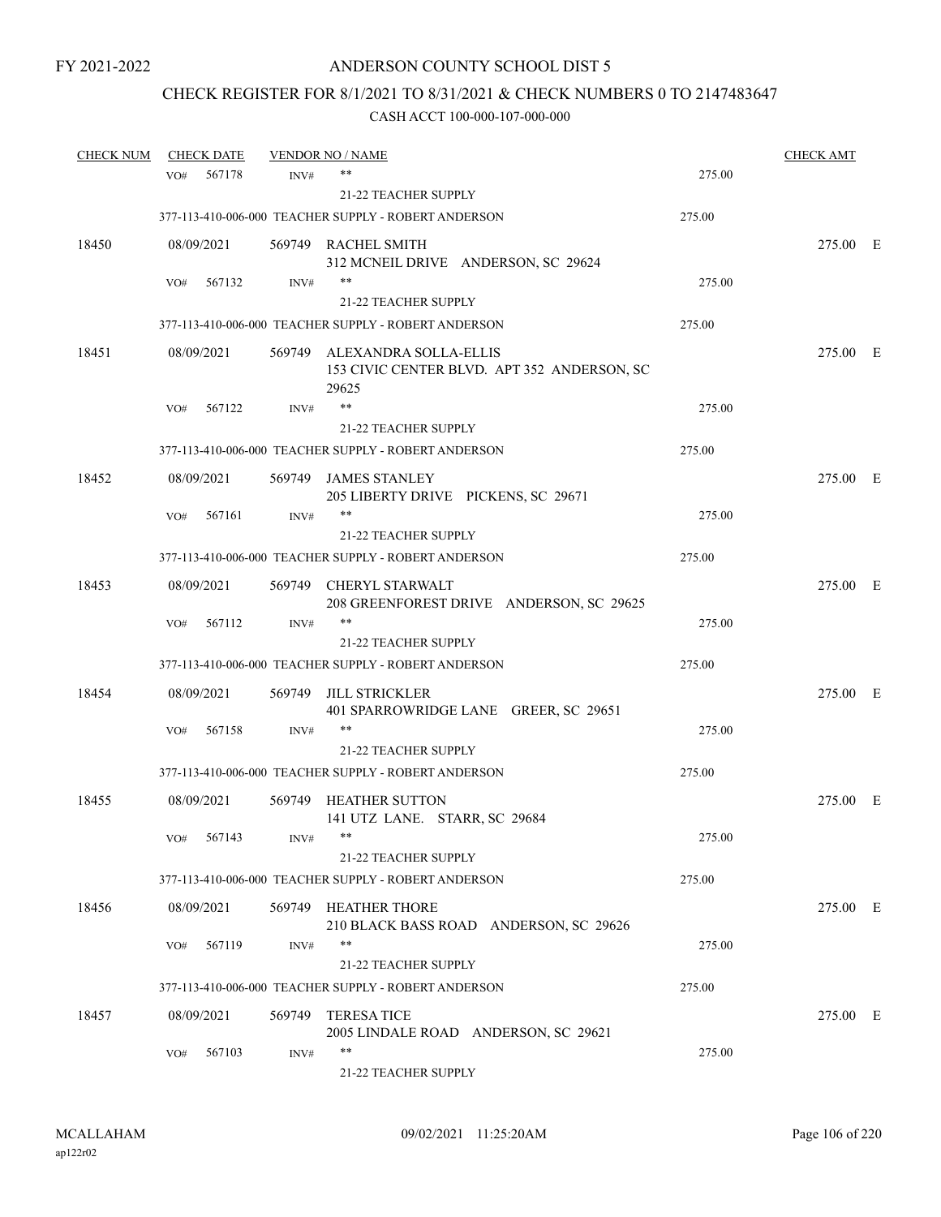FY 2021-2022

# ANDERSON COUNTY SCHOOL DIST 5

## CHECK REGISTER FOR 8/1/2021 TO 8/31/2021 & CHECK NUMBERS 0 TO 2147483647

### CASH ACCT 100-000-107-000-000

| CHECK NUM | CHECK DATE | VENDOR NO / NAME | | CHECK AMT | |
|---|---|---|---|---|---|
| | VO# 567178 | INV# ** 21-22 TEACHER SUPPLY | 275.00 | | |
| | | 377-113-410-006-000 TEACHER SUPPLY - ROBERT ANDERSON | 275.00 | | |
| 18450 | 08/09/2021 | 569749 RACHEL SMITH 312 MCNEIL DRIVE ANDERSON, SC 29624 | | 275.00 | E |
| | VO# 567132 | INV# ** 21-22 TEACHER SUPPLY | 275.00 | | |
| | | 377-113-410-006-000 TEACHER SUPPLY - ROBERT ANDERSON | 275.00 | | |
| 18451 | 08/09/2021 | 569749 ALEXANDRA SOLLA-ELLIS 153 CIVIC CENTER BLVD. APT 352 ANDERSON, SC 29625 | | 275.00 | E |
| | VO# 567122 | INV# ** 21-22 TEACHER SUPPLY | 275.00 | | |
| | | 377-113-410-006-000 TEACHER SUPPLY - ROBERT ANDERSON | 275.00 | | |
| 18452 | 08/09/2021 | 569749 JAMES STANLEY 205 LIBERTY DRIVE PICKENS, SC 29671 | | 275.00 | E |
| | VO# 567161 | INV# ** 21-22 TEACHER SUPPLY | 275.00 | | |
| | | 377-113-410-006-000 TEACHER SUPPLY - ROBERT ANDERSON | 275.00 | | |
| 18453 | 08/09/2021 | 569749 CHERYL STARWALT 208 GREENFOREST DRIVE ANDERSON, SC 29625 | | 275.00 | E |
| | VO# 567112 | INV# ** 21-22 TEACHER SUPPLY | 275.00 | | |
| | | 377-113-410-006-000 TEACHER SUPPLY - ROBERT ANDERSON | 275.00 | | |
| 18454 | 08/09/2021 | 569749 JILL STRICKLER 401 SPARROWRIDGE LANE GREER, SC 29651 | | 275.00 | E |
| | VO# 567158 | INV# ** 21-22 TEACHER SUPPLY | 275.00 | | |
| | | 377-113-410-006-000 TEACHER SUPPLY - ROBERT ANDERSON | 275.00 | | |
| 18455 | 08/09/2021 | 569749 HEATHER SUTTON 141 UTZ LANE. STARR, SC 29684 | | 275.00 | E |
| | VO# 567143 | INV# ** 21-22 TEACHER SUPPLY | 275.00 | | |
| | | 377-113-410-006-000 TEACHER SUPPLY - ROBERT ANDERSON | 275.00 | | |
| 18456 | 08/09/2021 | 569749 HEATHER THORE 210 BLACK BASS ROAD ANDERSON, SC 29626 | | 275.00 | E |
| | VO# 567119 | INV# ** 21-22 TEACHER SUPPLY | 275.00 | | |
| | | 377-113-410-006-000 TEACHER SUPPLY - ROBERT ANDERSON | 275.00 | | |
| 18457 | 08/09/2021 | 569749 TERESA TICE 2005 LINDALE ROAD ANDERSON, SC 29621 | | 275.00 | E |
| | VO# 567103 | INV# ** 21-22 TEACHER SUPPLY | 275.00 | | |

MCALLAHAM
ap122r02

09/02/2021 11:25:20AM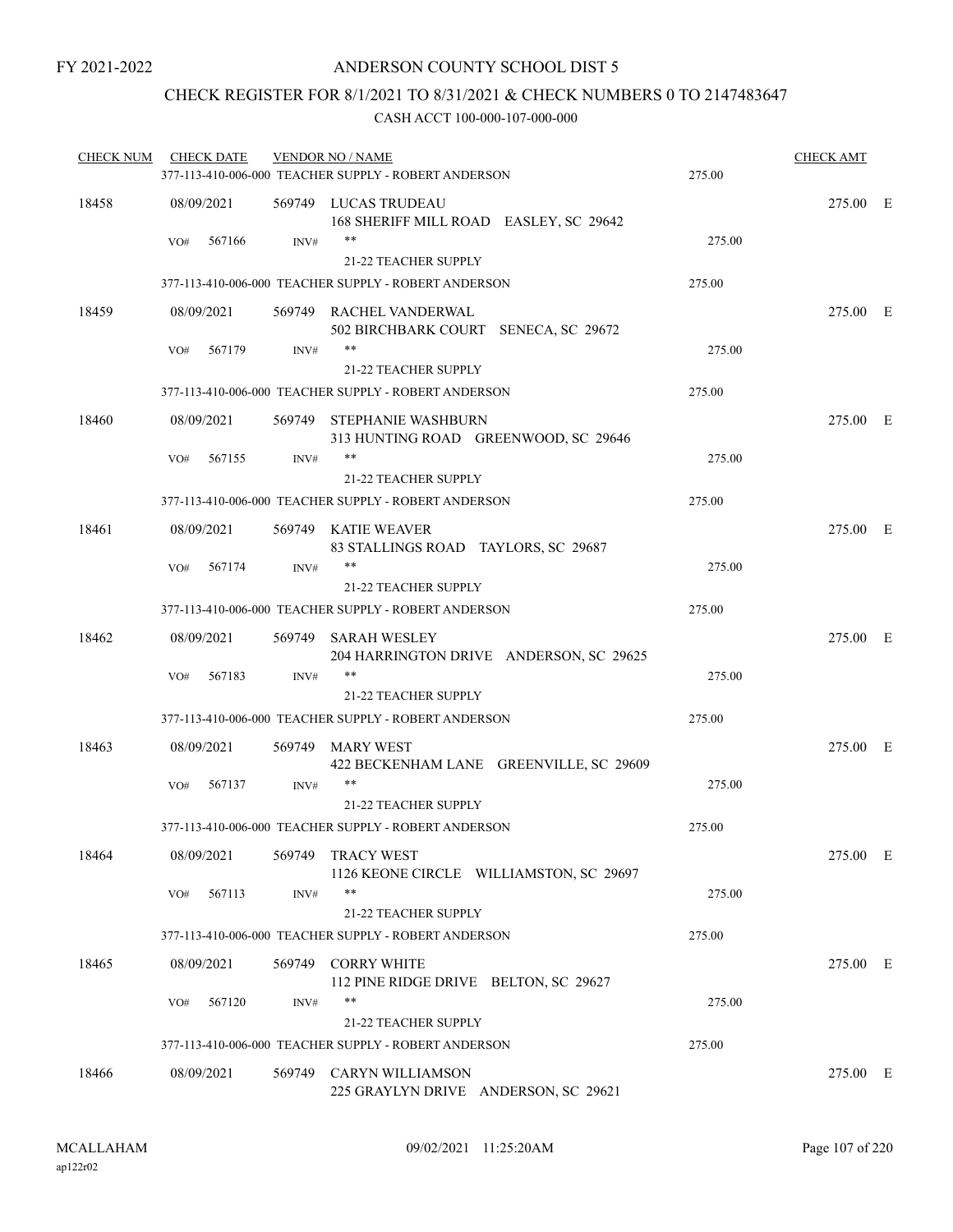FY 2021-2022

# ANDERSON COUNTY SCHOOL DIST 5

## CHECK REGISTER FOR 8/1/2021 TO 8/31/2021 & CHECK NUMBERS 0 TO 2147483647

CASH ACCT 100-000-107-000-000

| CHECK NUM | CHECK DATE | VENDOR NO / NAME | | CHECK AMT | |
|---|---|---|---|---|---|
| | | 377-113-410-006-000 TEACHER SUPPLY - ROBERT ANDERSON | 275.00 | | |
| 18458 | 08/09/2021 | 569749 LUCAS TRUDEAU<br>168 SHERIFF MILL ROAD EASLEY, SC 29642 | | 275.00 | E |
| | VO# 567166 | INV# **<br>21-22 TEACHER SUPPLY | 275.00 | | |
| | | 377-113-410-006-000 TEACHER SUPPLY - ROBERT ANDERSON | 275.00 | | |
| 18459 | 08/09/2021 | 569749 RACHEL VANDERWAL<br>502 BIRCHBARK COURT SENECA, SC 29672 | | 275.00 | E |
| | VO# 567179 | INV# **<br>21-22 TEACHER SUPPLY | 275.00 | | |
| | | 377-113-410-006-000 TEACHER SUPPLY - ROBERT ANDERSON | 275.00 | | |
| 18460 | 08/09/2021 | 569749 STEPHANIE WASHBURN<br>313 HUNTING ROAD GREENWOOD, SC 29646 | | 275.00 | E |
| | VO# 567155 | INV# **<br>21-22 TEACHER SUPPLY | 275.00 | | |
| | | 377-113-410-006-000 TEACHER SUPPLY - ROBERT ANDERSON | 275.00 | | |
| 18461 | 08/09/2021 | 569749 KATIE WEAVER<br>83 STALLINGS ROAD TAYLORS, SC 29687 | | 275.00 | E |
| | VO# 567174 | INV# **<br>21-22 TEACHER SUPPLY | 275.00 | | |
| | | 377-113-410-006-000 TEACHER SUPPLY - ROBERT ANDERSON | 275.00 | | |
| 18462 | 08/09/2021 | 569749 SARAH WESLEY<br>204 HARRINGTON DRIVE ANDERSON, SC 29625 | | 275.00 | E |
| | VO# 567183 | INV# **<br>21-22 TEACHER SUPPLY | 275.00 | | |
| | | 377-113-410-006-000 TEACHER SUPPLY - ROBERT ANDERSON | 275.00 | | |
| 18463 | 08/09/2021 | 569749 MARY WEST<br>422 BECKENHAM LANE GREENVILLE, SC 29609 | | 275.00 | E |
| | VO# 567137 | INV# **<br>21-22 TEACHER SUPPLY | 275.00 | | |
| | | 377-113-410-006-000 TEACHER SUPPLY - ROBERT ANDERSON | 275.00 | | |
| 18464 | 08/09/2021 | 569749 TRACY WEST<br>1126 KEONE CIRCLE WILLIAMSTON, SC 29697 | | 275.00 | E |
| | VO# 567113 | INV# **<br>21-22 TEACHER SUPPLY | 275.00 | | |
| | | 377-113-410-006-000 TEACHER SUPPLY - ROBERT ANDERSON | 275.00 | | |
| 18465 | 08/09/2021 | 569749 CORRY WHITE<br>112 PINE RIDGE DRIVE BELTON, SC 29627 | | 275.00 | E |
| | VO# 567120 | INV# **<br>21-22 TEACHER SUPPLY | 275.00 | | |
| | | 377-113-410-006-000 TEACHER SUPPLY - ROBERT ANDERSON | 275.00 | | |
| 18466 | 08/09/2021 | 569749 CARYN WILLIAMSON<br>225 GRAYLYN DRIVE ANDERSON, SC 29621 | | 275.00 | E |

MCALLAHAM
ap122r02

09/02/2021 11:25:20AM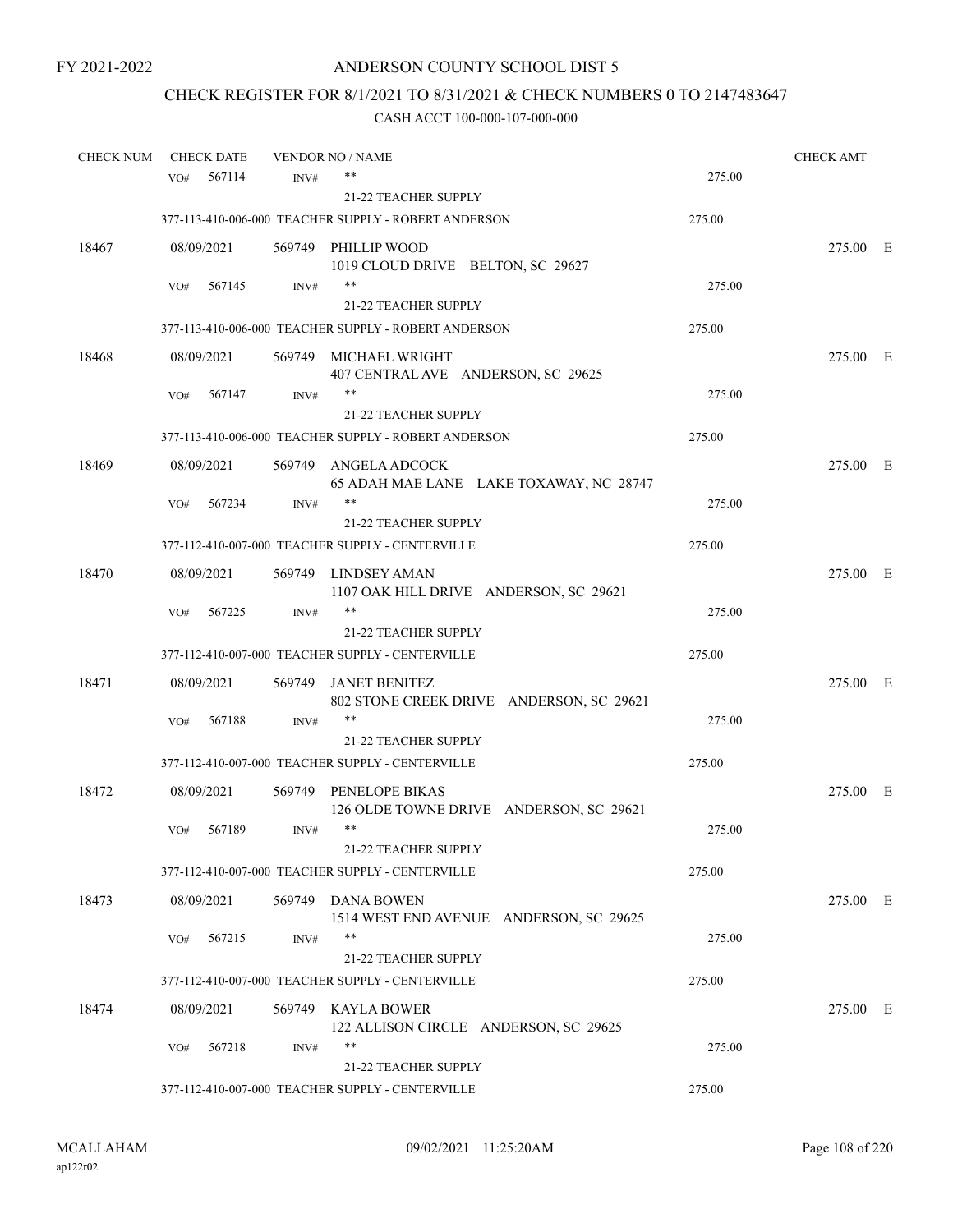FY 2021-2022

# ANDERSON COUNTY SCHOOL DIST 5

## CHECK REGISTER FOR 8/1/2021 TO 8/31/2021 & CHECK NUMBERS 0 TO 2147483647

### CASH ACCT 100-000-107-000-000

| CHECK NUM | CHECK DATE | VENDOR NO / NAME | | CHECK AMT |
|---|---|---|---|---|
| | VO# 567114 | INV# ** | 275.00 | |
| | | 21-22 TEACHER SUPPLY | | |
| | | 377-113-410-006-000 TEACHER SUPPLY - ROBERT ANDERSON | 275.00 | |
| 18467 | 08/09/2021 | 569749 PHILLIP WOOD<br>1019 CLOUD DRIVE BELTON, SC 29627 | | 275.00 E |
| | VO# 567145 | INV# ** | 275.00 | |
| | | 21-22 TEACHER SUPPLY | | |
| | | 377-113-410-006-000 TEACHER SUPPLY - ROBERT ANDERSON | 275.00 | |
| 18468 | 08/09/2021 | 569749 MICHAEL WRIGHT<br>407 CENTRAL AVE ANDERSON, SC 29625 | | 275.00 E |
| | VO# 567147 | INV# ** | 275.00 | |
| | | 21-22 TEACHER SUPPLY | | |
| | | 377-113-410-006-000 TEACHER SUPPLY - ROBERT ANDERSON | 275.00 | |
| 18469 | 08/09/2021 | 569749 ANGELA ADCOCK<br>65 ADAH MAE LANE LAKE TOXAWAY, NC 28747 | | 275.00 E |
| | VO# 567234 | INV# ** | 275.00 | |
| | | 21-22 TEACHER SUPPLY | | |
| | | 377-112-410-007-000 TEACHER SUPPLY - CENTERVILLE | 275.00 | |
| 18470 | 08/09/2021 | 569749 LINDSEY AMAN<br>1107 OAK HILL DRIVE ANDERSON, SC 29621 | | 275.00 E |
| | VO# 567225 | INV# ** | 275.00 | |
| | | 21-22 TEACHER SUPPLY | | |
| | | 377-112-410-007-000 TEACHER SUPPLY - CENTERVILLE | 275.00 | |
| 18471 | 08/09/2021 | 569749 JANET BENITEZ<br>802 STONE CREEK DRIVE ANDERSON, SC 29621 | | 275.00 E |
| | VO# 567188 | INV# ** | 275.00 | |
| | | 21-22 TEACHER SUPPLY | | |
| | | 377-112-410-007-000 TEACHER SUPPLY - CENTERVILLE | 275.00 | |
| 18472 | 08/09/2021 | 569749 PENELOPE BIKAS<br>126 OLDE TOWNE DRIVE ANDERSON, SC 29621 | | 275.00 E |
| | VO# 567189 | INV# ** | 275.00 | |
| | | 21-22 TEACHER SUPPLY | | |
| | | 377-112-410-007-000 TEACHER SUPPLY - CENTERVILLE | 275.00 | |
| 18473 | 08/09/2021 | 569749 DANA BOWEN<br>1514 WEST END AVENUE ANDERSON, SC 29625 | | 275.00 E |
| | VO# 567215 | INV# ** | 275.00 | |
| | | 21-22 TEACHER SUPPLY | | |
| | | 377-112-410-007-000 TEACHER SUPPLY - CENTERVILLE | 275.00 | |
| 18474 | 08/09/2021 | 569749 KAYLA BOWER<br>122 ALLISON CIRCLE ANDERSON, SC 29625 | | 275.00 E |
| | VO# 567218 | INV# ** | 275.00 | |
| | | 21-22 TEACHER SUPPLY | | |
| | | 377-112-410-007-000 TEACHER SUPPLY - CENTERVILLE | 275.00 | |

MCALLAHAM
ap122r02

09/02/2021 11:25:20AM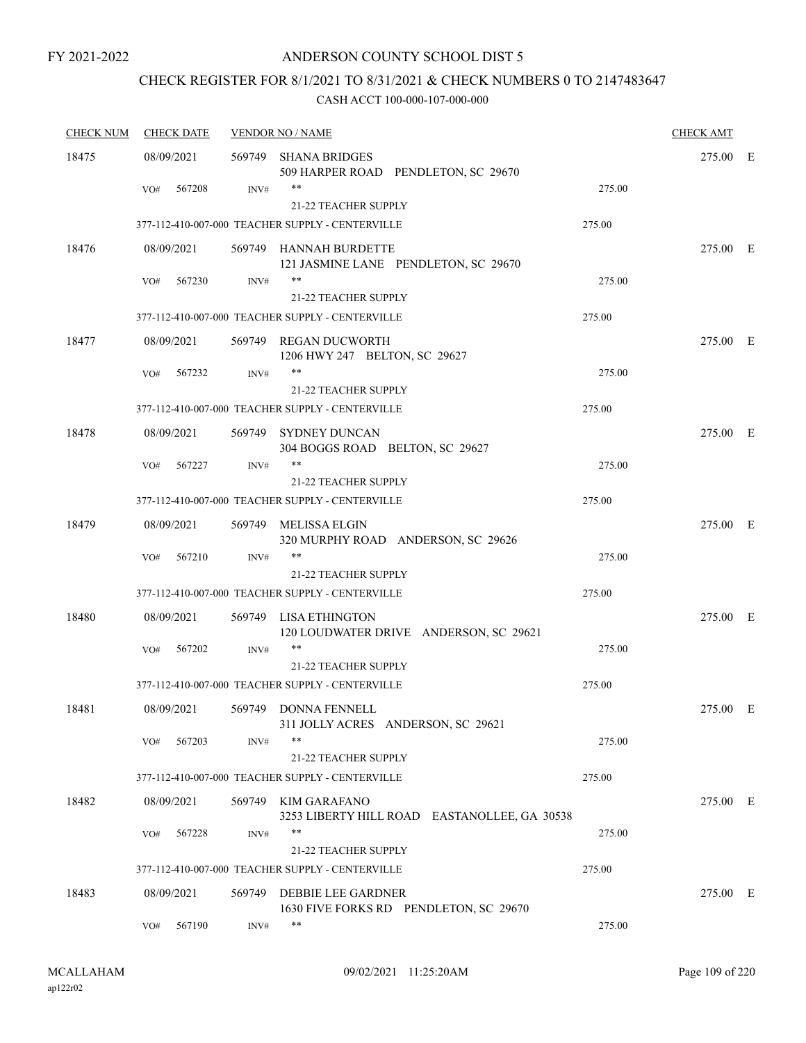FY 2021-2022

# ANDERSON COUNTY SCHOOL DIST 5

## CHECK REGISTER FOR 8/1/2021 TO 8/31/2021 & CHECK NUMBERS 0 TO 2147483647

### CASH ACCT 100-000-107-000-000

| CHECK NUM | CHECK DATE | VENDOR NO / NAME | | CHECK AMT | |
|---|---|---|---|---|---|
| 18475 | 08/09/2021 | 569749 SHANA BRIDGES<br>509 HARPER ROAD PENDLETON, SC 29670 | | 275.00 | E |
| | VO# 567208 | INV# ** | 275.00 | | |
| | | 21-22 TEACHER SUPPLY | | | |
| | 377-112-410-007-000 TEACHER SUPPLY - CENTERVILLE | | 275.00 | | |
| 18476 | 08/09/2021 | 569749 HANNAH BURDETTE<br>121 JASMINE LANE PENDLETON, SC 29670 | | 275.00 | E |
| | VO# 567230 | INV# ** | 275.00 | | |
| | | 21-22 TEACHER SUPPLY | | | |
| | 377-112-410-007-000 TEACHER SUPPLY - CENTERVILLE | | 275.00 | | |
| 18477 | 08/09/2021 | 569749 REGAN DUCWORTH<br>1206 HWY 247 BELTON, SC 29627 | | 275.00 | E |
| | VO# 567232 | INV# ** | 275.00 | | |
| | | 21-22 TEACHER SUPPLY | | | |
| | 377-112-410-007-000 TEACHER SUPPLY - CENTERVILLE | | 275.00 | | |
| 18478 | 08/09/2021 | 569749 SYDNEY DUNCAN<br>304 BOGGS ROAD BELTON, SC 29627 | | 275.00 | E |
| | VO# 567227 | INV# ** | 275.00 | | |
| | | 21-22 TEACHER SUPPLY | | | |
| | 377-112-410-007-000 TEACHER SUPPLY - CENTERVILLE | | 275.00 | | |
| 18479 | 08/09/2021 | 569749 MELISSA ELGIN<br>320 MURPHY ROAD ANDERSON, SC 29626 | | 275.00 | E |
| | VO# 567210 | INV# ** | 275.00 | | |
| | | 21-22 TEACHER SUPPLY | | | |
| | 377-112-410-007-000 TEACHER SUPPLY - CENTERVILLE | | 275.00 | | |
| 18480 | 08/09/2021 | 569749 LISA ETHINGTON<br>120 LOUDWATER DRIVE ANDERSON, SC 29621 | | 275.00 | E |
| | VO# 567202 | INV# ** | 275.00 | | |
| | | 21-22 TEACHER SUPPLY | | | |
| | 377-112-410-007-000 TEACHER SUPPLY - CENTERVILLE | | 275.00 | | |
| 18481 | 08/09/2021 | 569749 DONNA FENNELL<br>311 JOLLY ACRES ANDERSON, SC 29621 | | 275.00 | E |
| | VO# 567203 | INV# ** | 275.00 | | |
| | | 21-22 TEACHER SUPPLY | | | |
| | 377-112-410-007-000 TEACHER SUPPLY - CENTERVILLE | | 275.00 | | |
| 18482 | 08/09/2021 | 569749 KIM GARAFANO<br>3253 LIBERTY HILL ROAD EASTANOLLEE, GA 30538 | | 275.00 | E |
| | VO# 567228 | INV# ** | 275.00 | | |
| | | 21-22 TEACHER SUPPLY | | | |
| | 377-112-410-007-000 TEACHER SUPPLY - CENTERVILLE | | 275.00 | | |
| 18483 | 08/09/2021 | 569749 DEBBIE LEE GARDNER<br>1630 FIVE FORKS RD PENDLETON, SC 29670 | | 275.00 | E |
| | VO# 567190 | INV# ** | 275.00 | | |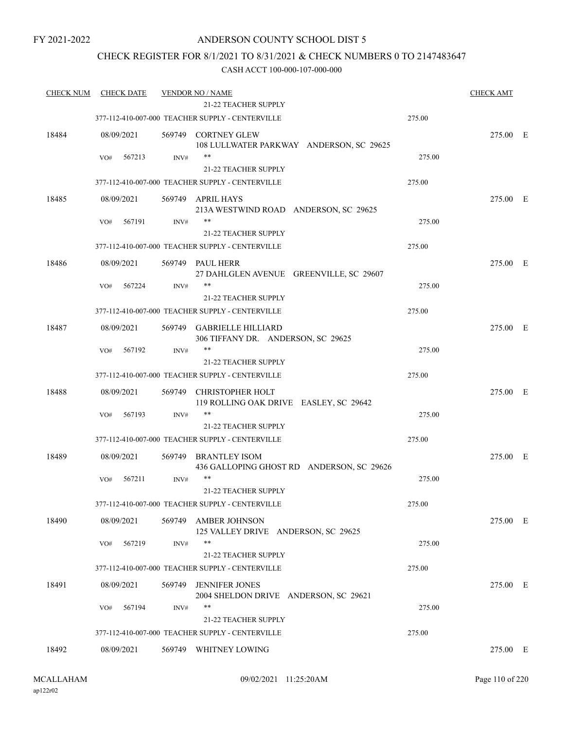FY 2021-2022

# ANDERSON COUNTY SCHOOL DIST 5

## CHECK REGISTER FOR 8/1/2021 TO 8/31/2021 & CHECK NUMBERS 0 TO 2147483647

CASH ACCT 100-000-107-000-000

| CHECK NUM | CHECK DATE | VENDOR NO / NAME | | CHECK AMT | |
|---|---|---|---|---|---|
| | | 21-22 TEACHER SUPPLY | | | |
| | | 377-112-410-007-000 TEACHER SUPPLY - CENTERVILLE | 275.00 | | |
| 18484 | 08/09/2021 | 569749 CORTNEY GLEW<br>108 LULLWATER PARKWAY ANDERSON, SC 29625 | | 275.00 | E |
| | VO# 567213 | INV# **<br>21-22 TEACHER SUPPLY | 275.00 | | |
| | | 377-112-410-007-000 TEACHER SUPPLY - CENTERVILLE | 275.00 | | |
| 18485 | 08/09/2021 | 569749 APRIL HAYS<br>213A WESTWIND ROAD ANDERSON, SC 29625 | | 275.00 | E |
| | VO# 567191 | INV# **<br>21-22 TEACHER SUPPLY | 275.00 | | |
| | | 377-112-410-007-000 TEACHER SUPPLY - CENTERVILLE | 275.00 | | |
| 18486 | 08/09/2021 | 569749 PAUL HERR<br>27 DAHLGLEN AVENUE GREENVILLE, SC 29607 | | 275.00 | E |
| | VO# 567224 | INV# **<br>21-22 TEACHER SUPPLY | 275.00 | | |
| | | 377-112-410-007-000 TEACHER SUPPLY - CENTERVILLE | 275.00 | | |
| 18487 | 08/09/2021 | 569749 GABRIELLE HILLIARD<br>306 TIFFANY DR. ANDERSON, SC 29625 | | 275.00 | E |
| | VO# 567192 | INV# **<br>21-22 TEACHER SUPPLY | 275.00 | | |
| | | 377-112-410-007-000 TEACHER SUPPLY - CENTERVILLE | 275.00 | | |
| 18488 | 08/09/2021 | 569749 CHRISTOPHER HOLT<br>119 ROLLING OAK DRIVE EASLEY, SC 29642 | | 275.00 | E |
| | VO# 567193 | INV# **<br>21-22 TEACHER SUPPLY | 275.00 | | |
| | | 377-112-410-007-000 TEACHER SUPPLY - CENTERVILLE | 275.00 | | |
| 18489 | 08/09/2021 | 569749 BRANTLEY ISOM<br>436 GALLOPING GHOST RD ANDERSON, SC 29626 | | 275.00 | E |
| | VO# 567211 | INV# **<br>21-22 TEACHER SUPPLY | 275.00 | | |
| | | 377-112-410-007-000 TEACHER SUPPLY - CENTERVILLE | 275.00 | | |
| 18490 | 08/09/2021 | 569749 AMBER JOHNSON<br>125 VALLEY DRIVE ANDERSON, SC 29625 | | 275.00 | E |
| | VO# 567219 | INV# **<br>21-22 TEACHER SUPPLY | 275.00 | | |
| | | 377-112-410-007-000 TEACHER SUPPLY - CENTERVILLE | 275.00 | | |
| 18491 | 08/09/2021 | 569749 JENNIFER JONES<br>2004 SHELDON DRIVE ANDERSON, SC 29621 | | 275.00 | E |
| | VO# 567194 | INV# **<br>21-22 TEACHER SUPPLY | 275.00 | | |
| | | 377-112-410-007-000 TEACHER SUPPLY - CENTERVILLE | 275.00 | | |
| 18492 | 08/09/2021 | 569749 WHITNEY LOWING | | 275.00 | E |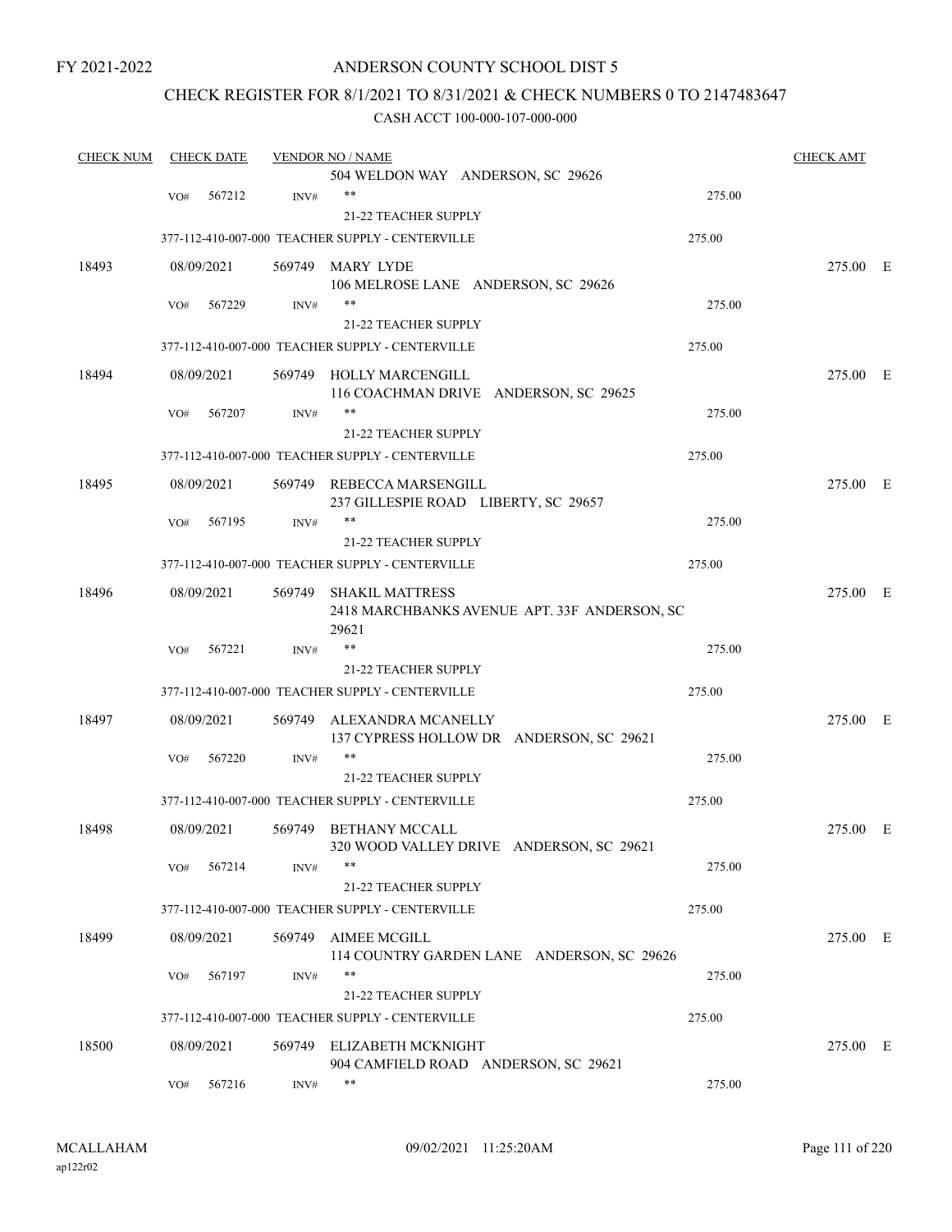FY 2021-2022

# ANDERSON COUNTY SCHOOL DIST 5

## CHECK REGISTER FOR 8/1/2021 TO 8/31/2021 & CHECK NUMBERS 0 TO 2147483647

### CASH ACCT 100-000-107-000-000

| CHECK NUM | CHECK DATE | VENDOR NO / NAME | | CHECK AMT | |
|---|---|---|---|---|---|
| | | 504 WELDON WAY ANDERSON, SC 29626 | | | |
| | VO# 567212 | INV# ** | 275.00 | | |
| | | 21-22 TEACHER SUPPLY | | | |
| | | 377-112-410-007-000 TEACHER SUPPLY - CENTERVILLE | 275.00 | | |
| 18493 | 08/09/2021 | 569749 MARY LYDE<br>106 MELROSE LANE ANDERSON, SC 29626 | | 275.00 | E |
| | VO# 567229 | INV# ** | 275.00 | | |
| | | 21-22 TEACHER SUPPLY | | | |
| | | 377-112-410-007-000 TEACHER SUPPLY - CENTERVILLE | 275.00 | | |
| 18494 | 08/09/2021 | 569749 HOLLY MARCENGILL<br>116 COACHMAN DRIVE ANDERSON, SC 29625 | | 275.00 | E |
| | VO# 567207 | INV# ** | 275.00 | | |
| | | 21-22 TEACHER SUPPLY | | | |
| | | 377-112-410-007-000 TEACHER SUPPLY - CENTERVILLE | 275.00 | | |
| 18495 | 08/09/2021 | 569749 REBECCA MARSENGILL<br>237 GILLESPIE ROAD LIBERTY, SC 29657 | | 275.00 | E |
| | VO# 567195 | INV# ** | 275.00 | | |
| | | 21-22 TEACHER SUPPLY | | | |
| | | 377-112-410-007-000 TEACHER SUPPLY - CENTERVILLE | 275.00 | | |
| 18496 | 08/09/2021 | 569749 SHAKIL MATTRESS<br>2418 MARCHBANKS AVENUE APT. 33F ANDERSON, SC 29621 | | 275.00 | E |
| | VO# 567221 | INV# ** | 275.00 | | |
| | | 21-22 TEACHER SUPPLY | | | |
| | | 377-112-410-007-000 TEACHER SUPPLY - CENTERVILLE | 275.00 | | |
| 18497 | 08/09/2021 | 569749 ALEXANDRA MCANELLY<br>137 CYPRESS HOLLOW DR ANDERSON, SC 29621 | | 275.00 | E |
| | VO# 567220 | INV# ** | 275.00 | | |
| | | 21-22 TEACHER SUPPLY | | | |
| | | 377-112-410-007-000 TEACHER SUPPLY - CENTERVILLE | 275.00 | | |
| 18498 | 08/09/2021 | 569749 BETHANY MCCALL<br>320 WOOD VALLEY DRIVE ANDERSON, SC 29621 | | 275.00 | E |
| | VO# 567214 | INV# ** | 275.00 | | |
| | | 21-22 TEACHER SUPPLY | | | |
| | | 377-112-410-007-000 TEACHER SUPPLY - CENTERVILLE | 275.00 | | |
| 18499 | 08/09/2021 | 569749 AIMEE MCGILL<br>114 COUNTRY GARDEN LANE ANDERSON, SC 29626 | | 275.00 | E |
| | VO# 567197 | INV# ** | 275.00 | | |
| | | 21-22 TEACHER SUPPLY | | | |
| | | 377-112-410-007-000 TEACHER SUPPLY - CENTERVILLE | 275.00 | | |
| 18500 | 08/09/2021 | 569749 ELIZABETH MCKNIGHT<br>904 CAMFIELD ROAD ANDERSON, SC 29621 | | 275.00 | E |
| | VO# 567216 | INV# ** | 275.00 | | |

MCALLAHAM
ap122r02

09/02/2021 11:25:20AM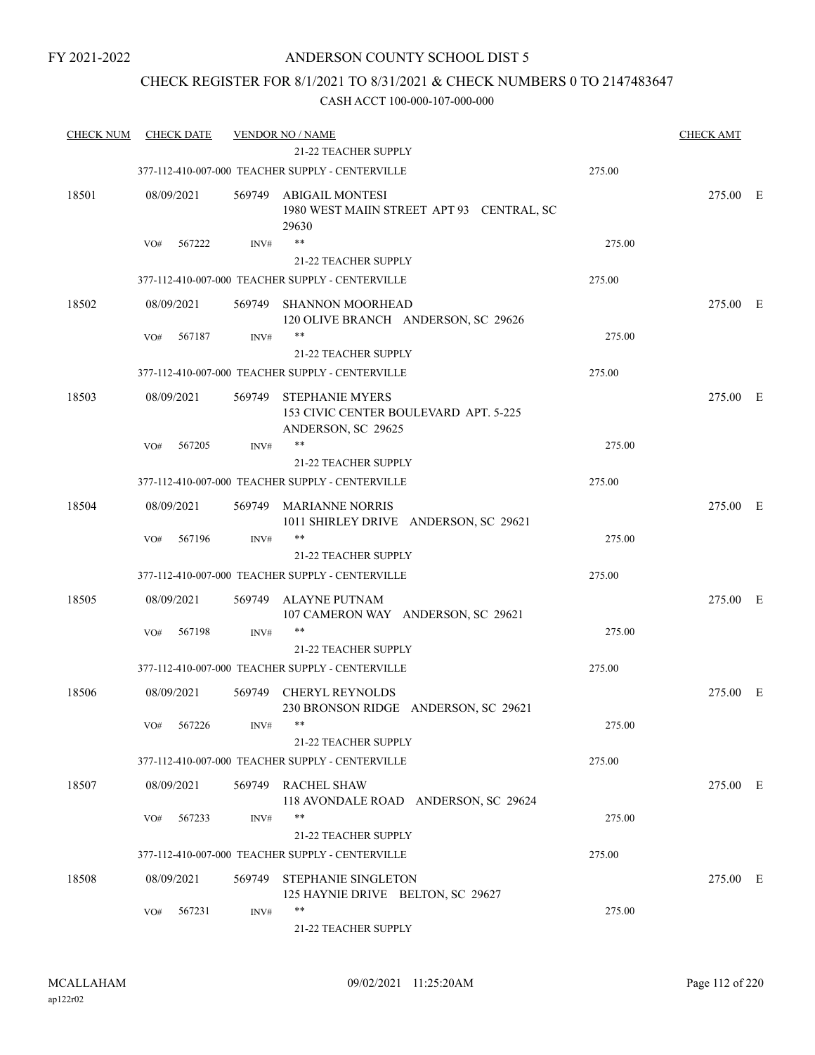FY 2021-2022

# ANDERSON COUNTY SCHOOL DIST 5

## CHECK REGISTER FOR 8/1/2021 TO 8/31/2021 & CHECK NUMBERS 0 TO 2147483647

### CASH ACCT 100-000-107-000-000

| CHECK NUM | CHECK DATE | VENDOR NO / NAME | | CHECK AMT | |
|---|---|---|---|---|---|
| | | 21-22 TEACHER SUPPLY | | | |
| | | 377-112-410-007-000 TEACHER SUPPLY - CENTERVILLE | 275.00 | | |
| 18501 | 08/09/2021 | 569749 ABIGAIL MONTESI<br>1980 WEST MAIIN STREET APT 93 CENTRAL, SC 29630 | | 275.00 | E |
| | VO# 567222 | INV# ** | 275.00 | | |
| | | 21-22 TEACHER SUPPLY | | | |
| | | 377-112-410-007-000 TEACHER SUPPLY - CENTERVILLE | 275.00 | | |
| 18502 | 08/09/2021 | 569749 SHANNON MOORHEAD<br>120 OLIVE BRANCH ANDERSON, SC 29626 | | 275.00 | E |
| | VO# 567187 | INV# ** | 275.00 | | |
| | | 21-22 TEACHER SUPPLY | | | |
| | | 377-112-410-007-000 TEACHER SUPPLY - CENTERVILLE | 275.00 | | |
| 18503 | 08/09/2021 | 569749 STEPHANIE MYERS<br>153 CIVIC CENTER BOULEVARD APT. 5-225 ANDERSON, SC 29625 | | 275.00 | E |
| | VO# 567205 | INV# ** | 275.00 | | |
| | | 21-22 TEACHER SUPPLY | | | |
| | | 377-112-410-007-000 TEACHER SUPPLY - CENTERVILLE | 275.00 | | |
| 18504 | 08/09/2021 | 569749 MARIANNE NORRIS<br>1011 SHIRLEY DRIVE ANDERSON, SC 29621 | | 275.00 | E |
| | VO# 567196 | INV# ** | 275.00 | | |
| | | 21-22 TEACHER SUPPLY | | | |
| | | 377-112-410-007-000 TEACHER SUPPLY - CENTERVILLE | 275.00 | | |
| 18505 | 08/09/2021 | 569749 ALAYNE PUTNAM<br>107 CAMERON WAY ANDERSON, SC 29621 | | 275.00 | E |
| | VO# 567198 | INV# ** | 275.00 | | |
| | | 21-22 TEACHER SUPPLY | | | |
| | | 377-112-410-007-000 TEACHER SUPPLY - CENTERVILLE | 275.00 | | |
| 18506 | 08/09/2021 | 569749 CHERYL REYNOLDS<br>230 BRONSON RIDGE ANDERSON, SC 29621 | | 275.00 | E |
| | VO# 567226 | INV# ** | 275.00 | | |
| | | 21-22 TEACHER SUPPLY | | | |
| | | 377-112-410-007-000 TEACHER SUPPLY - CENTERVILLE | 275.00 | | |
| 18507 | 08/09/2021 | 569749 RACHEL SHAW<br>118 AVONDALE ROAD ANDERSON, SC 29624 | | 275.00 | E |
| | VO# 567233 | INV# ** | 275.00 | | |
| | | 21-22 TEACHER SUPPLY | | | |
| | | 377-112-410-007-000 TEACHER SUPPLY - CENTERVILLE | 275.00 | | |
| 18508 | 08/09/2021 | 569749 STEPHANIE SINGLETON<br>125 HAYNIE DRIVE BELTON, SC 29627 | | 275.00 | E |
| | VO# 567231 | INV# ** | 275.00 | | |
| | | 21-22 TEACHER SUPPLY | | | |

MCALLAHAM
ap122r02
09/02/2021 11:25:20AM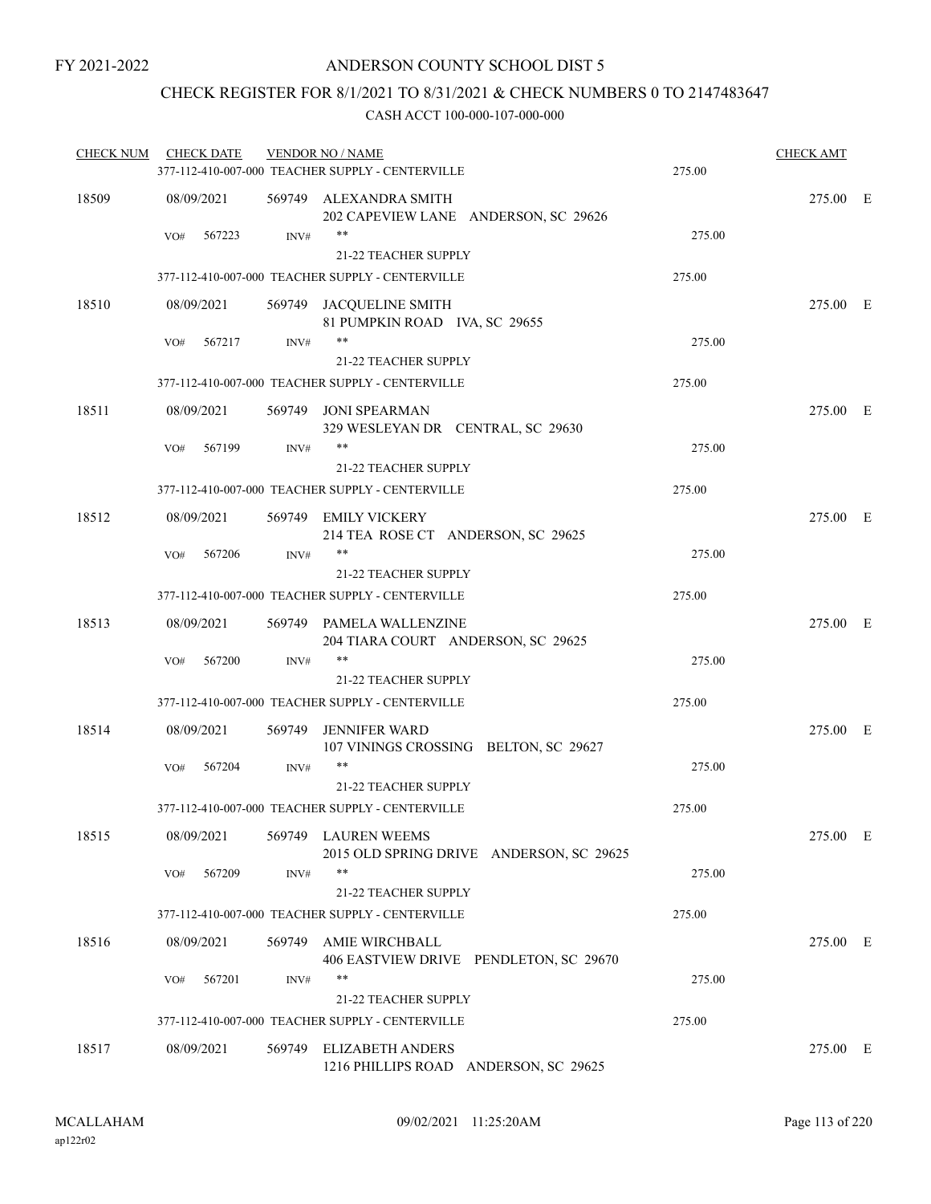FY 2021-2022

# ANDERSON COUNTY SCHOOL DIST 5

## CHECK REGISTER FOR 8/1/2021 TO 8/31/2021 & CHECK NUMBERS 0 TO 2147483647

### CASH ACCT 100-000-107-000-000

| CHECK NUM | CHECK DATE | VENDOR NO / NAME | | CHECK AMT | |
|---|---|---|---|---|---|
| | | 377-112-410-007-000 TEACHER SUPPLY - CENTERVILLE | 275.00 | | |
| 18509 | 08/09/2021 | 569749 ALEXANDRA SMITH<br>202 CAPEVIEW LANE ANDERSON, SC 29626 | | 275.00 | E |
| | VO# 567223 | INV# **<br>21-22 TEACHER SUPPLY | 275.00 | | |
| | | 377-112-410-007-000 TEACHER SUPPLY - CENTERVILLE | 275.00 | | |
| 18510 | 08/09/2021 | 569749 JACQUELINE SMITH<br>81 PUMPKIN ROAD IVA, SC 29655 | | 275.00 | E |
| | VO# 567217 | INV# **<br>21-22 TEACHER SUPPLY | 275.00 | | |
| | | 377-112-410-007-000 TEACHER SUPPLY - CENTERVILLE | 275.00 | | |
| 18511 | 08/09/2021 | 569749 JONI SPEARMAN<br>329 WESLEYAN DR CENTRAL, SC 29630 | | 275.00 | E |
| | VO# 567199 | INV# **<br>21-22 TEACHER SUPPLY | 275.00 | | |
| | | 377-112-410-007-000 TEACHER SUPPLY - CENTERVILLE | 275.00 | | |
| 18512 | 08/09/2021 | 569749 EMILY VICKERY<br>214 TEA ROSE CT ANDERSON, SC 29625 | | 275.00 | E |
| | VO# 567206 | INV# **<br>21-22 TEACHER SUPPLY | 275.00 | | |
| | | 377-112-410-007-000 TEACHER SUPPLY - CENTERVILLE | 275.00 | | |
| 18513 | 08/09/2021 | 569749 PAMELA WALLENZINE<br>204 TIARA COURT ANDERSON, SC 29625 | | 275.00 | E |
| | VO# 567200 | INV# **<br>21-22 TEACHER SUPPLY | 275.00 | | |
| | | 377-112-410-007-000 TEACHER SUPPLY - CENTERVILLE | 275.00 | | |
| 18514 | 08/09/2021 | 569749 JENNIFER WARD<br>107 VININGS CROSSING BELTON, SC 29627 | | 275.00 | E |
| | VO# 567204 | INV# **<br>21-22 TEACHER SUPPLY | 275.00 | | |
| | | 377-112-410-007-000 TEACHER SUPPLY - CENTERVILLE | 275.00 | | |
| 18515 | 08/09/2021 | 569749 LAUREN WEEMS<br>2015 OLD SPRING DRIVE ANDERSON, SC 29625 | | 275.00 | E |
| | VO# 567209 | INV# **<br>21-22 TEACHER SUPPLY | 275.00 | | |
| | | 377-112-410-007-000 TEACHER SUPPLY - CENTERVILLE | 275.00 | | |
| 18516 | 08/09/2021 | 569749 AMIE WIRCHBALL<br>406 EASTVIEW DRIVE PENDLETON, SC 29670 | | 275.00 | E |
| | VO# 567201 | INV# **<br>21-22 TEACHER SUPPLY | 275.00 | | |
| | | 377-112-410-007-000 TEACHER SUPPLY - CENTERVILLE | 275.00 | | |
| 18517 | 08/09/2021 | 569749 ELIZABETH ANDERS<br>1216 PHILLIPS ROAD ANDERSON, SC 29625 | | 275.00 | E |

MCALLAHAM
ap122r02
09/02/2021 11:25:20AM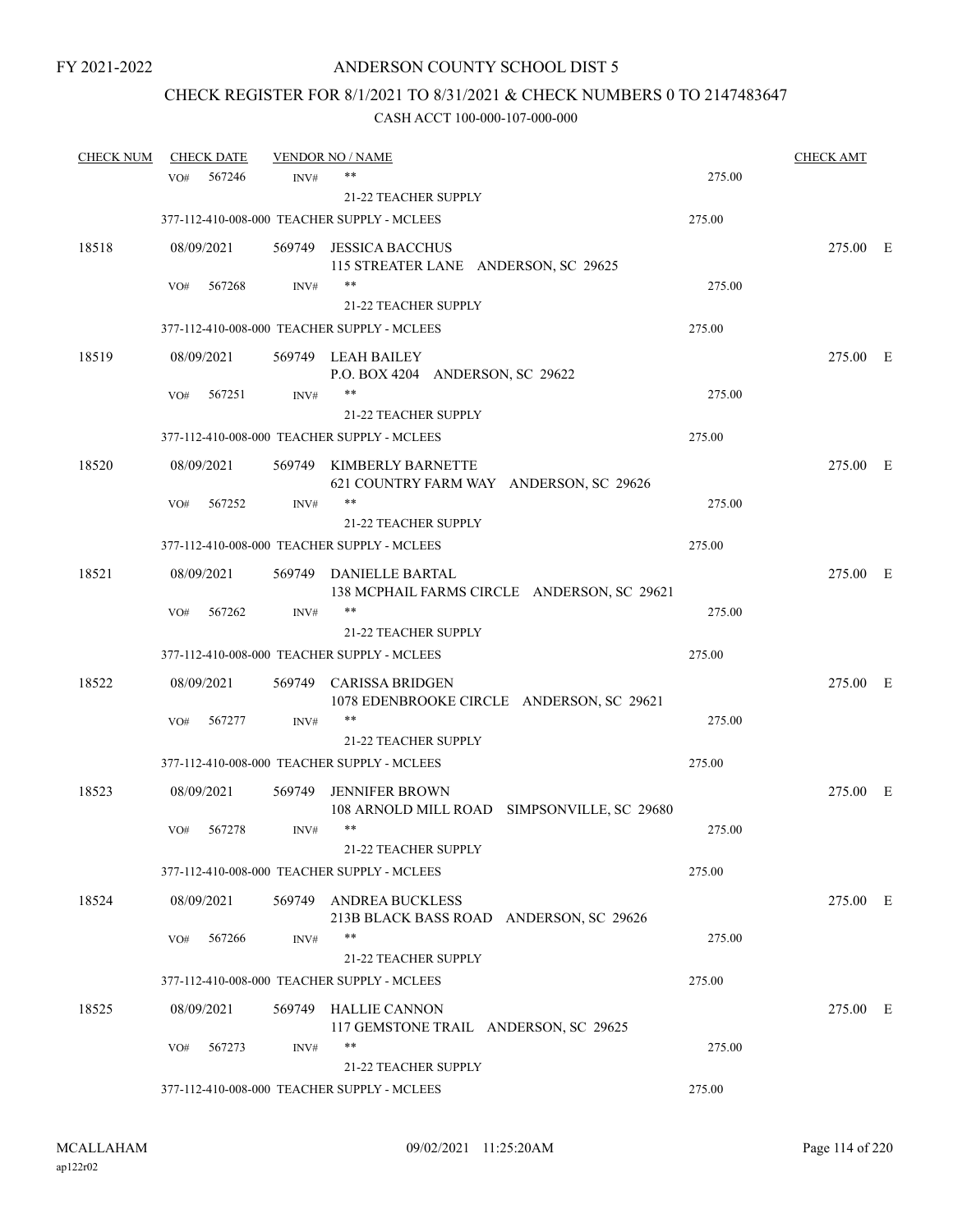FY 2021-2022

# ANDERSON COUNTY SCHOOL DIST 5

## CHECK REGISTER FOR 8/1/2021 TO 8/31/2021 & CHECK NUMBERS 0 TO 2147483647

### CASH ACCT 100-000-107-000-000

| CHECK NUM | CHECK DATE | VENDOR NO / NAME | | CHECK AMT |
|---|---|---|---|---|
| | VO# 567246 | INV# ** 21-22 TEACHER SUPPLY | 275.00 | |
| | | 377-112-410-008-000 TEACHER SUPPLY - MCLEES | 275.00 | |
| 18518 | 08/09/2021 | 569749 JESSICA BACCHUS 115 STREATER LANE ANDERSON, SC 29625 | | 275.00 E |
| | VO# 567268 | INV# ** 21-22 TEACHER SUPPLY | 275.00 | |
| | | 377-112-410-008-000 TEACHER SUPPLY - MCLEES | 275.00 | |
| 18519 | 08/09/2021 | 569749 LEAH BAILEY P.O. BOX 4204 ANDERSON, SC 29622 | | 275.00 E |
| | VO# 567251 | INV# ** 21-22 TEACHER SUPPLY | 275.00 | |
| | | 377-112-410-008-000 TEACHER SUPPLY - MCLEES | 275.00 | |
| 18520 | 08/09/2021 | 569749 KIMBERLY BARNETTE 621 COUNTRY FARM WAY ANDERSON, SC 29626 | | 275.00 E |
| | VO# 567252 | INV# ** 21-22 TEACHER SUPPLY | 275.00 | |
| | | 377-112-410-008-000 TEACHER SUPPLY - MCLEES | 275.00 | |
| 18521 | 08/09/2021 | 569749 DANIELLE BARTAL 138 MCPHAIL FARMS CIRCLE ANDERSON, SC 29621 | | 275.00 E |
| | VO# 567262 | INV# ** 21-22 TEACHER SUPPLY | 275.00 | |
| | | 377-112-410-008-000 TEACHER SUPPLY - MCLEES | 275.00 | |
| 18522 | 08/09/2021 | 569749 CARISSA BRIDGEN 1078 EDENBROOKE CIRCLE ANDERSON, SC 29621 | | 275.00 E |
| | VO# 567277 | INV# ** 21-22 TEACHER SUPPLY | 275.00 | |
| | | 377-112-410-008-000 TEACHER SUPPLY - MCLEES | 275.00 | |
| 18523 | 08/09/2021 | 569749 JENNIFER BROWN 108 ARNOLD MILL ROAD SIMPSONVILLE, SC 29680 | | 275.00 E |
| | VO# 567278 | INV# ** 21-22 TEACHER SUPPLY | 275.00 | |
| | | 377-112-410-008-000 TEACHER SUPPLY - MCLEES | 275.00 | |
| 18524 | 08/09/2021 | 569749 ANDREA BUCKLESS 213B BLACK BASS ROAD ANDERSON, SC 29626 | | 275.00 E |
| | VO# 567266 | INV# ** 21-22 TEACHER SUPPLY | 275.00 | |
| | | 377-112-410-008-000 TEACHER SUPPLY - MCLEES | 275.00 | |
| 18525 | 08/09/2021 | 569749 HALLIE CANNON 117 GEMSTONE TRAIL ANDERSON, SC 29625 | | 275.00 E |
| | VO# 567273 | INV# ** 21-22 TEACHER SUPPLY | 275.00 | |
| | | 377-112-410-008-000 TEACHER SUPPLY - MCLEES | 275.00 | |

MCALLAHAM
ap122r02

09/02/2021 11:25:20AM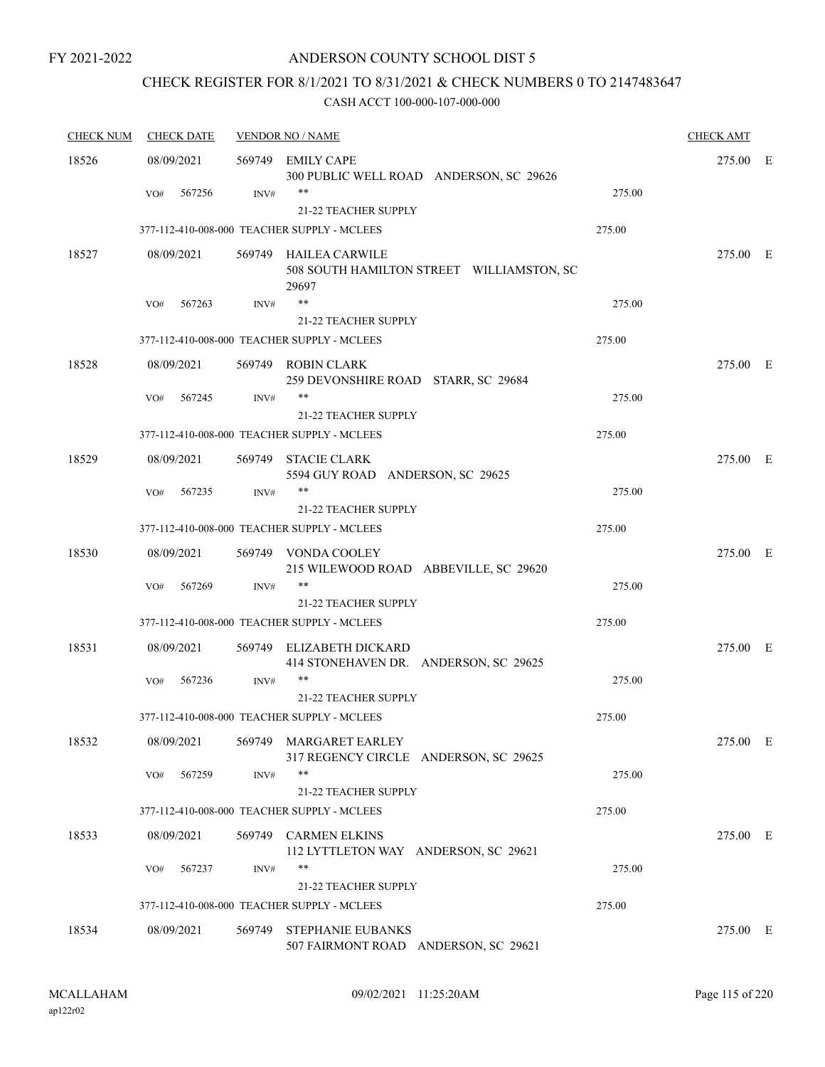FY 2021-2022

# ANDERSON COUNTY SCHOOL DIST 5

## CHECK REGISTER FOR 8/1/2021 TO 8/31/2021 & CHECK NUMBERS 0 TO 2147483647

### CASH ACCT 100-000-107-000-000

| CHECK NUM | CHECK DATE | VENDOR NO / NAME | | CHECK AMT | |
|---|---|---|---|---|---|
| 18526 | 08/09/2021 | 569749 EMILY CAPE<br>300 PUBLIC WELL ROAD ANDERSON, SC 29626 | | 275.00 | E |
| | VO# 567256 | INV# ** 21-22 TEACHER SUPPLY | 275.00 | | |
| | 377-112-410-008-000 TEACHER SUPPLY - MCLEES | | 275.00 | | |
| 18527 | 08/09/2021 | 569749 HAILEA CARWILE<br>508 SOUTH HAMILTON STREET WILLIAMSTON, SC 29697 | | 275.00 | E |
| | VO# 567263 | INV# ** 21-22 TEACHER SUPPLY | 275.00 | | |
| | 377-112-410-008-000 TEACHER SUPPLY - MCLEES | | 275.00 | | |
| 18528 | 08/09/2021 | 569749 ROBIN CLARK<br>259 DEVONSHIRE ROAD STARR, SC 29684 | | 275.00 | E |
| | VO# 567245 | INV# ** 21-22 TEACHER SUPPLY | 275.00 | | |
| | 377-112-410-008-000 TEACHER SUPPLY - MCLEES | | 275.00 | | |
| 18529 | 08/09/2021 | 569749 STACIE CLARK<br>5594 GUY ROAD ANDERSON, SC 29625 | | 275.00 | E |
| | VO# 567235 | INV# ** 21-22 TEACHER SUPPLY | 275.00 | | |
| | 377-112-410-008-000 TEACHER SUPPLY - MCLEES | | 275.00 | | |
| 18530 | 08/09/2021 | 569749 VONDA COOLEY<br>215 WILEWOOD ROAD ABBEVILLE, SC 29620 | | 275.00 | E |
| | VO# 567269 | INV# ** 21-22 TEACHER SUPPLY | 275.00 | | |
| | 377-112-410-008-000 TEACHER SUPPLY - MCLEES | | 275.00 | | |
| 18531 | 08/09/2021 | 569749 ELIZABETH DICKARD<br>414 STONEHAVEN DR. ANDERSON, SC 29625 | | 275.00 | E |
| | VO# 567236 | INV# ** 21-22 TEACHER SUPPLY | 275.00 | | |
| | 377-112-410-008-000 TEACHER SUPPLY - MCLEES | | 275.00 | | |
| 18532 | 08/09/2021 | 569749 MARGARET EARLEY<br>317 REGENCY CIRCLE ANDERSON, SC 29625 | | 275.00 | E |
| | VO# 567259 | INV# ** 21-22 TEACHER SUPPLY | 275.00 | | |
| | 377-112-410-008-000 TEACHER SUPPLY - MCLEES | | 275.00 | | |
| 18533 | 08/09/2021 | 569749 CARMEN ELKINS<br>112 LYTTLETON WAY ANDERSON, SC 29621 | | 275.00 | E |
| | VO# 567237 | INV# ** 21-22 TEACHER SUPPLY | 275.00 | | |
| | 377-112-410-008-000 TEACHER SUPPLY - MCLEES | | 275.00 | | |
| 18534 | 08/09/2021 | 569749 STEPHANIE EUBANKS<br>507 FAIRMONT ROAD ANDERSON, SC 29621 | | 275.00 | E |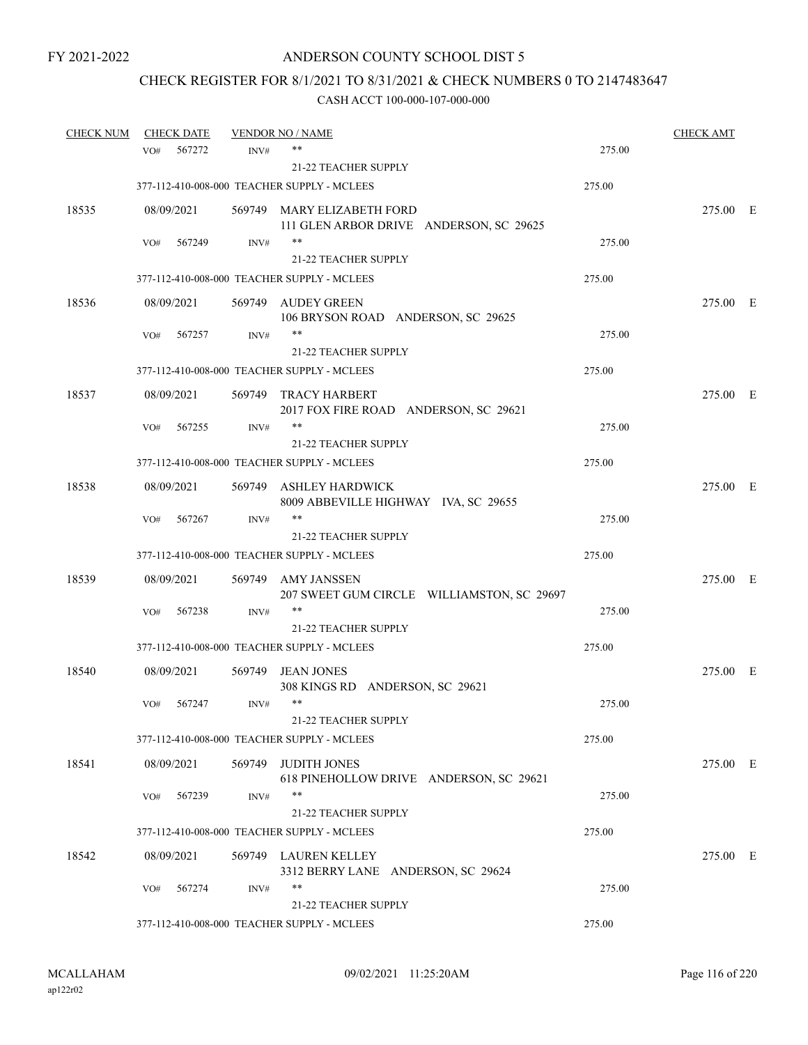FY 2021-2022

# ANDERSON COUNTY SCHOOL DIST 5

## CHECK REGISTER FOR 8/1/2021 TO 8/31/2021 & CHECK NUMBERS 0 TO 2147483647

### CASH ACCT 100-000-107-000-000

| CHECK NUM | CHECK DATE | VENDOR NO / NAME | | CHECK AMT |
|---|---|---|---|---|
| | VO# 567272 INV# | ** 21-22 TEACHER SUPPLY | 275.00 | |
| | | 377-112-410-008-000 TEACHER SUPPLY - MCLEES | 275.00 | |
| 18535 | 08/09/2021 | 569749 MARY ELIZABETH FORD 111 GLEN ARBOR DRIVE ANDERSON, SC 29625 | | 275.00 E |
| | VO# 567249 INV# | ** 21-22 TEACHER SUPPLY | 275.00 | |
| | | 377-112-410-008-000 TEACHER SUPPLY - MCLEES | 275.00 | |
| 18536 | 08/09/2021 | 569749 AUDEY GREEN 106 BRYSON ROAD ANDERSON, SC 29625 | | 275.00 E |
| | VO# 567257 INV# | ** 21-22 TEACHER SUPPLY | 275.00 | |
| | | 377-112-410-008-000 TEACHER SUPPLY - MCLEES | 275.00 | |
| 18537 | 08/09/2021 | 569749 TRACY HARBERT 2017 FOX FIRE ROAD ANDERSON, SC 29621 | | 275.00 E |
| | VO# 567255 INV# | ** 21-22 TEACHER SUPPLY | 275.00 | |
| | | 377-112-410-008-000 TEACHER SUPPLY - MCLEES | 275.00 | |
| 18538 | 08/09/2021 | 569749 ASHLEY HARDWICK 8009 ABBEVILLE HIGHWAY IVA, SC 29655 | | 275.00 E |
| | VO# 567267 INV# | ** 21-22 TEACHER SUPPLY | 275.00 | |
| | | 377-112-410-008-000 TEACHER SUPPLY - MCLEES | 275.00 | |
| 18539 | 08/09/2021 | 569749 AMY JANSSEN 207 SWEET GUM CIRCLE WILLIAMSTON, SC 29697 | | 275.00 E |
| | VO# 567238 INV# | ** 21-22 TEACHER SUPPLY | 275.00 | |
| | | 377-112-410-008-000 TEACHER SUPPLY - MCLEES | 275.00 | |
| 18540 | 08/09/2021 | 569749 JEAN JONES 308 KINGS RD ANDERSON, SC 29621 | | 275.00 E |
| | VO# 567247 INV# | ** 21-22 TEACHER SUPPLY | 275.00 | |
| | | 377-112-410-008-000 TEACHER SUPPLY - MCLEES | 275.00 | |
| 18541 | 08/09/2021 | 569749 JUDITH JONES 618 PINEHOLLOW DRIVE ANDERSON, SC 29621 | | 275.00 E |
| | VO# 567239 INV# | ** 21-22 TEACHER SUPPLY | 275.00 | |
| | | 377-112-410-008-000 TEACHER SUPPLY - MCLEES | 275.00 | |
| 18542 | 08/09/2021 | 569749 LAUREN KELLEY 3312 BERRY LANE ANDERSON, SC 29624 | | 275.00 E |
| | VO# 567274 INV# | ** 21-22 TEACHER SUPPLY | 275.00 | |
| | | 377-112-410-008-000 TEACHER SUPPLY - MCLEES | 275.00 | |

MCALLAHAM
ap122r02

09/02/2021 11:25:20AM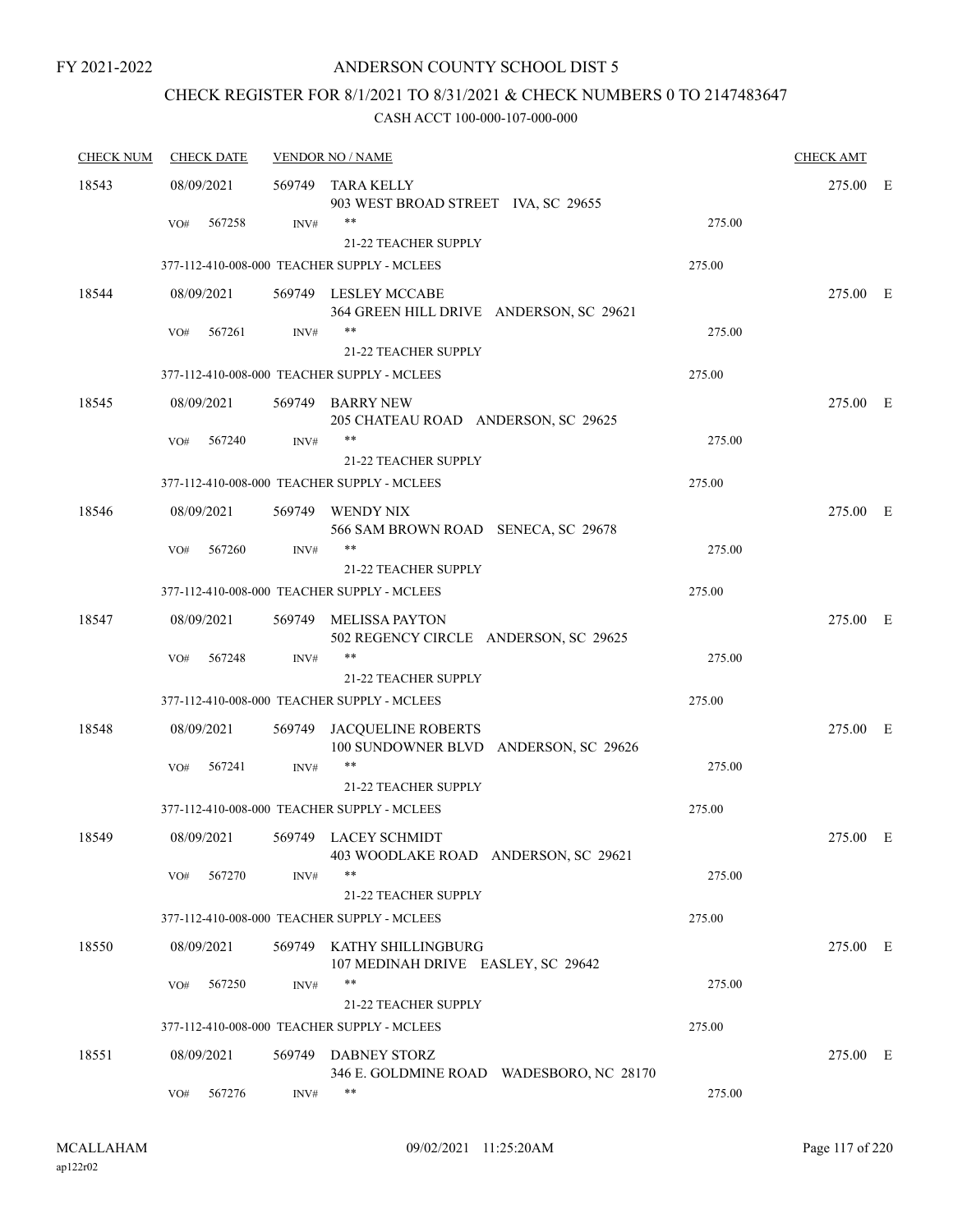FY 2021-2022

# ANDERSON COUNTY SCHOOL DIST 5

## CHECK REGISTER FOR 8/1/2021 TO 8/31/2021 & CHECK NUMBERS 0 TO 2147483647

CASH ACCT 100-000-107-000-000

| CHECK NUM | CHECK DATE | VENDOR NO / NAME | | CHECK AMT | |
|---|---|---|---|---|---|
| 18543 | 08/09/2021 | 569749 TARA KELLY<br>903 WEST BROAD STREET IVA, SC 29655 | | 275.00 | E |
| | VO# 567258 | INV# **<br>21-22 TEACHER SUPPLY | 275.00 | | |
| | 377-112-410-008-000 TEACHER SUPPLY - MCLEES | | 275.00 | | |
| 18544 | 08/09/2021 | 569749 LESLEY MCCABE<br>364 GREEN HILL DRIVE ANDERSON, SC 29621 | | 275.00 | E |
| | VO# 567261 | INV# **<br>21-22 TEACHER SUPPLY | 275.00 | | |
| | 377-112-410-008-000 TEACHER SUPPLY - MCLEES | | 275.00 | | |
| 18545 | 08/09/2021 | 569749 BARRY NEW<br>205 CHATEAU ROAD ANDERSON, SC 29625 | | 275.00 | E |
| | VO# 567240 | INV# **<br>21-22 TEACHER SUPPLY | 275.00 | | |
| | 377-112-410-008-000 TEACHER SUPPLY - MCLEES | | 275.00 | | |
| 18546 | 08/09/2021 | 569749 WENDY NIX<br>566 SAM BROWN ROAD SENECA, SC 29678 | | 275.00 | E |
| | VO# 567260 | INV# **<br>21-22 TEACHER SUPPLY | 275.00 | | |
| | 377-112-410-008-000 TEACHER SUPPLY - MCLEES | | 275.00 | | |
| 18547 | 08/09/2021 | 569749 MELISSA PAYTON<br>502 REGENCY CIRCLE ANDERSON, SC 29625 | | 275.00 | E |
| | VO# 567248 | INV# **<br>21-22 TEACHER SUPPLY | 275.00 | | |
| | 377-112-410-008-000 TEACHER SUPPLY - MCLEES | | 275.00 | | |
| 18548 | 08/09/2021 | 569749 JACQUELINE ROBERTS<br>100 SUNDOWNER BLVD ANDERSON, SC 29626 | | 275.00 | E |
| | VO# 567241 | INV# **<br>21-22 TEACHER SUPPLY | 275.00 | | |
| | 377-112-410-008-000 TEACHER SUPPLY - MCLEES | | 275.00 | | |
| 18549 | 08/09/2021 | 569749 LACEY SCHMIDT<br>403 WOODLAKE ROAD ANDERSON, SC 29621 | | 275.00 | E |
| | VO# 567270 | INV# **<br>21-22 TEACHER SUPPLY | 275.00 | | |
| | 377-112-410-008-000 TEACHER SUPPLY - MCLEES | | 275.00 | | |
| 18550 | 08/09/2021 | 569749 KATHY SHILLINGBURG<br>107 MEDINAH DRIVE EASLEY, SC 29642 | | 275.00 | E |
| | VO# 567250 | INV# **<br>21-22 TEACHER SUPPLY | 275.00 | | |
| | 377-112-410-008-000 TEACHER SUPPLY - MCLEES | | 275.00 | | |
| 18551 | 08/09/2021 | 569749 DABNEY STORZ<br>346 E. GOLDMINE ROAD WADESBORO, NC 28170 | | 275.00 | E |
| | VO# 567276 | INV# ** | 275.00 | | |

MCALLAHAM ap122r02 09/02/2021 11:25:20AM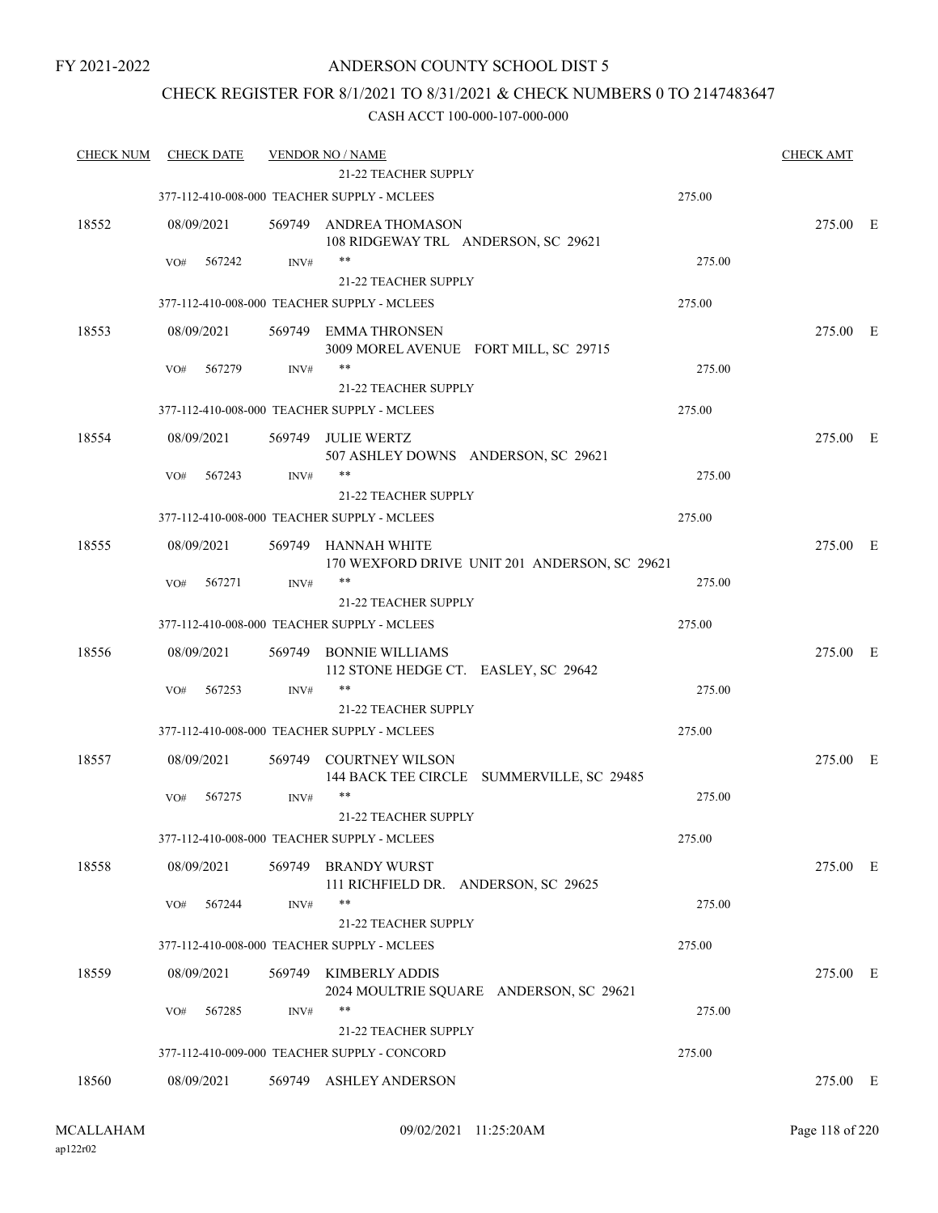FY 2021-2022

# ANDERSON COUNTY SCHOOL DIST 5

## CHECK REGISTER FOR 8/1/2021 TO 8/31/2021 & CHECK NUMBERS 0 TO 2147483647

### CASH ACCT 100-000-107-000-000

| CHECK NUM | CHECK DATE | VENDOR NO / NAME | | CHECK AMT | |
|---|---|---|---|---|---|
| | | 21-22 TEACHER SUPPLY | | | |
| | | 377-112-410-008-000 TEACHER SUPPLY - MCLEES | 275.00 | | |
| 18552 | 08/09/2021 | 569749 ANDREA THOMASON<br>108 RIDGEWAY TRL ANDERSON, SC 29621 | | 275.00 | E |
| | VO# 567242 | INV# **<br>21-22 TEACHER SUPPLY | 275.00 | | |
| | | 377-112-410-008-000 TEACHER SUPPLY - MCLEES | 275.00 | | |
| 18553 | 08/09/2021 | 569749 EMMA THRONSEN<br>3009 MOREL AVENUE FORT MILL, SC 29715 | | 275.00 | E |
| | VO# 567279 | INV# **<br>21-22 TEACHER SUPPLY | 275.00 | | |
| | | 377-112-410-008-000 TEACHER SUPPLY - MCLEES | 275.00 | | |
| 18554 | 08/09/2021 | 569749 JULIE WERTZ<br>507 ASHLEY DOWNS ANDERSON, SC 29621 | | 275.00 | E |
| | VO# 567243 | INV# **<br>21-22 TEACHER SUPPLY | 275.00 | | |
| | | 377-112-410-008-000 TEACHER SUPPLY - MCLEES | 275.00 | | |
| 18555 | 08/09/2021 | 569749 HANNAH WHITE<br>170 WEXFORD DRIVE UNIT 201 ANDERSON, SC 29621 | | 275.00 | E |
| | VO# 567271 | INV# **<br>21-22 TEACHER SUPPLY | 275.00 | | |
| | | 377-112-410-008-000 TEACHER SUPPLY - MCLEES | 275.00 | | |
| 18556 | 08/09/2021 | 569749 BONNIE WILLIAMS<br>112 STONE HEDGE CT. EASLEY, SC 29642 | | 275.00 | E |
| | VO# 567253 | INV# **<br>21-22 TEACHER SUPPLY | 275.00 | | |
| | | 377-112-410-008-000 TEACHER SUPPLY - MCLEES | 275.00 | | |
| 18557 | 08/09/2021 | 569749 COURTNEY WILSON<br>144 BACK TEE CIRCLE SUMMERVILLE, SC 29485 | | 275.00 | E |
| | VO# 567275 | INV# **<br>21-22 TEACHER SUPPLY | 275.00 | | |
| | | 377-112-410-008-000 TEACHER SUPPLY - MCLEES | 275.00 | | |
| 18558 | 08/09/2021 | 569749 BRANDY WURST<br>111 RICHFIELD DR. ANDERSON, SC 29625 | | 275.00 | E |
| | VO# 567244 | INV# **<br>21-22 TEACHER SUPPLY | 275.00 | | |
| | | 377-112-410-008-000 TEACHER SUPPLY - MCLEES | 275.00 | | |
| 18559 | 08/09/2021 | 569749 KIMBERLY ADDIS<br>2024 MOULTRIE SQUARE ANDERSON, SC 29621 | | 275.00 | E |
| | VO# 567285 | INV# **<br>21-22 TEACHER SUPPLY | 275.00 | | |
| | | 377-112-410-009-000 TEACHER SUPPLY - CONCORD | 275.00 | | |
| 18560 | 08/09/2021 | 569749 ASHLEY ANDERSON | | 275.00 | E |

MCALLAHAM
ap122r02

09/02/2021 11:25:20AM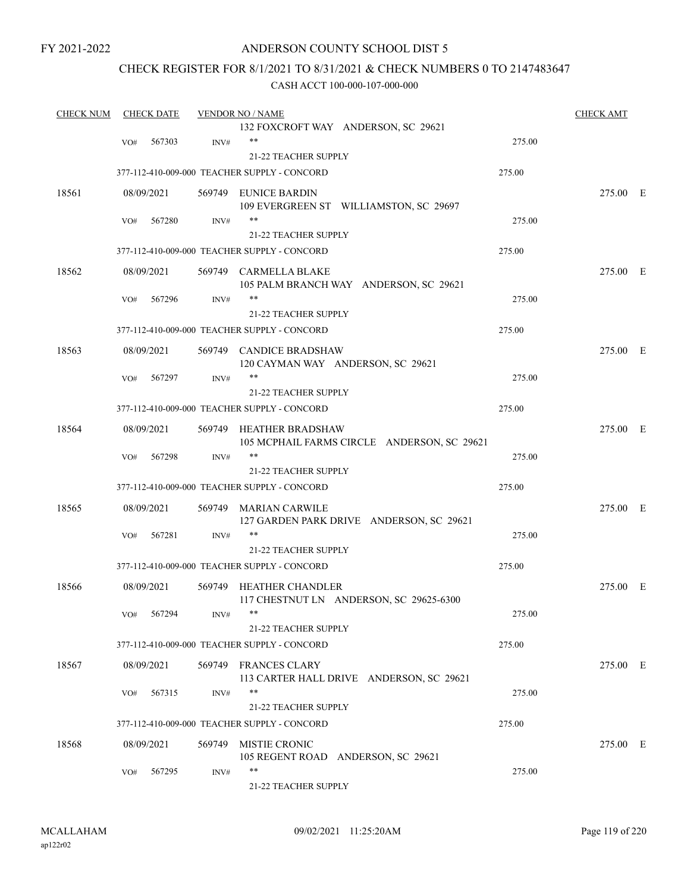FY 2021-2022

# ANDERSON COUNTY SCHOOL DIST 5

## CHECK REGISTER FOR 8/1/2021 TO 8/31/2021 & CHECK NUMBERS 0 TO 2147483647

### CASH ACCT 100-000-107-000-000

| CHECK NUM | CHECK DATE | VENDOR NO / NAME | | CHECK AMT | |
|---|---|---|---|---|---|
| | | 132 FOXCROFT WAY ANDERSON, SC 29621 | | | |
| | VO# 567303 | INV# ** 21-22 TEACHER SUPPLY | 275.00 | | |
| | | 377-112-410-009-000 TEACHER SUPPLY - CONCORD | 275.00 | | |
| 18561 | 08/09/2021 | 569749 EUNICE BARDIN 109 EVERGREEN ST WILLIAMSTON, SC 29697 | | 275.00 | E |
| | VO# 567280 | INV# ** 21-22 TEACHER SUPPLY | 275.00 | | |
| | | 377-112-410-009-000 TEACHER SUPPLY - CONCORD | 275.00 | | |
| 18562 | 08/09/2021 | 569749 CARMELLA BLAKE 105 PALM BRANCH WAY ANDERSON, SC 29621 | | 275.00 | E |
| | VO# 567296 | INV# ** 21-22 TEACHER SUPPLY | 275.00 | | |
| | | 377-112-410-009-000 TEACHER SUPPLY - CONCORD | 275.00 | | |
| 18563 | 08/09/2021 | 569749 CANDICE BRADSHAW 120 CAYMAN WAY ANDERSON, SC 29621 | | 275.00 | E |
| | VO# 567297 | INV# ** 21-22 TEACHER SUPPLY | 275.00 | | |
| | | 377-112-410-009-000 TEACHER SUPPLY - CONCORD | 275.00 | | |
| 18564 | 08/09/2021 | 569749 HEATHER BRADSHAW 105 MCPHAIL FARMS CIRCLE ANDERSON, SC 29621 | | 275.00 | E |
| | VO# 567298 | INV# ** 21-22 TEACHER SUPPLY | 275.00 | | |
| | | 377-112-410-009-000 TEACHER SUPPLY - CONCORD | 275.00 | | |
| 18565 | 08/09/2021 | 569749 MARIAN CARWILE 127 GARDEN PARK DRIVE ANDERSON, SC 29621 | | 275.00 | E |
| | VO# 567281 | INV# ** 21-22 TEACHER SUPPLY | 275.00 | | |
| | | 377-112-410-009-000 TEACHER SUPPLY - CONCORD | 275.00 | | |
| 18566 | 08/09/2021 | 569749 HEATHER CHANDLER 117 CHESTNUT LN ANDERSON, SC 29625-6300 | | 275.00 | E |
| | VO# 567294 | INV# ** 21-22 TEACHER SUPPLY | 275.00 | | |
| | | 377-112-410-009-000 TEACHER SUPPLY - CONCORD | 275.00 | | |
| 18567 | 08/09/2021 | 569749 FRANCES CLARY 113 CARTER HALL DRIVE ANDERSON, SC 29621 | | 275.00 | E |
| | VO# 567315 | INV# ** 21-22 TEACHER SUPPLY | 275.00 | | |
| | | 377-112-410-009-000 TEACHER SUPPLY - CONCORD | 275.00 | | |
| 18568 | 08/09/2021 | 569749 MISTIE CRONIC 105 REGENT ROAD ANDERSON, SC 29621 | | 275.00 | E |
| | VO# 567295 | INV# ** 21-22 TEACHER SUPPLY | 275.00 | | |

MCALLAHAM ap122r02 09/02/2021 11:25:20AM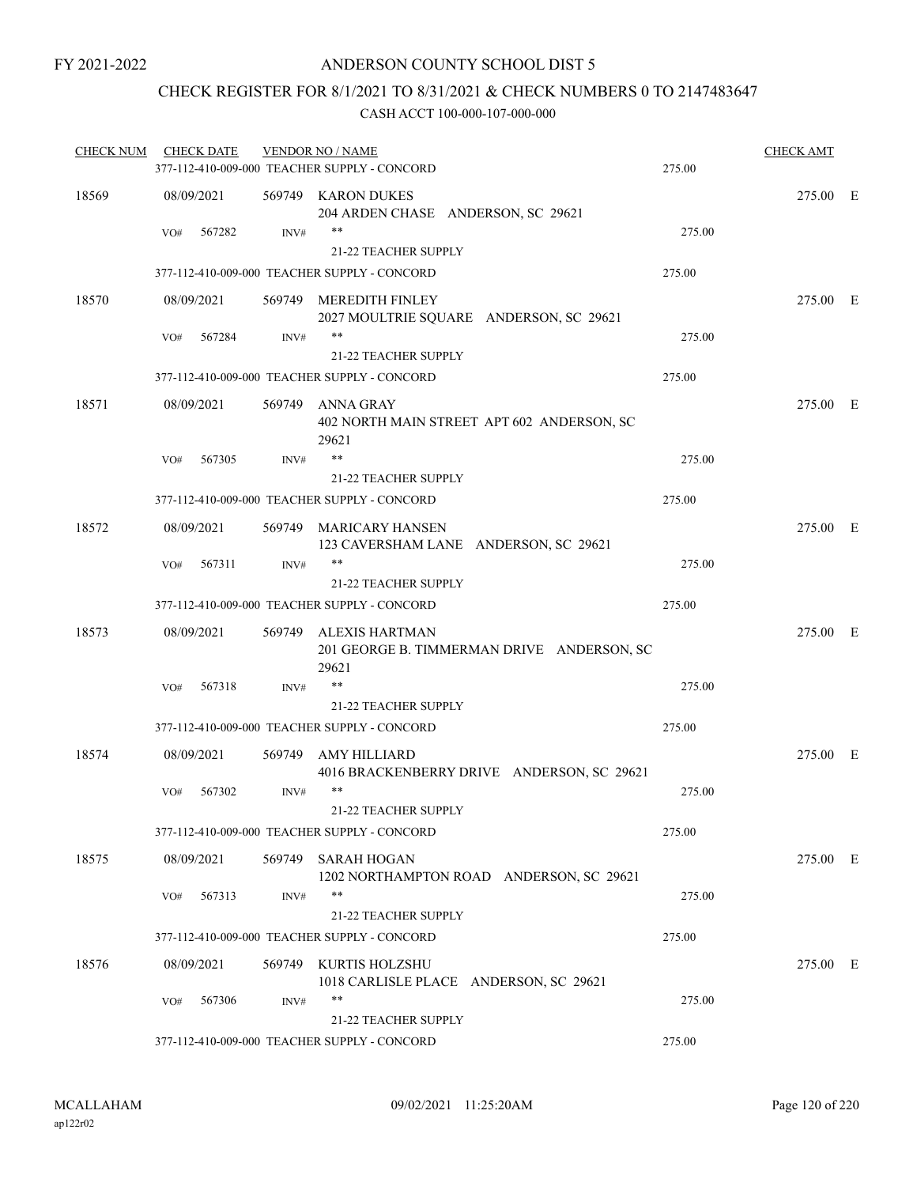FY 2021-2022

# ANDERSON COUNTY SCHOOL DIST 5

## CHECK REGISTER FOR 8/1/2021 TO 8/31/2021 & CHECK NUMBERS 0 TO 2147483647

### CASH ACCT 100-000-107-000-000

| CHECK NUM | CHECK DATE | VENDOR NO / NAME | | CHECK AMT | |
|---|---|---|---|---|---|
| | | 377-112-410-009-000 TEACHER SUPPLY - CONCORD | 275.00 | | |
| 18569 | 08/09/2021 | 569749 KARON DUKES<br>204 ARDEN CHASE ANDERSON, SC 29621 | | 275.00 | E |
| | VO# 567282 | INV# **<br>21-22 TEACHER SUPPLY | 275.00 | | |
| | | 377-112-410-009-000 TEACHER SUPPLY - CONCORD | 275.00 | | |
| 18570 | 08/09/2021 | 569749 MEREDITH FINLEY<br>2027 MOULTRIE SQUARE ANDERSON, SC 29621 | | 275.00 | E |
| | VO# 567284 | INV# **<br>21-22 TEACHER SUPPLY | 275.00 | | |
| | | 377-112-410-009-000 TEACHER SUPPLY - CONCORD | 275.00 | | |
| 18571 | 08/09/2021 | 569749 ANNA GRAY<br>402 NORTH MAIN STREET APT 602 ANDERSON, SC 29621 | | 275.00 | E |
| | VO# 567305 | INV# **<br>21-22 TEACHER SUPPLY | 275.00 | | |
| | | 377-112-410-009-000 TEACHER SUPPLY - CONCORD | 275.00 | | |
| 18572 | 08/09/2021 | 569749 MARICARY HANSEN<br>123 CAVERSHAM LANE ANDERSON, SC 29621 | | 275.00 | E |
| | VO# 567311 | INV# **<br>21-22 TEACHER SUPPLY | 275.00 | | |
| | | 377-112-410-009-000 TEACHER SUPPLY - CONCORD | 275.00 | | |
| 18573 | 08/09/2021 | 569749 ALEXIS HARTMAN<br>201 GEORGE B. TIMMERMAN DRIVE ANDERSON, SC 29621 | | 275.00 | E |
| | VO# 567318 | INV# **<br>21-22 TEACHER SUPPLY | 275.00 | | |
| | | 377-112-410-009-000 TEACHER SUPPLY - CONCORD | 275.00 | | |
| 18574 | 08/09/2021 | 569749 AMY HILLIARD<br>4016 BRACKENBERRY DRIVE ANDERSON, SC 29621 | | 275.00 | E |
| | VO# 567302 | INV# **<br>21-22 TEACHER SUPPLY | 275.00 | | |
| | | 377-112-410-009-000 TEACHER SUPPLY - CONCORD | 275.00 | | |
| 18575 | 08/09/2021 | 569749 SARAH HOGAN<br>1202 NORTHAMPTON ROAD ANDERSON, SC 29621 | | 275.00 | E |
| | VO# 567313 | INV# **<br>21-22 TEACHER SUPPLY | 275.00 | | |
| | | 377-112-410-009-000 TEACHER SUPPLY - CONCORD | 275.00 | | |
| 18576 | 08/09/2021 | 569749 KURTIS HOLZSHU<br>1018 CARLISLE PLACE ANDERSON, SC 29621 | | 275.00 | E |
| | VO# 567306 | INV# **<br>21-22 TEACHER SUPPLY | 275.00 | | |
| | | 377-112-410-009-000 TEACHER SUPPLY - CONCORD | 275.00 | | |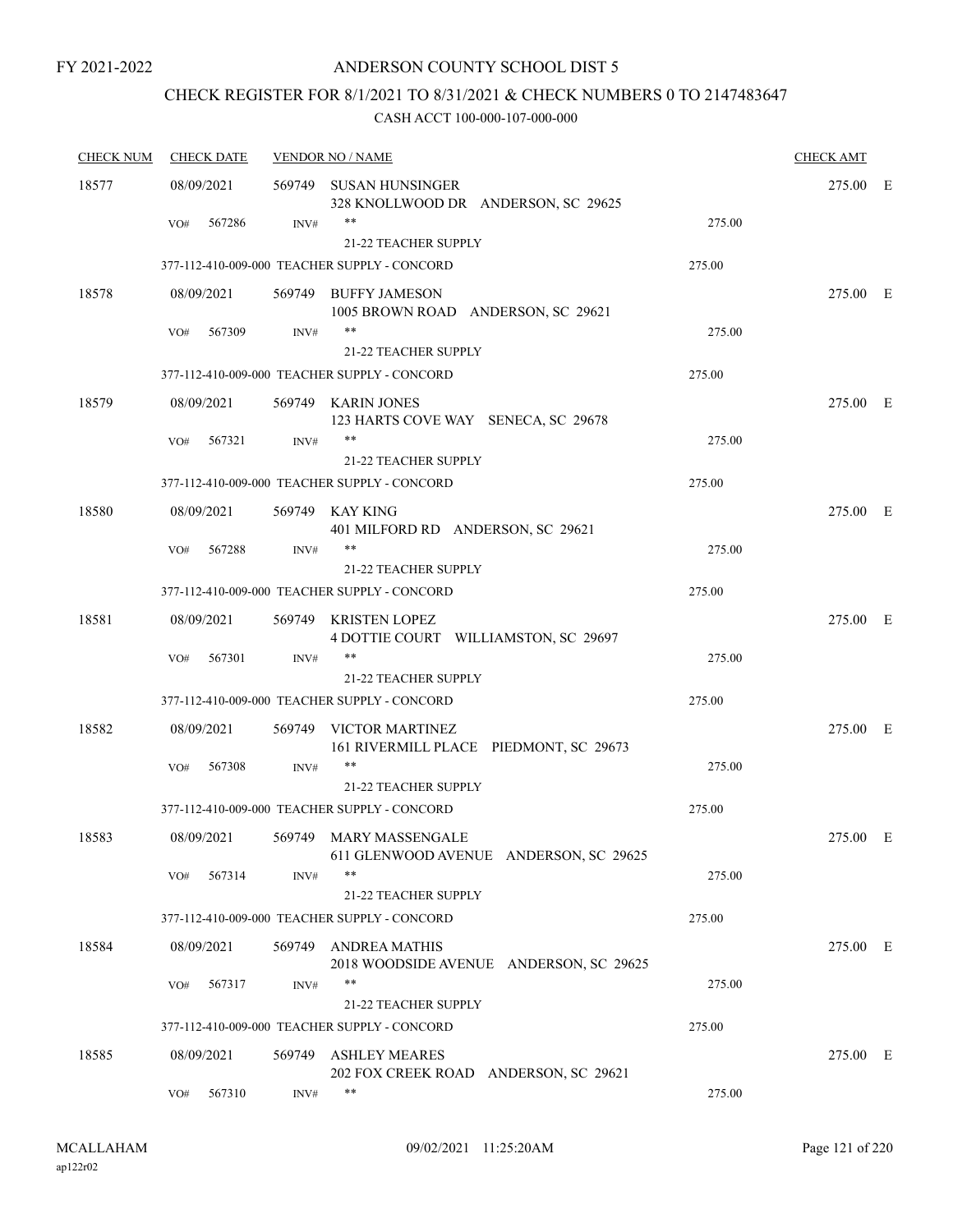FY 2021-2022

# ANDERSON COUNTY SCHOOL DIST 5

## CHECK REGISTER FOR 8/1/2021 TO 8/31/2021 & CHECK NUMBERS 0 TO 2147483647

### CASH ACCT 100-000-107-000-000

| CHECK NUM | CHECK DATE | VENDOR NO / NAME | | CHECK AMT |
|---|---|---|---|---|
| 18577 | 08/09/2021 | 569749 SUSAN HUNSINGER<br>328 KNOLLWOOD DR ANDERSON, SC 29625 | | 275.00 E |
| | VO# 567286 | INV# ** <br>21-22 TEACHER SUPPLY | 275.00 | |
| | | 377-112-410-009-000 TEACHER SUPPLY - CONCORD | 275.00 | |
| 18578 | 08/09/2021 | 569749 BUFFY JAMESON<br>1005 BROWN ROAD ANDERSON, SC 29621 | | 275.00 E |
| | VO# 567309 | INV# ** <br>21-22 TEACHER SUPPLY | 275.00 | |
| | | 377-112-410-009-000 TEACHER SUPPLY - CONCORD | 275.00 | |
| 18579 | 08/09/2021 | 569749 KARIN JONES<br>123 HARTS COVE WAY SENECA, SC 29678 | | 275.00 E |
| | VO# 567321 | INV# ** <br>21-22 TEACHER SUPPLY | 275.00 | |
| | | 377-112-410-009-000 TEACHER SUPPLY - CONCORD | 275.00 | |
| 18580 | 08/09/2021 | 569749 KAY KING<br>401 MILFORD RD ANDERSON, SC 29621 | | 275.00 E |
| | VO# 567288 | INV# ** <br>21-22 TEACHER SUPPLY | 275.00 | |
| | | 377-112-410-009-000 TEACHER SUPPLY - CONCORD | 275.00 | |
| 18581 | 08/09/2021 | 569749 KRISTEN LOPEZ<br>4 DOTTIE COURT WILLIAMSTON, SC 29697 | | 275.00 E |
| | VO# 567301 | INV# ** <br>21-22 TEACHER SUPPLY | 275.00 | |
| | | 377-112-410-009-000 TEACHER SUPPLY - CONCORD | 275.00 | |
| 18582 | 08/09/2021 | 569749 VICTOR MARTINEZ<br>161 RIVERMILL PLACE PIEDMONT, SC 29673 | | 275.00 E |
| | VO# 567308 | INV# ** <br>21-22 TEACHER SUPPLY | 275.00 | |
| | | 377-112-410-009-000 TEACHER SUPPLY - CONCORD | 275.00 | |
| 18583 | 08/09/2021 | 569749 MARY MASSENGALE<br>611 GLENWOOD AVENUE ANDERSON, SC 29625 | | 275.00 E |
| | VO# 567314 | INV# ** <br>21-22 TEACHER SUPPLY | 275.00 | |
| | | 377-112-410-009-000 TEACHER SUPPLY - CONCORD | 275.00 | |
| 18584 | 08/09/2021 | 569749 ANDREA MATHIS<br>2018 WOODSIDE AVENUE ANDERSON, SC 29625 | | 275.00 E |
| | VO# 567317 | INV# ** <br>21-22 TEACHER SUPPLY | 275.00 | |
| | | 377-112-410-009-000 TEACHER SUPPLY - CONCORD | 275.00 | |
| 18585 | 08/09/2021 | 569749 ASHLEY MEARES<br>202 FOX CREEK ROAD ANDERSON, SC 29621 | | 275.00 E |
| | VO# 567310 | INV# ** | 275.00 | |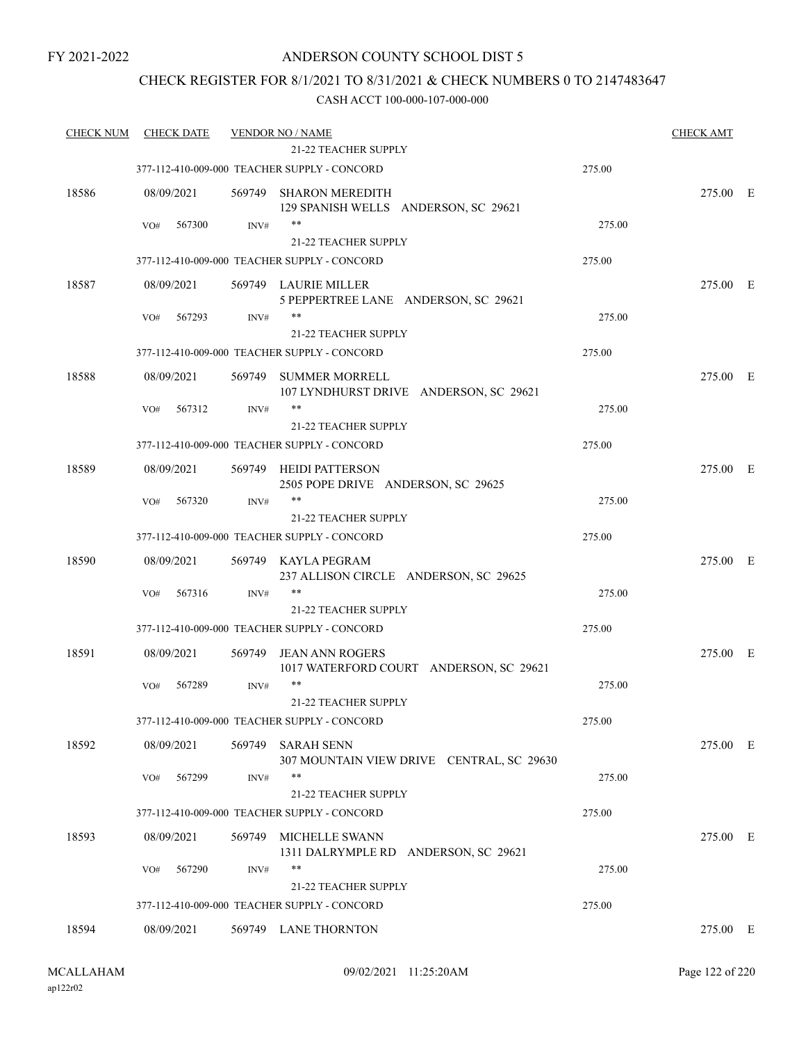FY 2021-2022

# ANDERSON COUNTY SCHOOL DIST 5

## CHECK REGISTER FOR 8/1/2021 TO 8/31/2021 & CHECK NUMBERS 0 TO 2147483647

CASH ACCT 100-000-107-000-000

| CHECK NUM | CHECK DATE | VENDOR NO / NAME | | CHECK AMT | |
|---|---|---|---|---|---|
| | | 21-22 TEACHER SUPPLY | | | |
| | | 377-112-410-009-000 TEACHER SUPPLY - CONCORD | 275.00 | | |
| 18586 | 08/09/2021 | 569749 SHARON MEREDITH<br>129 SPANISH WELLS ANDERSON, SC 29621 | | 275.00 | E |
| | VO# 567300 | INV# **<br>21-22 TEACHER SUPPLY | 275.00 | | |
| | | 377-112-410-009-000 TEACHER SUPPLY - CONCORD | 275.00 | | |
| 18587 | 08/09/2021 | 569749 LAURIE MILLER<br>5 PEPPERTREE LANE ANDERSON, SC 29621 | | 275.00 | E |
| | VO# 567293 | INV# **<br>21-22 TEACHER SUPPLY | 275.00 | | |
| | | 377-112-410-009-000 TEACHER SUPPLY - CONCORD | 275.00 | | |
| 18588 | 08/09/2021 | 569749 SUMMER MORRELL<br>107 LYNDHURST DRIVE ANDERSON, SC 29621 | | 275.00 | E |
| | VO# 567312 | INV# **<br>21-22 TEACHER SUPPLY | 275.00 | | |
| | | 377-112-410-009-000 TEACHER SUPPLY - CONCORD | 275.00 | | |
| 18589 | 08/09/2021 | 569749 HEIDI PATTERSON<br>2505 POPE DRIVE ANDERSON, SC 29625 | | 275.00 | E |
| | VO# 567320 | INV# **<br>21-22 TEACHER SUPPLY | 275.00 | | |
| | | 377-112-410-009-000 TEACHER SUPPLY - CONCORD | 275.00 | | |
| 18590 | 08/09/2021 | 569749 KAYLA PEGRAM<br>237 ALLISON CIRCLE ANDERSON, SC 29625 | | 275.00 | E |
| | VO# 567316 | INV# **<br>21-22 TEACHER SUPPLY | 275.00 | | |
| | | 377-112-410-009-000 TEACHER SUPPLY - CONCORD | 275.00 | | |
| 18591 | 08/09/2021 | 569749 JEAN ANN ROGERS<br>1017 WATERFORD COURT ANDERSON, SC 29621 | | 275.00 | E |
| | VO# 567289 | INV# **<br>21-22 TEACHER SUPPLY | 275.00 | | |
| | | 377-112-410-009-000 TEACHER SUPPLY - CONCORD | 275.00 | | |
| 18592 | 08/09/2021 | 569749 SARAH SENN<br>307 MOUNTAIN VIEW DRIVE CENTRAL, SC 29630 | | 275.00 | E |
| | VO# 567299 | INV# **<br>21-22 TEACHER SUPPLY | 275.00 | | |
| | | 377-112-410-009-000 TEACHER SUPPLY - CONCORD | 275.00 | | |
| 18593 | 08/09/2021 | 569749 MICHELLE SWANN<br>1311 DALRYMPLE RD ANDERSON, SC 29621 | | 275.00 | E |
| | VO# 567290 | INV# **<br>21-22 TEACHER SUPPLY | 275.00 | | |
| | | 377-112-410-009-000 TEACHER SUPPLY - CONCORD | 275.00 | | |
| 18594 | 08/09/2021 | 569749 LANE THORNTON | | 275.00 | E |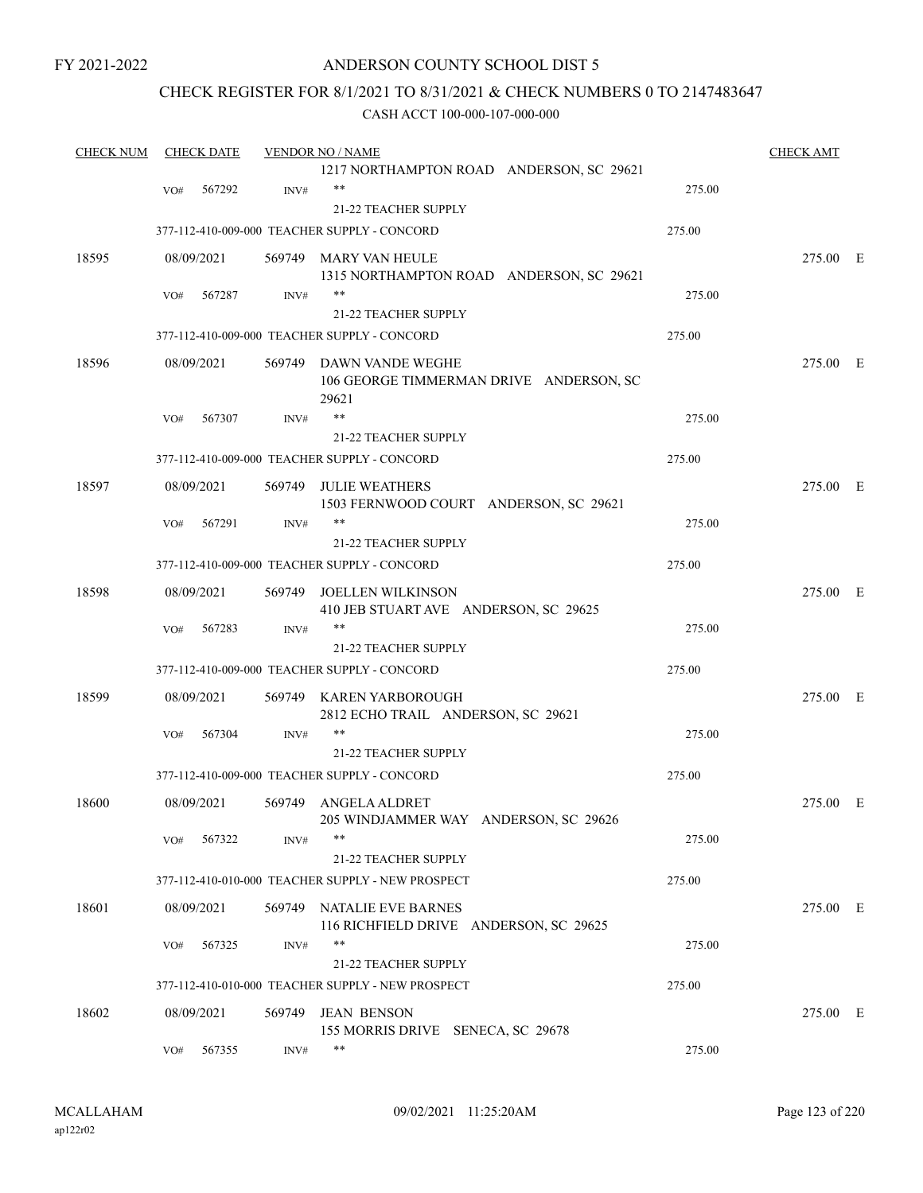FY 2021-2022

# ANDERSON COUNTY SCHOOL DIST 5

## CHECK REGISTER FOR 8/1/2021 TO 8/31/2021 & CHECK NUMBERS 0 TO 2147483647

### CASH ACCT 100-000-107-000-000

| CHECK NUM | CHECK DATE | VENDOR NO / NAME | | CHECK AMT | |
|---|---|---|---|---|---|
| | | 1217 NORTHAMPTON ROAD ANDERSON, SC 29621 | | | |
| | VO# 567292 | INV# ** | 275.00 | | |
| | | 21-22 TEACHER SUPPLY | | | |
| | | 377-112-410-009-000 TEACHER SUPPLY - CONCORD | 275.00 | | |
| 18595 | 08/09/2021 | 569749 MARY VAN HEULE<br>1315 NORTHAMPTON ROAD ANDERSON, SC 29621 | | 275.00 | E |
| | VO# 567287 | INV# ** | 275.00 | | |
| | | 21-22 TEACHER SUPPLY | | | |
| | | 377-112-410-009-000 TEACHER SUPPLY - CONCORD | 275.00 | | |
| 18596 | 08/09/2021 | 569749 DAWN VANDE WEGHE<br>106 GEORGE TIMMERMAN DRIVE ANDERSON, SC 29621 | | 275.00 | E |
| | VO# 567307 | INV# ** | 275.00 | | |
| | | 21-22 TEACHER SUPPLY | | | |
| | | 377-112-410-009-000 TEACHER SUPPLY - CONCORD | 275.00 | | |
| 18597 | 08/09/2021 | 569749 JULIE WEATHERS<br>1503 FERNWOOD COURT ANDERSON, SC 29621 | | 275.00 | E |
| | VO# 567291 | INV# ** | 275.00 | | |
| | | 21-22 TEACHER SUPPLY | | | |
| | | 377-112-410-009-000 TEACHER SUPPLY - CONCORD | 275.00 | | |
| 18598 | 08/09/2021 | 569749 JOELLEN WILKINSON<br>410 JEB STUART AVE ANDERSON, SC 29625 | | 275.00 | E |
| | VO# 567283 | INV# ** | 275.00 | | |
| | | 21-22 TEACHER SUPPLY | | | |
| | | 377-112-410-009-000 TEACHER SUPPLY - CONCORD | 275.00 | | |
| 18599 | 08/09/2021 | 569749 KAREN YARBOROUGH<br>2812 ECHO TRAIL ANDERSON, SC 29621 | | 275.00 | E |
| | VO# 567304 | INV# ** | 275.00 | | |
| | | 21-22 TEACHER SUPPLY | | | |
| | | 377-112-410-009-000 TEACHER SUPPLY - CONCORD | 275.00 | | |
| 18600 | 08/09/2021 | 569749 ANGELA ALDRET<br>205 WINDJAMMER WAY ANDERSON, SC 29626 | | 275.00 | E |
| | VO# 567322 | INV# ** | 275.00 | | |
| | | 21-22 TEACHER SUPPLY | | | |
| | | 377-112-410-010-000 TEACHER SUPPLY - NEW PROSPECT | 275.00 | | |
| 18601 | 08/09/2021 | 569749 NATALIE EVE BARNES<br>116 RICHFIELD DRIVE ANDERSON, SC 29625 | | 275.00 | E |
| | VO# 567325 | INV# ** | 275.00 | | |
| | | 21-22 TEACHER SUPPLY | | | |
| | | 377-112-410-010-000 TEACHER SUPPLY - NEW PROSPECT | 275.00 | | |
| 18602 | 08/09/2021 | 569749 JEAN BENSON<br>155 MORRIS DRIVE SENECA, SC 29678 | | 275.00 | E |
| | VO# 567355 | INV# ** | 275.00 | | |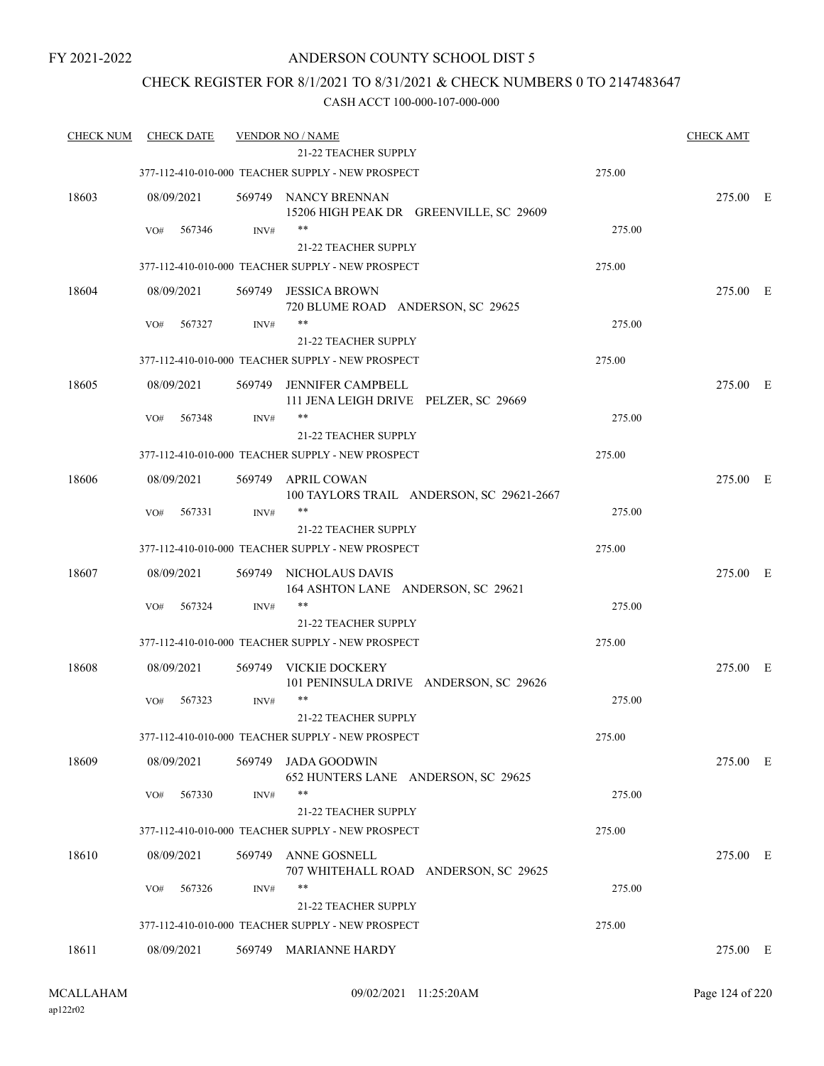FY 2021-2022

ANDERSON COUNTY SCHOOL DIST 5

CHECK REGISTER FOR 8/1/2021 TO 8/31/2021 & CHECK NUMBERS 0 TO 2147483647

CASH ACCT 100-000-107-000-000

| CHECK NUM | CHECK DATE | VENDOR NO / NAME | | CHECK AMT |
|---|---|---|---|---|
| | | 21-22 TEACHER SUPPLY | | |
| | | 377-112-410-010-000 TEACHER SUPPLY - NEW PROSPECT | 275.00 | |
| 18603 | 08/09/2021 | 569749 NANCY BRENNAN<br>15206 HIGH PEAK DR GREENVILLE, SC 29609 | | 275.00 E |
| | VO# 567346 | INV# ** | 275.00 | |
| | | 21-22 TEACHER SUPPLY | | |
| | | 377-112-410-010-000 TEACHER SUPPLY - NEW PROSPECT | 275.00 | |
| 18604 | 08/09/2021 | 569749 JESSICA BROWN<br>720 BLUME ROAD ANDERSON, SC 29625 | | 275.00 E |
| | VO# 567327 | INV# ** | 275.00 | |
| | | 21-22 TEACHER SUPPLY | | |
| | | 377-112-410-010-000 TEACHER SUPPLY - NEW PROSPECT | 275.00 | |
| 18605 | 08/09/2021 | 569749 JENNIFER CAMPBELL<br>111 JENA LEIGH DRIVE PELZER, SC 29669 | | 275.00 E |
| | VO# 567348 | INV# ** | 275.00 | |
| | | 21-22 TEACHER SUPPLY | | |
| | | 377-112-410-010-000 TEACHER SUPPLY - NEW PROSPECT | 275.00 | |
| 18606 | 08/09/2021 | 569749 APRIL COWAN<br>100 TAYLORS TRAIL ANDERSON, SC 29621-2667 | | 275.00 E |
| | VO# 567331 | INV# ** | 275.00 | |
| | | 21-22 TEACHER SUPPLY | | |
| | | 377-112-410-010-000 TEACHER SUPPLY - NEW PROSPECT | 275.00 | |
| 18607 | 08/09/2021 | 569749 NICHOLAUS DAVIS<br>164 ASHTON LANE ANDERSON, SC 29621 | | 275.00 E |
| | VO# 567324 | INV# ** | 275.00 | |
| | | 21-22 TEACHER SUPPLY | | |
| | | 377-112-410-010-000 TEACHER SUPPLY - NEW PROSPECT | 275.00 | |
| 18608 | 08/09/2021 | 569749 VICKIE DOCKERY<br>101 PENINSULA DRIVE ANDERSON, SC 29626 | | 275.00 E |
| | VO# 567323 | INV# ** | 275.00 | |
| | | 21-22 TEACHER SUPPLY | | |
| | | 377-112-410-010-000 TEACHER SUPPLY - NEW PROSPECT | 275.00 | |
| 18609 | 08/09/2021 | 569749 JADA GOODWIN<br>652 HUNTERS LANE ANDERSON, SC 29625 | | 275.00 E |
| | VO# 567330 | INV# ** | 275.00 | |
| | | 21-22 TEACHER SUPPLY | | |
| | | 377-112-410-010-000 TEACHER SUPPLY - NEW PROSPECT | 275.00 | |
| 18610 | 08/09/2021 | 569749 ANNE GOSNELL<br>707 WHITEHALL ROAD ANDERSON, SC 29625 | | 275.00 E |
| | VO# 567326 | INV# ** | 275.00 | |
| | | 21-22 TEACHER SUPPLY | | |
| | | 377-112-410-010-000 TEACHER SUPPLY - NEW PROSPECT | 275.00 | |
| 18611 | 08/09/2021 | 569749 MARIANNE HARDY | | 275.00 E |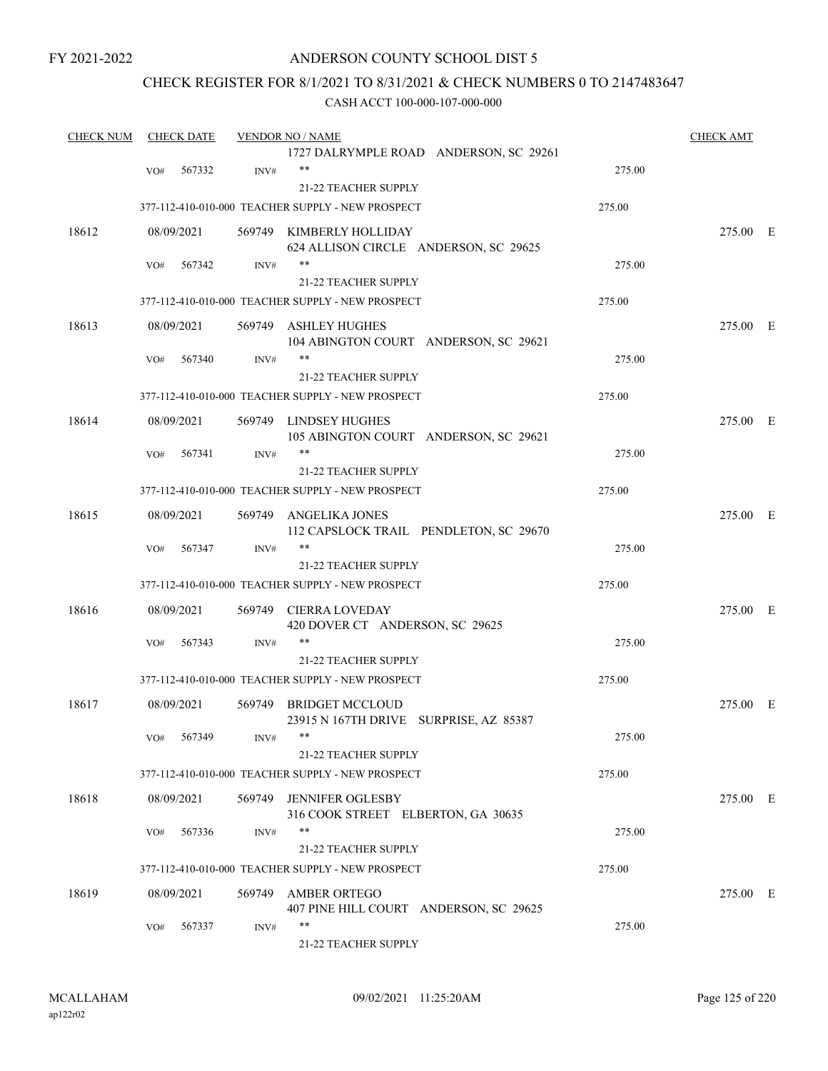FY 2021-2022

# ANDERSON COUNTY SCHOOL DIST 5

## CHECK REGISTER FOR 8/1/2021 TO 8/31/2021 & CHECK NUMBERS 0 TO 2147483647

### CASH ACCT 100-000-107-000-000

| CHECK NUM | CHECK DATE | VENDOR NO / NAME | | CHECK AMT | |
|---|---|---|---|---|---|
| | | 1727 DALRYMPLE ROAD ANDERSON, SC 29261 | | | |
| | VO# 567332 | INV# ** | 275.00 | | |
| | | 21-22 TEACHER SUPPLY | | | |
| | | 377-112-410-010-000 TEACHER SUPPLY - NEW PROSPECT | 275.00 | | |
| 18612 | 08/09/2021 | 569749 KIMBERLY HOLLIDAY<br>624 ALLISON CIRCLE ANDERSON, SC 29625 | | 275.00 | E |
| | VO# 567342 | INV# ** | 275.00 | | |
| | | 21-22 TEACHER SUPPLY | | | |
| | | 377-112-410-010-000 TEACHER SUPPLY - NEW PROSPECT | 275.00 | | |
| 18613 | 08/09/2021 | 569749 ASHLEY HUGHES<br>104 ABINGTON COURT ANDERSON, SC 29621 | | 275.00 | E |
| | VO# 567340 | INV# ** | 275.00 | | |
| | | 21-22 TEACHER SUPPLY | | | |
| | | 377-112-410-010-000 TEACHER SUPPLY - NEW PROSPECT | 275.00 | | |
| 18614 | 08/09/2021 | 569749 LINDSEY HUGHES<br>105 ABINGTON COURT ANDERSON, SC 29621 | | 275.00 | E |
| | VO# 567341 | INV# ** | 275.00 | | |
| | | 21-22 TEACHER SUPPLY | | | |
| | | 377-112-410-010-000 TEACHER SUPPLY - NEW PROSPECT | 275.00 | | |
| 18615 | 08/09/2021 | 569749 ANGELIKA JONES<br>112 CAPSLOCK TRAIL PENDLETON, SC 29670 | | 275.00 | E |
| | VO# 567347 | INV# ** | 275.00 | | |
| | | 21-22 TEACHER SUPPLY | | | |
| | | 377-112-410-010-000 TEACHER SUPPLY - NEW PROSPECT | 275.00 | | |
| 18616 | 08/09/2021 | 569749 CIERRA LOVEDAY<br>420 DOVER CT ANDERSON, SC 29625 | | 275.00 | E |
| | VO# 567343 | INV# ** | 275.00 | | |
| | | 21-22 TEACHER SUPPLY | | | |
| | | 377-112-410-010-000 TEACHER SUPPLY - NEW PROSPECT | 275.00 | | |
| 18617 | 08/09/2021 | 569749 BRIDGET MCCLOUD<br>23915 N 167TH DRIVE SURPRISE, AZ 85387 | | 275.00 | E |
| | VO# 567349 | INV# ** | 275.00 | | |
| | | 21-22 TEACHER SUPPLY | | | |
| | | 377-112-410-010-000 TEACHER SUPPLY - NEW PROSPECT | 275.00 | | |
| 18618 | 08/09/2021 | 569749 JENNIFER OGLESBY<br>316 COOK STREET ELBERTON, GA 30635 | | 275.00 | E |
| | VO# 567336 | INV# ** | 275.00 | | |
| | | 21-22 TEACHER SUPPLY | | | |
| | | 377-112-410-010-000 TEACHER SUPPLY - NEW PROSPECT | 275.00 | | |
| 18619 | 08/09/2021 | 569749 AMBER ORTEGO<br>407 PINE HILL COURT ANDERSON, SC 29625 | | 275.00 | E |
| | VO# 567337 | INV# ** | 275.00 | | |
| | | 21-22 TEACHER SUPPLY | | | |

MCALLAHAM
ap122r02
09/02/2021 11:25:20AM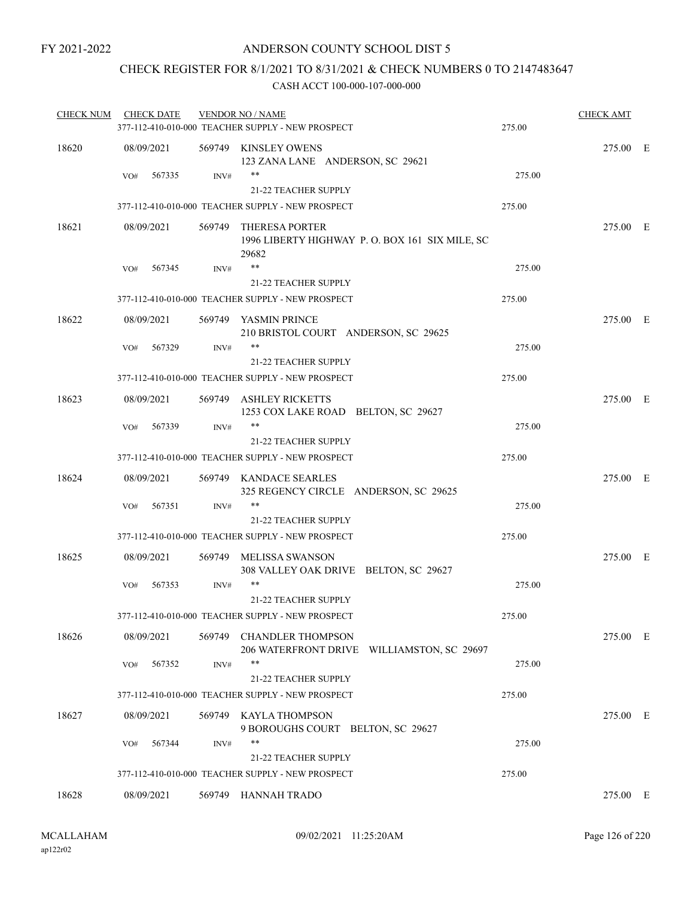FY 2021-2022

# ANDERSON COUNTY SCHOOL DIST 5

## CHECK REGISTER FOR 8/1/2021 TO 8/31/2021 & CHECK NUMBERS 0 TO 2147483647

CASH ACCT 100-000-107-000-000

| CHECK NUM | CHECK DATE | VENDOR NO / NAME | | CHECK AMT | |
|---|---|---|---|---|---|
| | | 377-112-410-010-000 TEACHER SUPPLY - NEW PROSPECT | 275.00 | | |
| 18620 | 08/09/2021 | 569749 KINSLEY OWENS<br>123 ZANA LANE ANDERSON, SC 29621 | | 275.00 | E |
| | VO# 567335 | INV# **<br>21-22 TEACHER SUPPLY | 275.00 | | |
| | | 377-112-410-010-000 TEACHER SUPPLY - NEW PROSPECT | 275.00 | | |
| 18621 | 08/09/2021 | 569749 THERESA PORTER<br>1996 LIBERTY HIGHWAY P. O. BOX 161 SIX MILE, SC 29682 | | 275.00 | E |
| | VO# 567345 | INV# **<br>21-22 TEACHER SUPPLY | 275.00 | | |
| | | 377-112-410-010-000 TEACHER SUPPLY - NEW PROSPECT | 275.00 | | |
| 18622 | 08/09/2021 | 569749 YASMIN PRINCE<br>210 BRISTOL COURT ANDERSON, SC 29625 | | 275.00 | E |
| | VO# 567329 | INV# **<br>21-22 TEACHER SUPPLY | 275.00 | | |
| | | 377-112-410-010-000 TEACHER SUPPLY - NEW PROSPECT | 275.00 | | |
| 18623 | 08/09/2021 | 569749 ASHLEY RICKETTS<br>1253 COX LAKE ROAD BELTON, SC 29627 | | 275.00 | E |
| | VO# 567339 | INV# **<br>21-22 TEACHER SUPPLY | 275.00 | | |
| | | 377-112-410-010-000 TEACHER SUPPLY - NEW PROSPECT | 275.00 | | |
| 18624 | 08/09/2021 | 569749 KANDACE SEARLES<br>325 REGENCY CIRCLE ANDERSON, SC 29625 | | 275.00 | E |
| | VO# 567351 | INV# **<br>21-22 TEACHER SUPPLY | 275.00 | | |
| | | 377-112-410-010-000 TEACHER SUPPLY - NEW PROSPECT | 275.00 | | |
| 18625 | 08/09/2021 | 569749 MELISSA SWANSON<br>308 VALLEY OAK DRIVE BELTON, SC 29627 | | 275.00 | E |
| | VO# 567353 | INV# **<br>21-22 TEACHER SUPPLY | 275.00 | | |
| | | 377-112-410-010-000 TEACHER SUPPLY - NEW PROSPECT | 275.00 | | |
| 18626 | 08/09/2021 | 569749 CHANDLER THOMPSON<br>206 WATERFRONT DRIVE WILLIAMSTON, SC 29697 | | 275.00 | E |
| | VO# 567352 | INV# **<br>21-22 TEACHER SUPPLY | 275.00 | | |
| | | 377-112-410-010-000 TEACHER SUPPLY - NEW PROSPECT | 275.00 | | |
| 18627 | 08/09/2021 | 569749 KAYLA THOMPSON<br>9 BOROUGHS COURT BELTON, SC 29627 | | 275.00 | E |
| | VO# 567344 | INV# **<br>21-22 TEACHER SUPPLY | 275.00 | | |
| | | 377-112-410-010-000 TEACHER SUPPLY - NEW PROSPECT | 275.00 | | |
| 18628 | 08/09/2021 | 569749 HANNAH TRADO | | 275.00 | E |

MCALLAHAM
ap122r02

09/02/2021 11:25:20AM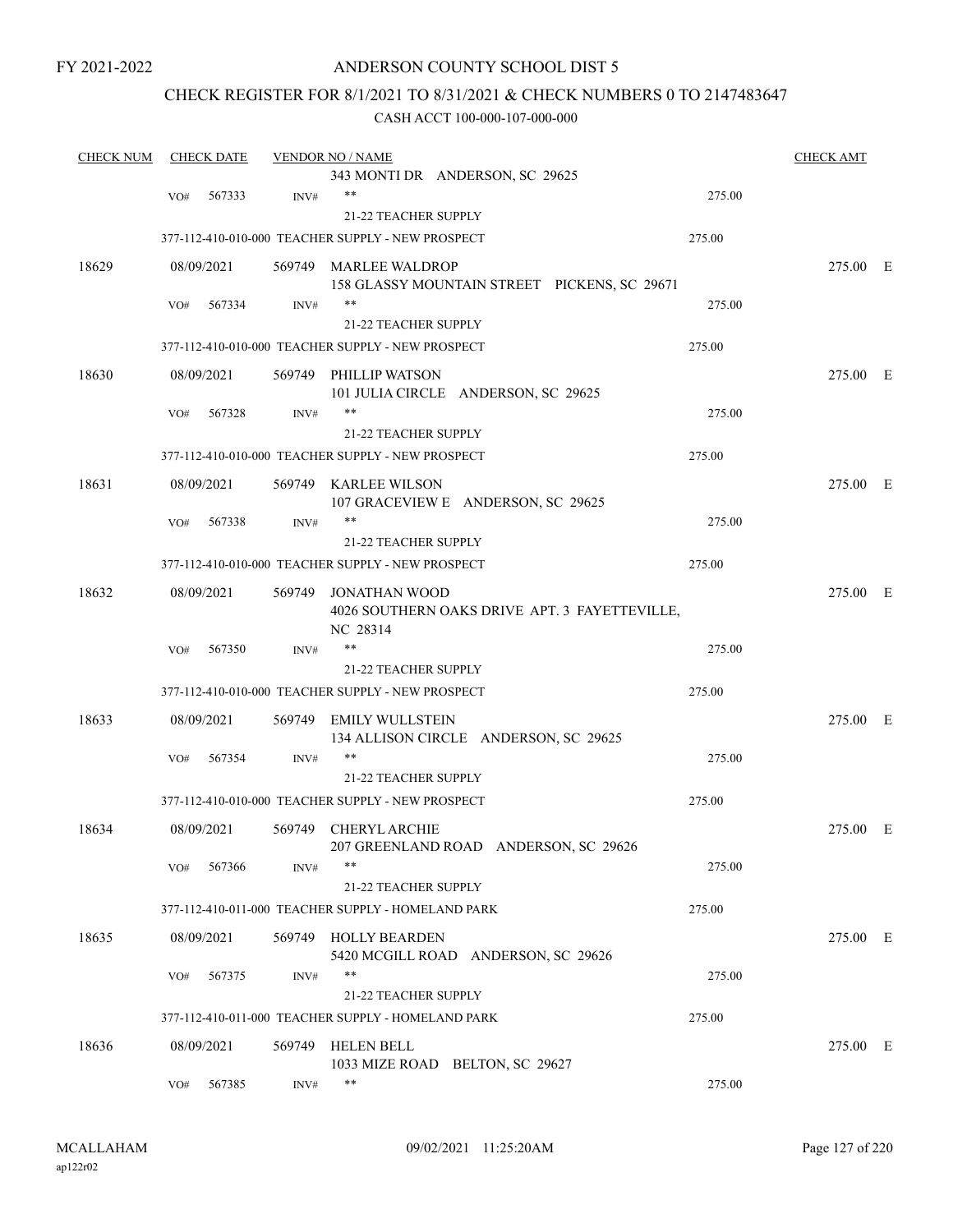FY 2021-2022

# ANDERSON COUNTY SCHOOL DIST 5

## CHECK REGISTER FOR 8/1/2021 TO 8/31/2021 & CHECK NUMBERS 0 TO 2147483647

### CASH ACCT 100-000-107-000-000

| CHECK NUM | CHECK DATE | VENDOR NO / NAME | | CHECK AMT |
|---|---|---|---|---|
| | | 343 MONTI DR ANDERSON, SC 29625 | | |
| | VO# 567333 | INV# ** | 275.00 | |
| | | 21-22 TEACHER SUPPLY | | |
| | | 377-112-410-010-000 TEACHER SUPPLY - NEW PROSPECT | 275.00 | |
| 18629 | 08/09/2021 | 569749 MARLEE WALDROP<br>158 GLASSY MOUNTAIN STREET PICKENS, SC 29671 | | 275.00 E |
| | VO# 567334 | INV# ** | 275.00 | |
| | | 21-22 TEACHER SUPPLY | | |
| | | 377-112-410-010-000 TEACHER SUPPLY - NEW PROSPECT | 275.00 | |
| 18630 | 08/09/2021 | 569749 PHILLIP WATSON<br>101 JULIA CIRCLE ANDERSON, SC 29625 | | 275.00 E |
| | VO# 567328 | INV# ** | 275.00 | |
| | | 21-22 TEACHER SUPPLY | | |
| | | 377-112-410-010-000 TEACHER SUPPLY - NEW PROSPECT | 275.00 | |
| 18631 | 08/09/2021 | 569749 KARLEE WILSON<br>107 GRACEVIEW E ANDERSON, SC 29625 | | 275.00 E |
| | VO# 567338 | INV# ** | 275.00 | |
| | | 21-22 TEACHER SUPPLY | | |
| | | 377-112-410-010-000 TEACHER SUPPLY - NEW PROSPECT | 275.00 | |
| 18632 | 08/09/2021 | 569749 JONATHAN WOOD<br>4026 SOUTHERN OAKS DRIVE APT. 3 FAYETTEVILLE, NC 28314 | | 275.00 E |
| | VO# 567350 | INV# ** | 275.00 | |
| | | 21-22 TEACHER SUPPLY | | |
| | | 377-112-410-010-000 TEACHER SUPPLY - NEW PROSPECT | 275.00 | |
| 18633 | 08/09/2021 | 569749 EMILY WULLSTEIN<br>134 ALLISON CIRCLE ANDERSON, SC 29625 | | 275.00 E |
| | VO# 567354 | INV# ** | 275.00 | |
| | | 21-22 TEACHER SUPPLY | | |
| | | 377-112-410-010-000 TEACHER SUPPLY - NEW PROSPECT | 275.00 | |
| 18634 | 08/09/2021 | 569749 CHERYL ARCHIE<br>207 GREENLAND ROAD ANDERSON, SC 29626 | | 275.00 E |
| | VO# 567366 | INV# ** | 275.00 | |
| | | 21-22 TEACHER SUPPLY | | |
| | | 377-112-410-011-000 TEACHER SUPPLY - HOMELAND PARK | 275.00 | |
| 18635 | 08/09/2021 | 569749 HOLLY BEARDEN<br>5420 MCGILL ROAD ANDERSON, SC 29626 | | 275.00 E |
| | VO# 567375 | INV# ** | 275.00 | |
| | | 21-22 TEACHER SUPPLY | | |
| | | 377-112-410-011-000 TEACHER SUPPLY - HOMELAND PARK | 275.00 | |
| 18636 | 08/09/2021 | 569749 HELEN BELL<br>1033 MIZE ROAD BELTON, SC 29627 | | 275.00 E |
| | VO# 567385 | INV# ** | 275.00 | |

MCALLAHAM
ap122r02

09/02/2021 11:25:20AM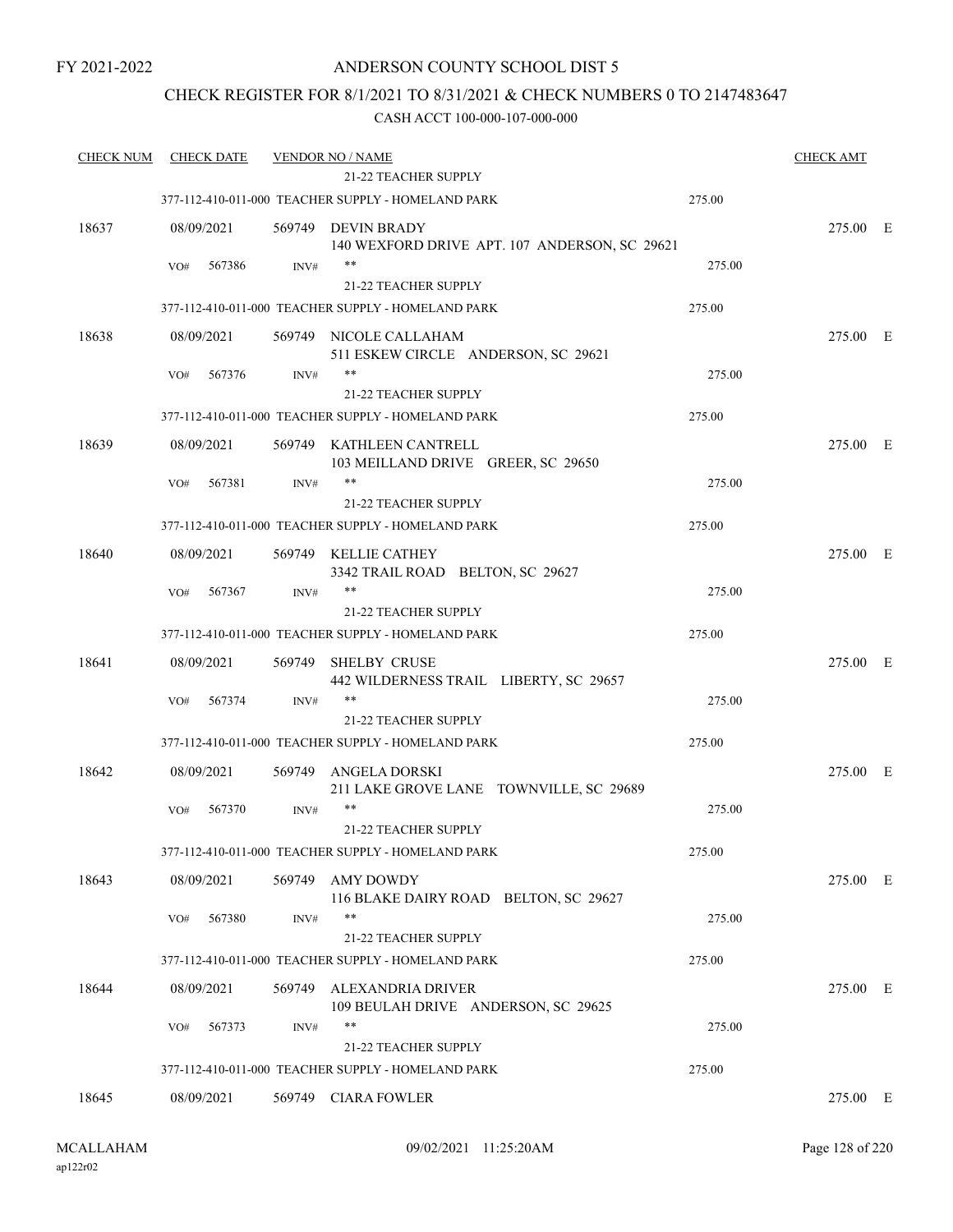FY 2021-2022

# ANDERSON COUNTY SCHOOL DIST 5

## CHECK REGISTER FOR 8/1/2021 TO 8/31/2021 & CHECK NUMBERS 0 TO 2147483647

### CASH ACCT 100-000-107-000-000

| CHECK NUM | CHECK DATE | VENDOR NO / NAME | | CHECK AMT | |
|---|---|---|---|---|---|
| | | 21-22 TEACHER SUPPLY | | | |
| | | 377-112-410-011-000 TEACHER SUPPLY - HOMELAND PARK | 275.00 | | |
| 18637 | 08/09/2021 | 569749 DEVIN BRADY<br>140 WEXFORD DRIVE APT. 107 ANDERSON, SC 29621 | | 275.00 | E |
| | VO# 567386 | INV# ** | 275.00 | | |
| | | 21-22 TEACHER SUPPLY | | | |
| | | 377-112-410-011-000 TEACHER SUPPLY - HOMELAND PARK | 275.00 | | |
| 18638 | 08/09/2021 | 569749 NICOLE CALLAHAM<br>511 ESKEW CIRCLE ANDERSON, SC 29621 | | 275.00 | E |
| | VO# 567376 | INV# ** | 275.00 | | |
| | | 21-22 TEACHER SUPPLY | | | |
| | | 377-112-410-011-000 TEACHER SUPPLY - HOMELAND PARK | 275.00 | | |
| 18639 | 08/09/2021 | 569749 KATHLEEN CANTRELL<br>103 MEILLAND DRIVE GREER, SC 29650 | | 275.00 | E |
| | VO# 567381 | INV# ** | 275.00 | | |
| | | 21-22 TEACHER SUPPLY | | | |
| | | 377-112-410-011-000 TEACHER SUPPLY - HOMELAND PARK | 275.00 | | |
| 18640 | 08/09/2021 | 569749 KELLIE CATHEY<br>3342 TRAIL ROAD BELTON, SC 29627 | | 275.00 | E |
| | VO# 567367 | INV# ** | 275.00 | | |
| | | 21-22 TEACHER SUPPLY | | | |
| | | 377-112-410-011-000 TEACHER SUPPLY - HOMELAND PARK | 275.00 | | |
| 18641 | 08/09/2021 | 569749 SHELBY CRUSE<br>442 WILDERNESS TRAIL LIBERTY, SC 29657 | | 275.00 | E |
| | VO# 567374 | INV# ** | 275.00 | | |
| | | 21-22 TEACHER SUPPLY | | | |
| | | 377-112-410-011-000 TEACHER SUPPLY - HOMELAND PARK | 275.00 | | |
| 18642 | 08/09/2021 | 569749 ANGELA DORSKI<br>211 LAKE GROVE LANE TOWNVILLE, SC 29689 | | 275.00 | E |
| | VO# 567370 | INV# ** | 275.00 | | |
| | | 21-22 TEACHER SUPPLY | | | |
| | | 377-112-410-011-000 TEACHER SUPPLY - HOMELAND PARK | 275.00 | | |
| 18643 | 08/09/2021 | 569749 AMY DOWDY<br>116 BLAKE DAIRY ROAD BELTON, SC 29627 | | 275.00 | E |
| | VO# 567380 | INV# ** | 275.00 | | |
| | | 21-22 TEACHER SUPPLY | | | |
| | | 377-112-410-011-000 TEACHER SUPPLY - HOMELAND PARK | 275.00 | | |
| 18644 | 08/09/2021 | 569749 ALEXANDRIA DRIVER<br>109 BEULAH DRIVE ANDERSON, SC 29625 | | 275.00 | E |
| | VO# 567373 | INV# ** | 275.00 | | |
| | | 21-22 TEACHER SUPPLY | | | |
| | | 377-112-410-011-000 TEACHER SUPPLY - HOMELAND PARK | 275.00 | | |
| 18645 | 08/09/2021 | 569749 CIARA FOWLER | | 275.00 | E |

MCALLAHAM
ap122r02

09/02/2021 11:25:20AM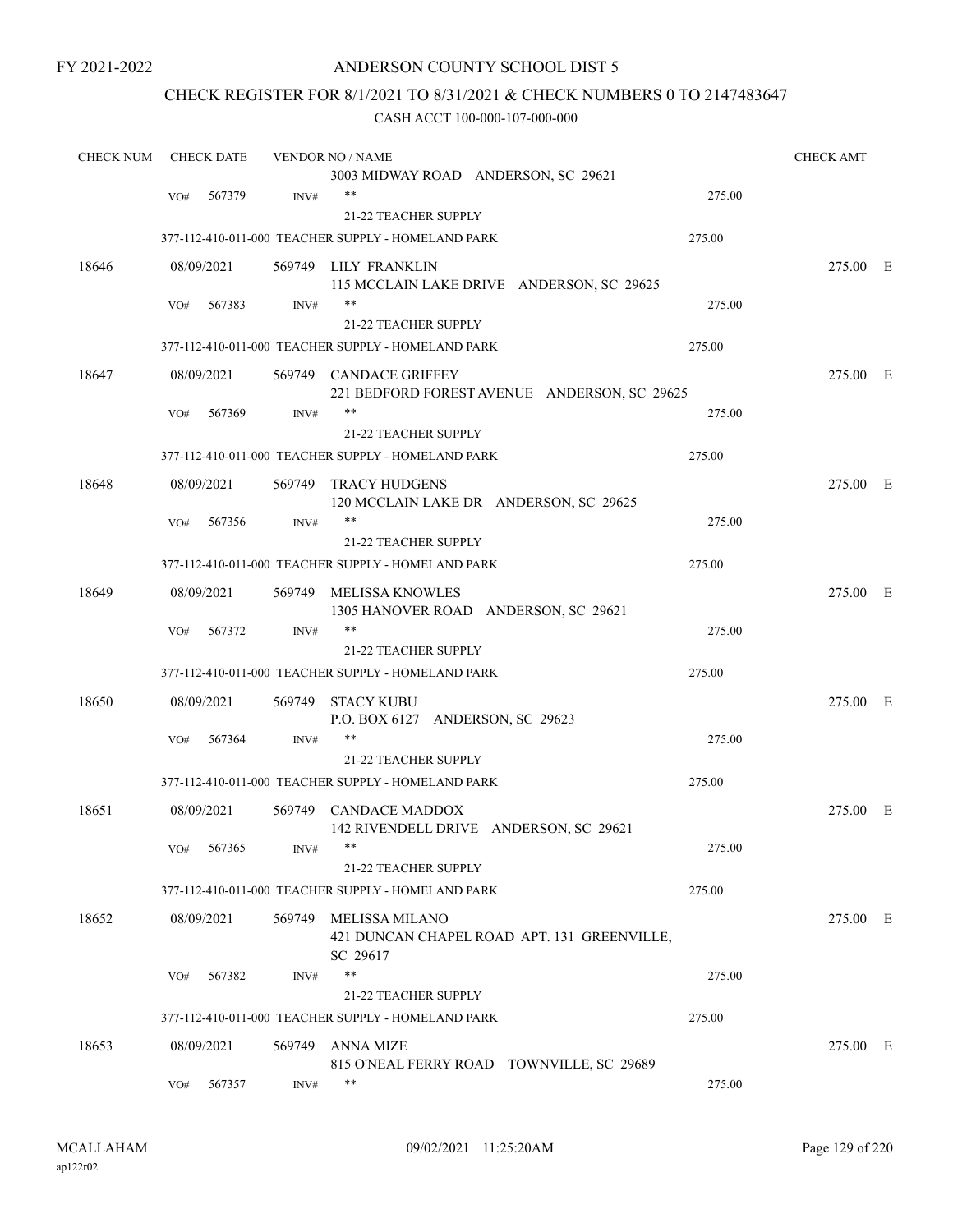FY 2021-2022

ANDERSON COUNTY SCHOOL DIST 5

CHECK REGISTER FOR 8/1/2021 TO 8/31/2021 & CHECK NUMBERS 0 TO 2147483647

CASH ACCT 100-000-107-000-000

| CHECK NUM | CHECK DATE | VENDOR NO / NAME | | CHECK AMT |
|---|---|---|---|---|
| | | 3003 MIDWAY ROAD ANDERSON, SC 29621 | | |
| | VO# 567379 | INV# ** | 275.00 | |
| | | 21-22 TEACHER SUPPLY | | |
| | | 377-112-410-011-000 TEACHER SUPPLY - HOMELAND PARK | 275.00 | |
| 18646 | 08/09/2021 | 569749 LILY FRANKLIN<br>115 MCCLAIN LAKE DRIVE ANDERSON, SC 29625 | | 275.00 E |
| | VO# 567383 | INV# ** | 275.00 | |
| | | 21-22 TEACHER SUPPLY | | |
| | | 377-112-410-011-000 TEACHER SUPPLY - HOMELAND PARK | 275.00 | |
| 18647 | 08/09/2021 | 569749 CANDACE GRIFFEY<br>221 BEDFORD FOREST AVENUE ANDERSON, SC 29625 | | 275.00 E |
| | VO# 567369 | INV# ** | 275.00 | |
| | | 21-22 TEACHER SUPPLY | | |
| | | 377-112-410-011-000 TEACHER SUPPLY - HOMELAND PARK | 275.00 | |
| 18648 | 08/09/2021 | 569749 TRACY HUDGENS<br>120 MCCLAIN LAKE DR ANDERSON, SC 29625 | | 275.00 E |
| | VO# 567356 | INV# ** | 275.00 | |
| | | 21-22 TEACHER SUPPLY | | |
| | | 377-112-410-011-000 TEACHER SUPPLY - HOMELAND PARK | 275.00 | |
| 18649 | 08/09/2021 | 569749 MELISSA KNOWLES<br>1305 HANOVER ROAD ANDERSON, SC 29621 | | 275.00 E |
| | VO# 567372 | INV# ** | 275.00 | |
| | | 21-22 TEACHER SUPPLY | | |
| | | 377-112-410-011-000 TEACHER SUPPLY - HOMELAND PARK | 275.00 | |
| 18650 | 08/09/2021 | 569749 STACY KUBU<br>P.O. BOX 6127 ANDERSON, SC 29623 | | 275.00 E |
| | VO# 567364 | INV# ** | 275.00 | |
| | | 21-22 TEACHER SUPPLY | | |
| | | 377-112-410-011-000 TEACHER SUPPLY - HOMELAND PARK | 275.00 | |
| 18651 | 08/09/2021 | 569749 CANDACE MADDOX<br>142 RIVENDELL DRIVE ANDERSON, SC 29621 | | 275.00 E |
| | VO# 567365 | INV# ** | 275.00 | |
| | | 21-22 TEACHER SUPPLY | | |
| | | 377-112-410-011-000 TEACHER SUPPLY - HOMELAND PARK | 275.00 | |
| 18652 | 08/09/2021 | 569749 MELISSA MILANO<br>421 DUNCAN CHAPEL ROAD APT. 131 GREENVILLE, SC 29617 | | 275.00 E |
| | VO# 567382 | INV# ** | 275.00 | |
| | | 21-22 TEACHER SUPPLY | | |
| | | 377-112-410-011-000 TEACHER SUPPLY - HOMELAND PARK | 275.00 | |
| 18653 | 08/09/2021 | 569749 ANNA MIZE<br>815 O'NEAL FERRY ROAD TOWNVILLE, SC 29689 | | 275.00 E |
| | VO# 567357 | INV# ** | 275.00 | |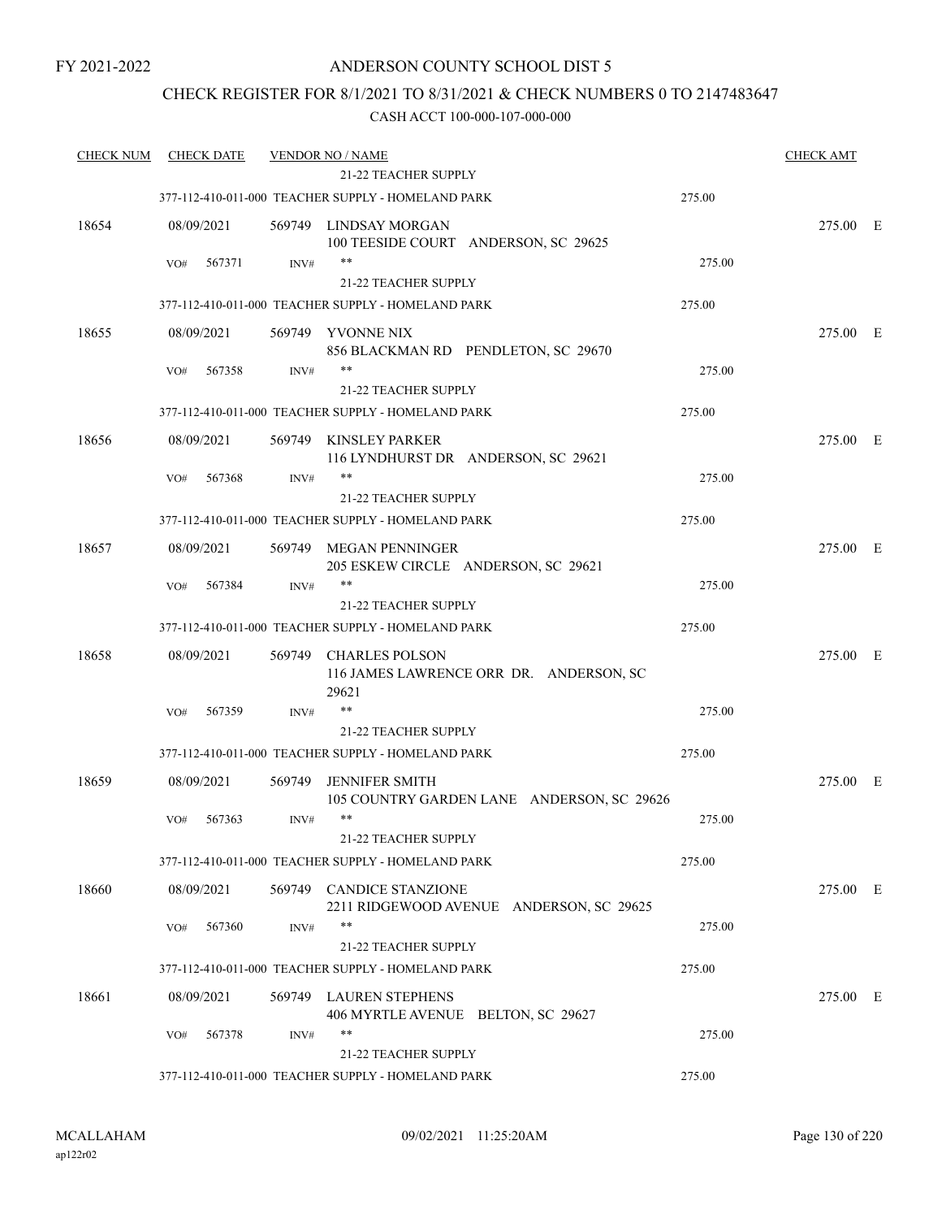FY 2021-2022

# ANDERSON COUNTY SCHOOL DIST 5

## CHECK REGISTER FOR 8/1/2021 TO 8/31/2021 & CHECK NUMBERS 0 TO 2147483647

### CASH ACCT 100-000-107-000-000

| CHECK NUM | CHECK DATE | VENDOR NO / NAME | | CHECK AMT | |
|---|---|---|---|---|---|
| | | 21-22 TEACHER SUPPLY | | | |
| | | 377-112-410-011-000 TEACHER SUPPLY - HOMELAND PARK | 275.00 | | |
| 18654 | 08/09/2021 | 569749 LINDSAY MORGAN<br>100 TEESIDE COURT ANDERSON, SC 29625 | | 275.00 | E |
| | VO# 567371 | INV# **<br>21-22 TEACHER SUPPLY | 275.00 | | |
| | | 377-112-410-011-000 TEACHER SUPPLY - HOMELAND PARK | 275.00 | | |
| 18655 | 08/09/2021 | 569749 YVONNE NIX<br>856 BLACKMAN RD PENDLETON, SC 29670 | | 275.00 | E |
| | VO# 567358 | INV# **<br>21-22 TEACHER SUPPLY | 275.00 | | |
| | | 377-112-410-011-000 TEACHER SUPPLY - HOMELAND PARK | 275.00 | | |
| 18656 | 08/09/2021 | 569749 KINSLEY PARKER<br>116 LYNDHURST DR ANDERSON, SC 29621 | | 275.00 | E |
| | VO# 567368 | INV# **<br>21-22 TEACHER SUPPLY | 275.00 | | |
| | | 377-112-410-011-000 TEACHER SUPPLY - HOMELAND PARK | 275.00 | | |
| 18657 | 08/09/2021 | 569749 MEGAN PENNINGER<br>205 ESKEW CIRCLE ANDERSON, SC 29621 | | 275.00 | E |
| | VO# 567384 | INV# **<br>21-22 TEACHER SUPPLY | 275.00 | | |
| | | 377-112-410-011-000 TEACHER SUPPLY - HOMELAND PARK | 275.00 | | |
| 18658 | 08/09/2021 | 569749 CHARLES POLSON<br>116 JAMES LAWRENCE ORR DR. ANDERSON, SC 29621 | | 275.00 | E |
| | VO# 567359 | INV# **<br>21-22 TEACHER SUPPLY | 275.00 | | |
| | | 377-112-410-011-000 TEACHER SUPPLY - HOMELAND PARK | 275.00 | | |
| 18659 | 08/09/2021 | 569749 JENNIFER SMITH<br>105 COUNTRY GARDEN LANE ANDERSON, SC 29626 | | 275.00 | E |
| | VO# 567363 | INV# **<br>21-22 TEACHER SUPPLY | 275.00 | | |
| | | 377-112-410-011-000 TEACHER SUPPLY - HOMELAND PARK | 275.00 | | |
| 18660 | 08/09/2021 | 569749 CANDICE STANZIONE<br>2211 RIDGEWOOD AVENUE ANDERSON, SC 29625 | | 275.00 | E |
| | VO# 567360 | INV# **<br>21-22 TEACHER SUPPLY | 275.00 | | |
| | | 377-112-410-011-000 TEACHER SUPPLY - HOMELAND PARK | 275.00 | | |
| 18661 | 08/09/2021 | 569749 LAUREN STEPHENS<br>406 MYRTLE AVENUE BELTON, SC 29627 | | 275.00 | E |
| | VO# 567378 | INV# **<br>21-22 TEACHER SUPPLY | 275.00 | | |
| | | 377-112-410-011-000 TEACHER SUPPLY - HOMELAND PARK | 275.00 | | |

MCALLAHAM
ap122r02

09/02/2021 11:25:20AM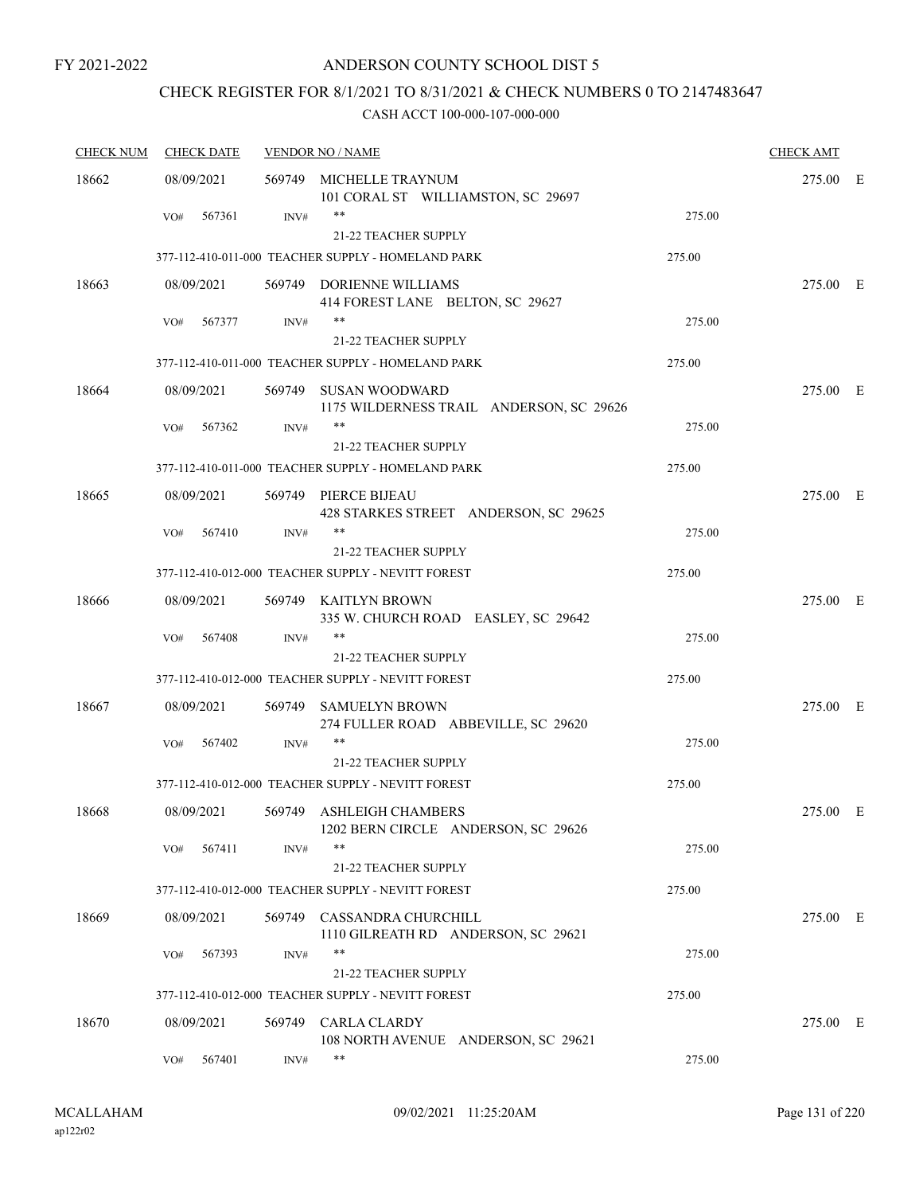FY 2021-2022

# ANDERSON COUNTY SCHOOL DIST 5

## CHECK REGISTER FOR 8/1/2021 TO 8/31/2021 & CHECK NUMBERS 0 TO 2147483647

### CASH ACCT 100-000-107-000-000

| CHECK NUM | CHECK DATE | VENDOR NO / NAME | | CHECK AMT |
|---|---|---|---|---|
| 18662 | 08/09/2021 | 569749 MICHELLE TRAYNUM<br>101 CORAL ST WILLIAMSTON, SC 29697 | | 275.00 E |
| | VO# 567361 | INV# **<br>21-22 TEACHER SUPPLY | 275.00 | |
| | | 377-112-410-011-000 TEACHER SUPPLY - HOMELAND PARK | 275.00 | |
| 18663 | 08/09/2021 | 569749 DORIENNE WILLIAMS<br>414 FOREST LANE BELTON, SC 29627 | | 275.00 E |
| | VO# 567377 | INV# **<br>21-22 TEACHER SUPPLY | 275.00 | |
| | | 377-112-410-011-000 TEACHER SUPPLY - HOMELAND PARK | 275.00 | |
| 18664 | 08/09/2021 | 569749 SUSAN WOODWARD<br>1175 WILDERNESS TRAIL ANDERSON, SC 29626 | | 275.00 E |
| | VO# 567362 | INV# **<br>21-22 TEACHER SUPPLY | 275.00 | |
| | | 377-112-410-011-000 TEACHER SUPPLY - HOMELAND PARK | 275.00 | |
| 18665 | 08/09/2021 | 569749 PIERCE BIJEAU<br>428 STARKES STREET ANDERSON, SC 29625 | | 275.00 E |
| | VO# 567410 | INV# **<br>21-22 TEACHER SUPPLY | 275.00 | |
| | | 377-112-410-012-000 TEACHER SUPPLY - NEVITT FOREST | 275.00 | |
| 18666 | 08/09/2021 | 569749 KAITLYN BROWN<br>335 W. CHURCH ROAD EASLEY, SC 29642 | | 275.00 E |
| | VO# 567408 | INV# **<br>21-22 TEACHER SUPPLY | 275.00 | |
| | | 377-112-410-012-000 TEACHER SUPPLY - NEVITT FOREST | 275.00 | |
| 18667 | 08/09/2021 | 569749 SAMUELYN BROWN<br>274 FULLER ROAD ABBEVILLE, SC 29620 | | 275.00 E |
| | VO# 567402 | INV# **<br>21-22 TEACHER SUPPLY | 275.00 | |
| | | 377-112-410-012-000 TEACHER SUPPLY - NEVITT FOREST | 275.00 | |
| 18668 | 08/09/2021 | 569749 ASHLEIGH CHAMBERS<br>1202 BERN CIRCLE ANDERSON, SC 29626 | | 275.00 E |
| | VO# 567411 | INV# **<br>21-22 TEACHER SUPPLY | 275.00 | |
| | | 377-112-410-012-000 TEACHER SUPPLY - NEVITT FOREST | 275.00 | |
| 18669 | 08/09/2021 | 569749 CASSANDRA CHURCHILL<br>1110 GILREATH RD ANDERSON, SC 29621 | | 275.00 E |
| | VO# 567393 | INV# **<br>21-22 TEACHER SUPPLY | 275.00 | |
| | | 377-112-410-012-000 TEACHER SUPPLY - NEVITT FOREST | 275.00 | |
| 18670 | 08/09/2021 | 569749 CARLA CLARDY<br>108 NORTH AVENUE ANDERSON, SC 29621 | | 275.00 E |
| | VO# 567401 | INV# ** | 275.00 | |

MCALLAHAM
ap122r02

09/02/2021 11:25:20AM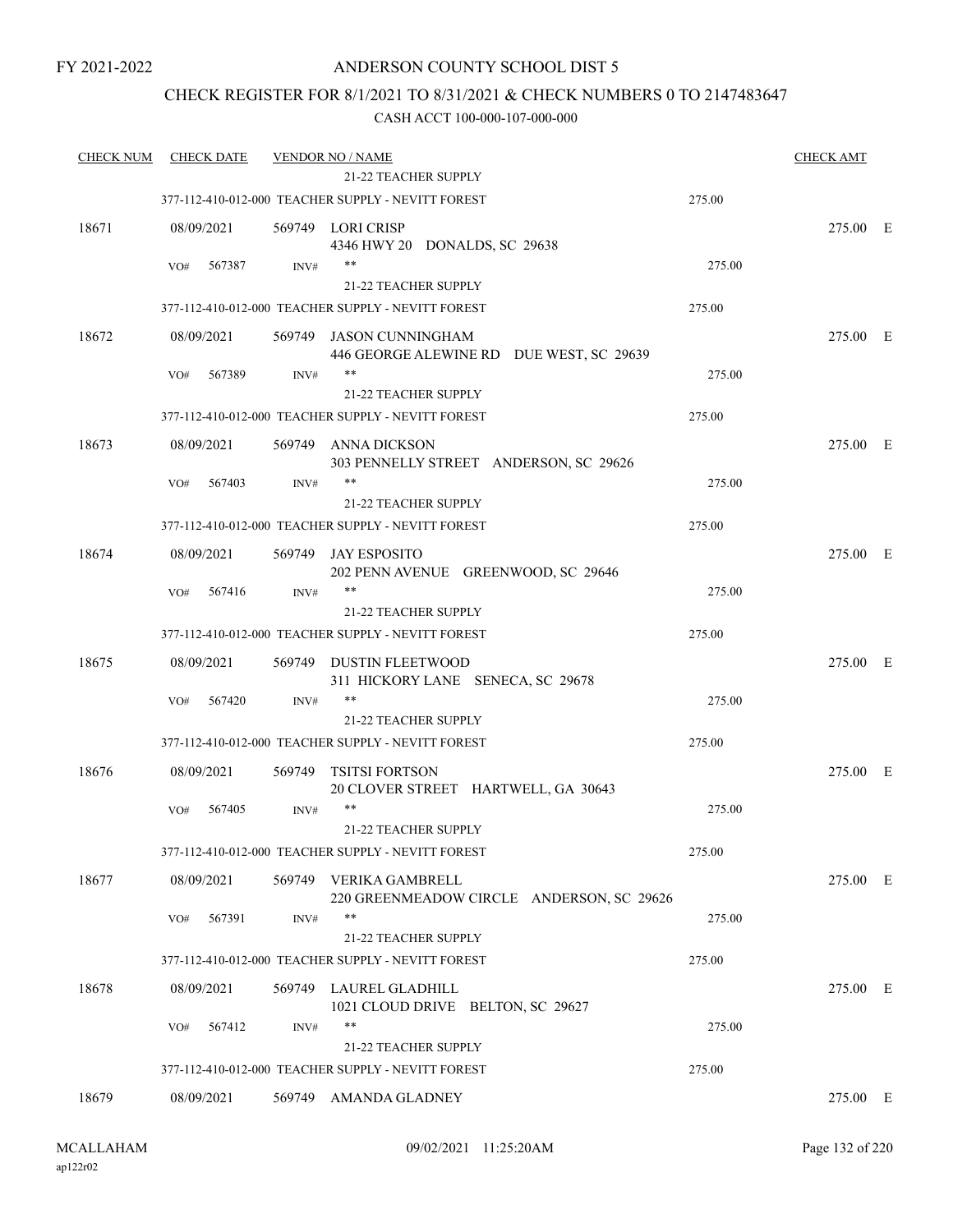FY 2021-2022

# ANDERSON COUNTY SCHOOL DIST 5

## CHECK REGISTER FOR 8/1/2021 TO 8/31/2021 & CHECK NUMBERS 0 TO 2147483647

CASH ACCT 100-000-107-000-000

| CHECK NUM | CHECK DATE | VENDOR NO / NAME | | CHECK AMT |
|---|---|---|---|---|
| | | 21-22 TEACHER SUPPLY | | |
| | | 377-112-410-012-000 TEACHER SUPPLY - NEVITT FOREST | 275.00 | |
| 18671 | 08/09/2021 | 569749 LORI CRISP<br>4346 HWY 20 DONALDS, SC 29638 | | 275.00 E |
| | VO# 567387 | INV# ** | 275.00 | |
| | | 21-22 TEACHER SUPPLY | | |
| | | 377-112-410-012-000 TEACHER SUPPLY - NEVITT FOREST | 275.00 | |
| 18672 | 08/09/2021 | 569749 JASON CUNNINGHAM<br>446 GEORGE ALEWINE RD DUE WEST, SC 29639 | | 275.00 E |
| | VO# 567389 | INV# ** | 275.00 | |
| | | 21-22 TEACHER SUPPLY | | |
| | | 377-112-410-012-000 TEACHER SUPPLY - NEVITT FOREST | 275.00 | |
| 18673 | 08/09/2021 | 569749 ANNA DICKSON<br>303 PENNELLY STREET ANDERSON, SC 29626 | | 275.00 E |
| | VO# 567403 | INV# ** | 275.00 | |
| | | 21-22 TEACHER SUPPLY | | |
| | | 377-112-410-012-000 TEACHER SUPPLY - NEVITT FOREST | 275.00 | |
| 18674 | 08/09/2021 | 569749 JAY ESPOSITO<br>202 PENN AVENUE GREENWOOD, SC 29646 | | 275.00 E |
| | VO# 567416 | INV# ** | 275.00 | |
| | | 21-22 TEACHER SUPPLY | | |
| | | 377-112-410-012-000 TEACHER SUPPLY - NEVITT FOREST | 275.00 | |
| 18675 | 08/09/2021 | 569749 DUSTIN FLEETWOOD<br>311 HICKORY LANE SENECA, SC 29678 | | 275.00 E |
| | VO# 567420 | INV# ** | 275.00 | |
| | | 21-22 TEACHER SUPPLY | | |
| | | 377-112-410-012-000 TEACHER SUPPLY - NEVITT FOREST | 275.00 | |
| 18676 | 08/09/2021 | 569749 TSITSI FORTSON<br>20 CLOVER STREET HARTWELL, GA 30643 | | 275.00 E |
| | VO# 567405 | INV# ** | 275.00 | |
| | | 21-22 TEACHER SUPPLY | | |
| | | 377-112-410-012-000 TEACHER SUPPLY - NEVITT FOREST | 275.00 | |
| 18677 | 08/09/2021 | 569749 VERIKA GAMBRELL<br>220 GREENMEADOW CIRCLE ANDERSON, SC 29626 | | 275.00 E |
| | VO# 567391 | INV# ** | 275.00 | |
| | | 21-22 TEACHER SUPPLY | | |
| | | 377-112-410-012-000 TEACHER SUPPLY - NEVITT FOREST | 275.00 | |
| 18678 | 08/09/2021 | 569749 LAUREL GLADHILL<br>1021 CLOUD DRIVE BELTON, SC 29627 | | 275.00 E |
| | VO# 567412 | INV# ** | 275.00 | |
| | | 21-22 TEACHER SUPPLY | | |
| | | 377-112-410-012-000 TEACHER SUPPLY - NEVITT FOREST | 275.00 | |
| 18679 | 08/09/2021 | 569749 AMANDA GLADNEY | | 275.00 E |

MCALLAHAM
ap122r02

09/02/2021 11:25:20AM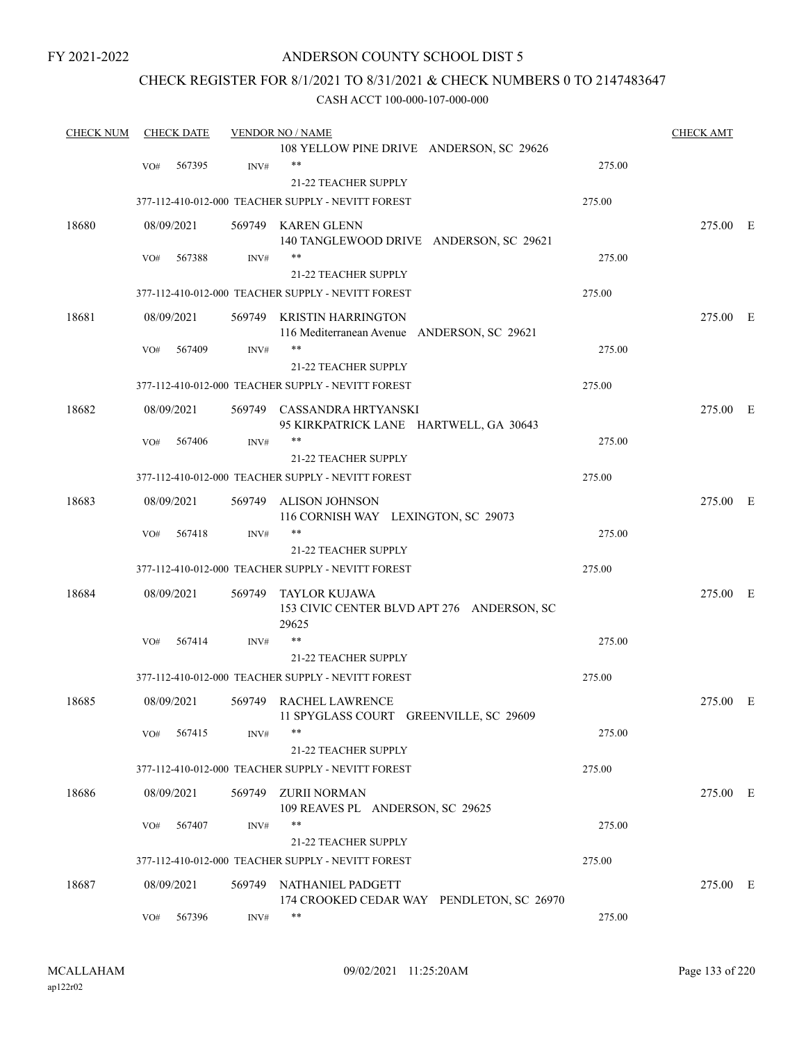FY 2021-2022

# ANDERSON COUNTY SCHOOL DIST 5

## CHECK REGISTER FOR 8/1/2021 TO 8/31/2021 & CHECK NUMBERS 0 TO 2147483647

### CASH ACCT 100-000-107-000-000

| CHECK NUM | CHECK DATE | VENDOR NO / NAME | | CHECK AMT |
|---|---|---|---|---|
| | | 108 YELLOW PINE DRIVE ANDERSON, SC 29626 | | |
| | VO# 567395 | INV# ** | 275.00 | |
| | | 21-22 TEACHER SUPPLY | | |
| | | 377-112-410-012-000 TEACHER SUPPLY - NEVITT FOREST | 275.00 | |
| 18680 | 08/09/2021 | 569749 KAREN GLENN<br>140 TANGLEWOOD DRIVE ANDERSON, SC 29621 | | 275.00 E |
| | VO# 567388 | INV# ** | 275.00 | |
| | | 21-22 TEACHER SUPPLY | | |
| | | 377-112-410-012-000 TEACHER SUPPLY - NEVITT FOREST | 275.00 | |
| 18681 | 08/09/2021 | 569749 KRISTIN HARRINGTON<br>116 Mediterranean Avenue ANDERSON, SC 29621 | | 275.00 E |
| | VO# 567409 | INV# ** | 275.00 | |
| | | 21-22 TEACHER SUPPLY | | |
| | | 377-112-410-012-000 TEACHER SUPPLY - NEVITT FOREST | 275.00 | |
| 18682 | 08/09/2021 | 569749 CASSANDRA HRTYANSKI<br>95 KIRKPATRICK LANE HARTWELL, GA 30643 | | 275.00 E |
| | VO# 567406 | INV# ** | 275.00 | |
| | | 21-22 TEACHER SUPPLY | | |
| | | 377-112-410-012-000 TEACHER SUPPLY - NEVITT FOREST | 275.00 | |
| 18683 | 08/09/2021 | 569749 ALISON JOHNSON<br>116 CORNISH WAY LEXINGTON, SC 29073 | | 275.00 E |
| | VO# 567418 | INV# ** | 275.00 | |
| | | 21-22 TEACHER SUPPLY | | |
| | | 377-112-410-012-000 TEACHER SUPPLY - NEVITT FOREST | 275.00 | |
| 18684 | 08/09/2021 | 569749 TAYLOR KUJAWA<br>153 CIVIC CENTER BLVD APT 276 ANDERSON, SC 29625 | | 275.00 E |
| | VO# 567414 | INV# ** | 275.00 | |
| | | 21-22 TEACHER SUPPLY | | |
| | | 377-112-410-012-000 TEACHER SUPPLY - NEVITT FOREST | 275.00 | |
| 18685 | 08/09/2021 | 569749 RACHEL LAWRENCE<br>11 SPYGLASS COURT GREENVILLE, SC 29609 | | 275.00 E |
| | VO# 567415 | INV# ** | 275.00 | |
| | | 21-22 TEACHER SUPPLY | | |
| | | 377-112-410-012-000 TEACHER SUPPLY - NEVITT FOREST | 275.00 | |
| 18686 | 08/09/2021 | 569749 ZURII NORMAN<br>109 REAVES PL ANDERSON, SC 29625 | | 275.00 E |
| | VO# 567407 | INV# ** | 275.00 | |
| | | 21-22 TEACHER SUPPLY | | |
| | | 377-112-410-012-000 TEACHER SUPPLY - NEVITT FOREST | 275.00 | |
| 18687 | 08/09/2021 | 569749 NATHANIEL PADGETT<br>174 CROOKED CEDAR WAY PENDLETON, SC 26970 | | 275.00 E |
| | VO# 567396 | INV# ** | 275.00 | |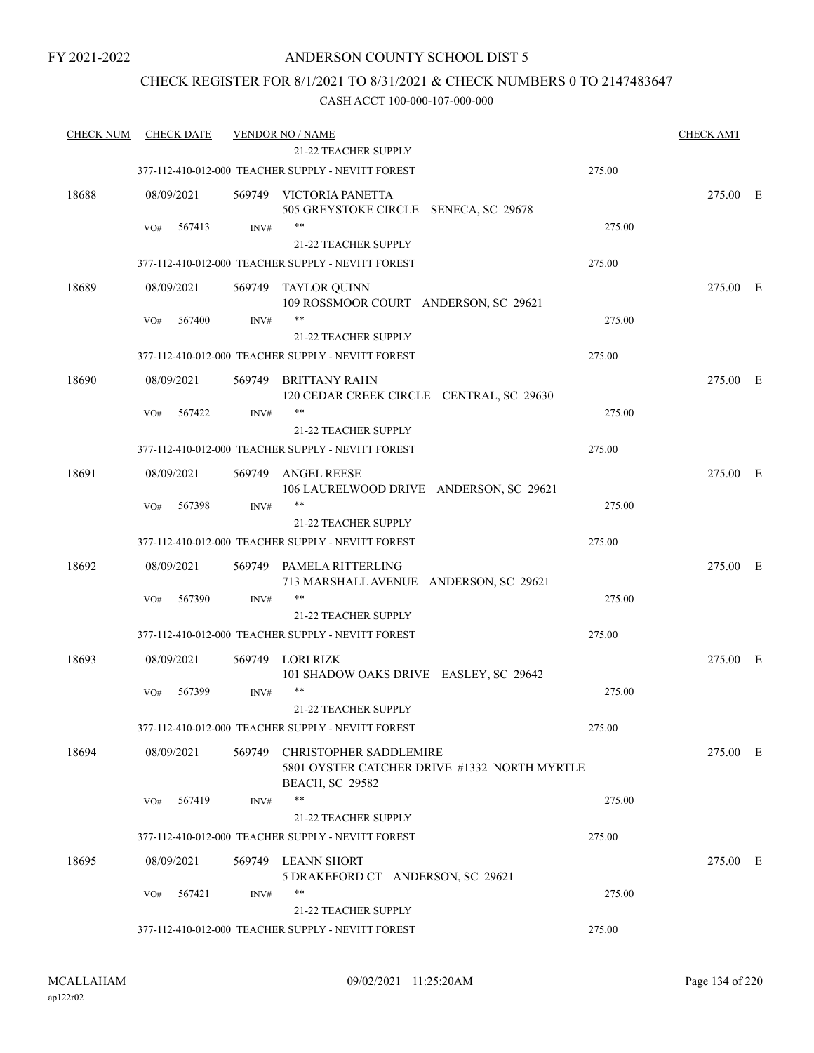FY 2021-2022

# ANDERSON COUNTY SCHOOL DIST 5

## CHECK REGISTER FOR 8/1/2021 TO 8/31/2021 & CHECK NUMBERS 0 TO 2147483647

CASH ACCT 100-000-107-000-000

| CHECK NUM | CHECK DATE | VENDOR NO / NAME | | CHECK AMT | |
|---|---|---|---|---|---|
| | | 21-22 TEACHER SUPPLY | | | |
| | | 377-112-410-012-000 TEACHER SUPPLY - NEVITT FOREST | 275.00 | | |
| 18688 | 08/09/2021 | 569749 VICTORIA PANETTA<br>505 GREYSTOKE CIRCLE SENECA, SC 29678 | | 275.00 | E |
| | VO# 567413 | INV# ** | 275.00 | | |
| | | 21-22 TEACHER SUPPLY | | | |
| | | 377-112-410-012-000 TEACHER SUPPLY - NEVITT FOREST | 275.00 | | |
| 18689 | 08/09/2021 | 569749 TAYLOR QUINN<br>109 ROSSMOOR COURT ANDERSON, SC 29621 | | 275.00 | E |
| | VO# 567400 | INV# ** | 275.00 | | |
| | | 21-22 TEACHER SUPPLY | | | |
| | | 377-112-410-012-000 TEACHER SUPPLY - NEVITT FOREST | 275.00 | | |
| 18690 | 08/09/2021 | 569749 BRITTANY RAHN<br>120 CEDAR CREEK CIRCLE CENTRAL, SC 29630 | | 275.00 | E |
| | VO# 567422 | INV# ** | 275.00 | | |
| | | 21-22 TEACHER SUPPLY | | | |
| | | 377-112-410-012-000 TEACHER SUPPLY - NEVITT FOREST | 275.00 | | |
| 18691 | 08/09/2021 | 569749 ANGEL REESE<br>106 LAURELWOOD DRIVE ANDERSON, SC 29621 | | 275.00 | E |
| | VO# 567398 | INV# ** | 275.00 | | |
| | | 21-22 TEACHER SUPPLY | | | |
| | | 377-112-410-012-000 TEACHER SUPPLY - NEVITT FOREST | 275.00 | | |
| 18692 | 08/09/2021 | 569749 PAMELA RITTERLING<br>713 MARSHALL AVENUE ANDERSON, SC 29621 | | 275.00 | E |
| | VO# 567390 | INV# ** | 275.00 | | |
| | | 21-22 TEACHER SUPPLY | | | |
| | | 377-112-410-012-000 TEACHER SUPPLY - NEVITT FOREST | 275.00 | | |
| 18693 | 08/09/2021 | 569749 LORI RIZK<br>101 SHADOW OAKS DRIVE EASLEY, SC 29642 | | 275.00 | E |
| | VO# 567399 | INV# ** | 275.00 | | |
| | | 21-22 TEACHER SUPPLY | | | |
| | | 377-112-410-012-000 TEACHER SUPPLY - NEVITT FOREST | 275.00 | | |
| 18694 | 08/09/2021 | 569749 CHRISTOPHER SADDLEMIRE<br>5801 OYSTER CATCHER DRIVE #1332 NORTH MYRTLE BEACH, SC 29582 | | 275.00 | E |
| | VO# 567419 | INV# ** | 275.00 | | |
| | | 21-22 TEACHER SUPPLY | | | |
| | | 377-112-410-012-000 TEACHER SUPPLY - NEVITT FOREST | 275.00 | | |
| 18695 | 08/09/2021 | 569749 LEANN SHORT<br>5 DRAKEFORD CT ANDERSON, SC 29621 | | 275.00 | E |
| | VO# 567421 | INV# ** | 275.00 | | |
| | | 21-22 TEACHER SUPPLY | | | |
| | | 377-112-410-012-000 TEACHER SUPPLY - NEVITT FOREST | 275.00 | | |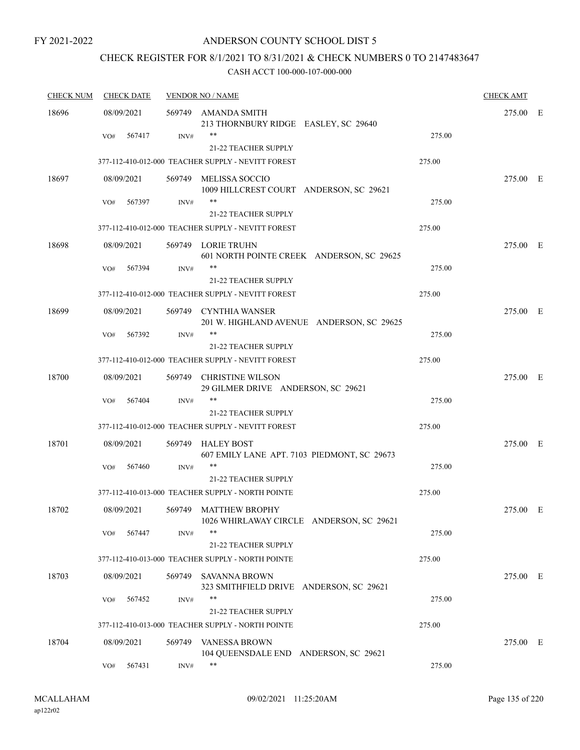FY 2021-2022

# ANDERSON COUNTY SCHOOL DIST 5

## CHECK REGISTER FOR 8/1/2021 TO 8/31/2021 & CHECK NUMBERS 0 TO 2147483647

### CASH ACCT 100-000-107-000-000

| CHECK NUM | CHECK DATE | VENDOR NO / NAME | | CHECK AMT | |
|---|---|---|---|---|---|
| 18696 | 08/09/2021 | 569749 AMANDA SMITH<br>213 THORNBURY RIDGE EASLEY, SC 29640 | | 275.00 | E |
| | VO# 567417 | INV# **<br>21-22 TEACHER SUPPLY | 275.00 | | |
| | | 377-112-410-012-000 TEACHER SUPPLY - NEVITT FOREST | 275.00 | | |
| 18697 | 08/09/2021 | 569749 MELISSA SOCCIO<br>1009 HILLCREST COURT ANDERSON, SC 29621 | | 275.00 | E |
| | VO# 567397 | INV# **<br>21-22 TEACHER SUPPLY | 275.00 | | |
| | | 377-112-410-012-000 TEACHER SUPPLY - NEVITT FOREST | 275.00 | | |
| 18698 | 08/09/2021 | 569749 LORIE TRUHN<br>601 NORTH POINTE CREEK ANDERSON, SC 29625 | | 275.00 | E |
| | VO# 567394 | INV# **<br>21-22 TEACHER SUPPLY | 275.00 | | |
| | | 377-112-410-012-000 TEACHER SUPPLY - NEVITT FOREST | 275.00 | | |
| 18699 | 08/09/2021 | 569749 CYNTHIA WANSER<br>201 W. HIGHLAND AVENUE ANDERSON, SC 29625 | | 275.00 | E |
| | VO# 567392 | INV# **<br>21-22 TEACHER SUPPLY | 275.00 | | |
| | | 377-112-410-012-000 TEACHER SUPPLY - NEVITT FOREST | 275.00 | | |
| 18700 | 08/09/2021 | 569749 CHRISTINE WILSON<br>29 GILMER DRIVE ANDERSON, SC 29621 | | 275.00 | E |
| | VO# 567404 | INV# **<br>21-22 TEACHER SUPPLY | 275.00 | | |
| | | 377-112-410-012-000 TEACHER SUPPLY - NEVITT FOREST | 275.00 | | |
| 18701 | 08/09/2021 | 569749 HALEY BOST<br>607 EMILY LANE APT. 7103 PIEDMONT, SC 29673 | | 275.00 | E |
| | VO# 567460 | INV# **<br>21-22 TEACHER SUPPLY | 275.00 | | |
| | | 377-112-410-013-000 TEACHER SUPPLY - NORTH POINTE | 275.00 | | |
| 18702 | 08/09/2021 | 569749 MATTHEW BROPHY<br>1026 WHIRLAWAY CIRCLE ANDERSON, SC 29621 | | 275.00 | E |
| | VO# 567447 | INV# **<br>21-22 TEACHER SUPPLY | 275.00 | | |
| | | 377-112-410-013-000 TEACHER SUPPLY - NORTH POINTE | 275.00 | | |
| 18703 | 08/09/2021 | 569749 SAVANNA BROWN<br>323 SMITHFIELD DRIVE ANDERSON, SC 29621 | | 275.00 | E |
| | VO# 567452 | INV# **<br>21-22 TEACHER SUPPLY | 275.00 | | |
| | | 377-112-410-013-000 TEACHER SUPPLY - NORTH POINTE | 275.00 | | |
| 18704 | 08/09/2021 | 569749 VANESSA BROWN<br>104 QUEENSDALE END ANDERSON, SC 29621 | | 275.00 | E |
| | VO# 567431 | INV# ** | 275.00 | | |

MCALLAHAM
ap122r02

09/02/2021 11:25:20AM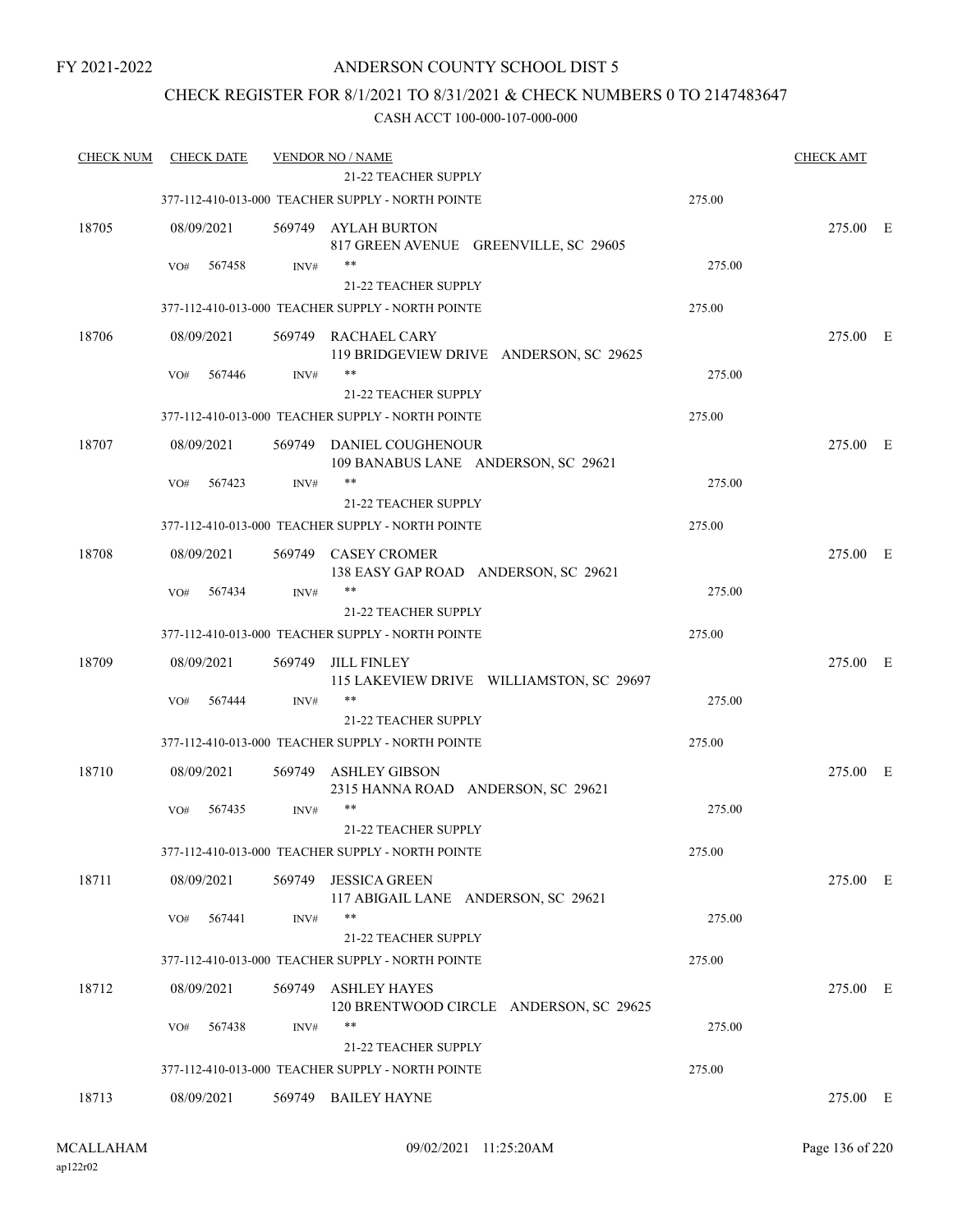FY 2021-2022

# ANDERSON COUNTY SCHOOL DIST 5

## CHECK REGISTER FOR 8/1/2021 TO 8/31/2021 & CHECK NUMBERS 0 TO 2147483647

CASH ACCT 100-000-107-000-000

| CHECK NUM | CHECK DATE | VENDOR NO / NAME | | CHECK AMT |
|---|---|---|---|---|
| | | 21-22 TEACHER SUPPLY | | |
| | | 377-112-410-013-000 TEACHER SUPPLY - NORTH POINTE | 275.00 | |
| 18705 | 08/09/2021 | 569749 AYLAH BURTON<br>817 GREEN AVENUE GREENVILLE, SC 29605 | | 275.00 E |
| | VO# 567458 | INV# ** | 275.00 | |
| | | 21-22 TEACHER SUPPLY | | |
| | | 377-112-410-013-000 TEACHER SUPPLY - NORTH POINTE | 275.00 | |
| 18706 | 08/09/2021 | 569749 RACHAEL CARY<br>119 BRIDGEVIEW DRIVE ANDERSON, SC 29625 | | 275.00 E |
| | VO# 567446 | INV# ** | 275.00 | |
| | | 21-22 TEACHER SUPPLY | | |
| | | 377-112-410-013-000 TEACHER SUPPLY - NORTH POINTE | 275.00 | |
| 18707 | 08/09/2021 | 569749 DANIEL COUGHENOUR<br>109 BANABUS LANE ANDERSON, SC 29621 | | 275.00 E |
| | VO# 567423 | INV# ** | 275.00 | |
| | | 21-22 TEACHER SUPPLY | | |
| | | 377-112-410-013-000 TEACHER SUPPLY - NORTH POINTE | 275.00 | |
| 18708 | 08/09/2021 | 569749 CASEY CROMER<br>138 EASY GAP ROAD ANDERSON, SC 29621 | | 275.00 E |
| | VO# 567434 | INV# ** | 275.00 | |
| | | 21-22 TEACHER SUPPLY | | |
| | | 377-112-410-013-000 TEACHER SUPPLY - NORTH POINTE | 275.00 | |
| 18709 | 08/09/2021 | 569749 JILL FINLEY<br>115 LAKEVIEW DRIVE WILLIAMSTON, SC 29697 | | 275.00 E |
| | VO# 567444 | INV# ** | 275.00 | |
| | | 21-22 TEACHER SUPPLY | | |
| | | 377-112-410-013-000 TEACHER SUPPLY - NORTH POINTE | 275.00 | |
| 18710 | 08/09/2021 | 569749 ASHLEY GIBSON<br>2315 HANNA ROAD ANDERSON, SC 29621 | | 275.00 E |
| | VO# 567435 | INV# ** | 275.00 | |
| | | 21-22 TEACHER SUPPLY | | |
| | | 377-112-410-013-000 TEACHER SUPPLY - NORTH POINTE | 275.00 | |
| 18711 | 08/09/2021 | 569749 JESSICA GREEN<br>117 ABIGAIL LANE ANDERSON, SC 29621 | | 275.00 E |
| | VO# 567441 | INV# ** | 275.00 | |
| | | 21-22 TEACHER SUPPLY | | |
| | | 377-112-410-013-000 TEACHER SUPPLY - NORTH POINTE | 275.00 | |
| 18712 | 08/09/2021 | 569749 ASHLEY HAYES<br>120 BRENTWOOD CIRCLE ANDERSON, SC 29625 | | 275.00 E |
| | VO# 567438 | INV# ** | 275.00 | |
| | | 21-22 TEACHER SUPPLY | | |
| | | 377-112-410-013-000 TEACHER SUPPLY - NORTH POINTE | 275.00 | |
| 18713 | 08/09/2021 | 569749 BAILEY HAYNE | | 275.00 E |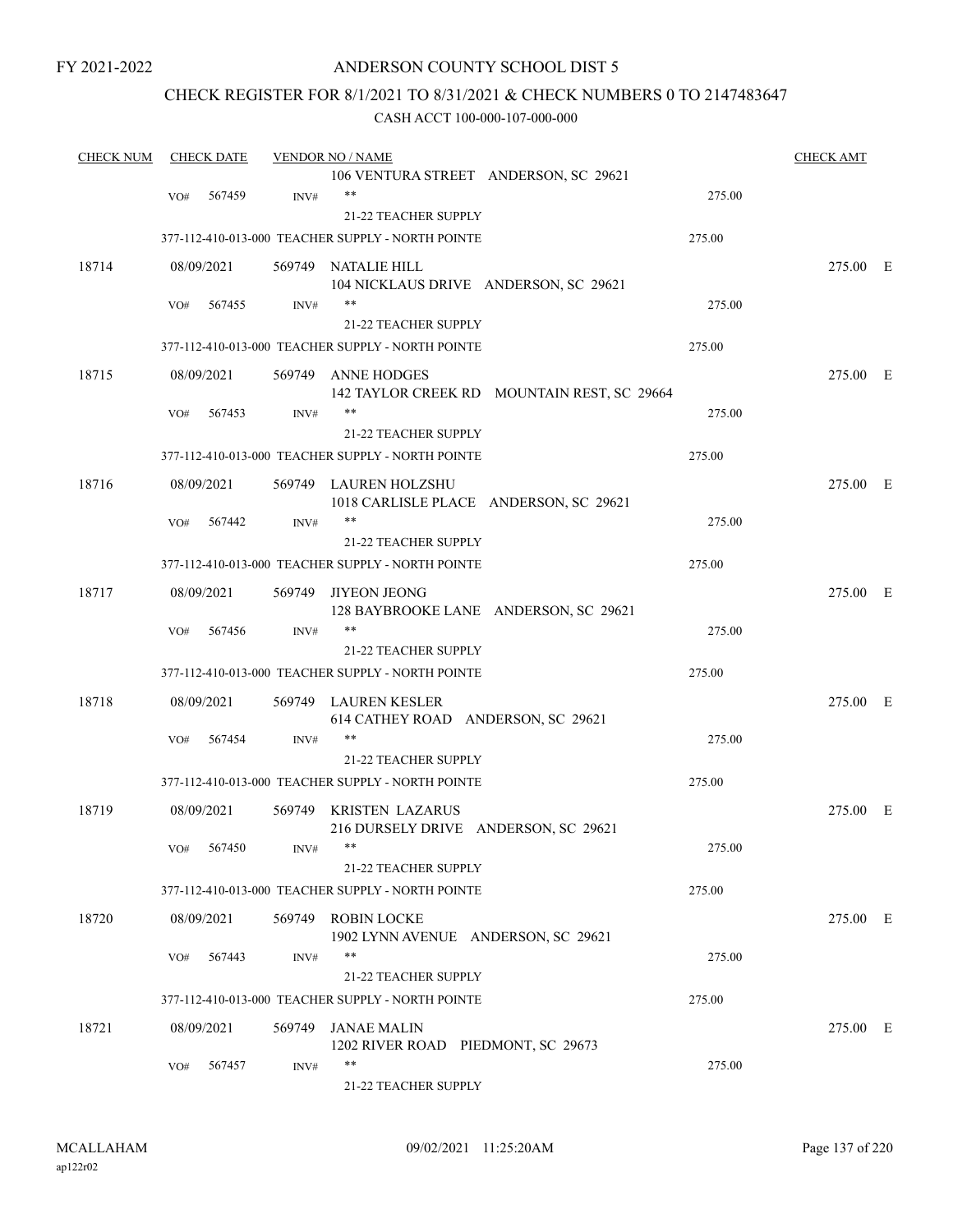FY 2021-2022

# ANDERSON COUNTY SCHOOL DIST 5

## CHECK REGISTER FOR 8/1/2021 TO 8/31/2021 & CHECK NUMBERS 0 TO 2147483647

### CASH ACCT 100-000-107-000-000

| CHECK NUM | CHECK DATE | VENDOR NO / NAME | | CHECK AMT |
|---|---|---|---|---|
| | | 106 VENTURA STREET ANDERSON, SC 29621 | | |
| | VO# 567459 | INV# ** | 275.00 | |
| | | 21-22 TEACHER SUPPLY | | |
| | 377-112-410-013-000 TEACHER SUPPLY - NORTH POINTE | | 275.00 | |
| 18714 | 08/09/2021 | 569749 NATALIE HILL<br>104 NICKLAUS DRIVE ANDERSON, SC 29621 | | 275.00 E |
| | VO# 567455 | INV# ** | 275.00 | |
| | | 21-22 TEACHER SUPPLY | | |
| | 377-112-410-013-000 TEACHER SUPPLY - NORTH POINTE | | 275.00 | |
| 18715 | 08/09/2021 | 569749 ANNE HODGES<br>142 TAYLOR CREEK RD MOUNTAIN REST, SC 29664 | | 275.00 E |
| | VO# 567453 | INV# ** | 275.00 | |
| | | 21-22 TEACHER SUPPLY | | |
| | 377-112-410-013-000 TEACHER SUPPLY - NORTH POINTE | | 275.00 | |
| 18716 | 08/09/2021 | 569749 LAUREN HOLZSHU<br>1018 CARLISLE PLACE ANDERSON, SC 29621 | | 275.00 E |
| | VO# 567442 | INV# ** | 275.00 | |
| | | 21-22 TEACHER SUPPLY | | |
| | 377-112-410-013-000 TEACHER SUPPLY - NORTH POINTE | | 275.00 | |
| 18717 | 08/09/2021 | 569749 JIYEON JEONG<br>128 BAYBROOKE LANE ANDERSON, SC 29621 | | 275.00 E |
| | VO# 567456 | INV# ** | 275.00 | |
| | | 21-22 TEACHER SUPPLY | | |
| | 377-112-410-013-000 TEACHER SUPPLY - NORTH POINTE | | 275.00 | |
| 18718 | 08/09/2021 | 569749 LAUREN KESLER<br>614 CATHEY ROAD ANDERSON, SC 29621 | | 275.00 E |
| | VO# 567454 | INV# ** | 275.00 | |
| | | 21-22 TEACHER SUPPLY | | |
| | 377-112-410-013-000 TEACHER SUPPLY - NORTH POINTE | | 275.00 | |
| 18719 | 08/09/2021 | 569749 KRISTEN LAZARUS<br>216 DURSELY DRIVE ANDERSON, SC 29621 | | 275.00 E |
| | VO# 567450 | INV# ** | 275.00 | |
| | | 21-22 TEACHER SUPPLY | | |
| | 377-112-410-013-000 TEACHER SUPPLY - NORTH POINTE | | 275.00 | |
| 18720 | 08/09/2021 | 569749 ROBIN LOCKE<br>1902 LYNN AVENUE ANDERSON, SC 29621 | | 275.00 E |
| | VO# 567443 | INV# ** | 275.00 | |
| | | 21-22 TEACHER SUPPLY | | |
| | 377-112-410-013-000 TEACHER SUPPLY - NORTH POINTE | | 275.00 | |
| 18721 | 08/09/2021 | 569749 JANAE MALIN<br>1202 RIVER ROAD PIEDMONT, SC 29673 | | 275.00 E |
| | VO# 567457 | INV# ** | 275.00 | |
| | | 21-22 TEACHER SUPPLY | | |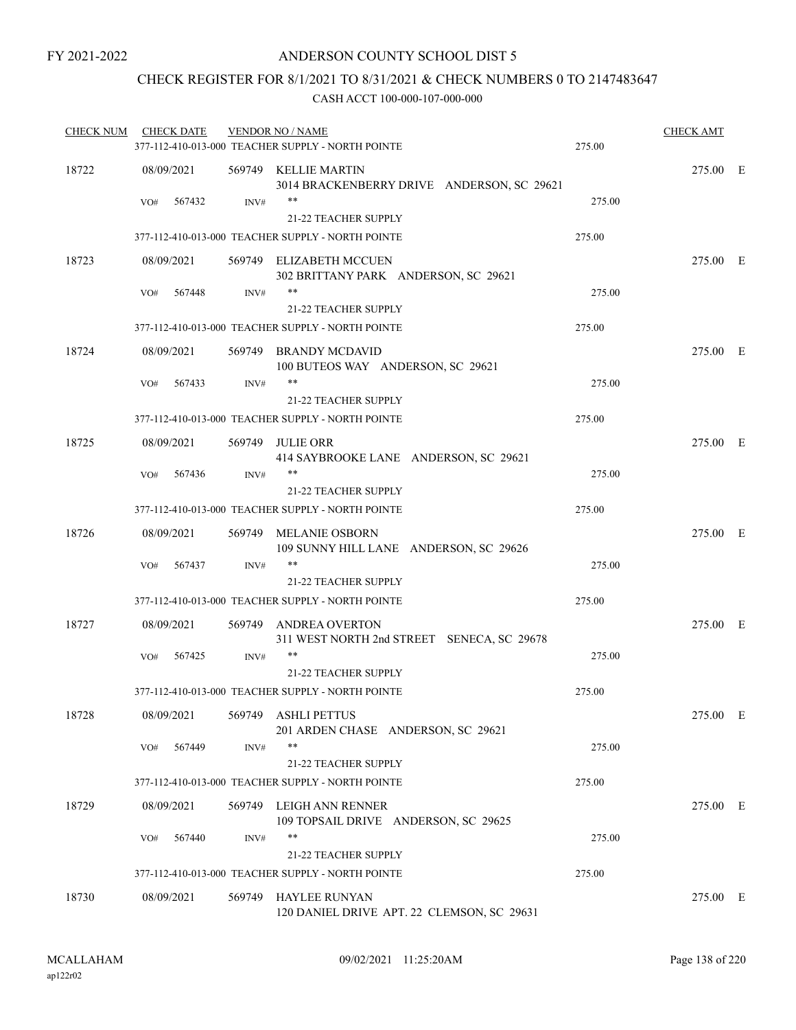FY 2021-2022

# ANDERSON COUNTY SCHOOL DIST 5

## CHECK REGISTER FOR 8/1/2021 TO 8/31/2021 & CHECK NUMBERS 0 TO 2147483647

### CASH ACCT 100-000-107-000-000

| CHECK NUM | CHECK DATE | VENDOR NO / NAME | | CHECK AMT | |
|---|---|---|---|---|---|
| | | 377-112-410-013-000 TEACHER SUPPLY - NORTH POINTE | 275.00 | | |
| 18722 | 08/09/2021 | 569749 KELLIE MARTIN<br>3014 BRACKENBERRY DRIVE ANDERSON, SC 29621 | | 275.00 | E |
| | VO# 567432 | INV# **<br>21-22 TEACHER SUPPLY | 275.00 | | |
| | | 377-112-410-013-000 TEACHER SUPPLY - NORTH POINTE | 275.00 | | |
| 18723 | 08/09/2021 | 569749 ELIZABETH MCCUEN<br>302 BRITTANY PARK ANDERSON, SC 29621 | | 275.00 | E |
| | VO# 567448 | INV# **<br>21-22 TEACHER SUPPLY | 275.00 | | |
| | | 377-112-410-013-000 TEACHER SUPPLY - NORTH POINTE | 275.00 | | |
| 18724 | 08/09/2021 | 569749 BRANDY MCDAVID<br>100 BUTEOS WAY ANDERSON, SC 29621 | | 275.00 | E |
| | VO# 567433 | INV# **<br>21-22 TEACHER SUPPLY | 275.00 | | |
| | | 377-112-410-013-000 TEACHER SUPPLY - NORTH POINTE | 275.00 | | |
| 18725 | 08/09/2021 | 569749 JULIE ORR<br>414 SAYBROOKE LANE ANDERSON, SC 29621 | | 275.00 | E |
| | VO# 567436 | INV# **<br>21-22 TEACHER SUPPLY | 275.00 | | |
| | | 377-112-410-013-000 TEACHER SUPPLY - NORTH POINTE | 275.00 | | |
| 18726 | 08/09/2021 | 569749 MELANIE OSBORN<br>109 SUNNY HILL LANE ANDERSON, SC 29626 | | 275.00 | E |
| | VO# 567437 | INV# **<br>21-22 TEACHER SUPPLY | 275.00 | | |
| | | 377-112-410-013-000 TEACHER SUPPLY - NORTH POINTE | 275.00 | | |
| 18727 | 08/09/2021 | 569749 ANDREA OVERTON<br>311 WEST NORTH 2nd STREET SENECA, SC 29678 | | 275.00 | E |
| | VO# 567425 | INV# **<br>21-22 TEACHER SUPPLY | 275.00 | | |
| | | 377-112-410-013-000 TEACHER SUPPLY - NORTH POINTE | 275.00 | | |
| 18728 | 08/09/2021 | 569749 ASHLI PETTUS<br>201 ARDEN CHASE ANDERSON, SC 29621 | | 275.00 | E |
| | VO# 567449 | INV# **<br>21-22 TEACHER SUPPLY | 275.00 | | |
| | | 377-112-410-013-000 TEACHER SUPPLY - NORTH POINTE | 275.00 | | |
| 18729 | 08/09/2021 | 569749 LEIGH ANN RENNER<br>109 TOPSAIL DRIVE ANDERSON, SC 29625 | | 275.00 | E |
| | VO# 567440 | INV# **<br>21-22 TEACHER SUPPLY | 275.00 | | |
| | | 377-112-410-013-000 TEACHER SUPPLY - NORTH POINTE | 275.00 | | |
| 18730 | 08/09/2021 | 569749 HAYLEE RUNYAN<br>120 DANIEL DRIVE APT. 22 CLEMSON, SC 29631 | | 275.00 | E |

MCALLAHAM
ap122r02

09/02/2021 11:25:20AM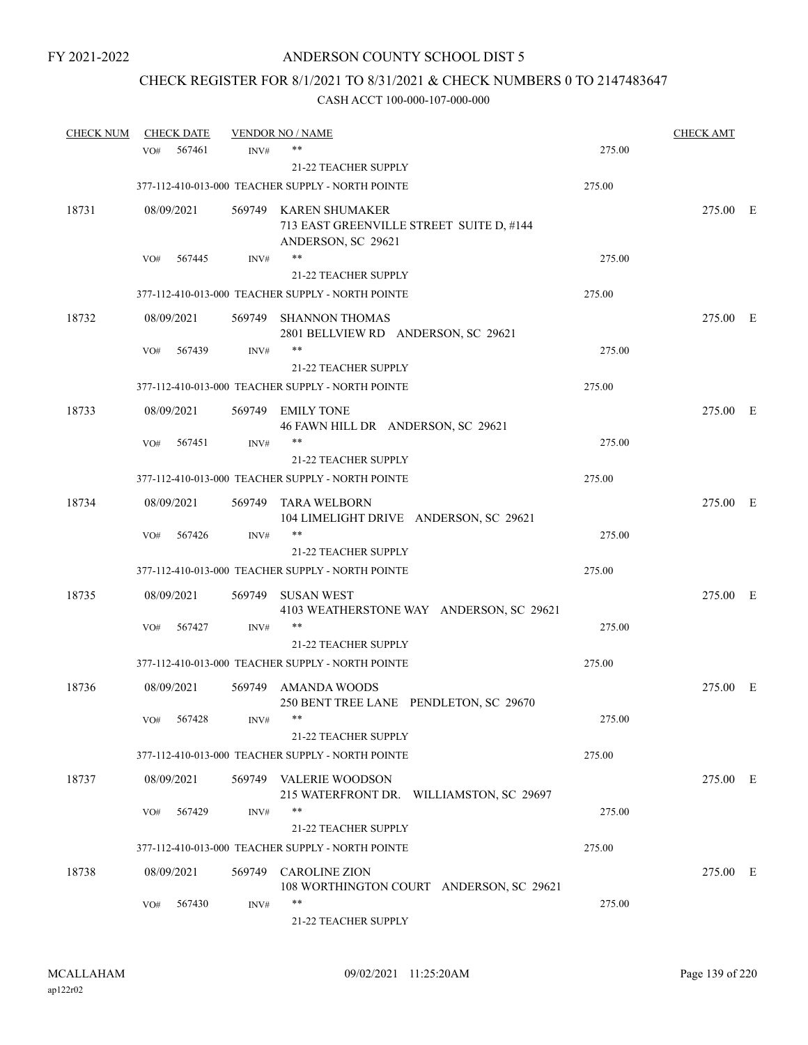# ANDERSON COUNTY SCHOOL DIST 5

FY 2021-2022

## CHECK REGISTER FOR 8/1/2021 TO 8/31/2021 & CHECK NUMBERS 0 TO 2147483647

### CASH ACCT 100-000-107-000-000

| CHECK NUM | CHECK DATE | VENDOR NO / NAME | | CHECK AMT |
|---|---|---|---|---|
| | VO# 567461 | INV# ** | 275.00 | |
| | | 21-22 TEACHER SUPPLY | | |
| | | 377-112-410-013-000 TEACHER SUPPLY - NORTH POINTE | 275.00 | |
| 18731 | 08/09/2021 | 569749 KAREN SHUMAKER<br>713 EAST GREENVILLE STREET SUITE D, #144<br>ANDERSON, SC 29621 | | 275.00 E |
| | VO# 567445 | INV# ** | 275.00 | |
| | | 21-22 TEACHER SUPPLY | | |
| | | 377-112-410-013-000 TEACHER SUPPLY - NORTH POINTE | 275.00 | |
| 18732 | 08/09/2021 | 569749 SHANNON THOMAS<br>2801 BELLVIEW RD ANDERSON, SC 29621 | | 275.00 E |
| | VO# 567439 | INV# ** | 275.00 | |
| | | 21-22 TEACHER SUPPLY | | |
| | | 377-112-410-013-000 TEACHER SUPPLY - NORTH POINTE | 275.00 | |
| 18733 | 08/09/2021 | 569749 EMILY TONE<br>46 FAWN HILL DR ANDERSON, SC 29621 | | 275.00 E |
| | VO# 567451 | INV# ** | 275.00 | |
| | | 21-22 TEACHER SUPPLY | | |
| | | 377-112-410-013-000 TEACHER SUPPLY - NORTH POINTE | 275.00 | |
| 18734 | 08/09/2021 | 569749 TARA WELBORN<br>104 LIMELIGHT DRIVE ANDERSON, SC 29621 | | 275.00 E |
| | VO# 567426 | INV# ** | 275.00 | |
| | | 21-22 TEACHER SUPPLY | | |
| | | 377-112-410-013-000 TEACHER SUPPLY - NORTH POINTE | 275.00 | |
| 18735 | 08/09/2021 | 569749 SUSAN WEST<br>4103 WEATHERSTONE WAY ANDERSON, SC 29621 | | 275.00 E |
| | VO# 567427 | INV# ** | 275.00 | |
| | | 21-22 TEACHER SUPPLY | | |
| | | 377-112-410-013-000 TEACHER SUPPLY - NORTH POINTE | 275.00 | |
| 18736 | 08/09/2021 | 569749 AMANDA WOODS<br>250 BENT TREE LANE PENDLETON, SC 29670 | | 275.00 E |
| | VO# 567428 | INV# ** | 275.00 | |
| | | 21-22 TEACHER SUPPLY | | |
| | | 377-112-410-013-000 TEACHER SUPPLY - NORTH POINTE | 275.00 | |
| 18737 | 08/09/2021 | 569749 VALERIE WOODSON<br>215 WATERFRONT DR. WILLIAMSTON, SC 29697 | | 275.00 E |
| | VO# 567429 | INV# ** | 275.00 | |
| | | 21-22 TEACHER SUPPLY | | |
| | | 377-112-410-013-000 TEACHER SUPPLY - NORTH POINTE | 275.00 | |
| 18738 | 08/09/2021 | 569749 CAROLINE ZION<br>108 WORTHINGTON COURT ANDERSON, SC 29621 | | 275.00 E |
| | VO# 567430 | INV# ** | 275.00 | |
| | | 21-22 TEACHER SUPPLY | | |

MCALLAHAM
ap122r02

09/02/2021 11:25:20AM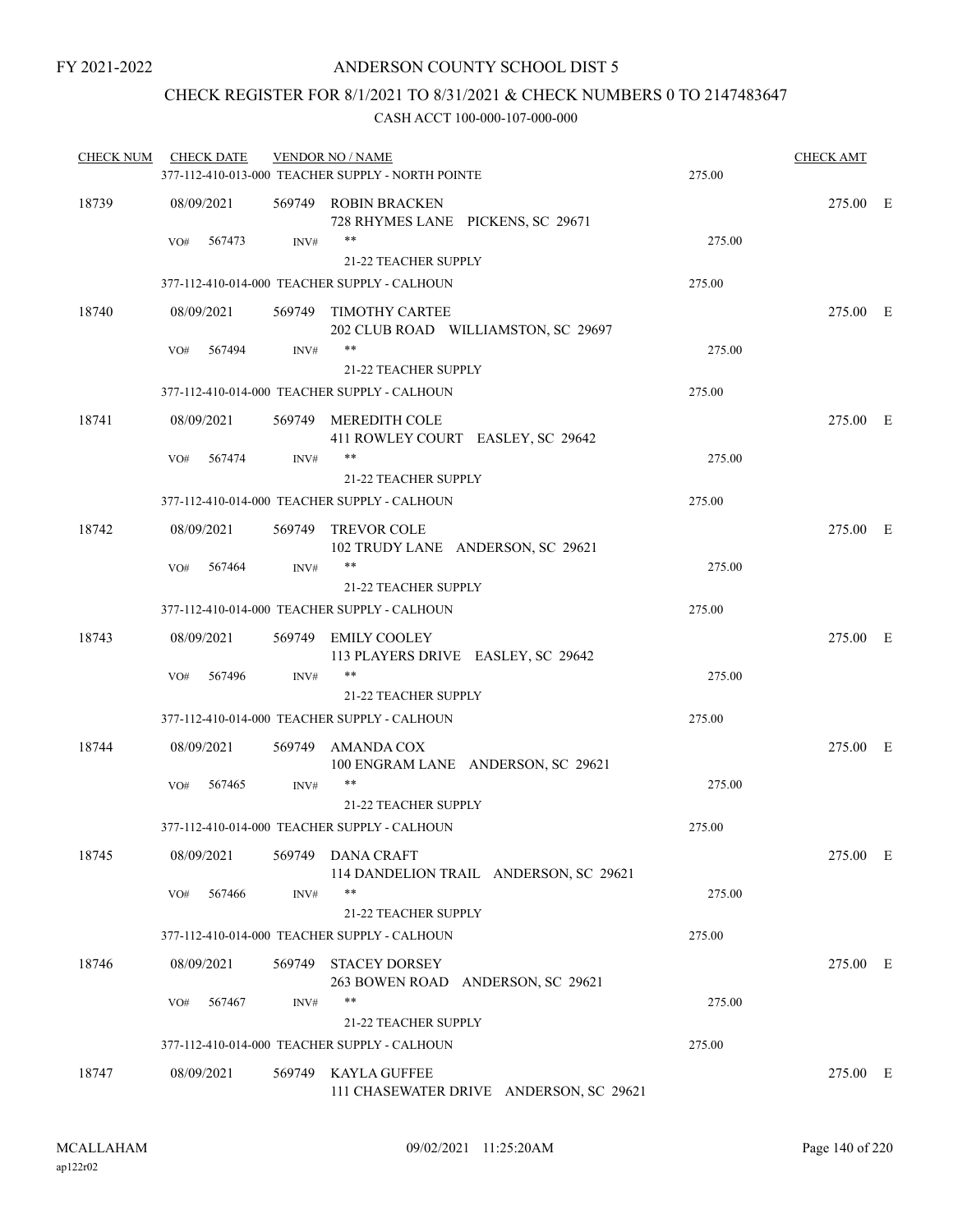FY 2021-2022

# ANDERSON COUNTY SCHOOL DIST 5

## CHECK REGISTER FOR 8/1/2021 TO 8/31/2021 & CHECK NUMBERS 0 TO 2147483647

### CASH ACCT 100-000-107-000-000

| CHECK NUM | CHECK DATE | VENDOR NO / NAME | | CHECK AMT | |
|---|---|---|---|---|---|
| | | 377-112-410-013-000 TEACHER SUPPLY - NORTH POINTE | 275.00 | | |
| 18739 | 08/09/2021 | 569749 ROBIN BRACKEN<br>728 RHYMES LANE PICKENS, SC 29671 | | 275.00 | E |
| | VO# 567473 | INV# **<br>21-22 TEACHER SUPPLY | 275.00 | | |
| | | 377-112-410-014-000 TEACHER SUPPLY - CALHOUN | 275.00 | | |
| 18740 | 08/09/2021 | 569749 TIMOTHY CARTEE<br>202 CLUB ROAD WILLIAMSTON, SC 29697 | | 275.00 | E |
| | VO# 567494 | INV# **<br>21-22 TEACHER SUPPLY | 275.00 | | |
| | | 377-112-410-014-000 TEACHER SUPPLY - CALHOUN | 275.00 | | |
| 18741 | 08/09/2021 | 569749 MEREDITH COLE<br>411 ROWLEY COURT EASLEY, SC 29642 | | 275.00 | E |
| | VO# 567474 | INV# **<br>21-22 TEACHER SUPPLY | 275.00 | | |
| | | 377-112-410-014-000 TEACHER SUPPLY - CALHOUN | 275.00 | | |
| 18742 | 08/09/2021 | 569749 TREVOR COLE<br>102 TRUDY LANE ANDERSON, SC 29621 | | 275.00 | E |
| | VO# 567464 | INV# **<br>21-22 TEACHER SUPPLY | 275.00 | | |
| | | 377-112-410-014-000 TEACHER SUPPLY - CALHOUN | 275.00 | | |
| 18743 | 08/09/2021 | 569749 EMILY COOLEY<br>113 PLAYERS DRIVE EASLEY, SC 29642 | | 275.00 | E |
| | VO# 567496 | INV# **<br>21-22 TEACHER SUPPLY | 275.00 | | |
| | | 377-112-410-014-000 TEACHER SUPPLY - CALHOUN | 275.00 | | |
| 18744 | 08/09/2021 | 569749 AMANDA COX<br>100 ENGRAM LANE ANDERSON, SC 29621 | | 275.00 | E |
| | VO# 567465 | INV# **<br>21-22 TEACHER SUPPLY | 275.00 | | |
| | | 377-112-410-014-000 TEACHER SUPPLY - CALHOUN | 275.00 | | |
| 18745 | 08/09/2021 | 569749 DANA CRAFT<br>114 DANDELION TRAIL ANDERSON, SC 29621 | | 275.00 | E |
| | VO# 567466 | INV# **<br>21-22 TEACHER SUPPLY | 275.00 | | |
| | | 377-112-410-014-000 TEACHER SUPPLY - CALHOUN | 275.00 | | |
| 18746 | 08/09/2021 | 569749 STACEY DORSEY<br>263 BOWEN ROAD ANDERSON, SC 29621 | | 275.00 | E |
| | VO# 567467 | INV# **<br>21-22 TEACHER SUPPLY | 275.00 | | |
| | | 377-112-410-014-000 TEACHER SUPPLY - CALHOUN | 275.00 | | |
| 18747 | 08/09/2021 | 569749 KAYLA GUFFEE<br>111 CHASEWATER DRIVE ANDERSON, SC 29621 | | 275.00 | E |

MCALLAHAM ap122r02 09/02/2021 11:25:20AM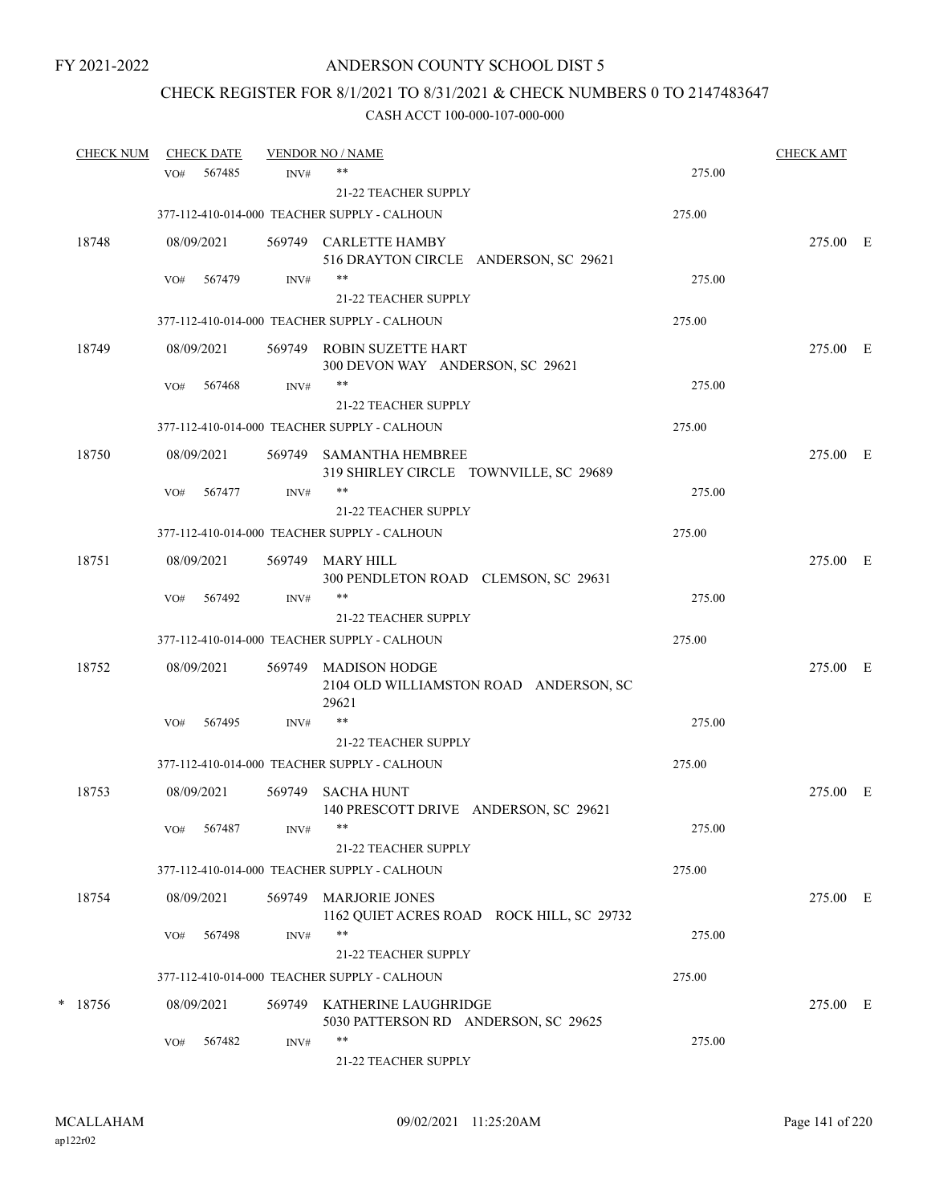FY 2021-2022

# ANDERSON COUNTY SCHOOL DIST 5

## CHECK REGISTER FOR 8/1/2021 TO 8/31/2021 & CHECK NUMBERS 0 TO 2147483647

### CASH ACCT 100-000-107-000-000

| CHECK NUM | CHECK DATE | VENDOR NO / NAME | | CHECK AMT | |
|---|---|---|---|---|---|
| | VO# 567485 INV# | ** | 275.00 | | |
| | | 21-22 TEACHER SUPPLY | | | |
| | 377-112-410-014-000 TEACHER SUPPLY - CALHOUN | | 275.00 | | |
| 18748 | 08/09/2021 | 569749 CARLETTE HAMBY<br>516 DRAYTON CIRCLE ANDERSON, SC 29621 | | 275.00 | E |
| | VO# 567479 INV# | ** | 275.00 | | |
| | | 21-22 TEACHER SUPPLY | | | |
| | 377-112-410-014-000 TEACHER SUPPLY - CALHOUN | | 275.00 | | |
| 18749 | 08/09/2021 | 569749 ROBIN SUZETTE HART<br>300 DEVON WAY ANDERSON, SC 29621 | | 275.00 | E |
| | VO# 567468 INV# | ** | 275.00 | | |
| | | 21-22 TEACHER SUPPLY | | | |
| | 377-112-410-014-000 TEACHER SUPPLY - CALHOUN | | 275.00 | | |
| 18750 | 08/09/2021 | 569749 SAMANTHA HEMBREE<br>319 SHIRLEY CIRCLE TOWNVILLE, SC 29689 | | 275.00 | E |
| | VO# 567477 INV# | ** | 275.00 | | |
| | | 21-22 TEACHER SUPPLY | | | |
| | 377-112-410-014-000 TEACHER SUPPLY - CALHOUN | | 275.00 | | |
| 18751 | 08/09/2021 | 569749 MARY HILL<br>300 PENDLETON ROAD CLEMSON, SC 29631 | | 275.00 | E |
| | VO# 567492 INV# | ** | 275.00 | | |
| | | 21-22 TEACHER SUPPLY | | | |
| | 377-112-410-014-000 TEACHER SUPPLY - CALHOUN | | 275.00 | | |
| 18752 | 08/09/2021 | 569749 MADISON HODGE<br>2104 OLD WILLIAMSTON ROAD ANDERSON, SC 29621 | | 275.00 | E |
| | VO# 567495 INV# | ** | 275.00 | | |
| | | 21-22 TEACHER SUPPLY | | | |
| | 377-112-410-014-000 TEACHER SUPPLY - CALHOUN | | 275.00 | | |
| 18753 | 08/09/2021 | 569749 SACHA HUNT<br>140 PRESCOTT DRIVE ANDERSON, SC 29621 | | 275.00 | E |
| | VO# 567487 INV# | ** | 275.00 | | |
| | | 21-22 TEACHER SUPPLY | | | |
| | 377-112-410-014-000 TEACHER SUPPLY - CALHOUN | | 275.00 | | |
| 18754 | 08/09/2021 | 569749 MARJORIE JONES<br>1162 QUIET ACRES ROAD ROCK HILL, SC 29732 | | 275.00 | E |
| | VO# 567498 INV# | ** | 275.00 | | |
| | | 21-22 TEACHER SUPPLY | | | |
| | 377-112-410-014-000 TEACHER SUPPLY - CALHOUN | | 275.00 | | |
| * 18756 | 08/09/2021 | 569749 KATHERINE LAUGHRIDGE<br>5030 PATTERSON RD ANDERSON, SC 29625 | | 275.00 | E |
| | VO# 567482 INV# | ** | 275.00 | | |
| | | 21-22 TEACHER SUPPLY | | | |

MCALLAHAM ap122r02 09/02/2021 11:25:20AM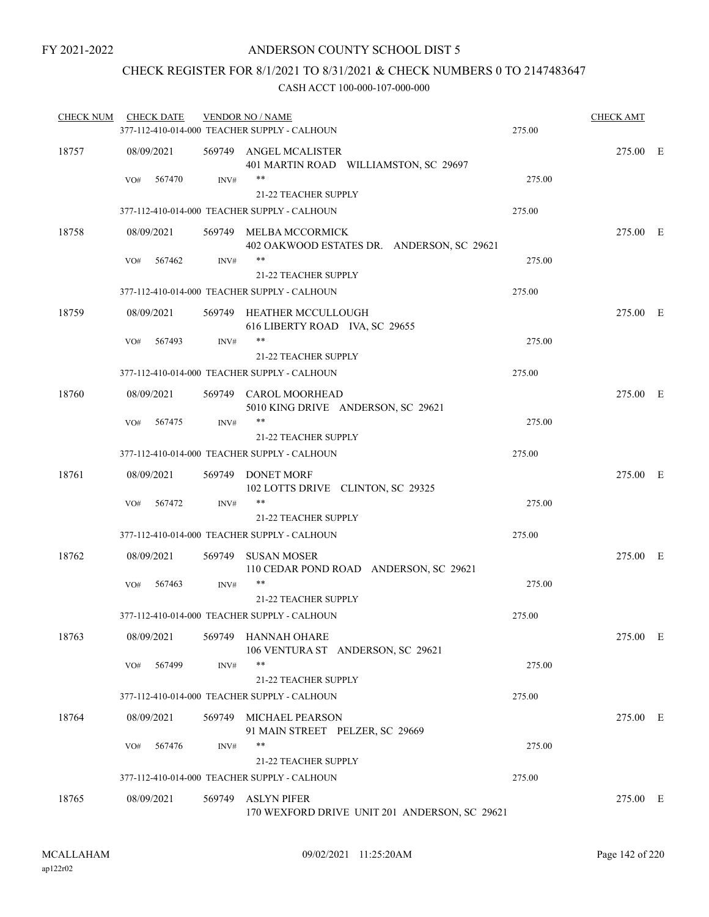FY 2021-2022

# ANDERSON COUNTY SCHOOL DIST 5

## CHECK REGISTER FOR 8/1/2021 TO 8/31/2021 & CHECK NUMBERS 0 TO 2147483647

### CASH ACCT 100-000-107-000-000

| CHECK NUM | CHECK DATE | VENDOR NO / NAME | | CHECK AMT | |
|---|---|---|---|---|---|
| | | 377-112-410-014-000 TEACHER SUPPLY - CALHOUN | 275.00 | | |
| 18757 | 08/09/2021 | 569749 ANGEL MCALISTER<br>401 MARTIN ROAD WILLIAMSTON, SC 29697 | | 275.00 | E |
| | VO# 567470 | INV# **<br>21-22 TEACHER SUPPLY | 275.00 | | |
| | | 377-112-410-014-000 TEACHER SUPPLY - CALHOUN | 275.00 | | |
| 18758 | 08/09/2021 | 569749 MELBA MCCORMICK<br>402 OAKWOOD ESTATES DR. ANDERSON, SC 29621 | | 275.00 | E |
| | VO# 567462 | INV# **<br>21-22 TEACHER SUPPLY | 275.00 | | |
| | | 377-112-410-014-000 TEACHER SUPPLY - CALHOUN | 275.00 | | |
| 18759 | 08/09/2021 | 569749 HEATHER MCCULLOUGH<br>616 LIBERTY ROAD IVA, SC 29655 | | 275.00 | E |
| | VO# 567493 | INV# **<br>21-22 TEACHER SUPPLY | 275.00 | | |
| | | 377-112-410-014-000 TEACHER SUPPLY - CALHOUN | 275.00 | | |
| 18760 | 08/09/2021 | 569749 CAROL MOORHEAD<br>5010 KING DRIVE ANDERSON, SC 29621 | | 275.00 | E |
| | VO# 567475 | INV# **<br>21-22 TEACHER SUPPLY | 275.00 | | |
| | | 377-112-410-014-000 TEACHER SUPPLY - CALHOUN | 275.00 | | |
| 18761 | 08/09/2021 | 569749 DONET MORF<br>102 LOTTS DRIVE CLINTON, SC 29325 | | 275.00 | E |
| | VO# 567472 | INV# **<br>21-22 TEACHER SUPPLY | 275.00 | | |
| | | 377-112-410-014-000 TEACHER SUPPLY - CALHOUN | 275.00 | | |
| 18762 | 08/09/2021 | 569749 SUSAN MOSER<br>110 CEDAR POND ROAD ANDERSON, SC 29621 | | 275.00 | E |
| | VO# 567463 | INV# **<br>21-22 TEACHER SUPPLY | 275.00 | | |
| | | 377-112-410-014-000 TEACHER SUPPLY - CALHOUN | 275.00 | | |
| 18763 | 08/09/2021 | 569749 HANNAH OHARE<br>106 VENTURA ST ANDERSON, SC 29621 | | 275.00 | E |
| | VO# 567499 | INV# **<br>21-22 TEACHER SUPPLY | 275.00 | | |
| | | 377-112-410-014-000 TEACHER SUPPLY - CALHOUN | 275.00 | | |
| 18764 | 08/09/2021 | 569749 MICHAEL PEARSON<br>91 MAIN STREET PELZER, SC 29669 | | 275.00 | E |
| | VO# 567476 | INV# **<br>21-22 TEACHER SUPPLY | 275.00 | | |
| | | 377-112-410-014-000 TEACHER SUPPLY - CALHOUN | 275.00 | | |
| 18765 | 08/09/2021 | 569749 ASLYN PIFER<br>170 WEXFORD DRIVE UNIT 201 ANDERSON, SC 29621 | | 275.00 | E |

MCALLAHAM
ap122r02

09/02/2021 11:25:20AM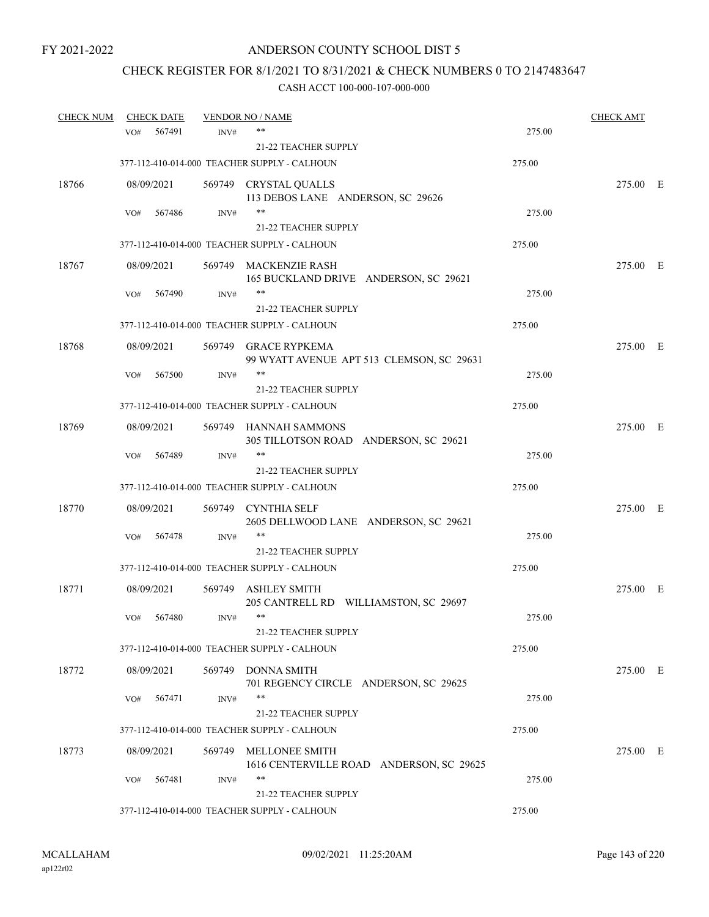FY 2021-2022

# ANDERSON COUNTY SCHOOL DIST 5

## CHECK REGISTER FOR 8/1/2021 TO 8/31/2021 & CHECK NUMBERS 0 TO 2147483647

### CASH ACCT 100-000-107-000-000

| CHECK NUM | CHECK DATE | VENDOR NO / NAME | | CHECK AMT |
|---|---|---|---|---|
| | VO# 567491 INV# | ** 21-22 TEACHER SUPPLY | 275.00 | |
| | 377-112-410-014-000 TEACHER SUPPLY - CALHOUN | | 275.00 | |
| 18766 | 08/09/2021 | 569749 CRYSTAL QUALLS 113 DEBOS LANE ANDERSON, SC 29626 | | 275.00 E |
| | VO# 567486 INV# | ** 21-22 TEACHER SUPPLY | 275.00 | |
| | 377-112-410-014-000 TEACHER SUPPLY - CALHOUN | | 275.00 | |
| 18767 | 08/09/2021 | 569749 MACKENZIE RASH 165 BUCKLAND DRIVE ANDERSON, SC 29621 | | 275.00 E |
| | VO# 567490 INV# | ** 21-22 TEACHER SUPPLY | 275.00 | |
| | 377-112-410-014-000 TEACHER SUPPLY - CALHOUN | | 275.00 | |
| 18768 | 08/09/2021 | 569749 GRACE RYPKEMA 99 WYATT AVENUE APT 513 CLEMSON, SC 29631 | | 275.00 E |
| | VO# 567500 INV# | ** 21-22 TEACHER SUPPLY | 275.00 | |
| | 377-112-410-014-000 TEACHER SUPPLY - CALHOUN | | 275.00 | |
| 18769 | 08/09/2021 | 569749 HANNAH SAMMONS 305 TILLOTSON ROAD ANDERSON, SC 29621 | | 275.00 E |
| | VO# 567489 INV# | ** 21-22 TEACHER SUPPLY | 275.00 | |
| | 377-112-410-014-000 TEACHER SUPPLY - CALHOUN | | 275.00 | |
| 18770 | 08/09/2021 | 569749 CYNTHIA SELF 2605 DELLWOOD LANE ANDERSON, SC 29621 | | 275.00 E |
| | VO# 567478 INV# | ** 21-22 TEACHER SUPPLY | 275.00 | |
| | 377-112-410-014-000 TEACHER SUPPLY - CALHOUN | | 275.00 | |
| 18771 | 08/09/2021 | 569749 ASHLEY SMITH 205 CANTRELL RD WILLIAMSTON, SC 29697 | | 275.00 E |
| | VO# 567480 INV# | ** 21-22 TEACHER SUPPLY | 275.00 | |
| | 377-112-410-014-000 TEACHER SUPPLY - CALHOUN | | 275.00 | |
| 18772 | 08/09/2021 | 569749 DONNA SMITH 701 REGENCY CIRCLE ANDERSON, SC 29625 | | 275.00 E |
| | VO# 567471 INV# | ** 21-22 TEACHER SUPPLY | 275.00 | |
| | 377-112-410-014-000 TEACHER SUPPLY - CALHOUN | | 275.00 | |
| 18773 | 08/09/2021 | 569749 MELLONEE SMITH 1616 CENTERVILLE ROAD ANDERSON, SC 29625 | | 275.00 E |
| | VO# 567481 INV# | ** 21-22 TEACHER SUPPLY | 275.00 | |
| | 377-112-410-014-000 TEACHER SUPPLY - CALHOUN | | 275.00 | |

MCALLAHAM ap122r02 09/02/2021 11:25:20AM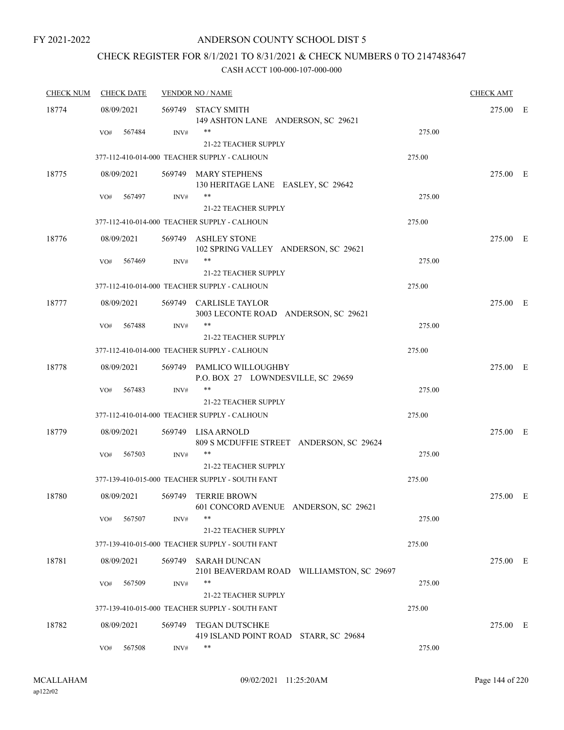FY 2021-2022

# ANDERSON COUNTY SCHOOL DIST 5

## CHECK REGISTER FOR 8/1/2021 TO 8/31/2021 & CHECK NUMBERS 0 TO 2147483647

### CASH ACCT 100-000-107-000-000

| CHECK NUM | CHECK DATE | VENDOR NO / NAME | | CHECK AMT |
|---|---|---|---|---|
| 18774 | 08/09/2021 | 569749 STACY SMITH<br>149 ASHTON LANE ANDERSON, SC 29621 | | 275.00 E |
| | VO# 567484 | INV# ** | 275.00 | |
| | | 21-22 TEACHER SUPPLY | | |
| | 377-112-410-014-000 TEACHER SUPPLY - CALHOUN | | 275.00 | |
| 18775 | 08/09/2021 | 569749 MARY STEPHENS<br>130 HERITAGE LANE EASLEY, SC 29642 | | 275.00 E |
| | VO# 567497 | INV# ** | 275.00 | |
| | | 21-22 TEACHER SUPPLY | | |
| | 377-112-410-014-000 TEACHER SUPPLY - CALHOUN | | 275.00 | |
| 18776 | 08/09/2021 | 569749 ASHLEY STONE<br>102 SPRING VALLEY ANDERSON, SC 29621 | | 275.00 E |
| | VO# 567469 | INV# ** | 275.00 | |
| | | 21-22 TEACHER SUPPLY | | |
| | 377-112-410-014-000 TEACHER SUPPLY - CALHOUN | | 275.00 | |
| 18777 | 08/09/2021 | 569749 CARLISLE TAYLOR<br>3003 LECONTE ROAD ANDERSON, SC 29621 | | 275.00 E |
| | VO# 567488 | INV# ** | 275.00 | |
| | | 21-22 TEACHER SUPPLY | | |
| | 377-112-410-014-000 TEACHER SUPPLY - CALHOUN | | 275.00 | |
| 18778 | 08/09/2021 | 569749 PAMLICO WILLOUGHBY<br>P.O. BOX 27 LOWNDESVILLE, SC 29659 | | 275.00 E |
| | VO# 567483 | INV# ** | 275.00 | |
| | | 21-22 TEACHER SUPPLY | | |
| | 377-112-410-014-000 TEACHER SUPPLY - CALHOUN | | 275.00 | |
| 18779 | 08/09/2021 | 569749 LISA ARNOLD<br>809 S MCDUFFIE STREET ANDERSON, SC 29624 | | 275.00 E |
| | VO# 567503 | INV# ** | 275.00 | |
| | | 21-22 TEACHER SUPPLY | | |
| | 377-139-410-015-000 TEACHER SUPPLY - SOUTH FANT | | 275.00 | |
| 18780 | 08/09/2021 | 569749 TERRIE BROWN<br>601 CONCORD AVENUE ANDERSON, SC 29621 | | 275.00 E |
| | VO# 567507 | INV# ** | 275.00 | |
| | | 21-22 TEACHER SUPPLY | | |
| | 377-139-410-015-000 TEACHER SUPPLY - SOUTH FANT | | 275.00 | |
| 18781 | 08/09/2021 | 569749 SARAH DUNCAN<br>2101 BEAVERDAM ROAD WILLIAMSTON, SC 29697 | | 275.00 E |
| | VO# 567509 | INV# ** | 275.00 | |
| | | 21-22 TEACHER SUPPLY | | |
| | 377-139-410-015-000 TEACHER SUPPLY - SOUTH FANT | | 275.00 | |
| 18782 | 08/09/2021 | 569749 TEGAN DUTSCHKE<br>419 ISLAND POINT ROAD STARR, SC 29684 | | 275.00 E |
| | VO# 567508 | INV# ** | 275.00 | |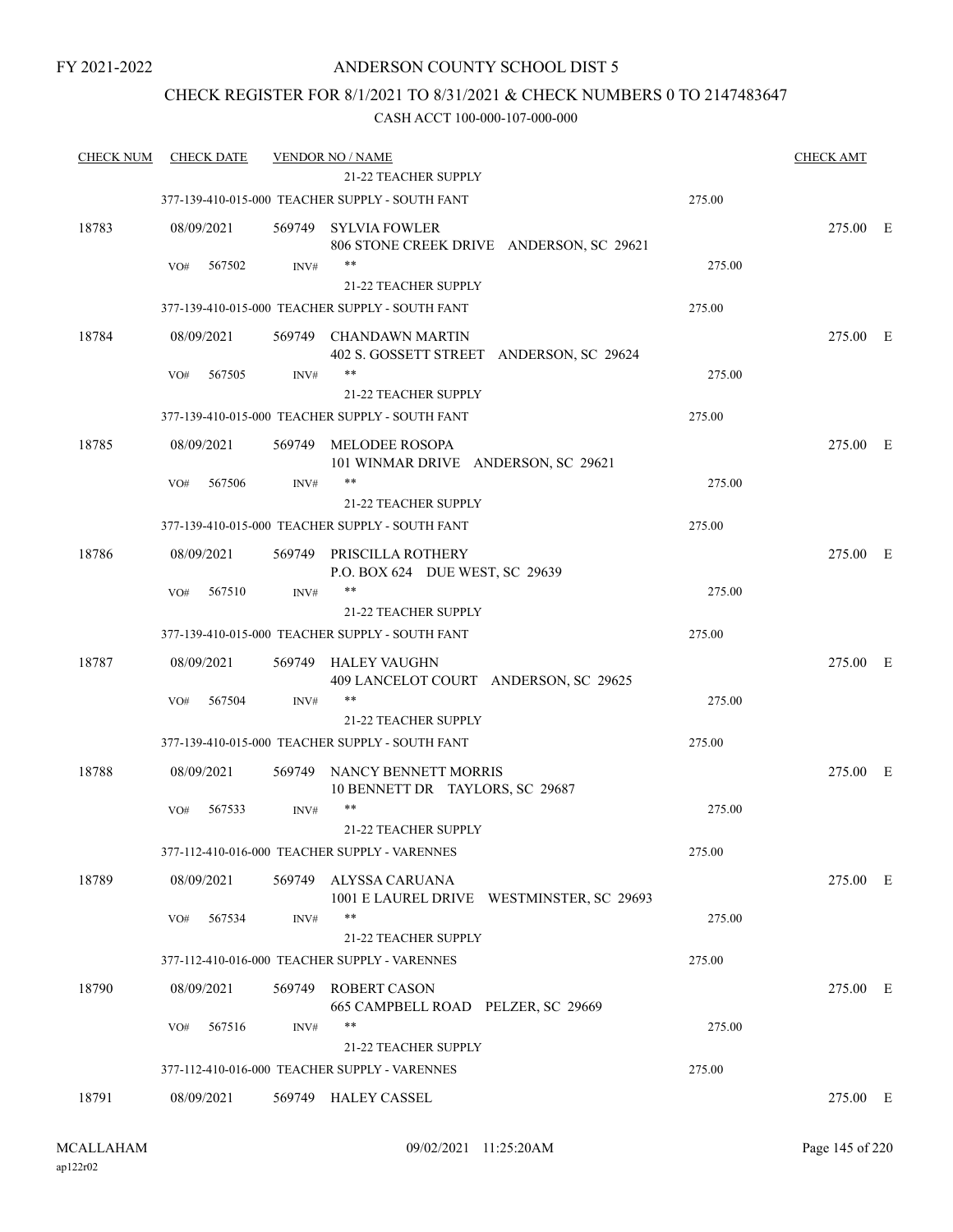FY 2021-2022

# ANDERSON COUNTY SCHOOL DIST 5

## CHECK REGISTER FOR 8/1/2021 TO 8/31/2021 & CHECK NUMBERS 0 TO 2147483647

CASH ACCT 100-000-107-000-000

| CHECK NUM | CHECK DATE | VENDOR NO / NAME | | CHECK AMT |
|---|---|---|---|---|
| | | 21-22 TEACHER SUPPLY | | |
| | 377-139-410-015-000 TEACHER SUPPLY - SOUTH FANT | | 275.00 | |
| 18783 | 08/09/2021 | 569749 SYLVIA FOWLER<br>806 STONE CREEK DRIVE ANDERSON, SC 29621 | | 275.00 E |
| | VO# 567502 INV# | **<br>21-22 TEACHER SUPPLY | 275.00 | |
| | 377-139-410-015-000 TEACHER SUPPLY - SOUTH FANT | | 275.00 | |
| 18784 | 08/09/2021 | 569749 CHANDAWN MARTIN<br>402 S. GOSSETT STREET ANDERSON, SC 29624 | | 275.00 E |
| | VO# 567505 INV# | **<br>21-22 TEACHER SUPPLY | 275.00 | |
| | 377-139-410-015-000 TEACHER SUPPLY - SOUTH FANT | | 275.00 | |
| 18785 | 08/09/2021 | 569749 MELODEE ROSOPA<br>101 WINMAR DRIVE ANDERSON, SC 29621 | | 275.00 E |
| | VO# 567506 INV# | **<br>21-22 TEACHER SUPPLY | 275.00 | |
| | 377-139-410-015-000 TEACHER SUPPLY - SOUTH FANT | | 275.00 | |
| 18786 | 08/09/2021 | 569749 PRISCILLA ROTHERY<br>P.O. BOX 624 DUE WEST, SC 29639 | | 275.00 E |
| | VO# 567510 INV# | **<br>21-22 TEACHER SUPPLY | 275.00 | |
| | 377-139-410-015-000 TEACHER SUPPLY - SOUTH FANT | | 275.00 | |
| 18787 | 08/09/2021 | 569749 HALEY VAUGHN<br>409 LANCELOT COURT ANDERSON, SC 29625 | | 275.00 E |
| | VO# 567504 INV# | **<br>21-22 TEACHER SUPPLY | 275.00 | |
| | 377-139-410-015-000 TEACHER SUPPLY - SOUTH FANT | | 275.00 | |
| 18788 | 08/09/2021 | 569749 NANCY BENNETT MORRIS<br>10 BENNETT DR TAYLORS, SC 29687 | | 275.00 E |
| | VO# 567533 INV# | **<br>21-22 TEACHER SUPPLY | 275.00 | |
| | 377-112-410-016-000 TEACHER SUPPLY - VARENNES | | 275.00 | |
| 18789 | 08/09/2021 | 569749 ALYSSA CARUANA<br>1001 E LAUREL DRIVE WESTMINSTER, SC 29693 | | 275.00 E |
| | VO# 567534 INV# | **<br>21-22 TEACHER SUPPLY | 275.00 | |
| | 377-112-410-016-000 TEACHER SUPPLY - VARENNES | | 275.00 | |
| 18790 | 08/09/2021 | 569749 ROBERT CASON<br>665 CAMPBELL ROAD PELZER, SC 29669 | | 275.00 E |
| | VO# 567516 INV# | **<br>21-22 TEACHER SUPPLY | 275.00 | |
| | 377-112-410-016-000 TEACHER SUPPLY - VARENNES | | 275.00 | |
| 18791 | 08/09/2021 | 569749 HALEY CASSEL | | 275.00 E |

MCALLAHAM
ap122r02

09/02/2021 11:25:20AM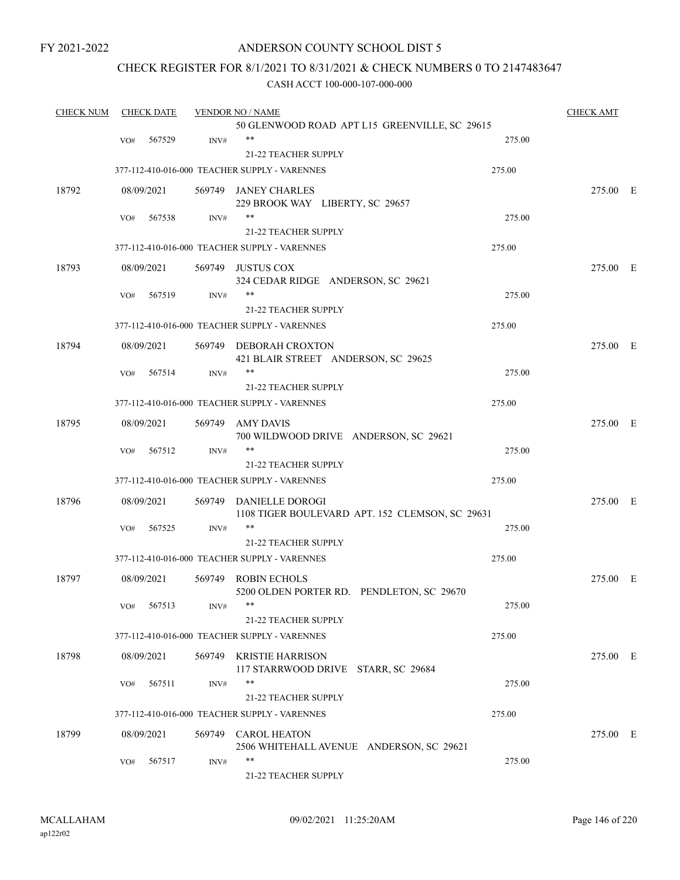FY 2021-2022

# ANDERSON COUNTY SCHOOL DIST 5

## CHECK REGISTER FOR 8/1/2021 TO 8/31/2021 & CHECK NUMBERS 0 TO 2147483647

### CASH ACCT 100-000-107-000-000

| CHECK NUM | CHECK DATE | VENDOR NO / NAME | | CHECK AMT |
|---|---|---|---|---|
| | | 50 GLENWOOD ROAD APT L15 GREENVILLE, SC 29615 | | |
| | VO# 567529 | INV# ** | 275.00 | |
| | | 21-22 TEACHER SUPPLY | | |
| | | 377-112-410-016-000 TEACHER SUPPLY - VARENNES | 275.00 | |
| 18792 | 08/09/2021 | 569749 JANEY CHARLES<br>229 BROOK WAY LIBERTY, SC 29657 | | 275.00 E |
| | VO# 567538 | INV# ** | 275.00 | |
| | | 21-22 TEACHER SUPPLY | | |
| | | 377-112-410-016-000 TEACHER SUPPLY - VARENNES | 275.00 | |
| 18793 | 08/09/2021 | 569749 JUSTUS COX<br>324 CEDAR RIDGE ANDERSON, SC 29621 | | 275.00 E |
| | VO# 567519 | INV# ** | 275.00 | |
| | | 21-22 TEACHER SUPPLY | | |
| | | 377-112-410-016-000 TEACHER SUPPLY - VARENNES | 275.00 | |
| 18794 | 08/09/2021 | 569749 DEBORAH CROXTON<br>421 BLAIR STREET ANDERSON, SC 29625 | | 275.00 E |
| | VO# 567514 | INV# ** | 275.00 | |
| | | 21-22 TEACHER SUPPLY | | |
| | | 377-112-410-016-000 TEACHER SUPPLY - VARENNES | 275.00 | |
| 18795 | 08/09/2021 | 569749 AMY DAVIS<br>700 WILDWOOD DRIVE ANDERSON, SC 29621 | | 275.00 E |
| | VO# 567512 | INV# ** | 275.00 | |
| | | 21-22 TEACHER SUPPLY | | |
| | | 377-112-410-016-000 TEACHER SUPPLY - VARENNES | 275.00 | |
| 18796 | 08/09/2021 | 569749 DANIELLE DOROGI<br>1108 TIGER BOULEVARD APT. 152 CLEMSON, SC 29631 | | 275.00 E |
| | VO# 567525 | INV# ** | 275.00 | |
| | | 21-22 TEACHER SUPPLY | | |
| | | 377-112-410-016-000 TEACHER SUPPLY - VARENNES | 275.00 | |
| 18797 | 08/09/2021 | 569749 ROBIN ECHOLS<br>5200 OLDEN PORTER RD. PENDLETON, SC 29670 | | 275.00 E |
| | VO# 567513 | INV# ** | 275.00 | |
| | | 21-22 TEACHER SUPPLY | | |
| | | 377-112-410-016-000 TEACHER SUPPLY - VARENNES | 275.00 | |
| 18798 | 08/09/2021 | 569749 KRISTIE HARRISON<br>117 STARRWOOD DRIVE STARR, SC 29684 | | 275.00 E |
| | VO# 567511 | INV# ** | 275.00 | |
| | | 21-22 TEACHER SUPPLY | | |
| | | 377-112-410-016-000 TEACHER SUPPLY - VARENNES | 275.00 | |
| 18799 | 08/09/2021 | 569749 CAROL HEATON<br>2506 WHITEHALL AVENUE ANDERSON, SC 29621 | | 275.00 E |
| | VO# 567517 | INV# ** | 275.00 | |
| | | 21-22 TEACHER SUPPLY | | |

MCALLAHAM
ap122r02
09/02/2021 11:25:20AM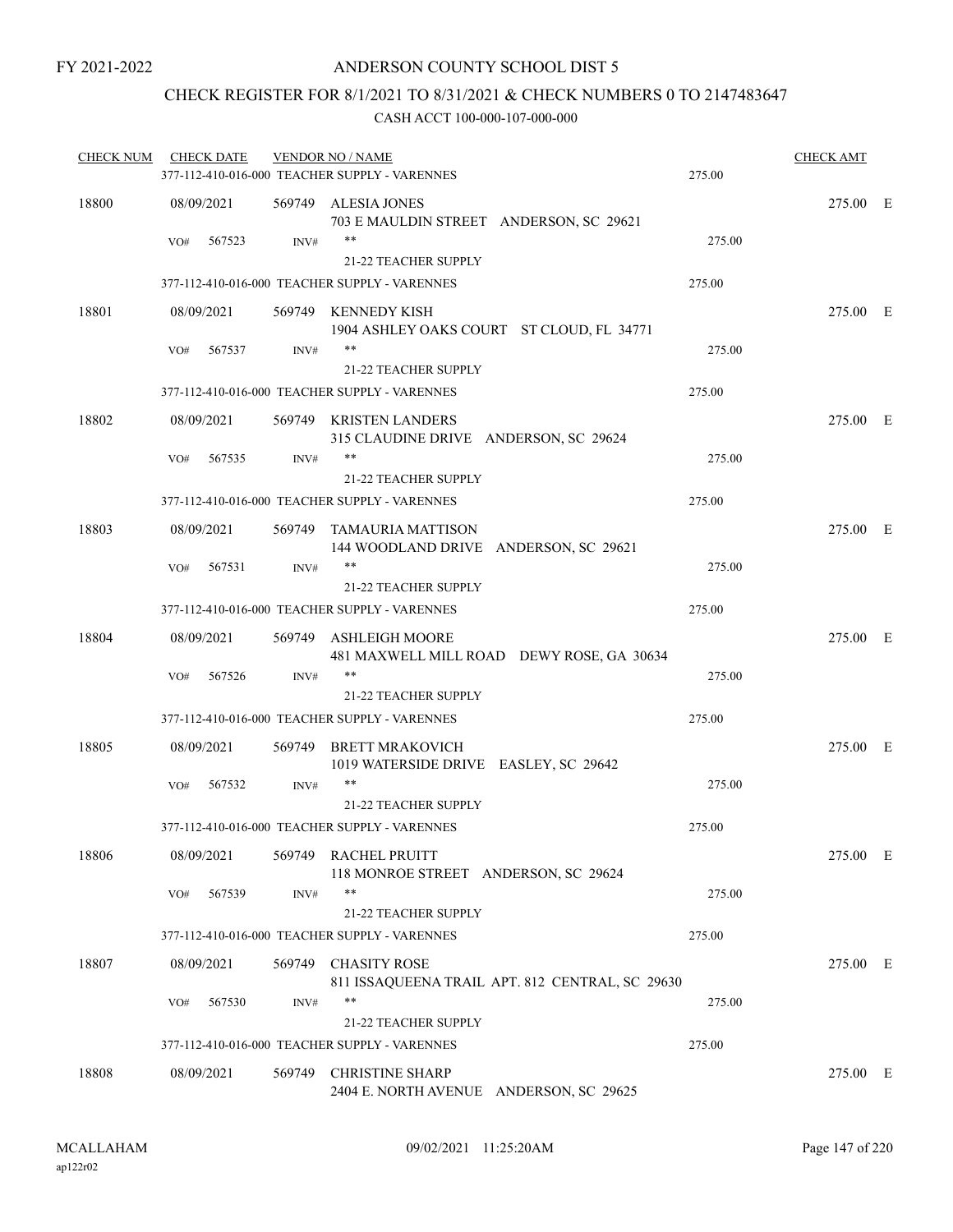FY 2021-2022

# ANDERSON COUNTY SCHOOL DIST 5

## CHECK REGISTER FOR 8/1/2021 TO 8/31/2021 & CHECK NUMBERS 0 TO 2147483647

### CASH ACCT 100-000-107-000-000

| CHECK NUM | CHECK DATE | VENDOR NO / NAME | | CHECK AMT | |
|---|---|---|---|---|---|
| | | 377-112-410-016-000 TEACHER SUPPLY - VARENNES | 275.00 | | |
| 18800 | 08/09/2021 | 569749 ALESIA JONES<br>703 E MAULDIN STREET ANDERSON, SC 29621 | | 275.00 | E |
| | VO# 567523 | INV# **<br>21-22 TEACHER SUPPLY | 275.00 | | |
| | | 377-112-410-016-000 TEACHER SUPPLY - VARENNES | 275.00 | | |
| 18801 | 08/09/2021 | 569749 KENNEDY KISH<br>1904 ASHLEY OAKS COURT ST CLOUD, FL 34771 | | 275.00 | E |
| | VO# 567537 | INV# **<br>21-22 TEACHER SUPPLY | 275.00 | | |
| | | 377-112-410-016-000 TEACHER SUPPLY - VARENNES | 275.00 | | |
| 18802 | 08/09/2021 | 569749 KRISTEN LANDERS<br>315 CLAUDINE DRIVE ANDERSON, SC 29624 | | 275.00 | E |
| | VO# 567535 | INV# **<br>21-22 TEACHER SUPPLY | 275.00 | | |
| | | 377-112-410-016-000 TEACHER SUPPLY - VARENNES | 275.00 | | |
| 18803 | 08/09/2021 | 569749 TAMAURIA MATTISON<br>144 WOODLAND DRIVE ANDERSON, SC 29621 | | 275.00 | E |
| | VO# 567531 | INV# **<br>21-22 TEACHER SUPPLY | 275.00 | | |
| | | 377-112-410-016-000 TEACHER SUPPLY - VARENNES | 275.00 | | |
| 18804 | 08/09/2021 | 569749 ASHLEIGH MOORE<br>481 MAXWELL MILL ROAD DEWY ROSE, GA 30634 | | 275.00 | E |
| | VO# 567526 | INV# **<br>21-22 TEACHER SUPPLY | 275.00 | | |
| | | 377-112-410-016-000 TEACHER SUPPLY - VARENNES | 275.00 | | |
| 18805 | 08/09/2021 | 569749 BRETT MRAKOVICH<br>1019 WATERSIDE DRIVE EASLEY, SC 29642 | | 275.00 | E |
| | VO# 567532 | INV# **<br>21-22 TEACHER SUPPLY | 275.00 | | |
| | | 377-112-410-016-000 TEACHER SUPPLY - VARENNES | 275.00 | | |
| 18806 | 08/09/2021 | 569749 RACHEL PRUITT<br>118 MONROE STREET ANDERSON, SC 29624 | | 275.00 | E |
| | VO# 567539 | INV# **<br>21-22 TEACHER SUPPLY | 275.00 | | |
| | | 377-112-410-016-000 TEACHER SUPPLY - VARENNES | 275.00 | | |
| 18807 | 08/09/2021 | 569749 CHASITY ROSE<br>811 ISSAQUEENA TRAIL APT. 812 CENTRAL, SC 29630 | | 275.00 | E |
| | VO# 567530 | INV# **<br>21-22 TEACHER SUPPLY | 275.00 | | |
| | | 377-112-410-016-000 TEACHER SUPPLY - VARENNES | 275.00 | | |
| 18808 | 08/09/2021 | 569749 CHRISTINE SHARP<br>2404 E. NORTH AVENUE ANDERSON, SC 29625 | | 275.00 | E |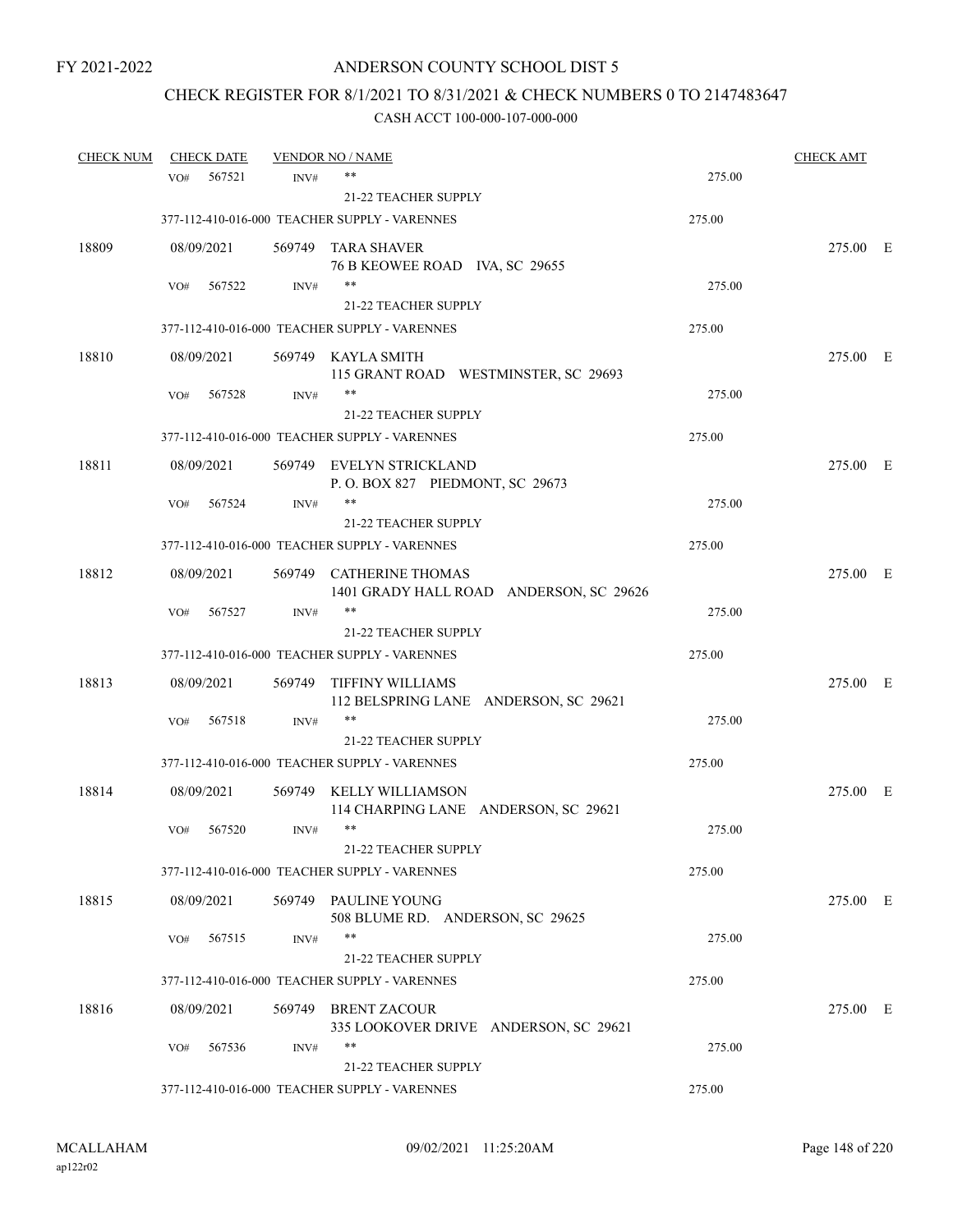FY 2021-2022

# ANDERSON COUNTY SCHOOL DIST 5

## CHECK REGISTER FOR 8/1/2021 TO 8/31/2021 & CHECK NUMBERS 0 TO 2147483647

### CASH ACCT 100-000-107-000-000

| CHECK NUM | CHECK DATE | VENDOR NO / NAME | | CHECK AMT |
|---|---|---|---|---|
| | VO# 567521 | INV# ** 21-22 TEACHER SUPPLY | 275.00 | |
| | | 377-112-410-016-000 TEACHER SUPPLY - VARENNES | 275.00 | |
| 18809 | 08/09/2021 | 569749 TARA SHAVER 76 B KEOWEE ROAD IVA, SC 29655 | | 275.00 E |
| | VO# 567522 | INV# ** 21-22 TEACHER SUPPLY | 275.00 | |
| | | 377-112-410-016-000 TEACHER SUPPLY - VARENNES | 275.00 | |
| 18810 | 08/09/2021 | 569749 KAYLA SMITH 115 GRANT ROAD WESTMINSTER, SC 29693 | | 275.00 E |
| | VO# 567528 | INV# ** 21-22 TEACHER SUPPLY | 275.00 | |
| | | 377-112-410-016-000 TEACHER SUPPLY - VARENNES | 275.00 | |
| 18811 | 08/09/2021 | 569749 EVELYN STRICKLAND P. O. BOX 827 PIEDMONT, SC 29673 | | 275.00 E |
| | VO# 567524 | INV# ** 21-22 TEACHER SUPPLY | 275.00 | |
| | | 377-112-410-016-000 TEACHER SUPPLY - VARENNES | 275.00 | |
| 18812 | 08/09/2021 | 569749 CATHERINE THOMAS 1401 GRADY HALL ROAD ANDERSON, SC 29626 | | 275.00 E |
| | VO# 567527 | INV# ** 21-22 TEACHER SUPPLY | 275.00 | |
| | | 377-112-410-016-000 TEACHER SUPPLY - VARENNES | 275.00 | |
| 18813 | 08/09/2021 | 569749 TIFFINY WILLIAMS 112 BELSPRING LANE ANDERSON, SC 29621 | | 275.00 E |
| | VO# 567518 | INV# ** 21-22 TEACHER SUPPLY | 275.00 | |
| | | 377-112-410-016-000 TEACHER SUPPLY - VARENNES | 275.00 | |
| 18814 | 08/09/2021 | 569749 KELLY WILLIAMSON 114 CHARPING LANE ANDERSON, SC 29621 | | 275.00 E |
| | VO# 567520 | INV# ** 21-22 TEACHER SUPPLY | 275.00 | |
| | | 377-112-410-016-000 TEACHER SUPPLY - VARENNES | 275.00 | |
| 18815 | 08/09/2021 | 569749 PAULINE YOUNG 508 BLUME RD. ANDERSON, SC 29625 | | 275.00 E |
| | VO# 567515 | INV# ** 21-22 TEACHER SUPPLY | 275.00 | |
| | | 377-112-410-016-000 TEACHER SUPPLY - VARENNES | 275.00 | |
| 18816 | 08/09/2021 | 569749 BRENT ZACOUR 335 LOOKOVER DRIVE ANDERSON, SC 29621 | | 275.00 E |
| | VO# 567536 | INV# ** 21-22 TEACHER SUPPLY | 275.00 | |
| | | 377-112-410-016-000 TEACHER SUPPLY - VARENNES | 275.00 | |

MCALLAHAM
ap122r02
09/02/2021 11:25:20AM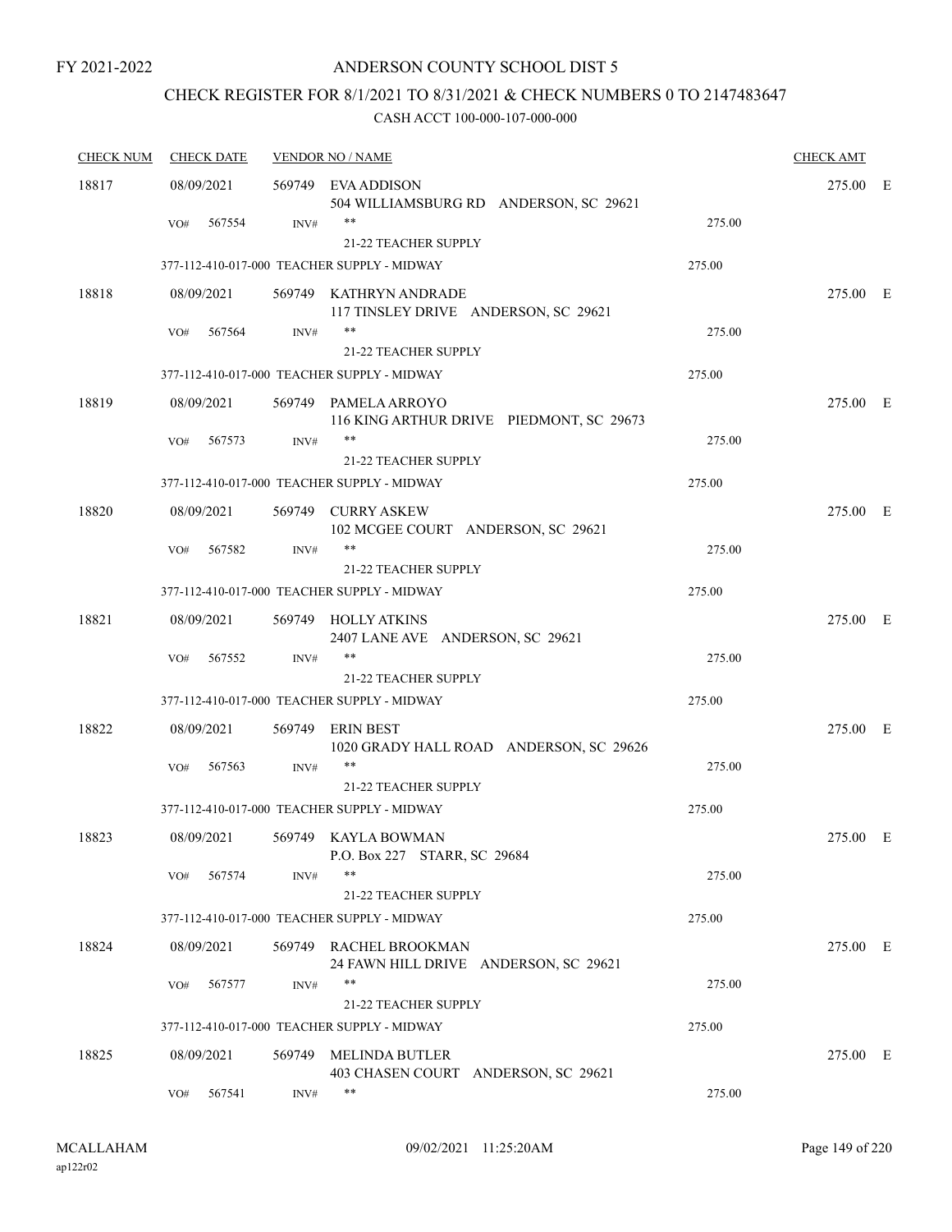FY 2021-2022

# ANDERSON COUNTY SCHOOL DIST 5

## CHECK REGISTER FOR 8/1/2021 TO 8/31/2021 & CHECK NUMBERS 0 TO 2147483647

### CASH ACCT 100-000-107-000-000

| CHECK NUM | CHECK DATE | VENDOR NO / NAME | | CHECK AMT |
|---|---|---|---|---|
| 18817 | 08/09/2021 | 569749 EVA ADDISON<br>504 WILLIAMSBURG RD ANDERSON, SC 29621 | | 275.00 E |
| | VO# 567554 | INV# **<br>21-22 TEACHER SUPPLY | 275.00 | |
| | | 377-112-410-017-000 TEACHER SUPPLY - MIDWAY | 275.00 | |
| 18818 | 08/09/2021 | 569749 KATHRYN ANDRADE<br>117 TINSLEY DRIVE ANDERSON, SC 29621 | | 275.00 E |
| | VO# 567564 | INV# **<br>21-22 TEACHER SUPPLY | 275.00 | |
| | | 377-112-410-017-000 TEACHER SUPPLY - MIDWAY | 275.00 | |
| 18819 | 08/09/2021 | 569749 PAMELA ARROYO<br>116 KING ARTHUR DRIVE PIEDMONT, SC 29673 | | 275.00 E |
| | VO# 567573 | INV# **<br>21-22 TEACHER SUPPLY | 275.00 | |
| | | 377-112-410-017-000 TEACHER SUPPLY - MIDWAY | 275.00 | |
| 18820 | 08/09/2021 | 569749 CURRY ASKEW<br>102 MCGEE COURT ANDERSON, SC 29621 | | 275.00 E |
| | VO# 567582 | INV# **<br>21-22 TEACHER SUPPLY | 275.00 | |
| | | 377-112-410-017-000 TEACHER SUPPLY - MIDWAY | 275.00 | |
| 18821 | 08/09/2021 | 569749 HOLLY ATKINS<br>2407 LANE AVE ANDERSON, SC 29621 | | 275.00 E |
| | VO# 567552 | INV# **<br>21-22 TEACHER SUPPLY | 275.00 | |
| | | 377-112-410-017-000 TEACHER SUPPLY - MIDWAY | 275.00 | |
| 18822 | 08/09/2021 | 569749 ERIN BEST<br>1020 GRADY HALL ROAD ANDERSON, SC 29626 | | 275.00 E |
| | VO# 567563 | INV# **<br>21-22 TEACHER SUPPLY | 275.00 | |
| | | 377-112-410-017-000 TEACHER SUPPLY - MIDWAY | 275.00 | |
| 18823 | 08/09/2021 | 569749 KAYLA BOWMAN<br>P.O. Box 227 STARR, SC 29684 | | 275.00 E |
| | VO# 567574 | INV# **<br>21-22 TEACHER SUPPLY | 275.00 | |
| | | 377-112-410-017-000 TEACHER SUPPLY - MIDWAY | 275.00 | |
| 18824 | 08/09/2021 | 569749 RACHEL BROOKMAN<br>24 FAWN HILL DRIVE ANDERSON, SC 29621 | | 275.00 E |
| | VO# 567577 | INV# **<br>21-22 TEACHER SUPPLY | 275.00 | |
| | | 377-112-410-017-000 TEACHER SUPPLY - MIDWAY | 275.00 | |
| 18825 | 08/09/2021 | 569749 MELINDA BUTLER<br>403 CHASEN COURT ANDERSON, SC 29621 | | 275.00 E |
| | VO# 567541 | INV# ** | 275.00 | |

MCALLAHAM
ap122r02

09/02/2021 11:25:20AM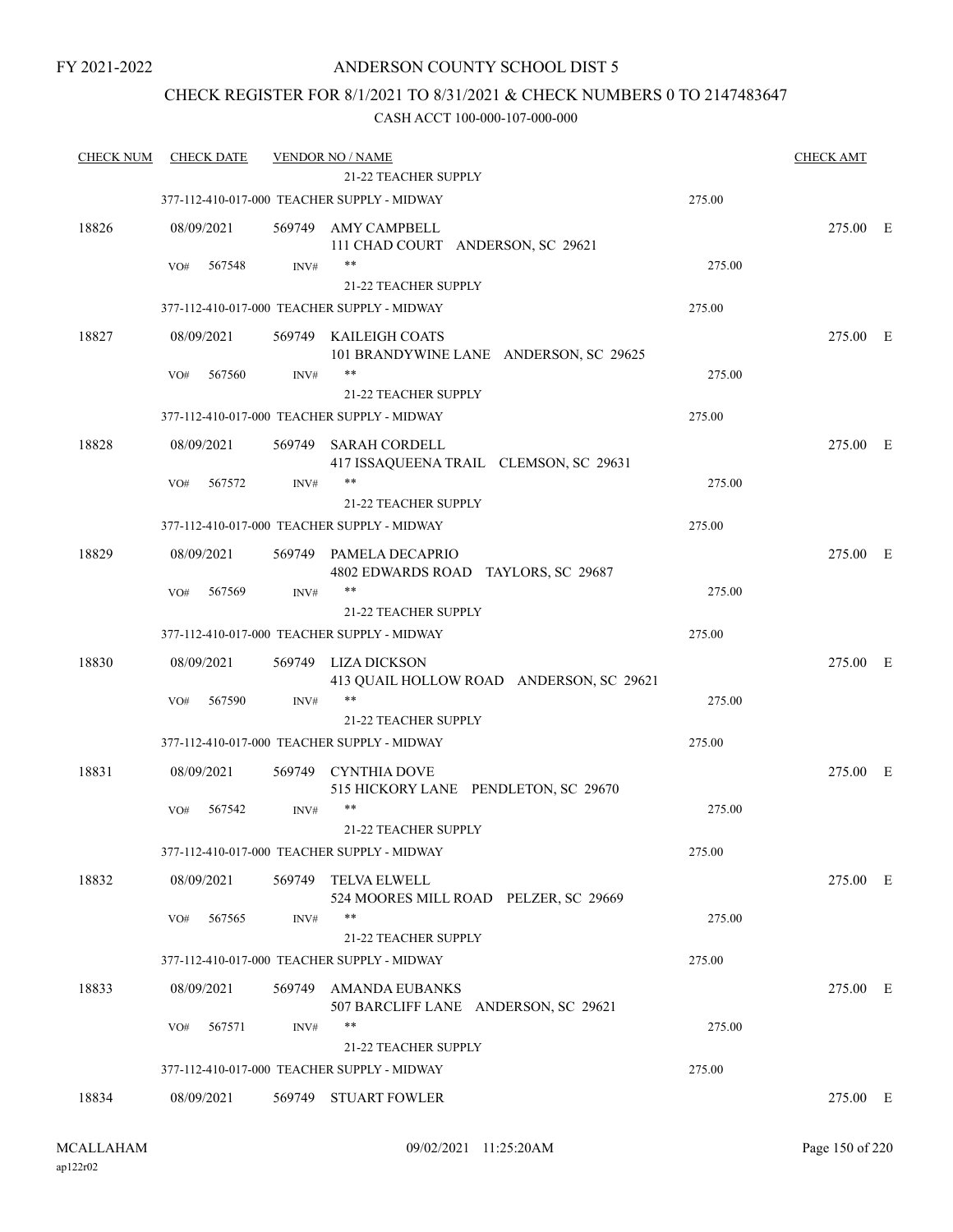FY 2021-2022

# ANDERSON COUNTY SCHOOL DIST 5

## CHECK REGISTER FOR 8/1/2021 TO 8/31/2021 & CHECK NUMBERS 0 TO 2147483647

CASH ACCT 100-000-107-000-000

| CHECK NUM | CHECK DATE | VENDOR NO / NAME | | CHECK AMT | |
|---|---|---|---|---|---|
| | | 21-22 TEACHER SUPPLY | | | |
| | | 377-112-410-017-000 TEACHER SUPPLY - MIDWAY | 275.00 | | |
| 18826 | 08/09/2021 | 569749 AMY CAMPBELL<br>111 CHAD COURT ANDERSON, SC 29621 | | 275.00 | E |
| | VO# 567548 | INV# ** | 275.00 | | |
| | | 21-22 TEACHER SUPPLY | | | |
| | | 377-112-410-017-000 TEACHER SUPPLY - MIDWAY | 275.00 | | |
| 18827 | 08/09/2021 | 569749 KAILEIGH COATS<br>101 BRANDYWINE LANE ANDERSON, SC 29625 | | 275.00 | E |
| | VO# 567560 | INV# ** | 275.00 | | |
| | | 21-22 TEACHER SUPPLY | | | |
| | | 377-112-410-017-000 TEACHER SUPPLY - MIDWAY | 275.00 | | |
| 18828 | 08/09/2021 | 569749 SARAH CORDELL<br>417 ISSAQUEENA TRAIL CLEMSON, SC 29631 | | 275.00 | E |
| | VO# 567572 | INV# ** | 275.00 | | |
| | | 21-22 TEACHER SUPPLY | | | |
| | | 377-112-410-017-000 TEACHER SUPPLY - MIDWAY | 275.00 | | |
| 18829 | 08/09/2021 | 569749 PAMELA DECAPRIO<br>4802 EDWARDS ROAD TAYLORS, SC 29687 | | 275.00 | E |
| | VO# 567569 | INV# ** | 275.00 | | |
| | | 21-22 TEACHER SUPPLY | | | |
| | | 377-112-410-017-000 TEACHER SUPPLY - MIDWAY | 275.00 | | |
| 18830 | 08/09/2021 | 569749 LIZA DICKSON<br>413 QUAIL HOLLOW ROAD ANDERSON, SC 29621 | | 275.00 | E |
| | VO# 567590 | INV# ** | 275.00 | | |
| | | 21-22 TEACHER SUPPLY | | | |
| | | 377-112-410-017-000 TEACHER SUPPLY - MIDWAY | 275.00 | | |
| 18831 | 08/09/2021 | 569749 CYNTHIA DOVE<br>515 HICKORY LANE PENDLETON, SC 29670 | | 275.00 | E |
| | VO# 567542 | INV# ** | 275.00 | | |
| | | 21-22 TEACHER SUPPLY | | | |
| | | 377-112-410-017-000 TEACHER SUPPLY - MIDWAY | 275.00 | | |
| 18832 | 08/09/2021 | 569749 TELVA ELWELL<br>524 MOORES MILL ROAD PELZER, SC 29669 | | 275.00 | E |
| | VO# 567565 | INV# ** | 275.00 | | |
| | | 21-22 TEACHER SUPPLY | | | |
| | | 377-112-410-017-000 TEACHER SUPPLY - MIDWAY | 275.00 | | |
| 18833 | 08/09/2021 | 569749 AMANDA EUBANKS<br>507 BARCLIFF LANE ANDERSON, SC 29621 | | 275.00 | E |
| | VO# 567571 | INV# ** | 275.00 | | |
| | | 21-22 TEACHER SUPPLY | | | |
| | | 377-112-410-017-000 TEACHER SUPPLY - MIDWAY | 275.00 | | |
| 18834 | 08/09/2021 | 569749 STUART FOWLER | | 275.00 | E |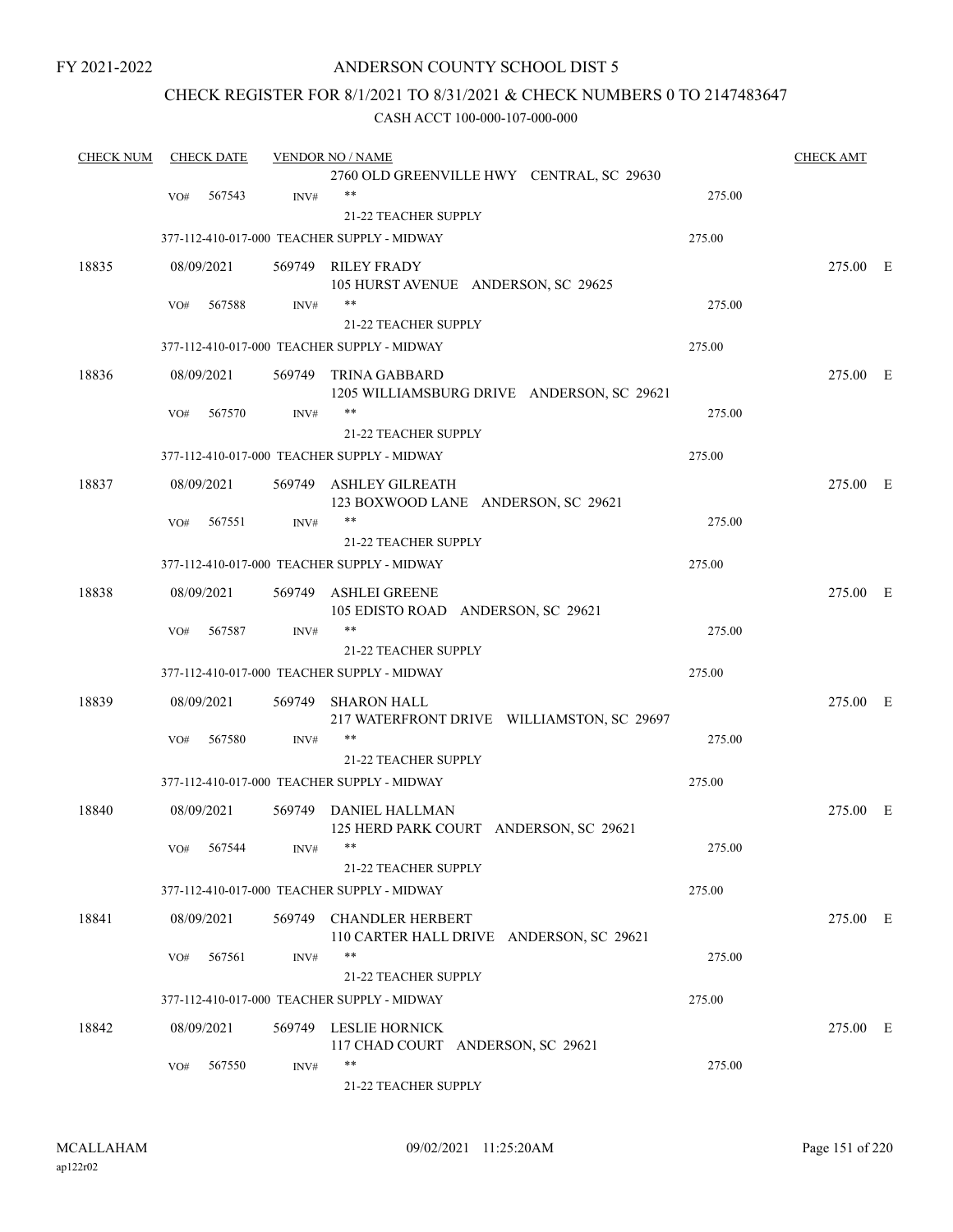FY 2021-2022

# ANDERSON COUNTY SCHOOL DIST 5

## CHECK REGISTER FOR 8/1/2021 TO 8/31/2021 & CHECK NUMBERS 0 TO 2147483647

### CASH ACCT 100-000-107-000-000

| CHECK NUM | CHECK DATE | VENDOR NO / NAME | | CHECK AMT |
|---|---|---|---|---|
| | | 2760 OLD GREENVILLE HWY CENTRAL, SC 29630 | | |
| | VO# 567543 | INV# ** | 275.00 | |
| | | 21-22 TEACHER SUPPLY | | |
| | | 377-112-410-017-000 TEACHER SUPPLY - MIDWAY | 275.00 | |
| 18835 | 08/09/2021 | 569749 RILEY FRADY | | 275.00 E |
| | | 105 HURST AVENUE ANDERSON, SC 29625 | | |
| | VO# 567588 | INV# ** | 275.00 | |
| | | 21-22 TEACHER SUPPLY | | |
| | | 377-112-410-017-000 TEACHER SUPPLY - MIDWAY | 275.00 | |
| 18836 | 08/09/2021 | 569749 TRINA GABBARD | | 275.00 E |
| | | 1205 WILLIAMSBURG DRIVE ANDERSON, SC 29621 | | |
| | VO# 567570 | INV# ** | 275.00 | |
| | | 21-22 TEACHER SUPPLY | | |
| | | 377-112-410-017-000 TEACHER SUPPLY - MIDWAY | 275.00 | |
| 18837 | 08/09/2021 | 569749 ASHLEY GILREATH | | 275.00 E |
| | | 123 BOXWOOD LANE ANDERSON, SC 29621 | | |
| | VO# 567551 | INV# ** | 275.00 | |
| | | 21-22 TEACHER SUPPLY | | |
| | | 377-112-410-017-000 TEACHER SUPPLY - MIDWAY | 275.00 | |
| 18838 | 08/09/2021 | 569749 ASHLEI GREENE | | 275.00 E |
| | | 105 EDISTO ROAD ANDERSON, SC 29621 | | |
| | VO# 567587 | INV# ** | 275.00 | |
| | | 21-22 TEACHER SUPPLY | | |
| | | 377-112-410-017-000 TEACHER SUPPLY - MIDWAY | 275.00 | |
| 18839 | 08/09/2021 | 569749 SHARON HALL | | 275.00 E |
| | | 217 WATERFRONT DRIVE WILLIAMSTON, SC 29697 | | |
| | VO# 567580 | INV# ** | 275.00 | |
| | | 21-22 TEACHER SUPPLY | | |
| | | 377-112-410-017-000 TEACHER SUPPLY - MIDWAY | 275.00 | |
| 18840 | 08/09/2021 | 569749 DANIEL HALLMAN | | 275.00 E |
| | | 125 HERD PARK COURT ANDERSON, SC 29621 | | |
| | VO# 567544 | INV# ** | 275.00 | |
| | | 21-22 TEACHER SUPPLY | | |
| | | 377-112-410-017-000 TEACHER SUPPLY - MIDWAY | 275.00 | |
| 18841 | 08/09/2021 | 569749 CHANDLER HERBERT | | 275.00 E |
| | | 110 CARTER HALL DRIVE ANDERSON, SC 29621 | | |
| | VO# 567561 | INV# ** | 275.00 | |
| | | 21-22 TEACHER SUPPLY | | |
| | | 377-112-410-017-000 TEACHER SUPPLY - MIDWAY | 275.00 | |
| 18842 | 08/09/2021 | 569749 LESLIE HORNICK | | 275.00 E |
| | | 117 CHAD COURT ANDERSON, SC 29621 | | |
| | VO# 567550 | INV# ** | 275.00 | |
| | | 21-22 TEACHER SUPPLY | | |

MCALLAHAM
ap122r02

09/02/2021 11:25:20AM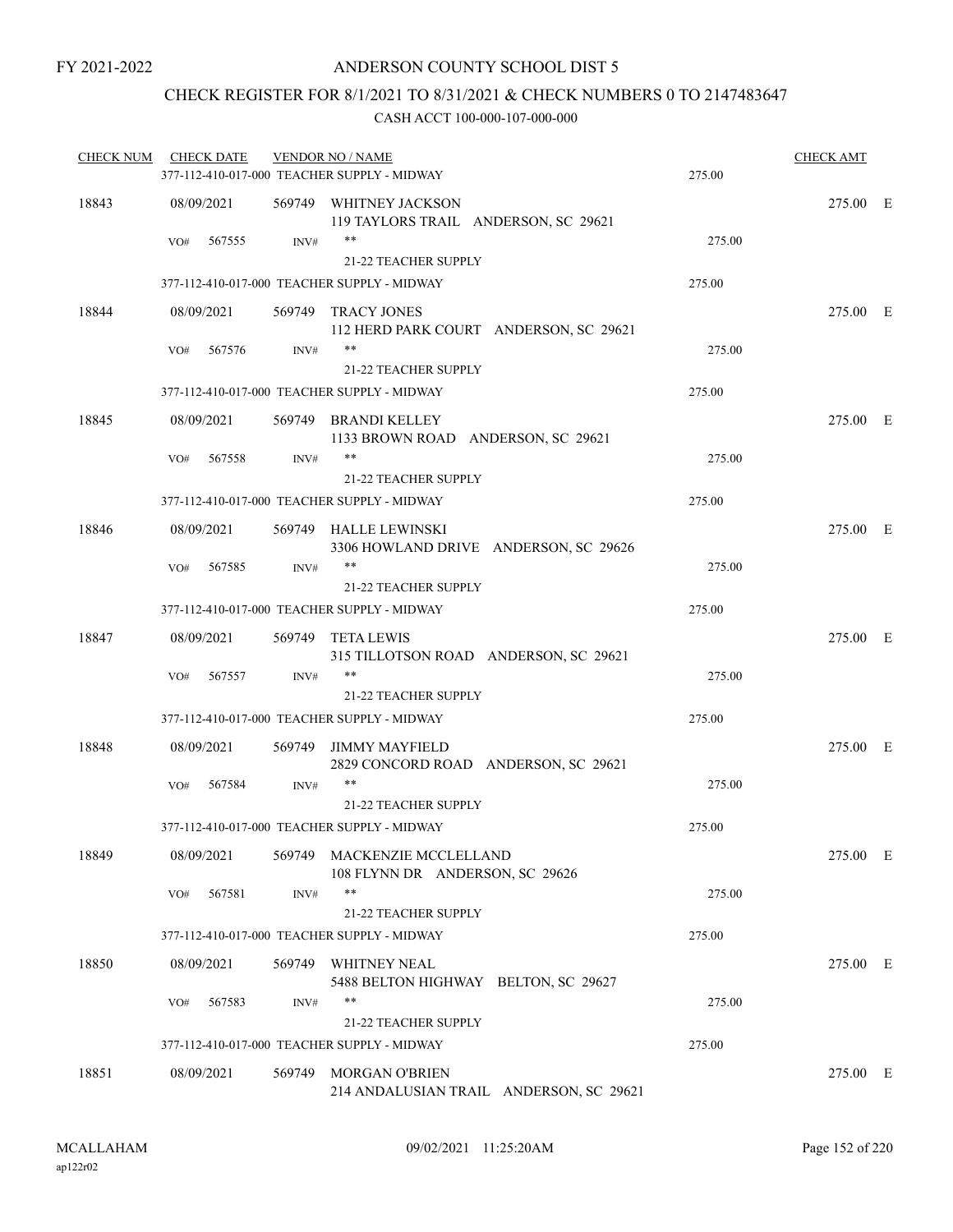FY 2021-2022

ANDERSON COUNTY SCHOOL DIST 5

CHECK REGISTER FOR 8/1/2021 TO 8/31/2021 & CHECK NUMBERS 0 TO 2147483647

CASH ACCT 100-000-107-000-000

| CHECK NUM | CHECK DATE | VENDOR NO / NAME | | CHECK AMT | |
|---|---|---|---|---|---|
| | 377-112-410-017-000 TEACHER SUPPLY - MIDWAY | | 275.00 | | |
| 18843 | 08/09/2021 | 569749 WHITNEY JACKSON<br>119 TAYLORS TRAIL ANDERSON, SC 29621 | | 275.00 | E |
| | VO# 567555 INV# | **<br>21-22 TEACHER SUPPLY | 275.00 | | |
| | 377-112-410-017-000 TEACHER SUPPLY - MIDWAY | | 275.00 | | |
| 18844 | 08/09/2021 | 569749 TRACY JONES<br>112 HERD PARK COURT ANDERSON, SC 29621 | | 275.00 | E |
| | VO# 567576 INV# | **<br>21-22 TEACHER SUPPLY | 275.00 | | |
| | 377-112-410-017-000 TEACHER SUPPLY - MIDWAY | | 275.00 | | |
| 18845 | 08/09/2021 | 569749 BRANDI KELLEY<br>1133 BROWN ROAD ANDERSON, SC 29621 | | 275.00 | E |
| | VO# 567558 INV# | **<br>21-22 TEACHER SUPPLY | 275.00 | | |
| | 377-112-410-017-000 TEACHER SUPPLY - MIDWAY | | 275.00 | | |
| 18846 | 08/09/2021 | 569749 HALLE LEWINSKI<br>3306 HOWLAND DRIVE ANDERSON, SC 29626 | | 275.00 | E |
| | VO# 567585 INV# | **<br>21-22 TEACHER SUPPLY | 275.00 | | |
| | 377-112-410-017-000 TEACHER SUPPLY - MIDWAY | | 275.00 | | |
| 18847 | 08/09/2021 | 569749 TETA LEWIS<br>315 TILLOTSON ROAD ANDERSON, SC 29621 | | 275.00 | E |
| | VO# 567557 INV# | **<br>21-22 TEACHER SUPPLY | 275.00 | | |
| | 377-112-410-017-000 TEACHER SUPPLY - MIDWAY | | 275.00 | | |
| 18848 | 08/09/2021 | 569749 JIMMY MAYFIELD<br>2829 CONCORD ROAD ANDERSON, SC 29621 | | 275.00 | E |
| | VO# 567584 INV# | **<br>21-22 TEACHER SUPPLY | 275.00 | | |
| | 377-112-410-017-000 TEACHER SUPPLY - MIDWAY | | 275.00 | | |
| 18849 | 08/09/2021 | 569749 MACKENZIE MCCLELLAND<br>108 FLYNN DR ANDERSON, SC 29626 | | 275.00 | E |
| | VO# 567581 INV# | **<br>21-22 TEACHER SUPPLY | 275.00 | | |
| | 377-112-410-017-000 TEACHER SUPPLY - MIDWAY | | 275.00 | | |
| 18850 | 08/09/2021 | 569749 WHITNEY NEAL<br>5488 BELTON HIGHWAY BELTON, SC 29627 | | 275.00 | E |
| | VO# 567583 INV# | **<br>21-22 TEACHER SUPPLY | 275.00 | | |
| | 377-112-410-017-000 TEACHER SUPPLY - MIDWAY | | 275.00 | | |
| 18851 | 08/09/2021 | 569749 MORGAN O'BRIEN<br>214 ANDALUSIAN TRAIL ANDERSON, SC 29621 | | 275.00 | E |

MCALLAHAM
ap122r02

09/02/2021 11:25:20AM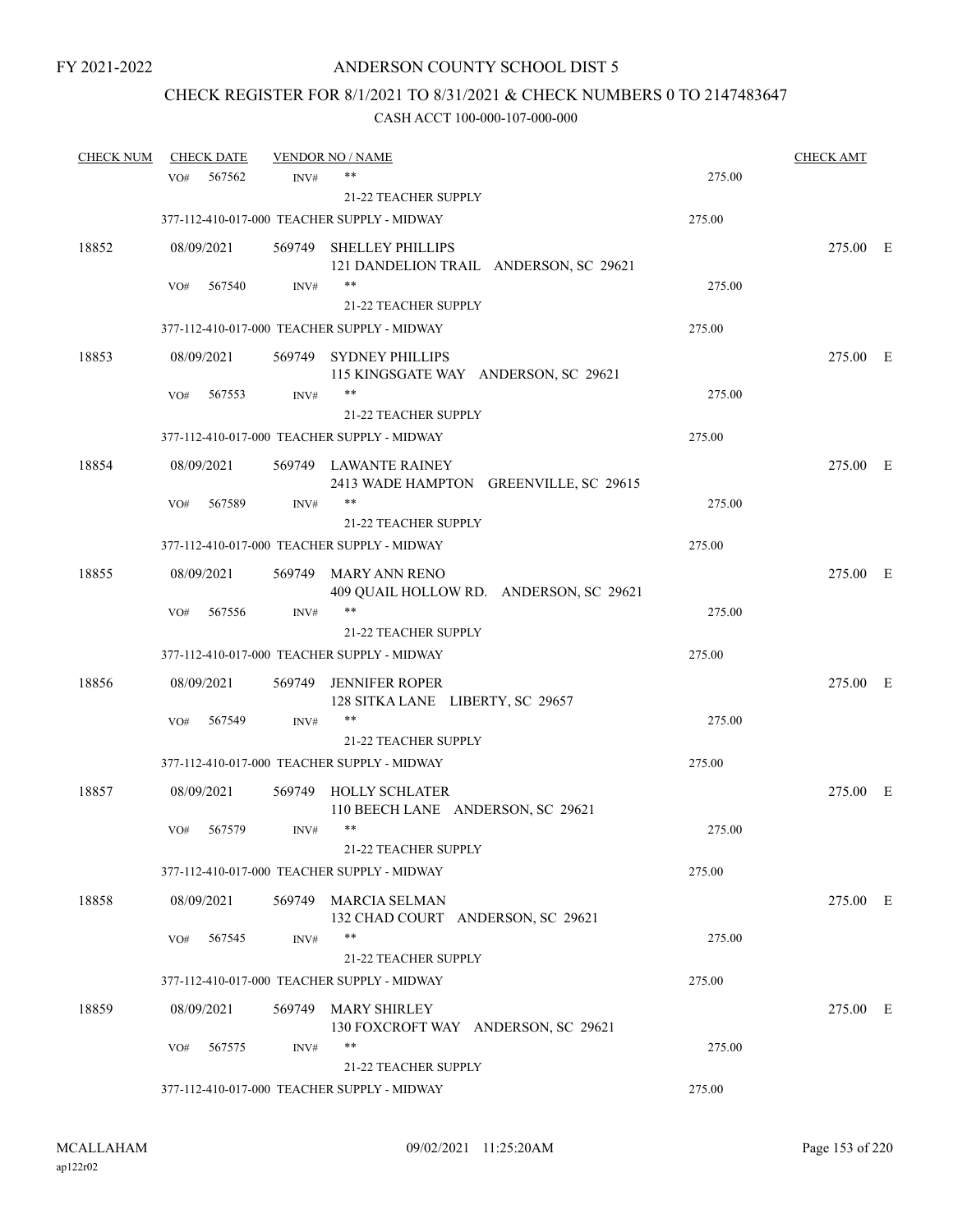FY 2021-2022

# ANDERSON COUNTY SCHOOL DIST 5

## CHECK REGISTER FOR 8/1/2021 TO 8/31/2021 & CHECK NUMBERS 0 TO 2147483647

### CASH ACCT 100-000-107-000-000

| CHECK NUM | CHECK DATE | VENDOR NO / NAME | | CHECK AMT |
|---|---|---|---|---|
| | VO# 567562 | INV# ** 21-22 TEACHER SUPPLY | 275.00 | |
| | 377-112-410-017-000 TEACHER SUPPLY - MIDWAY | | 275.00 | |
| 18852 | 08/09/2021 | 569749 SHELLEY PHILLIPS 121 DANDELION TRAIL ANDERSON, SC 29621 | | 275.00 E |
| | VO# 567540 | INV# ** 21-22 TEACHER SUPPLY | 275.00 | |
| | 377-112-410-017-000 TEACHER SUPPLY - MIDWAY | | 275.00 | |
| 18853 | 08/09/2021 | 569749 SYDNEY PHILLIPS 115 KINGSGATE WAY ANDERSON, SC 29621 | | 275.00 E |
| | VO# 567553 | INV# ** 21-22 TEACHER SUPPLY | 275.00 | |
| | 377-112-410-017-000 TEACHER SUPPLY - MIDWAY | | 275.00 | |
| 18854 | 08/09/2021 | 569749 LAWANTE RAINEY 2413 WADE HAMPTON GREENVILLE, SC 29615 | | 275.00 E |
| | VO# 567589 | INV# ** 21-22 TEACHER SUPPLY | 275.00 | |
| | 377-112-410-017-000 TEACHER SUPPLY - MIDWAY | | 275.00 | |
| 18855 | 08/09/2021 | 569749 MARY ANN RENO 409 QUAIL HOLLOW RD. ANDERSON, SC 29621 | | 275.00 E |
| | VO# 567556 | INV# ** 21-22 TEACHER SUPPLY | 275.00 | |
| | 377-112-410-017-000 TEACHER SUPPLY - MIDWAY | | 275.00 | |
| 18856 | 08/09/2021 | 569749 JENNIFER ROPER 128 SITKA LANE LIBERTY, SC 29657 | | 275.00 E |
| | VO# 567549 | INV# ** 21-22 TEACHER SUPPLY | 275.00 | |
| | 377-112-410-017-000 TEACHER SUPPLY - MIDWAY | | 275.00 | |
| 18857 | 08/09/2021 | 569749 HOLLY SCHLATER 110 BEECH LANE ANDERSON, SC 29621 | | 275.00 E |
| | VO# 567579 | INV# ** 21-22 TEACHER SUPPLY | 275.00 | |
| | 377-112-410-017-000 TEACHER SUPPLY - MIDWAY | | 275.00 | |
| 18858 | 08/09/2021 | 569749 MARCIA SELMAN 132 CHAD COURT ANDERSON, SC 29621 | | 275.00 E |
| | VO# 567545 | INV# ** 21-22 TEACHER SUPPLY | 275.00 | |
| | 377-112-410-017-000 TEACHER SUPPLY - MIDWAY | | 275.00 | |
| 18859 | 08/09/2021 | 569749 MARY SHIRLEY 130 FOXCROFT WAY ANDERSON, SC 29621 | | 275.00 E |
| | VO# 567575 | INV# ** 21-22 TEACHER SUPPLY | 275.00 | |
| | 377-112-410-017-000 TEACHER SUPPLY - MIDWAY | | 275.00 | |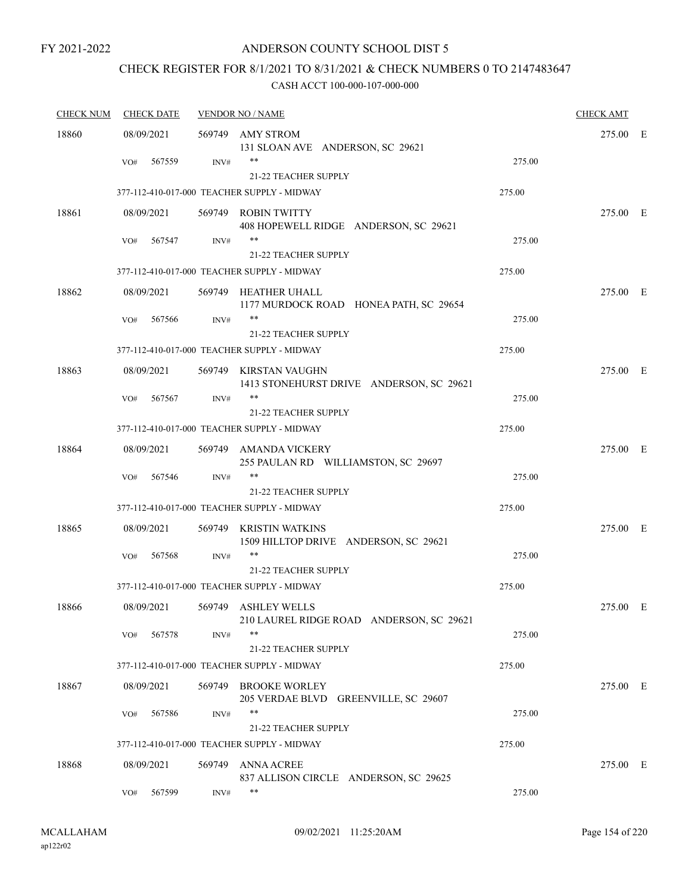FY 2021-2022

# ANDERSON COUNTY SCHOOL DIST 5

## CHECK REGISTER FOR 8/1/2021 TO 8/31/2021 & CHECK NUMBERS 0 TO 2147483647

### CASH ACCT 100-000-107-000-000

| CHECK NUM | CHECK DATE | VENDOR NO / NAME | | CHECK AMT | |
|---|---|---|---|---|---|
| 18860 | 08/09/2021 | 569749 AMY STROM<br>131 SLOAN AVE ANDERSON, SC 29621 | | 275.00 | E |
| | VO# 567559 | INV# ** | 275.00 | | |
| | | 21-22 TEACHER SUPPLY | | | |
| | 377-112-410-017-000 TEACHER SUPPLY - MIDWAY | | 275.00 | | |
| 18861 | 08/09/2021 | 569749 ROBIN TWITTY<br>408 HOPEWELL RIDGE ANDERSON, SC 29621 | | 275.00 | E |
| | VO# 567547 | INV# ** | 275.00 | | |
| | | 21-22 TEACHER SUPPLY | | | |
| | 377-112-410-017-000 TEACHER SUPPLY - MIDWAY | | 275.00 | | |
| 18862 | 08/09/2021 | 569749 HEATHER UHALL<br>1177 MURDOCK ROAD HONEA PATH, SC 29654 | | 275.00 | E |
| | VO# 567566 | INV# ** | 275.00 | | |
| | | 21-22 TEACHER SUPPLY | | | |
| | 377-112-410-017-000 TEACHER SUPPLY - MIDWAY | | 275.00 | | |
| 18863 | 08/09/2021 | 569749 KIRSTAN VAUGHN<br>1413 STONEHURST DRIVE ANDERSON, SC 29621 | | 275.00 | E |
| | VO# 567567 | INV# ** | 275.00 | | |
| | | 21-22 TEACHER SUPPLY | | | |
| | 377-112-410-017-000 TEACHER SUPPLY - MIDWAY | | 275.00 | | |
| 18864 | 08/09/2021 | 569749 AMANDA VICKERY<br>255 PAULAN RD WILLIAMSTON, SC 29697 | | 275.00 | E |
| | VO# 567546 | INV# ** | 275.00 | | |
| | | 21-22 TEACHER SUPPLY | | | |
| | 377-112-410-017-000 TEACHER SUPPLY - MIDWAY | | 275.00 | | |
| 18865 | 08/09/2021 | 569749 KRISTIN WATKINS<br>1509 HILLTOP DRIVE ANDERSON, SC 29621 | | 275.00 | E |
| | VO# 567568 | INV# ** | 275.00 | | |
| | | 21-22 TEACHER SUPPLY | | | |
| | 377-112-410-017-000 TEACHER SUPPLY - MIDWAY | | 275.00 | | |
| 18866 | 08/09/2021 | 569749 ASHLEY WELLS<br>210 LAUREL RIDGE ROAD ANDERSON, SC 29621 | | 275.00 | E |
| | VO# 567578 | INV# ** | 275.00 | | |
| | | 21-22 TEACHER SUPPLY | | | |
| | 377-112-410-017-000 TEACHER SUPPLY - MIDWAY | | 275.00 | | |
| 18867 | 08/09/2021 | 569749 BROOKE WORLEY<br>205 VERDAE BLVD GREENVILLE, SC 29607 | | 275.00 | E |
| | VO# 567586 | INV# ** | 275.00 | | |
| | | 21-22 TEACHER SUPPLY | | | |
| | 377-112-410-017-000 TEACHER SUPPLY - MIDWAY | | 275.00 | | |
| 18868 | 08/09/2021 | 569749 ANNA ACREE<br>837 ALLISON CIRCLE ANDERSON, SC 29625 | | 275.00 | E |
| | VO# 567599 | INV# ** | 275.00 | | |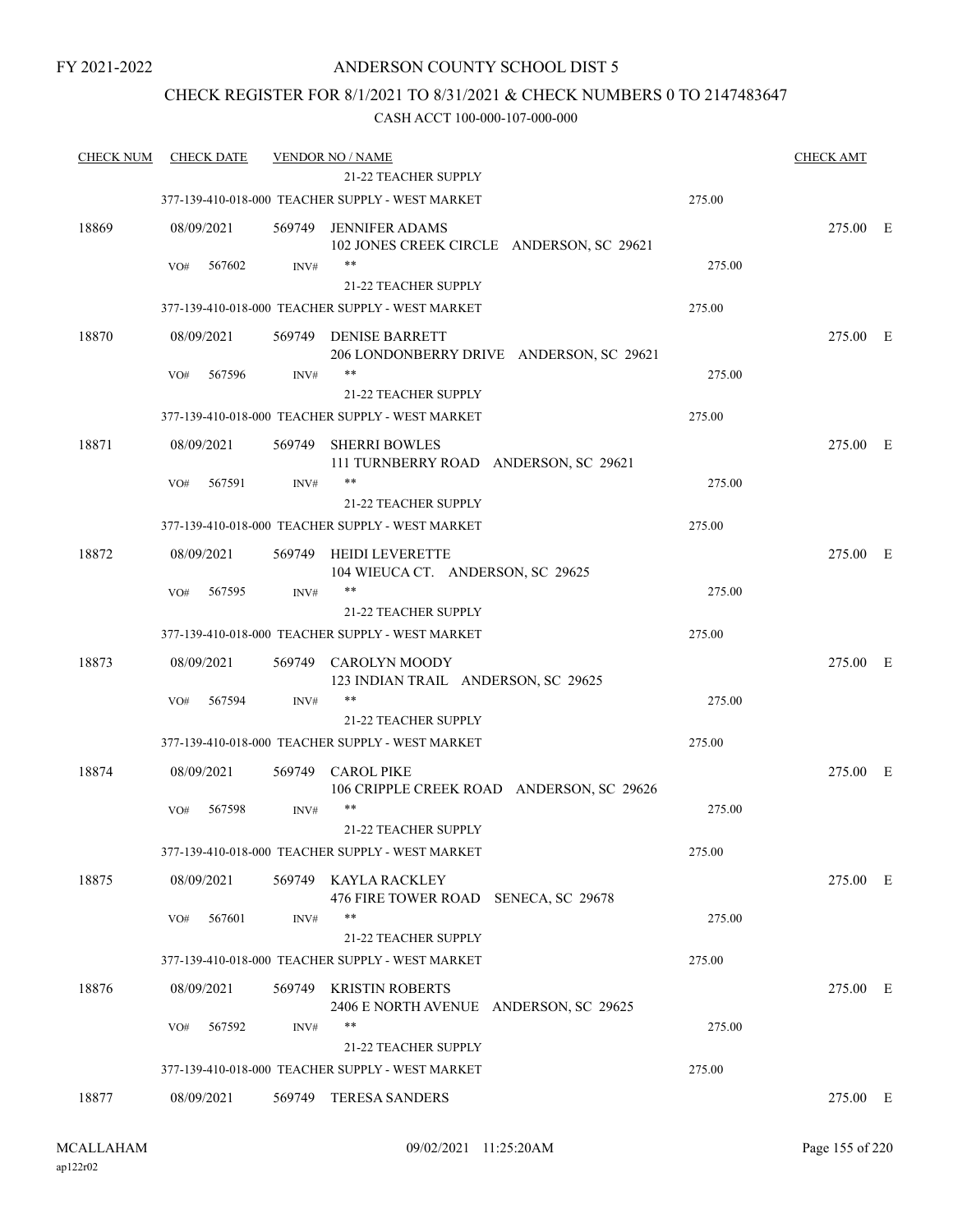# ANDERSON COUNTY SCHOOL DIST 5

## CHECK REGISTER FOR 8/1/2021 TO 8/31/2021 & CHECK NUMBERS 0 TO 2147483647

CASH ACCT 100-000-107-000-000

| CHECK NUM | CHECK DATE | VENDOR NO / NAME | | CHECK AMT | |
|---|---|---|---|---|---|
| | | 21-22 TEACHER SUPPLY | | | |
| | | 377-139-410-018-000 TEACHER SUPPLY - WEST MARKET | 275.00 | | |
| 18869 | 08/09/2021 | 569749 JENNIFER ADAMS<br>102 JONES CREEK CIRCLE ANDERSON, SC 29621 | | 275.00 | E |
| | VO# 567602 | INV# **<br>21-22 TEACHER SUPPLY | 275.00 | | |
| | | 377-139-410-018-000 TEACHER SUPPLY - WEST MARKET | 275.00 | | |
| 18870 | 08/09/2021 | 569749 DENISE BARRETT<br>206 LONDONBERRY DRIVE ANDERSON, SC 29621 | | 275.00 | E |
| | VO# 567596 | INV# **<br>21-22 TEACHER SUPPLY | 275.00 | | |
| | | 377-139-410-018-000 TEACHER SUPPLY - WEST MARKET | 275.00 | | |
| 18871 | 08/09/2021 | 569749 SHERRI BOWLES<br>111 TURNBERRY ROAD ANDERSON, SC 29621 | | 275.00 | E |
| | VO# 567591 | INV# **<br>21-22 TEACHER SUPPLY | 275.00 | | |
| | | 377-139-410-018-000 TEACHER SUPPLY - WEST MARKET | 275.00 | | |
| 18872 | 08/09/2021 | 569749 HEIDI LEVERETTE<br>104 WIEUCA CT. ANDERSON, SC 29625 | | 275.00 | E |
| | VO# 567595 | INV# **<br>21-22 TEACHER SUPPLY | 275.00 | | |
| | | 377-139-410-018-000 TEACHER SUPPLY - WEST MARKET | 275.00 | | |
| 18873 | 08/09/2021 | 569749 CAROLYN MOODY<br>123 INDIAN TRAIL ANDERSON, SC 29625 | | 275.00 | E |
| | VO# 567594 | INV# **<br>21-22 TEACHER SUPPLY | 275.00 | | |
| | | 377-139-410-018-000 TEACHER SUPPLY - WEST MARKET | 275.00 | | |
| 18874 | 08/09/2021 | 569749 CAROL PIKE<br>106 CRIPPLE CREEK ROAD ANDERSON, SC 29626 | | 275.00 | E |
| | VO# 567598 | INV# **<br>21-22 TEACHER SUPPLY | 275.00 | | |
| | | 377-139-410-018-000 TEACHER SUPPLY - WEST MARKET | 275.00 | | |
| 18875 | 08/09/2021 | 569749 KAYLA RACKLEY<br>476 FIRE TOWER ROAD SENECA, SC 29678 | | 275.00 | E |
| | VO# 567601 | INV# **<br>21-22 TEACHER SUPPLY | 275.00 | | |
| | | 377-139-410-018-000 TEACHER SUPPLY - WEST MARKET | 275.00 | | |
| 18876 | 08/09/2021 | 569749 KRISTIN ROBERTS<br>2406 E NORTH AVENUE ANDERSON, SC 29625 | | 275.00 | E |
| | VO# 567592 | INV# **<br>21-22 TEACHER SUPPLY | 275.00 | | |
| | | 377-139-410-018-000 TEACHER SUPPLY - WEST MARKET | 275.00 | | |
| 18877 | 08/09/2021 | 569749 TERESA SANDERS | | 275.00 | E |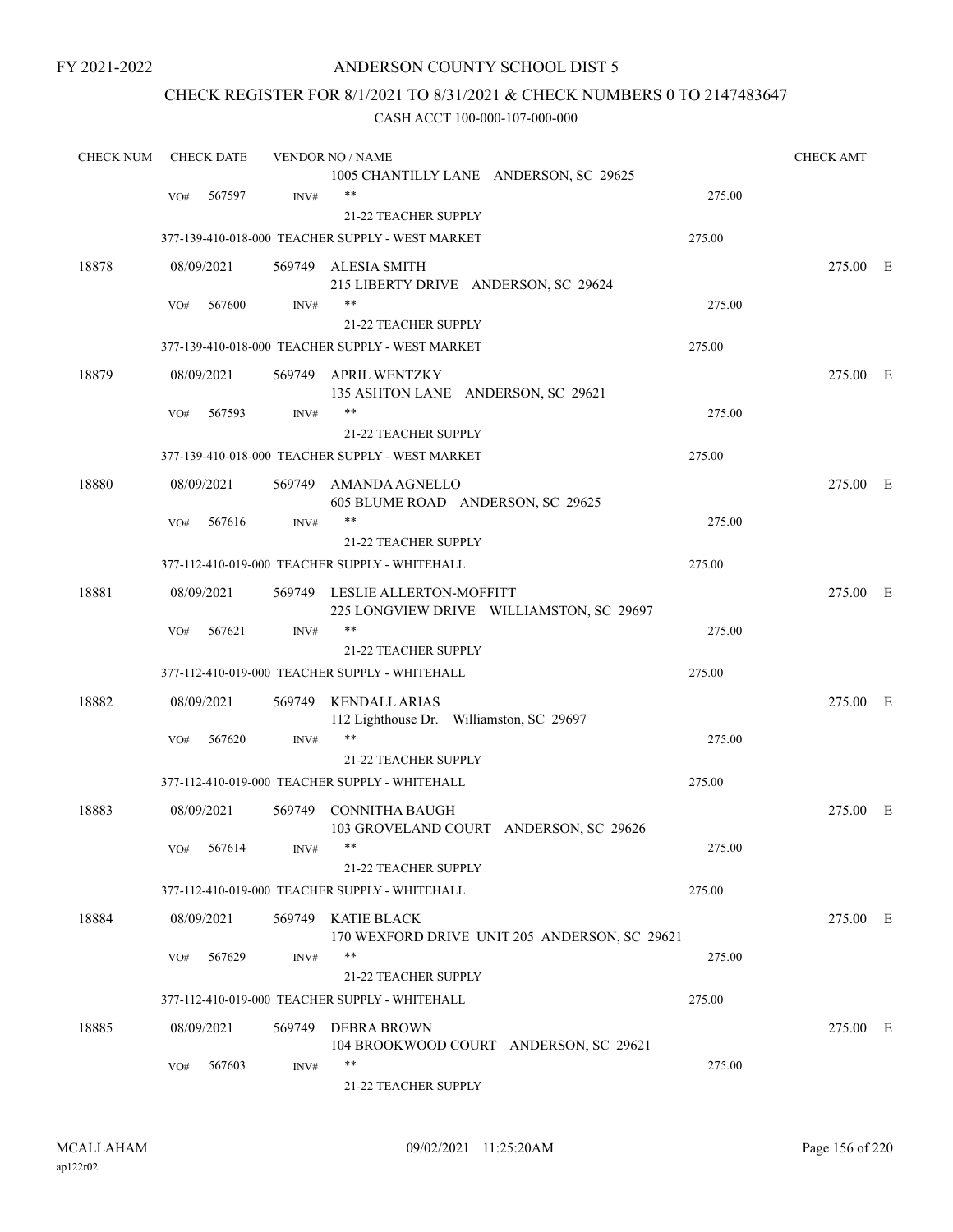FY 2021-2022

# ANDERSON COUNTY SCHOOL DIST 5

## CHECK REGISTER FOR 8/1/2021 TO 8/31/2021 & CHECK NUMBERS 0 TO 2147483647

### CASH ACCT 100-000-107-000-000

| CHECK NUM | CHECK DATE | VENDOR NO / NAME | | CHECK AMT | |
|---|---|---|---|---|---|
| | | 1005 CHANTILLY LANE ANDERSON, SC 29625 | | | |
| | VO# 567597 | INV# ** | 275.00 | | |
| | | 21-22 TEACHER SUPPLY | | | |
| | | 377-139-410-018-000 TEACHER SUPPLY - WEST MARKET | 275.00 | | |
| 18878 | 08/09/2021 | 569749 ALESIA SMITH<br>215 LIBERTY DRIVE ANDERSON, SC 29624 | | 275.00 | E |
| | VO# 567600 | INV# ** | 275.00 | | |
| | | 21-22 TEACHER SUPPLY | | | |
| | | 377-139-410-018-000 TEACHER SUPPLY - WEST MARKET | 275.00 | | |
| 18879 | 08/09/2021 | 569749 APRIL WENTZKY<br>135 ASHTON LANE ANDERSON, SC 29621 | | 275.00 | E |
| | VO# 567593 | INV# ** | 275.00 | | |
| | | 21-22 TEACHER SUPPLY | | | |
| | | 377-139-410-018-000 TEACHER SUPPLY - WEST MARKET | 275.00 | | |
| 18880 | 08/09/2021 | 569749 AMANDA AGNELLO<br>605 BLUME ROAD ANDERSON, SC 29625 | | 275.00 | E |
| | VO# 567616 | INV# ** | 275.00 | | |
| | | 21-22 TEACHER SUPPLY | | | |
| | | 377-112-410-019-000 TEACHER SUPPLY - WHITEHALL | 275.00 | | |
| 18881 | 08/09/2021 | 569749 LESLIE ALLERTON-MOFFITT<br>225 LONGVIEW DRIVE WILLIAMSTON, SC 29697 | | 275.00 | E |
| | VO# 567621 | INV# ** | 275.00 | | |
| | | 21-22 TEACHER SUPPLY | | | |
| | | 377-112-410-019-000 TEACHER SUPPLY - WHITEHALL | 275.00 | | |
| 18882 | 08/09/2021 | 569749 KENDALL ARIAS<br>112 Lighthouse Dr. Williamston, SC 29697 | | 275.00 | E |
| | VO# 567620 | INV# ** | 275.00 | | |
| | | 21-22 TEACHER SUPPLY | | | |
| | | 377-112-410-019-000 TEACHER SUPPLY - WHITEHALL | 275.00 | | |
| 18883 | 08/09/2021 | 569749 CONNITHA BAUGH<br>103 GROVELAND COURT ANDERSON, SC 29626 | | 275.00 | E |
| | VO# 567614 | INV# ** | 275.00 | | |
| | | 21-22 TEACHER SUPPLY | | | |
| | | 377-112-410-019-000 TEACHER SUPPLY - WHITEHALL | 275.00 | | |
| 18884 | 08/09/2021 | 569749 KATIE BLACK<br>170 WEXFORD DRIVE UNIT 205 ANDERSON, SC 29621 | | 275.00 | E |
| | VO# 567629 | INV# ** | 275.00 | | |
| | | 21-22 TEACHER SUPPLY | | | |
| | | 377-112-410-019-000 TEACHER SUPPLY - WHITEHALL | 275.00 | | |
| 18885 | 08/09/2021 | 569749 DEBRA BROWN<br>104 BROOKWOOD COURT ANDERSON, SC 29621 | | 275.00 | E |
| | VO# 567603 | INV# ** | 275.00 | | |
| | | 21-22 TEACHER SUPPLY | | | |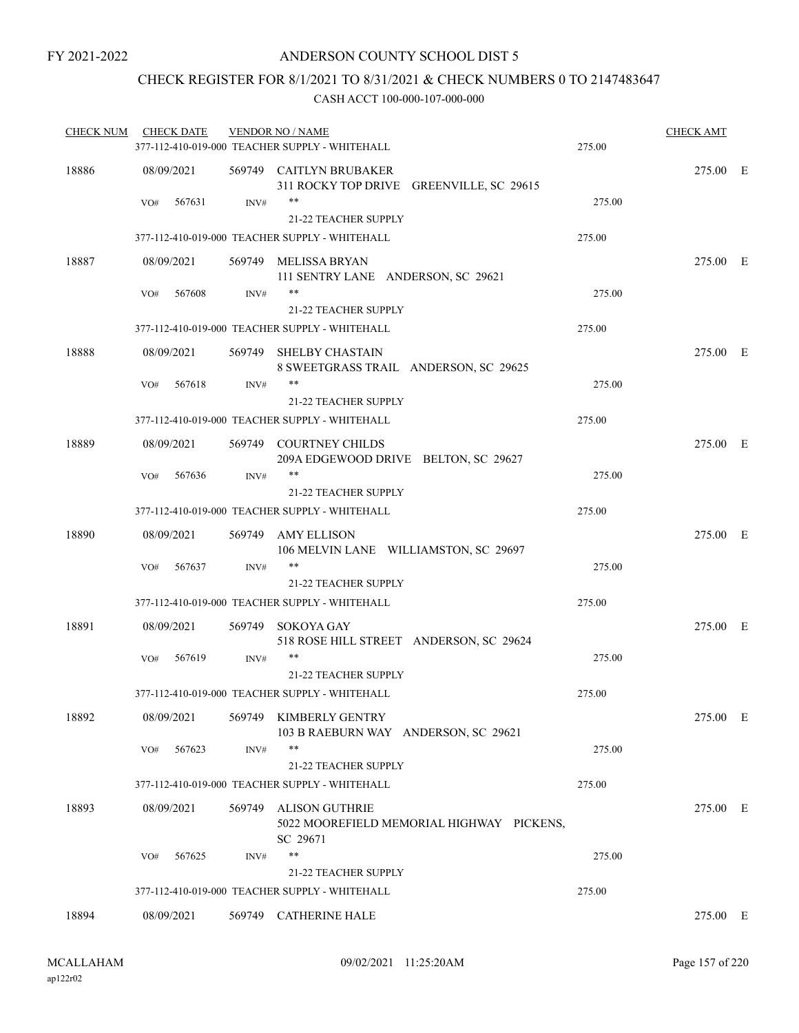FY 2021-2022

ANDERSON COUNTY SCHOOL DIST 5

CHECK REGISTER FOR 8/1/2021 TO 8/31/2021 & CHECK NUMBERS 0 TO 2147483647

CASH ACCT 100-000-107-000-000

| CHECK NUM | CHECK DATE | VENDOR NO / NAME | | CHECK AMT | |
|---|---|---|---|---|---|
| | | 377-112-410-019-000 TEACHER SUPPLY - WHITEHALL | 275.00 | | |
| 18886 | 08/09/2021 | 569749 CAITLYN BRUBAKER<br>311 ROCKY TOP DRIVE GREENVILLE, SC 29615 | | 275.00 | E |
| | VO# 567631 | INV# **<br>21-22 TEACHER SUPPLY | 275.00 | | |
| | | 377-112-410-019-000 TEACHER SUPPLY - WHITEHALL | 275.00 | | |
| 18887 | 08/09/2021 | 569749 MELISSA BRYAN<br>111 SENTRY LANE ANDERSON, SC 29621 | | 275.00 | E |
| | VO# 567608 | INV# **<br>21-22 TEACHER SUPPLY | 275.00 | | |
| | | 377-112-410-019-000 TEACHER SUPPLY - WHITEHALL | 275.00 | | |
| 18888 | 08/09/2021 | 569749 SHELBY CHASTAIN<br>8 SWEETGRASS TRAIL ANDERSON, SC 29625 | | 275.00 | E |
| | VO# 567618 | INV# **<br>21-22 TEACHER SUPPLY | 275.00 | | |
| | | 377-112-410-019-000 TEACHER SUPPLY - WHITEHALL | 275.00 | | |
| 18889 | 08/09/2021 | 569749 COURTNEY CHILDS<br>209A EDGEWOOD DRIVE BELTON, SC 29627 | | 275.00 | E |
| | VO# 567636 | INV# **<br>21-22 TEACHER SUPPLY | 275.00 | | |
| | | 377-112-410-019-000 TEACHER SUPPLY - WHITEHALL | 275.00 | | |
| 18890 | 08/09/2021 | 569749 AMY ELLISON<br>106 MELVIN LANE WILLIAMSTON, SC 29697 | | 275.00 | E |
| | VO# 567637 | INV# **<br>21-22 TEACHER SUPPLY | 275.00 | | |
| | | 377-112-410-019-000 TEACHER SUPPLY - WHITEHALL | 275.00 | | |
| 18891 | 08/09/2021 | 569749 SOKOYA GAY<br>518 ROSE HILL STREET ANDERSON, SC 29624 | | 275.00 | E |
| | VO# 567619 | INV# **<br>21-22 TEACHER SUPPLY | 275.00 | | |
| | | 377-112-410-019-000 TEACHER SUPPLY - WHITEHALL | 275.00 | | |
| 18892 | 08/09/2021 | 569749 KIMBERLY GENTRY<br>103 B RAEBURN WAY ANDERSON, SC 29621 | | 275.00 | E |
| | VO# 567623 | INV# **<br>21-22 TEACHER SUPPLY | 275.00 | | |
| | | 377-112-410-019-000 TEACHER SUPPLY - WHITEHALL | 275.00 | | |
| 18893 | 08/09/2021 | 569749 ALISON GUTHRIE<br>5022 MOOREFIELD MEMORIAL HIGHWAY PICKENS, SC 29671 | | 275.00 | E |
| | VO# 567625 | INV# **<br>21-22 TEACHER SUPPLY | 275.00 | | |
| | | 377-112-410-019-000 TEACHER SUPPLY - WHITEHALL | 275.00 | | |
| 18894 | 08/09/2021 | 569749 CATHERINE HALE | | 275.00 | E |

MCALLAHAM ap122r02 09/02/2021 11:25:20AM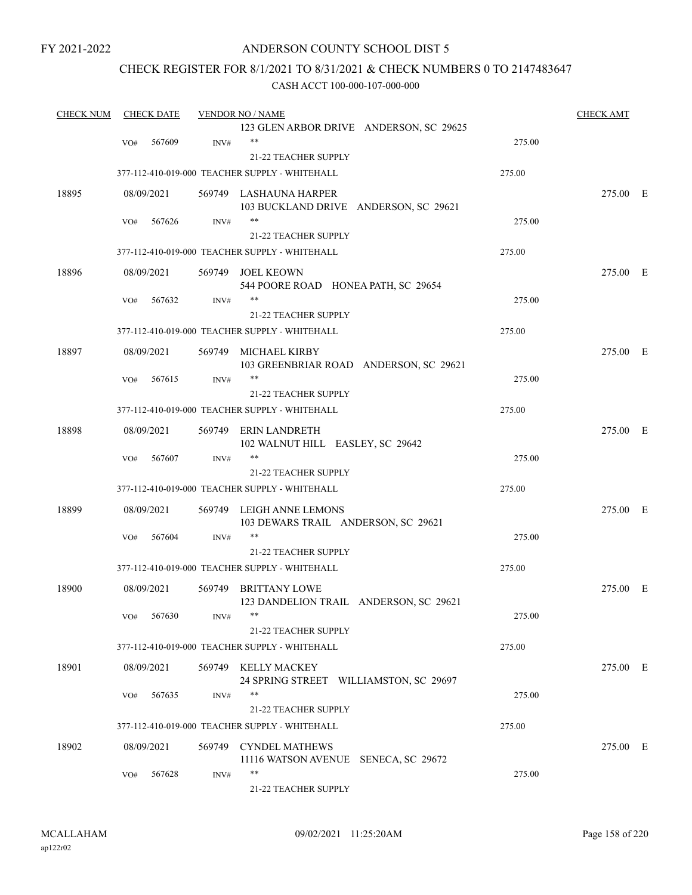FY 2021-2022

# ANDERSON COUNTY SCHOOL DIST 5

## CHECK REGISTER FOR 8/1/2021 TO 8/31/2021 & CHECK NUMBERS 0 TO 2147483647

CASH ACCT 100-000-107-000-000

| CHECK NUM | CHECK DATE | VENDOR NO / NAME | | CHECK AMT |
|---|---|---|---|---|
| | | 123 GLEN ARBOR DRIVE ANDERSON, SC 29625 | | |
| | VO# 567609 | INV# ** | 275.00 | |
| | | 21-22 TEACHER SUPPLY | | |
| | | 377-112-410-019-000 TEACHER SUPPLY - WHITEHALL | 275.00 | |
| 18895 | 08/09/2021 | 569749 LASHAUNA HARPER<br>103 BUCKLAND DRIVE ANDERSON, SC 29621 | | 275.00 E |
| | VO# 567626 | INV# ** | 275.00 | |
| | | 21-22 TEACHER SUPPLY | | |
| | | 377-112-410-019-000 TEACHER SUPPLY - WHITEHALL | 275.00 | |
| 18896 | 08/09/2021 | 569749 JOEL KEOWN<br>544 POORE ROAD HONEA PATH, SC 29654 | | 275.00 E |
| | VO# 567632 | INV# ** | 275.00 | |
| | | 21-22 TEACHER SUPPLY | | |
| | | 377-112-410-019-000 TEACHER SUPPLY - WHITEHALL | 275.00 | |
| 18897 | 08/09/2021 | 569749 MICHAEL KIRBY<br>103 GREENBRIAR ROAD ANDERSON, SC 29621 | | 275.00 E |
| | VO# 567615 | INV# ** | 275.00 | |
| | | 21-22 TEACHER SUPPLY | | |
| | | 377-112-410-019-000 TEACHER SUPPLY - WHITEHALL | 275.00 | |
| 18898 | 08/09/2021 | 569749 ERIN LANDRETH<br>102 WALNUT HILL EASLEY, SC 29642 | | 275.00 E |
| | VO# 567607 | INV# ** | 275.00 | |
| | | 21-22 TEACHER SUPPLY | | |
| | | 377-112-410-019-000 TEACHER SUPPLY - WHITEHALL | 275.00 | |
| 18899 | 08/09/2021 | 569749 LEIGH ANNE LEMONS<br>103 DEWARS TRAIL ANDERSON, SC 29621 | | 275.00 E |
| | VO# 567604 | INV# ** | 275.00 | |
| | | 21-22 TEACHER SUPPLY | | |
| | | 377-112-410-019-000 TEACHER SUPPLY - WHITEHALL | 275.00 | |
| 18900 | 08/09/2021 | 569749 BRITTANY LOWE<br>123 DANDELION TRAIL ANDERSON, SC 29621 | | 275.00 E |
| | VO# 567630 | INV# ** | 275.00 | |
| | | 21-22 TEACHER SUPPLY | | |
| | | 377-112-410-019-000 TEACHER SUPPLY - WHITEHALL | 275.00 | |
| 18901 | 08/09/2021 | 569749 KELLY MACKEY<br>24 SPRING STREET WILLIAMSTON, SC 29697 | | 275.00 E |
| | VO# 567635 | INV# ** | 275.00 | |
| | | 21-22 TEACHER SUPPLY | | |
| | | 377-112-410-019-000 TEACHER SUPPLY - WHITEHALL | 275.00 | |
| 18902 | 08/09/2021 | 569749 CYNDEL MATHEWS<br>11116 WATSON AVENUE SENECA, SC 29672 | | 275.00 E |
| | VO# 567628 | INV# ** | 275.00 | |
| | | 21-22 TEACHER SUPPLY | | |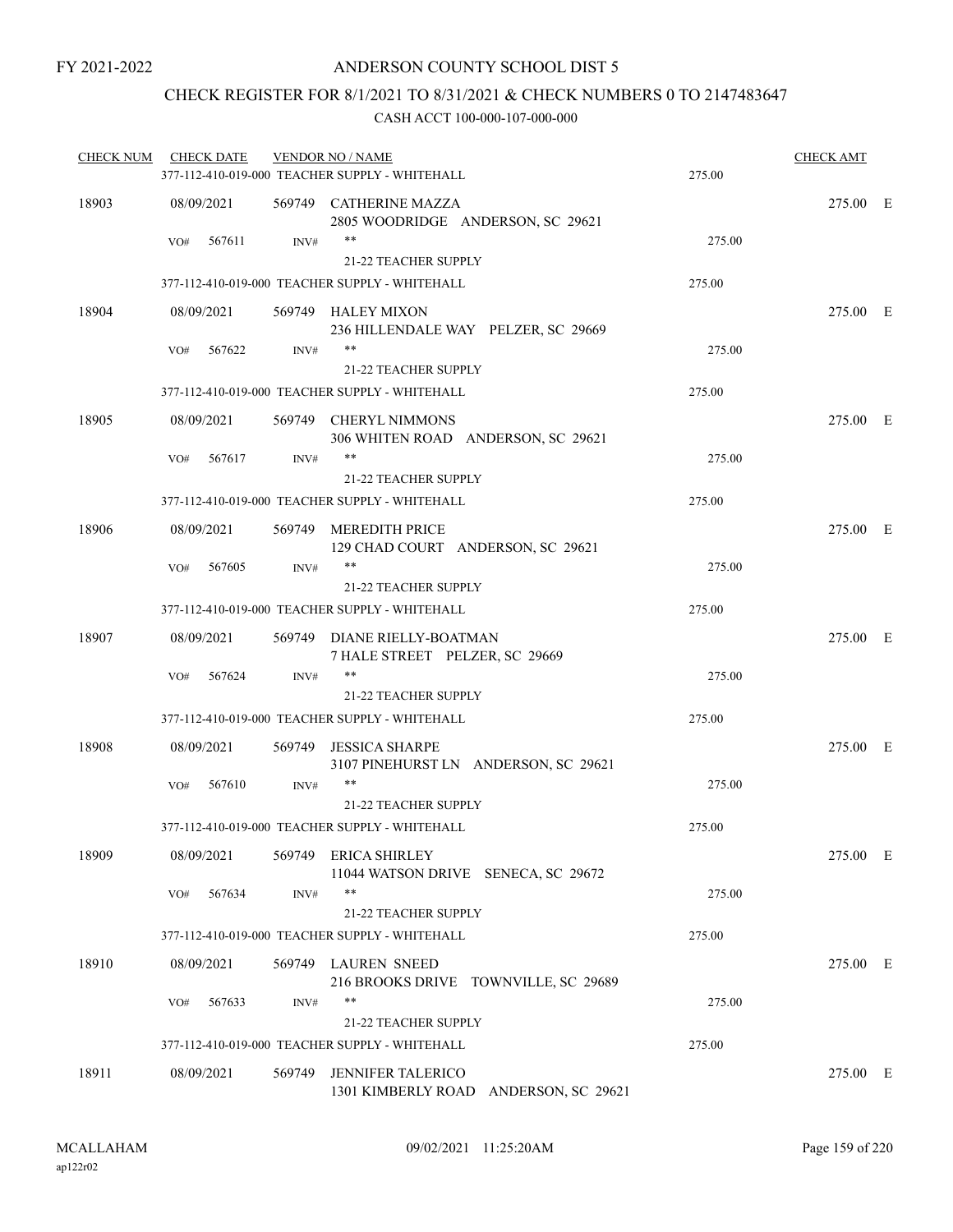FY 2021-2022

# ANDERSON COUNTY SCHOOL DIST 5

## CHECK REGISTER FOR 8/1/2021 TO 8/31/2021 & CHECK NUMBERS 0 TO 2147483647

### CASH ACCT 100-000-107-000-000

| CHECK NUM | CHECK DATE | VENDOR NO / NAME | | CHECK AMT | |
|---|---|---|---|---|---|
| | | 377-112-410-019-000 TEACHER SUPPLY - WHITEHALL | 275.00 | | |
| 18903 | 08/09/2021 | 569749 CATHERINE MAZZA<br>2805 WOODRIDGE ANDERSON, SC 29621 | | 275.00 | E |
| | VO# 567611 | INV# ** <br>21-22 TEACHER SUPPLY | 275.00 | | |
| | | 377-112-410-019-000 TEACHER SUPPLY - WHITEHALL | 275.00 | | |
| 18904 | 08/09/2021 | 569749 HALEY MIXON<br>236 HILLENDALE WAY PELZER, SC 29669 | | 275.00 | E |
| | VO# 567622 | INV# ** <br>21-22 TEACHER SUPPLY | 275.00 | | |
| | | 377-112-410-019-000 TEACHER SUPPLY - WHITEHALL | 275.00 | | |
| 18905 | 08/09/2021 | 569749 CHERYL NIMMONS<br>306 WHITEN ROAD ANDERSON, SC 29621 | | 275.00 | E |
| | VO# 567617 | INV# ** <br>21-22 TEACHER SUPPLY | 275.00 | | |
| | | 377-112-410-019-000 TEACHER SUPPLY - WHITEHALL | 275.00 | | |
| 18906 | 08/09/2021 | 569749 MEREDITH PRICE<br>129 CHAD COURT ANDERSON, SC 29621 | | 275.00 | E |
| | VO# 567605 | INV# ** <br>21-22 TEACHER SUPPLY | 275.00 | | |
| | | 377-112-410-019-000 TEACHER SUPPLY - WHITEHALL | 275.00 | | |
| 18907 | 08/09/2021 | 569749 DIANE RIELLY-BOATMAN<br>7 HALE STREET PELZER, SC 29669 | | 275.00 | E |
| | VO# 567624 | INV# ** <br>21-22 TEACHER SUPPLY | 275.00 | | |
| | | 377-112-410-019-000 TEACHER SUPPLY - WHITEHALL | 275.00 | | |
| 18908 | 08/09/2021 | 569749 JESSICA SHARPE<br>3107 PINEHURST LN ANDERSON, SC 29621 | | 275.00 | E |
| | VO# 567610 | INV# ** <br>21-22 TEACHER SUPPLY | 275.00 | | |
| | | 377-112-410-019-000 TEACHER SUPPLY - WHITEHALL | 275.00 | | |
| 18909 | 08/09/2021 | 569749 ERICA SHIRLEY<br>11044 WATSON DRIVE SENECA, SC 29672 | | 275.00 | E |
| | VO# 567634 | INV# ** <br>21-22 TEACHER SUPPLY | 275.00 | | |
| | | 377-112-410-019-000 TEACHER SUPPLY - WHITEHALL | 275.00 | | |
| 18910 | 08/09/2021 | 569749 LAUREN SNEED<br>216 BROOKS DRIVE TOWNVILLE, SC 29689 | | 275.00 | E |
| | VO# 567633 | INV# ** <br>21-22 TEACHER SUPPLY | 275.00 | | |
| | | 377-112-410-019-000 TEACHER SUPPLY - WHITEHALL | 275.00 | | |
| 18911 | 08/09/2021 | 569749 JENNIFER TALERICO<br>1301 KIMBERLY ROAD ANDERSON, SC 29621 | | 275.00 | E |

MCALLAHAM
ap122r02
09/02/2021 11:25:20AM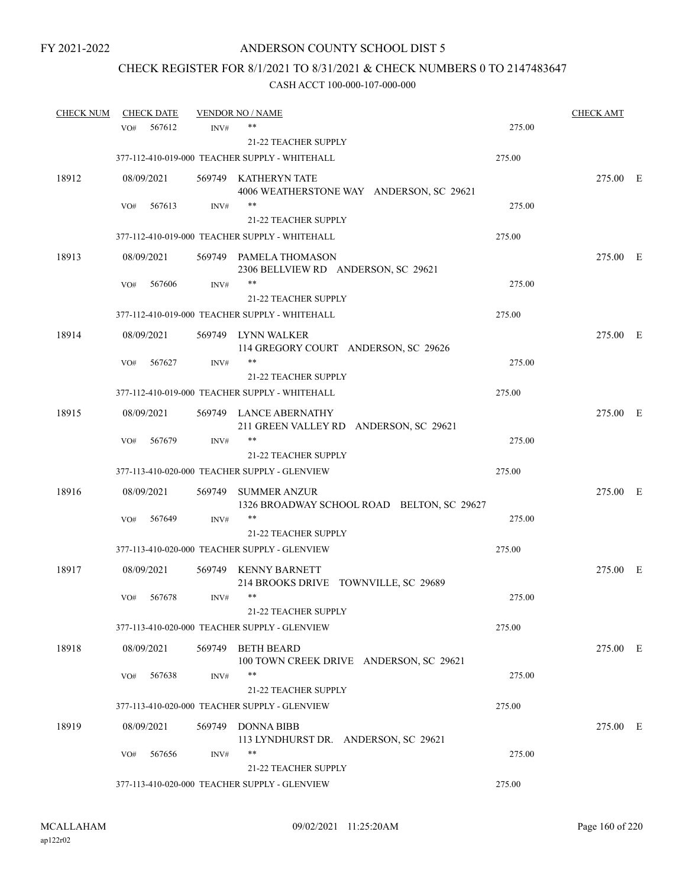FY 2021-2022

# ANDERSON COUNTY SCHOOL DIST 5

## CHECK REGISTER FOR 8/1/2021 TO 8/31/2021 & CHECK NUMBERS 0 TO 2147483647

### CASH ACCT 100-000-107-000-000

| CHECK NUM | CHECK DATE | VENDOR NO / NAME | | CHECK AMT | |
|---|---|---|---|---|---|
| | VO# 567612 | INV# ** 21-22 TEACHER SUPPLY | 275.00 | | |
| | | 377-112-410-019-000 TEACHER SUPPLY - WHITEHALL | 275.00 | | |
| 18912 | 08/09/2021 | 569749 KATHERYN TATE 4006 WEATHERSTONE WAY ANDERSON, SC 29621 | | 275.00 | E |
| | VO# 567613 | INV# ** 21-22 TEACHER SUPPLY | 275.00 | | |
| | | 377-112-410-019-000 TEACHER SUPPLY - WHITEHALL | 275.00 | | |
| 18913 | 08/09/2021 | 569749 PAMELA THOMASON 2306 BELLVIEW RD ANDERSON, SC 29621 | | 275.00 | E |
| | VO# 567606 | INV# ** 21-22 TEACHER SUPPLY | 275.00 | | |
| | | 377-112-410-019-000 TEACHER SUPPLY - WHITEHALL | 275.00 | | |
| 18914 | 08/09/2021 | 569749 LYNN WALKER 114 GREGORY COURT ANDERSON, SC 29626 | | 275.00 | E |
| | VO# 567627 | INV# ** 21-22 TEACHER SUPPLY | 275.00 | | |
| | | 377-112-410-019-000 TEACHER SUPPLY - WHITEHALL | 275.00 | | |
| 18915 | 08/09/2021 | 569749 LANCE ABERNATHY 211 GREEN VALLEY RD ANDERSON, SC 29621 | | 275.00 | E |
| | VO# 567679 | INV# ** 21-22 TEACHER SUPPLY | 275.00 | | |
| | | 377-113-410-020-000 TEACHER SUPPLY - GLENVIEW | 275.00 | | |
| 18916 | 08/09/2021 | 569749 SUMMER ANZUR 1326 BROADWAY SCHOOL ROAD BELTON, SC 29627 | | 275.00 | E |
| | VO# 567649 | INV# ** 21-22 TEACHER SUPPLY | 275.00 | | |
| | | 377-113-410-020-000 TEACHER SUPPLY - GLENVIEW | 275.00 | | |
| 18917 | 08/09/2021 | 569749 KENNY BARNETT 214 BROOKS DRIVE TOWNVILLE, SC 29689 | | 275.00 | E |
| | VO# 567678 | INV# ** 21-22 TEACHER SUPPLY | 275.00 | | |
| | | 377-113-410-020-000 TEACHER SUPPLY - GLENVIEW | 275.00 | | |
| 18918 | 08/09/2021 | 569749 BETH BEARD 100 TOWN CREEK DRIVE ANDERSON, SC 29621 | | 275.00 | E |
| | VO# 567638 | INV# ** 21-22 TEACHER SUPPLY | 275.00 | | |
| | | 377-113-410-020-000 TEACHER SUPPLY - GLENVIEW | 275.00 | | |
| 18919 | 08/09/2021 | 569749 DONNA BIBB 113 LYNDHURST DR. ANDERSON, SC 29621 | | 275.00 | E |
| | VO# 567656 | INV# ** 21-22 TEACHER SUPPLY | 275.00 | | |
| | | 377-113-410-020-000 TEACHER SUPPLY - GLENVIEW | 275.00 | | |

MCALLAHAM ap122r02 09/02/2021 11:25:20AM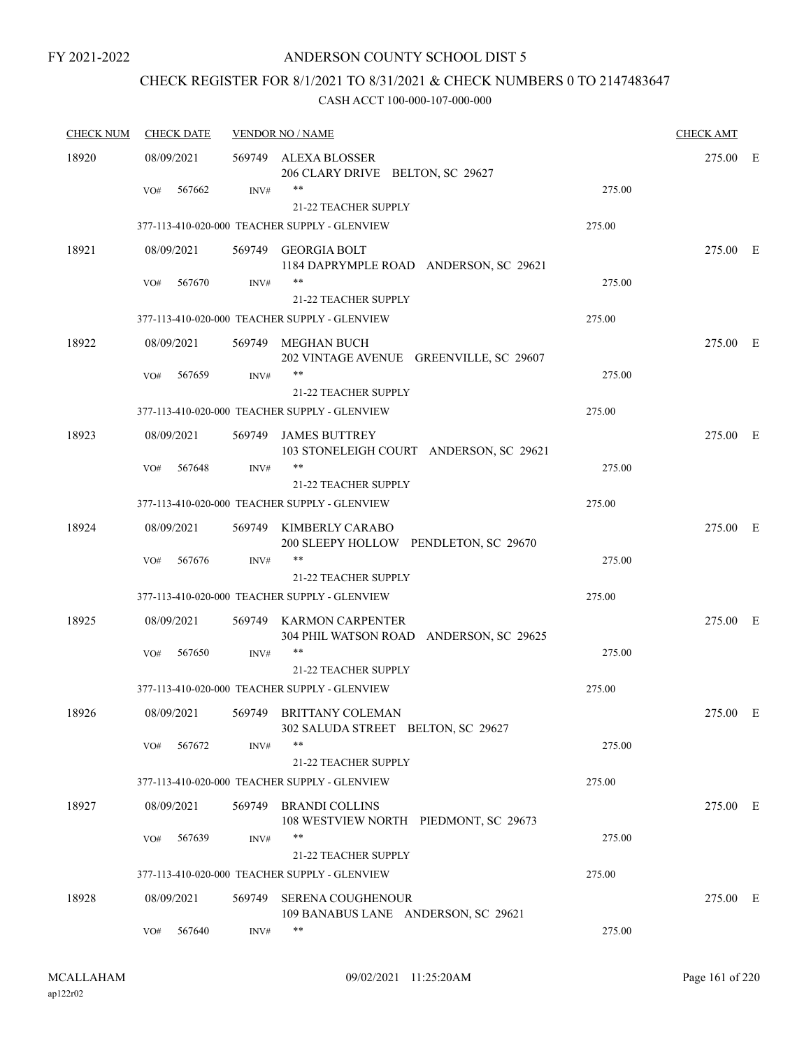FY 2021-2022

# ANDERSON COUNTY SCHOOL DIST 5

## CHECK REGISTER FOR 8/1/2021 TO 8/31/2021 & CHECK NUMBERS 0 TO 2147483647

### CASH ACCT 100-000-107-000-000

| CHECK NUM | CHECK DATE | VENDOR NO / NAME | | CHECK AMT | |
|---|---|---|---|---|---|
| 18920 | 08/09/2021 | 569749 ALEXA BLOSSER<br>206 CLARY DRIVE BELTON, SC 29627 | | 275.00 | E |
| | VO# 567662 | INV# ** <br>21-22 TEACHER SUPPLY | 275.00 | | |
| | 377-113-410-020-000 TEACHER SUPPLY - GLENVIEW | | 275.00 | | |
| 18921 | 08/09/2021 | 569749 GEORGIA BOLT<br>1184 DAPRYMPLE ROAD ANDERSON, SC 29621 | | 275.00 | E |
| | VO# 567670 | INV# ** <br>21-22 TEACHER SUPPLY | 275.00 | | |
| | 377-113-410-020-000 TEACHER SUPPLY - GLENVIEW | | 275.00 | | |
| 18922 | 08/09/2021 | 569749 MEGHAN BUCH<br>202 VINTAGE AVENUE GREENVILLE, SC 29607 | | 275.00 | E |
| | VO# 567659 | INV# ** <br>21-22 TEACHER SUPPLY | 275.00 | | |
| | 377-113-410-020-000 TEACHER SUPPLY - GLENVIEW | | 275.00 | | |
| 18923 | 08/09/2021 | 569749 JAMES BUTTREY<br>103 STONELEIGH COURT ANDERSON, SC 29621 | | 275.00 | E |
| | VO# 567648 | INV# ** <br>21-22 TEACHER SUPPLY | 275.00 | | |
| | 377-113-410-020-000 TEACHER SUPPLY - GLENVIEW | | 275.00 | | |
| 18924 | 08/09/2021 | 569749 KIMBERLY CARABO<br>200 SLEEPY HOLLOW PENDLETON, SC 29670 | | 275.00 | E |
| | VO# 567676 | INV# ** <br>21-22 TEACHER SUPPLY | 275.00 | | |
| | 377-113-410-020-000 TEACHER SUPPLY - GLENVIEW | | 275.00 | | |
| 18925 | 08/09/2021 | 569749 KARMON CARPENTER<br>304 PHIL WATSON ROAD ANDERSON, SC 29625 | | 275.00 | E |
| | VO# 567650 | INV# ** <br>21-22 TEACHER SUPPLY | 275.00 | | |
| | 377-113-410-020-000 TEACHER SUPPLY - GLENVIEW | | 275.00 | | |
| 18926 | 08/09/2021 | 569749 BRITTANY COLEMAN<br>302 SALUDA STREET BELTON, SC 29627 | | 275.00 | E |
| | VO# 567672 | INV# ** <br>21-22 TEACHER SUPPLY | 275.00 | | |
| | 377-113-410-020-000 TEACHER SUPPLY - GLENVIEW | | 275.00 | | |
| 18927 | 08/09/2021 | 569749 BRANDI COLLINS<br>108 WESTVIEW NORTH PIEDMONT, SC 29673 | | 275.00 | E |
| | VO# 567639 | INV# ** <br>21-22 TEACHER SUPPLY | 275.00 | | |
| | 377-113-410-020-000 TEACHER SUPPLY - GLENVIEW | | 275.00 | | |
| 18928 | 08/09/2021 | 569749 SERENA COUGHENOUR<br>109 BANABUS LANE ANDERSON, SC 29621 | | 275.00 | E |
| | VO# 567640 | INV# ** | 275.00 | | |

MCALLAHAM
ap122r02
09/02/2021 11:25:20AM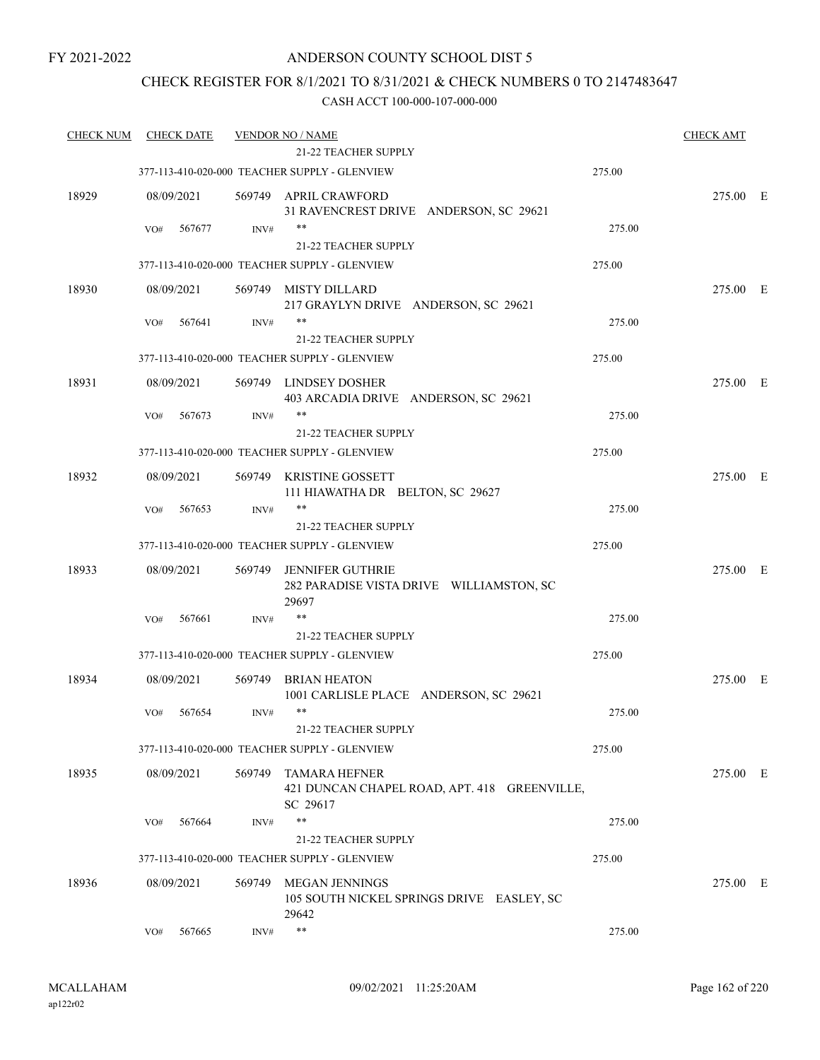FY 2021-2022

# ANDERSON COUNTY SCHOOL DIST 5

## CHECK REGISTER FOR 8/1/2021 TO 8/31/2021 & CHECK NUMBERS 0 TO 2147483647

### CASH ACCT 100-000-107-000-000

| CHECK NUM | CHECK DATE | VENDOR NO / NAME | | CHECK AMT | |
|---|---|---|---|---|---|
| | | 21-22 TEACHER SUPPLY | | | |
| | | 377-113-410-020-000 TEACHER SUPPLY - GLENVIEW | 275.00 | | |
| 18929 | 08/09/2021 | 569749 APRIL CRAWFORD<br>31 RAVENCREST DRIVE ANDERSON, SC 29621 | | 275.00 | E |
| | VO# 567677 | INV# ** | 275.00 | | |
| | | 21-22 TEACHER SUPPLY | | | |
| | | 377-113-410-020-000 TEACHER SUPPLY - GLENVIEW | 275.00 | | |
| 18930 | 08/09/2021 | 569749 MISTY DILLARD<br>217 GRAYLYN DRIVE ANDERSON, SC 29621 | | 275.00 | E |
| | VO# 567641 | INV# ** | 275.00 | | |
| | | 21-22 TEACHER SUPPLY | | | |
| | | 377-113-410-020-000 TEACHER SUPPLY - GLENVIEW | 275.00 | | |
| 18931 | 08/09/2021 | 569749 LINDSEY DOSHER<br>403 ARCADIA DRIVE ANDERSON, SC 29621 | | 275.00 | E |
| | VO# 567673 | INV# ** | 275.00 | | |
| | | 21-22 TEACHER SUPPLY | | | |
| | | 377-113-410-020-000 TEACHER SUPPLY - GLENVIEW | 275.00 | | |
| 18932 | 08/09/2021 | 569749 KRISTINE GOSSETT<br>111 HIAWATHA DR BELTON, SC 29627 | | 275.00 | E |
| | VO# 567653 | INV# ** | 275.00 | | |
| | | 21-22 TEACHER SUPPLY | | | |
| | | 377-113-410-020-000 TEACHER SUPPLY - GLENVIEW | 275.00 | | |
| 18933 | 08/09/2021 | 569749 JENNIFER GUTHRIE<br>282 PARADISE VISTA DRIVE WILLIAMSTON, SC 29697 | | 275.00 | E |
| | VO# 567661 | INV# ** | 275.00 | | |
| | | 21-22 TEACHER SUPPLY | | | |
| | | 377-113-410-020-000 TEACHER SUPPLY - GLENVIEW | 275.00 | | |
| 18934 | 08/09/2021 | 569749 BRIAN HEATON<br>1001 CARLISLE PLACE ANDERSON, SC 29621 | | 275.00 | E |
| | VO# 567654 | INV# ** | 275.00 | | |
| | | 21-22 TEACHER SUPPLY | | | |
| | | 377-113-410-020-000 TEACHER SUPPLY - GLENVIEW | 275.00 | | |
| 18935 | 08/09/2021 | 569749 TAMARA HEFNER<br>421 DUNCAN CHAPEL ROAD, APT. 418 GREENVILLE, SC 29617 | | 275.00 | E |
| | VO# 567664 | INV# ** | 275.00 | | |
| | | 21-22 TEACHER SUPPLY | | | |
| | | 377-113-410-020-000 TEACHER SUPPLY - GLENVIEW | 275.00 | | |
| 18936 | 08/09/2021 | 569749 MEGAN JENNINGS<br>105 SOUTH NICKEL SPRINGS DRIVE EASLEY, SC 29642 | | 275.00 | E |
| | VO# 567665 | INV# ** | 275.00 | | |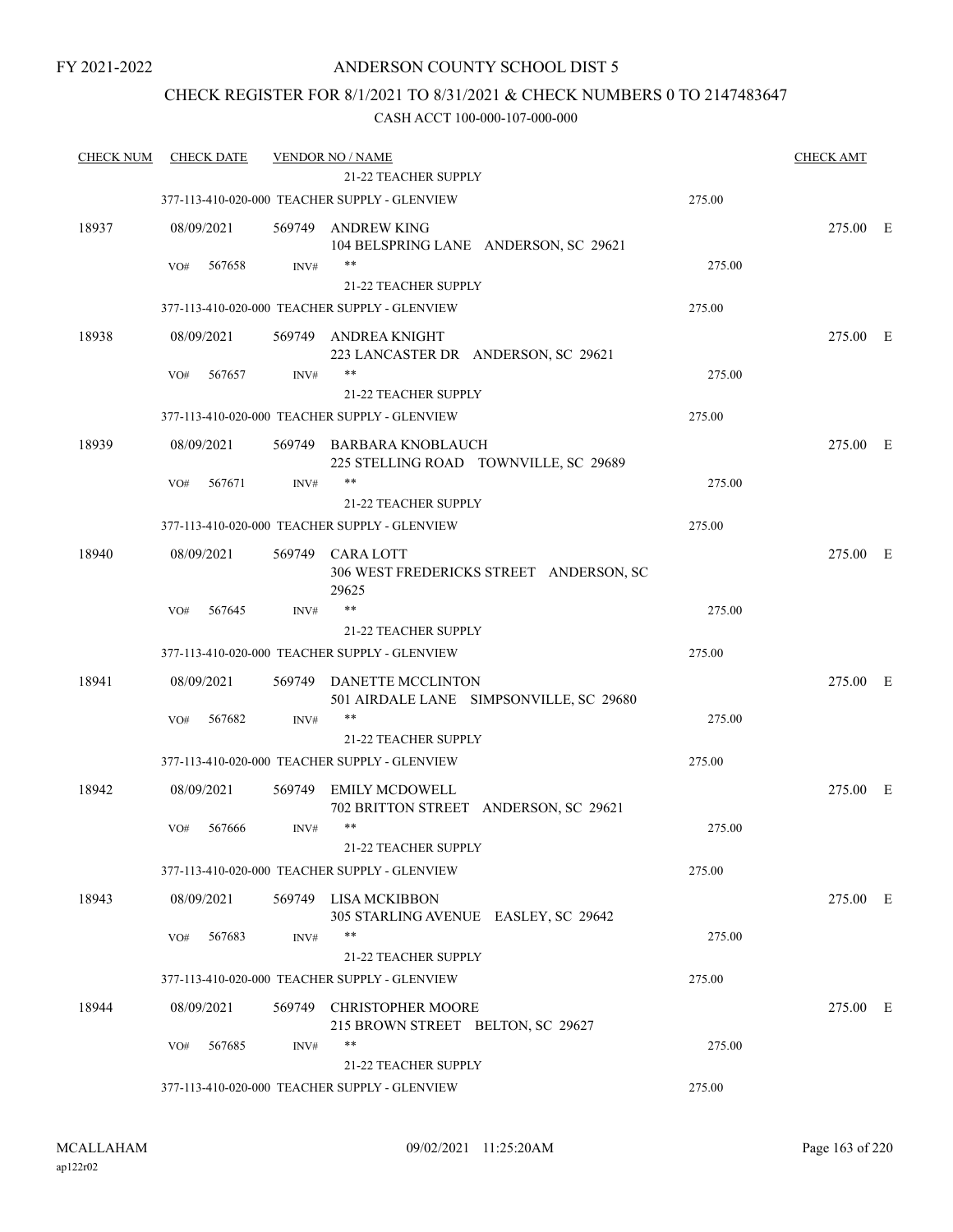FY 2021-2022

# ANDERSON COUNTY SCHOOL DIST 5

## CHECK REGISTER FOR 8/1/2021 TO 8/31/2021 & CHECK NUMBERS 0 TO 2147483647

### CASH ACCT 100-000-107-000-000

| CHECK NUM | CHECK DATE | VENDOR NO / NAME | | CHECK AMT | |
|---|---|---|---|---|---|
| | | 21-22 TEACHER SUPPLY | | | |
| | | 377-113-410-020-000 TEACHER SUPPLY - GLENVIEW | 275.00 | | |
| 18937 | 08/09/2021 | 569749 ANDREW KING<br>104 BELSPRING LANE ANDERSON, SC 29621 | | 275.00 | E |
| | VO# 567658 | INV# ** | 275.00 | | |
| | | 21-22 TEACHER SUPPLY | | | |
| | | 377-113-410-020-000 TEACHER SUPPLY - GLENVIEW | 275.00 | | |
| 18938 | 08/09/2021 | 569749 ANDREA KNIGHT<br>223 LANCASTER DR ANDERSON, SC 29621 | | 275.00 | E |
| | VO# 567657 | INV# ** | 275.00 | | |
| | | 21-22 TEACHER SUPPLY | | | |
| | | 377-113-410-020-000 TEACHER SUPPLY - GLENVIEW | 275.00 | | |
| 18939 | 08/09/2021 | 569749 BARBARA KNOBLAUCH<br>225 STELLING ROAD TOWNVILLE, SC 29689 | | 275.00 | E |
| | VO# 567671 | INV# ** | 275.00 | | |
| | | 21-22 TEACHER SUPPLY | | | |
| | | 377-113-410-020-000 TEACHER SUPPLY - GLENVIEW | 275.00 | | |
| 18940 | 08/09/2021 | 569749 CARA LOTT<br>306 WEST FREDERICKS STREET ANDERSON, SC 29625 | | 275.00 | E |
| | VO# 567645 | INV# ** | 275.00 | | |
| | | 21-22 TEACHER SUPPLY | | | |
| | | 377-113-410-020-000 TEACHER SUPPLY - GLENVIEW | 275.00 | | |
| 18941 | 08/09/2021 | 569749 DANETTE MCCLINTON<br>501 AIRDALE LANE SIMPSONVILLE, SC 29680 | | 275.00 | E |
| | VO# 567682 | INV# ** | 275.00 | | |
| | | 21-22 TEACHER SUPPLY | | | |
| | | 377-113-410-020-000 TEACHER SUPPLY - GLENVIEW | 275.00 | | |
| 18942 | 08/09/2021 | 569749 EMILY MCDOWELL<br>702 BRITTON STREET ANDERSON, SC 29621 | | 275.00 | E |
| | VO# 567666 | INV# ** | 275.00 | | |
| | | 21-22 TEACHER SUPPLY | | | |
| | | 377-113-410-020-000 TEACHER SUPPLY - GLENVIEW | 275.00 | | |
| 18943 | 08/09/2021 | 569749 LISA MCKIBBON<br>305 STARLING AVENUE EASLEY, SC 29642 | | 275.00 | E |
| | VO# 567683 | INV# ** | 275.00 | | |
| | | 21-22 TEACHER SUPPLY | | | |
| | | 377-113-410-020-000 TEACHER SUPPLY - GLENVIEW | 275.00 | | |
| 18944 | 08/09/2021 | 569749 CHRISTOPHER MOORE<br>215 BROWN STREET BELTON, SC 29627 | | 275.00 | E |
| | VO# 567685 | INV# ** | 275.00 | | |
| | | 21-22 TEACHER SUPPLY | | | |
| | | 377-113-410-020-000 TEACHER SUPPLY - GLENVIEW | 275.00 | | |

MCALLAHAM ap122r02 09/02/2021 11:25:20AM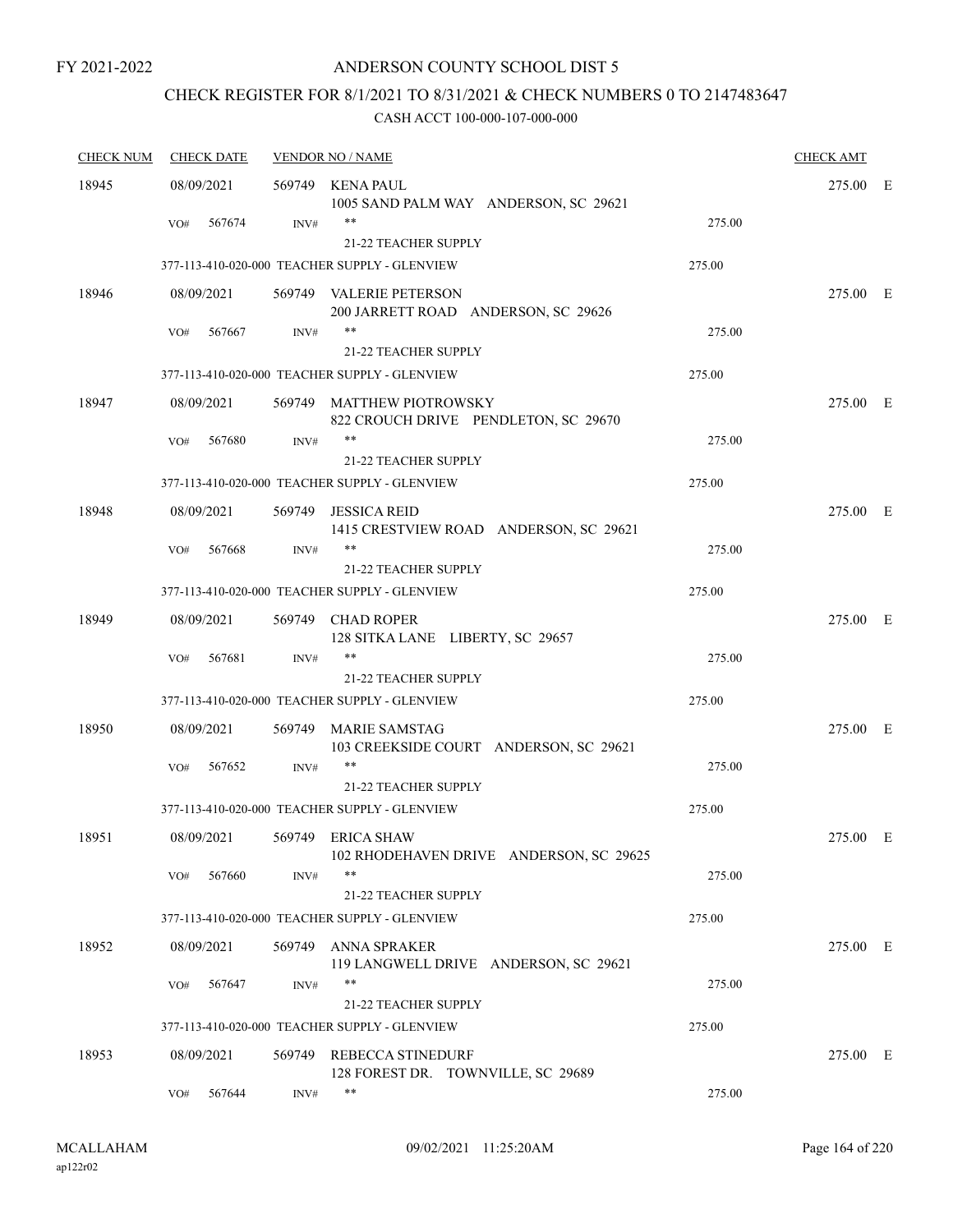FY 2021-2022

# ANDERSON COUNTY SCHOOL DIST 5

## CHECK REGISTER FOR 8/1/2021 TO 8/31/2021 & CHECK NUMBERS 0 TO 2147483647

### CASH ACCT 100-000-107-000-000

| CHECK NUM | CHECK DATE | VENDOR NO / NAME | | CHECK AMT | |
|---|---|---|---|---|---|
| 18945 | 08/09/2021 | 569749 KENA PAUL<br>1005 SAND PALM WAY ANDERSON, SC 29621 | | 275.00 | E |
| | VO# 567674 | INV# **<br>21-22 TEACHER SUPPLY | 275.00 | | |
| | | 377-113-410-020-000 TEACHER SUPPLY - GLENVIEW | 275.00 | | |
| 18946 | 08/09/2021 | 569749 VALERIE PETERSON<br>200 JARRETT ROAD ANDERSON, SC 29626 | | 275.00 | E |
| | VO# 567667 | INV# **<br>21-22 TEACHER SUPPLY | 275.00 | | |
| | | 377-113-410-020-000 TEACHER SUPPLY - GLENVIEW | 275.00 | | |
| 18947 | 08/09/2021 | 569749 MATTHEW PIOTROWSKY<br>822 CROUCH DRIVE PENDLETON, SC 29670 | | 275.00 | E |
| | VO# 567680 | INV# **<br>21-22 TEACHER SUPPLY | 275.00 | | |
| | | 377-113-410-020-000 TEACHER SUPPLY - GLENVIEW | 275.00 | | |
| 18948 | 08/09/2021 | 569749 JESSICA REID<br>1415 CRESTVIEW ROAD ANDERSON, SC 29621 | | 275.00 | E |
| | VO# 567668 | INV# **<br>21-22 TEACHER SUPPLY | 275.00 | | |
| | | 377-113-410-020-000 TEACHER SUPPLY - GLENVIEW | 275.00 | | |
| 18949 | 08/09/2021 | 569749 CHAD ROPER<br>128 SITKA LANE LIBERTY, SC 29657 | | 275.00 | E |
| | VO# 567681 | INV# **<br>21-22 TEACHER SUPPLY | 275.00 | | |
| | | 377-113-410-020-000 TEACHER SUPPLY - GLENVIEW | 275.00 | | |
| 18950 | 08/09/2021 | 569749 MARIE SAMSTAG<br>103 CREEKSIDE COURT ANDERSON, SC 29621 | | 275.00 | E |
| | VO# 567652 | INV# **<br>21-22 TEACHER SUPPLY | 275.00 | | |
| | | 377-113-410-020-000 TEACHER SUPPLY - GLENVIEW | 275.00 | | |
| 18951 | 08/09/2021 | 569749 ERICA SHAW<br>102 RHODEHAVEN DRIVE ANDERSON, SC 29625 | | 275.00 | E |
| | VO# 567660 | INV# **<br>21-22 TEACHER SUPPLY | 275.00 | | |
| | | 377-113-410-020-000 TEACHER SUPPLY - GLENVIEW | 275.00 | | |
| 18952 | 08/09/2021 | 569749 ANNA SPRAKER<br>119 LANGWELL DRIVE ANDERSON, SC 29621 | | 275.00 | E |
| | VO# 567647 | INV# **<br>21-22 TEACHER SUPPLY | 275.00 | | |
| | | 377-113-410-020-000 TEACHER SUPPLY - GLENVIEW | 275.00 | | |
| 18953 | 08/09/2021 | 569749 REBECCA STINEDURF<br>128 FOREST DR. TOWNVILLE, SC 29689 | | 275.00 | E |
| | VO# 567644 | INV# ** | 275.00 | | |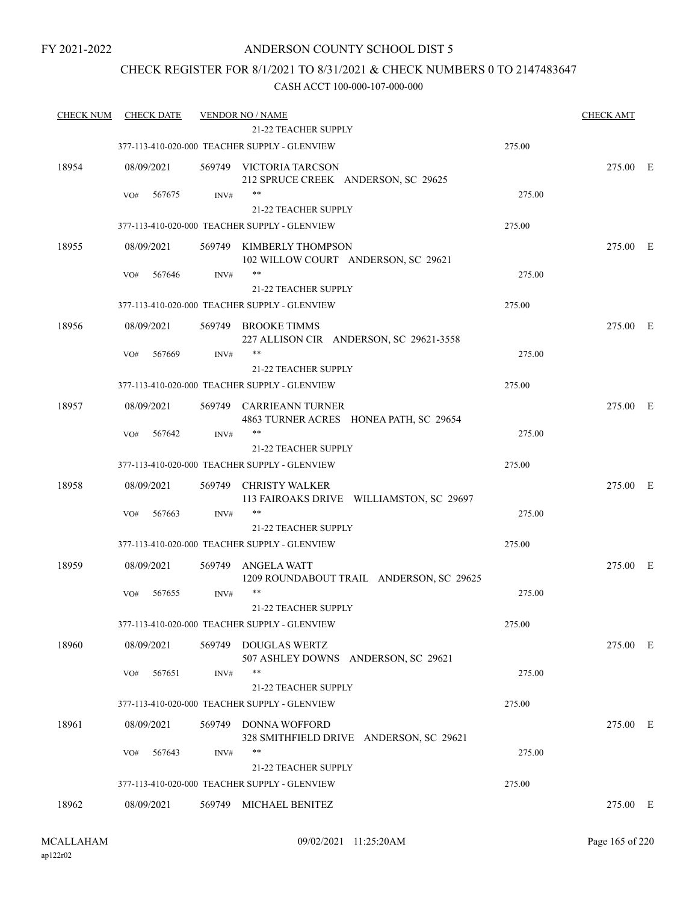# ANDERSON COUNTY SCHOOL DIST 5

## CHECK REGISTER FOR 8/1/2021 TO 8/31/2021 & CHECK NUMBERS 0 TO 2147483647

CASH ACCT 100-000-107-000-000

| CHECK NUM | CHECK DATE | VENDOR NO / NAME | | CHECK AMT |
|---|---|---|---|---|
| | | 21-22 TEACHER SUPPLY | | |
| | | 377-113-410-020-000 TEACHER SUPPLY - GLENVIEW | 275.00 | |
| 18954 | 08/09/2021 | 569749 VICTORIA TARCSON<br>212 SPRUCE CREEK ANDERSON, SC 29625 | | 275.00 E |
| | VO# 567675 | INV# **<br>21-22 TEACHER SUPPLY | 275.00 | |
| | | 377-113-410-020-000 TEACHER SUPPLY - GLENVIEW | 275.00 | |
| 18955 | 08/09/2021 | 569749 KIMBERLY THOMPSON<br>102 WILLOW COURT ANDERSON, SC 29621 | | 275.00 E |
| | VO# 567646 | INV# **<br>21-22 TEACHER SUPPLY | 275.00 | |
| | | 377-113-410-020-000 TEACHER SUPPLY - GLENVIEW | 275.00 | |
| 18956 | 08/09/2021 | 569749 BROOKE TIMMS<br>227 ALLISON CIR ANDERSON, SC 29621-3558 | | 275.00 E |
| | VO# 567669 | INV# **<br>21-22 TEACHER SUPPLY | 275.00 | |
| | | 377-113-410-020-000 TEACHER SUPPLY - GLENVIEW | 275.00 | |
| 18957 | 08/09/2021 | 569749 CARRIEANN TURNER<br>4863 TURNER ACRES HONEA PATH, SC 29654 | | 275.00 E |
| | VO# 567642 | INV# **<br>21-22 TEACHER SUPPLY | 275.00 | |
| | | 377-113-410-020-000 TEACHER SUPPLY - GLENVIEW | 275.00 | |
| 18958 | 08/09/2021 | 569749 CHRISTY WALKER<br>113 FAIROAKS DRIVE WILLIAMSTON, SC 29697 | | 275.00 E |
| | VO# 567663 | INV# **<br>21-22 TEACHER SUPPLY | 275.00 | |
| | | 377-113-410-020-000 TEACHER SUPPLY - GLENVIEW | 275.00 | |
| 18959 | 08/09/2021 | 569749 ANGELA WATT<br>1209 ROUNDABOUT TRAIL ANDERSON, SC 29625 | | 275.00 E |
| | VO# 567655 | INV# **<br>21-22 TEACHER SUPPLY | 275.00 | |
| | | 377-113-410-020-000 TEACHER SUPPLY - GLENVIEW | 275.00 | |
| 18960 | 08/09/2021 | 569749 DOUGLAS WERTZ<br>507 ASHLEY DOWNS ANDERSON, SC 29621 | | 275.00 E |
| | VO# 567651 | INV# **<br>21-22 TEACHER SUPPLY | 275.00 | |
| | | 377-113-410-020-000 TEACHER SUPPLY - GLENVIEW | 275.00 | |
| 18961 | 08/09/2021 | 569749 DONNA WOFFORD<br>328 SMITHFIELD DRIVE ANDERSON, SC 29621 | | 275.00 E |
| | VO# 567643 | INV# **<br>21-22 TEACHER SUPPLY | 275.00 | |
| | | 377-113-410-020-000 TEACHER SUPPLY - GLENVIEW | 275.00 | |
| 18962 | 08/09/2021 | 569749 MICHAEL BENITEZ | | 275.00 E |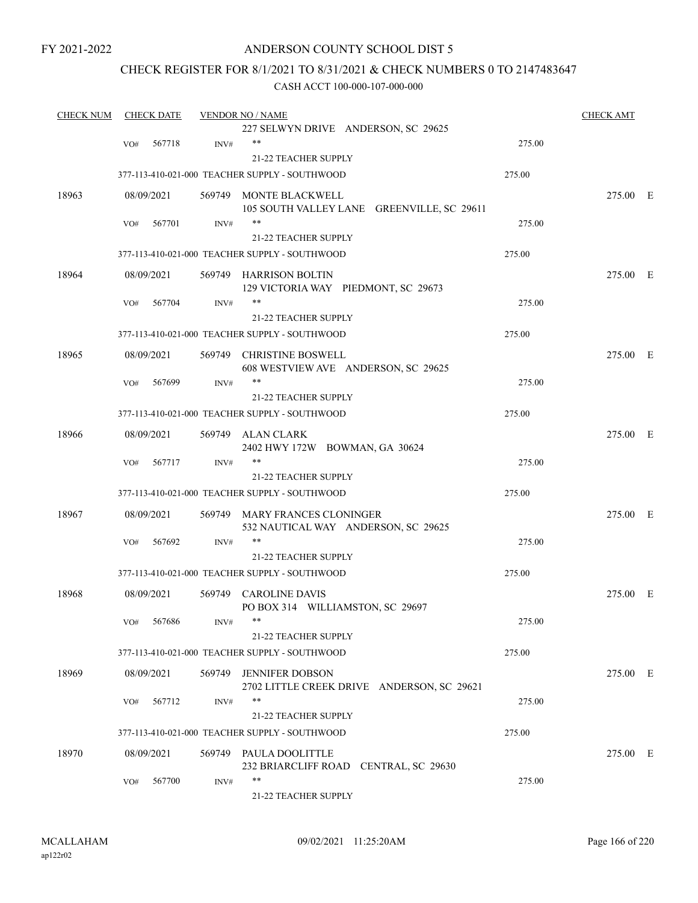FY 2021-2022

# ANDERSON COUNTY SCHOOL DIST 5

## CHECK REGISTER FOR 8/1/2021 TO 8/31/2021 & CHECK NUMBERS 0 TO 2147483647

CASH ACCT 100-000-107-000-000

| CHECK NUM | CHECK DATE | VENDOR NO / NAME | | CHECK AMT |
|---|---|---|---|---|
| | | 227 SELWYN DRIVE ANDERSON, SC 29625 | | |
| | VO# 567718 | INV# ** | 275.00 | |
| | | 21-22 TEACHER SUPPLY | | |
| | 377-113-410-021-000 TEACHER SUPPLY - SOUTHWOOD | | 275.00 | |
| 18963 | 08/09/2021 | 569749 MONTE BLACKWELL<br>105 SOUTH VALLEY LANE GREENVILLE, SC 29611 | | 275.00 E |
| | VO# 567701 | INV# ** | 275.00 | |
| | | 21-22 TEACHER SUPPLY | | |
| | 377-113-410-021-000 TEACHER SUPPLY - SOUTHWOOD | | 275.00 | |
| 18964 | 08/09/2021 | 569749 HARRISON BOLTIN<br>129 VICTORIA WAY PIEDMONT, SC 29673 | | 275.00 E |
| | VO# 567704 | INV# ** | 275.00 | |
| | | 21-22 TEACHER SUPPLY | | |
| | 377-113-410-021-000 TEACHER SUPPLY - SOUTHWOOD | | 275.00 | |
| 18965 | 08/09/2021 | 569749 CHRISTINE BOSWELL<br>608 WESTVIEW AVE ANDERSON, SC 29625 | | 275.00 E |
| | VO# 567699 | INV# ** | 275.00 | |
| | | 21-22 TEACHER SUPPLY | | |
| | 377-113-410-021-000 TEACHER SUPPLY - SOUTHWOOD | | 275.00 | |
| 18966 | 08/09/2021 | 569749 ALAN CLARK<br>2402 HWY 172W BOWMAN, GA 30624 | | 275.00 E |
| | VO# 567717 | INV# ** | 275.00 | |
| | | 21-22 TEACHER SUPPLY | | |
| | 377-113-410-021-000 TEACHER SUPPLY - SOUTHWOOD | | 275.00 | |
| 18967 | 08/09/2021 | 569749 MARY FRANCES CLONINGER<br>532 NAUTICAL WAY ANDERSON, SC 29625 | | 275.00 E |
| | VO# 567692 | INV# ** | 275.00 | |
| | | 21-22 TEACHER SUPPLY | | |
| | 377-113-410-021-000 TEACHER SUPPLY - SOUTHWOOD | | 275.00 | |
| 18968 | 08/09/2021 | 569749 CAROLINE DAVIS<br>PO BOX 314 WILLIAMSTON, SC 29697 | | 275.00 E |
| | VO# 567686 | INV# ** | 275.00 | |
| | | 21-22 TEACHER SUPPLY | | |
| | 377-113-410-021-000 TEACHER SUPPLY - SOUTHWOOD | | 275.00 | |
| 18969 | 08/09/2021 | 569749 JENNIFER DOBSON<br>2702 LITTLE CREEK DRIVE ANDERSON, SC 29621 | | 275.00 E |
| | VO# 567712 | INV# ** | 275.00 | |
| | | 21-22 TEACHER SUPPLY | | |
| | 377-113-410-021-000 TEACHER SUPPLY - SOUTHWOOD | | 275.00 | |
| 18970 | 08/09/2021 | 569749 PAULA DOOLITTLE<br>232 BRIARCLIFF ROAD CENTRAL, SC 29630 | | 275.00 E |
| | VO# 567700 | INV# ** | 275.00 | |
| | | 21-22 TEACHER SUPPLY | | |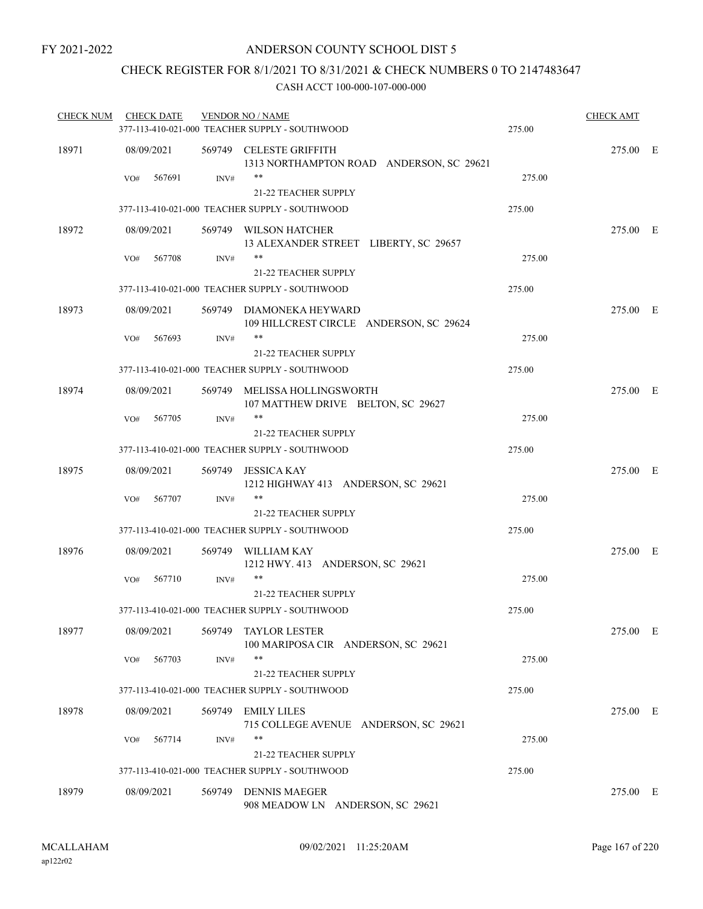FY 2021-2022

# ANDERSON COUNTY SCHOOL DIST 5

## CHECK REGISTER FOR 8/1/2021 TO 8/31/2021 & CHECK NUMBERS 0 TO 2147483647

CASH ACCT 100-000-107-000-000

| CHECK NUM | CHECK DATE | VENDOR NO / NAME | | CHECK AMT |
|---|---|---|---|---|
| | | 377-113-410-021-000 TEACHER SUPPLY - SOUTHWOOD | 275.00 | |
| 18971 | 08/09/2021 | 569749 CELESTE GRIFFITH<br>1313 NORTHAMPTON ROAD ANDERSON, SC 29621 | | 275.00 E |
| | VO# 567691 | INV# ** | 275.00 | |
| | | 21-22 TEACHER SUPPLY | | |
| | | 377-113-410-021-000 TEACHER SUPPLY - SOUTHWOOD | 275.00 | |
| 18972 | 08/09/2021 | 569749 WILSON HATCHER<br>13 ALEXANDER STREET LIBERTY, SC 29657 | | 275.00 E |
| | VO# 567708 | INV# ** | 275.00 | |
| | | 21-22 TEACHER SUPPLY | | |
| | | 377-113-410-021-000 TEACHER SUPPLY - SOUTHWOOD | 275.00 | |
| 18973 | 08/09/2021 | 569749 DIAMONEKA HEYWARD<br>109 HILLCREST CIRCLE ANDERSON, SC 29624 | | 275.00 E |
| | VO# 567693 | INV# ** | 275.00 | |
| | | 21-22 TEACHER SUPPLY | | |
| | | 377-113-410-021-000 TEACHER SUPPLY - SOUTHWOOD | 275.00 | |
| 18974 | 08/09/2021 | 569749 MELISSA HOLLINGSWORTH<br>107 MATTHEW DRIVE BELTON, SC 29627 | | 275.00 E |
| | VO# 567705 | INV# ** | 275.00 | |
| | | 21-22 TEACHER SUPPLY | | |
| | | 377-113-410-021-000 TEACHER SUPPLY - SOUTHWOOD | 275.00 | |
| 18975 | 08/09/2021 | 569749 JESSICA KAY<br>1212 HIGHWAY 413 ANDERSON, SC 29621 | | 275.00 E |
| | VO# 567707 | INV# ** | 275.00 | |
| | | 21-22 TEACHER SUPPLY | | |
| | | 377-113-410-021-000 TEACHER SUPPLY - SOUTHWOOD | 275.00 | |
| 18976 | 08/09/2021 | 569749 WILLIAM KAY<br>1212 HWY. 413 ANDERSON, SC 29621 | | 275.00 E |
| | VO# 567710 | INV# ** | 275.00 | |
| | | 21-22 TEACHER SUPPLY | | |
| | | 377-113-410-021-000 TEACHER SUPPLY - SOUTHWOOD | 275.00 | |
| 18977 | 08/09/2021 | 569749 TAYLOR LESTER<br>100 MARIPOSA CIR ANDERSON, SC 29621 | | 275.00 E |
| | VO# 567703 | INV# ** | 275.00 | |
| | | 21-22 TEACHER SUPPLY | | |
| | | 377-113-410-021-000 TEACHER SUPPLY - SOUTHWOOD | 275.00 | |
| 18978 | 08/09/2021 | 569749 EMILY LILES<br>715 COLLEGE AVENUE ANDERSON, SC 29621 | | 275.00 E |
| | VO# 567714 | INV# ** | 275.00 | |
| | | 21-22 TEACHER SUPPLY | | |
| | | 377-113-410-021-000 TEACHER SUPPLY - SOUTHWOOD | 275.00 | |
| 18979 | 08/09/2021 | 569749 DENNIS MAEGER<br>908 MEADOW LN ANDERSON, SC 29621 | | 275.00 E |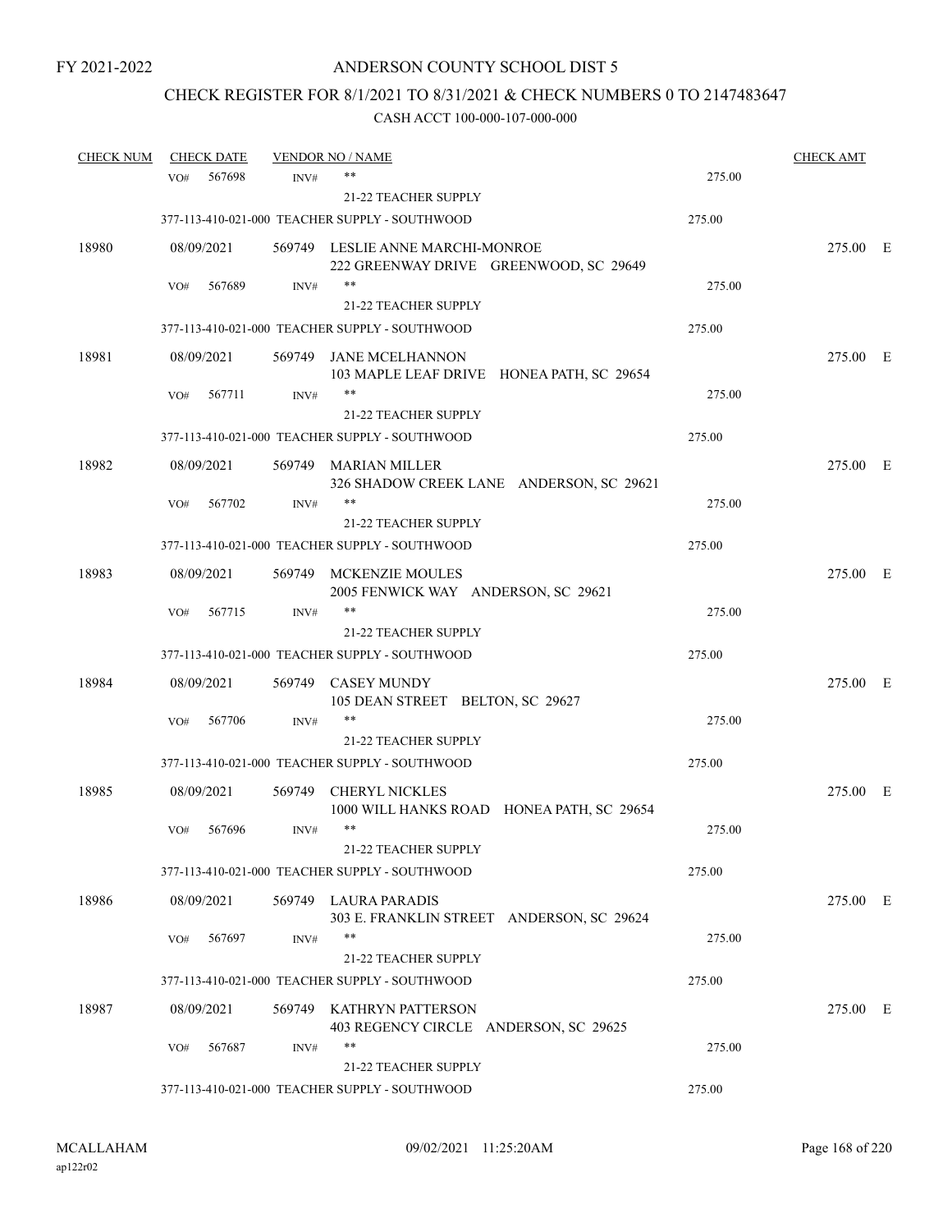FY 2021-2022

# ANDERSON COUNTY SCHOOL DIST 5

## CHECK REGISTER FOR 8/1/2021 TO 8/31/2021 & CHECK NUMBERS 0 TO 2147483647

### CASH ACCT 100-000-107-000-000

| CHECK NUM | CHECK DATE | VENDOR NO / NAME | | CHECK AMT |
|---|---|---|---|---|
| | VO# 567698 INV# | ** <br> 21-22 TEACHER SUPPLY | 275.00 | |
| | | 377-113-410-021-000 TEACHER SUPPLY - SOUTHWOOD | 275.00 | |
| 18980 | 08/09/2021 | 569749 LESLIE ANNE MARCHI-MONROE <br> 222 GREENWAY DRIVE GREENWOOD, SC 29649 | | 275.00 E |
| | VO# 567689 INV# | ** <br> 21-22 TEACHER SUPPLY | 275.00 | |
| | | 377-113-410-021-000 TEACHER SUPPLY - SOUTHWOOD | 275.00 | |
| 18981 | 08/09/2021 | 569749 JANE MCELHANNON <br> 103 MAPLE LEAF DRIVE HONEA PATH, SC 29654 | | 275.00 E |
| | VO# 567711 INV# | ** <br> 21-22 TEACHER SUPPLY | 275.00 | |
| | | 377-113-410-021-000 TEACHER SUPPLY - SOUTHWOOD | 275.00 | |
| 18982 | 08/09/2021 | 569749 MARIAN MILLER <br> 326 SHADOW CREEK LANE ANDERSON, SC 29621 | | 275.00 E |
| | VO# 567702 INV# | ** <br> 21-22 TEACHER SUPPLY | 275.00 | |
| | | 377-113-410-021-000 TEACHER SUPPLY - SOUTHWOOD | 275.00 | |
| 18983 | 08/09/2021 | 569749 MCKENZIE MOULES <br> 2005 FENWICK WAY ANDERSON, SC 29621 | | 275.00 E |
| | VO# 567715 INV# | ** <br> 21-22 TEACHER SUPPLY | 275.00 | |
| | | 377-113-410-021-000 TEACHER SUPPLY - SOUTHWOOD | 275.00 | |
| 18984 | 08/09/2021 | 569749 CASEY MUNDY <br> 105 DEAN STREET BELTON, SC 29627 | | 275.00 E |
| | VO# 567706 INV# | ** <br> 21-22 TEACHER SUPPLY | 275.00 | |
| | | 377-113-410-021-000 TEACHER SUPPLY - SOUTHWOOD | 275.00 | |
| 18985 | 08/09/2021 | 569749 CHERYL NICKLES <br> 1000 WILL HANKS ROAD HONEA PATH, SC 29654 | | 275.00 E |
| | VO# 567696 INV# | ** <br> 21-22 TEACHER SUPPLY | 275.00 | |
| | | 377-113-410-021-000 TEACHER SUPPLY - SOUTHWOOD | 275.00 | |
| 18986 | 08/09/2021 | 569749 LAURA PARADIS <br> 303 E. FRANKLIN STREET ANDERSON, SC 29624 | | 275.00 E |
| | VO# 567697 INV# | ** <br> 21-22 TEACHER SUPPLY | 275.00 | |
| | | 377-113-410-021-000 TEACHER SUPPLY - SOUTHWOOD | 275.00 | |
| 18987 | 08/09/2021 | 569749 KATHRYN PATTERSON <br> 403 REGENCY CIRCLE ANDERSON, SC 29625 | | 275.00 E |
| | VO# 567687 INV# | ** <br> 21-22 TEACHER SUPPLY | 275.00 | |
| | | 377-113-410-021-000 TEACHER SUPPLY - SOUTHWOOD | 275.00 | |

MCALLAHAM
ap122r02

09/02/2021 11:25:20AM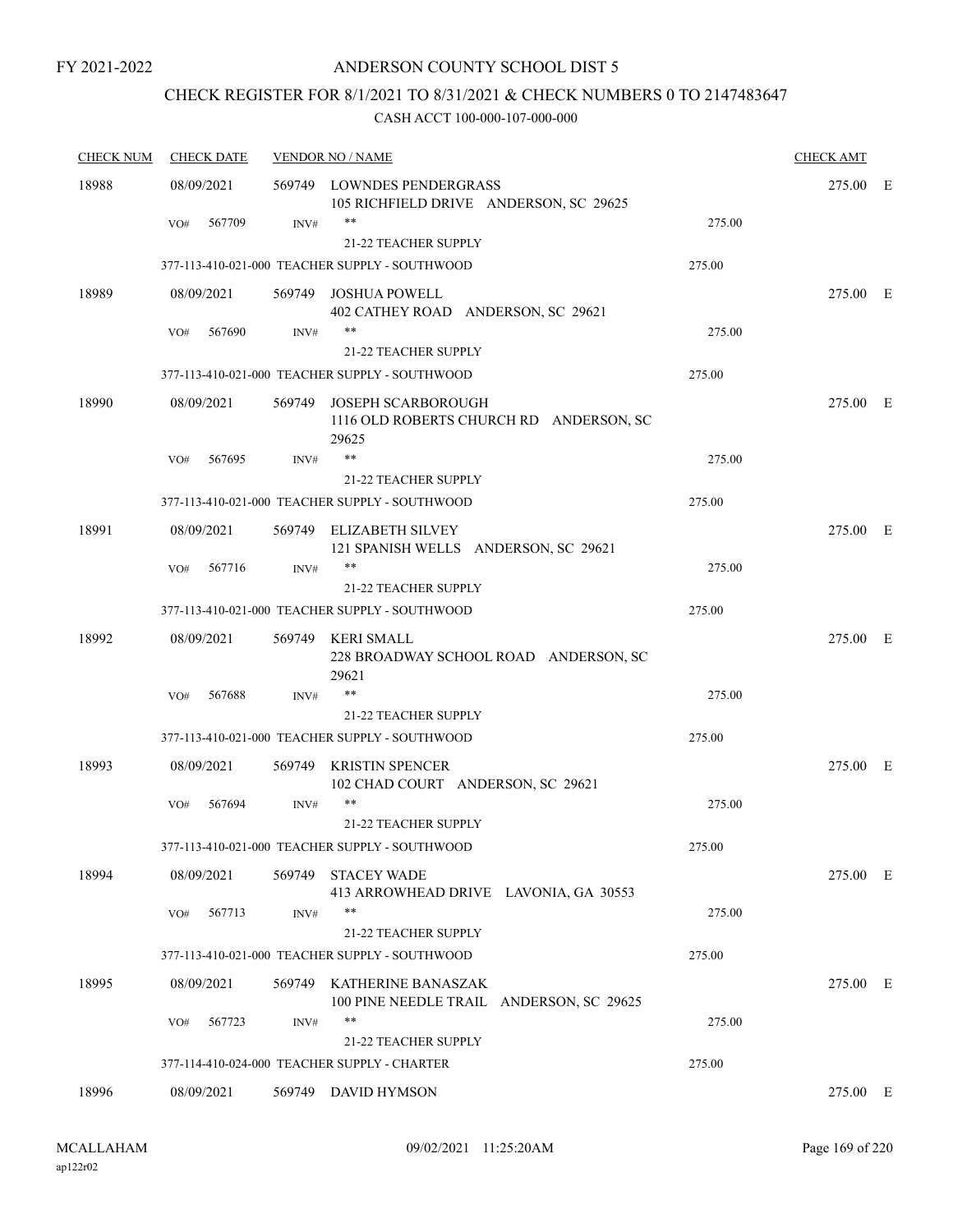FY 2021-2022

# ANDERSON COUNTY SCHOOL DIST 5

## CHECK REGISTER FOR 8/1/2021 TO 8/31/2021 & CHECK NUMBERS 0 TO 2147483647

### CASH ACCT 100-000-107-000-000

| CHECK NUM | CHECK DATE | VENDOR NO / NAME | | CHECK AMT | |
|---|---|---|---|---|---|
| 18988 | 08/09/2021 | 569749 LOWNDES PENDERGRASS<br>105 RICHFIELD DRIVE ANDERSON, SC 29625 | | 275.00 | E |
| | VO# 567709 INV# | **<br>21-22 TEACHER SUPPLY | 275.00 | | |
| | | 377-113-410-021-000 TEACHER SUPPLY - SOUTHWOOD | 275.00 | | |
| 18989 | 08/09/2021 | 569749 JOSHUA POWELL<br>402 CATHEY ROAD ANDERSON, SC 29621 | | 275.00 | E |
| | VO# 567690 INV# | **<br>21-22 TEACHER SUPPLY | 275.00 | | |
| | | 377-113-410-021-000 TEACHER SUPPLY - SOUTHWOOD | 275.00 | | |
| 18990 | 08/09/2021 | 569749 JOSEPH SCARBOROUGH<br>1116 OLD ROBERTS CHURCH RD ANDERSON, SC 29625 | | 275.00 | E |
| | VO# 567695 INV# | **<br>21-22 TEACHER SUPPLY | 275.00 | | |
| | | 377-113-410-021-000 TEACHER SUPPLY - SOUTHWOOD | 275.00 | | |
| 18991 | 08/09/2021 | 569749 ELIZABETH SILVEY<br>121 SPANISH WELLS ANDERSON, SC 29621 | | 275.00 | E |
| | VO# 567716 INV# | **<br>21-22 TEACHER SUPPLY | 275.00 | | |
| | | 377-113-410-021-000 TEACHER SUPPLY - SOUTHWOOD | 275.00 | | |
| 18992 | 08/09/2021 | 569749 KERI SMALL<br>228 BROADWAY SCHOOL ROAD ANDERSON, SC 29621 | | 275.00 | E |
| | VO# 567688 INV# | **<br>21-22 TEACHER SUPPLY | 275.00 | | |
| | | 377-113-410-021-000 TEACHER SUPPLY - SOUTHWOOD | 275.00 | | |
| 18993 | 08/09/2021 | 569749 KRISTIN SPENCER<br>102 CHAD COURT ANDERSON, SC 29621 | | 275.00 | E |
| | VO# 567694 INV# | **<br>21-22 TEACHER SUPPLY | 275.00 | | |
| | | 377-113-410-021-000 TEACHER SUPPLY - SOUTHWOOD | 275.00 | | |
| 18994 | 08/09/2021 | 569749 STACEY WADE<br>413 ARROWHEAD DRIVE LAVONIA, GA 30553 | | 275.00 | E |
| | VO# 567713 INV# | **<br>21-22 TEACHER SUPPLY | 275.00 | | |
| | | 377-113-410-021-000 TEACHER SUPPLY - SOUTHWOOD | 275.00 | | |
| 18995 | 08/09/2021 | 569749 KATHERINE BANASZAK<br>100 PINE NEEDLE TRAIL ANDERSON, SC 29625 | | 275.00 | E |
| | VO# 567723 INV# | **<br>21-22 TEACHER SUPPLY | 275.00 | | |
| | | 377-114-410-024-000 TEACHER SUPPLY - CHARTER | 275.00 | | |
| 18996 | 08/09/2021 | 569749 DAVID HYMSON | | 275.00 | E |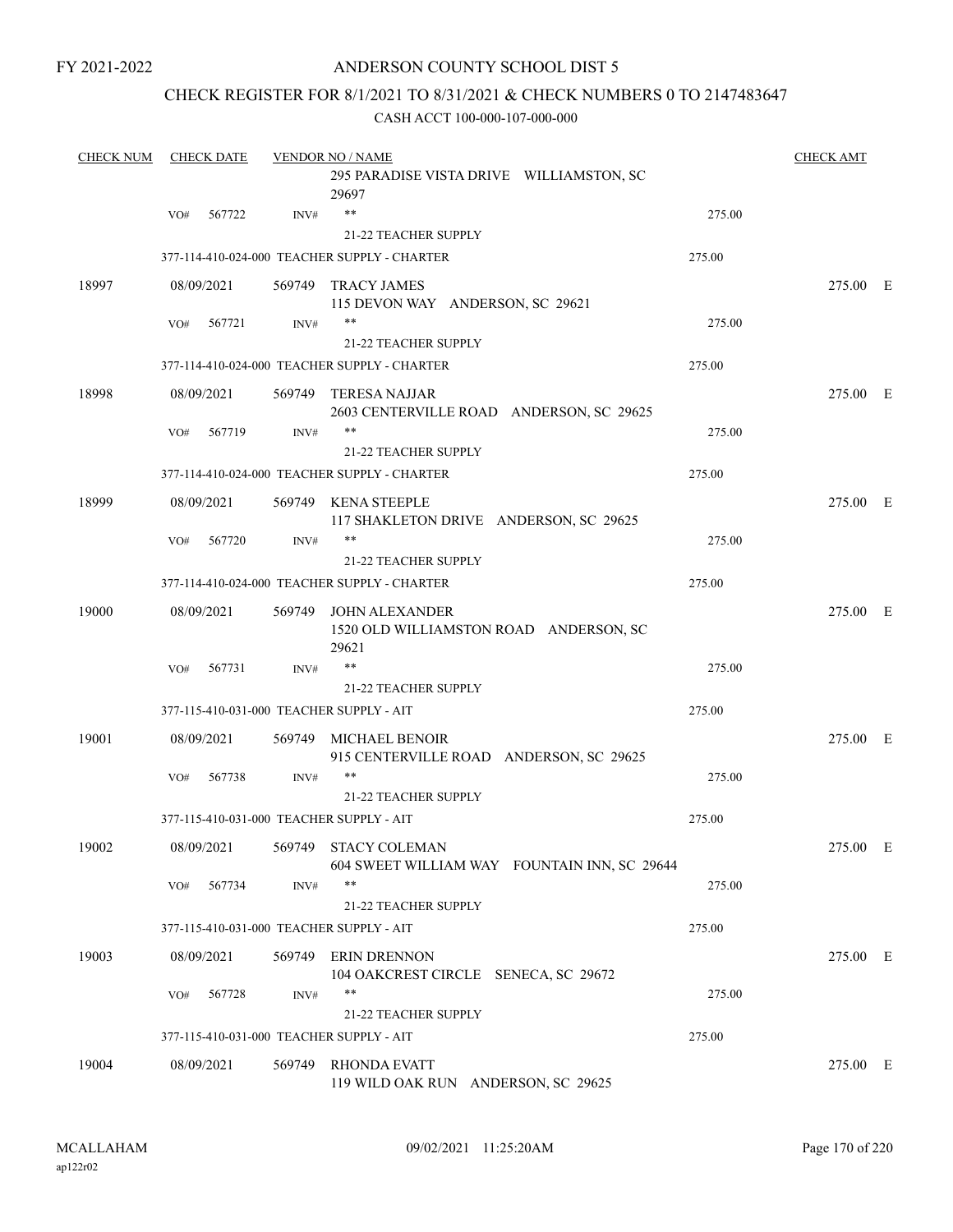FY 2021-2022

ANDERSON COUNTY SCHOOL DIST 5

CHECK REGISTER FOR 8/1/2021 TO 8/31/2021 & CHECK NUMBERS 0 TO 2147483647

CASH ACCT 100-000-107-000-000

| CHECK NUM | CHECK DATE | VENDOR NO / NAME | | CHECK AMT |
|---|---|---|---|---|
| | | 295 PARADISE VISTA DRIVE WILLIAMSTON, SC 29697 | | |
| | VO# 567722 | INV# ** | 275.00 | |
| | | 21-22 TEACHER SUPPLY | | |
| | | 377-114-410-024-000 TEACHER SUPPLY - CHARTER | 275.00 | |
| 18997 | 08/09/2021 | 569749 TRACY JAMES<br>115 DEVON WAY ANDERSON, SC 29621 | | 275.00 E |
| | VO# 567721 | INV# ** | 275.00 | |
| | | 21-22 TEACHER SUPPLY | | |
| | | 377-114-410-024-000 TEACHER SUPPLY - CHARTER | 275.00 | |
| 18998 | 08/09/2021 | 569749 TERESA NAJJAR<br>2603 CENTERVILLE ROAD ANDERSON, SC 29625 | | 275.00 E |
| | VO# 567719 | INV# ** | 275.00 | |
| | | 21-22 TEACHER SUPPLY | | |
| | | 377-114-410-024-000 TEACHER SUPPLY - CHARTER | 275.00 | |
| 18999 | 08/09/2021 | 569749 KENA STEEPLE<br>117 SHAKLETON DRIVE ANDERSON, SC 29625 | | 275.00 E |
| | VO# 567720 | INV# ** | 275.00 | |
| | | 21-22 TEACHER SUPPLY | | |
| | | 377-114-410-024-000 TEACHER SUPPLY - CHARTER | 275.00 | |
| 19000 | 08/09/2021 | 569749 JOHN ALEXANDER<br>1520 OLD WILLIAMSTON ROAD ANDERSON, SC 29621 | | 275.00 E |
| | VO# 567731 | INV# ** | 275.00 | |
| | | 21-22 TEACHER SUPPLY | | |
| | | 377-115-410-031-000 TEACHER SUPPLY - AIT | 275.00 | |
| 19001 | 08/09/2021 | 569749 MICHAEL BENOIR<br>915 CENTERVILLE ROAD ANDERSON, SC 29625 | | 275.00 E |
| | VO# 567738 | INV# ** | 275.00 | |
| | | 21-22 TEACHER SUPPLY | | |
| | | 377-115-410-031-000 TEACHER SUPPLY - AIT | 275.00 | |
| 19002 | 08/09/2021 | 569749 STACY COLEMAN<br>604 SWEET WILLIAM WAY FOUNTAIN INN, SC 29644 | | 275.00 E |
| | VO# 567734 | INV# ** | 275.00 | |
| | | 21-22 TEACHER SUPPLY | | |
| | | 377-115-410-031-000 TEACHER SUPPLY - AIT | 275.00 | |
| 19003 | 08/09/2021 | 569749 ERIN DRENNON<br>104 OAKCREST CIRCLE SENECA, SC 29672 | | 275.00 E |
| | VO# 567728 | INV# ** | 275.00 | |
| | | 21-22 TEACHER SUPPLY | | |
| | | 377-115-410-031-000 TEACHER SUPPLY - AIT | 275.00 | |
| 19004 | 08/09/2021 | 569749 RHONDA EVATT<br>119 WILD OAK RUN ANDERSON, SC 29625 | | 275.00 E |

MCALLAHAM ap122r02 09/02/2021 11:25:20AM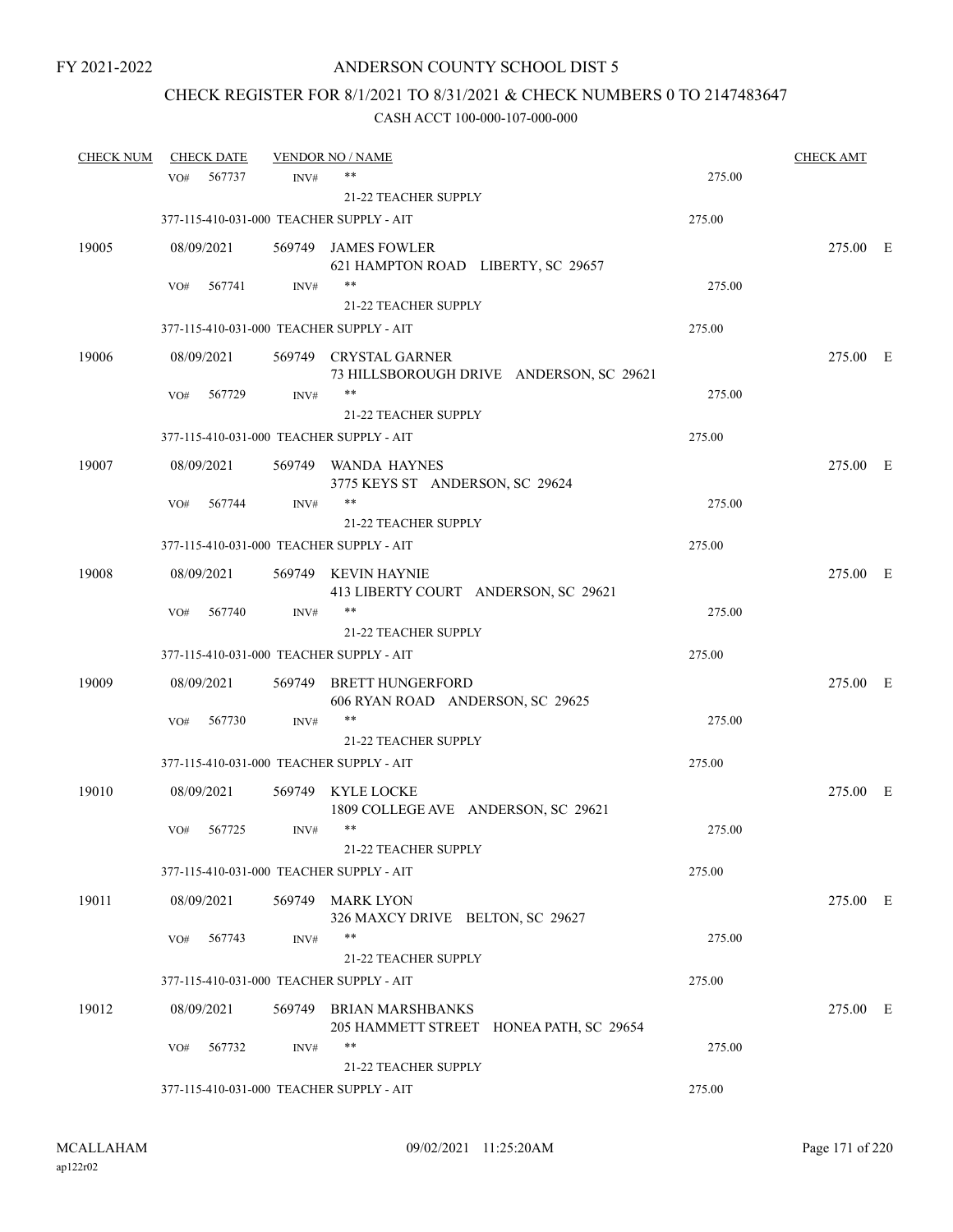FY 2021-2022

# ANDERSON COUNTY SCHOOL DIST 5

## CHECK REGISTER FOR 8/1/2021 TO 8/31/2021 & CHECK NUMBERS 0 TO 2147483647

### CASH ACCT 100-000-107-000-000

| CHECK NUM | CHECK DATE | VENDOR NO / NAME | | CHECK AMT |
|---|---|---|---|---|
| | VO# 567737 | INV# ** 21-22 TEACHER SUPPLY | 275.00 | |
| | 377-115-410-031-000 TEACHER SUPPLY - AIT | | 275.00 | |
| 19005 | 08/09/2021 | 569749 JAMES FOWLER 621 HAMPTON ROAD LIBERTY, SC 29657 | | 275.00 E |
| | VO# 567741 | INV# ** 21-22 TEACHER SUPPLY | 275.00 | |
| | 377-115-410-031-000 TEACHER SUPPLY - AIT | | 275.00 | |
| 19006 | 08/09/2021 | 569749 CRYSTAL GARNER 73 HILLSBOROUGH DRIVE ANDERSON, SC 29621 | | 275.00 E |
| | VO# 567729 | INV# ** 21-22 TEACHER SUPPLY | 275.00 | |
| | 377-115-410-031-000 TEACHER SUPPLY - AIT | | 275.00 | |
| 19007 | 08/09/2021 | 569749 WANDA HAYNES 3775 KEYS ST ANDERSON, SC 29624 | | 275.00 E |
| | VO# 567744 | INV# ** 21-22 TEACHER SUPPLY | 275.00 | |
| | 377-115-410-031-000 TEACHER SUPPLY - AIT | | 275.00 | |
| 19008 | 08/09/2021 | 569749 KEVIN HAYNIE 413 LIBERTY COURT ANDERSON, SC 29621 | | 275.00 E |
| | VO# 567740 | INV# ** 21-22 TEACHER SUPPLY | 275.00 | |
| | 377-115-410-031-000 TEACHER SUPPLY - AIT | | 275.00 | |
| 19009 | 08/09/2021 | 569749 BRETT HUNGERFORD 606 RYAN ROAD ANDERSON, SC 29625 | | 275.00 E |
| | VO# 567730 | INV# ** 21-22 TEACHER SUPPLY | 275.00 | |
| | 377-115-410-031-000 TEACHER SUPPLY - AIT | | 275.00 | |
| 19010 | 08/09/2021 | 569749 KYLE LOCKE 1809 COLLEGE AVE ANDERSON, SC 29621 | | 275.00 E |
| | VO# 567725 | INV# ** 21-22 TEACHER SUPPLY | 275.00 | |
| | 377-115-410-031-000 TEACHER SUPPLY - AIT | | 275.00 | |
| 19011 | 08/09/2021 | 569749 MARK LYON 326 MAXCY DRIVE BELTON, SC 29627 | | 275.00 E |
| | VO# 567743 | INV# ** 21-22 TEACHER SUPPLY | 275.00 | |
| | 377-115-410-031-000 TEACHER SUPPLY - AIT | | 275.00 | |
| 19012 | 08/09/2021 | 569749 BRIAN MARSHBANKS 205 HAMMETT STREET HONEA PATH, SC 29654 | | 275.00 E |
| | VO# 567732 | INV# ** 21-22 TEACHER SUPPLY | 275.00 | |
| | 377-115-410-031-000 TEACHER SUPPLY - AIT | | 275.00 | |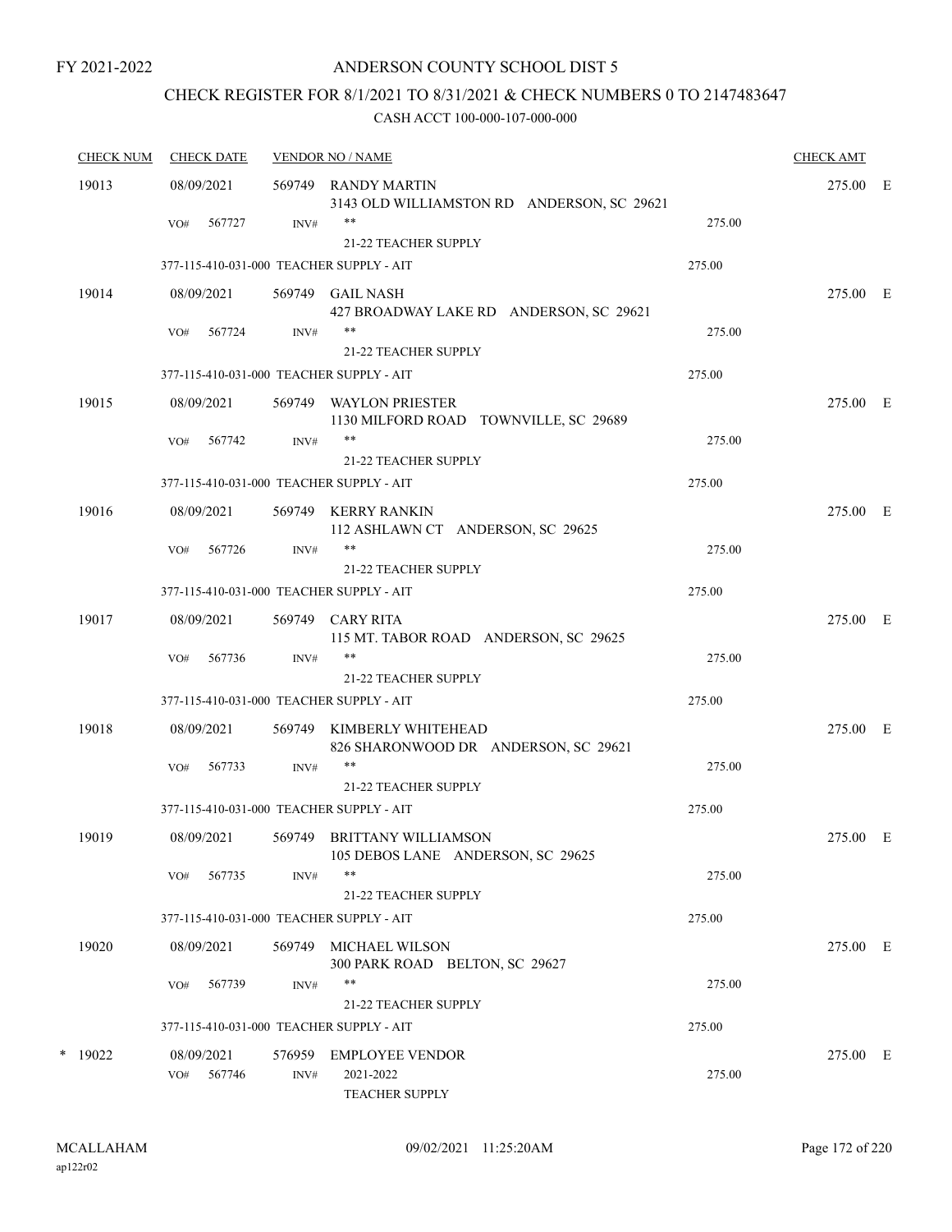# ANDERSON COUNTY SCHOOL DIST 5

## CHECK REGISTER FOR 8/1/2021 TO 8/31/2021 & CHECK NUMBERS 0 TO 2147483647

CASH ACCT 100-000-107-000-000

| CHECK NUM | CHECK DATE | VENDOR NO / NAME | | CHECK AMT | |
|---|---|---|---|---|---|
| 19013 | 08/09/2021 | 569749 RANDY MARTIN<br>3143 OLD WILLIAMSTON RD ANDERSON, SC 29621 | | 275.00 | E |
| | VO# 567727 | INV# **<br>21-22 TEACHER SUPPLY | 275.00 | | |
| | 377-115-410-031-000 TEACHER SUPPLY - AIT | | 275.00 | | |
| 19014 | 08/09/2021 | 569749 GAIL NASH<br>427 BROADWAY LAKE RD ANDERSON, SC 29621 | | 275.00 | E |
| | VO# 567724 | INV# **<br>21-22 TEACHER SUPPLY | 275.00 | | |
| | 377-115-410-031-000 TEACHER SUPPLY - AIT | | 275.00 | | |
| 19015 | 08/09/2021 | 569749 WAYLON PRIESTER<br>1130 MILFORD ROAD TOWNVILLE, SC 29689 | | 275.00 | E |
| | VO# 567742 | INV# **<br>21-22 TEACHER SUPPLY | 275.00 | | |
| | 377-115-410-031-000 TEACHER SUPPLY - AIT | | 275.00 | | |
| 19016 | 08/09/2021 | 569749 KERRY RANKIN<br>112 ASHLAWN CT ANDERSON, SC 29625 | | 275.00 | E |
| | VO# 567726 | INV# **<br>21-22 TEACHER SUPPLY | 275.00 | | |
| | 377-115-410-031-000 TEACHER SUPPLY - AIT | | 275.00 | | |
| 19017 | 08/09/2021 | 569749 CARY RITA<br>115 MT. TABOR ROAD ANDERSON, SC 29625 | | 275.00 | E |
| | VO# 567736 | INV# **<br>21-22 TEACHER SUPPLY | 275.00 | | |
| | 377-115-410-031-000 TEACHER SUPPLY - AIT | | 275.00 | | |
| 19018 | 08/09/2021 | 569749 KIMBERLY WHITEHEAD<br>826 SHARONWOOD DR ANDERSON, SC 29621 | | 275.00 | E |
| | VO# 567733 | INV# **<br>21-22 TEACHER SUPPLY | 275.00 | | |
| | 377-115-410-031-000 TEACHER SUPPLY - AIT | | 275.00 | | |
| 19019 | 08/09/2021 | 569749 BRITTANY WILLIAMSON<br>105 DEBOS LANE ANDERSON, SC 29625 | | 275.00 | E |
| | VO# 567735 | INV# **<br>21-22 TEACHER SUPPLY | 275.00 | | |
| | 377-115-410-031-000 TEACHER SUPPLY - AIT | | 275.00 | | |
| 19020 | 08/09/2021 | 569749 MICHAEL WILSON<br>300 PARK ROAD BELTON, SC 29627 | | 275.00 | E |
| | VO# 567739 | INV# **<br>21-22 TEACHER SUPPLY | 275.00 | | |
| | 377-115-410-031-000 TEACHER SUPPLY - AIT | | 275.00 | | |
| * 19022 | 08/09/2021 | 576959 EMPLOYEE VENDOR | | 275.00 | E |
| | VO# 567746 | INV# 2021-2022<br>TEACHER SUPPLY | 275.00 | | |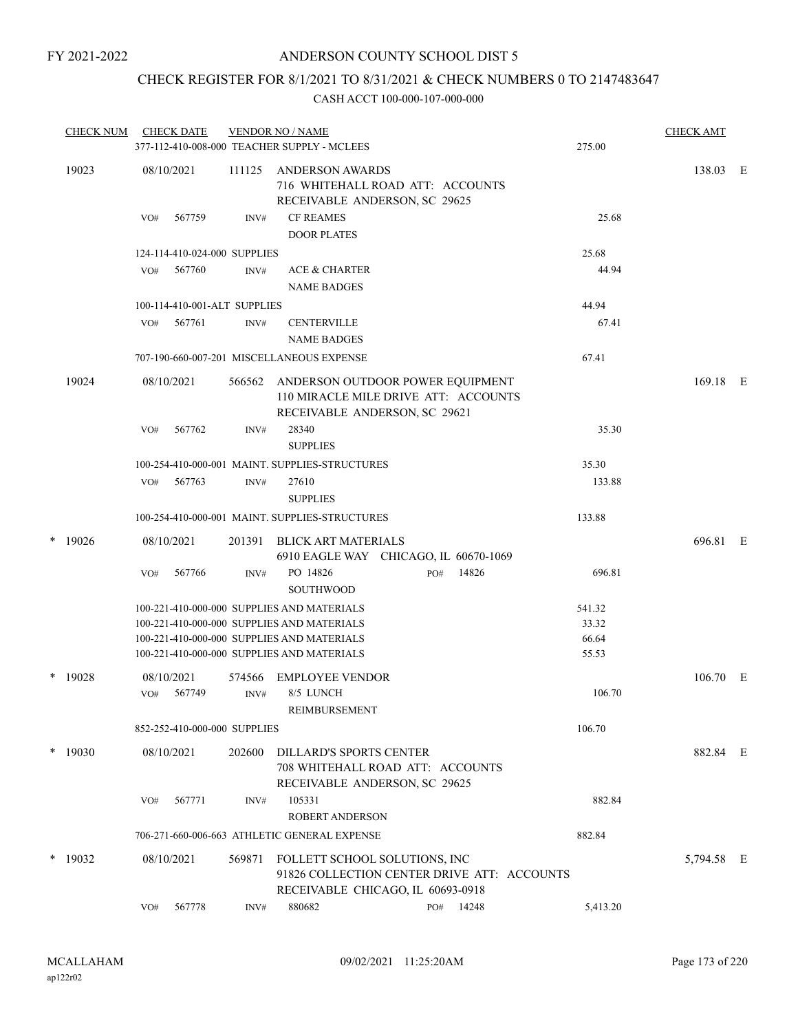FY 2021-2022

# ANDERSON COUNTY SCHOOL DIST 5

## CHECK REGISTER FOR 8/1/2021 TO 8/31/2021 & CHECK NUMBERS 0 TO 2147483647

### CASH ACCT 100-000-107-000-000

| CHECK NUM | CHECK DATE | VENDOR NO / NAME | | CHECK AMT | |
|---|---|---|---|---|---|
| | 377-112-410-008-000 TEACHER SUPPLY - MCLEES | | 275.00 | | |
| 19023 | 08/10/2021 | 111125 ANDERSON AWARDS<br>716 WHITEHALL ROAD ATT: ACCOUNTS<br>RECEIVABLE ANDERSON, SC 29625 | | 138.03 | E |
| | VO# 567759 | INV# CF REAMES<br>DOOR PLATES | 25.68 | | |
| | 124-114-410-024-000 SUPPLIES | | 25.68 | | |
| | VO# 567760 | INV# ACE & CHARTER<br>NAME BADGES | 44.94 | | |
| | 100-114-410-001-ALT SUPPLIES | | 44.94 | | |
| | VO# 567761 | INV# CENTERVILLE<br>NAME BADGES | 67.41 | | |
| | 707-190-660-007-201 MISCELLANEOUS EXPENSE | | 67.41 | | |
| 19024 | 08/10/2021 | 566562 ANDERSON OUTDOOR POWER EQUIPMENT<br>110 MIRACLE MILE DRIVE ATT: ACCOUNTS<br>RECEIVABLE ANDERSON, SC 29621 | | 169.18 | E |
| | VO# 567762 | INV# 28340<br>SUPPLIES | 35.30 | | |
| | 100-254-410-000-001 MAINT. SUPPLIES-STRUCTURES | | 35.30 | | |
| | VO# 567763 | INV# 27610<br>SUPPLIES | 133.88 | | |
| | 100-254-410-000-001 MAINT. SUPPLIES-STRUCTURES | | 133.88 | | |
| * 19026 | 08/10/2021 | 201391 BLICK ART MATERIALS<br>6910 EAGLE WAY CHICAGO, IL 60670-1069 | | 696.81 | E |
| | VO# 567766 | INV# PO 14826 PO# 14826<br>SOUTHWOOD | 696.81 | | |
| | 100-221-410-000-000 SUPPLIES AND MATERIALS | | 541.32 | | |
| | 100-221-410-000-000 SUPPLIES AND MATERIALS | | 33.32 | | |
| | 100-221-410-000-000 SUPPLIES AND MATERIALS | | 66.64 | | |
| | 100-221-410-000-000 SUPPLIES AND MATERIALS | | 55.53 | | |
| * 19028 | 08/10/2021 | 574566 EMPLOYEE VENDOR | | 106.70 | E |
| | VO# 567749 | INV# 8/5 LUNCH<br>REIMBURSEMENT | 106.70 | | |
| | 852-252-410-000-000 SUPPLIES | | 106.70 | | |
| * 19030 | 08/10/2021 | 202600 DILLARD'S SPORTS CENTER<br>708 WHITEHALL ROAD ATT: ACCOUNTS<br>RECEIVABLE ANDERSON, SC 29625 | | 882.84 | E |
| | VO# 567771 | INV# 105331<br>ROBERT ANDERSON | 882.84 | | |
| | 706-271-660-006-663 ATHLETIC GENERAL EXPENSE | | 882.84 | | |
| * 19032 | 08/10/2021 | 569871 FOLLETT SCHOOL SOLUTIONS, INC<br>91826 COLLECTION CENTER DRIVE ATT: ACCOUNTS<br>RECEIVABLE CHICAGO, IL 60693-0918 | | 5,794.58 | E |
| | VO# 567778 | INV# 880682 PO# 14248 | 5,413.20 | | |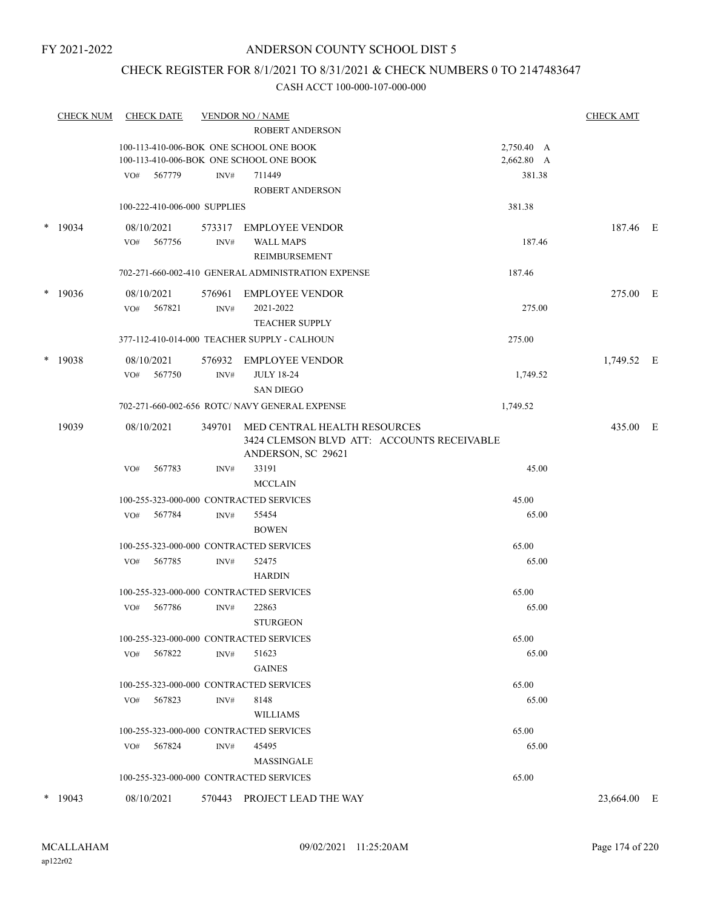FY 2021-2022

# ANDERSON COUNTY SCHOOL DIST 5

## CHECK REGISTER FOR 8/1/2021 TO 8/31/2021 & CHECK NUMBERS 0 TO 2147483647

### CASH ACCT 100-000-107-000-000

| CHECK NUM | CHECK DATE | VENDOR NO / NAME | | CHECK AMT |
|---|---|---|---|---|
| | | ROBERT ANDERSON | | |
| | 100-113-410-006-BOK ONE SCHOOL ONE BOOK | | 2,750.40 A | |
| | 100-113-410-006-BOK ONE SCHOOL ONE BOOK | | 2,662.80 A | |
| | VO# 567779 | INV# 711449 ROBERT ANDERSON | 381.38 | |
| | 100-222-410-006-000 SUPPLIES | | 381.38 | |
| * 19034 | 08/10/2021 | 573317 EMPLOYEE VENDOR | | 187.46 E |
| | VO# 567756 | INV# WALL MAPS REIMBURSEMENT | 187.46 | |
| | 702-271-660-002-410 GENERAL ADMINISTRATION EXPENSE | | 187.46 | |
| * 19036 | 08/10/2021 | 576961 EMPLOYEE VENDOR | | 275.00 E |
| | VO# 567821 | INV# 2021-2022 TEACHER SUPPLY | 275.00 | |
| | 377-112-410-014-000 TEACHER SUPPLY - CALHOUN | | 275.00 | |
| * 19038 | 08/10/2021 | 576932 EMPLOYEE VENDOR | | 1,749.52 E |
| | VO# 567750 | INV# JULY 18-24 SAN DIEGO | 1,749.52 | |
| | 702-271-660-002-656 ROTC/ NAVY GENERAL EXPENSE | | 1,749.52 | |
| 19039 | 08/10/2021 | 349701 MED CENTRAL HEALTH RESOURCES 3424 CLEMSON BLVD ATT: ACCOUNTS RECEIVABLE ANDERSON, SC 29621 | | 435.00 E |
| | VO# 567783 | INV# 33191 MCCLAIN | 45.00 | |
| | 100-255-323-000-000 CONTRACTED SERVICES | | 45.00 | |
| | VO# 567784 | INV# 55454 BOWEN | 65.00 | |
| | 100-255-323-000-000 CONTRACTED SERVICES | | 65.00 | |
| | VO# 567785 | INV# 52475 HARDIN | 65.00 | |
| | 100-255-323-000-000 CONTRACTED SERVICES | | 65.00 | |
| | VO# 567786 | INV# 22863 STURGEON | 65.00 | |
| | 100-255-323-000-000 CONTRACTED SERVICES | | 65.00 | |
| | VO# 567822 | INV# 51623 GAINES | 65.00 | |
| | 100-255-323-000-000 CONTRACTED SERVICES | | 65.00 | |
| | VO# 567823 | INV# 8148 WILLIAMS | 65.00 | |
| | 100-255-323-000-000 CONTRACTED SERVICES | | 65.00 | |
| | VO# 567824 | INV# 45495 MASSINGALE | 65.00 | |
| | 100-255-323-000-000 CONTRACTED SERVICES | | 65.00 | |
| * 19043 | 08/10/2021 | 570443 PROJECT LEAD THE WAY | | 23,664.00 E |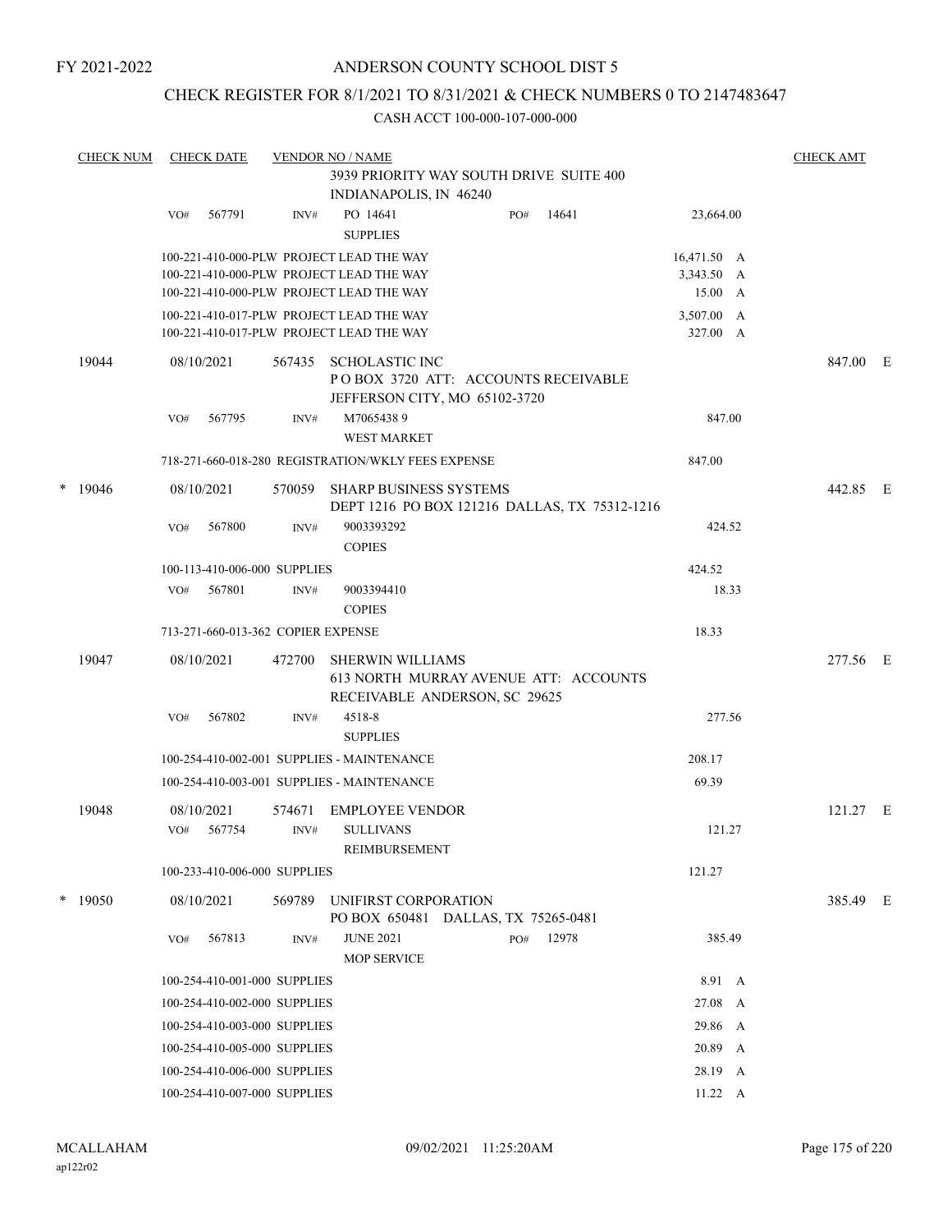FY 2021-2022

# ANDERSON COUNTY SCHOOL DIST 5

## CHECK REGISTER FOR 8/1/2021 TO 8/31/2021 & CHECK NUMBERS 0 TO 2147483647

CASH ACCT 100-000-107-000-000

| CHECK NUM | CHECK DATE | VENDOR NO / NAME | | | CHECK AMT |
|---|---|---|---|---|---|
| | | 3939 PRIORITY WAY SOUTH DRIVE SUITE 400 INDIANAPOLIS, IN 46240 | | | |
| | VO# 567791 | INV# PO 14641 SUPPLIES | PO# 14641 | 23,664.00 | |
| | | 100-221-410-000-PLW PROJECT LEAD THE WAY | | 16,471.50 A | |
| | | 100-221-410-000-PLW PROJECT LEAD THE WAY | | 3,343.50 A | |
| | | 100-221-410-000-PLW PROJECT LEAD THE WAY | | 15.00 A | |
| | | 100-221-410-017-PLW PROJECT LEAD THE WAY | | 3,507.00 A | |
| | | 100-221-410-017-PLW PROJECT LEAD THE WAY | | 327.00 A | |
| 19044 | 08/10/2021 | 567435 SCHOLASTIC INC P O BOX 3720 ATT: ACCOUNTS RECEIVABLE JEFFERSON CITY, MO 65102-3720 | | | 847.00 E |
| | VO# 567795 | INV# M7065438 9 WEST MARKET | | 847.00 | |
| | | 718-271-660-018-280 REGISTRATION/WKLY FEES EXPENSE | | 847.00 | |
| * 19046 | 08/10/2021 | 570059 SHARP BUSINESS SYSTEMS DEPT 1216 PO BOX 121216 DALLAS, TX 75312-1216 | | | 442.85 E |
| | VO# 567800 | INV# 9003393292 COPIES | | 424.52 | |
| | | 100-113-410-006-000 SUPPLIES | | 424.52 | |
| | VO# 567801 | INV# 9003394410 COPIES | | 18.33 | |
| | | 713-271-660-013-362 COPIER EXPENSE | | 18.33 | |
| 19047 | 08/10/2021 | 472700 SHERWIN WILLIAMS 613 NORTH MURRAY AVENUE ATT: ACCOUNTS RECEIVABLE ANDERSON, SC 29625 | | | 277.56 E |
| | VO# 567802 | INV# 4518-8 SUPPLIES | | 277.56 | |
| | | 100-254-410-002-001 SUPPLIES - MAINTENANCE | | 208.17 | |
| | | 100-254-410-003-001 SUPPLIES - MAINTENANCE | | 69.39 | |
| 19048 | 08/10/2021 | 574671 EMPLOYEE VENDOR | | | 121.27 E |
| | VO# 567754 | INV# SULLIVANS REIMBURSEMENT | | 121.27 | |
| | | 100-233-410-006-000 SUPPLIES | | 121.27 | |
| * 19050 | 08/10/2021 | 569789 UNIFIRST CORPORATION PO BOX 650481 DALLAS, TX 75265-0481 | | | 385.49 E |
| | VO# 567813 | INV# JUNE 2021 MOP SERVICE | PO# 12978 | 385.49 | |
| | | 100-254-410-001-000 SUPPLIES | | 8.91 A | |
| | | 100-254-410-002-000 SUPPLIES | | 27.08 A | |
| | | 100-254-410-003-000 SUPPLIES | | 29.86 A | |
| | | 100-254-410-005-000 SUPPLIES | | 20.89 A | |
| | | 100-254-410-006-000 SUPPLIES | | 28.19 A | |
| | | 100-254-410-007-000 SUPPLIES | | 11.22 A | |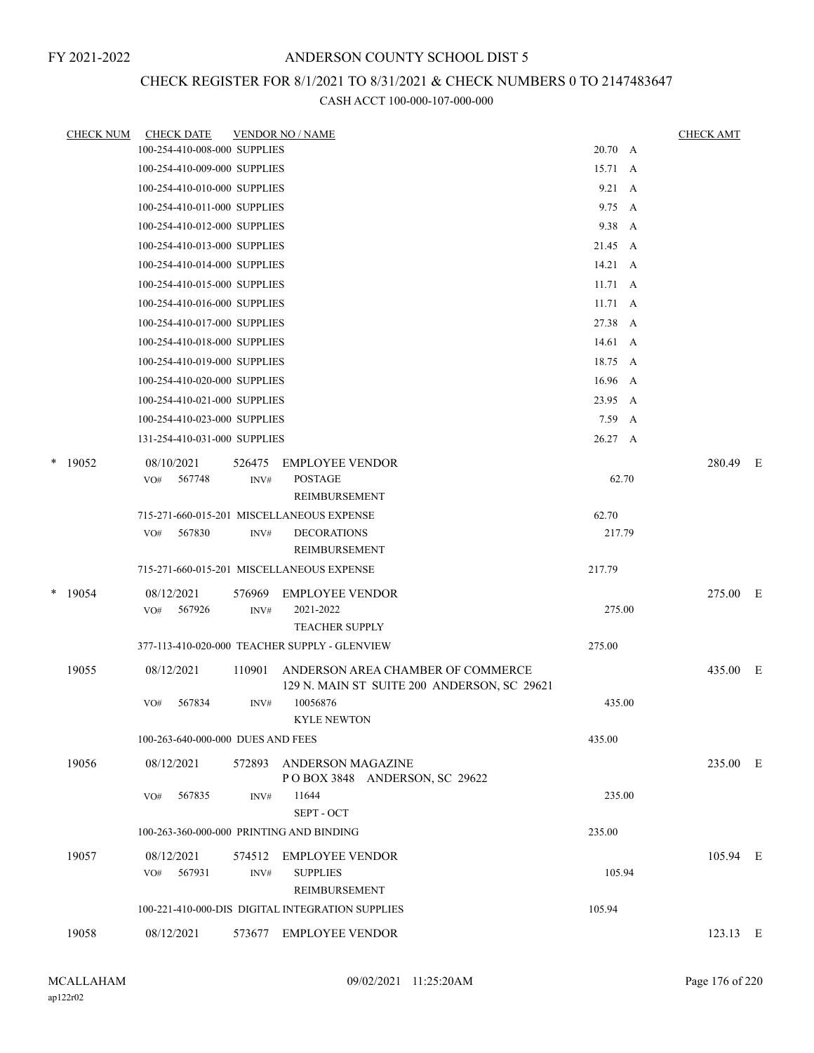FY 2021-2022

# ANDERSON COUNTY SCHOOL DIST 5

## CHECK REGISTER FOR 8/1/2021 TO 8/31/2021 & CHECK NUMBERS 0 TO 2147483647

### CASH ACCT 100-000-107-000-000

| CHECK NUM | CHECK DATE | VENDOR NO / NAME | | CHECK AMT | |
|---|---|---|---|---|---|
| | 100-254-410-008-000 SUPPLIES | | 20.70 A | | |
| | 100-254-410-009-000 SUPPLIES | | 15.71 A | | |
| | 100-254-410-010-000 SUPPLIES | | 9.21 A | | |
| | 100-254-410-011-000 SUPPLIES | | 9.75 A | | |
| | 100-254-410-012-000 SUPPLIES | | 9.38 A | | |
| | 100-254-410-013-000 SUPPLIES | | 21.45 A | | |
| | 100-254-410-014-000 SUPPLIES | | 14.21 A | | |
| | 100-254-410-015-000 SUPPLIES | | 11.71 A | | |
| | 100-254-410-016-000 SUPPLIES | | 11.71 A | | |
| | 100-254-410-017-000 SUPPLIES | | 27.38 A | | |
| | 100-254-410-018-000 SUPPLIES | | 14.61 A | | |
| | 100-254-410-019-000 SUPPLIES | | 18.75 A | | |
| | 100-254-410-020-000 SUPPLIES | | 16.96 A | | |
| | 100-254-410-021-000 SUPPLIES | | 23.95 A | | |
| | 100-254-410-023-000 SUPPLIES | | 7.59 A | | |
| | 131-254-410-031-000 SUPPLIES | | 26.27 A | | |
| * 19052 | 08/10/2021 | 526475 EMPLOYEE VENDOR | | 280.49 | E |
| | VO# 567748 | INV# POSTAGE REIMBURSEMENT | 62.70 | | |
| | 715-271-660-015-201 MISCELLANEOUS EXPENSE | | 62.70 | | |
| | VO# 567830 | INV# DECORATIONS REIMBURSEMENT | 217.79 | | |
| | 715-271-660-015-201 MISCELLANEOUS EXPENSE | | 217.79 | | |
| * 19054 | 08/12/2021 | 576969 EMPLOYEE VENDOR | | 275.00 | E |
| | VO# 567926 | INV# 2021-2022 TEACHER SUPPLY | 275.00 | | |
| | 377-113-410-020-000 TEACHER SUPPLY - GLENVIEW | | 275.00 | | |
| 19055 | 08/12/2021 | 110901 ANDERSON AREA CHAMBER OF COMMERCE 129 N. MAIN ST SUITE 200 ANDERSON, SC 29621 | | 435.00 | E |
| | VO# 567834 | INV# 10056876 KYLE NEWTON | 435.00 | | |
| | 100-263-640-000-000 DUES AND FEES | | 435.00 | | |
| 19056 | 08/12/2021 | 572893 ANDERSON MAGAZINE P O BOX 3848 ANDERSON, SC 29622 | | 235.00 | E |
| | VO# 567835 | INV# 11644 SEPT - OCT | 235.00 | | |
| | 100-263-360-000-000 PRINTING AND BINDING | | 235.00 | | |
| 19057 | 08/12/2021 | 574512 EMPLOYEE VENDOR | | 105.94 | E |
| | VO# 567931 | INV# SUPPLIES REIMBURSEMENT | 105.94 | | |
| | 100-221-410-000-DIS DIGITAL INTEGRATION SUPPLIES | | 105.94 | | |
| 19058 | 08/12/2021 | 573677 EMPLOYEE VENDOR | | 123.13 | E |

MCALLAHAM
ap122r02

09/02/2021 11:25:20AM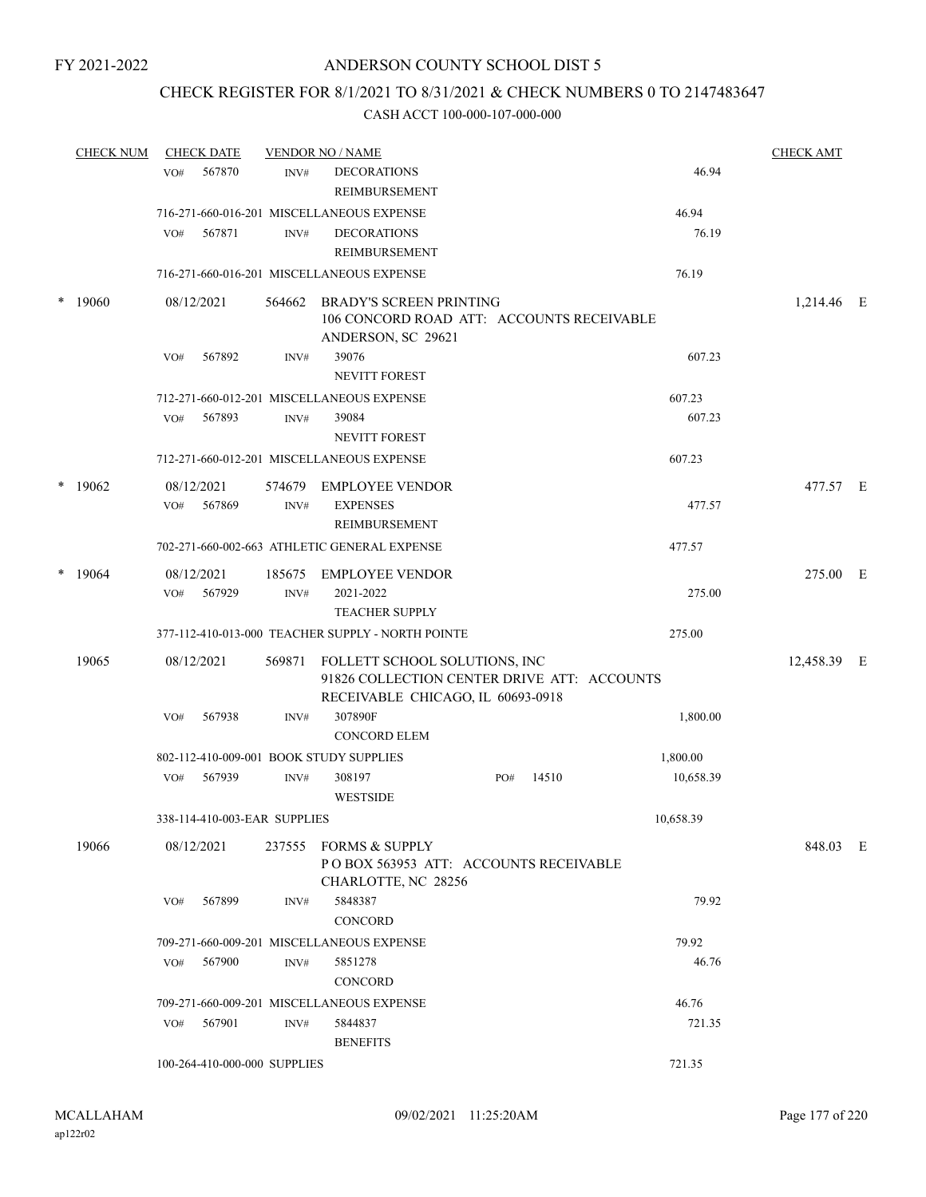FY 2021-2022

# ANDERSON COUNTY SCHOOL DIST 5

## CHECK REGISTER FOR 8/1/2021 TO 8/31/2021 & CHECK NUMBERS 0 TO 2147483647

CASH ACCT 100-000-107-000-000

| CHECK NUM | CHECK DATE | VENDOR NO / NAME | | CHECK AMT |
|---|---|---|---|---|
| | VO# 567870 | INV# DECORATIONS REIMBURSEMENT | 46.94 | |
| | 716-271-660-016-201 MISCELLANEOUS EXPENSE | | 46.94 | |
| | VO# 567871 | INV# DECORATIONS REIMBURSEMENT | 76.19 | |
| | 716-271-660-016-201 MISCELLANEOUS EXPENSE | | 76.19 | |
| * 19060 | 08/12/2021 | 564662 BRADY'S SCREEN PRINTING 106 CONCORD ROAD ATT: ACCOUNTS RECEIVABLE ANDERSON, SC 29621 | | 1,214.46 E |
| | VO# 567892 | INV# 39076 NEVITT FOREST | 607.23 | |
| | 712-271-660-012-201 MISCELLANEOUS EXPENSE | | 607.23 | |
| | VO# 567893 | INV# 39084 NEVITT FOREST | 607.23 | |
| | 712-271-660-012-201 MISCELLANEOUS EXPENSE | | 607.23 | |
| * 19062 | 08/12/2021 | 574679 EMPLOYEE VENDOR | | 477.57 E |
| | VO# 567869 | INV# EXPENSES REIMBURSEMENT | 477.57 | |
| | 702-271-660-002-663 ATHLETIC GENERAL EXPENSE | | 477.57 | |
| * 19064 | 08/12/2021 | 185675 EMPLOYEE VENDOR | | 275.00 E |
| | VO# 567929 | INV# 2021-2022 TEACHER SUPPLY | 275.00 | |
| | 377-112-410-013-000 TEACHER SUPPLY - NORTH POINTE | | 275.00 | |
| 19065 | 08/12/2021 | 569871 FOLLETT SCHOOL SOLUTIONS, INC 91826 COLLECTION CENTER DRIVE ATT: ACCOUNTS RECEIVABLE CHICAGO, IL 60693-0918 | | 12,458.39 E |
| | VO# 567938 | INV# 307890F CONCORD ELEM | 1,800.00 | |
| | 802-112-410-009-001 BOOK STUDY SUPPLIES | | 1,800.00 | |
| | VO# 567939 | INV# 308197 WESTSIDE PO# 14510 | 10,658.39 | |
| | 338-114-410-003-EAR SUPPLIES | | 10,658.39 | |
| 19066 | 08/12/2021 | 237555 FORMS & SUPPLY P O BOX 563953 ATT: ACCOUNTS RECEIVABLE CHARLOTTE, NC 28256 | | 848.03 E |
| | VO# 567899 | INV# 5848387 CONCORD | 79.92 | |
| | 709-271-660-009-201 MISCELLANEOUS EXPENSE | | 79.92 | |
| | VO# 567900 | INV# 5851278 CONCORD | 46.76 | |
| | 709-271-660-009-201 MISCELLANEOUS EXPENSE | | 46.76 | |
| | VO# 567901 | INV# 5844837 BENEFITS | 721.35 | |
| | 100-264-410-000-000 SUPPLIES | | 721.35 | |

MCALLAHAM ap122r02 09/02/2021 11:25:20AM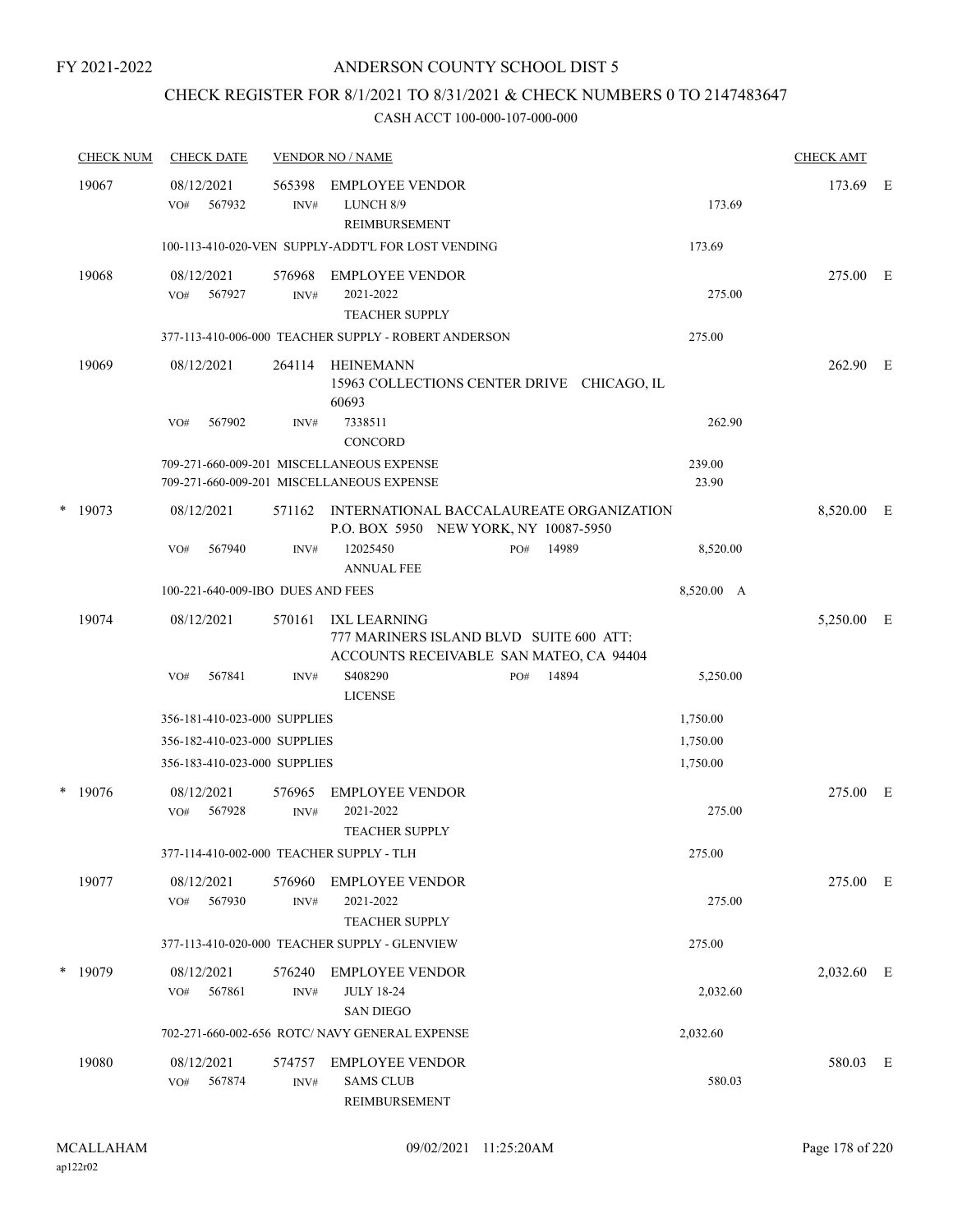FY 2021-2022

# ANDERSON COUNTY SCHOOL DIST 5

## CHECK REGISTER FOR 8/1/2021 TO 8/31/2021 & CHECK NUMBERS 0 TO 2147483647

### CASH ACCT 100-000-107-000-000

| CHECK NUM | CHECK DATE | VENDOR NO / NAME | | CHECK AMT | |
|---|---|---|---|---|---|
| 19067 | 08/12/2021 | 565398 EMPLOYEE VENDOR | | 173.69 | E |
| | VO# 567932 | INV# LUNCH 8/9 REIMBURSEMENT | 173.69 | | |
| | 100-113-410-020-VEN SUPPLY-ADDT'L FOR LOST VENDING | | 173.69 | | |
| 19068 | 08/12/2021 | 576968 EMPLOYEE VENDOR | | 275.00 | E |
| | VO# 567927 | INV# 2021-2022 TEACHER SUPPLY | 275.00 | | |
| | 377-113-410-006-000 TEACHER SUPPLY - ROBERT ANDERSON | | 275.00 | | |
| 19069 | 08/12/2021 | 264114 HEINEMANN 15963 COLLECTIONS CENTER DRIVE CHICAGO, IL 60693 | | 262.90 | E |
| | VO# 567902 | INV# 7338511 CONCORD | 262.90 | | |
| | 709-271-660-009-201 MISCELLANEOUS EXPENSE | | 239.00 | | |
| | 709-271-660-009-201 MISCELLANEOUS EXPENSE | | 23.90 | | |
| * 19073 | 08/12/2021 | 571162 INTERNATIONAL BACCALAUREATE ORGANIZATION P.O. BOX 5950 NEW YORK, NY 10087-5950 | | 8,520.00 | E |
| | VO# 567940 | INV# 12025450 PO# 14989 ANNUAL FEE | 8,520.00 | | |
| | 100-221-640-009-IBO DUES AND FEES | | 8,520.00 A | | |
| 19074 | 08/12/2021 | 570161 IXL LEARNING 777 MARINERS ISLAND BLVD SUITE 600 ATT: ACCOUNTS RECEIVABLE SAN MATEO, CA 94404 | | 5,250.00 | E |
| | VO# 567841 | INV# S408290 PO# 14894 LICENSE | 5,250.00 | | |
| | 356-181-410-023-000 SUPPLIES | | 1,750.00 | | |
| | 356-182-410-023-000 SUPPLIES | | 1,750.00 | | |
| | 356-183-410-023-000 SUPPLIES | | 1,750.00 | | |
| * 19076 | 08/12/2021 | 576965 EMPLOYEE VENDOR | | 275.00 | E |
| | VO# 567928 | INV# 2021-2022 TEACHER SUPPLY | 275.00 | | |
| | 377-114-410-002-000 TEACHER SUPPLY - TLH | | 275.00 | | |
| 19077 | 08/12/2021 | 576960 EMPLOYEE VENDOR | | 275.00 | E |
| | VO# 567930 | INV# 2021-2022 TEACHER SUPPLY | 275.00 | | |
| | 377-113-410-020-000 TEACHER SUPPLY - GLENVIEW | | 275.00 | | |
| * 19079 | 08/12/2021 | 576240 EMPLOYEE VENDOR | | 2,032.60 | E |
| | VO# 567861 | INV# JULY 18-24 SAN DIEGO | 2,032.60 | | |
| | 702-271-660-002-656 ROTC/ NAVY GENERAL EXPENSE | | 2,032.60 | | |
| 19080 | 08/12/2021 | 574757 EMPLOYEE VENDOR | | 580.03 | E |
| | VO# 567874 | INV# SAMS CLUB REIMBURSEMENT | 580.03 | | |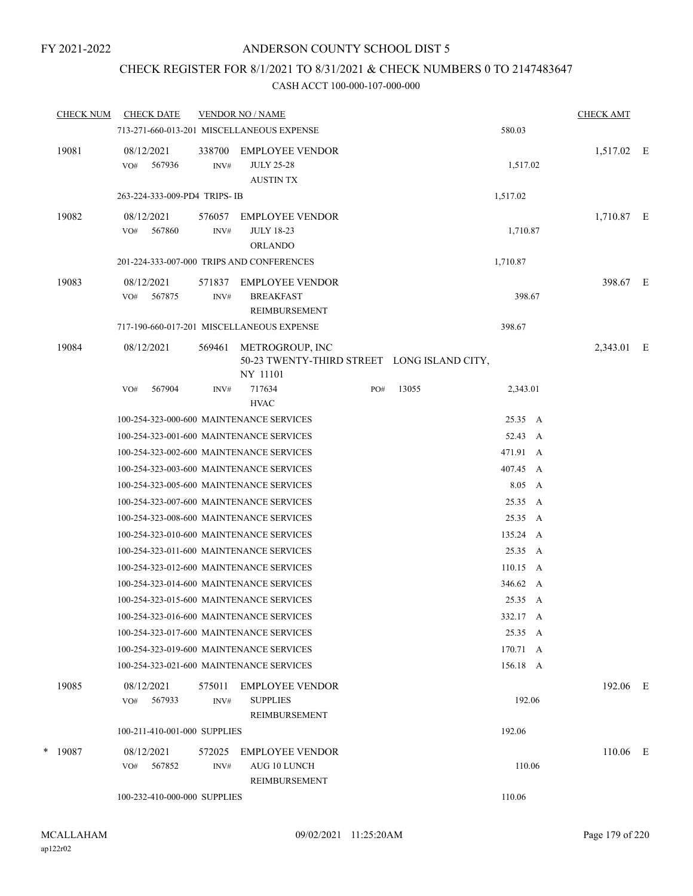FY 2021-2022

# ANDERSON COUNTY SCHOOL DIST 5

## CHECK REGISTER FOR 8/1/2021 TO 8/31/2021 & CHECK NUMBERS 0 TO 2147483647

### CASH ACCT 100-000-107-000-000

| CHECK NUM | CHECK DATE | VENDOR NO / NAME | | CHECK AMT |
|---|---|---|---|---|
| | 713-271-660-013-201 MISCELLANEOUS EXPENSE | | 580.03 | |
| 19081 | 08/12/2021 | 338700 EMPLOYEE VENDOR | | 1,517.02 E |
| | VO# 567936 | INV# JULY 25-28 AUSTIN TX | 1,517.02 | |
| | 263-224-333-009-PD4 TRIPS- IB | | 1,517.02 | |
| 19082 | 08/12/2021 | 576057 EMPLOYEE VENDOR | | 1,710.87 E |
| | VO# 567860 | INV# JULY 18-23 ORLANDO | 1,710.87 | |
| | 201-224-333-007-000 TRIPS AND CONFERENCES | | 1,710.87 | |
| 19083 | 08/12/2021 | 571837 EMPLOYEE VENDOR | | 398.67 E |
| | VO# 567875 | INV# BREAKFAST REIMBURSEMENT | 398.67 | |
| | 717-190-660-017-201 MISCELLANEOUS EXPENSE | | 398.67 | |
| 19084 | 08/12/2021 | 569461 METROGROUP, INC 50-23 TWENTY-THIRD STREET LONG ISLAND CITY, NY 11101 | | 2,343.01 E |
| | VO# 567904 | INV# 717634 HVAC PO# 13055 | 2,343.01 | |
| | 100-254-323-000-600 MAINTENANCE SERVICES | | 25.35 A | |
| | 100-254-323-001-600 MAINTENANCE SERVICES | | 52.43 A | |
| | 100-254-323-002-600 MAINTENANCE SERVICES | | 471.91 A | |
| | 100-254-323-003-600 MAINTENANCE SERVICES | | 407.45 A | |
| | 100-254-323-005-600 MAINTENANCE SERVICES | | 8.05 A | |
| | 100-254-323-007-600 MAINTENANCE SERVICES | | 25.35 A | |
| | 100-254-323-008-600 MAINTENANCE SERVICES | | 25.35 A | |
| | 100-254-323-010-600 MAINTENANCE SERVICES | | 135.24 A | |
| | 100-254-323-011-600 MAINTENANCE SERVICES | | 25.35 A | |
| | 100-254-323-012-600 MAINTENANCE SERVICES | | 110.15 A | |
| | 100-254-323-014-600 MAINTENANCE SERVICES | | 346.62 A | |
| | 100-254-323-015-600 MAINTENANCE SERVICES | | 25.35 A | |
| | 100-254-323-016-600 MAINTENANCE SERVICES | | 332.17 A | |
| | 100-254-323-017-600 MAINTENANCE SERVICES | | 25.35 A | |
| | 100-254-323-019-600 MAINTENANCE SERVICES | | 170.71 A | |
| | 100-254-323-021-600 MAINTENANCE SERVICES | | 156.18 A | |
| 19085 | 08/12/2021 | 575011 EMPLOYEE VENDOR | | 192.06 E |
| | VO# 567933 | INV# SUPPLIES REIMBURSEMENT | 192.06 | |
| | 100-211-410-001-000 SUPPLIES | | 192.06 | |
| * 19087 | 08/12/2021 | 572025 EMPLOYEE VENDOR | | 110.06 E |
| | VO# 567852 | INV# AUG 10 LUNCH REIMBURSEMENT | 110.06 | |
| | 100-232-410-000-000 SUPPLIES | | 110.06 | |

MCALLAHAM ap122r02 09/02/2021 11:25:20AM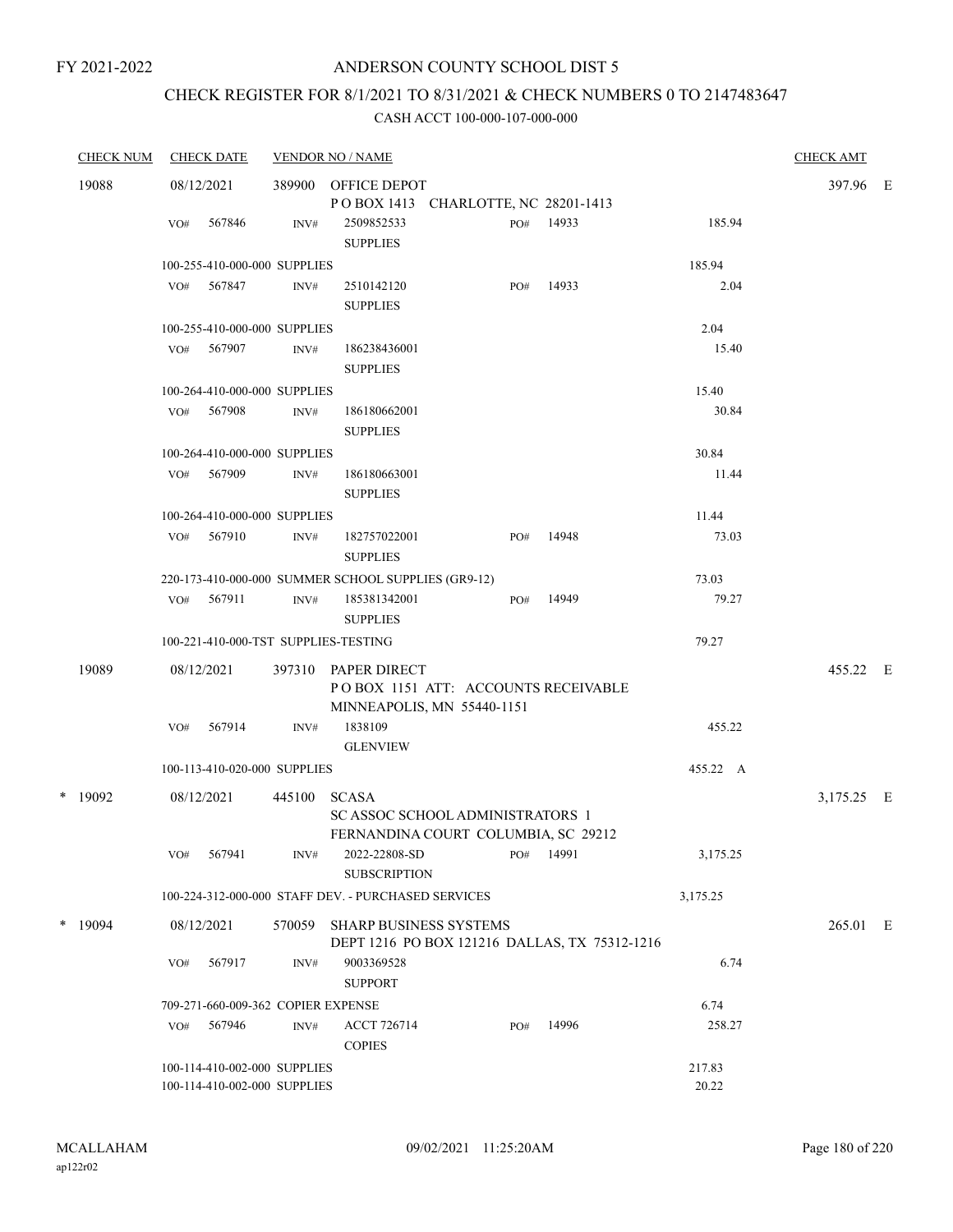FY 2021-2022

# ANDERSON COUNTY SCHOOL DIST 5

## CHECK REGISTER FOR 8/1/2021 TO 8/31/2021 & CHECK NUMBERS 0 TO 2147483647

### CASH ACCT 100-000-107-000-000

| CHECK NUM | CHECK DATE | VENDOR NO / NAME | | | CHECK AMT |
|---|---|---|---|---|---|
| 19088 | 08/12/2021 | 389900 OFFICE DEPOT<br>P O BOX 1413 CHARLOTTE, NC 28201-1413 | | | 397.96 E |
| | VO# 567846 | INV# 2509852533<br>SUPPLIES | PO# 14933 | 185.94 | |
| | 100-255-410-000-000 SUPPLIES | | | 185.94 | |
| | VO# 567847 | INV# 2510142120<br>SUPPLIES | PO# 14933 | 2.04 | |
| | 100-255-410-000-000 SUPPLIES | | | 2.04 | |
| | VO# 567907 | INV# 186238436001<br>SUPPLIES | | 15.40 | |
| | 100-264-410-000-000 SUPPLIES | | | 15.40 | |
| | VO# 567908 | INV# 186180662001<br>SUPPLIES | | 30.84 | |
| | 100-264-410-000-000 SUPPLIES | | | 30.84 | |
| | VO# 567909 | INV# 186180663001<br>SUPPLIES | | 11.44 | |
| | 100-264-410-000-000 SUPPLIES | | | 11.44 | |
| | VO# 567910 | INV# 182757022001<br>SUPPLIES | PO# 14948 | 73.03 | |
| | 220-173-410-000-000 SUMMER SCHOOL SUPPLIES (GR9-12) | | | 73.03 | |
| | VO# 567911 | INV# 185381342001<br>SUPPLIES | PO# 14949 | 79.27 | |
| | 100-221-410-000-TST SUPPLIES-TESTING | | | 79.27 | |
| 19089 | 08/12/2021 | 397310 PAPER DIRECT<br>P O BOX 1151 ATT: ACCOUNTS RECEIVABLE<br>MINNEAPOLIS, MN 55440-1151 | | | 455.22 E |
| | VO# 567914 | INV# 1838109<br>GLENVIEW | | 455.22 | |
| | 100-113-410-020-000 SUPPLIES | | | 455.22 A | |
| * 19092 | 08/12/2021 | 445100 SCASA<br>SC ASSOC SCHOOL ADMINISTRATORS 1<br>FERNANDINA COURT COLUMBIA, SC 29212 | | | 3,175.25 E |
| | VO# 567941 | INV# 2022-22808-SD<br>SUBSCRIPTION | PO# 14991 | 3,175.25 | |
| | 100-224-312-000-000 STAFF DEV. - PURCHASED SERVICES | | | 3,175.25 | |
| * 19094 | 08/12/2021 | 570059 SHARP BUSINESS SYSTEMS<br>DEPT 1216 PO BOX 121216 DALLAS, TX 75312-1216 | | | 265.01 E |
| | VO# 567917 | INV# 9003369528<br>SUPPORT | | 6.74 | |
| | 709-271-660-009-362 COPIER EXPENSE | | | 6.74 | |
| | VO# 567946 | INV# ACCT 726714<br>COPIES | PO# 14996 | 258.27 | |
| | 100-114-410-002-000 SUPPLIES | | | 217.83 | |
| | 100-114-410-002-000 SUPPLIES | | | 20.22 | |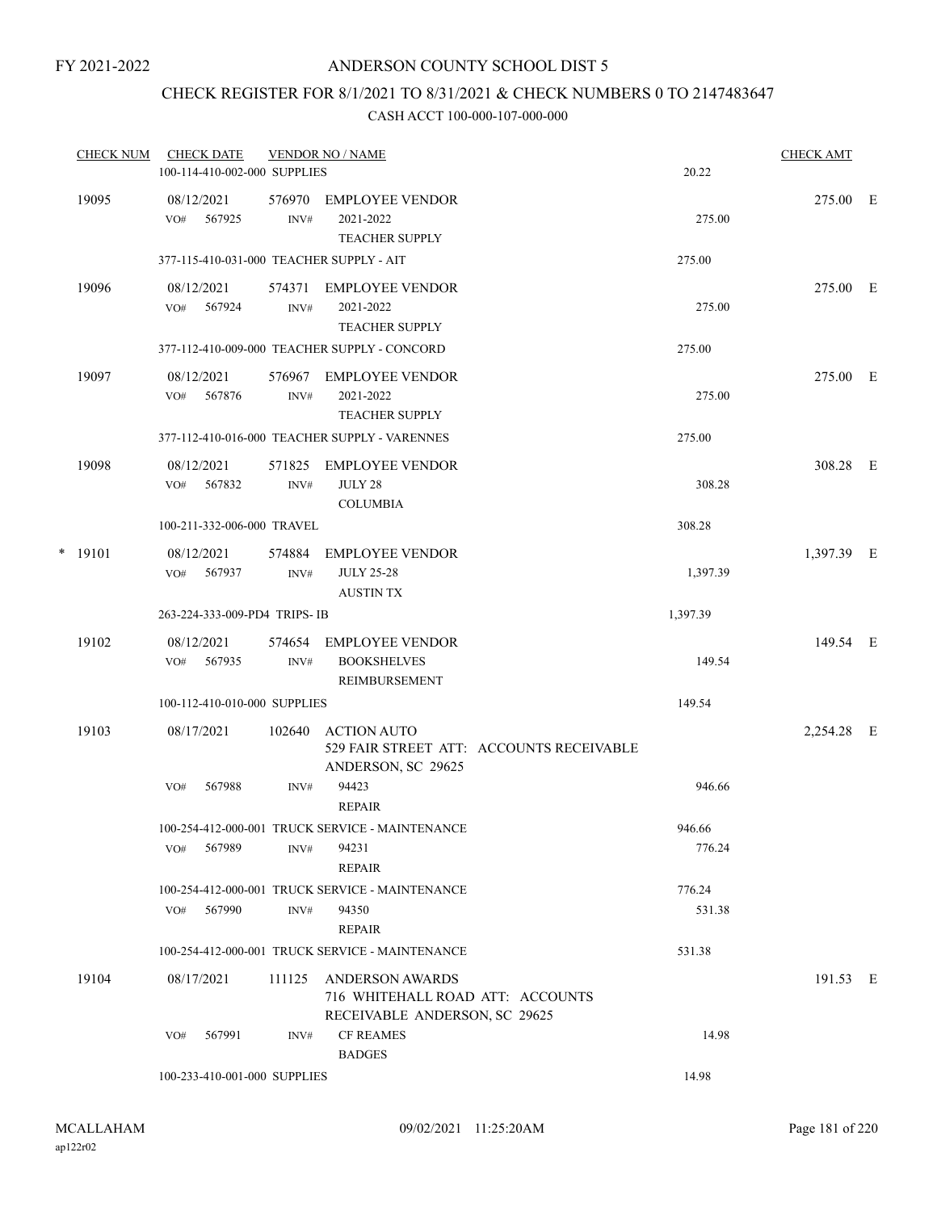FY 2021-2022

# ANDERSON COUNTY SCHOOL DIST 5

## CHECK REGISTER FOR 8/1/2021 TO 8/31/2021 & CHECK NUMBERS 0 TO 2147483647

### CASH ACCT 100-000-107-000-000

| CHECK NUM | CHECK DATE | VENDOR NO / NAME | | CHECK AMT | |
|---|---|---|---|---|---|
| | 100-114-410-002-000 SUPPLIES | | 20.22 | | |
| 19095 | 08/12/2021 | 576970 EMPLOYEE VENDOR | | 275.00 | E |
| | VO# 567925 INV# | 2021-2022 TEACHER SUPPLY | 275.00 | | |
| | 377-115-410-031-000 TEACHER SUPPLY - AIT | | 275.00 | | |
| 19096 | 08/12/2021 | 574371 EMPLOYEE VENDOR | | 275.00 | E |
| | VO# 567924 INV# | 2021-2022 TEACHER SUPPLY | 275.00 | | |
| | 377-112-410-009-000 TEACHER SUPPLY - CONCORD | | 275.00 | | |
| 19097 | 08/12/2021 | 576967 EMPLOYEE VENDOR | | 275.00 | E |
| | VO# 567876 INV# | 2021-2022 TEACHER SUPPLY | 275.00 | | |
| | 377-112-410-016-000 TEACHER SUPPLY - VARENNES | | 275.00 | | |
| 19098 | 08/12/2021 | 571825 EMPLOYEE VENDOR | | 308.28 | E |
| | VO# 567832 INV# | JULY 28 COLUMBIA | 308.28 | | |
| | 100-211-332-006-000 TRAVEL | | 308.28 | | |
| * 19101 | 08/12/2021 | 574884 EMPLOYEE VENDOR | | 1,397.39 | E |
| | VO# 567937 INV# | JULY 25-28 AUSTIN TX | 1,397.39 | | |
| | 263-224-333-009-PD4 TRIPS- IB | | 1,397.39 | | |
| 19102 | 08/12/2021 | 574654 EMPLOYEE VENDOR | | 149.54 | E |
| | VO# 567935 INV# | BOOKSHELVES REIMBURSEMENT | 149.54 | | |
| | 100-112-410-010-000 SUPPLIES | | 149.54 | | |
| 19103 | 08/17/2021 | 102640 ACTION AUTO 529 FAIR STREET ATT: ACCOUNTS RECEIVABLE ANDERSON, SC 29625 | | 2,254.28 | E |
| | VO# 567988 INV# | 94423 REPAIR | 946.66 | | |
| | 100-254-412-000-001 TRUCK SERVICE - MAINTENANCE | | 946.66 | | |
| | VO# 567989 INV# | 94231 REPAIR | 776.24 | | |
| | 100-254-412-000-001 TRUCK SERVICE - MAINTENANCE | | 776.24 | | |
| | VO# 567990 INV# | 94350 REPAIR | 531.38 | | |
| | 100-254-412-000-001 TRUCK SERVICE - MAINTENANCE | | 531.38 | | |
| 19104 | 08/17/2021 | 111125 ANDERSON AWARDS 716 WHITEHALL ROAD ATT: ACCOUNTS RECEIVABLE ANDERSON, SC 29625 | | 191.53 | E |
| | VO# 567991 INV# | CF REAMES BADGES | 14.98 | | |
| | 100-233-410-001-000 SUPPLIES | | 14.98 | | |

MCALLAHAM
ap122r02

09/02/2021 11:25:20AM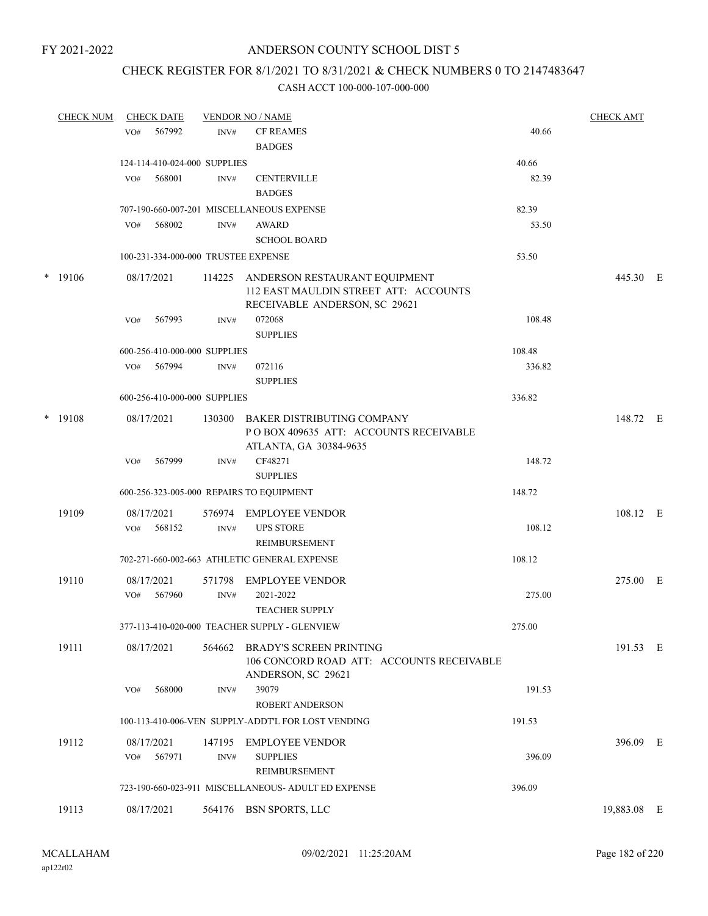FY 2021-2022

# ANDERSON COUNTY SCHOOL DIST 5

## CHECK REGISTER FOR 8/1/2021 TO 8/31/2021 & CHECK NUMBERS 0 TO 2147483647

### CASH ACCT 100-000-107-000-000

| CHECK NUM | CHECK DATE | VENDOR NO / NAME | | CHECK AMT | |
|---|---|---|---|---|---|
| | VO# 567992 INV# | CF REAMES<br>BADGES | 40.66 | | |
| | 124-114-410-024-000 SUPPLIES | | 40.66 | | |
| | VO# 568001 INV# | CENTERVILLE<br>BADGES | 82.39 | | |
| | 707-190-660-007-201 MISCELLANEOUS EXPENSE | | 82.39 | | |
| | VO# 568002 INV# | AWARD<br>SCHOOL BOARD | 53.50 | | |
| | 100-231-334-000-000 TRUSTEE EXPENSE | | 53.50 | | |
| * 19106 | 08/17/2021 | 114225 ANDERSON RESTAURANT EQUIPMENT<br>112 EAST MAULDIN STREET ATT: ACCOUNTS RECEIVABLE ANDERSON, SC 29621 | | 445.30 | E |
| | VO# 567993 INV# | 072068<br>SUPPLIES | 108.48 | | |
| | 600-256-410-000-000 SUPPLIES | | 108.48 | | |
| | VO# 567994 INV# | 072116<br>SUPPLIES | 336.82 | | |
| | 600-256-410-000-000 SUPPLIES | | 336.82 | | |
| * 19108 | 08/17/2021 | 130300 BAKER DISTRIBUTING COMPANY<br>P O BOX 409635 ATT: ACCOUNTS RECEIVABLE ATLANTA, GA 30384-9635 | | 148.72 | E |
| | VO# 567999 INV# | CF48271<br>SUPPLIES | 148.72 | | |
| | 600-256-323-005-000 REPAIRS TO EQUIPMENT | | 148.72 | | |
| 19109 | 08/17/2021 | 576974 EMPLOYEE VENDOR | | 108.12 | E |
| | VO# 568152 INV# | UPS STORE<br>REIMBURSEMENT | 108.12 | | |
| | 702-271-660-002-663 ATHLETIC GENERAL EXPENSE | | 108.12 | | |
| 19110 | 08/17/2021 | 571798 EMPLOYEE VENDOR | | 275.00 | E |
| | VO# 567960 INV# | 2021-2022<br>TEACHER SUPPLY | 275.00 | | |
| | 377-113-410-020-000 TEACHER SUPPLY - GLENVIEW | | 275.00 | | |
| 19111 | 08/17/2021 | 564662 BRADY'S SCREEN PRINTING<br>106 CONCORD ROAD ATT: ACCOUNTS RECEIVABLE ANDERSON, SC 29621 | | 191.53 | E |
| | VO# 568000 INV# | 39079<br>ROBERT ANDERSON | 191.53 | | |
| | 100-113-410-006-VEN SUPPLY-ADDT'L FOR LOST VENDING | | 191.53 | | |
| 19112 | 08/17/2021 | 147195 EMPLOYEE VENDOR | | 396.09 | E |
| | VO# 567971 INV# | SUPPLIES<br>REIMBURSEMENT | 396.09 | | |
| | 723-190-660-023-911 MISCELLANEOUS- ADULT ED EXPENSE | | 396.09 | | |
| 19113 | 08/17/2021 | 564176 BSN SPORTS, LLC | | 19,883.08 | E |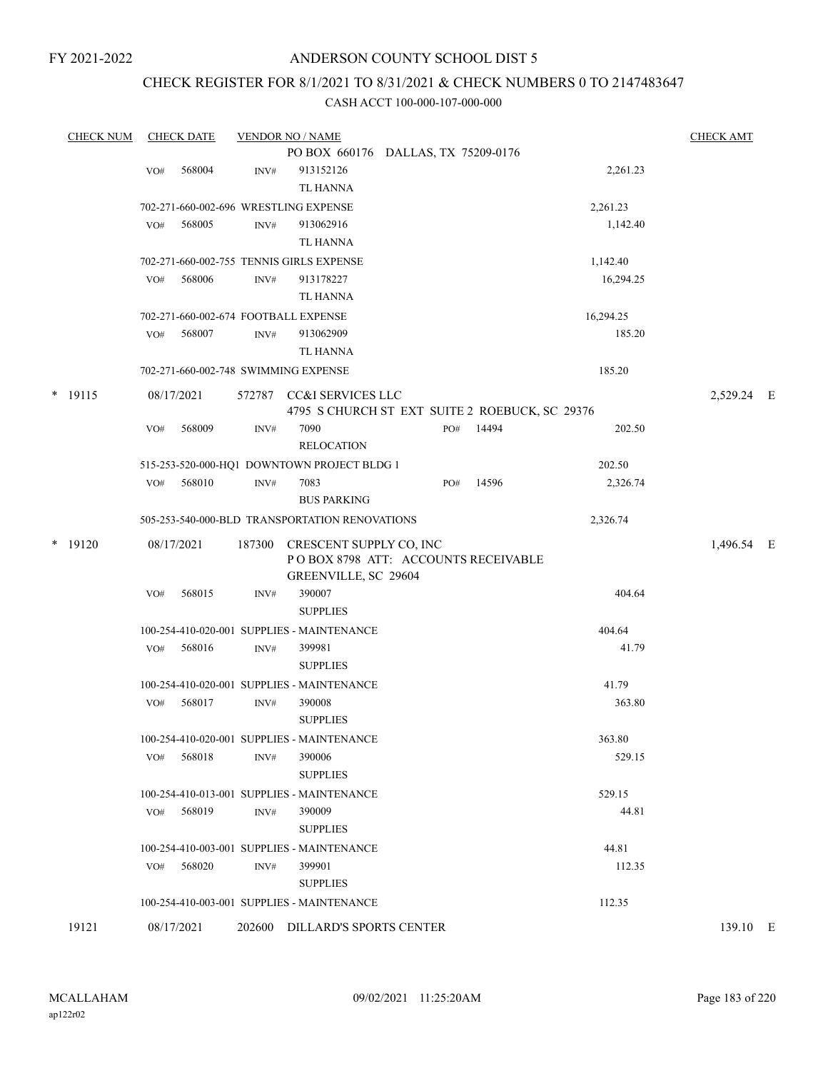FY 2021-2022

ANDERSON COUNTY SCHOOL DIST 5

CHECK REGISTER FOR 8/1/2021 TO 8/31/2021 & CHECK NUMBERS 0 TO 2147483647

CASH ACCT 100-000-107-000-000

| CHECK NUM | CHECK DATE | VENDOR NO / NAME | | CHECK AMT |
|---|---|---|---|---|
| | | PO BOX 660176 DALLAS, TX 75209-0176 | | |
| | VO# 568004 | INV# 913152126<br>TL HANNA | 2,261.23 | |
| | 702-271-660-002-696 WRESTLING EXPENSE | | 2,261.23 | |
| | VO# 568005 | INV# 913062916<br>TL HANNA | 1,142.40 | |
| | 702-271-660-002-755 TENNIS GIRLS EXPENSE | | 1,142.40 | |
| | VO# 568006 | INV# 913178227<br>TL HANNA | 16,294.25 | |
| | 702-271-660-002-674 FOOTBALL EXPENSE | | 16,294.25 | |
| | VO# 568007 | INV# 913062909<br>TL HANNA | 185.20 | |
| | 702-271-660-002-748 SWIMMING EXPENSE | | 185.20 | |
| * 19115 | 08/17/2021 | 572787 CC&I SERVICES LLC<br>4795 S CHURCH ST EXT SUITE 2 ROEBUCK, SC 29376 | | 2,529.24 E |
| | VO# 568009 | INV# 7090 PO# 14494<br>RELOCATION | 202.50 | |
| | 515-253-520-000-HQ1 DOWNTOWN PROJECT BLDG 1 | | 202.50 | |
| | VO# 568010 | INV# 7083 PO# 14596<br>BUS PARKING | 2,326.74 | |
| | 505-253-540-000-BLD TRANSPORTATION RENOVATIONS | | 2,326.74 | |
| * 19120 | 08/17/2021 | 187300 CRESCENT SUPPLY CO, INC<br>P O BOX 8798 ATT: ACCOUNTS RECEIVABLE<br>GREENVILLE, SC 29604 | | 1,496.54 E |
| | VO# 568015 | INV# 390007<br>SUPPLIES | 404.64 | |
| | 100-254-410-020-001 SUPPLIES - MAINTENANCE | | 404.64 | |
| | VO# 568016 | INV# 399981<br>SUPPLIES | 41.79 | |
| | 100-254-410-020-001 SUPPLIES - MAINTENANCE | | 41.79 | |
| | VO# 568017 | INV# 390008<br>SUPPLIES | 363.80 | |
| | 100-254-410-020-001 SUPPLIES - MAINTENANCE | | 363.80 | |
| | VO# 568018 | INV# 390006<br>SUPPLIES | 529.15 | |
| | 100-254-410-013-001 SUPPLIES - MAINTENANCE | | 529.15 | |
| | VO# 568019 | INV# 390009<br>SUPPLIES | 44.81 | |
| | 100-254-410-003-001 SUPPLIES - MAINTENANCE | | 44.81 | |
| | VO# 568020 | INV# 399901<br>SUPPLIES | 112.35 | |
| | 100-254-410-003-001 SUPPLIES - MAINTENANCE | | 112.35 | |
| 19121 | 08/17/2021 | 202600 DILLARD'S SPORTS CENTER | | 139.10 E |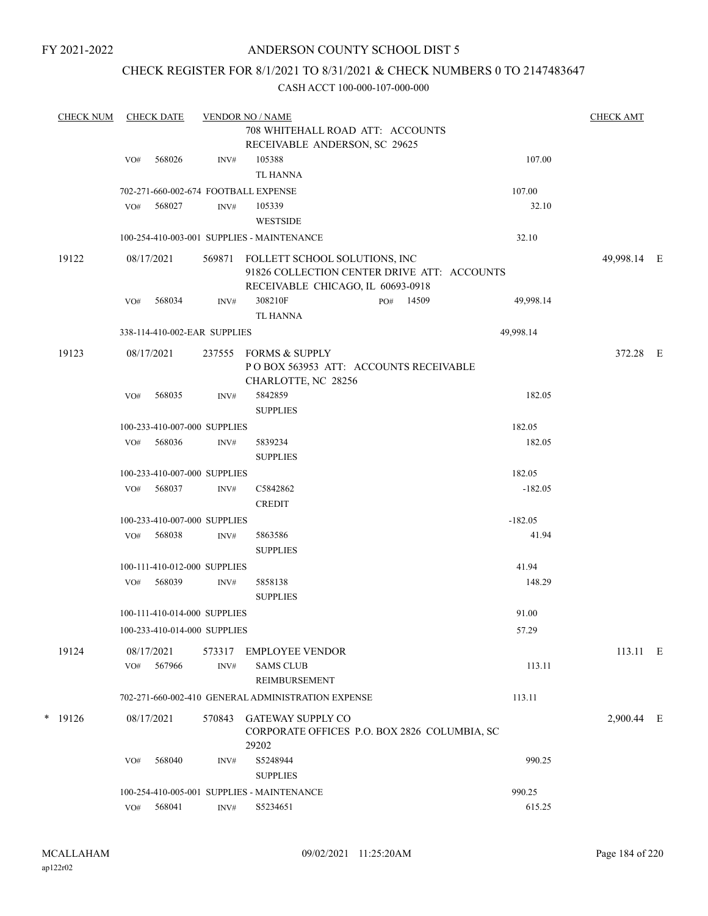FY 2021-2022

# ANDERSON COUNTY SCHOOL DIST 5

## CHECK REGISTER FOR 8/1/2021 TO 8/31/2021 & CHECK NUMBERS 0 TO 2147483647

CASH ACCT 100-000-107-000-000

| CHECK NUM | CHECK DATE | VENDOR NO / NAME | | CHECK AMT |
|---|---|---|---|---|
| | | 708 WHITEHALL ROAD ATT: ACCOUNTS RECEIVABLE ANDERSON, SC 29625 | | |
| | VO# 568026 | INV# 105388 TL HANNA | 107.00 | |
| | | 702-271-660-002-674 FOOTBALL EXPENSE | 107.00 | |
| | VO# 568027 | INV# 105339 WESTSIDE | 32.10 | |
| | | 100-254-410-003-001 SUPPLIES - MAINTENANCE | 32.10 | |
| 19122 | 08/17/2021 | 569871 FOLLETT SCHOOL SOLUTIONS, INC 91826 COLLECTION CENTER DRIVE ATT: ACCOUNTS RECEIVABLE CHICAGO, IL 60693-0918 | | 49,998.14 E |
| | VO# 568034 | INV# 308210F PO# 14509 TL HANNA | 49,998.14 | |
| | | 338-114-410-002-EAR SUPPLIES | 49,998.14 | |
| 19123 | 08/17/2021 | 237555 FORMS & SUPPLY P O BOX 563953 ATT: ACCOUNTS RECEIVABLE CHARLOTTE, NC 28256 | | 372.28 E |
| | VO# 568035 | INV# 5842859 SUPPLIES | 182.05 | |
| | | 100-233-410-007-000 SUPPLIES | 182.05 | |
| | VO# 568036 | INV# 5839234 SUPPLIES | 182.05 | |
| | | 100-233-410-007-000 SUPPLIES | 182.05 | |
| | VO# 568037 | INV# C5842862 CREDIT | -182.05 | |
| | | 100-233-410-007-000 SUPPLIES | -182.05 | |
| | VO# 568038 | INV# 5863586 SUPPLIES | 41.94 | |
| | | 100-111-410-012-000 SUPPLIES | 41.94 | |
| | VO# 568039 | INV# 5858138 SUPPLIES | 148.29 | |
| | | 100-111-410-014-000 SUPPLIES | 91.00 | |
| | | 100-233-410-014-000 SUPPLIES | 57.29 | |
| 19124 | 08/17/2021 | 573317 EMPLOYEE VENDOR | | 113.11 E |
| | VO# 567966 | INV# SAMS CLUB REIMBURSEMENT | 113.11 | |
| | | 702-271-660-002-410 GENERAL ADMINISTRATION EXPENSE | 113.11 | |
| * 19126 | 08/17/2021 | 570843 GATEWAY SUPPLY CO CORPORATE OFFICES P.O. BOX 2826 COLUMBIA, SC 29202 | | 2,900.44 E |
| | VO# 568040 | INV# S5248944 SUPPLIES | 990.25 | |
| | | 100-254-410-005-001 SUPPLIES - MAINTENANCE | 990.25 | |
| | VO# 568041 | INV# S5234651 | 615.25 | |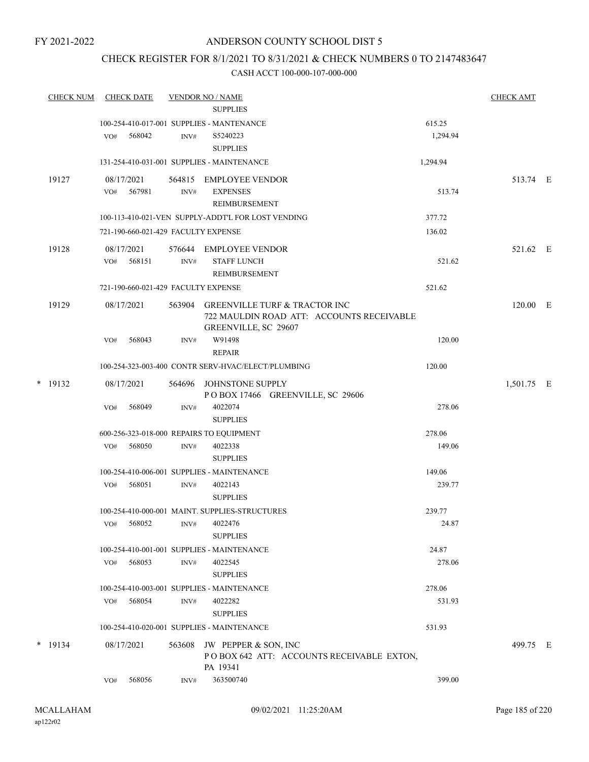# ANDERSON COUNTY SCHOOL DIST 5

## CHECK REGISTER FOR 8/1/2021 TO 8/31/2021 & CHECK NUMBERS 0 TO 2147483647

CASH ACCT 100-000-107-000-000

| CHECK NUM | CHECK DATE | VENDOR NO / NAME | | CHECK AMT |
|---|---|---|---|---|
| | | SUPPLIES | | |
| | 100-254-410-017-001 SUPPLIES - MANTENANCE | | 615.25 | |
| | VO# 568042 | INV# S5240223 SUPPLIES | 1,294.94 | |
| | 131-254-410-031-001 SUPPLIES - MAINTENANCE | | 1,294.94 | |
| 19127 | 08/17/2021 | 564815 EMPLOYEE VENDOR | | 513.74 E |
| | VO# 567981 | INV# EXPENSES REIMBURSEMENT | 513.74 | |
| | 100-113-410-021-VEN SUPPLY-ADDT'L FOR LOST VENDING | | 377.72 | |
| | 721-190-660-021-429 FACULTY EXPENSE | | 136.02 | |
| 19128 | 08/17/2021 | 576644 EMPLOYEE VENDOR | | 521.62 E |
| | VO# 568151 | INV# STAFF LUNCH REIMBURSEMENT | 521.62 | |
| | 721-190-660-021-429 FACULTY EXPENSE | | 521.62 | |
| 19129 | 08/17/2021 | 563904 GREENVILLE TURF & TRACTOR INC 722 MAULDIN ROAD ATT: ACCOUNTS RECEIVABLE GREENVILLE, SC 29607 | | 120.00 E |
| | VO# 568043 | INV# W91498 REPAIR | 120.00 | |
| | 100-254-323-003-400 CONTR SERV-HVAC/ELECT/PLUMBING | | 120.00 | |
| * 19132 | 08/17/2021 | 564696 JOHNSTONE SUPPLY P O BOX 17466 GREENVILLE, SC 29606 | | 1,501.75 E |
| | VO# 568049 | INV# 4022074 SUPPLIES | 278.06 | |
| | 600-256-323-018-000 REPAIRS TO EQUIPMENT | | 278.06 | |
| | VO# 568050 | INV# 4022338 SUPPLIES | 149.06 | |
| | 100-254-410-006-001 SUPPLIES - MAINTENANCE | | 149.06 | |
| | VO# 568051 | INV# 4022143 SUPPLIES | 239.77 | |
| | 100-254-410-000-001 MAINT. SUPPLIES-STRUCTURES | | 239.77 | |
| | VO# 568052 | INV# 4022476 SUPPLIES | 24.87 | |
| | 100-254-410-001-001 SUPPLIES - MAINTENANCE | | 24.87 | |
| | VO# 568053 | INV# 4022545 SUPPLIES | 278.06 | |
| | 100-254-410-003-001 SUPPLIES - MAINTENANCE | | 278.06 | |
| | VO# 568054 | INV# 4022282 SUPPLIES | 531.93 | |
| | 100-254-410-020-001 SUPPLIES - MAINTENANCE | | 531.93 | |
| * 19134 | 08/17/2021 | 563608 JW PEPPER & SON, INC P O BOX 642 ATT: ACCOUNTS RECEIVABLE EXTON, PA 19341 | | 499.75 E |
| | VO# 568056 | INV# 363500740 | 399.00 | |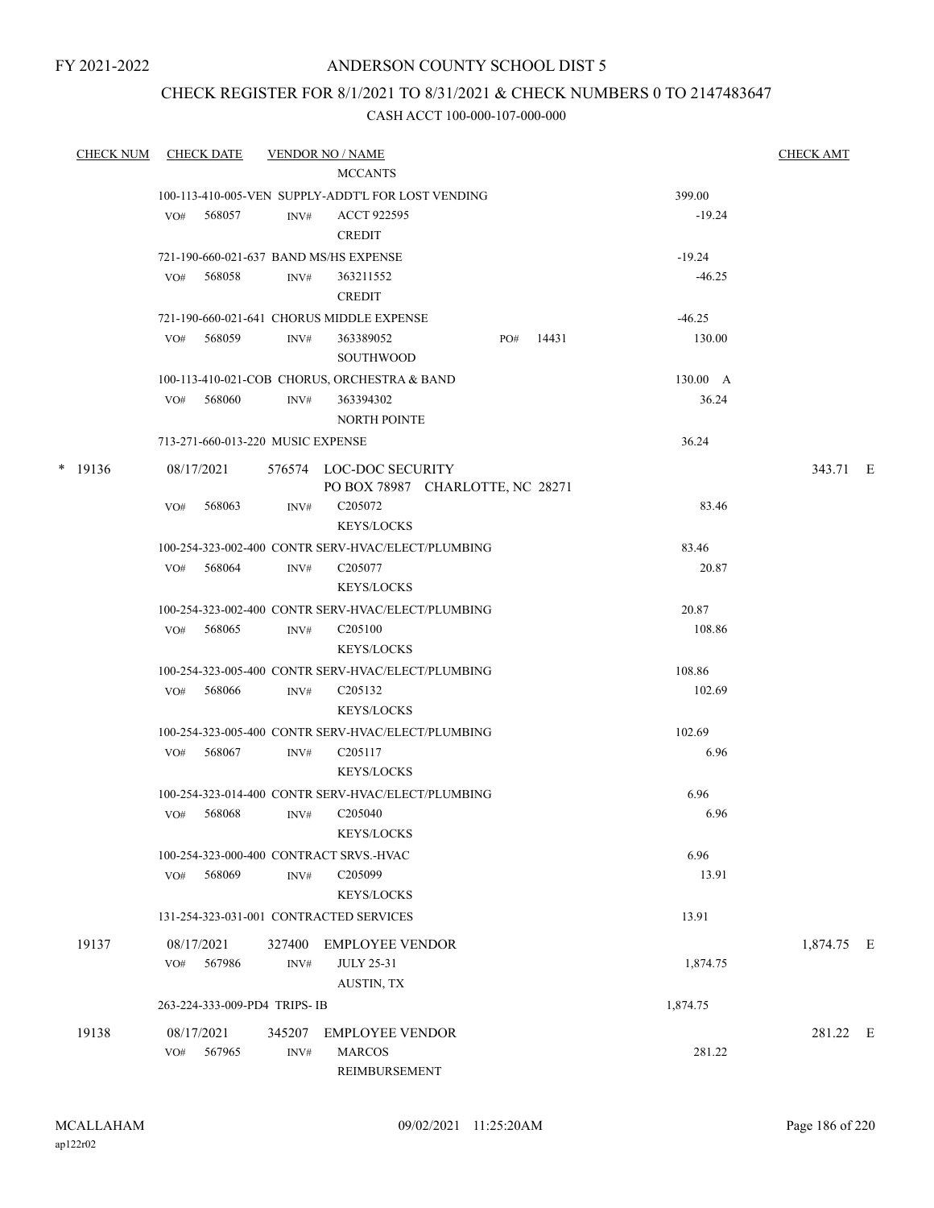FY 2021-2022

# ANDERSON COUNTY SCHOOL DIST 5

## CHECK REGISTER FOR 8/1/2021 TO 8/31/2021 & CHECK NUMBERS 0 TO 2147483647

### CASH ACCT 100-000-107-000-000

| CHECK NUM | CHECK DATE | VENDOR NO / NAME | | CHECK AMT |
|---|---|---|---|---|
| | | MCCANTS | | |
| | 100-113-410-005-VEN SUPPLY-ADDT'L FOR LOST VENDING | | 399.00 | |
| | VO# 568057 | INV# ACCT 922595 CREDIT | -19.24 | |
| | 721-190-660-021-637 BAND MS/HS EXPENSE | | -19.24 | |
| | VO# 568058 | INV# 363211552 CREDIT | -46.25 | |
| | 721-190-660-021-641 CHORUS MIDDLE EXPENSE | | -46.25 | |
| | VO# 568059 | INV# 363389052 PO# 14431 SOUTHWOOD | 130.00 | |
| | 100-113-410-021-COB CHORUS, ORCHESTRA & BAND | | 130.00 A | |
| | VO# 568060 | INV# 363394302 NORTH POINTE | 36.24 | |
| | 713-271-660-013-220 MUSIC EXPENSE | | 36.24 | |
| * 19136 | 08/17/2021 | 576574 LOC-DOC SECURITY PO BOX 78987 CHARLOTTE, NC 28271 | | 343.71 E |
| | VO# 568063 | INV# C205072 KEYS/LOCKS | 83.46 | |
| | 100-254-323-002-400 CONTR SERV-HVAC/ELECT/PLUMBING | | 83.46 | |
| | VO# 568064 | INV# C205077 KEYS/LOCKS | 20.87 | |
| | 100-254-323-002-400 CONTR SERV-HVAC/ELECT/PLUMBING | | 20.87 | |
| | VO# 568065 | INV# C205100 KEYS/LOCKS | 108.86 | |
| | 100-254-323-005-400 CONTR SERV-HVAC/ELECT/PLUMBING | | 108.86 | |
| | VO# 568066 | INV# C205132 KEYS/LOCKS | 102.69 | |
| | 100-254-323-005-400 CONTR SERV-HVAC/ELECT/PLUMBING | | 102.69 | |
| | VO# 568067 | INV# C205117 KEYS/LOCKS | 6.96 | |
| | 100-254-323-014-400 CONTR SERV-HVAC/ELECT/PLUMBING | | 6.96 | |
| | VO# 568068 | INV# C205040 KEYS/LOCKS | 6.96 | |
| | 100-254-323-000-400 CONTRACT SRVS.-HVAC | | 6.96 | |
| | VO# 568069 | INV# C205099 KEYS/LOCKS | 13.91 | |
| | 131-254-323-031-001 CONTRACTED SERVICES | | 13.91 | |
| 19137 | 08/17/2021 | 327400 EMPLOYEE VENDOR | | 1,874.75 E |
| | VO# 567986 | INV# JULY 25-31 AUSTIN, TX | 1,874.75 | |
| | 263-224-333-009-PD4 TRIPS- IB | | 1,874.75 | |
| 19138 | 08/17/2021 | 345207 EMPLOYEE VENDOR | | 281.22 E |
| | VO# 567965 | INV# MARCOS REIMBURSEMENT | 281.22 | |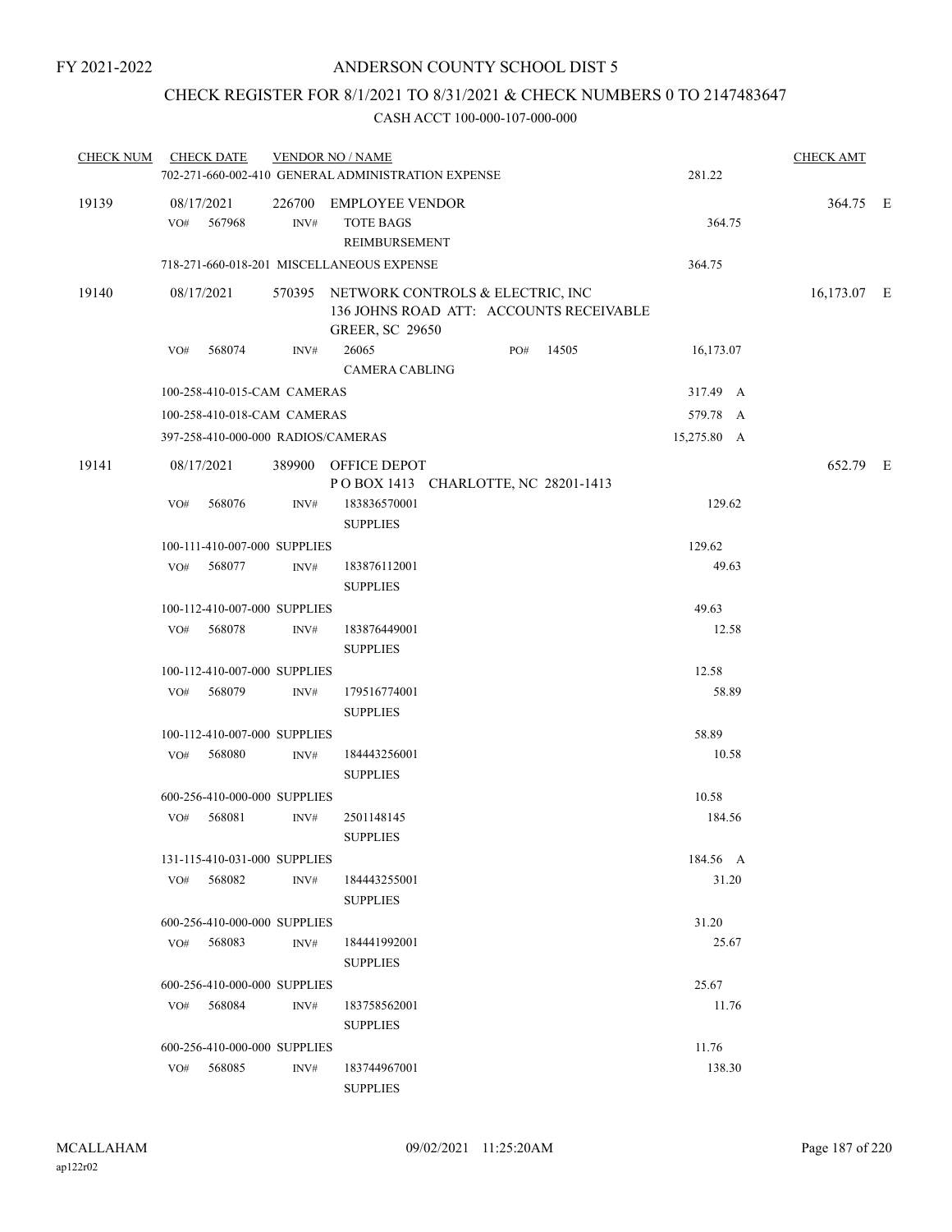FY 2021-2022

# ANDERSON COUNTY SCHOOL DIST 5

## CHECK REGISTER FOR 8/1/2021 TO 8/31/2021 & CHECK NUMBERS 0 TO 2147483647

### CASH ACCT 100-000-107-000-000

| CHECK NUM | CHECK DATE | VENDOR NO / NAME | | | CHECK AMT | |
|---|---|---|---|---|---|---|
| | 702-271-660-002-410 GENERAL ADMINISTRATION EXPENSE | | | 281.22 | | |
| 19139 | 08/17/2021 | 226700 EMPLOYEE VENDOR | | | 364.75 | E |
| | VO# 567968 | INV# TOTE BAGS REIMBURSEMENT | | 364.75 | | |
| | 718-271-660-018-201 MISCELLANEOUS EXPENSE | | | 364.75 | | |
| 19140 | 08/17/2021 | 570395 NETWORK CONTROLS & ELECTRIC, INC 136 JOHNS ROAD ATT: ACCOUNTS RECEIVABLE GREER, SC 29650 | | | 16,173.07 | E |
| | VO# 568074 | INV# 26065 CAMERA CABLING | PO# 14505 | 16,173.07 | | |
| | 100-258-410-015-CAM CAMERAS | | | 317.49 A | | |
| | 100-258-410-018-CAM CAMERAS | | | 579.78 A | | |
| | 397-258-410-000-000 RADIOS/CAMERAS | | | 15,275.80 A | | |
| 19141 | 08/17/2021 | 389900 OFFICE DEPOT P O BOX 1413 CHARLOTTE, NC 28201-1413 | | | 652.79 | E |
| | VO# 568076 | INV# 183836570001 SUPPLIES | | 129.62 | | |
| | 100-111-410-007-000 SUPPLIES | | | 129.62 | | |
| | VO# 568077 | INV# 183876112001 SUPPLIES | | 49.63 | | |
| | 100-112-410-007-000 SUPPLIES | | | 49.63 | | |
| | VO# 568078 | INV# 183876449001 SUPPLIES | | 12.58 | | |
| | 100-112-410-007-000 SUPPLIES | | | 12.58 | | |
| | VO# 568079 | INV# 179516774001 SUPPLIES | | 58.89 | | |
| | 100-112-410-007-000 SUPPLIES | | | 58.89 | | |
| | VO# 568080 | INV# 184443256001 SUPPLIES | | 10.58 | | |
| | 600-256-410-000-000 SUPPLIES | | | 10.58 | | |
| | VO# 568081 | INV# 2501148145 SUPPLIES | | 184.56 | | |
| | 131-115-410-031-000 SUPPLIES | | | 184.56 A | | |
| | VO# 568082 | INV# 184443255001 SUPPLIES | | 31.20 | | |
| | 600-256-410-000-000 SUPPLIES | | | 31.20 | | |
| | VO# 568083 | INV# 184441992001 SUPPLIES | | 25.67 | | |
| | 600-256-410-000-000 SUPPLIES | | | 25.67 | | |
| | VO# 568084 | INV# 183758562001 SUPPLIES | | 11.76 | | |
| | 600-256-410-000-000 SUPPLIES | | | 11.76 | | |
| | VO# 568085 | INV# 183744967001 SUPPLIES | | 138.30 | | |

MCALLAHAM
ap122r02
09/02/2021 11:25:20AM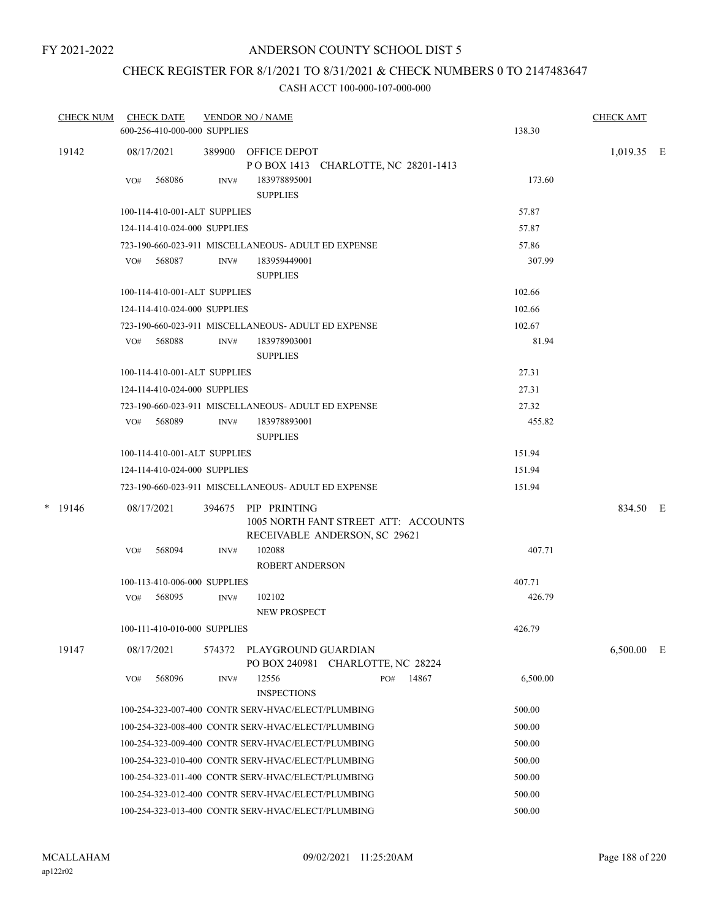FY 2021-2022

# ANDERSON COUNTY SCHOOL DIST 5

## CHECK REGISTER FOR 8/1/2021 TO 8/31/2021 & CHECK NUMBERS 0 TO 2147483647

### CASH ACCT 100-000-107-000-000

| CHECK NUM | CHECK DATE | VENDOR NO / NAME | | CHECK AMT |
|---|---|---|---|---|
| | 600-256-410-000-000 SUPPLIES | | 138.30 | |
| 19142 | 08/17/2021 | 389900 OFFICE DEPOT<br>P O BOX 1413 CHARLOTTE, NC 28201-1413 | | 1,019.35 E |
| | VO# 568086 | INV# 183978895001<br>SUPPLIES | 173.60 | |
| | 100-114-410-001-ALT SUPPLIES | | 57.87 | |
| | 124-114-410-024-000 SUPPLIES | | 57.87 | |
| | 723-190-660-023-911 MISCELLANEOUS- ADULT ED EXPENSE | | 57.86 | |
| | VO# 568087 | INV# 183959449001<br>SUPPLIES | 307.99 | |
| | 100-114-410-001-ALT SUPPLIES | | 102.66 | |
| | 124-114-410-024-000 SUPPLIES | | 102.66 | |
| | 723-190-660-023-911 MISCELLANEOUS- ADULT ED EXPENSE | | 102.67 | |
| | VO# 568088 | INV# 183978903001<br>SUPPLIES | 81.94 | |
| | 100-114-410-001-ALT SUPPLIES | | 27.31 | |
| | 124-114-410-024-000 SUPPLIES | | 27.31 | |
| | 723-190-660-023-911 MISCELLANEOUS- ADULT ED EXPENSE | | 27.32 | |
| | VO# 568089 | INV# 183978893001<br>SUPPLIES | 455.82 | |
| | 100-114-410-001-ALT SUPPLIES | | 151.94 | |
| | 124-114-410-024-000 SUPPLIES | | 151.94 | |
| | 723-190-660-023-911 MISCELLANEOUS- ADULT ED EXPENSE | | 151.94 | |
| * 19146 | 08/17/2021 | 394675 PIP PRINTING<br>1005 NORTH FANT STREET ATT: ACCOUNTS RECEIVABLE ANDERSON, SC 29621 | | 834.50 E |
| | VO# 568094 | INV# 102088<br>ROBERT ANDERSON | 407.71 | |
| | 100-113-410-006-000 SUPPLIES | | 407.71 | |
| | VO# 568095 | INV# 102102<br>NEW PROSPECT | 426.79 | |
| | 100-111-410-010-000 SUPPLIES | | 426.79 | |
| 19147 | 08/17/2021 | 574372 PLAYGROUND GUARDIAN<br>PO BOX 240981 CHARLOTTE, NC 28224 | | 6,500.00 E |
| | VO# 568096 | INV# 12556 PO# 14867<br>INSPECTIONS | 6,500.00 | |
| | 100-254-323-007-400 CONTR SERV-HVAC/ELECT/PLUMBING | | 500.00 | |
| | 100-254-323-008-400 CONTR SERV-HVAC/ELECT/PLUMBING | | 500.00 | |
| | 100-254-323-009-400 CONTR SERV-HVAC/ELECT/PLUMBING | | 500.00 | |
| | 100-254-323-010-400 CONTR SERV-HVAC/ELECT/PLUMBING | | 500.00 | |
| | 100-254-323-011-400 CONTR SERV-HVAC/ELECT/PLUMBING | | 500.00 | |
| | 100-254-323-012-400 CONTR SERV-HVAC/ELECT/PLUMBING | | 500.00 | |
| | 100-254-323-013-400 CONTR SERV-HVAC/ELECT/PLUMBING | | 500.00 | |

MCALLAHAM
ap122r02

09/02/2021 11:25:20AM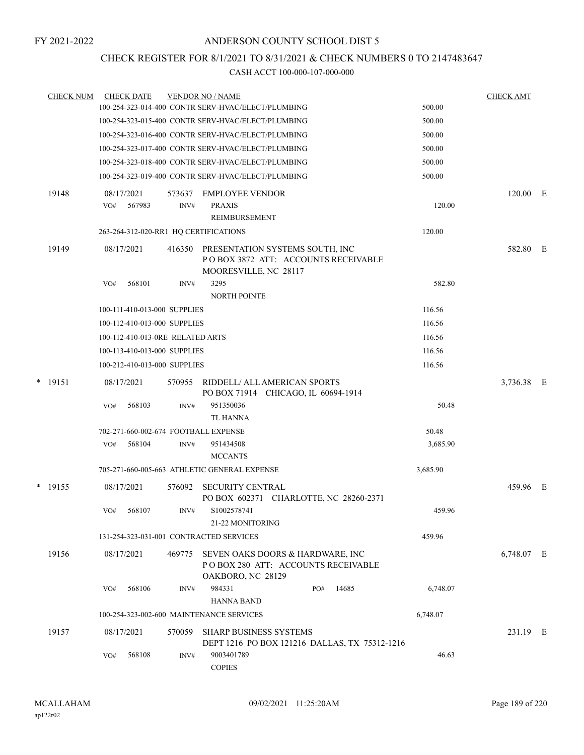FY 2021-2022

# ANDERSON COUNTY SCHOOL DIST 5

## CHECK REGISTER FOR 8/1/2021 TO 8/31/2021 & CHECK NUMBERS 0 TO 2147483647

### CASH ACCT 100-000-107-000-000

| CHECK NUM | CHECK DATE | VENDOR NO / NAME | | CHECK AMT | |
|---|---|---|---|---|---|
| | 100-254-323-014-400 CONTR SERV-HVAC/ELECT/PLUMBING | | 500.00 | | |
| | 100-254-323-015-400 CONTR SERV-HVAC/ELECT/PLUMBING | | 500.00 | | |
| | 100-254-323-016-400 CONTR SERV-HVAC/ELECT/PLUMBING | | 500.00 | | |
| | 100-254-323-017-400 CONTR SERV-HVAC/ELECT/PLUMBING | | 500.00 | | |
| | 100-254-323-018-400 CONTR SERV-HVAC/ELECT/PLUMBING | | 500.00 | | |
| | 100-254-323-019-400 CONTR SERV-HVAC/ELECT/PLUMBING | | 500.00 | | |
| 19148 | 08/17/2021 | 573637 EMPLOYEE VENDOR | | 120.00 | E |
| | VO# 567983 INV# | PRAXIS REIMBURSEMENT | 120.00 | | |
| | 263-264-312-020-RR1 HQ CERTIFICATIONS | | 120.00 | | |
| 19149 | 08/17/2021 | 416350 PRESENTATION SYSTEMS SOUTH, INC P O BOX 3872 ATT: ACCOUNTS RECEIVABLE MOORESVILLE, NC 28117 | | 582.80 | E |
| | VO# 568101 INV# | 3295 NORTH POINTE | 582.80 | | |
| | 100-111-410-013-000 SUPPLIES | | 116.56 | | |
| | 100-112-410-013-000 SUPPLIES | | 116.56 | | |
| | 100-112-410-013-0RE RELATED ARTS | | 116.56 | | |
| | 100-113-410-013-000 SUPPLIES | | 116.56 | | |
| | 100-212-410-013-000 SUPPLIES | | 116.56 | | |
| * 19151 | 08/17/2021 | 570955 RIDDELL/ ALL AMERICAN SPORTS PO BOX 71914 CHICAGO, IL 60694-1914 | | 3,736.38 | E |
| | VO# 568103 INV# | 951350036 TL HANNA | 50.48 | | |
| | 702-271-660-002-674 FOOTBALL EXPENSE | | 50.48 | | |
| | VO# 568104 INV# | 951434508 MCCANTS | 3,685.90 | | |
| | 705-271-660-005-663 ATHLETIC GENERAL EXPENSE | | 3,685.90 | | |
| * 19155 | 08/17/2021 | 576092 SECURITY CENTRAL PO BOX 602371 CHARLOTTE, NC 28260-2371 | | 459.96 | E |
| | VO# 568107 INV# | S1002578741 21-22 MONITORING | 459.96 | | |
| | 131-254-323-031-001 CONTRACTED SERVICES | | 459.96 | | |
| 19156 | 08/17/2021 | 469775 SEVEN OAKS DOORS & HARDWARE, INC P O BOX 280 ATT: ACCOUNTS RECEIVABLE OAKBORO, NC 28129 | | 6,748.07 | E |
| | VO# 568106 INV# | 984331 PO# 14685 HANNA BAND | 6,748.07 | | |
| | 100-254-323-002-600 MAINTENANCE SERVICES | | 6,748.07 | | |
| 19157 | 08/17/2021 | 570059 SHARP BUSINESS SYSTEMS DEPT 1216 PO BOX 121216 DALLAS, TX 75312-1216 | | 231.19 | E |
| | VO# 568108 INV# | 9003401789 COPIES | 46.63 | | |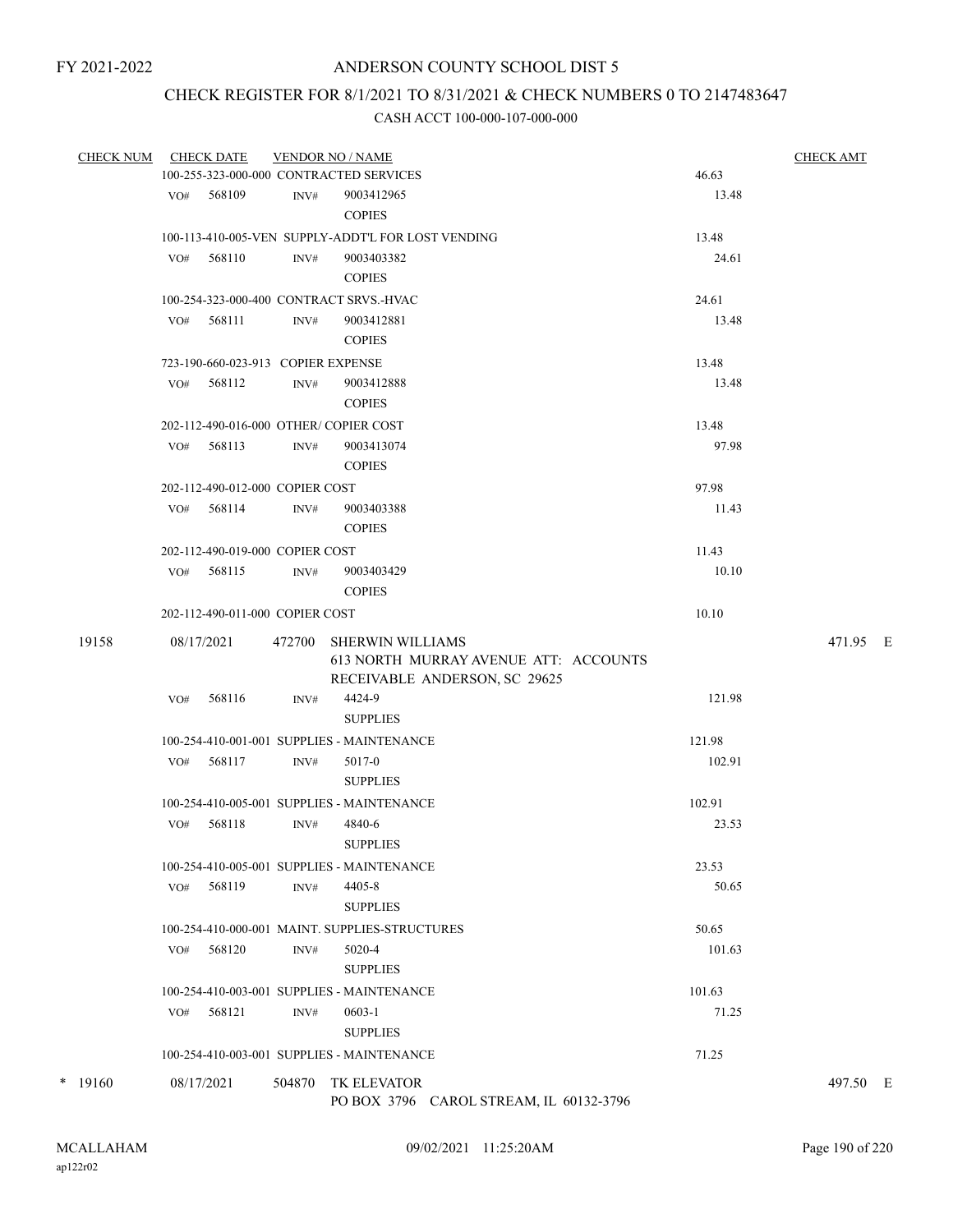FY 2021-2022

# ANDERSON COUNTY SCHOOL DIST 5

## CHECK REGISTER FOR 8/1/2021 TO 8/31/2021 & CHECK NUMBERS 0 TO 2147483647

### CASH ACCT 100-000-107-000-000

| CHECK NUM | CHECK DATE | VENDOR NO / NAME | | CHECK AMT |
|---|---|---|---|---|
| | | 100-255-323-000-000 CONTRACTED SERVICES | 46.63 | |
| | VO# 568109 | INV# 9003412965 COPIES | 13.48 | |
| | | 100-113-410-005-VEN SUPPLY-ADDT'L FOR LOST VENDING | 13.48 | |
| | VO# 568110 | INV# 9003403382 COPIES | 24.61 | |
| | | 100-254-323-000-400 CONTRACT SRVS.-HVAC | 24.61 | |
| | VO# 568111 | INV# 9003412881 COPIES | 13.48 | |
| | | 723-190-660-023-913 COPIER EXPENSE | 13.48 | |
| | VO# 568112 | INV# 9003412888 COPIES | 13.48 | |
| | | 202-112-490-016-000 OTHER/ COPIER COST | 13.48 | |
| | VO# 568113 | INV# 9003413074 COPIES | 97.98 | |
| | | 202-112-490-012-000 COPIER COST | 97.98 | |
| | VO# 568114 | INV# 9003403388 COPIES | 11.43 | |
| | | 202-112-490-019-000 COPIER COST | 11.43 | |
| | VO# 568115 | INV# 9003403429 COPIES | 10.10 | |
| | | 202-112-490-011-000 COPIER COST | 10.10 | |
| 19158 | 08/17/2021 | 472700 SHERWIN WILLIAMS 613 NORTH MURRAY AVENUE ATT: ACCOUNTS RECEIVABLE ANDERSON, SC 29625 | | 471.95 E |
| | VO# 568116 | INV# 4424-9 SUPPLIES | 121.98 | |
| | | 100-254-410-001-001 SUPPLIES - MAINTENANCE | 121.98 | |
| | VO# 568117 | INV# 5017-0 SUPPLIES | 102.91 | |
| | | 100-254-410-005-001 SUPPLIES - MAINTENANCE | 102.91 | |
| | VO# 568118 | INV# 4840-6 SUPPLIES | 23.53 | |
| | | 100-254-410-005-001 SUPPLIES - MAINTENANCE | 23.53 | |
| | VO# 568119 | INV# 4405-8 SUPPLIES | 50.65 | |
| | | 100-254-410-000-001 MAINT. SUPPLIES-STRUCTURES | 50.65 | |
| | VO# 568120 | INV# 5020-4 SUPPLIES | 101.63 | |
| | | 100-254-410-003-001 SUPPLIES - MAINTENANCE | 101.63 | |
| | VO# 568121 | INV# 0603-1 SUPPLIES | 71.25 | |
| | | 100-254-410-003-001 SUPPLIES - MAINTENANCE | 71.25 | |
| * 19160 | 08/17/2021 | 504870 TK ELEVATOR PO BOX 3796 CAROL STREAM, IL 60132-3796 | | 497.50 E |

MCALLAHAM
ap122r02

09/02/2021 11:25:20AM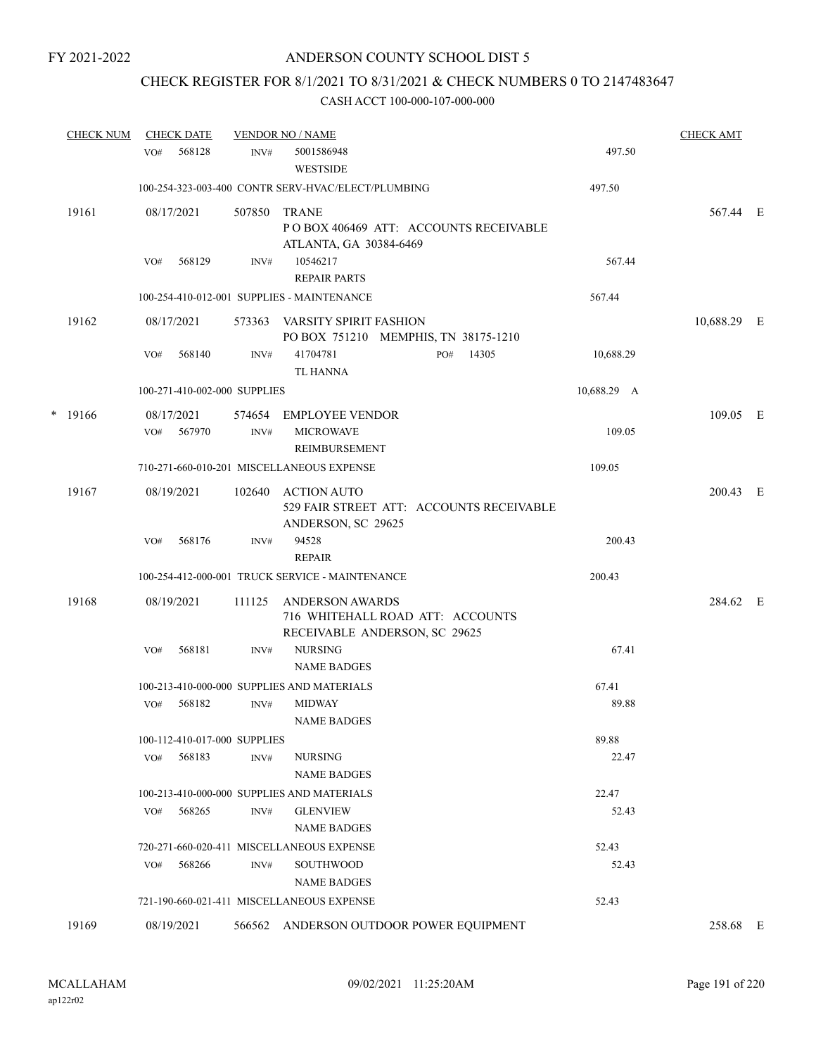# ANDERSON COUNTY SCHOOL DIST 5

## CHECK REGISTER FOR 8/1/2021 TO 8/31/2021 & CHECK NUMBERS 0 TO 2147483647

### CASH ACCT 100-000-107-000-000

| CHECK NUM | CHECK DATE | VENDOR NO / NAME | | CHECK AMT | |
|---|---|---|---|---|---|
| | VO# 568128 | INV# 5001586948<br>WESTSIDE | 497.50 | | |
| | 100-254-323-003-400 CONTR SERV-HVAC/ELECT/PLUMBING | | 497.50 | | |
| 19161 | 08/17/2021 | 507850 TRANE<br>P O BOX 406469 ATT: ACCOUNTS RECEIVABLE<br>ATLANTA, GA 30384-6469 | | 567.44 | E |
| | VO# 568129 | INV# 10546217<br>REPAIR PARTS | 567.44 | | |
| | 100-254-410-012-001 SUPPLIES - MAINTENANCE | | 567.44 | | |
| 19162 | 08/17/2021 | 573363 VARSITY SPIRIT FASHION<br>PO BOX 751210 MEMPHIS, TN 38175-1210 | | 10,688.29 | E |
| | VO# 568140 | INV# 41704781 PO# 14305<br>TL HANNA | 10,688.29 | | |
| | 100-271-410-002-000 SUPPLIES | | 10,688.29 A | | |
| * 19166 | 08/17/2021 | 574654 EMPLOYEE VENDOR | | 109.05 | E |
| | VO# 567970 | INV# MICROWAVE<br>REIMBURSEMENT | 109.05 | | |
| | 710-271-660-010-201 MISCELLANEOUS EXPENSE | | 109.05 | | |
| 19167 | 08/19/2021 | 102640 ACTION AUTO<br>529 FAIR STREET ATT: ACCOUNTS RECEIVABLE<br>ANDERSON, SC 29625 | | 200.43 | E |
| | VO# 568176 | INV# 94528<br>REPAIR | 200.43 | | |
| | 100-254-412-000-001 TRUCK SERVICE - MAINTENANCE | | 200.43 | | |
| 19168 | 08/19/2021 | 111125 ANDERSON AWARDS<br>716 WHITEHALL ROAD ATT: ACCOUNTS<br>RECEIVABLE ANDERSON, SC 29625 | | 284.62 | E |
| | VO# 568181 | INV# NURSING<br>NAME BADGES | 67.41 | | |
| | 100-213-410-000-000 SUPPLIES AND MATERIALS | | 67.41 | | |
| | VO# 568182 | INV# MIDWAY<br>NAME BADGES | 89.88 | | |
| | 100-112-410-017-000 SUPPLIES | | 89.88 | | |
| | VO# 568183 | INV# NURSING<br>NAME BADGES | 22.47 | | |
| | 100-213-410-000-000 SUPPLIES AND MATERIALS | | 22.47 | | |
| | VO# 568265 | INV# GLENVIEW<br>NAME BADGES | 52.43 | | |
| | 720-271-660-020-411 MISCELLANEOUS EXPENSE | | 52.43 | | |
| | VO# 568266 | INV# SOUTHWOOD<br>NAME BADGES | 52.43 | | |
| | 721-190-660-021-411 MISCELLANEOUS EXPENSE | | 52.43 | | |
| 19169 | 08/19/2021 | 566562 ANDERSON OUTDOOR POWER EQUIPMENT | | 258.68 | E |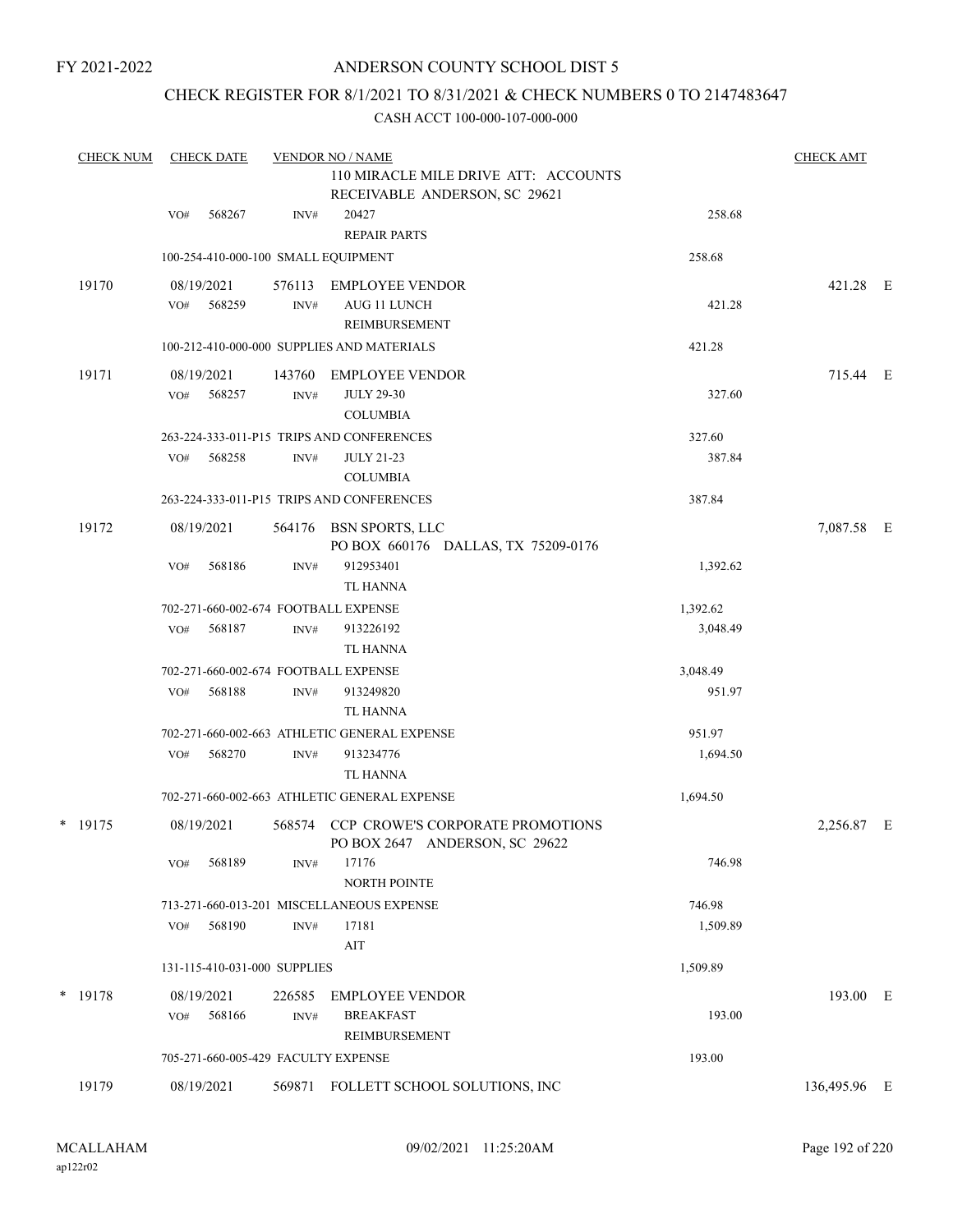FY 2021-2022

# ANDERSON COUNTY SCHOOL DIST 5

## CHECK REGISTER FOR 8/1/2021 TO 8/31/2021 & CHECK NUMBERS 0 TO 2147483647

CASH ACCT 100-000-107-000-000

| CHECK NUM | CHECK DATE | VENDOR NO / NAME | | CHECK AMT |
|---|---|---|---|---|
| | | 110 MIRACLE MILE DRIVE ATT: ACCOUNTS RECEIVABLE ANDERSON, SC 29621 | | |
| | VO# 568267 | INV# 20427 REPAIR PARTS | 258.68 | |
| | 100-254-410-000-100 SMALL EQUIPMENT | | 258.68 | |
| 19170 | 08/19/2021 | 576113 EMPLOYEE VENDOR | | 421.28 E |
| | VO# 568259 | INV# AUG 11 LUNCH REIMBURSEMENT | 421.28 | |
| | 100-212-410-000-000 SUPPLIES AND MATERIALS | | 421.28 | |
| 19171 | 08/19/2021 | 143760 EMPLOYEE VENDOR | | 715.44 E |
| | VO# 568257 | INV# JULY 29-30 COLUMBIA | 327.60 | |
| | 263-224-333-011-P15 TRIPS AND CONFERENCES | | 327.60 | |
| | VO# 568258 | INV# JULY 21-23 COLUMBIA | 387.84 | |
| | 263-224-333-011-P15 TRIPS AND CONFERENCES | | 387.84 | |
| 19172 | 08/19/2021 | 564176 BSN SPORTS, LLC PO BOX 660176 DALLAS, TX 75209-0176 | | 7,087.58 E |
| | VO# 568186 | INV# 912953401 TL HANNA | 1,392.62 | |
| | 702-271-660-002-674 FOOTBALL EXPENSE | | 1,392.62 | |
| | VO# 568187 | INV# 913226192 TL HANNA | 3,048.49 | |
| | 702-271-660-002-674 FOOTBALL EXPENSE | | 3,048.49 | |
| | VO# 568188 | INV# 913249820 TL HANNA | 951.97 | |
| | 702-271-660-002-663 ATHLETIC GENERAL EXPENSE | | 951.97 | |
| | VO# 568270 | INV# 913234776 TL HANNA | 1,694.50 | |
| | 702-271-660-002-663 ATHLETIC GENERAL EXPENSE | | 1,694.50 | |
| * 19175 | 08/19/2021 | 568574 CCP CROWE'S CORPORATE PROMOTIONS PO BOX 2647 ANDERSON, SC 29622 | | 2,256.87 E |
| | VO# 568189 | INV# 17176 NORTH POINTE | 746.98 | |
| | 713-271-660-013-201 MISCELLANEOUS EXPENSE | | 746.98 | |
| | VO# 568190 | INV# 17181 AIT | 1,509.89 | |
| | 131-115-410-031-000 SUPPLIES | | 1,509.89 | |
| * 19178 | 08/19/2021 | 226585 EMPLOYEE VENDOR | | 193.00 E |
| | VO# 568166 | INV# BREAKFAST REIMBURSEMENT | 193.00 | |
| | 705-271-660-005-429 FACULTY EXPENSE | | 193.00 | |
| 19179 | 08/19/2021 | 569871 FOLLETT SCHOOL SOLUTIONS, INC | | 136,495.96 E |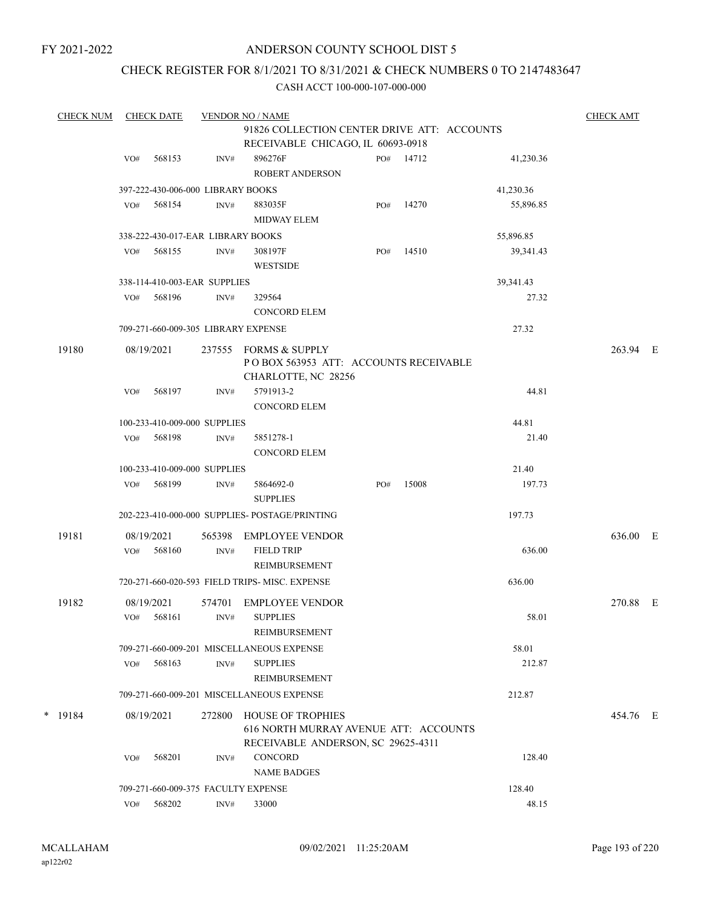FY 2021-2022

# ANDERSON COUNTY SCHOOL DIST 5

## CHECK REGISTER FOR 8/1/2021 TO 8/31/2021 & CHECK NUMBERS 0 TO 2147483647

CASH ACCT 100-000-107-000-000

| CHECK NUM | CHECK DATE | VENDOR NO / NAME | | | | CHECK AMT |
|---|---|---|---|---|---|---|
| | | 91826 COLLECTION CENTER DRIVE ATT: ACCOUNTS RECEIVABLE CHICAGO, IL 60693-0918 | | | | |
| | VO# 568153 | INV# 896276F ROBERT ANDERSON | PO# 14712 | | 41,230.36 | |
| | 397-222-430-006-000 LIBRARY BOOKS | | | | 41,230.36 | |
| | VO# 568154 | INV# 883035F MIDWAY ELEM | PO# 14270 | | 55,896.85 | |
| | 338-222-430-017-EAR LIBRARY BOOKS | | | | 55,896.85 | |
| | VO# 568155 | INV# 308197F WESTSIDE | PO# 14510 | | 39,341.43 | |
| | 338-114-410-003-EAR SUPPLIES | | | | 39,341.43 | |
| | VO# 568196 | INV# 329564 CONCORD ELEM | | | 27.32 | |
| | 709-271-660-009-305 LIBRARY EXPENSE | | | | 27.32 | |
| 19180 | 08/19/2021 | 237555 FORMS & SUPPLY P O BOX 563953 ATT: ACCOUNTS RECEIVABLE CHARLOTTE, NC 28256 | | | | 263.94 E |
| | VO# 568197 | INV# 5791913-2 CONCORD ELEM | | | 44.81 | |
| | 100-233-410-009-000 SUPPLIES | | | | 44.81 | |
| | VO# 568198 | INV# 5851278-1 CONCORD ELEM | | | 21.40 | |
| | 100-233-410-009-000 SUPPLIES | | | | 21.40 | |
| | VO# 568199 | INV# 5864692-0 SUPPLIES | PO# 15008 | | 197.73 | |
| | 202-223-410-000-000 SUPPLIES- POSTAGE/PRINTING | | | | 197.73 | |
| 19181 | 08/19/2021 | 565398 EMPLOYEE VENDOR | | | | 636.00 E |
| | VO# 568160 | INV# FIELD TRIP REIMBURSEMENT | | | 636.00 | |
| | 720-271-660-020-593 FIELD TRIPS- MISC. EXPENSE | | | | 636.00 | |
| 19182 | 08/19/2021 | 574701 EMPLOYEE VENDOR | | | | 270.88 E |
| | VO# 568161 | INV# SUPPLIES REIMBURSEMENT | | | 58.01 | |
| | 709-271-660-009-201 MISCELLANEOUS EXPENSE | | | | 58.01 | |
| | VO# 568163 | INV# SUPPLIES REIMBURSEMENT | | | 212.87 | |
| | 709-271-660-009-201 MISCELLANEOUS EXPENSE | | | | 212.87 | |
| * 19184 | 08/19/2021 | 272800 HOUSE OF TROPHIES 616 NORTH MURRAY AVENUE ATT: ACCOUNTS RECEIVABLE ANDERSON, SC 29625-4311 | | | | 454.76 E |
| | VO# 568201 | INV# CONCORD NAME BADGES | | | 128.40 | |
| | 709-271-660-009-375 FACULTY EXPENSE | | | | 128.40 | |
| | VO# 568202 | INV# 33000 | | | 48.15 | |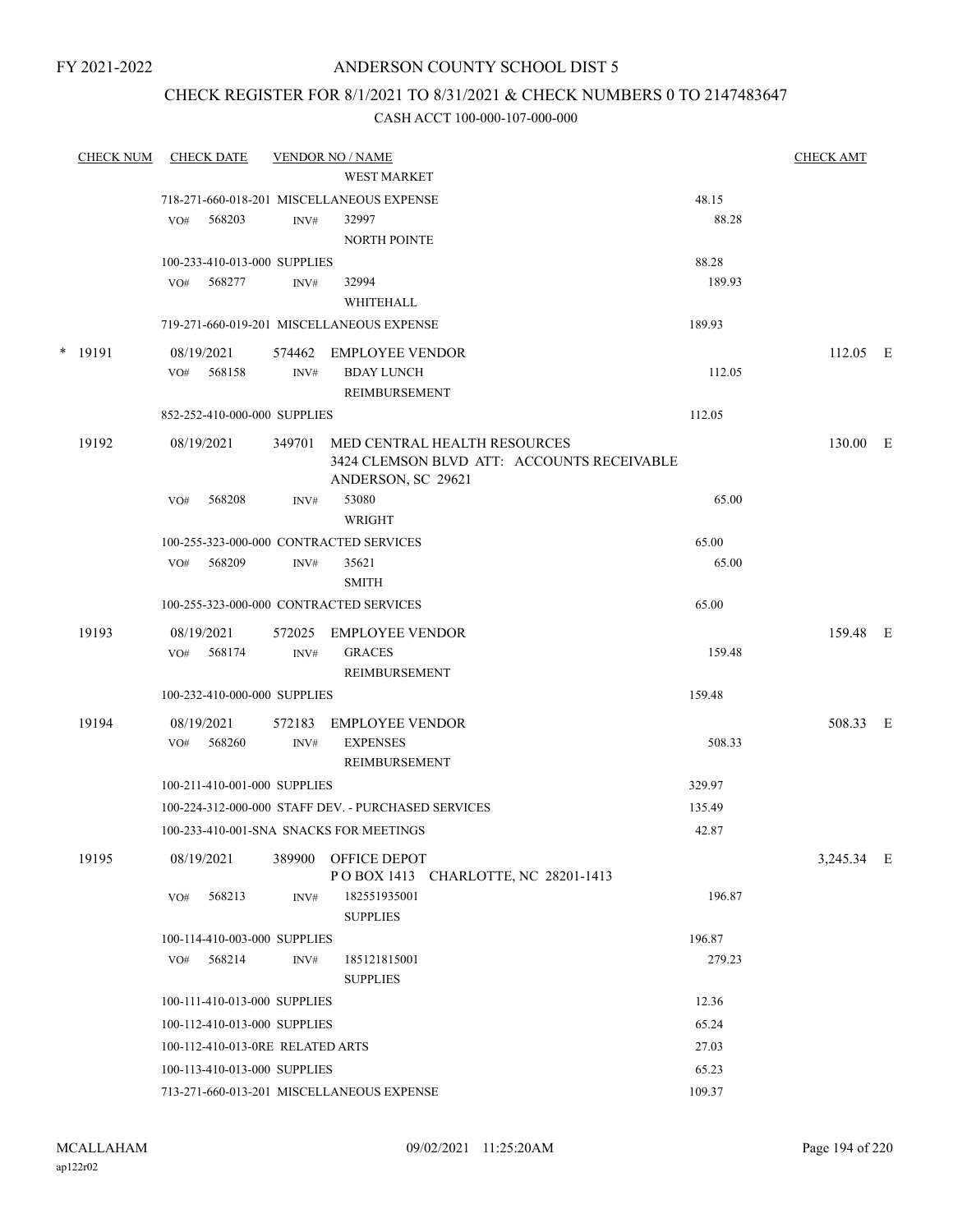FY 2021-2022

# ANDERSON COUNTY SCHOOL DIST 5

## CHECK REGISTER FOR 8/1/2021 TO 8/31/2021 & CHECK NUMBERS 0 TO 2147483647

### CASH ACCT 100-000-107-000-000

| CHECK NUM | CHECK DATE | VENDOR NO / NAME | | CHECK AMT | |
|---|---|---|---|---|---|
| | | WEST MARKET | | | |
| | 718-271-660-018-201 MISCELLANEOUS EXPENSE | | 48.15 | | |
| | VO# 568203 | INV# 32997 NORTH POINTE | 88.28 | | |
| | 100-233-410-013-000 SUPPLIES | | 88.28 | | |
| | VO# 568277 | INV# 32994 WHITEHALL | 189.93 | | |
| | 719-271-660-019-201 MISCELLANEOUS EXPENSE | | 189.93 | | |
| * 19191 | 08/19/2021 | 574462 EMPLOYEE VENDOR | | 112.05 | E |
| | VO# 568158 | INV# BDAY LUNCH REIMBURSEMENT | 112.05 | | |
| | 852-252-410-000-000 SUPPLIES | | 112.05 | | |
| 19192 | 08/19/2021 | 349701 MED CENTRAL HEALTH RESOURCES 3424 CLEMSON BLVD ATT: ACCOUNTS RECEIVABLE ANDERSON, SC 29621 | | 130.00 | E |
| | VO# 568208 | INV# 53080 WRIGHT | 65.00 | | |
| | 100-255-323-000-000 CONTRACTED SERVICES | | 65.00 | | |
| | VO# 568209 | INV# 35621 SMITH | 65.00 | | |
| | 100-255-323-000-000 CONTRACTED SERVICES | | 65.00 | | |
| 19193 | 08/19/2021 | 572025 EMPLOYEE VENDOR | | 159.48 | E |
| | VO# 568174 | INV# GRACES REIMBURSEMENT | 159.48 | | |
| | 100-232-410-000-000 SUPPLIES | | 159.48 | | |
| 19194 | 08/19/2021 | 572183 EMPLOYEE VENDOR | | 508.33 | E |
| | VO# 568260 | INV# EXPENSES REIMBURSEMENT | 508.33 | | |
| | 100-211-410-001-000 SUPPLIES | | 329.97 | | |
| | 100-224-312-000-000 STAFF DEV. - PURCHASED SERVICES | | 135.49 | | |
| | 100-233-410-001-SNA SNACKS FOR MEETINGS | | 42.87 | | |
| 19195 | 08/19/2021 | 389900 OFFICE DEPOT P O BOX 1413 CHARLOTTE, NC 28201-1413 | | 3,245.34 | E |
| | VO# 568213 | INV# 182551935001 SUPPLIES | 196.87 | | |
| | 100-114-410-003-000 SUPPLIES | | 196.87 | | |
| | VO# 568214 | INV# 185121815001 SUPPLIES | 279.23 | | |
| | 100-111-410-013-000 SUPPLIES | | 12.36 | | |
| | 100-112-410-013-000 SUPPLIES | | 65.24 | | |
| | 100-112-410-013-0RE RELATED ARTS | | 27.03 | | |
| | 100-113-410-013-000 SUPPLIES | | 65.23 | | |
| | 713-271-660-013-201 MISCELLANEOUS EXPENSE | | 109.37 | | |

MCALLAHAM
ap122r02

09/02/2021 11:25:20AM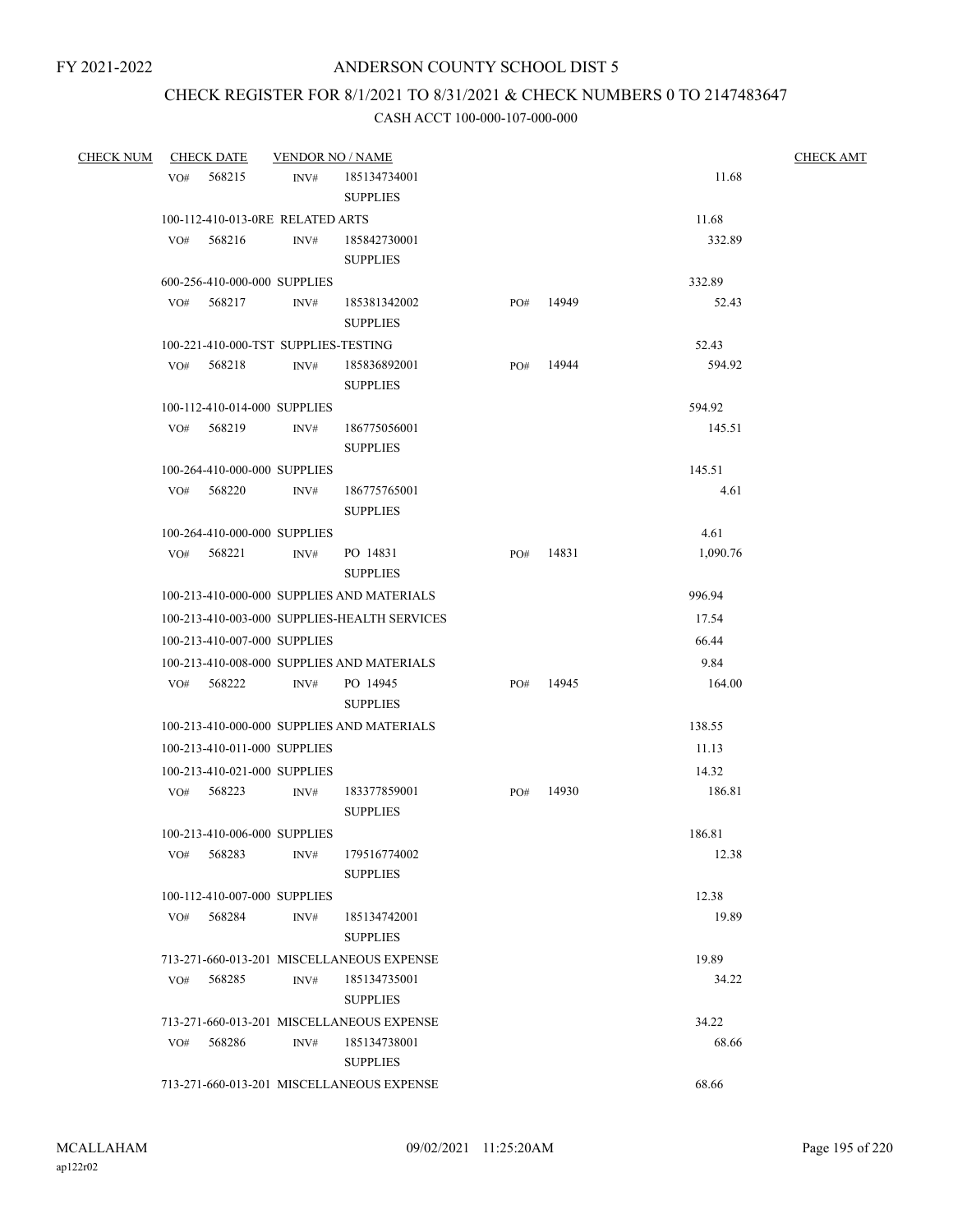FY 2021-2022

# ANDERSON COUNTY SCHOOL DIST 5

## CHECK REGISTER FOR 8/1/2021 TO 8/31/2021 & CHECK NUMBERS 0 TO 2147483647

### CASH ACCT 100-000-107-000-000

| CHECK NUM | CHECK DATE | VENDOR NO / NAME | | | | CHECK AMT |
|---|---|---|---|---|---|---|
| VO# 568215 | INV# | 185134734001 SUPPLIES | | | 11.68 | |
| 100-112-410-013-0RE RELATED ARTS | | | | | 11.68 | |
| VO# 568216 | INV# | 185842730001 SUPPLIES | | | 332.89 | |
| 600-256-410-000-000 SUPPLIES | | | | | 332.89 | |
| VO# 568217 | INV# | 185381342002 SUPPLIES | PO# | 14949 | 52.43 | |
| 100-221-410-000-TST SUPPLIES-TESTING | | | | | 52.43 | |
| VO# 568218 | INV# | 185836892001 SUPPLIES | PO# | 14944 | 594.92 | |
| 100-112-410-014-000 SUPPLIES | | | | | 594.92 | |
| VO# 568219 | INV# | 186775056001 SUPPLIES | | | 145.51 | |
| 100-264-410-000-000 SUPPLIES | | | | | 145.51 | |
| VO# 568220 | INV# | 186775765001 SUPPLIES | | | 4.61 | |
| 100-264-410-000-000 SUPPLIES | | | | | 4.61 | |
| VO# 568221 | INV# | PO 14831 SUPPLIES | PO# | 14831 | 1,090.76 | |
| 100-213-410-000-000 SUPPLIES AND MATERIALS | | | | | 996.94 | |
| 100-213-410-003-000 SUPPLIES-HEALTH SERVICES | | | | | 17.54 | |
| 100-213-410-007-000 SUPPLIES | | | | | 66.44 | |
| 100-213-410-008-000 SUPPLIES AND MATERIALS | | | | | 9.84 | |
| VO# 568222 | INV# | PO 14945 SUPPLIES | PO# | 14945 | 164.00 | |
| 100-213-410-000-000 SUPPLIES AND MATERIALS | | | | | 138.55 | |
| 100-213-410-011-000 SUPPLIES | | | | | 11.13 | |
| 100-213-410-021-000 SUPPLIES | | | | | 14.32 | |
| VO# 568223 | INV# | 183377859001 SUPPLIES | PO# | 14930 | 186.81 | |
| 100-213-410-006-000 SUPPLIES | | | | | 186.81 | |
| VO# 568283 | INV# | 179516774002 SUPPLIES | | | 12.38 | |
| 100-112-410-007-000 SUPPLIES | | | | | 12.38 | |
| VO# 568284 | INV# | 185134742001 SUPPLIES | | | 19.89 | |
| 713-271-660-013-201 MISCELLANEOUS EXPENSE | | | | | 19.89 | |
| VO# 568285 | INV# | 185134735001 SUPPLIES | | | 34.22 | |
| 713-271-660-013-201 MISCELLANEOUS EXPENSE | | | | | 34.22 | |
| VO# 568286 | INV# | 185134738001 SUPPLIES | | | 68.66 | |
| 713-271-660-013-201 MISCELLANEOUS EXPENSE | | | | | 68.66 | |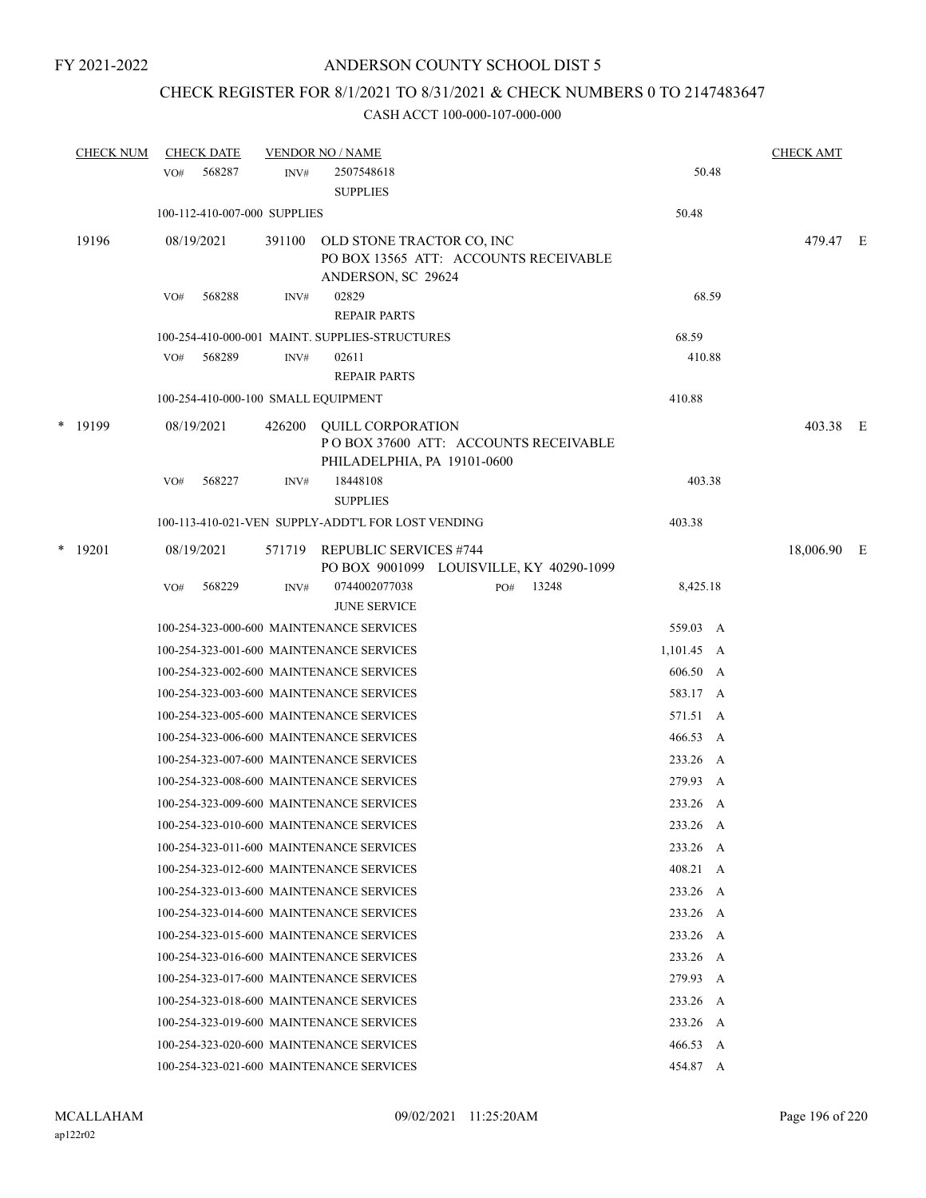FY 2021-2022

# ANDERSON COUNTY SCHOOL DIST 5

## CHECK REGISTER FOR 8/1/2021 TO 8/31/2021 & CHECK NUMBERS 0 TO 2147483647

### CASH ACCT 100-000-107-000-000

| CHECK NUM | CHECK DATE | VENDOR NO / NAME | | | CHECK AMT | |
|---|---|---|---|---|---|---|
| | VO# 568287 | INV# 2507548618 SUPPLIES | | 50.48 | | |
| | 100-112-410-007-000 SUPPLIES | | | 50.48 | | |
| 19196 | 08/19/2021 | 391100 OLD STONE TRACTOR CO, INC PO BOX 13565 ATT: ACCOUNTS RECEIVABLE ANDERSON, SC 29624 | | | 479.47 | E |
| | VO# 568288 | INV# 02829 REPAIR PARTS | | 68.59 | | |
| | 100-254-410-000-001 MAINT. SUPPLIES-STRUCTURES | | | 68.59 | | |
| | VO# 568289 | INV# 02611 REPAIR PARTS | | 410.88 | | |
| | 100-254-410-000-100 SMALL EQUIPMENT | | | 410.88 | | |
| * 19199 | 08/19/2021 | 426200 QUILL CORPORATION P O BOX 37600 ATT: ACCOUNTS RECEIVABLE PHILADELPHIA, PA 19101-0600 | | | 403.38 | E |
| | VO# 568227 | INV# 18448108 SUPPLIES | | 403.38 | | |
| | 100-113-410-021-VEN SUPPLY-ADDT'L FOR LOST VENDING | | | 403.38 | | |
| * 19201 | 08/19/2021 | 571719 REPUBLIC SERVICES #744 PO BOX 9001099 LOUISVILLE, KY 40290-1099 | | | 18,006.90 | E |
| | VO# 568229 | INV# 0744002077038 JUNE SERVICE | PO# 13248 | 8,425.18 | | |
| | 100-254-323-000-600 MAINTENANCE SERVICES | | | 559.03 A | | |
| | 100-254-323-001-600 MAINTENANCE SERVICES | | | 1,101.45 A | | |
| | 100-254-323-002-600 MAINTENANCE SERVICES | | | 606.50 A | | |
| | 100-254-323-003-600 MAINTENANCE SERVICES | | | 583.17 A | | |
| | 100-254-323-005-600 MAINTENANCE SERVICES | | | 571.51 A | | |
| | 100-254-323-006-600 MAINTENANCE SERVICES | | | 466.53 A | | |
| | 100-254-323-007-600 MAINTENANCE SERVICES | | | 233.26 A | | |
| | 100-254-323-008-600 MAINTENANCE SERVICES | | | 279.93 A | | |
| | 100-254-323-009-600 MAINTENANCE SERVICES | | | 233.26 A | | |
| | 100-254-323-010-600 MAINTENANCE SERVICES | | | 233.26 A | | |
| | 100-254-323-011-600 MAINTENANCE SERVICES | | | 233.26 A | | |
| | 100-254-323-012-600 MAINTENANCE SERVICES | | | 408.21 A | | |
| | 100-254-323-013-600 MAINTENANCE SERVICES | | | 233.26 A | | |
| | 100-254-323-014-600 MAINTENANCE SERVICES | | | 233.26 A | | |
| | 100-254-323-015-600 MAINTENANCE SERVICES | | | 233.26 A | | |
| | 100-254-323-016-600 MAINTENANCE SERVICES | | | 233.26 A | | |
| | 100-254-323-017-600 MAINTENANCE SERVICES | | | 279.93 A | | |
| | 100-254-323-018-600 MAINTENANCE SERVICES | | | 233.26 A | | |
| | 100-254-323-019-600 MAINTENANCE SERVICES | | | 233.26 A | | |
| | 100-254-323-020-600 MAINTENANCE SERVICES | | | 466.53 A | | |
| | 100-254-323-021-600 MAINTENANCE SERVICES | | | 454.87 A | | |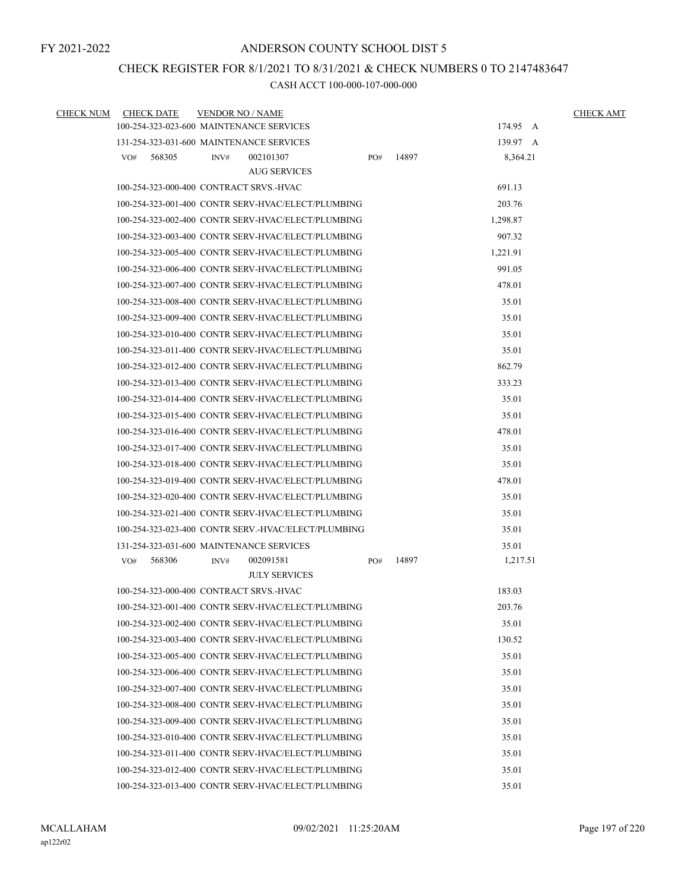FY 2021-2022

# ANDERSON COUNTY SCHOOL DIST 5

## CHECK REGISTER FOR 8/1/2021 TO 8/31/2021 & CHECK NUMBERS 0 TO 2147483647

### CASH ACCT 100-000-107-000-000

| CHECK NUM | CHECK DATE | VENDOR NO / NAME | | CHECK AMT |
|---|---|---|---|---|
| | | 100-254-323-023-600 MAINTENANCE SERVICES | 174.95 A | |
| | | 131-254-323-031-600 MAINTENANCE SERVICES | 139.97 A | |
| | | VO# 568305 INV# 002101307 PO# 14897 AUG SERVICES | 8,364.21 | |
| | | 100-254-323-000-400 CONTRACT SRVS.-HVAC | 691.13 | |
| | | 100-254-323-001-400 CONTR SERV-HVAC/ELECT/PLUMBING | 203.76 | |
| | | 100-254-323-002-400 CONTR SERV-HVAC/ELECT/PLUMBING | 1,298.87 | |
| | | 100-254-323-003-400 CONTR SERV-HVAC/ELECT/PLUMBING | 907.32 | |
| | | 100-254-323-005-400 CONTR SERV-HVAC/ELECT/PLUMBING | 1,221.91 | |
| | | 100-254-323-006-400 CONTR SERV-HVAC/ELECT/PLUMBING | 991.05 | |
| | | 100-254-323-007-400 CONTR SERV-HVAC/ELECT/PLUMBING | 478.01 | |
| | | 100-254-323-008-400 CONTR SERV-HVAC/ELECT/PLUMBING | 35.01 | |
| | | 100-254-323-009-400 CONTR SERV-HVAC/ELECT/PLUMBING | 35.01 | |
| | | 100-254-323-010-400 CONTR SERV-HVAC/ELECT/PLUMBING | 35.01 | |
| | | 100-254-323-011-400 CONTR SERV-HVAC/ELECT/PLUMBING | 35.01 | |
| | | 100-254-323-012-400 CONTR SERV-HVAC/ELECT/PLUMBING | 862.79 | |
| | | 100-254-323-013-400 CONTR SERV-HVAC/ELECT/PLUMBING | 333.23 | |
| | | 100-254-323-014-400 CONTR SERV-HVAC/ELECT/PLUMBING | 35.01 | |
| | | 100-254-323-015-400 CONTR SERV-HVAC/ELECT/PLUMBING | 35.01 | |
| | | 100-254-323-016-400 CONTR SERV-HVAC/ELECT/PLUMBING | 478.01 | |
| | | 100-254-323-017-400 CONTR SERV-HVAC/ELECT/PLUMBING | 35.01 | |
| | | 100-254-323-018-400 CONTR SERV-HVAC/ELECT/PLUMBING | 35.01 | |
| | | 100-254-323-019-400 CONTR SERV-HVAC/ELECT/PLUMBING | 478.01 | |
| | | 100-254-323-020-400 CONTR SERV-HVAC/ELECT/PLUMBING | 35.01 | |
| | | 100-254-323-021-400 CONTR SERV-HVAC/ELECT/PLUMBING | 35.01 | |
| | | 100-254-323-023-400 CONTR SERV.-HVAC/ELECT/PLUMBING | 35.01 | |
| | | 131-254-323-031-600 MAINTENANCE SERVICES | 35.01 | |
| | | VO# 568306 INV# 002091581 PO# 14897 JULY SERVICES | 1,217.51 | |
| | | 100-254-323-000-400 CONTRACT SRVS.-HVAC | 183.03 | |
| | | 100-254-323-001-400 CONTR SERV-HVAC/ELECT/PLUMBING | 203.76 | |
| | | 100-254-323-002-400 CONTR SERV-HVAC/ELECT/PLUMBING | 35.01 | |
| | | 100-254-323-003-400 CONTR SERV-HVAC/ELECT/PLUMBING | 130.52 | |
| | | 100-254-323-005-400 CONTR SERV-HVAC/ELECT/PLUMBING | 35.01 | |
| | | 100-254-323-006-400 CONTR SERV-HVAC/ELECT/PLUMBING | 35.01 | |
| | | 100-254-323-007-400 CONTR SERV-HVAC/ELECT/PLUMBING | 35.01 | |
| | | 100-254-323-008-400 CONTR SERV-HVAC/ELECT/PLUMBING | 35.01 | |
| | | 100-254-323-009-400 CONTR SERV-HVAC/ELECT/PLUMBING | 35.01 | |
| | | 100-254-323-010-400 CONTR SERV-HVAC/ELECT/PLUMBING | 35.01 | |
| | | 100-254-323-011-400 CONTR SERV-HVAC/ELECT/PLUMBING | 35.01 | |
| | | 100-254-323-012-400 CONTR SERV-HVAC/ELECT/PLUMBING | 35.01 | |
| | | 100-254-323-013-400 CONTR SERV-HVAC/ELECT/PLUMBING | 35.01 | |

MCALLAHAM
ap122r02

09/02/2021 11:25:20AM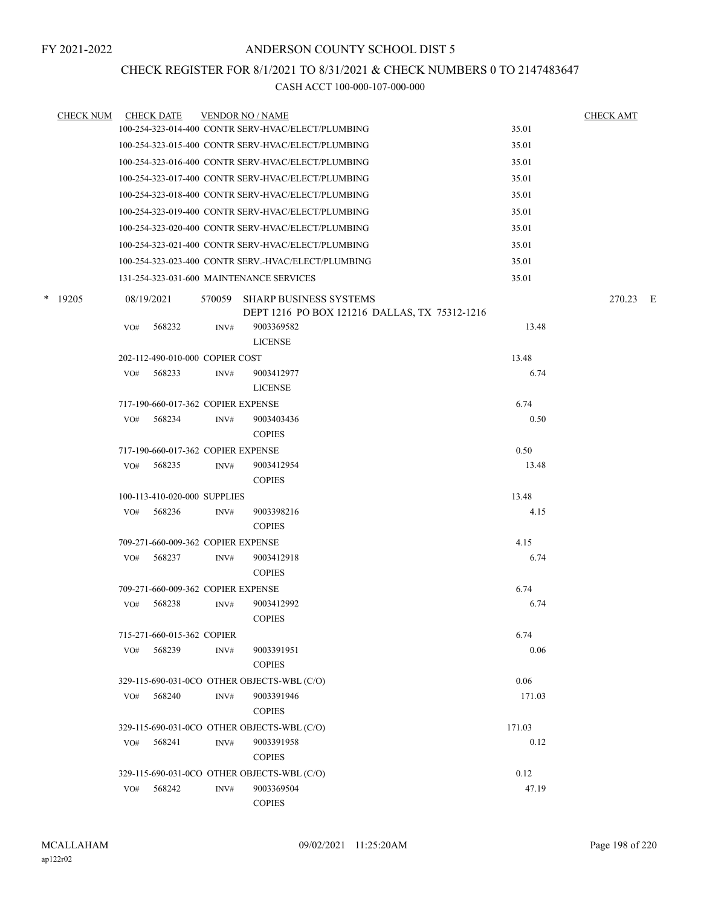FY 2021-2022

# ANDERSON COUNTY SCHOOL DIST 5

## CHECK REGISTER FOR 8/1/2021 TO 8/31/2021 & CHECK NUMBERS 0 TO 2147483647

### CASH ACCT 100-000-107-000-000

| CHECK NUM | CHECK DATE | VENDOR NO / NAME | | CHECK AMT |
|---|---|---|---|---|
| | | 100-254-323-014-400 CONTR SERV-HVAC/ELECT/PLUMBING | 35.01 | |
| | | 100-254-323-015-400 CONTR SERV-HVAC/ELECT/PLUMBING | 35.01 | |
| | | 100-254-323-016-400 CONTR SERV-HVAC/ELECT/PLUMBING | 35.01 | |
| | | 100-254-323-017-400 CONTR SERV-HVAC/ELECT/PLUMBING | 35.01 | |
| | | 100-254-323-018-400 CONTR SERV-HVAC/ELECT/PLUMBING | 35.01 | |
| | | 100-254-323-019-400 CONTR SERV-HVAC/ELECT/PLUMBING | 35.01 | |
| | | 100-254-323-020-400 CONTR SERV-HVAC/ELECT/PLUMBING | 35.01 | |
| | | 100-254-323-021-400 CONTR SERV-HVAC/ELECT/PLUMBING | 35.01 | |
| | | 100-254-323-023-400 CONTR SERV.-HVAC/ELECT/PLUMBING | 35.01 | |
| | | 131-254-323-031-600 MAINTENANCE SERVICES | 35.01 | |
| * 19205 | 08/19/2021 | 570059 SHARP BUSINESS SYSTEMS<br>DEPT 1216 PO BOX 121216 DALLAS, TX 75312-1216 | | 270.23 E |
| | VO# 568232 | INV# 9003369582<br>LICENSE | 13.48 | |
| | | 202-112-490-010-000 COPIER COST | 13.48 | |
| | VO# 568233 | INV# 9003412977<br>LICENSE | 6.74 | |
| | | 717-190-660-017-362 COPIER EXPENSE | 6.74 | |
| | VO# 568234 | INV# 9003403436<br>COPIES | 0.50 | |
| | | 717-190-660-017-362 COPIER EXPENSE | 0.50 | |
| | VO# 568235 | INV# 9003412954<br>COPIES | 13.48 | |
| | | 100-113-410-020-000 SUPPLIES | 13.48 | |
| | VO# 568236 | INV# 9003398216<br>COPIES | 4.15 | |
| | | 709-271-660-009-362 COPIER EXPENSE | 4.15 | |
| | VO# 568237 | INV# 9003412918<br>COPIES | 6.74 | |
| | | 709-271-660-009-362 COPIER EXPENSE | 6.74 | |
| | VO# 568238 | INV# 9003412992<br>COPIES | 6.74 | |
| | | 715-271-660-015-362 COPIER | 6.74 | |
| | VO# 568239 | INV# 9003391951<br>COPIES | 0.06 | |
| | | 329-115-690-031-0CO OTHER OBJECTS-WBL (C/O) | 0.06 | |
| | VO# 568240 | INV# 9003391946<br>COPIES | 171.03 | |
| | | 329-115-690-031-0CO OTHER OBJECTS-WBL (C/O) | 171.03 | |
| | VO# 568241 | INV# 9003391958<br>COPIES | 0.12 | |
| | | 329-115-690-031-0CO OTHER OBJECTS-WBL (C/O) | 0.12 | |
| | VO# 568242 | INV# 9003369504<br>COPIES | 47.19 | |

MCALLAHAM
ap122r02

09/02/2021 11:25:20AM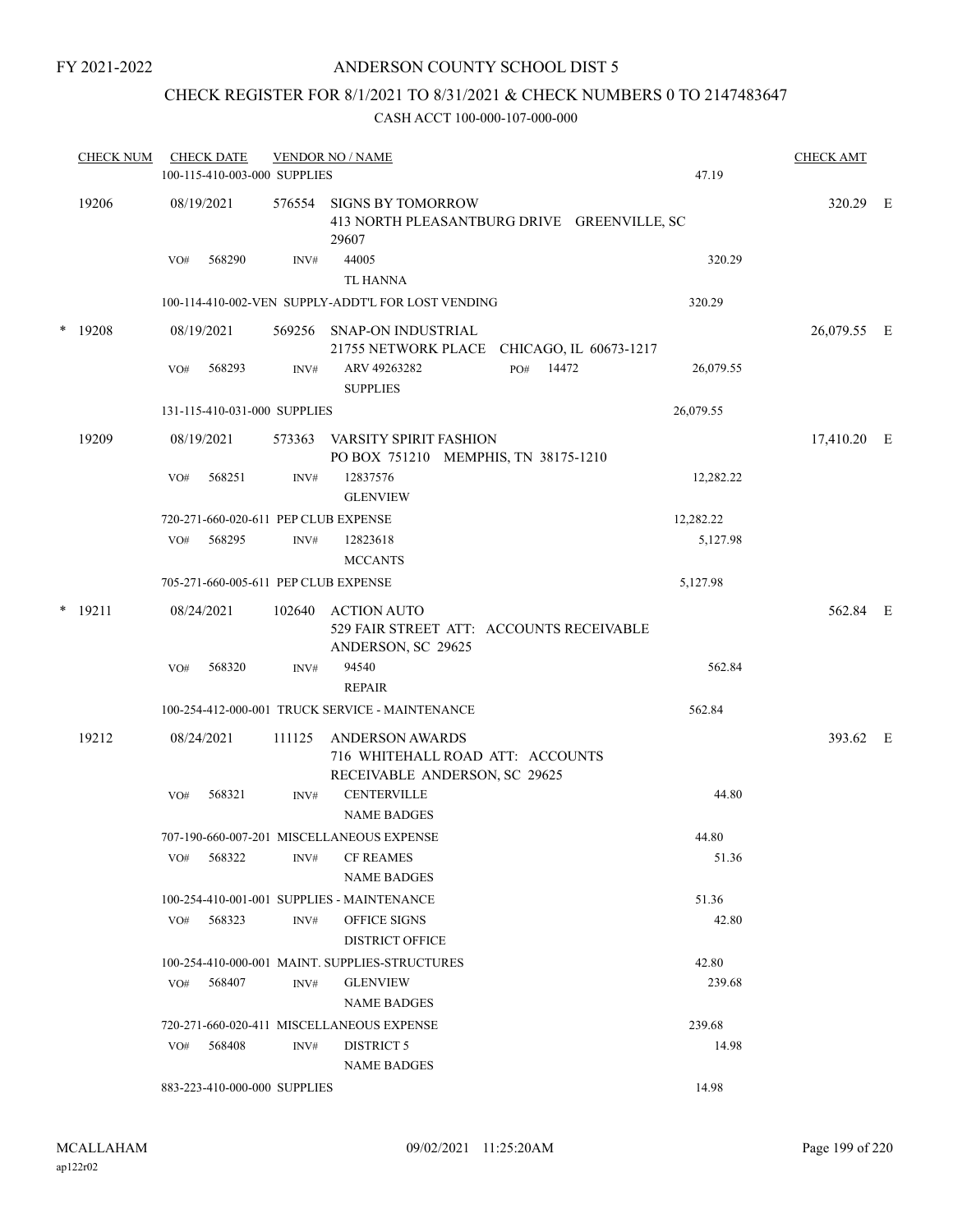FY 2021-2022

# ANDERSON COUNTY SCHOOL DIST 5

## CHECK REGISTER FOR 8/1/2021 TO 8/31/2021 & CHECK NUMBERS 0 TO 2147483647

### CASH ACCT 100-000-107-000-000

| CHECK NUM | CHECK DATE | VENDOR NO / NAME | | CHECK AMT | |
|---|---|---|---|---|---|
| | 100-115-410-003-000 SUPPLIES | | 47.19 | | |
| 19206 | 08/19/2021 | 576554 SIGNS BY TOMORROW<br>413 NORTH PLEASANTBURG DRIVE GREENVILLE, SC 29607 | | 320.29 | E |
| | VO# 568290 | INV# 44005<br>TL HANNA | 320.29 | | |
| | 100-114-410-002-VEN SUPPLY-ADDT'L FOR LOST VENDING | | 320.29 | | |
| * 19208 | 08/19/2021 | 569256 SNAP-ON INDUSTRIAL<br>21755 NETWORK PLACE CHICAGO, IL 60673-1217 | | 26,079.55 | E |
| | VO# 568293 | INV# ARV 49263282 PO# 14472<br>SUPPLIES | 26,079.55 | | |
| | 131-115-410-031-000 SUPPLIES | | 26,079.55 | | |
| 19209 | 08/19/2021 | 573363 VARSITY SPIRIT FASHION<br>PO BOX 751210 MEMPHIS, TN 38175-1210 | | 17,410.20 | E |
| | VO# 568251 | INV# 12837576<br>GLENVIEW | 12,282.22 | | |
| | 720-271-660-020-611 PEP CLUB EXPENSE | | 12,282.22 | | |
| | VO# 568295 | INV# 12823618<br>MCCANTS | 5,127.98 | | |
| | 705-271-660-005-611 PEP CLUB EXPENSE | | 5,127.98 | | |
| * 19211 | 08/24/2021 | 102640 ACTION AUTO<br>529 FAIR STREET ATT: ACCOUNTS RECEIVABLE ANDERSON, SC 29625 | | 562.84 | E |
| | VO# 568320 | INV# 94540<br>REPAIR | 562.84 | | |
| | 100-254-412-000-001 TRUCK SERVICE - MAINTENANCE | | 562.84 | | |
| 19212 | 08/24/2021 | 111125 ANDERSON AWARDS<br>716 WHITEHALL ROAD ATT: ACCOUNTS RECEIVABLE ANDERSON, SC 29625 | | 393.62 | E |
| | VO# 568321 | INV# CENTERVILLE<br>NAME BADGES | 44.80 | | |
| | 707-190-660-007-201 MISCELLANEOUS EXPENSE | | 44.80 | | |
| | VO# 568322 | INV# CF REAMES<br>NAME BADGES | 51.36 | | |
| | 100-254-410-001-001 SUPPLIES - MAINTENANCE | | 51.36 | | |
| | VO# 568323 | INV# OFFICE SIGNS<br>DISTRICT OFFICE | 42.80 | | |
| | 100-254-410-000-001 MAINT. SUPPLIES-STRUCTURES | | 42.80 | | |
| | VO# 568407 | INV# GLENVIEW<br>NAME BADGES | 239.68 | | |
| | 720-271-660-020-411 MISCELLANEOUS EXPENSE | | 239.68 | | |
| | VO# 568408 | INV# DISTRICT 5<br>NAME BADGES | 14.98 | | |
| | 883-223-410-000-000 SUPPLIES | | 14.98 | | |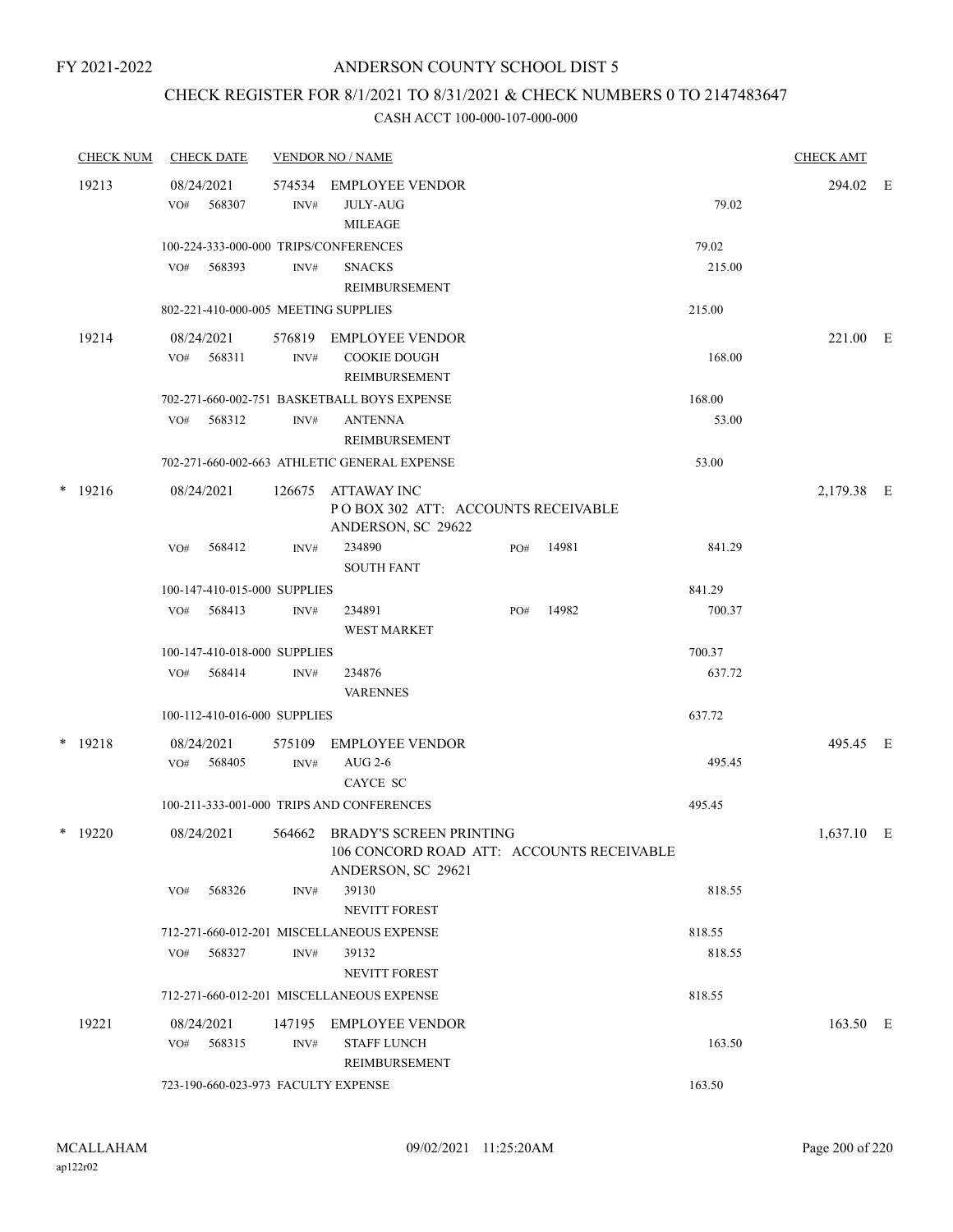FY 2021-2022

# ANDERSON COUNTY SCHOOL DIST 5

## CHECK REGISTER FOR 8/1/2021 TO 8/31/2021 & CHECK NUMBERS 0 TO 2147483647

### CASH ACCT 100-000-107-000-000

| CHECK NUM | CHECK DATE | VENDOR NO / NAME | | | CHECK AMT |
|---|---|---|---|---|---|
| 19213 | 08/24/2021 | 574534 EMPLOYEE VENDOR | | | 294.02 E |
| | VO# 568307 | INV# JULY-AUG MILEAGE | | 79.02 | |
| | 100-224-333-000-000 TRIPS/CONFERENCES | | | 79.02 | |
| | VO# 568393 | INV# SNACKS REIMBURSEMENT | | 215.00 | |
| | 802-221-410-000-005 MEETING SUPPLIES | | | 215.00 | |
| 19214 | 08/24/2021 | 576819 EMPLOYEE VENDOR | | | 221.00 E |
| | VO# 568311 | INV# COOKIE DOUGH REIMBURSEMENT | | 168.00 | |
| | 702-271-660-002-751 BASKETBALL BOYS EXPENSE | | | 168.00 | |
| | VO# 568312 | INV# ANTENNA REIMBURSEMENT | | 53.00 | |
| | 702-271-660-002-663 ATHLETIC GENERAL EXPENSE | | | 53.00 | |
| * 19216 | 08/24/2021 | 126675 ATTAWAY INC P O BOX 302 ATT: ACCOUNTS RECEIVABLE ANDERSON, SC 29622 | | | 2,179.38 E |
| | VO# 568412 | INV# 234890 SOUTH FANT | PO# 14981 | 841.29 | |
| | 100-147-410-015-000 SUPPLIES | | | 841.29 | |
| | VO# 568413 | INV# 234891 WEST MARKET | PO# 14982 | 700.37 | |
| | 100-147-410-018-000 SUPPLIES | | | 700.37 | |
| | VO# 568414 | INV# 234876 VARENNES | | 637.72 | |
| | 100-112-410-016-000 SUPPLIES | | | 637.72 | |
| * 19218 | 08/24/2021 | 575109 EMPLOYEE VENDOR | | | 495.45 E |
| | VO# 568405 | INV# AUG 2-6 CAYCE SC | | 495.45 | |
| | 100-211-333-001-000 TRIPS AND CONFERENCES | | | 495.45 | |
| * 19220 | 08/24/2021 | 564662 BRADY'S SCREEN PRINTING 106 CONCORD ROAD ATT: ACCOUNTS RECEIVABLE ANDERSON, SC 29621 | | | 1,637.10 E |
| | VO# 568326 | INV# 39130 NEVITT FOREST | | 818.55 | |
| | 712-271-660-012-201 MISCELLANEOUS EXPENSE | | | 818.55 | |
| | VO# 568327 | INV# 39132 NEVITT FOREST | | 818.55 | |
| | 712-271-660-012-201 MISCELLANEOUS EXPENSE | | | 818.55 | |
| 19221 | 08/24/2021 | 147195 EMPLOYEE VENDOR | | | 163.50 E |
| | VO# 568315 | INV# STAFF LUNCH REIMBURSEMENT | | 163.50 | |
| | 723-190-660-023-973 FACULTY EXPENSE | | | 163.50 | |

MCALLAHAM ap122r02 09/02/2021 11:25:20AM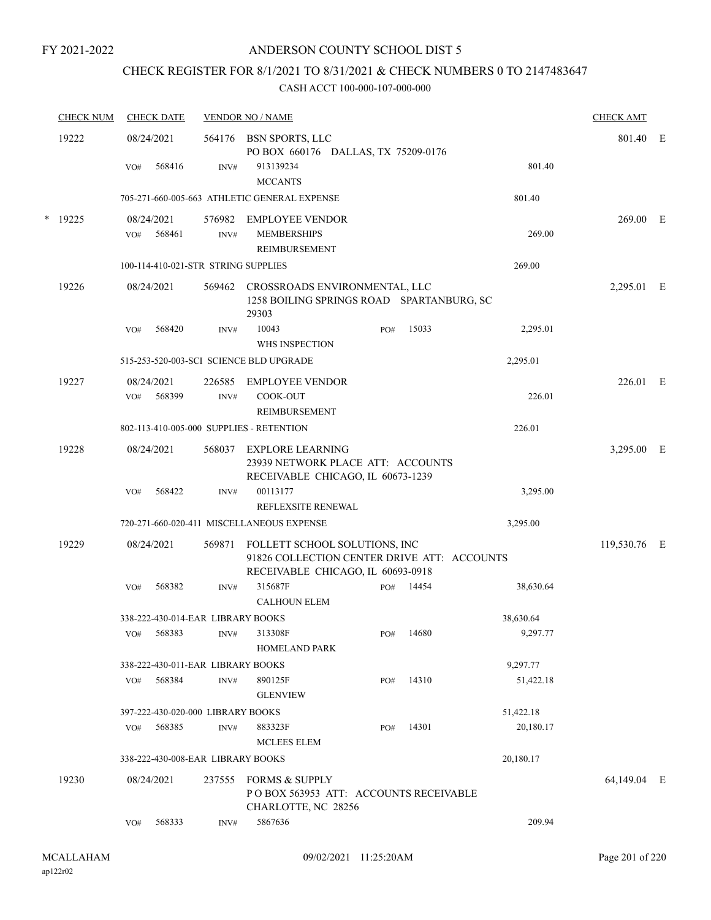FY 2021-2022

# ANDERSON COUNTY SCHOOL DIST 5

## CHECK REGISTER FOR 8/1/2021 TO 8/31/2021 & CHECK NUMBERS 0 TO 2147483647

CASH ACCT 100-000-107-000-000

| CHECK NUM | CHECK DATE | VENDOR NO / NAME | | | CHECK AMT | |
|---|---|---|---|---|---|---|
| 19222 | 08/24/2021 | 564176 BSN SPORTS, LLC<br>PO BOX 660176 DALLAS, TX 75209-0176 | | | 801.40 | E |
| | VO# 568416 | INV# 913139234<br>MCCANTS | | 801.40 | | |
| | 705-271-660-005-663 ATHLETIC GENERAL EXPENSE | | | 801.40 | | |
| * 19225 | 08/24/2021 | 576982 EMPLOYEE VENDOR | | | 269.00 | E |
| | VO# 568461 | INV# MEMBERSHIPS<br>REIMBURSEMENT | | 269.00 | | |
| | 100-114-410-021-STR STRING SUPPLIES | | | 269.00 | | |
| 19226 | 08/24/2021 | 569462 CROSSROADS ENVIRONMENTAL, LLC<br>1258 BOILING SPRINGS ROAD SPARTANBURG, SC 29303 | | | 2,295.01 | E |
| | VO# 568420 | INV# 10043<br>WHS INSPECTION | PO# 15033 | 2,295.01 | | |
| | 515-253-520-003-SCI SCIENCE BLD UPGRADE | | | 2,295.01 | | |
| 19227 | 08/24/2021 | 226585 EMPLOYEE VENDOR | | | 226.01 | E |
| | VO# 568399 | INV# COOK-OUT<br>REIMBURSEMENT | | 226.01 | | |
| | 802-113-410-005-000 SUPPLIES - RETENTION | | | 226.01 | | |
| 19228 | 08/24/2021 | 568037 EXPLORE LEARNING<br>23939 NETWORK PLACE ATT: ACCOUNTS RECEIVABLE CHICAGO, IL 60673-1239 | | | 3,295.00 | E |
| | VO# 568422 | INV# 00113177<br>REFLEXSITE RENEWAL | | 3,295.00 | | |
| | 720-271-660-020-411 MISCELLANEOUS EXPENSE | | | 3,295.00 | | |
| 19229 | 08/24/2021 | 569871 FOLLETT SCHOOL SOLUTIONS, INC<br>91826 COLLECTION CENTER DRIVE ATT: ACCOUNTS RECEIVABLE CHICAGO, IL 60693-0918 | | | 119,530.76 | E |
| | VO# 568382 | INV# 315687F<br>CALHOUN ELEM | PO# 14454 | 38,630.64 | | |
| | 338-222-430-014-EAR LIBRARY BOOKS | | | 38,630.64 | | |
| | VO# 568383 | INV# 313308F<br>HOMELAND PARK | PO# 14680 | 9,297.77 | | |
| | 338-222-430-011-EAR LIBRARY BOOKS | | | 9,297.77 | | |
| | VO# 568384 | INV# 890125F<br>GLENVIEW | PO# 14310 | 51,422.18 | | |
| | 397-222-430-020-000 LIBRARY BOOKS | | | 51,422.18 | | |
| | VO# 568385 | INV# 883323F<br>MCLEES ELEM | PO# 14301 | 20,180.17 | | |
| | 338-222-430-008-EAR LIBRARY BOOKS | | | 20,180.17 | | |
| 19230 | 08/24/2021 | 237555 FORMS & SUPPLY<br>P O BOX 563953 ATT: ACCOUNTS RECEIVABLE CHARLOTTE, NC 28256 | | | 64,149.04 | E |
| | VO# 568333 | INV# 5867636 | | 209.94 | | |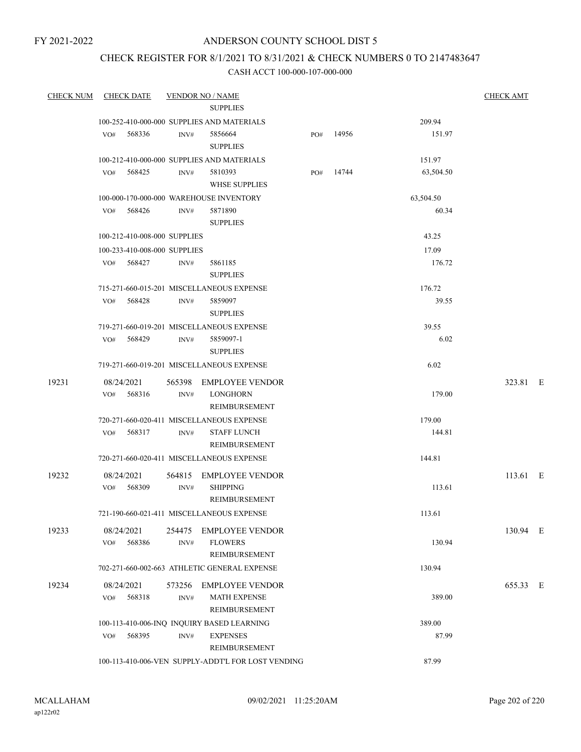FY 2021-2022

# ANDERSON COUNTY SCHOOL DIST 5

## CHECK REGISTER FOR 8/1/2021 TO 8/31/2021 & CHECK NUMBERS 0 TO 2147483647

### CASH ACCT 100-000-107-000-000

| CHECK NUM | CHECK DATE | VENDOR NO / NAME | | | CHECK AMT |
|---|---|---|---|---|---|
| | | SUPPLIES | | | |
| | 100-252-410-000-000 SUPPLIES AND MATERIALS | | | 209.94 | |
| | VO# 568336 | INV# 5856664 SUPPLIES | PO# 14956 | 151.97 | |
| | 100-212-410-000-000 SUPPLIES AND MATERIALS | | | 151.97 | |
| | VO# 568425 | INV# 5810393 WHSE SUPPLIES | PO# 14744 | 63,504.50 | |
| | 100-000-170-000-000 WAREHOUSE INVENTORY | | | 63,504.50 | |
| | VO# 568426 | INV# 5871890 SUPPLIES | | 60.34 | |
| | 100-212-410-008-000 SUPPLIES | | | 43.25 | |
| | 100-233-410-008-000 SUPPLIES | | | 17.09 | |
| | VO# 568427 | INV# 5861185 SUPPLIES | | 176.72 | |
| | 715-271-660-015-201 MISCELLANEOUS EXPENSE | | | 176.72 | |
| | VO# 568428 | INV# 5859097 SUPPLIES | | 39.55 | |
| | 719-271-660-019-201 MISCELLANEOUS EXPENSE | | | 39.55 | |
| | VO# 568429 | INV# 5859097-1 SUPPLIES | | 6.02 | |
| | 719-271-660-019-201 MISCELLANEOUS EXPENSE | | | 6.02 | |
| 19231 | 08/24/2021 | 565398 EMPLOYEE VENDOR | | | 323.81 E |
| | VO# 568316 | INV# LONGHORN REIMBURSEMENT | | 179.00 | |
| | 720-271-660-020-411 MISCELLANEOUS EXPENSE | | | 179.00 | |
| | VO# 568317 | INV# STAFF LUNCH REIMBURSEMENT | | 144.81 | |
| | 720-271-660-020-411 MISCELLANEOUS EXPENSE | | | 144.81 | |
| 19232 | 08/24/2021 | 564815 EMPLOYEE VENDOR | | | 113.61 E |
| | VO# 568309 | INV# SHIPPING REIMBURSEMENT | | 113.61 | |
| | 721-190-660-021-411 MISCELLANEOUS EXPENSE | | | 113.61 | |
| 19233 | 08/24/2021 | 254475 EMPLOYEE VENDOR | | | 130.94 E |
| | VO# 568386 | INV# FLOWERS REIMBURSEMENT | | 130.94 | |
| | 702-271-660-002-663 ATHLETIC GENERAL EXPENSE | | | 130.94 | |
| 19234 | 08/24/2021 | 573256 EMPLOYEE VENDOR | | | 655.33 E |
| | VO# 568318 | INV# MATH EXPENSE REIMBURSEMENT | | 389.00 | |
| | 100-113-410-006-INQ INQUIRY BASED LEARNING | | | 389.00 | |
| | VO# 568395 | INV# EXPENSES REIMBURSEMENT | | 87.99 | |
| | 100-113-410-006-VEN SUPPLY-ADDT'L FOR LOST VENDING | | | 87.99 | |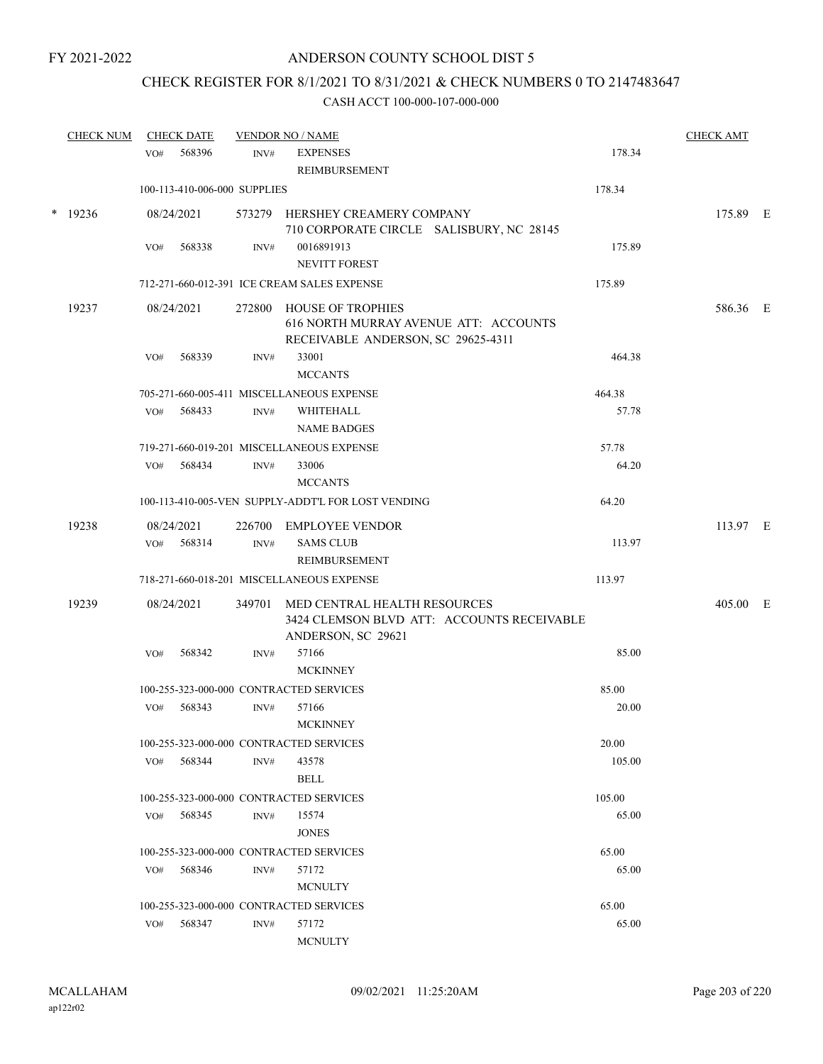FY 2021-2022

# ANDERSON COUNTY SCHOOL DIST 5

## CHECK REGISTER FOR 8/1/2021 TO 8/31/2021 & CHECK NUMBERS 0 TO 2147483647

### CASH ACCT 100-000-107-000-000

| CHECK NUM | CHECK DATE | VENDOR NO / NAME | | CHECK AMT |
|---|---|---|---|---|
| | VO# 568396 | INV# EXPENSES REIMBURSEMENT | 178.34 | |
| | 100-113-410-006-000 SUPPLIES | | 178.34 | |
| * 19236 | 08/24/2021 | 573279 HERSHEY CREAMERY COMPANY 710 CORPORATE CIRCLE SALISBURY, NC 28145 | | 175.89 E |
| | VO# 568338 | INV# 0016891913 NEVITT FOREST | 175.89 | |
| | 712-271-660-012-391 ICE CREAM SALES EXPENSE | | 175.89 | |
| 19237 | 08/24/2021 | 272800 HOUSE OF TROPHIES 616 NORTH MURRAY AVENUE ATT: ACCOUNTS RECEIVABLE ANDERSON, SC 29625-4311 | | 586.36 E |
| | VO# 568339 | INV# 33001 MCCANTS | 464.38 | |
| | 705-271-660-005-411 MISCELLANEOUS EXPENSE | | 464.38 | |
| | VO# 568433 | INV# WHITEHALL NAME BADGES | 57.78 | |
| | 719-271-660-019-201 MISCELLANEOUS EXPENSE | | 57.78 | |
| | VO# 568434 | INV# 33006 MCCANTS | 64.20 | |
| | 100-113-410-005-VEN SUPPLY-ADDT'L FOR LOST VENDING | | 64.20 | |
| 19238 | 08/24/2021 | 226700 EMPLOYEE VENDOR | | 113.97 E |
| | VO# 568314 | INV# SAMS CLUB REIMBURSEMENT | 113.97 | |
| | 718-271-660-018-201 MISCELLANEOUS EXPENSE | | 113.97 | |
| 19239 | 08/24/2021 | 349701 MED CENTRAL HEALTH RESOURCES 3424 CLEMSON BLVD ATT: ACCOUNTS RECEIVABLE ANDERSON, SC 29621 | | 405.00 E |
| | VO# 568342 | INV# 57166 MCKINNEY | 85.00 | |
| | 100-255-323-000-000 CONTRACTED SERVICES | | 85.00 | |
| | VO# 568343 | INV# 57166 MCKINNEY | 20.00 | |
| | 100-255-323-000-000 CONTRACTED SERVICES | | 20.00 | |
| | VO# 568344 | INV# 43578 BELL | 105.00 | |
| | 100-255-323-000-000 CONTRACTED SERVICES | | 105.00 | |
| | VO# 568345 | INV# 15574 JONES | 65.00 | |
| | 100-255-323-000-000 CONTRACTED SERVICES | | 65.00 | |
| | VO# 568346 | INV# 57172 MCNULTY | 65.00 | |
| | 100-255-323-000-000 CONTRACTED SERVICES | | 65.00 | |
| | VO# 568347 | INV# 57172 MCNULTY | 65.00 | |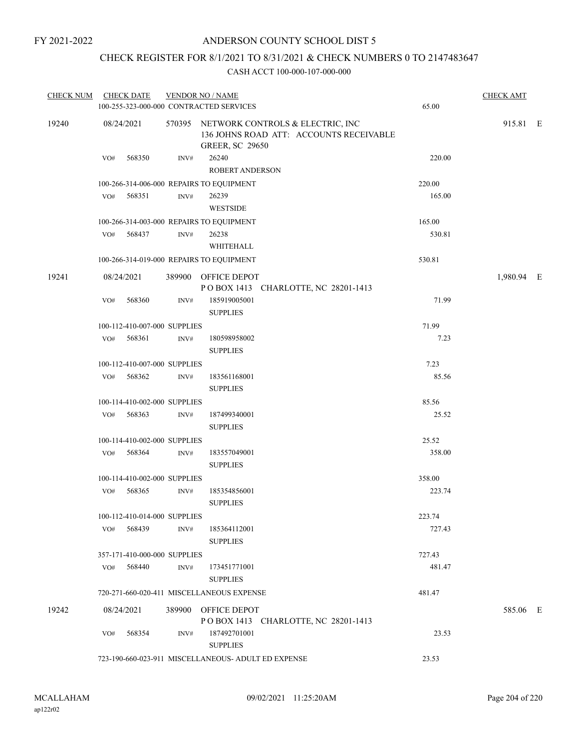FY 2021-2022

# ANDERSON COUNTY SCHOOL DIST 5

## CHECK REGISTER FOR 8/1/2021 TO 8/31/2021 & CHECK NUMBERS 0 TO 2147483647

CASH ACCT 100-000-107-000-000

| CHECK NUM | CHECK DATE | VENDOR NO / NAME | | CHECK AMT |
|---|---|---|---|---|
| | | 100-255-323-000-000 CONTRACTED SERVICES | 65.00 | |
| 19240 | 08/24/2021 | 570395 NETWORK CONTROLS & ELECTRIC, INC<br>136 JOHNS ROAD ATT: ACCOUNTS RECEIVABLE<br>GREER, SC 29650 | | 915.81 E |
| | VO# 568350 | INV# 26240<br>ROBERT ANDERSON | 220.00 | |
| | | 100-266-314-006-000 REPAIRS TO EQUIPMENT | 220.00 | |
| | VO# 568351 | INV# 26239<br>WESTSIDE | 165.00 | |
| | | 100-266-314-003-000 REPAIRS TO EQUIPMENT | 165.00 | |
| | VO# 568437 | INV# 26238<br>WHITEHALL | 530.81 | |
| | | 100-266-314-019-000 REPAIRS TO EQUIPMENT | 530.81 | |
| 19241 | 08/24/2021 | 389900 OFFICE DEPOT<br>P O BOX 1413 CHARLOTTE, NC 28201-1413 | | 1,980.94 E |
| | VO# 568360 | INV# 185919005001<br>SUPPLIES | 71.99 | |
| | | 100-112-410-007-000 SUPPLIES | 71.99 | |
| | VO# 568361 | INV# 180598958002<br>SUPPLIES | 7.23 | |
| | | 100-112-410-007-000 SUPPLIES | 7.23 | |
| | VO# 568362 | INV# 183561168001<br>SUPPLIES | 85.56 | |
| | | 100-114-410-002-000 SUPPLIES | 85.56 | |
| | VO# 568363 | INV# 187499340001<br>SUPPLIES | 25.52 | |
| | | 100-114-410-002-000 SUPPLIES | 25.52 | |
| | VO# 568364 | INV# 183557049001<br>SUPPLIES | 358.00 | |
| | | 100-114-410-002-000 SUPPLIES | 358.00 | |
| | VO# 568365 | INV# 185354856001<br>SUPPLIES | 223.74 | |
| | | 100-112-410-014-000 SUPPLIES | 223.74 | |
| | VO# 568439 | INV# 185364112001<br>SUPPLIES | 727.43 | |
| | | 357-171-410-000-000 SUPPLIES | 727.43 | |
| | VO# 568440 | INV# 173451771001<br>SUPPLIES | 481.47 | |
| | | 720-271-660-020-411 MISCELLANEOUS EXPENSE | 481.47 | |
| 19242 | 08/24/2021 | 389900 OFFICE DEPOT<br>P O BOX 1413 CHARLOTTE, NC 28201-1413 | | 585.06 E |
| | VO# 568354 | INV# 187492701001<br>SUPPLIES | 23.53 | |
| | | 723-190-660-023-911 MISCELLANEOUS- ADULT ED EXPENSE | 23.53 | |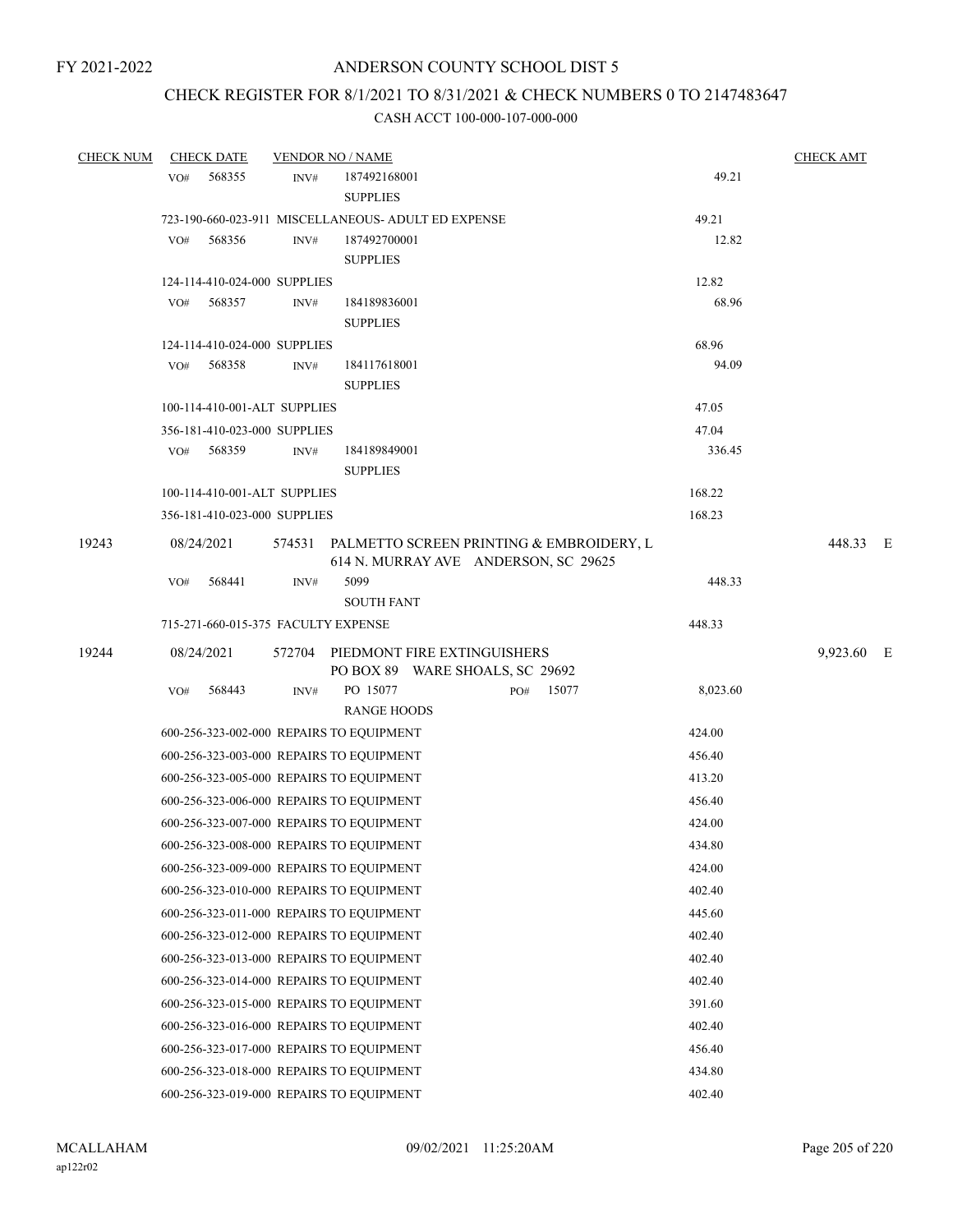FY 2021-2022

# ANDERSON COUNTY SCHOOL DIST 5

## CHECK REGISTER FOR 8/1/2021 TO 8/31/2021 & CHECK NUMBERS 0 TO 2147483647

### CASH ACCT 100-000-107-000-000

| CHECK NUM | CHECK DATE | VENDOR NO / NAME | | CHECK AMT |
|---|---|---|---|---|
| | VO# 568355 | INV# 187492168001 SUPPLIES | 49.21 | |
| | 723-190-660-023-911 MISCELLANEOUS- ADULT ED EXPENSE | | 49.21 | |
| | VO# 568356 | INV# 187492700001 SUPPLIES | 12.82 | |
| | 124-114-410-024-000 SUPPLIES | | 12.82 | |
| | VO# 568357 | INV# 184189836001 SUPPLIES | 68.96 | |
| | 124-114-410-024-000 SUPPLIES | | 68.96 | |
| | VO# 568358 | INV# 184117618001 SUPPLIES | 94.09 | |
| | 100-114-410-001-ALT SUPPLIES | | 47.05 | |
| | 356-181-410-023-000 SUPPLIES | | 47.04 | |
| | VO# 568359 | INV# 184189849001 SUPPLIES | 336.45 | |
| | 100-114-410-001-ALT SUPPLIES | | 168.22 | |
| | 356-181-410-023-000 SUPPLIES | | 168.23 | |
| 19243 | 08/24/2021 | 574531 PALMETTO SCREEN PRINTING & EMBROIDERY, L 614 N. MURRAY AVE ANDERSON, SC 29625 | | 448.33 E |
| | VO# 568441 | INV# 5099 SOUTH FANT | 448.33 | |
| | 715-271-660-015-375 FACULTY EXPENSE | | 448.33 | |
| 19244 | 08/24/2021 | 572704 PIEDMONT FIRE EXTINGUISHERS PO BOX 89 WARE SHOALS, SC 29692 | | 9,923.60 E |
| | VO# 568443 | INV# PO 15077 PO# 15077 RANGE HOODS | 8,023.60 | |
| | 600-256-323-002-000 REPAIRS TO EQUIPMENT | | 424.00 | |
| | 600-256-323-003-000 REPAIRS TO EQUIPMENT | | 456.40 | |
| | 600-256-323-005-000 REPAIRS TO EQUIPMENT | | 413.20 | |
| | 600-256-323-006-000 REPAIRS TO EQUIPMENT | | 456.40 | |
| | 600-256-323-007-000 REPAIRS TO EQUIPMENT | | 424.00 | |
| | 600-256-323-008-000 REPAIRS TO EQUIPMENT | | 434.80 | |
| | 600-256-323-009-000 REPAIRS TO EQUIPMENT | | 424.00 | |
| | 600-256-323-010-000 REPAIRS TO EQUIPMENT | | 402.40 | |
| | 600-256-323-011-000 REPAIRS TO EQUIPMENT | | 445.60 | |
| | 600-256-323-012-000 REPAIRS TO EQUIPMENT | | 402.40 | |
| | 600-256-323-013-000 REPAIRS TO EQUIPMENT | | 402.40 | |
| | 600-256-323-014-000 REPAIRS TO EQUIPMENT | | 402.40 | |
| | 600-256-323-015-000 REPAIRS TO EQUIPMENT | | 391.60 | |
| | 600-256-323-016-000 REPAIRS TO EQUIPMENT | | 402.40 | |
| | 600-256-323-017-000 REPAIRS TO EQUIPMENT | | 456.40 | |
| | 600-256-323-018-000 REPAIRS TO EQUIPMENT | | 434.80 | |
| | 600-256-323-019-000 REPAIRS TO EQUIPMENT | | 402.40 | |

MCALLAHAM ap122r02 09/02/2021 11:25:20AM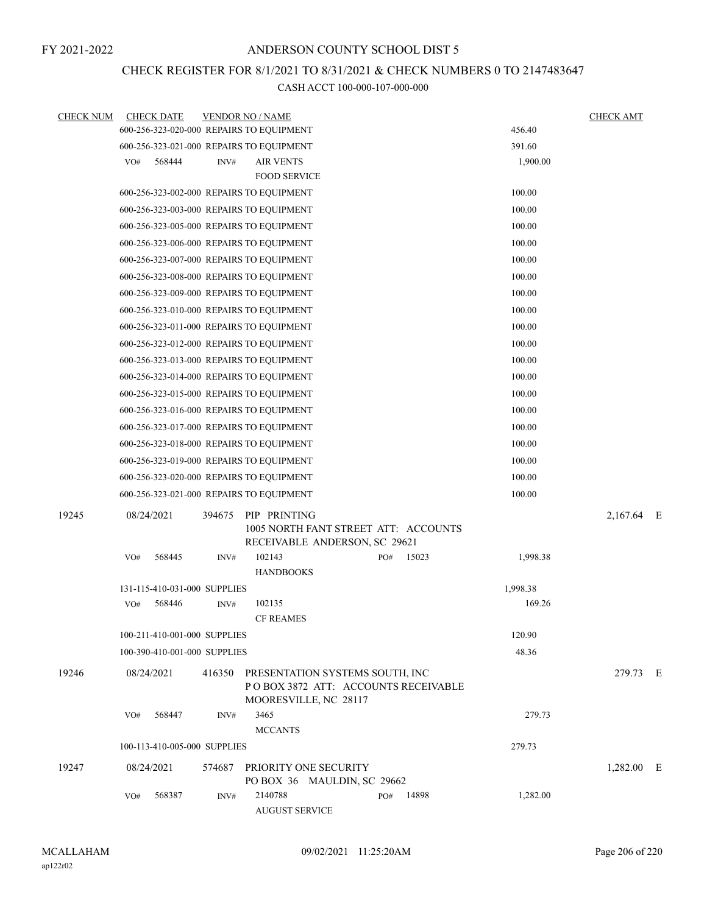FY 2021-2022

# ANDERSON COUNTY SCHOOL DIST 5

## CHECK REGISTER FOR 8/1/2021 TO 8/31/2021 & CHECK NUMBERS 0 TO 2147483647

### CASH ACCT 100-000-107-000-000

| CHECK NUM | CHECK DATE | VENDOR NO / NAME | | CHECK AMT |
|---|---|---|---|---|
| | 600-256-323-020-000 REPAIRS TO EQUIPMENT | | 456.40 | |
| | 600-256-323-021-000 REPAIRS TO EQUIPMENT | | 391.60 | |
| | VO# 568444 | INV# AIR VENTS<br>FOOD SERVICE | 1,900.00 | |
| | 600-256-323-002-000 REPAIRS TO EQUIPMENT | | 100.00 | |
| | 600-256-323-003-000 REPAIRS TO EQUIPMENT | | 100.00 | |
| | 600-256-323-005-000 REPAIRS TO EQUIPMENT | | 100.00 | |
| | 600-256-323-006-000 REPAIRS TO EQUIPMENT | | 100.00 | |
| | 600-256-323-007-000 REPAIRS TO EQUIPMENT | | 100.00 | |
| | 600-256-323-008-000 REPAIRS TO EQUIPMENT | | 100.00 | |
| | 600-256-323-009-000 REPAIRS TO EQUIPMENT | | 100.00 | |
| | 600-256-323-010-000 REPAIRS TO EQUIPMENT | | 100.00 | |
| | 600-256-323-011-000 REPAIRS TO EQUIPMENT | | 100.00 | |
| | 600-256-323-012-000 REPAIRS TO EQUIPMENT | | 100.00 | |
| | 600-256-323-013-000 REPAIRS TO EQUIPMENT | | 100.00 | |
| | 600-256-323-014-000 REPAIRS TO EQUIPMENT | | 100.00 | |
| | 600-256-323-015-000 REPAIRS TO EQUIPMENT | | 100.00 | |
| | 600-256-323-016-000 REPAIRS TO EQUIPMENT | | 100.00 | |
| | 600-256-323-017-000 REPAIRS TO EQUIPMENT | | 100.00 | |
| | 600-256-323-018-000 REPAIRS TO EQUIPMENT | | 100.00 | |
| | 600-256-323-019-000 REPAIRS TO EQUIPMENT | | 100.00 | |
| | 600-256-323-020-000 REPAIRS TO EQUIPMENT | | 100.00 | |
| | 600-256-323-021-000 REPAIRS TO EQUIPMENT | | 100.00 | |
| 19245 | 08/24/2021 | 394675 PIP PRINTING<br>1005 NORTH FANT STREET ATT: ACCOUNTS RECEIVABLE ANDERSON, SC 29621 | | 2,167.64 E |
| | VO# 568445 | INV# 102143 PO# 15023<br>HANDBOOKS | 1,998.38 | |
| | 131-115-410-031-000 SUPPLIES | | 1,998.38 | |
| | VO# 568446 | INV# 102135<br>CF REAMES | 169.26 | |
| | 100-211-410-001-000 SUPPLIES | | 120.90 | |
| | 100-390-410-001-000 SUPPLIES | | 48.36 | |
| 19246 | 08/24/2021 | 416350 PRESENTATION SYSTEMS SOUTH, INC<br>P O BOX 3872 ATT: ACCOUNTS RECEIVABLE MOORESVILLE, NC 28117 | | 279.73 E |
| | VO# 568447 | INV# 3465<br>MCCANTS | 279.73 | |
| | 100-113-410-005-000 SUPPLIES | | 279.73 | |
| 19247 | 08/24/2021 | 574687 PRIORITY ONE SECURITY<br>PO BOX 36 MAULDIN, SC 29662 | | 1,282.00 E |
| | VO# 568387 | INV# 2140788 PO# 14898<br>AUGUST SERVICE | 1,282.00 | |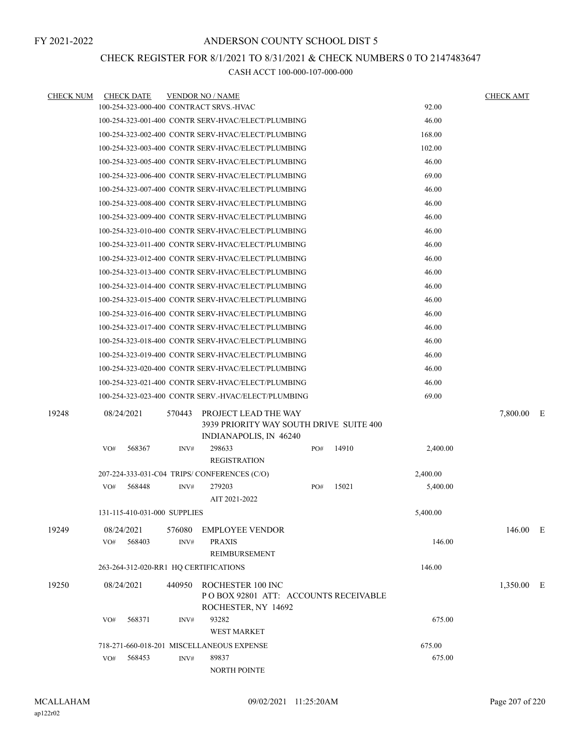FY 2021-2022

# ANDERSON COUNTY SCHOOL DIST 5

## CHECK REGISTER FOR 8/1/2021 TO 8/31/2021 & CHECK NUMBERS 0 TO 2147483647

### CASH ACCT 100-000-107-000-000

| CHECK NUM | CHECK DATE | VENDOR NO / NAME | | | CHECK AMT | |
|---|---|---|---|---|---|---|
| | | 100-254-323-000-400 CONTRACT SRVS.-HVAC | | 92.00 | | |
| | | 100-254-323-001-400 CONTR SERV-HVAC/ELECT/PLUMBING | | 46.00 | | |
| | | 100-254-323-002-400 CONTR SERV-HVAC/ELECT/PLUMBING | | 168.00 | | |
| | | 100-254-323-003-400 CONTR SERV-HVAC/ELECT/PLUMBING | | 102.00 | | |
| | | 100-254-323-005-400 CONTR SERV-HVAC/ELECT/PLUMBING | | 46.00 | | |
| | | 100-254-323-006-400 CONTR SERV-HVAC/ELECT/PLUMBING | | 69.00 | | |
| | | 100-254-323-007-400 CONTR SERV-HVAC/ELECT/PLUMBING | | 46.00 | | |
| | | 100-254-323-008-400 CONTR SERV-HVAC/ELECT/PLUMBING | | 46.00 | | |
| | | 100-254-323-009-400 CONTR SERV-HVAC/ELECT/PLUMBING | | 46.00 | | |
| | | 100-254-323-010-400 CONTR SERV-HVAC/ELECT/PLUMBING | | 46.00 | | |
| | | 100-254-323-011-400 CONTR SERV-HVAC/ELECT/PLUMBING | | 46.00 | | |
| | | 100-254-323-012-400 CONTR SERV-HVAC/ELECT/PLUMBING | | 46.00 | | |
| | | 100-254-323-013-400 CONTR SERV-HVAC/ELECT/PLUMBING | | 46.00 | | |
| | | 100-254-323-014-400 CONTR SERV-HVAC/ELECT/PLUMBING | | 46.00 | | |
| | | 100-254-323-015-400 CONTR SERV-HVAC/ELECT/PLUMBING | | 46.00 | | |
| | | 100-254-323-016-400 CONTR SERV-HVAC/ELECT/PLUMBING | | 46.00 | | |
| | | 100-254-323-017-400 CONTR SERV-HVAC/ELECT/PLUMBING | | 46.00 | | |
| | | 100-254-323-018-400 CONTR SERV-HVAC/ELECT/PLUMBING | | 46.00 | | |
| | | 100-254-323-019-400 CONTR SERV-HVAC/ELECT/PLUMBING | | 46.00 | | |
| | | 100-254-323-020-400 CONTR SERV-HVAC/ELECT/PLUMBING | | 46.00 | | |
| | | 100-254-323-021-400 CONTR SERV-HVAC/ELECT/PLUMBING | | 46.00 | | |
| | | 100-254-323-023-400 CONTR SERV.-HVAC/ELECT/PLUMBING | | 69.00 | | |
| 19248 | 08/24/2021 | 570443 PROJECT LEAD THE WAY<br>3939 PRIORITY WAY SOUTH DRIVE SUITE 400<br>INDIANAPOLIS, IN 46240 | | | 7,800.00 | E |
| | VO# 568367 | INV# 298633<br>REGISTRATION | PO# 14910 | 2,400.00 | | |
| | | 207-224-333-031-C04 TRIPS/ CONFERENCES (C/O) | | 2,400.00 | | |
| | VO# 568448 | INV# 279203<br>AIT 2021-2022 | PO# 15021 | 5,400.00 | | |
| | | 131-115-410-031-000 SUPPLIES | | 5,400.00 | | |
| 19249 | 08/24/2021 | 576080 EMPLOYEE VENDOR | | | 146.00 | E |
| | VO# 568403 | INV# PRAXIS<br>REIMBURSEMENT | | 146.00 | | |
| | | 263-264-312-020-RR1 HQ CERTIFICATIONS | | 146.00 | | |
| 19250 | 08/24/2021 | 440950 ROCHESTER 100 INC<br>P O BOX 92801 ATT: ACCOUNTS RECEIVABLE<br>ROCHESTER, NY 14692 | | | 1,350.00 | E |
| | VO# 568371 | INV# 93282<br>WEST MARKET | | 675.00 | | |
| | | 718-271-660-018-201 MISCELLANEOUS EXPENSE | | 675.00 | | |
| | VO# 568453 | INV# 89837<br>NORTH POINTE | | 675.00 | | |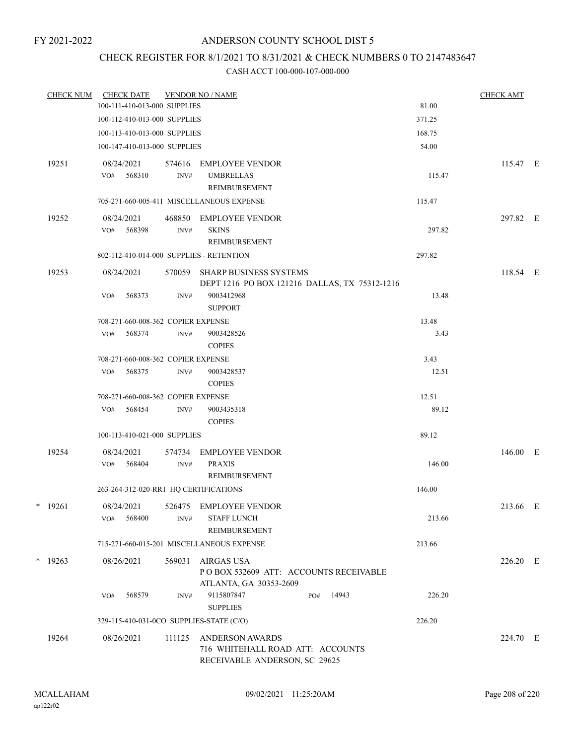FY 2021-2022

# ANDERSON COUNTY SCHOOL DIST 5

## CHECK REGISTER FOR 8/1/2021 TO 8/31/2021 & CHECK NUMBERS 0 TO 2147483647

CASH ACCT 100-000-107-000-000

| CHECK NUM | CHECK DATE | VENDOR NO / NAME | | CHECK AMT | |
|---|---|---|---|---|---|
| | 100-111-410-013-000 SUPPLIES | | 81.00 | | |
| | 100-112-410-013-000 SUPPLIES | | 371.25 | | |
| | 100-113-410-013-000 SUPPLIES | | 168.75 | | |
| | 100-147-410-013-000 SUPPLIES | | 54.00 | | |
| 19251 | 08/24/2021 | 574616 EMPLOYEE VENDOR | | 115.47 | E |
| | VO# 568310 | INV# UMBRELLAS REIMBURSEMENT | 115.47 | | |
| | 705-271-660-005-411 MISCELLANEOUS EXPENSE | | 115.47 | | |
| 19252 | 08/24/2021 | 468850 EMPLOYEE VENDOR | | 297.82 | E |
| | VO# 568398 | INV# SKINS REIMBURSEMENT | 297.82 | | |
| | 802-112-410-014-000 SUPPLIES - RETENTION | | 297.82 | | |
| 19253 | 08/24/2021 | 570059 SHARP BUSINESS SYSTEMS DEPT 1216 PO BOX 121216 DALLAS, TX 75312-1216 | | 118.54 | E |
| | VO# 568373 | INV# 9003412968 SUPPORT | 13.48 | | |
| | 708-271-660-008-362 COPIER EXPENSE | | 13.48 | | |
| | VO# 568374 | INV# 9003428526 COPIES | 3.43 | | |
| | 708-271-660-008-362 COPIER EXPENSE | | 3.43 | | |
| | VO# 568375 | INV# 9003428537 COPIES | 12.51 | | |
| | 708-271-660-008-362 COPIER EXPENSE | | 12.51 | | |
| | VO# 568454 | INV# 9003435318 COPIES | 89.12 | | |
| | 100-113-410-021-000 SUPPLIES | | 89.12 | | |
| 19254 | 08/24/2021 | 574734 EMPLOYEE VENDOR | | 146.00 | E |
| | VO# 568404 | INV# PRAXIS REIMBURSEMENT | 146.00 | | |
| | 263-264-312-020-RR1 HQ CERTIFICATIONS | | 146.00 | | |
| * 19261 | 08/24/2021 | 526475 EMPLOYEE VENDOR | | 213.66 | E |
| | VO# 568400 | INV# STAFF LUNCH REIMBURSEMENT | 213.66 | | |
| | 715-271-660-015-201 MISCELLANEOUS EXPENSE | | 213.66 | | |
| * 19263 | 08/26/2021 | 569031 AIRGAS USA P O BOX 532609 ATT: ACCOUNTS RECEIVABLE ATLANTA, GA 30353-2609 | | 226.20 | E |
| | VO# 568579 | INV# 9115807847 PO# 14943 SUPPLIES | 226.20 | | |
| | 329-115-410-031-0CO SUPPLIES-STATE (C/O) | | 226.20 | | |
| 19264 | 08/26/2021 | 111125 ANDERSON AWARDS 716 WHITEHALL ROAD ATT: ACCOUNTS RECEIVABLE ANDERSON, SC 29625 | | 224.70 | E |

MCALLAHAM
ap122r02

09/02/2021 11:25:20AM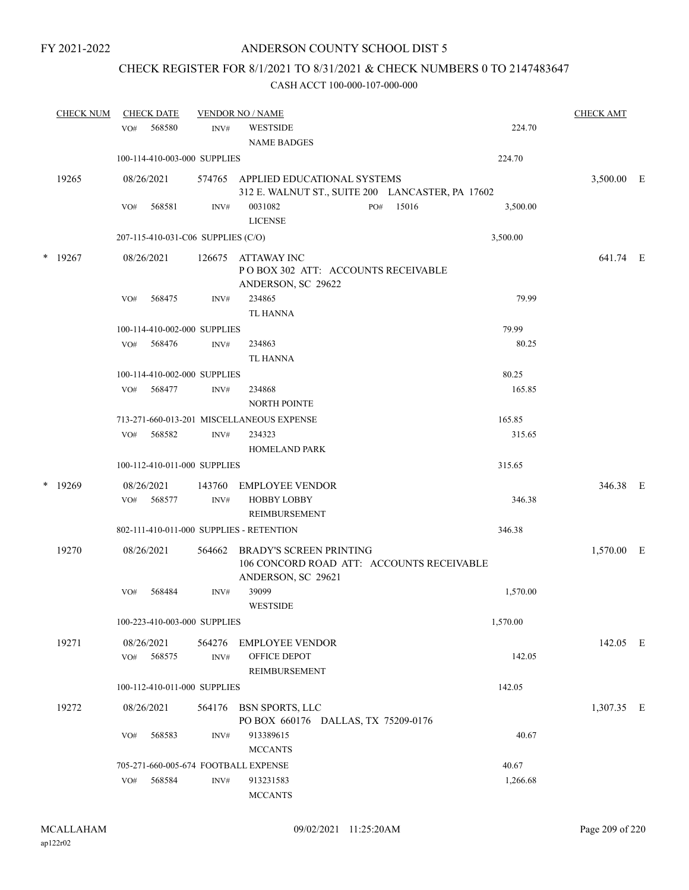FY 2021-2022

# ANDERSON COUNTY SCHOOL DIST 5

## CHECK REGISTER FOR 8/1/2021 TO 8/31/2021 & CHECK NUMBERS 0 TO 2147483647

### CASH ACCT 100-000-107-000-000

| CHECK NUM | CHECK DATE | VENDOR NO / NAME | | CHECK AMT |
|---|---|---|---|---|
| | VO# 568580 | INV# WESTSIDE<br>NAME BADGES | 224.70 | |
| | 100-114-410-003-000 SUPPLIES | | 224.70 | |
| 19265 | 08/26/2021 | 574765 APPLIED EDUCATIONAL SYSTEMS<br>312 E. WALNUT ST., SUITE 200 LANCASTER, PA 17602 | | 3,500.00 E |
| | VO# 568581 | INV# 0031082 PO# 15016<br>LICENSE | 3,500.00 | |
| | 207-115-410-031-C06 SUPPLIES (C/O) | | 3,500.00 | |
| * 19267 | 08/26/2021 | 126675 ATTAWAY INC<br>P O BOX 302 ATT: ACCOUNTS RECEIVABLE<br>ANDERSON, SC 29622 | | 641.74 E |
| | VO# 568475 | INV# 234865<br>TL HANNA | 79.99 | |
| | 100-114-410-002-000 SUPPLIES | | 79.99 | |
| | VO# 568476 | INV# 234863<br>TL HANNA | 80.25 | |
| | 100-114-410-002-000 SUPPLIES | | 80.25 | |
| | VO# 568477 | INV# 234868<br>NORTH POINTE | 165.85 | |
| | 713-271-660-013-201 MISCELLANEOUS EXPENSE | | 165.85 | |
| | VO# 568582 | INV# 234323<br>HOMELAND PARK | 315.65 | |
| | 100-112-410-011-000 SUPPLIES | | 315.65 | |
| * 19269 | 08/26/2021 | 143760 EMPLOYEE VENDOR | | 346.38 E |
| | VO# 568577 | INV# HOBBY LOBBY<br>REIMBURSEMENT | 346.38 | |
| | 802-111-410-011-000 SUPPLIES - RETENTION | | 346.38 | |
| 19270 | 08/26/2021 | 564662 BRADY'S SCREEN PRINTING<br>106 CONCORD ROAD ATT: ACCOUNTS RECEIVABLE<br>ANDERSON, SC 29621 | | 1,570.00 E |
| | VO# 568484 | INV# 39099<br>WESTSIDE | 1,570.00 | |
| | 100-223-410-003-000 SUPPLIES | | 1,570.00 | |
| 19271 | 08/26/2021 | 564276 EMPLOYEE VENDOR | | 142.05 E |
| | VO# 568575 | INV# OFFICE DEPOT<br>REIMBURSEMENT | 142.05 | |
| | 100-112-410-011-000 SUPPLIES | | 142.05 | |
| 19272 | 08/26/2021 | 564176 BSN SPORTS, LLC<br>PO BOX 660176 DALLAS, TX 75209-0176 | | 1,307.35 E |
| | VO# 568583 | INV# 913389615<br>MCCANTS | 40.67 | |
| | 705-271-660-005-674 FOOTBALL EXPENSE | | 40.67 | |
| | VO# 568584 | INV# 913231583<br>MCCANTS | 1,266.68 | |

MCALLAHAM
ap122r02

09/02/2021 11:25:20AM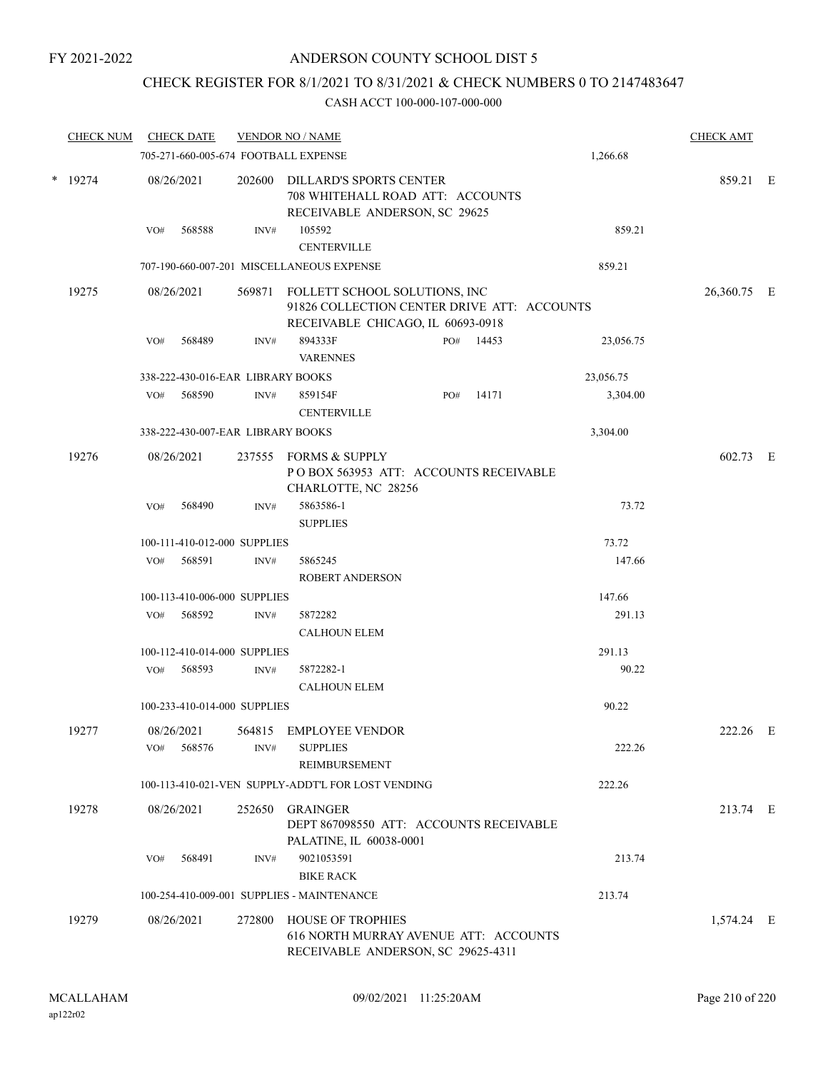FY 2021-2022

# ANDERSON COUNTY SCHOOL DIST 5

## CHECK REGISTER FOR 8/1/2021 TO 8/31/2021 & CHECK NUMBERS 0 TO 2147483647

### CASH ACCT 100-000-107-000-000

| CHECK NUM | CHECK DATE | VENDOR NO / NAME | | | CHECK AMT | |
|---|---|---|---|---|---|---|
| | 705-271-660-005-674 FOOTBALL EXPENSE | | | 1,266.68 | | |
| * 19274 | 08/26/2021 | 202600 | DILLARD'S SPORTS CENTER<br>708 WHITEHALL ROAD ATT: ACCOUNTS RECEIVABLE ANDERSON, SC 29625 | | 859.21 | E |
| | VO# 568588 | INV# | 105592<br>CENTERVILLE | 859.21 | | |
| | 707-190-660-007-201 MISCELLANEOUS EXPENSE | | | 859.21 | | |
| 19275 | 08/26/2021 | 569871 | FOLLETT SCHOOL SOLUTIONS, INC<br>91826 COLLECTION CENTER DRIVE ATT: ACCOUNTS RECEIVABLE CHICAGO, IL 60693-0918 | | 26,360.75 | E |
| | VO# 568489 | INV# | 894333F PO# 14453<br>VARENNES | 23,056.75 | | |
| | 338-222-430-016-EAR LIBRARY BOOKS | | | 23,056.75 | | |
| | VO# 568590 | INV# | 859154F PO# 14171<br>CENTERVILLE | 3,304.00 | | |
| | 338-222-430-007-EAR LIBRARY BOOKS | | | 3,304.00 | | |
| 19276 | 08/26/2021 | 237555 | FORMS & SUPPLY<br>P O BOX 563953 ATT: ACCOUNTS RECEIVABLE CHARLOTTE, NC 28256 | | 602.73 | E |
| | VO# 568490 | INV# | 5863586-1<br>SUPPLIES | 73.72 | | |
| | 100-111-410-012-000 SUPPLIES | | | 73.72 | | |
| | VO# 568591 | INV# | 5865245<br>ROBERT ANDERSON | 147.66 | | |
| | 100-113-410-006-000 SUPPLIES | | | 147.66 | | |
| | VO# 568592 | INV# | 5872282<br>CALHOUN ELEM | 291.13 | | |
| | 100-112-410-014-000 SUPPLIES | | | 291.13 | | |
| | VO# 568593 | INV# | 5872282-1<br>CALHOUN ELEM | 90.22 | | |
| | 100-233-410-014-000 SUPPLIES | | | 90.22 | | |
| 19277 | 08/26/2021 | 564815 | EMPLOYEE VENDOR | | 222.26 | E |
| | VO# 568576 | INV# | SUPPLIES<br>REIMBURSEMENT | 222.26 | | |
| | 100-113-410-021-VEN SUPPLY-ADDT'L FOR LOST VENDING | | | 222.26 | | |
| 19278 | 08/26/2021 | 252650 | GRAINGER<br>DEPT 867098550 ATT: ACCOUNTS RECEIVABLE PALATINE, IL 60038-0001 | | 213.74 | E |
| | VO# 568491 | INV# | 9021053591<br>BIKE RACK | 213.74 | | |
| | 100-254-410-009-001 SUPPLIES - MAINTENANCE | | | 213.74 | | |
| 19279 | 08/26/2021 | 272800 | HOUSE OF TROPHIES<br>616 NORTH MURRAY AVENUE ATT: ACCOUNTS RECEIVABLE ANDERSON, SC 29625-4311 | | 1,574.24 | E |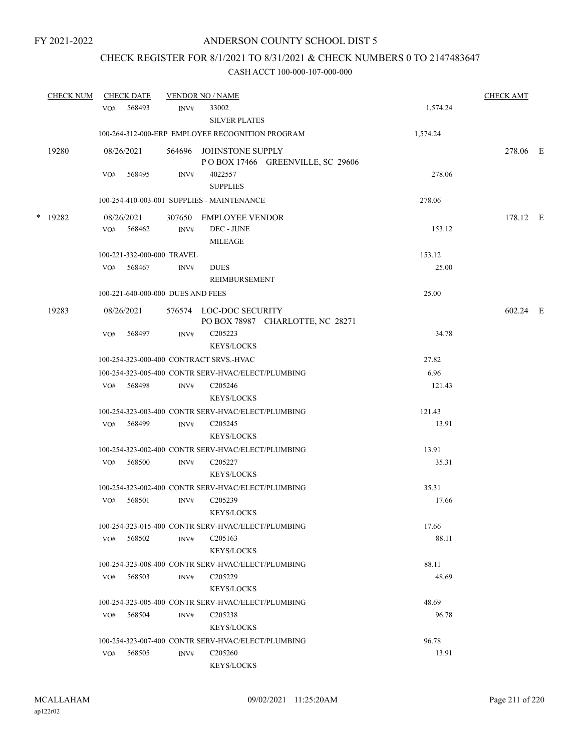FY 2021-2022

# ANDERSON COUNTY SCHOOL DIST 5

## CHECK REGISTER FOR 8/1/2021 TO 8/31/2021 & CHECK NUMBERS 0 TO 2147483647

### CASH ACCT 100-000-107-000-000

| CHECK NUM | CHECK DATE | VENDOR NO / NAME | | CHECK AMT |
|---|---|---|---|---|
| | VO# 568493 | INV# 33002 SILVER PLATES | 1,574.24 | |
| | | 100-264-312-000-ERP EMPLOYEE RECOGNITION PROGRAM | 1,574.24 | |
| 19280 | 08/26/2021 | 564696 JOHNSTONE SUPPLY P O BOX 17466 GREENVILLE, SC 29606 | | 278.06 E |
| | VO# 568495 | INV# 4022557 SUPPLIES | 278.06 | |
| | | 100-254-410-003-001 SUPPLIES - MAINTENANCE | 278.06 | |
| * 19282 | 08/26/2021 | 307650 EMPLOYEE VENDOR | | 178.12 E |
| | VO# 568462 | INV# DEC - JUNE MILEAGE | 153.12 | |
| | | 100-221-332-000-000 TRAVEL | 153.12 | |
| | VO# 568467 | INV# DUES REIMBURSEMENT | 25.00 | |
| | | 100-221-640-000-000 DUES AND FEES | 25.00 | |
| 19283 | 08/26/2021 | 576574 LOC-DOC SECURITY PO BOX 78987 CHARLOTTE, NC 28271 | | 602.24 E |
| | VO# 568497 | INV# C205223 KEYS/LOCKS | 34.78 | |
| | | 100-254-323-000-400 CONTRACT SRVS.-HVAC | 27.82 | |
| | | 100-254-323-005-400 CONTR SERV-HVAC/ELECT/PLUMBING | 6.96 | |
| | VO# 568498 | INV# C205246 KEYS/LOCKS | 121.43 | |
| | | 100-254-323-003-400 CONTR SERV-HVAC/ELECT/PLUMBING | 121.43 | |
| | VO# 568499 | INV# C205245 KEYS/LOCKS | 13.91 | |
| | | 100-254-323-002-400 CONTR SERV-HVAC/ELECT/PLUMBING | 13.91 | |
| | VO# 568500 | INV# C205227 KEYS/LOCKS | 35.31 | |
| | | 100-254-323-002-400 CONTR SERV-HVAC/ELECT/PLUMBING | 35.31 | |
| | VO# 568501 | INV# C205239 KEYS/LOCKS | 17.66 | |
| | | 100-254-323-015-400 CONTR SERV-HVAC/ELECT/PLUMBING | 17.66 | |
| | VO# 568502 | INV# C205163 KEYS/LOCKS | 88.11 | |
| | | 100-254-323-008-400 CONTR SERV-HVAC/ELECT/PLUMBING | 88.11 | |
| | VO# 568503 | INV# C205229 KEYS/LOCKS | 48.69 | |
| | | 100-254-323-005-400 CONTR SERV-HVAC/ELECT/PLUMBING | 48.69 | |
| | VO# 568504 | INV# C205238 KEYS/LOCKS | 96.78 | |
| | | 100-254-323-007-400 CONTR SERV-HVAC/ELECT/PLUMBING | 96.78 | |
| | VO# 568505 | INV# C205260 KEYS/LOCKS | 13.91 | |

MCALLAHAM ap122r02 09/02/2021 11:25:20AM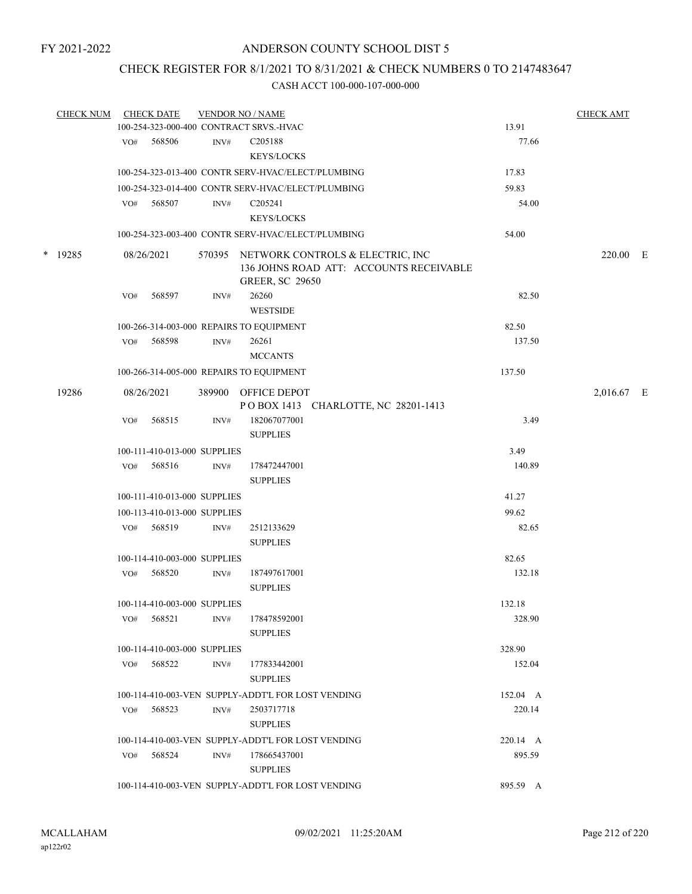FY 2021-2022

# ANDERSON COUNTY SCHOOL DIST 5

## CHECK REGISTER FOR 8/1/2021 TO 8/31/2021 & CHECK NUMBERS 0 TO 2147483647

### CASH ACCT 100-000-107-000-000

| CHECK NUM | CHECK DATE | VENDOR NO / NAME | | CHECK AMT |
|---|---|---|---|---|
| | | 100-254-323-000-400 CONTRACT SRVS.-HVAC | 13.91 | |
| | VO# 568506 | INV# C205188 KEYS/LOCKS | 77.66 | |
| | | 100-254-323-013-400 CONTR SERV-HVAC/ELECT/PLUMBING | 17.83 | |
| | | 100-254-323-014-400 CONTR SERV-HVAC/ELECT/PLUMBING | 59.83 | |
| | VO# 568507 | INV# C205241 KEYS/LOCKS | 54.00 | |
| | | 100-254-323-003-400 CONTR SERV-HVAC/ELECT/PLUMBING | 54.00 | |
| * 19285 | 08/26/2021 | 570395 NETWORK CONTROLS & ELECTRIC, INC 136 JOHNS ROAD ATT: ACCOUNTS RECEIVABLE GREER, SC 29650 | | 220.00 E |
| | VO# 568597 | INV# 26260 WESTSIDE | 82.50 | |
| | | 100-266-314-003-000 REPAIRS TO EQUIPMENT | 82.50 | |
| | VO# 568598 | INV# 26261 MCCANTS | 137.50 | |
| | | 100-266-314-005-000 REPAIRS TO EQUIPMENT | 137.50 | |
| 19286 | 08/26/2021 | 389900 OFFICE DEPOT P O BOX 1413 CHARLOTTE, NC 28201-1413 | | 2,016.67 E |
| | VO# 568515 | INV# 182067077001 SUPPLIES | 3.49 | |
| | | 100-111-410-013-000 SUPPLIES | 3.49 | |
| | VO# 568516 | INV# 178472447001 SUPPLIES | 140.89 | |
| | | 100-111-410-013-000 SUPPLIES | 41.27 | |
| | | 100-113-410-013-000 SUPPLIES | 99.62 | |
| | VO# 568519 | INV# 2512133629 SUPPLIES | 82.65 | |
| | | 100-114-410-003-000 SUPPLIES | 82.65 | |
| | VO# 568520 | INV# 187497617001 SUPPLIES | 132.18 | |
| | | 100-114-410-003-000 SUPPLIES | 132.18 | |
| | VO# 568521 | INV# 178478592001 SUPPLIES | 328.90 | |
| | | 100-114-410-003-000 SUPPLIES | 328.90 | |
| | VO# 568522 | INV# 177833442001 SUPPLIES | 152.04 | |
| | | 100-114-410-003-VEN SUPPLY-ADDT'L FOR LOST VENDING | 152.04 A | |
| | VO# 568523 | INV# 2503717718 SUPPLIES | 220.14 | |
| | | 100-114-410-003-VEN SUPPLY-ADDT'L FOR LOST VENDING | 220.14 A | |
| | VO# 568524 | INV# 178665437001 SUPPLIES | 895.59 | |
| | | 100-114-410-003-VEN SUPPLY-ADDT'L FOR LOST VENDING | 895.59 A | |

MCALLAHAM ap122r02 09/02/2021 11:25:20AM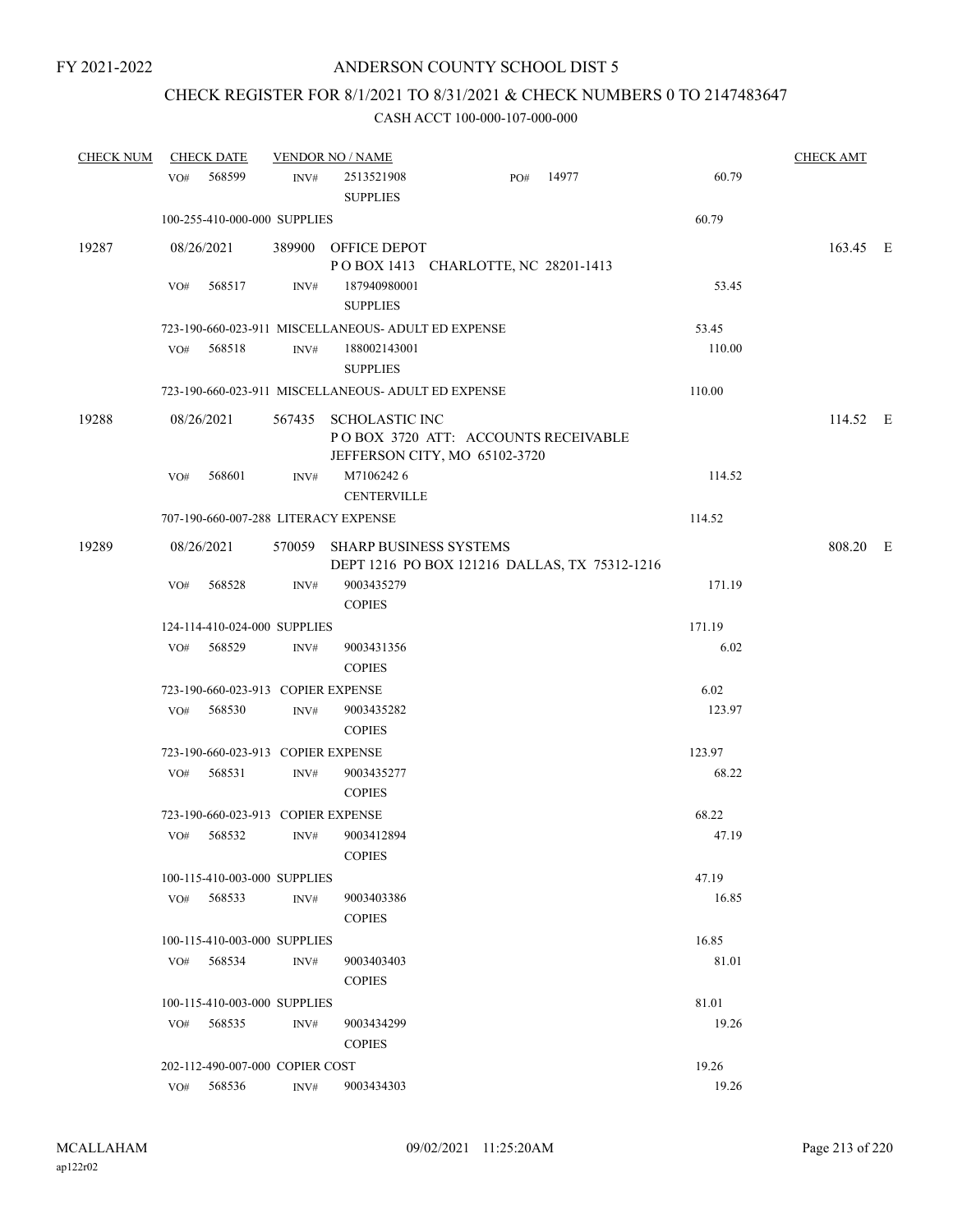FY 2021-2022

# ANDERSON COUNTY SCHOOL DIST 5

## CHECK REGISTER FOR 8/1/2021 TO 8/31/2021 & CHECK NUMBERS 0 TO 2147483647

### CASH ACCT 100-000-107-000-000

| CHECK NUM | CHECK DATE | VENDOR NO / NAME | | CHECK AMT |
|---|---|---|---|---|
| | VO# 568599 | INV# 2513521908 SUPPLIES PO# 14977 | 60.79 | |
| | 100-255-410-000-000 SUPPLIES | | 60.79 | |
| 19287 | 08/26/2021 | 389900 OFFICE DEPOT<br>P O BOX 1413 CHARLOTTE, NC 28201-1413 | | 163.45 E |
| | VO# 568517 | INV# 187940980001 SUPPLIES | 53.45 | |
| | 723-190-660-023-911 MISCELLANEOUS- ADULT ED EXPENSE | | 53.45 | |
| | VO# 568518 | INV# 188002143001 SUPPLIES | 110.00 | |
| | 723-190-660-023-911 MISCELLANEOUS- ADULT ED EXPENSE | | 110.00 | |
| 19288 | 08/26/2021 | 567435 SCHOLASTIC INC<br>P O BOX 3720 ATT: ACCOUNTS RECEIVABLE<br>JEFFERSON CITY, MO 65102-3720 | | 114.52 E |
| | VO# 568601 | INV# M7106242 6 CENTERVILLE | 114.52 | |
| | 707-190-660-007-288 LITERACY EXPENSE | | 114.52 | |
| 19289 | 08/26/2021 | 570059 SHARP BUSINESS SYSTEMS<br>DEPT 1216 PO BOX 121216 DALLAS, TX 75312-1216 | | 808.20 E |
| | VO# 568528 | INV# 9003435279 COPIES | 171.19 | |
| | 124-114-410-024-000 SUPPLIES | | 171.19 | |
| | VO# 568529 | INV# 9003431356 COPIES | 6.02 | |
| | 723-190-660-023-913 COPIER EXPENSE | | 6.02 | |
| | VO# 568530 | INV# 9003435282 COPIES | 123.97 | |
| | 723-190-660-023-913 COPIER EXPENSE | | 123.97 | |
| | VO# 568531 | INV# 9003435277 COPIES | 68.22 | |
| | 723-190-660-023-913 COPIER EXPENSE | | 68.22 | |
| | VO# 568532 | INV# 9003412894 COPIES | 47.19 | |
| | 100-115-410-003-000 SUPPLIES | | 47.19 | |
| | VO# 568533 | INV# 9003403386 COPIES | 16.85 | |
| | 100-115-410-003-000 SUPPLIES | | 16.85 | |
| | VO# 568534 | INV# 9003403403 COPIES | 81.01 | |
| | 100-115-410-003-000 SUPPLIES | | 81.01 | |
| | VO# 568535 | INV# 9003434299 COPIES | 19.26 | |
| | 202-112-490-007-000 COPIER COST | | 19.26 | |
| | VO# 568536 | INV# 9003434303 | 19.26 | |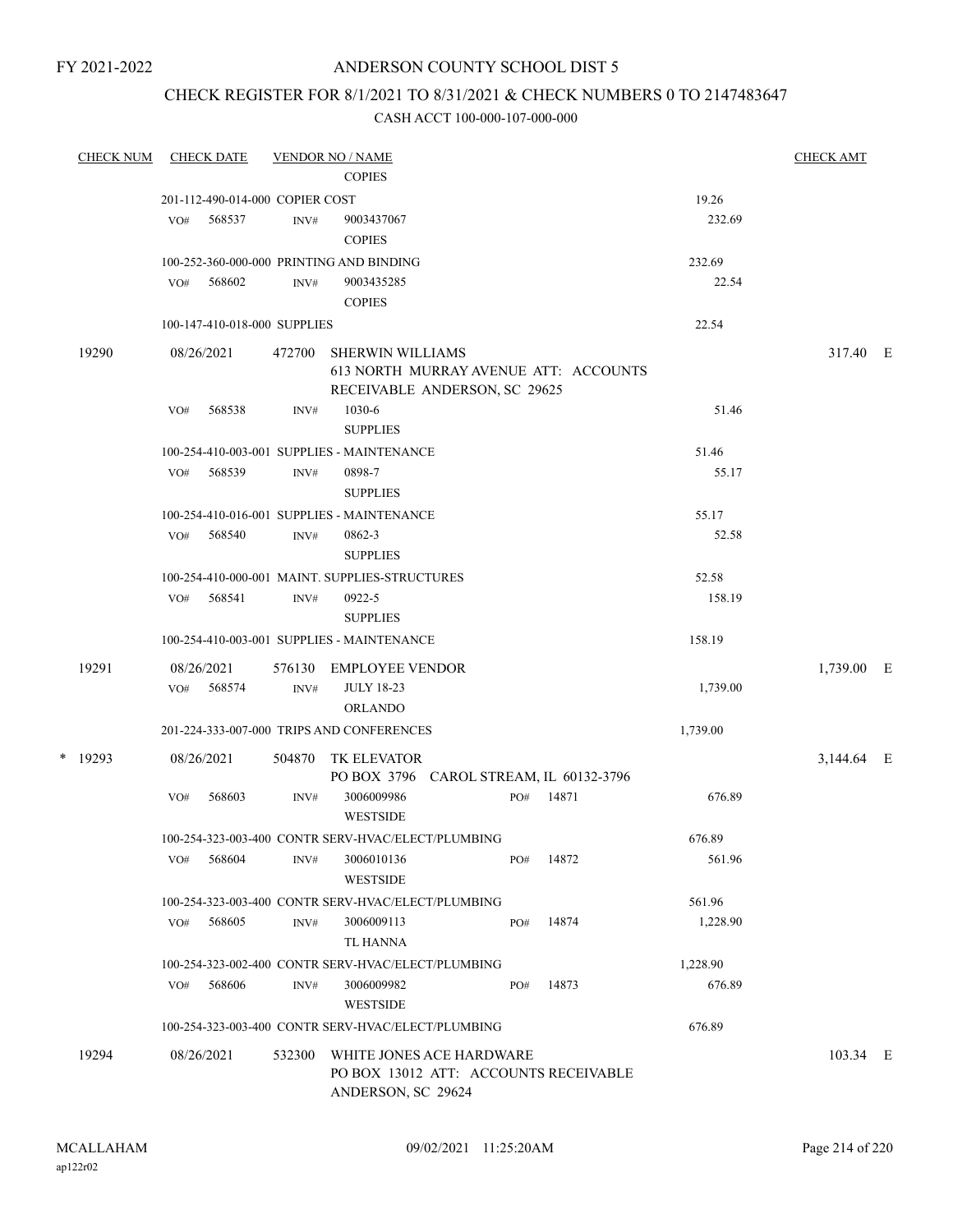FY 2021-2022

# ANDERSON COUNTY SCHOOL DIST 5

## CHECK REGISTER FOR 8/1/2021 TO 8/31/2021 & CHECK NUMBERS 0 TO 2147483647

### CASH ACCT 100-000-107-000-000

| CHECK NUM | CHECK DATE | VENDOR NO / NAME | | | CHECK AMT |
|---|---|---|---|---|---|
| | | COPIES | | | |
| | 201-112-490-014-000 COPIER COST | | | 19.26 | |
| | VO# 568537 | INV# 9003437067 COPIES | | 232.69 | |
| | 100-252-360-000-000 PRINTING AND BINDING | | | 232.69 | |
| | VO# 568602 | INV# 9003435285 COPIES | | 22.54 | |
| | 100-147-410-018-000 SUPPLIES | | | 22.54 | |
| 19290 | 08/26/2021 | 472700 SHERWIN WILLIAMS 613 NORTH MURRAY AVENUE ATT: ACCOUNTS RECEIVABLE ANDERSON, SC 29625 | | | 317.40 E |
| | VO# 568538 | INV# 1030-6 SUPPLIES | | 51.46 | |
| | 100-254-410-003-001 SUPPLIES - MAINTENANCE | | | 51.46 | |
| | VO# 568539 | INV# 0898-7 SUPPLIES | | 55.17 | |
| | 100-254-410-016-001 SUPPLIES - MAINTENANCE | | | 55.17 | |
| | VO# 568540 | INV# 0862-3 SUPPLIES | | 52.58 | |
| | 100-254-410-000-001 MAINT. SUPPLIES-STRUCTURES | | | 52.58 | |
| | VO# 568541 | INV# 0922-5 SUPPLIES | | 158.19 | |
| | 100-254-410-003-001 SUPPLIES - MAINTENANCE | | | 158.19 | |
| 19291 | 08/26/2021 | 576130 EMPLOYEE VENDOR | | | 1,739.00 E |
| | VO# 568574 | INV# JULY 18-23 ORLANDO | | 1,739.00 | |
| | 201-224-333-007-000 TRIPS AND CONFERENCES | | | 1,739.00 | |
| * 19293 | 08/26/2021 | 504870 TK ELEVATOR PO BOX 3796 CAROL STREAM, IL 60132-3796 | | | 3,144.64 E |
| | VO# 568603 | INV# 3006009986 WESTSIDE | PO# 14871 | 676.89 | |
| | 100-254-323-003-400 CONTR SERV-HVAC/ELECT/PLUMBING | | | 676.89 | |
| | VO# 568604 | INV# 3006010136 WESTSIDE | PO# 14872 | 561.96 | |
| | 100-254-323-003-400 CONTR SERV-HVAC/ELECT/PLUMBING | | | 561.96 | |
| | VO# 568605 | INV# 3006009113 TL HANNA | PO# 14874 | 1,228.90 | |
| | 100-254-323-002-400 CONTR SERV-HVAC/ELECT/PLUMBING | | | 1,228.90 | |
| | VO# 568606 | INV# 3006009982 WESTSIDE | PO# 14873 | 676.89 | |
| | 100-254-323-003-400 CONTR SERV-HVAC/ELECT/PLUMBING | | | 676.89 | |
| 19294 | 08/26/2021 | 532300 WHITE JONES ACE HARDWARE PO BOX 13012 ATT: ACCOUNTS RECEIVABLE ANDERSON, SC 29624 | | | 103.34 E |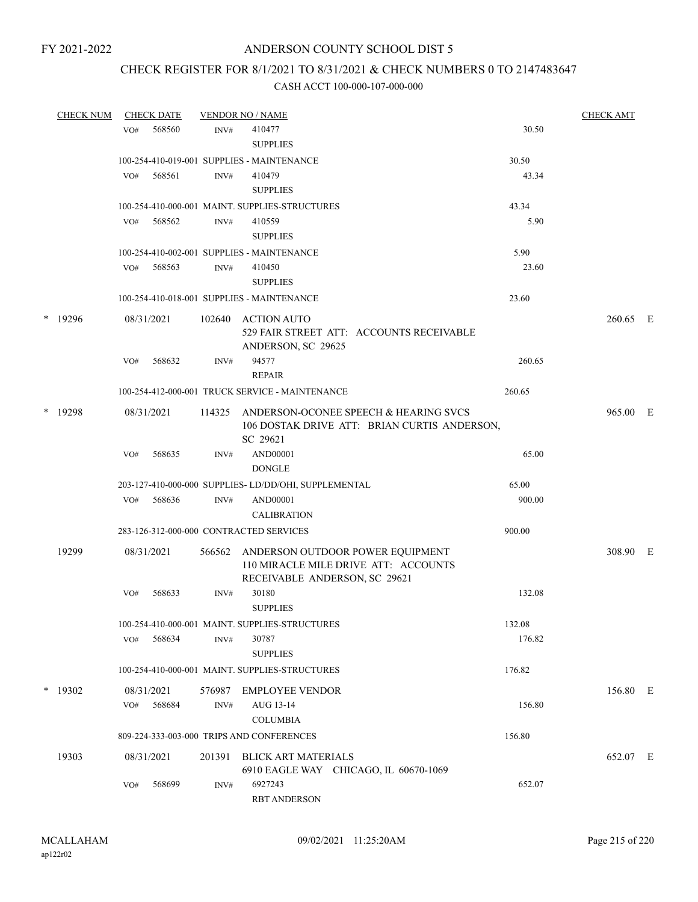FY 2021-2022

# ANDERSON COUNTY SCHOOL DIST 5

## CHECK REGISTER FOR 8/1/2021 TO 8/31/2021 & CHECK NUMBERS 0 TO 2147483647

### CASH ACCT 100-000-107-000-000

| CHECK NUM | CHECK DATE | VENDOR NO / NAME | | CHECK AMT |
|---|---|---|---|---|
| | VO# 568560 | INV# 410477<br>SUPPLIES | 30.50 | |
| | 100-254-410-019-001 SUPPLIES - MAINTENANCE | | 30.50 | |
| | VO# 568561 | INV# 410479<br>SUPPLIES | 43.34 | |
| | 100-254-410-000-001 MAINT. SUPPLIES-STRUCTURES | | 43.34 | |
| | VO# 568562 | INV# 410559<br>SUPPLIES | 5.90 | |
| | 100-254-410-002-001 SUPPLIES - MAINTENANCE | | 5.90 | |
| | VO# 568563 | INV# 410450<br>SUPPLIES | 23.60 | |
| | 100-254-410-018-001 SUPPLIES - MAINTENANCE | | 23.60 | |
| * 19296 | 08/31/2021 | 102640 ACTION AUTO<br>529 FAIR STREET ATT: ACCOUNTS RECEIVABLE<br>ANDERSON, SC 29625 | | 260.65 E |
| | VO# 568632 | INV# 94577<br>REPAIR | 260.65 | |
| | 100-254-412-000-001 TRUCK SERVICE - MAINTENANCE | | 260.65 | |
| * 19298 | 08/31/2021 | 114325 ANDERSON-OCONEE SPEECH & HEARING SVCS<br>106 DOSTAK DRIVE ATT: BRIAN CURTIS ANDERSON, SC 29621 | | 965.00 E |
| | VO# 568635 | INV# AND00001<br>DONGLE | 65.00 | |
| | 203-127-410-000-000 SUPPLIES- LD/DD/OHI, SUPPLEMENTAL | | 65.00 | |
| | VO# 568636 | INV# AND00001<br>CALIBRATION | 900.00 | |
| | 283-126-312-000-000 CONTRACTED SERVICES | | 900.00 | |
| 19299 | 08/31/2021 | 566562 ANDERSON OUTDOOR POWER EQUIPMENT<br>110 MIRACLE MILE DRIVE ATT: ACCOUNTS RECEIVABLE ANDERSON, SC 29621 | | 308.90 E |
| | VO# 568633 | INV# 30180<br>SUPPLIES | 132.08 | |
| | 100-254-410-000-001 MAINT. SUPPLIES-STRUCTURES | | 132.08 | |
| | VO# 568634 | INV# 30787<br>SUPPLIES | 176.82 | |
| | 100-254-410-000-001 MAINT. SUPPLIES-STRUCTURES | | 176.82 | |
| * 19302 | 08/31/2021 | 576987 EMPLOYEE VENDOR | | 156.80 E |
| | VO# 568684 | INV# AUG 13-14<br>COLUMBIA | 156.80 | |
| | 809-224-333-003-000 TRIPS AND CONFERENCES | | 156.80 | |
| 19303 | 08/31/2021 | 201391 BLICK ART MATERIALS<br>6910 EAGLE WAY CHICAGO, IL 60670-1069 | | 652.07 E |
| | VO# 568699 | INV# 6927243<br>RBT ANDERSON | 652.07 | |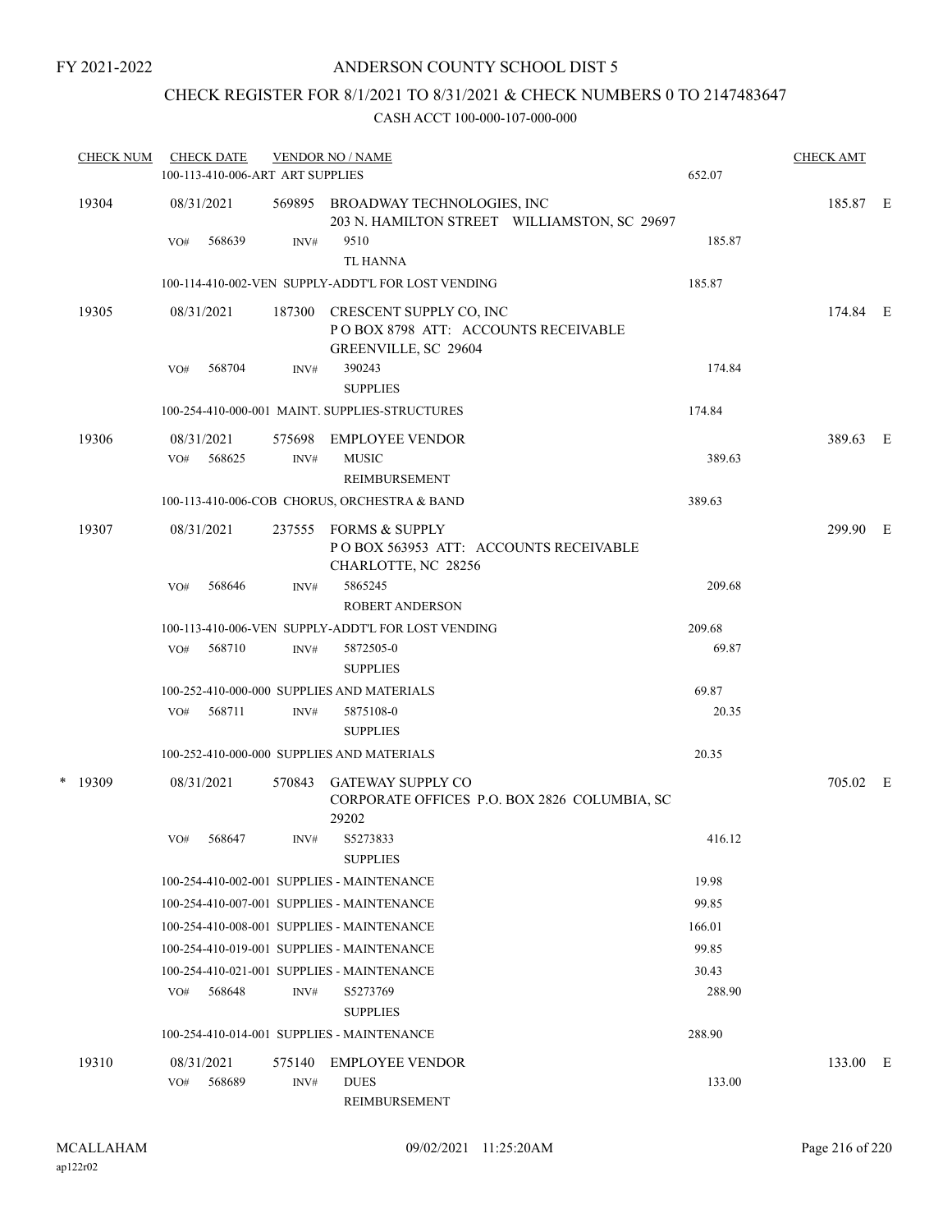FY 2021-2022

# ANDERSON COUNTY SCHOOL DIST 5

## CHECK REGISTER FOR 8/1/2021 TO 8/31/2021 & CHECK NUMBERS 0 TO 2147483647

CASH ACCT 100-000-107-000-000

| CHECK NUM | CHECK DATE | VENDOR NO / NAME | | CHECK AMT | |
|---|---|---|---|---|---|
| | 100-113-410-006-ART ART SUPPLIES | | 652.07 | | |
| 19304 | 08/31/2021 | 569895 BROADWAY TECHNOLOGIES, INC<br>203 N. HAMILTON STREET WILLIAMSTON, SC 29697 | | 185.87 | E |
| | VO# 568639 | INV# 9510<br>TL HANNA | 185.87 | | |
| | 100-114-410-002-VEN SUPPLY-ADDT'L FOR LOST VENDING | | 185.87 | | |
| 19305 | 08/31/2021 | 187300 CRESCENT SUPPLY CO, INC<br>P O BOX 8798 ATT: ACCOUNTS RECEIVABLE<br>GREENVILLE, SC 29604 | | 174.84 | E |
| | VO# 568704 | INV# 390243<br>SUPPLIES | 174.84 | | |
| | 100-254-410-000-001 MAINT. SUPPLIES-STRUCTURES | | 174.84 | | |
| 19306 | 08/31/2021 | 575698 EMPLOYEE VENDOR | | 389.63 | E |
| | VO# 568625 | INV# MUSIC<br>REIMBURSEMENT | 389.63 | | |
| | 100-113-410-006-COB CHORUS, ORCHESTRA & BAND | | 389.63 | | |
| 19307 | 08/31/2021 | 237555 FORMS & SUPPLY<br>P O BOX 563953 ATT: ACCOUNTS RECEIVABLE<br>CHARLOTTE, NC 28256 | | 299.90 | E |
| | VO# 568646 | INV# 5865245<br>ROBERT ANDERSON | 209.68 | | |
| | 100-113-410-006-VEN SUPPLY-ADDT'L FOR LOST VENDING | | 209.68 | | |
| | VO# 568710 | INV# 5872505-0<br>SUPPLIES | 69.87 | | |
| | 100-252-410-000-000 SUPPLIES AND MATERIALS | | 69.87 | | |
| | VO# 568711 | INV# 5875108-0<br>SUPPLIES | 20.35 | | |
| | 100-252-410-000-000 SUPPLIES AND MATERIALS | | 20.35 | | |
| * 19309 | 08/31/2021 | 570843 GATEWAY SUPPLY CO<br>CORPORATE OFFICES P.O. BOX 2826 COLUMBIA, SC 29202 | | 705.02 | E |
| | VO# 568647 | INV# S5273833<br>SUPPLIES | 416.12 | | |
| | 100-254-410-002-001 SUPPLIES - MAINTENANCE | | 19.98 | | |
| | 100-254-410-007-001 SUPPLIES - MAINTENANCE | | 99.85 | | |
| | 100-254-410-008-001 SUPPLIES - MAINTENANCE | | 166.01 | | |
| | 100-254-410-019-001 SUPPLIES - MAINTENANCE | | 99.85 | | |
| | 100-254-410-021-001 SUPPLIES - MAINTENANCE | | 30.43 | | |
| | VO# 568648 | INV# S5273769<br>SUPPLIES | 288.90 | | |
| | 100-254-410-014-001 SUPPLIES - MAINTENANCE | | 288.90 | | |
| 19310 | 08/31/2021 | 575140 EMPLOYEE VENDOR | | 133.00 | E |
| | VO# 568689 | INV# DUES<br>REIMBURSEMENT | 133.00 | | |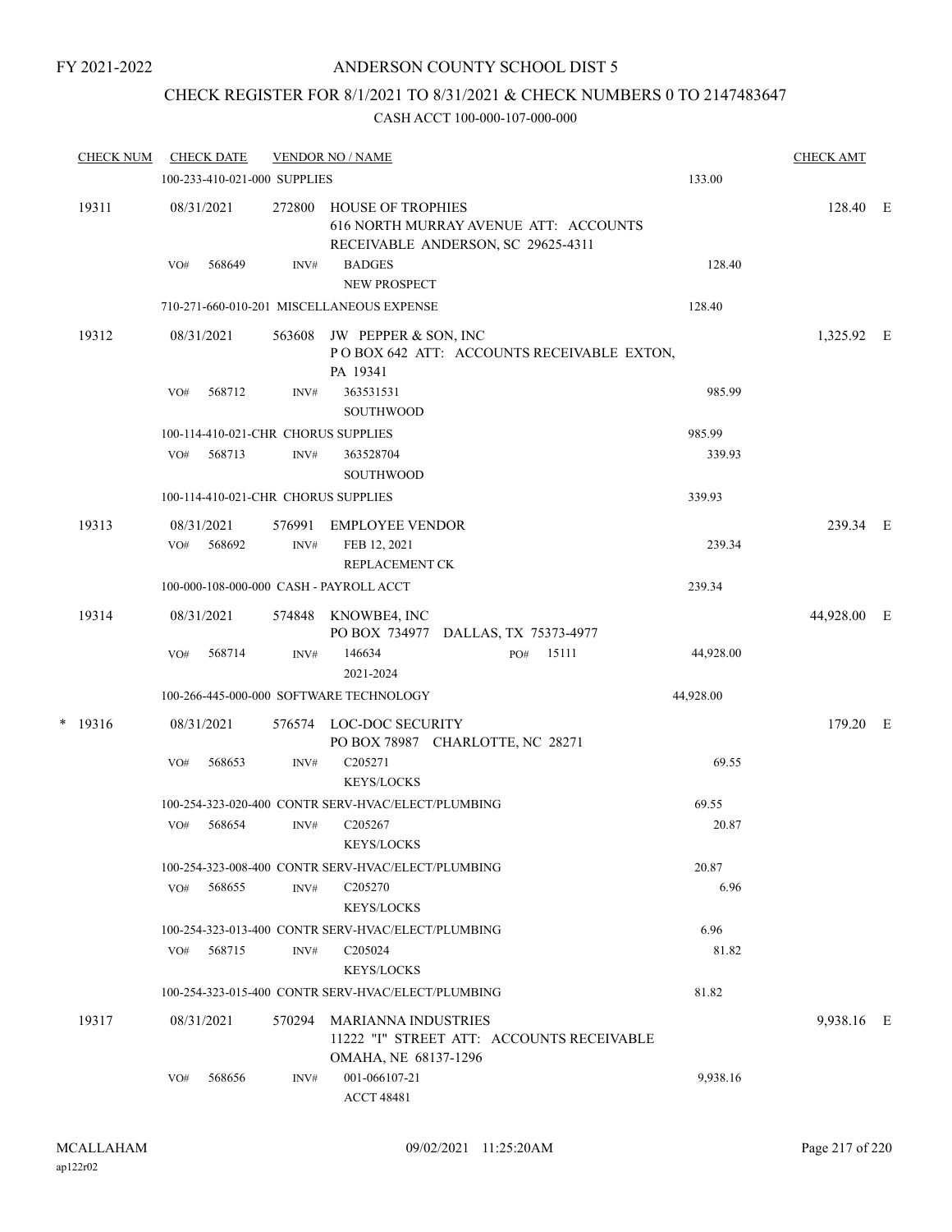FY 2021-2022

# ANDERSON COUNTY SCHOOL DIST 5

## CHECK REGISTER FOR 8/1/2021 TO 8/31/2021 & CHECK NUMBERS 0 TO 2147483647

### CASH ACCT 100-000-107-000-000

| CHECK NUM | CHECK DATE | VENDOR NO / NAME | | CHECK AMT | |
|---|---|---|---|---|---|
| | 100-233-410-021-000 SUPPLIES | | 133.00 | | |
| 19311 | 08/31/2021 | 272800 HOUSE OF TROPHIES 616 NORTH MURRAY AVENUE ATT: ACCOUNTS RECEIVABLE ANDERSON, SC 29625-4311 | | 128.40 | E |
| | VO# 568649 | INV# BADGES NEW PROSPECT | 128.40 | | |
| | 710-271-660-010-201 MISCELLANEOUS EXPENSE | | 128.40 | | |
| 19312 | 08/31/2021 | 563608 JW PEPPER & SON, INC P O BOX 642 ATT: ACCOUNTS RECEIVABLE EXTON, PA 19341 | | 1,325.92 | E |
| | VO# 568712 | INV# 363531531 SOUTHWOOD | 985.99 | | |
| | 100-114-410-021-CHR CHORUS SUPPLIES | | 985.99 | | |
| | VO# 568713 | INV# 363528704 SOUTHWOOD | 339.93 | | |
| | 100-114-410-021-CHR CHORUS SUPPLIES | | 339.93 | | |
| 19313 | 08/31/2021 | 576991 EMPLOYEE VENDOR | | 239.34 | E |
| | VO# 568692 | INV# FEB 12, 2021 REPLACEMENT CK | 239.34 | | |
| | 100-000-108-000-000 CASH - PAYROLL ACCT | | 239.34 | | |
| 19314 | 08/31/2021 | 574848 KNOWBE4, INC PO BOX 734977 DALLAS, TX 75373-4977 | | 44,928.00 | E |
| | VO# 568714 | INV# 146634 PO# 15111 2021-2024 | 44,928.00 | | |
| | 100-266-445-000-000 SOFTWARE TECHNOLOGY | | 44,928.00 | | |
| * 19316 | 08/31/2021 | 576574 LOC-DOC SECURITY PO BOX 78987 CHARLOTTE, NC 28271 | | 179.20 | E |
| | VO# 568653 | INV# C205271 KEYS/LOCKS | 69.55 | | |
| | 100-254-323-020-400 CONTR SERV-HVAC/ELECT/PLUMBING | | 69.55 | | |
| | VO# 568654 | INV# C205267 KEYS/LOCKS | 20.87 | | |
| | 100-254-323-008-400 CONTR SERV-HVAC/ELECT/PLUMBING | | 20.87 | | |
| | VO# 568655 | INV# C205270 KEYS/LOCKS | 6.96 | | |
| | 100-254-323-013-400 CONTR SERV-HVAC/ELECT/PLUMBING | | 6.96 | | |
| | VO# 568715 | INV# C205024 KEYS/LOCKS | 81.82 | | |
| | 100-254-323-015-400 CONTR SERV-HVAC/ELECT/PLUMBING | | 81.82 | | |
| 19317 | 08/31/2021 | 570294 MARIANNA INDUSTRIES 11222 "I" STREET ATT: ACCOUNTS RECEIVABLE OMAHA, NE 68137-1296 | | 9,938.16 | E |
| | VO# 568656 | INV# 001-066107-21 ACCT 48481 | 9,938.16 | | |

MCALLAHAM
ap122r02

09/02/2021 11:25:20AM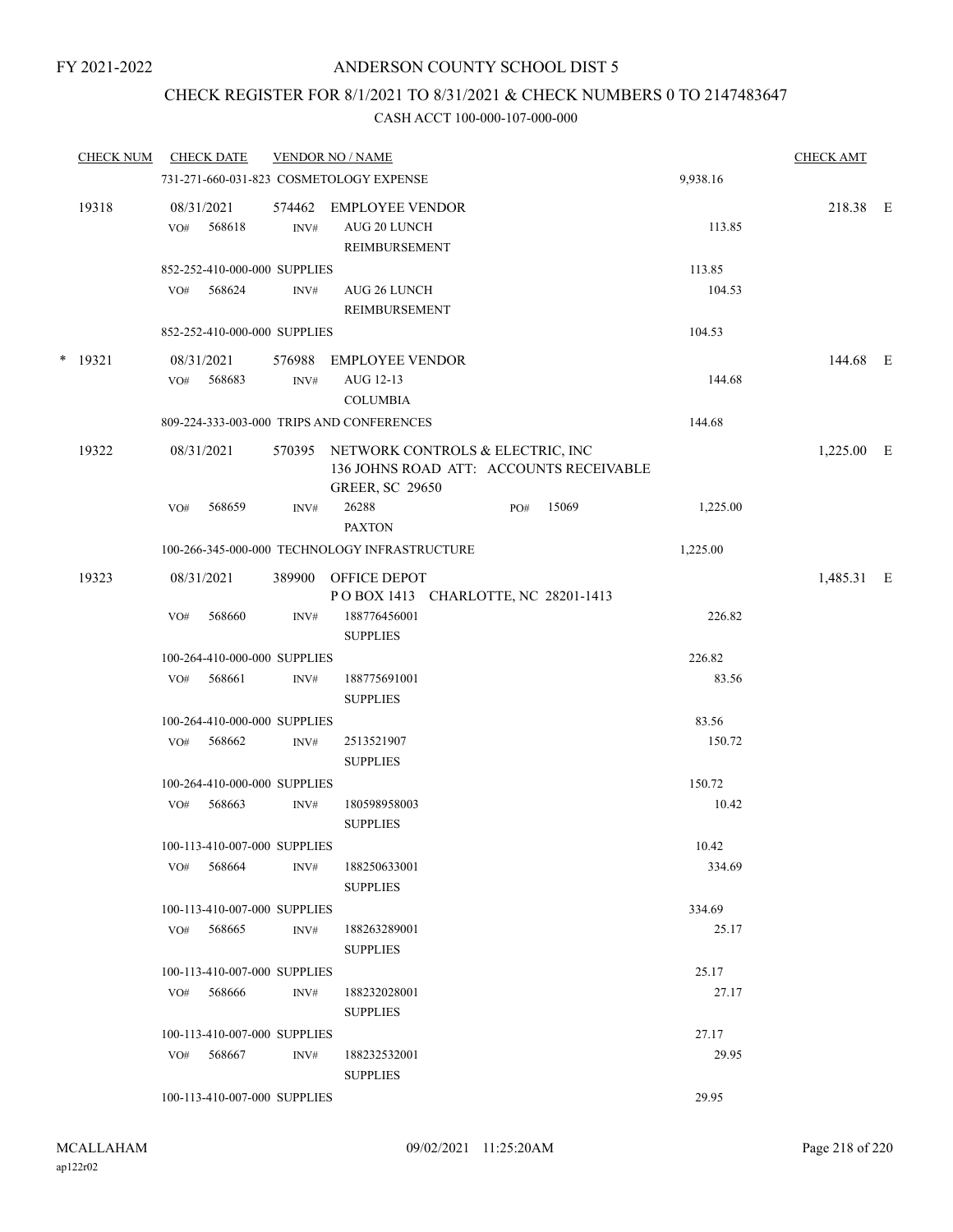FY 2021-2022

# ANDERSON COUNTY SCHOOL DIST 5

## CHECK REGISTER FOR 8/1/2021 TO 8/31/2021 & CHECK NUMBERS 0 TO 2147483647

### CASH ACCT 100-000-107-000-000

| CHECK NUM | CHECK DATE | VENDOR NO / NAME | | CHECK AMT |
|---|---|---|---|---|
| | 731-271-660-031-823 COSMETOLOGY EXPENSE | | 9,938.16 | |
| 19318 | 08/31/2021 | 574462 EMPLOYEE VENDOR | | 218.38 E |
| | VO# 568618 INV# | AUG 20 LUNCH REIMBURSEMENT | 113.85 | |
| | 852-252-410-000-000 SUPPLIES | | 113.85 | |
| | VO# 568624 INV# | AUG 26 LUNCH REIMBURSEMENT | 104.53 | |
| | 852-252-410-000-000 SUPPLIES | | 104.53 | |
| * 19321 | 08/31/2021 | 576988 EMPLOYEE VENDOR | | 144.68 E |
| | VO# 568683 INV# | AUG 12-13 COLUMBIA | 144.68 | |
| | 809-224-333-003-000 TRIPS AND CONFERENCES | | 144.68 | |
| 19322 | 08/31/2021 | 570395 NETWORK CONTROLS & ELECTRIC, INC 136 JOHNS ROAD ATT: ACCOUNTS RECEIVABLE GREER, SC 29650 | | 1,225.00 E |
| | VO# 568659 INV# | 26288 PAXTON PO# 15069 | 1,225.00 | |
| | 100-266-345-000-000 TECHNOLOGY INFRASTRUCTURE | | 1,225.00 | |
| 19323 | 08/31/2021 | 389900 OFFICE DEPOT P O BOX 1413 CHARLOTTE, NC 28201-1413 | | 1,485.31 E |
| | VO# 568660 INV# | 188776456001 SUPPLIES | 226.82 | |
| | 100-264-410-000-000 SUPPLIES | | 226.82 | |
| | VO# 568661 INV# | 188775691001 SUPPLIES | 83.56 | |
| | 100-264-410-000-000 SUPPLIES | | 83.56 | |
| | VO# 568662 INV# | 2513521907 SUPPLIES | 150.72 | |
| | 100-264-410-000-000 SUPPLIES | | 150.72 | |
| | VO# 568663 INV# | 180598958003 SUPPLIES | 10.42 | |
| | 100-113-410-007-000 SUPPLIES | | 10.42 | |
| | VO# 568664 INV# | 188250633001 SUPPLIES | 334.69 | |
| | 100-113-410-007-000 SUPPLIES | | 334.69 | |
| | VO# 568665 INV# | 188263289001 SUPPLIES | 25.17 | |
| | 100-113-410-007-000 SUPPLIES | | 25.17 | |
| | VO# 568666 INV# | 188232028001 SUPPLIES | 27.17 | |
| | 100-113-410-007-000 SUPPLIES | | 27.17 | |
| | VO# 568667 INV# | 188232532001 SUPPLIES | 29.95 | |
| | 100-113-410-007-000 SUPPLIES | | 29.95 | |

MCALLAHAM ap122r02 09/02/2021 11:25:20AM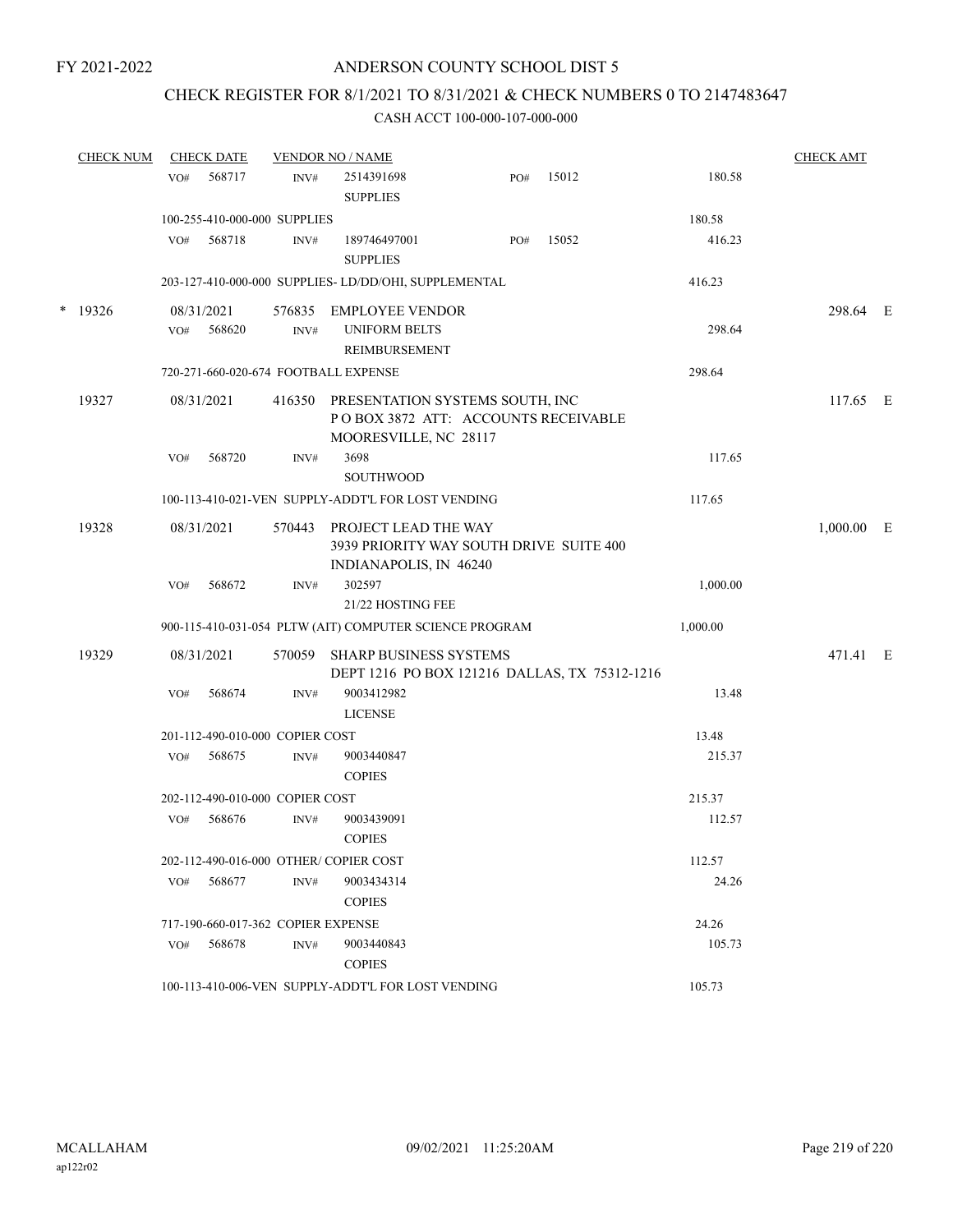FY 2021-2022

# ANDERSON COUNTY SCHOOL DIST 5

## CHECK REGISTER FOR 8/1/2021 TO 8/31/2021 & CHECK NUMBERS 0 TO 2147483647

### CASH ACCT 100-000-107-000-000

| CHECK NUM | CHECK DATE | VENDOR NO / NAME | | | CHECK AMT | |
|---|---|---|---|---|---|---|
| | VO# 568717 | INV# 2514391698 SUPPLIES | PO# 15012 | 180.58 | | |
| | 100-255-410-000-000 SUPPLIES | | | 180.58 | | |
| | VO# 568718 | INV# 189746497001 SUPPLIES | PO# 15052 | 416.23 | | |
| | 203-127-410-000-000 SUPPLIES- LD/DD/OHI, SUPPLEMENTAL | | | 416.23 | | |
| * 19326 | 08/31/2021 | 576835 EMPLOYEE VENDOR | | | 298.64 | E |
| | VO# 568620 | INV# UNIFORM BELTS REIMBURSEMENT | | 298.64 | | |
| | 720-271-660-020-674 FOOTBALL EXPENSE | | | 298.64 | | |
| 19327 | 08/31/2021 | 416350 PRESENTATION SYSTEMS SOUTH, INC P O BOX 3872 ATT: ACCOUNTS RECEIVABLE MOORESVILLE, NC 28117 | | | 117.65 | E |
| | VO# 568720 | INV# 3698 SOUTHWOOD | | 117.65 | | |
| | 100-113-410-021-VEN SUPPLY-ADDT'L FOR LOST VENDING | | | 117.65 | | |
| 19328 | 08/31/2021 | 570443 PROJECT LEAD THE WAY 3939 PRIORITY WAY SOUTH DRIVE SUITE 400 INDIANAPOLIS, IN 46240 | | | 1,000.00 | E |
| | VO# 568672 | INV# 302597 21/22 HOSTING FEE | | 1,000.00 | | |
| | 900-115-410-031-054 PLTW (AIT) COMPUTER SCIENCE PROGRAM | | | 1,000.00 | | |
| 19329 | 08/31/2021 | 570059 SHARP BUSINESS SYSTEMS DEPT 1216 PO BOX 121216 DALLAS, TX 75312-1216 | | | 471.41 | E |
| | VO# 568674 | INV# 9003412982 LICENSE | | 13.48 | | |
| | 201-112-490-010-000 COPIER COST | | | 13.48 | | |
| | VO# 568675 | INV# 9003440847 COPIES | | 215.37 | | |
| | 202-112-490-010-000 COPIER COST | | | 215.37 | | |
| | VO# 568676 | INV# 9003439091 COPIES | | 112.57 | | |
| | 202-112-490-016-000 OTHER/ COPIER COST | | | 112.57 | | |
| | VO# 568677 | INV# 9003434314 COPIES | | 24.26 | | |
| | 717-190-660-017-362 COPIER EXPENSE | | | 24.26 | | |
| | VO# 568678 | INV# 9003440843 COPIES | | 105.73 | | |
| | 100-113-410-006-VEN SUPPLY-ADDT'L FOR LOST VENDING | | | 105.73 | | |

MCALLAHAM ap122r02 09/02/2021 11:25:20AM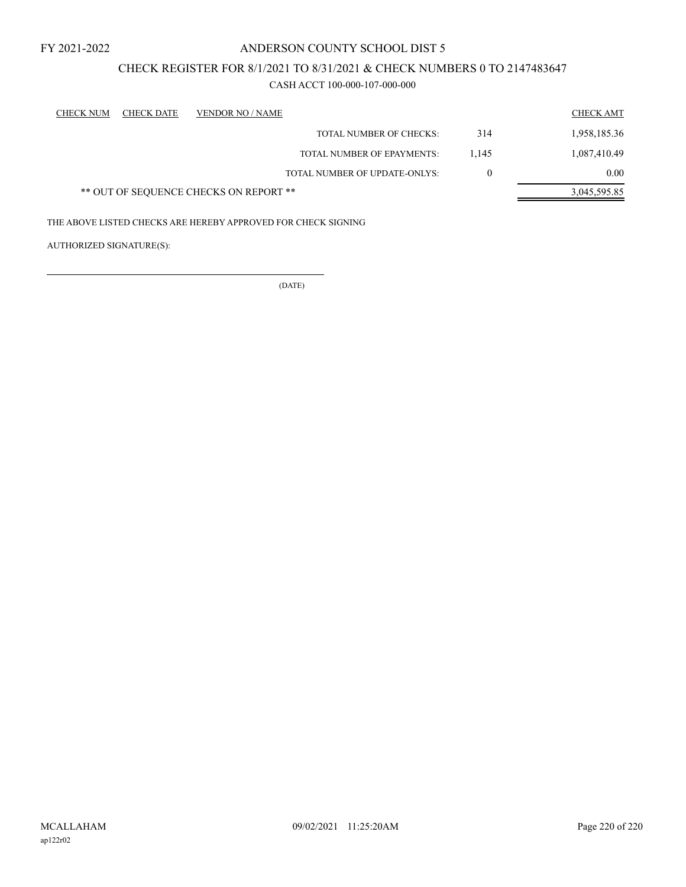FY 2021-2022

ANDERSON COUNTY SCHOOL DIST 5

CHECK REGISTER FOR 8/1/2021 TO 8/31/2021 & CHECK NUMBERS 0 TO 2147483647

CASH ACCT 100-000-107-000-000

| CHECK NUM | CHECK DATE | VENDOR NO / NAME | | CHECK AMT |
|---|---|---|---|---|
| | | TOTAL NUMBER OF CHECKS: | 314 | 1,958,185.36 |
| | | TOTAL NUMBER OF EPAYMENTS: | 1,145 | 1,087,410.49 |
| | | TOTAL NUMBER OF UPDATE-ONLYS: | 0 | 0.00 |
| | | ** OUT OF SEQUENCE CHECKS ON REPORT ** | | 3,045,595.85 |

THE ABOVE LISTED CHECKS ARE HEREBY APPROVED FOR CHECK SIGNING

AUTHORIZED SIGNATURE(S):

(DATE)

MCALLAHAM

ap122r02

09/02/2021 11:25:20AM